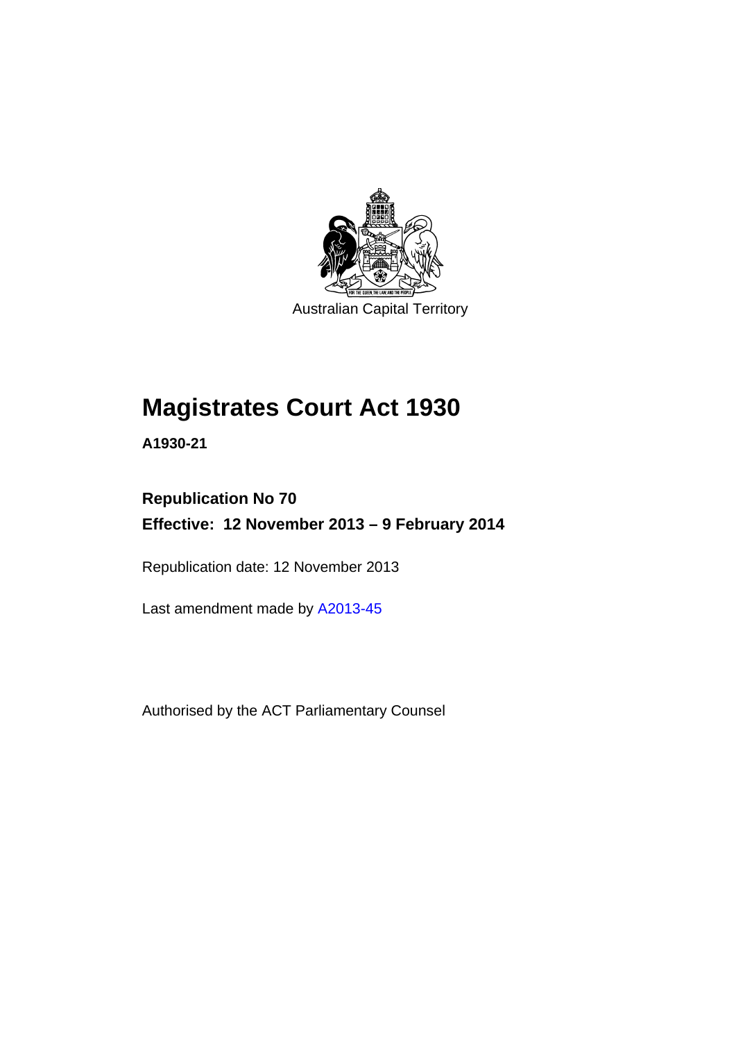Australian Capital Territory

# Magistrates Court Act 1930

**A1930-21**

**Republication No 70**

**Effective: 12 November 2013 – 9 February 2014**

Republication date: 12 November 2013

Last amendment made by A2013-45

Authorised by the ACT Parliamentary Counsel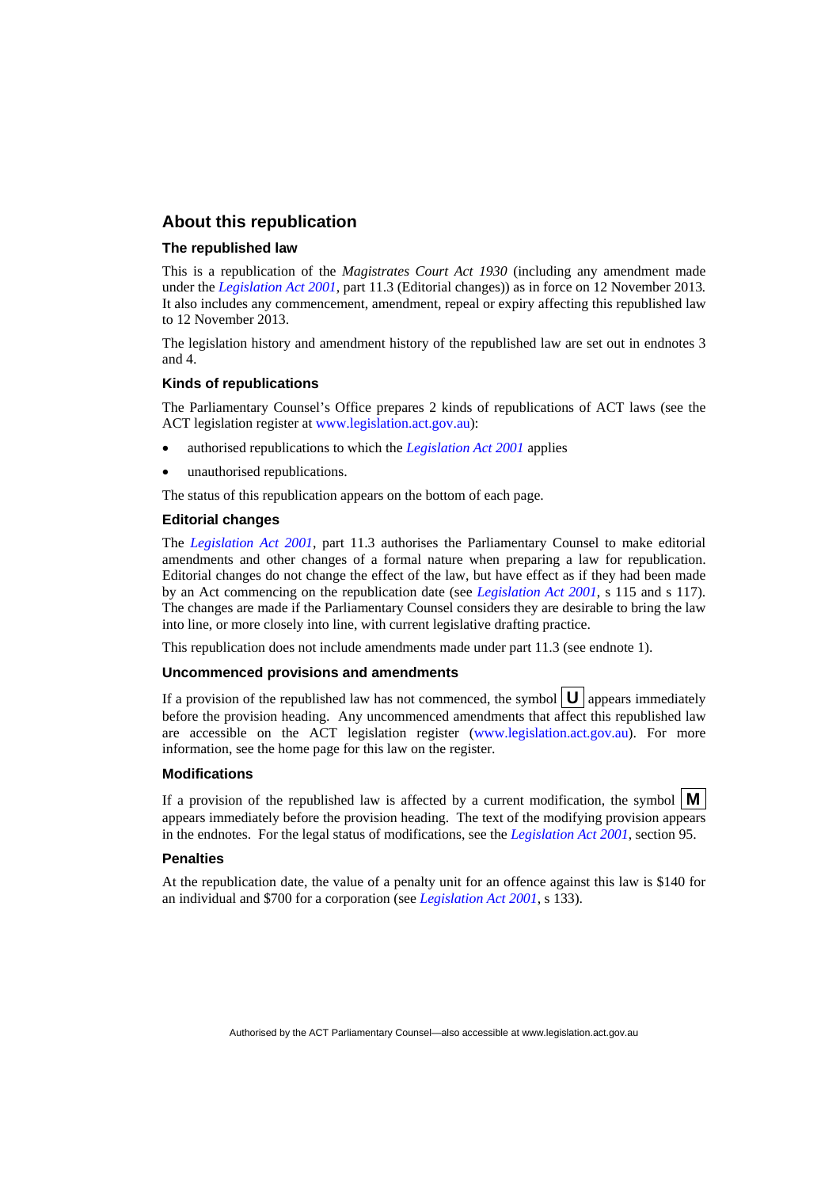## About this republication

### The republished law

This is a republication of the *Magistrates Court Act 1930* (including any amendment made under the *Legislation Act 2001*, part 11.3 (Editorial changes)) as in force on 12 November 2013*.* It also includes any commencement, amendment, repeal or expiry affecting this republished law to 12 November 2013.

The legislation history and amendment history of the republished law are set out in endnotes 3 and 4.

### Kinds of republications

The Parliamentary Counsel's Office prepares 2 kinds of republications of ACT laws (see the ACT legislation register at www.legislation.act.gov.au):

- authorised republications to which the *Legislation Act 2001* applies
- unauthorised republications.

The status of this republication appears on the bottom of each page.

### Editorial changes

The *Legislation Act 2001*, part 11.3 authorises the Parliamentary Counsel to make editorial amendments and other changes of a formal nature when preparing a law for republication. Editorial changes do not change the effect of the law, but have effect as if they had been made by an Act commencing on the republication date (see *Legislation Act 2001*, s 115 and s 117). The changes are made if the Parliamentary Counsel considers they are desirable to bring the law into line, or more closely into line, with current legislative drafting practice.

This republication does not include amendments made under part 11.3 (see endnote 1).

### Uncommenced provisions and amendments

If a provision of the republished law has not commenced, the symbol **U** appears immediately before the provision heading. Any uncommenced amendments that affect this republished law are accessible on the ACT legislation register (www.legislation.act.gov.au). For more information, see the home page for this law on the register.

### Modifications

If a provision of the republished law is affected by a current modification, the symbol **M** appears immediately before the provision heading. The text of the modifying provision appears in the endnotes. For the legal status of modifications, see the *Legislation Act 2001*, section 95.

### Penalties

At the republication date, the value of a penalty unit for an offence against this law is $140 for an individual and $700 for a corporation (see *Legislation Act 2001*, s 133).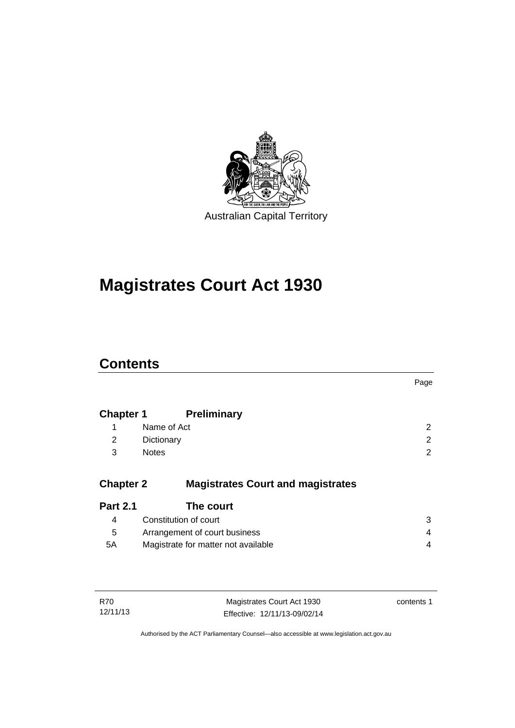Australian Capital Territory

# Magistrates Court Act 1930

## Contents

| | | Page |
|---|---|---|
| **Chapter 1** | **Preliminary** | |
| 1 | Name of Act | 2 |
| 2 | Dictionary | 2 |
| 3 | Notes | 2 |
| **Chapter 2** | **Magistrates Court and magistrates** | |
| **Part 2.1** | **The court** | |
| 4 | Constitution of court | 3 |
| 5 | Arrangement of court business | 4 |
| 5A | Magistrate for matter not available | 4 |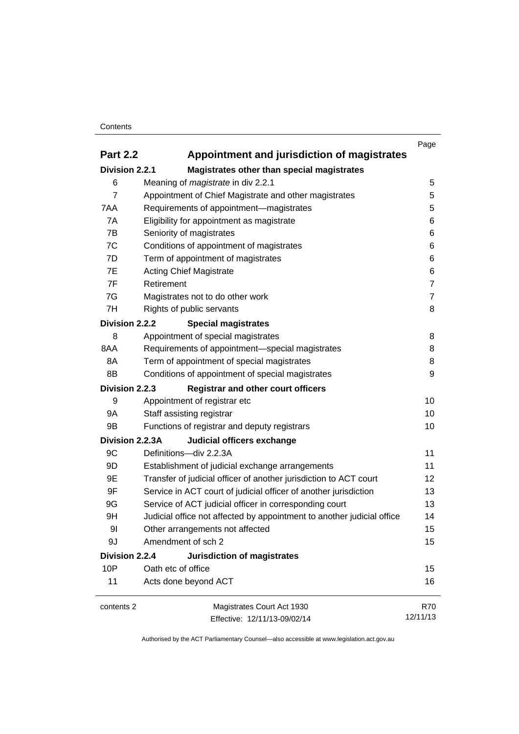| | | Page |
|---|---|---|
| **Part 2.2** | **Appointment and jurisdiction of magistrates** | |
| **Division 2.2.1** | **Magistrates other than special magistrates** | |
| 6 | Meaning of *magistrate* in div 2.2.1 | 5 |
| 7 | Appointment of Chief Magistrate and other magistrates | 5 |
| 7AA | Requirements of appointment—magistrates | 5 |
| 7A | Eligibility for appointment as magistrate | 6 |
| 7B | Seniority of magistrates | 6 |
| 7C | Conditions of appointment of magistrates | 6 |
| 7D | Term of appointment of magistrates | 6 |
| 7E | Acting Chief Magistrate | 6 |
| 7F | Retirement | 7 |
| 7G | Magistrates not to do other work | 7 |
| 7H | Rights of public servants | 8 |
| **Division 2.2.2** | **Special magistrates** | |
| 8 | Appointment of special magistrates | 8 |
| 8AA | Requirements of appointment—special magistrates | 8 |
| 8A | Term of appointment of special magistrates | 8 |
| 8B | Conditions of appointment of special magistrates | 9 |
| **Division 2.2.3** | **Registrar and other court officers** | |
| 9 | Appointment of registrar etc | 10 |
| 9A | Staff assisting registrar | 10 |
| 9B | Functions of registrar and deputy registrars | 10 |
| **Division 2.2.3A** | **Judicial officers exchange** | |
| 9C | Definitions—div 2.2.3A | 11 |
| 9D | Establishment of judicial exchange arrangements | 11 |
| 9E | Transfer of judicial officer of another jurisdiction to ACT court | 12 |
| 9F | Service in ACT court of judicial officer of another jurisdiction | 13 |
| 9G | Service of ACT judicial officer in corresponding court | 13 |
| 9H | Judicial office not affected by appointment to another judicial office | 14 |
| 9I | Other arrangements not affected | 15 |
| 9J | Amendment of sch 2 | 15 |
| **Division 2.2.4** | **Jurisdiction of magistrates** | |
| 10P | Oath etc of office | 15 |
| 11 | Acts done beyond ACT | 16 |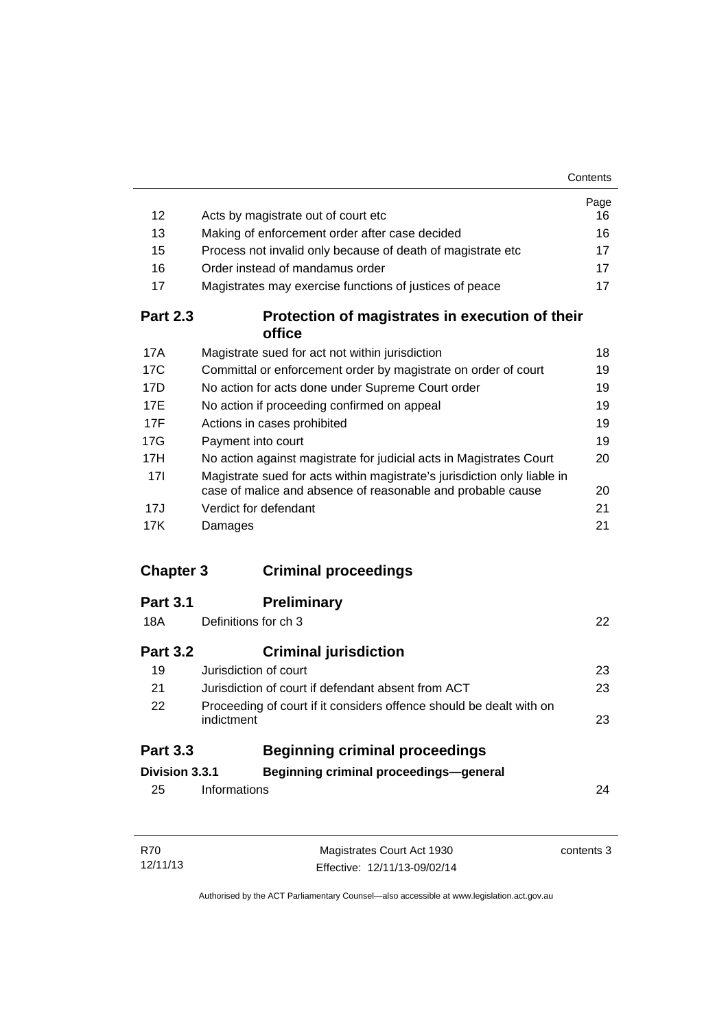| | | Page |
|---|---|---|
| 12 | Acts by magistrate out of court etc | 16 |
| 13 | Making of enforcement order after case decided | 16 |
| 15 | Process not invalid only because of death of magistrate etc | 17 |
| 16 | Order instead of mandamus order | 17 |
| 17 | Magistrates may exercise functions of justices of peace | 17 |

## Part 2.3 Protection of magistrates in execution of their office

| | | |
|---|---|---|
| 17A | Magistrate sued for act not within jurisdiction | 18 |
| 17C | Committal or enforcement order by magistrate on order of court | 19 |
| 17D | No action for acts done under Supreme Court order | 19 |
| 17E | No action if proceeding confirmed on appeal | 19 |
| 17F | Actions in cases prohibited | 19 |
| 17G | Payment into court | 19 |
| 17H | No action against magistrate for judicial acts in Magistrates Court | 20 |
| 17I | Magistrate sued for acts within magistrate's jurisdiction only liable in case of malice and absence of reasonable and probable cause | 20 |
| 17J | Verdict for defendant | 21 |
| 17K | Damages | 21 |

# Chapter 3 Criminal proceedings

## Part 3.1 Preliminary

| | | |
|---|---|---|
| 18A | Definitions for ch 3 | 22 |

## Part 3.2 Criminal jurisdiction

| | | |
|---|---|---|
| 19 | Jurisdiction of court | 23 |
| 21 | Jurisdiction of court if defendant absent from ACT | 23 |
| 22 | Proceeding of court if it considers offence should be dealt with on indictment | 23 |

## Part 3.3 Beginning criminal proceedings

### Division 3.3.1 Beginning criminal proceedings—general

| | | |
|---|---|---|
| 25 | Informations | 24 |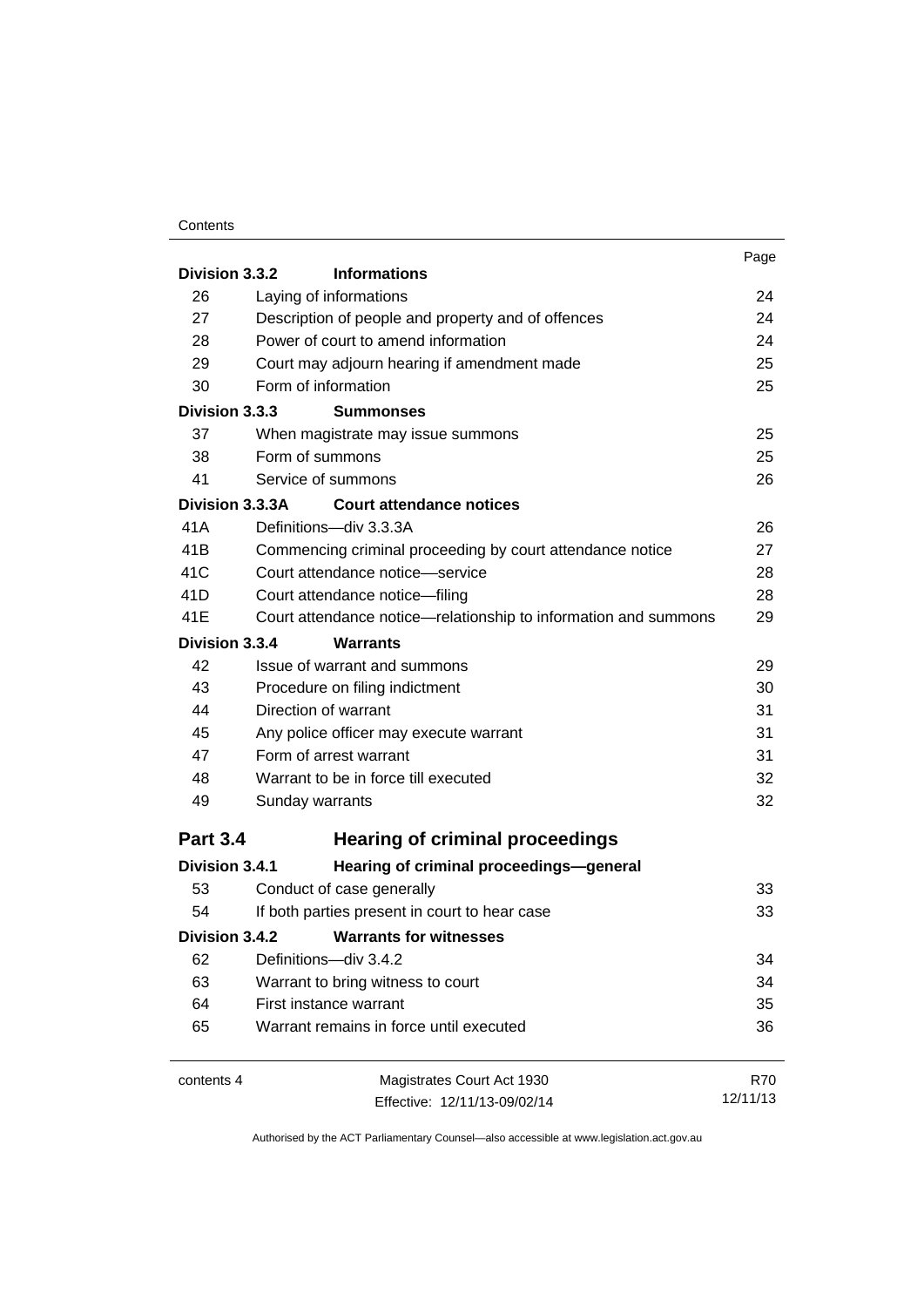| | | Page |
|---|---|---|
| **Division 3.3.2** | **Informations** | |
| 26 | Laying of informations | 24 |
| 27 | Description of people and property and of offences | 24 |
| 28 | Power of court to amend information | 24 |
| 29 | Court may adjourn hearing if amendment made | 25 |
| 30 | Form of information | 25 |
| **Division 3.3.3** | **Summonses** | |
| 37 | When magistrate may issue summons | 25 |
| 38 | Form of summons | 25 |
| 41 | Service of summons | 26 |
| **Division 3.3.3A** | **Court attendance notices** | |
| 41A | Definitions—div 3.3.3A | 26 |
| 41B | Commencing criminal proceeding by court attendance notice | 27 |
| 41C | Court attendance notice—service | 28 |
| 41D | Court attendance notice—filing | 28 |
| 41E | Court attendance notice—relationship to information and summons | 29 |
| **Division 3.3.4** | **Warrants** | |
| 42 | Issue of warrant and summons | 29 |
| 43 | Procedure on filing indictment | 30 |
| 44 | Direction of warrant | 31 |
| 45 | Any police officer may execute warrant | 31 |
| 47 | Form of arrest warrant | 31 |
| 48 | Warrant to be in force till executed | 32 |
| 49 | Sunday warrants | 32 |
| **Part 3.4** | **Hearing of criminal proceedings** | |
| **Division 3.4.1** | **Hearing of criminal proceedings—general** | |
| 53 | Conduct of case generally | 33 |
| 54 | If both parties present in court to hear case | 33 |
| **Division 3.4.2** | **Warrants for witnesses** | |
| 62 | Definitions—div 3.4.2 | 34 |
| 63 | Warrant to bring witness to court | 34 |
| 64 | First instance warrant | 35 |
| 65 | Warrant remains in force until executed | 36 |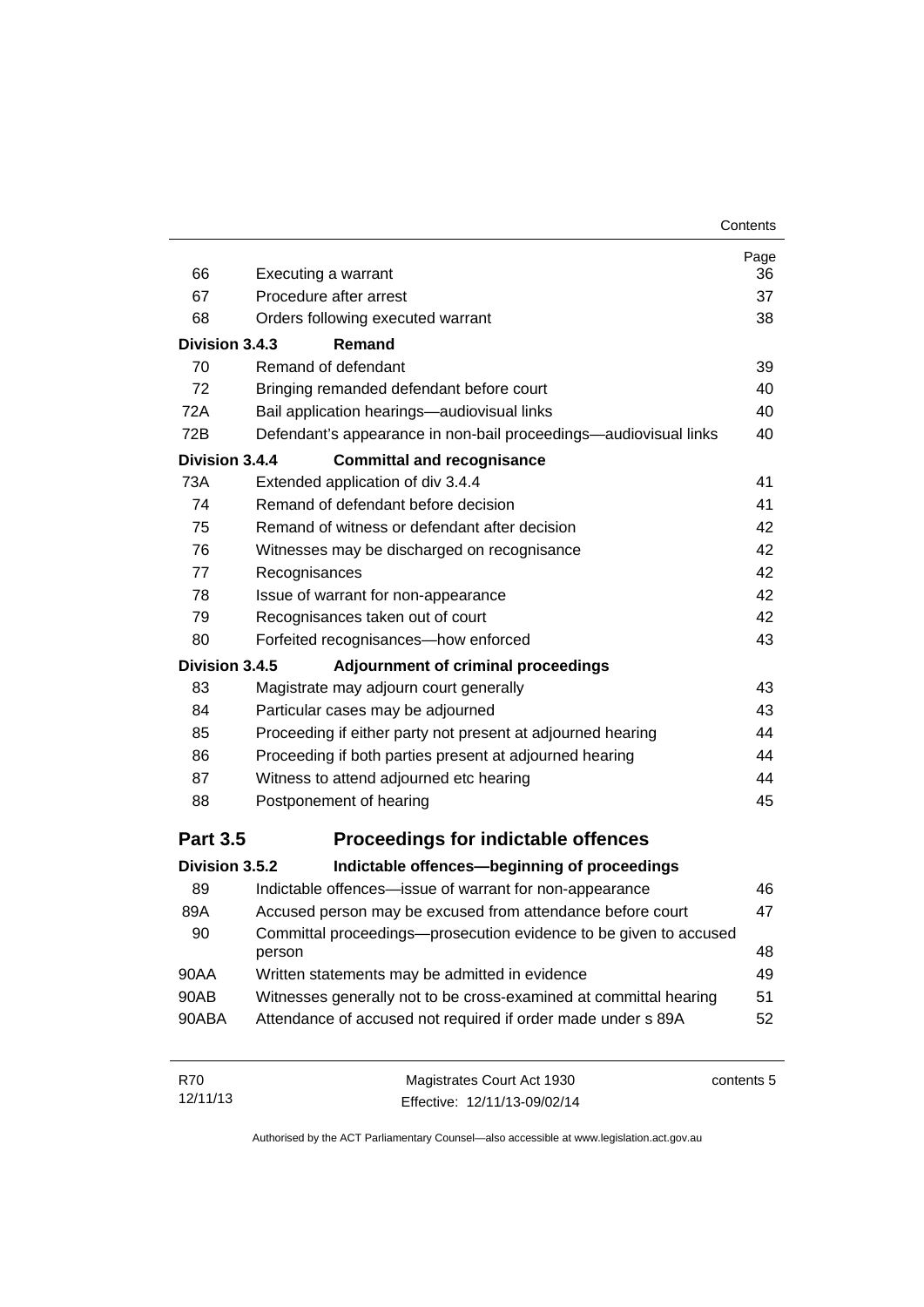| | | Page |
|---|---|---|
| 66 | Executing a warrant | 36 |
| 67 | Procedure after arrest | 37 |
| 68 | Orders following executed warrant | 38 |
| **Division 3.4.3** | **Remand** | |
| 70 | Remand of defendant | 39 |
| 72 | Bringing remanded defendant before court | 40 |
| 72A | Bail application hearings—audiovisual links | 40 |
| 72B | Defendant's appearance in non-bail proceedings—audiovisual links | 40 |
| **Division 3.4.4** | **Committal and recognisance** | |
| 73A | Extended application of div 3.4.4 | 41 |
| 74 | Remand of defendant before decision | 41 |
| 75 | Remand of witness or defendant after decision | 42 |
| 76 | Witnesses may be discharged on recognisance | 42 |
| 77 | Recognisances | 42 |
| 78 | Issue of warrant for non-appearance | 42 |
| 79 | Recognisances taken out of court | 42 |
| 80 | Forfeited recognisances—how enforced | 43 |
| **Division 3.4.5** | **Adjournment of criminal proceedings** | |
| 83 | Magistrate may adjourn court generally | 43 |
| 84 | Particular cases may be adjourned | 43 |
| 85 | Proceeding if either party not present at adjourned hearing | 44 |
| 86 | Proceeding if both parties present at adjourned hearing | 44 |
| 87 | Witness to attend adjourned etc hearing | 44 |
| 88 | Postponement of hearing | 45 |

## Part 3.5 Proceedings for indictable offences

| | | |
|---|---|---|
| **Division 3.5.2** | **Indictable offences—beginning of proceedings** | |
| 89 | Indictable offences—issue of warrant for non-appearance | 46 |
| 89A | Accused person may be excused from attendance before court | 47 |
| 90 | Committal proceedings—prosecution evidence to be given to accused person | 48 |
| 90AA | Written statements may be admitted in evidence | 49 |
| 90AB | Witnesses generally not to be cross-examined at committal hearing | 51 |
| 90ABA | Attendance of accused not required if order made under s 89A | 52 |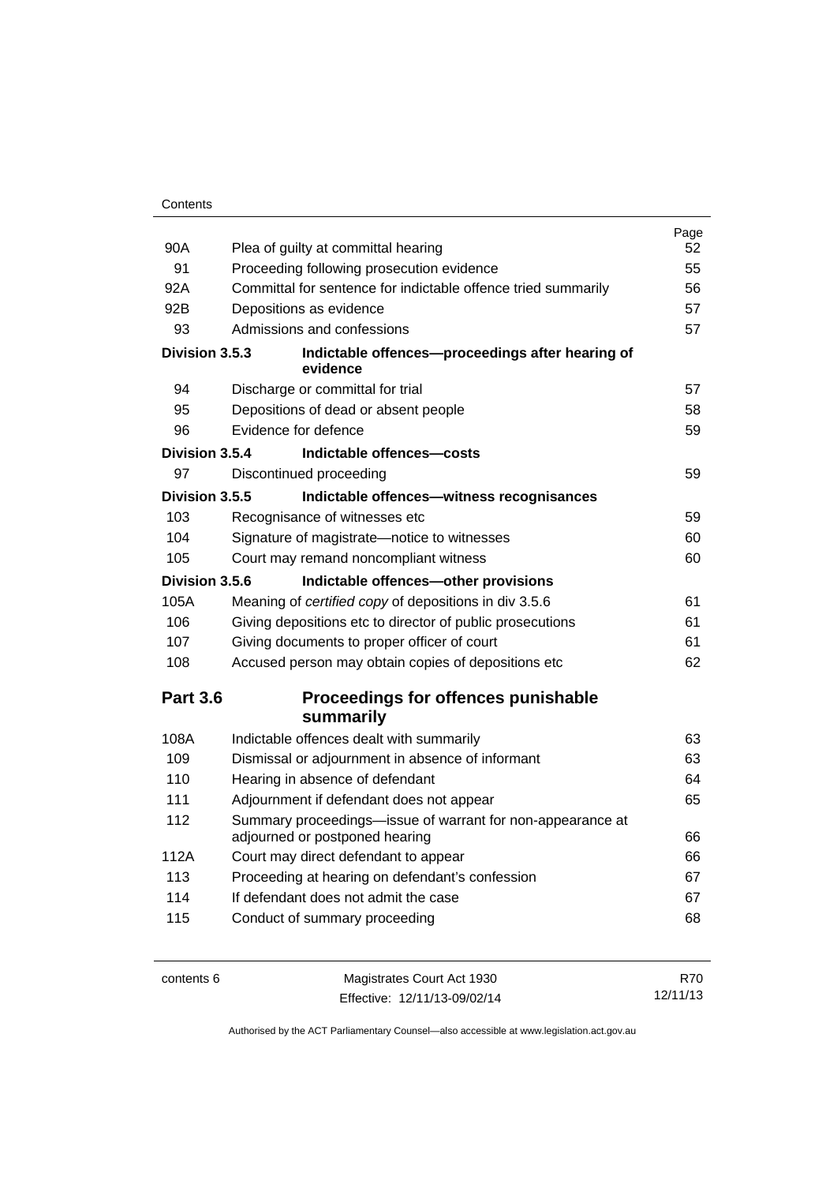| | | Page |
|---|---|---|
| 90A | Plea of guilty at committal hearing | 52 |
| 91 | Proceeding following prosecution evidence | 55 |
| 92A | Committal for sentence for indictable offence tried summarily | 56 |
| 92B | Depositions as evidence | 57 |
| 93 | Admissions and confessions | 57 |
| **Division 3.5.3** | **Indictable offences—proceedings after hearing of evidence** | |
| 94 | Discharge or committal for trial | 57 |
| 95 | Depositions of dead or absent people | 58 |
| 96 | Evidence for defence | 59 |
| **Division 3.5.4** | **Indictable offences—costs** | |
| 97 | Discontinued proceeding | 59 |
| **Division 3.5.5** | **Indictable offences—witness recognisances** | |
| 103 | Recognisance of witnesses etc | 59 |
| 104 | Signature of magistrate—notice to witnesses | 60 |
| 105 | Court may remand noncompliant witness | 60 |
| **Division 3.5.6** | **Indictable offences—other provisions** | |
| 105A | Meaning of *certified copy* of depositions in div 3.5.6 | 61 |
| 106 | Giving depositions etc to director of public prosecutions | 61 |
| 107 | Giving documents to proper officer of court | 61 |
| 108 | Accused person may obtain copies of depositions etc | 62 |
| **Part 3.6** | **Proceedings for offences punishable summarily** | |
| 108A | Indictable offences dealt with summarily | 63 |
| 109 | Dismissal or adjournment in absence of informant | 63 |
| 110 | Hearing in absence of defendant | 64 |
| 111 | Adjournment if defendant does not appear | 65 |
| 112 | Summary proceedings—issue of warrant for non-appearance at adjourned or postponed hearing | 66 |
| 112A | Court may direct defendant to appear | 66 |
| 113 | Proceeding at hearing on defendant's confession | 67 |
| 114 | If defendant does not admit the case | 67 |
| 115 | Conduct of summary proceeding | 68 |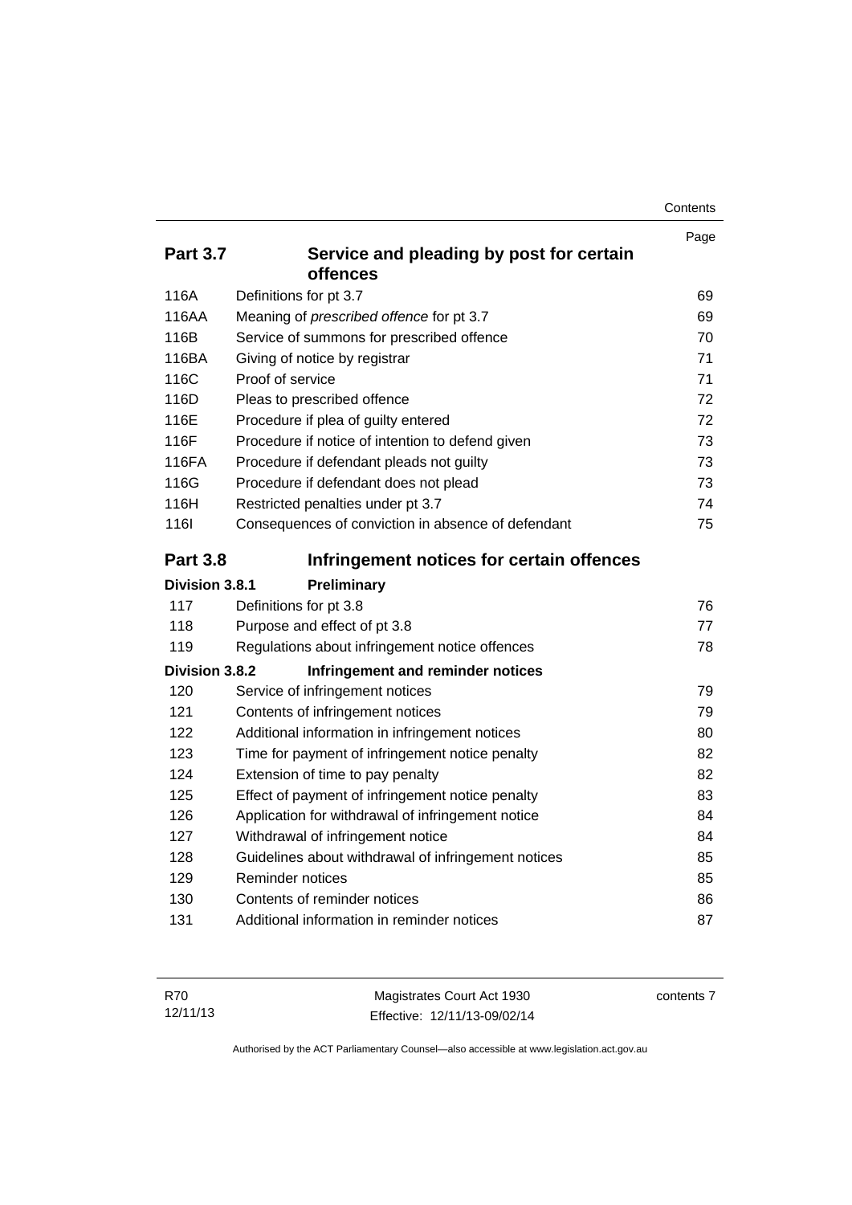| | | Page |
|---|---|---|
| **Part 3.7** | **Service and pleading by post for certain offences** | |
| 116A | Definitions for pt 3.7 | 69 |
| 116AA | Meaning of *prescribed offence* for pt 3.7 | 69 |
| 116B | Service of summons for prescribed offence | 70 |
| 116BA | Giving of notice by registrar | 71 |
| 116C | Proof of service | 71 |
| 116D | Pleas to prescribed offence | 72 |
| 116E | Procedure if plea of guilty entered | 72 |
| 116F | Procedure if notice of intention to defend given | 73 |
| 116FA | Procedure if defendant pleads not guilty | 73 |
| 116G | Procedure if defendant does not plead | 73 |
| 116H | Restricted penalties under pt 3.7 | 74 |
| 116I | Consequences of conviction in absence of defendant | 75 |
| **Part 3.8** | **Infringement notices for certain offences** | |
| **Division 3.8.1** | **Preliminary** | |
| 117 | Definitions for pt 3.8 | 76 |
| 118 | Purpose and effect of pt 3.8 | 77 |
| 119 | Regulations about infringement notice offences | 78 |
| **Division 3.8.2** | **Infringement and reminder notices** | |
| 120 | Service of infringement notices | 79 |
| 121 | Contents of infringement notices | 79 |
| 122 | Additional information in infringement notices | 80 |
| 123 | Time for payment of infringement notice penalty | 82 |
| 124 | Extension of time to pay penalty | 82 |
| 125 | Effect of payment of infringement notice penalty | 83 |
| 126 | Application for withdrawal of infringement notice | 84 |
| 127 | Withdrawal of infringement notice | 84 |
| 128 | Guidelines about withdrawal of infringement notices | 85 |
| 129 | Reminder notices | 85 |
| 130 | Contents of reminder notices | 86 |
| 131 | Additional information in reminder notices | 87 |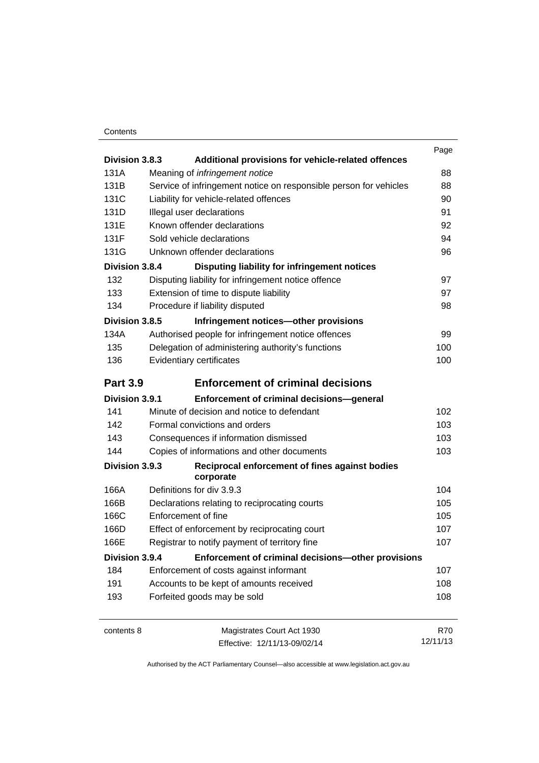| | | Page |
|---|---|---|
| **Division 3.8.3** | **Additional provisions for vehicle-related offences** | |
| 131A | Meaning of *infringement notice* | 88 |
| 131B | Service of infringement notice on responsible person for vehicles | 88 |
| 131C | Liability for vehicle-related offences | 90 |
| 131D | Illegal user declarations | 91 |
| 131E | Known offender declarations | 92 |
| 131F | Sold vehicle declarations | 94 |
| 131G | Unknown offender declarations | 96 |
| **Division 3.8.4** | **Disputing liability for infringement notices** | |
| 132 | Disputing liability for infringement notice offence | 97 |
| 133 | Extension of time to dispute liability | 97 |
| 134 | Procedure if liability disputed | 98 |
| **Division 3.8.5** | **Infringement notices—other provisions** | |
| 134A | Authorised people for infringement notice offences | 99 |
| 135 | Delegation of administering authority's functions | 100 |
| 136 | Evidentiary certificates | 100 |
| **Part 3.9** | **Enforcement of criminal decisions** | |
| **Division 3.9.1** | **Enforcement of criminal decisions—general** | |
| 141 | Minute of decision and notice to defendant | 102 |
| 142 | Formal convictions and orders | 103 |
| 143 | Consequences if information dismissed | 103 |
| 144 | Copies of informations and other documents | 103 |
| **Division 3.9.3** | **Reciprocal enforcement of fines against bodies corporate** | |
| 166A | Definitions for div 3.9.3 | 104 |
| 166B | Declarations relating to reciprocating courts | 105 |
| 166C | Enforcement of fine | 105 |
| 166D | Effect of enforcement by reciprocating court | 107 |
| 166E | Registrar to notify payment of territory fine | 107 |
| **Division 3.9.4** | **Enforcement of criminal decisions—other provisions** | |
| 184 | Enforcement of costs against informant | 107 |
| 191 | Accounts to be kept of amounts received | 108 |
| 193 | Forfeited goods may be sold | 108 |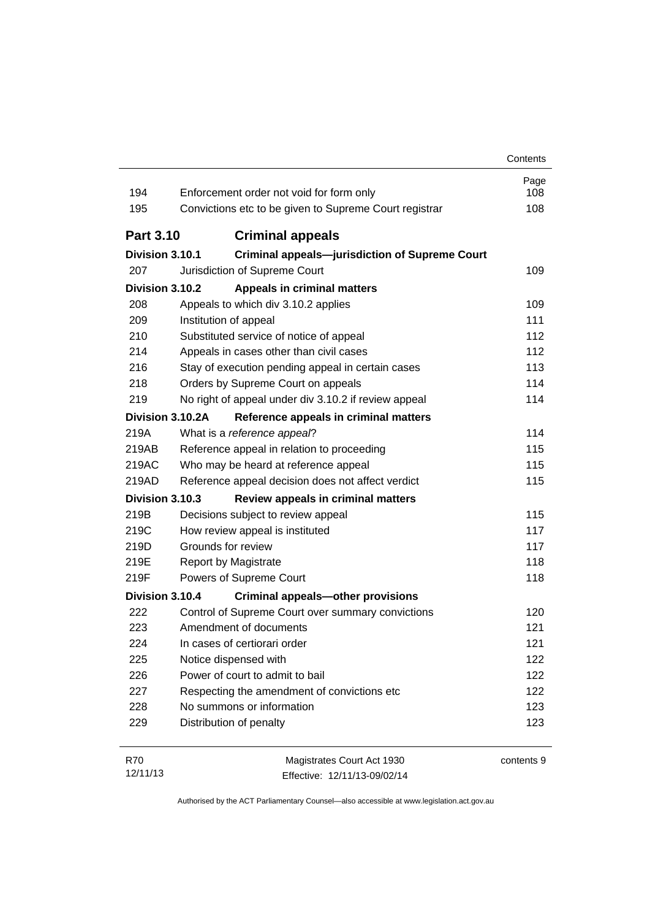| | | Page |
|---|---|---|
| 194 | Enforcement order not void for form only | 108 |
| 195 | Convictions etc to be given to Supreme Court registrar | 108 |
| **Part 3.10** | **Criminal appeals** | |
| **Division 3.10.1** | **Criminal appeals—jurisdiction of Supreme Court** | |
| 207 | Jurisdiction of Supreme Court | 109 |
| **Division 3.10.2** | **Appeals in criminal matters** | |
| 208 | Appeals to which div 3.10.2 applies | 109 |
| 209 | Institution of appeal | 111 |
| 210 | Substituted service of notice of appeal | 112 |
| 214 | Appeals in cases other than civil cases | 112 |
| 216 | Stay of execution pending appeal in certain cases | 113 |
| 218 | Orders by Supreme Court on appeals | 114 |
| 219 | No right of appeal under div 3.10.2 if review appeal | 114 |
| **Division 3.10.2A** | **Reference appeals in criminal matters** | |
| 219A | What is a *reference appeal*? | 114 |
| 219AB | Reference appeal in relation to proceeding | 115 |
| 219AC | Who may be heard at reference appeal | 115 |
| 219AD | Reference appeal decision does not affect verdict | 115 |
| **Division 3.10.3** | **Review appeals in criminal matters** | |
| 219B | Decisions subject to review appeal | 115 |
| 219C | How review appeal is instituted | 117 |
| 219D | Grounds for review | 117 |
| 219E | Report by Magistrate | 118 |
| 219F | Powers of Supreme Court | 118 |
| **Division 3.10.4** | **Criminal appeals—other provisions** | |
| 222 | Control of Supreme Court over summary convictions | 120 |
| 223 | Amendment of documents | 121 |
| 224 | In cases of certiorari order | 121 |
| 225 | Notice dispensed with | 122 |
| 226 | Power of court to admit to bail | 122 |
| 227 | Respecting the amendment of convictions etc | 122 |
| 228 | No summons or information | 123 |
| 229 | Distribution of penalty | 123 |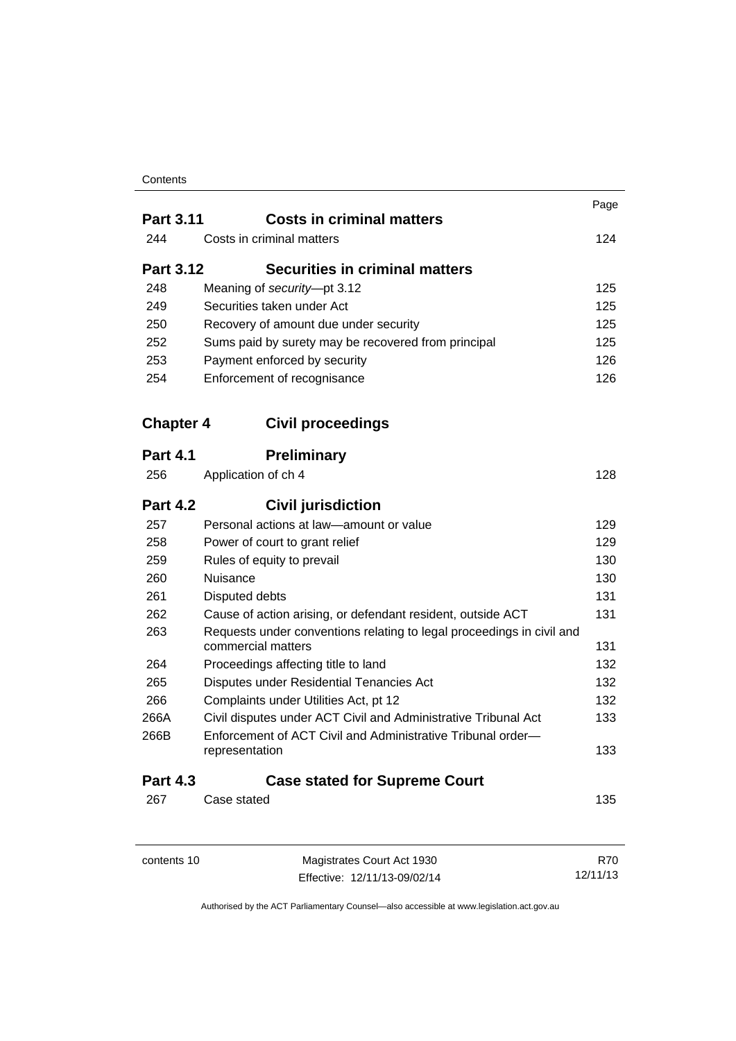| | | Page |
|---|---|---|
| **Part 3.11** | **Costs in criminal matters** | |
| 244 | Costs in criminal matters | 124 |
| **Part 3.12** | **Securities in criminal matters** | |
| 248 | Meaning of *security*—pt 3.12 | 125 |
| 249 | Securities taken under Act | 125 |
| 250 | Recovery of amount due under security | 125 |
| 252 | Sums paid by surety may be recovered from principal | 125 |
| 253 | Payment enforced by security | 126 |
| 254 | Enforcement of recognisance | 126 |
| **Chapter 4** | **Civil proceedings** | |
| **Part 4.1** | **Preliminary** | |
| 256 | Application of ch 4 | 128 |
| **Part 4.2** | **Civil jurisdiction** | |
| 257 | Personal actions at law—amount or value | 129 |
| 258 | Power of court to grant relief | 129 |
| 259 | Rules of equity to prevail | 130 |
| 260 | Nuisance | 130 |
| 261 | Disputed debts | 131 |
| 262 | Cause of action arising, or defendant resident, outside ACT | 131 |
| 263 | Requests under conventions relating to legal proceedings in civil and commercial matters | 131 |
| 264 | Proceedings affecting title to land | 132 |
| 265 | Disputes under Residential Tenancies Act | 132 |
| 266 | Complaints under Utilities Act, pt 12 | 132 |
| 266A | Civil disputes under ACT Civil and Administrative Tribunal Act | 133 |
| 266B | Enforcement of ACT Civil and Administrative Tribunal order—representation | 133 |
| **Part 4.3** | **Case stated for Supreme Court** | |
| 267 | Case stated | 135 |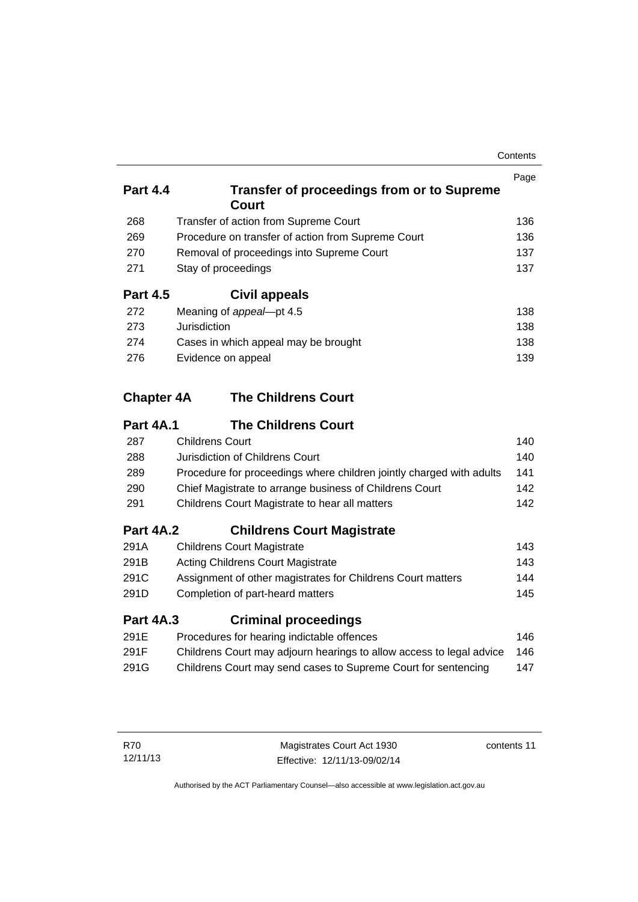| | | Page |
|---|---|---|
| **Part 4.4** | **Transfer of proceedings from or to Supreme Court** | |
| 268 | Transfer of action from Supreme Court | 136 |
| 269 | Procedure on transfer of action from Supreme Court | 136 |
| 270 | Removal of proceedings into Supreme Court | 137 |
| 271 | Stay of proceedings | 137 |
| **Part 4.5** | **Civil appeals** | |
| 272 | Meaning of *appeal*—pt 4.5 | 138 |
| 273 | Jurisdiction | 138 |
| 274 | Cases in which appeal may be brought | 138 |
| 276 | Evidence on appeal | 139 |
| **Chapter 4A** | **The Childrens Court** | |
| **Part 4A.1** | **The Childrens Court** | |
| 287 | Childrens Court | 140 |
| 288 | Jurisdiction of Childrens Court | 140 |
| 289 | Procedure for proceedings where children jointly charged with adults | 141 |
| 290 | Chief Magistrate to arrange business of Childrens Court | 142 |
| 291 | Childrens Court Magistrate to hear all matters | 142 |
| **Part 4A.2** | **Childrens Court Magistrate** | |
| 291A | Childrens Court Magistrate | 143 |
| 291B | Acting Childrens Court Magistrate | 143 |
| 291C | Assignment of other magistrates for Childrens Court matters | 144 |
| 291D | Completion of part-heard matters | 145 |
| **Part 4A.3** | **Criminal proceedings** | |
| 291E | Procedures for hearing indictable offences | 146 |
| 291F | Childrens Court may adjourn hearings to allow access to legal advice | 146 |
| 291G | Childrens Court may send cases to Supreme Court for sentencing | 147 |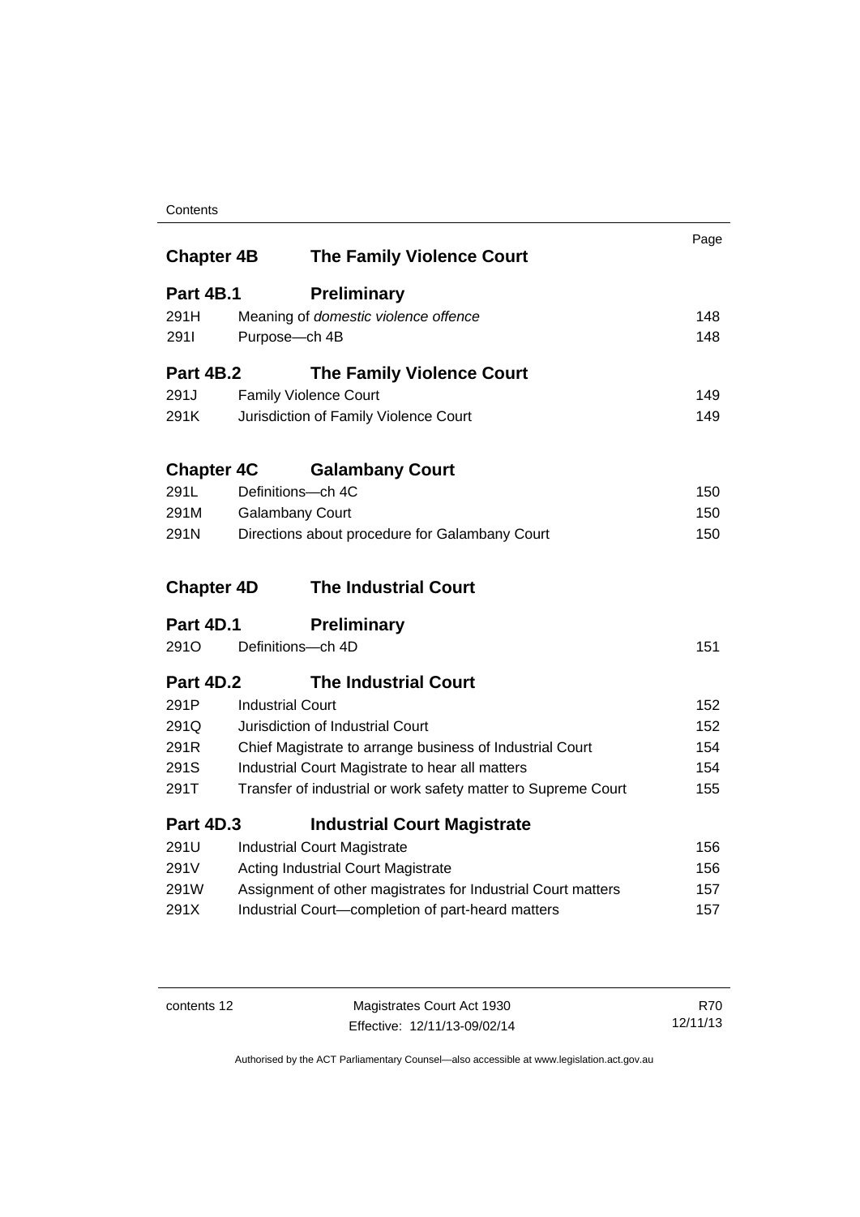| | | Page |
|---|---|---|
| **Chapter 4B** | **The Family Violence Court** | |
| **Part 4B.1** | **Preliminary** | |
| 291H | Meaning of *domestic violence offence* | 148 |
| 291I | Purpose—ch 4B | 148 |
| **Part 4B.2** | **The Family Violence Court** | |
| 291J | Family Violence Court | 149 |
| 291K | Jurisdiction of Family Violence Court | 149 |
| **Chapter 4C** | **Galambany Court** | |
| 291L | Definitions—ch 4C | 150 |
| 291M | Galambany Court | 150 |
| 291N | Directions about procedure for Galambany Court | 150 |
| **Chapter 4D** | **The Industrial Court** | |
| **Part 4D.1** | **Preliminary** | |
| 291O | Definitions—ch 4D | 151 |
| **Part 4D.2** | **The Industrial Court** | |
| 291P | Industrial Court | 152 |
| 291Q | Jurisdiction of Industrial Court | 152 |
| 291R | Chief Magistrate to arrange business of Industrial Court | 154 |
| 291S | Industrial Court Magistrate to hear all matters | 154 |
| 291T | Transfer of industrial or work safety matter to Supreme Court | 155 |
| **Part 4D.3** | **Industrial Court Magistrate** | |
| 291U | Industrial Court Magistrate | 156 |
| 291V | Acting Industrial Court Magistrate | 156 |
| 291W | Assignment of other magistrates for Industrial Court matters | 157 |
| 291X | Industrial Court—completion of part-heard matters | 157 |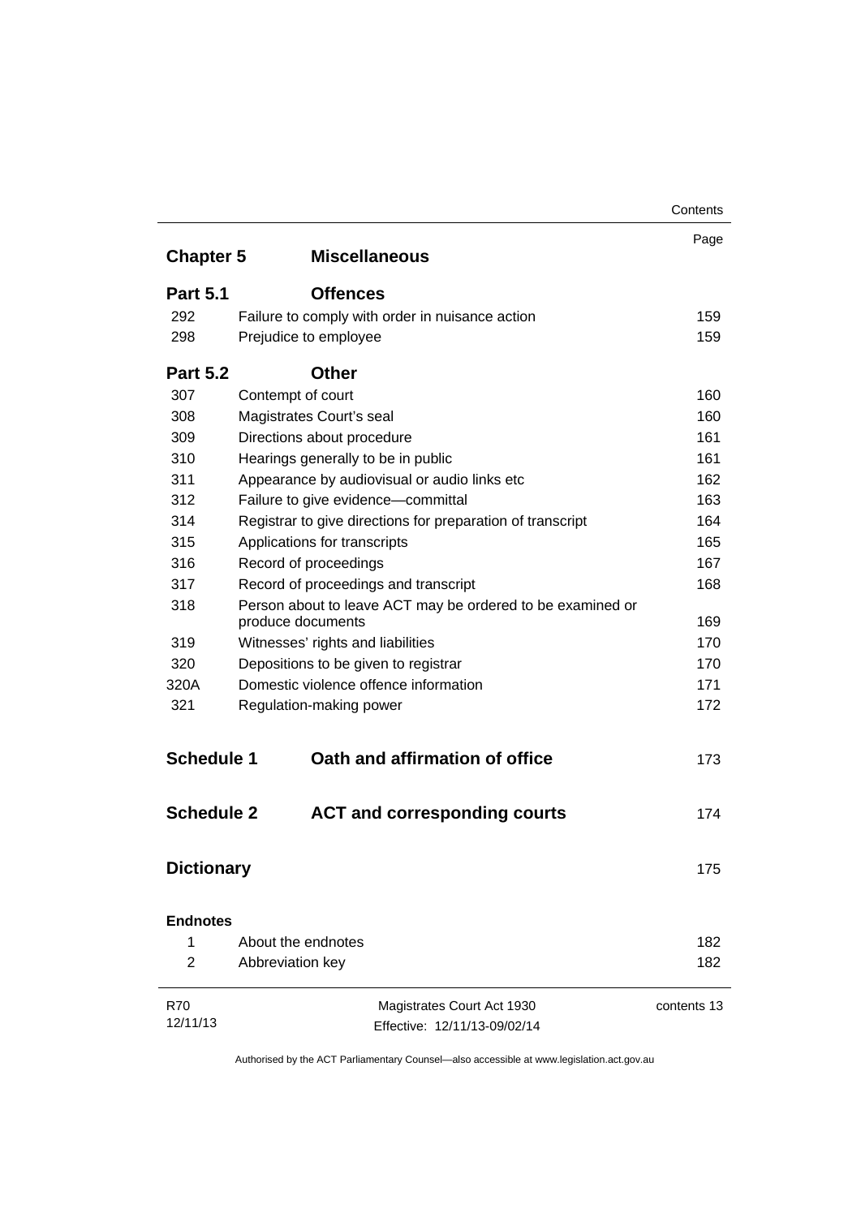| | | Page |
|---|---|---|
| **Chapter 5** | **Miscellaneous** | |
| **Part 5.1** | **Offences** | |
| 292 | Failure to comply with order in nuisance action | 159 |
| 298 | Prejudice to employee | 159 |
| **Part 5.2** | **Other** | |
| 307 | Contempt of court | 160 |
| 308 | Magistrates Court's seal | 160 |
| 309 | Directions about procedure | 161 |
| 310 | Hearings generally to be in public | 161 |
| 311 | Appearance by audiovisual or audio links etc | 162 |
| 312 | Failure to give evidence—committal | 163 |
| 314 | Registrar to give directions for preparation of transcript | 164 |
| 315 | Applications for transcripts | 165 |
| 316 | Record of proceedings | 167 |
| 317 | Record of proceedings and transcript | 168 |
| 318 | Person about to leave ACT may be ordered to be examined or produce documents | 169 |
| 319 | Witnesses' rights and liabilities | 170 |
| 320 | Depositions to be given to registrar | 170 |
| 320A | Domestic violence offence information | 171 |
| 321 | Regulation-making power | 172 |
| **Schedule 1** | **Oath and affirmation of office** | 173 |
| **Schedule 2** | **ACT and corresponding courts** | 174 |
| **Dictionary** | | 175 |
| **Endnotes** | | |
| 1 | About the endnotes | 182 |
| 2 | Abbreviation key | 182 |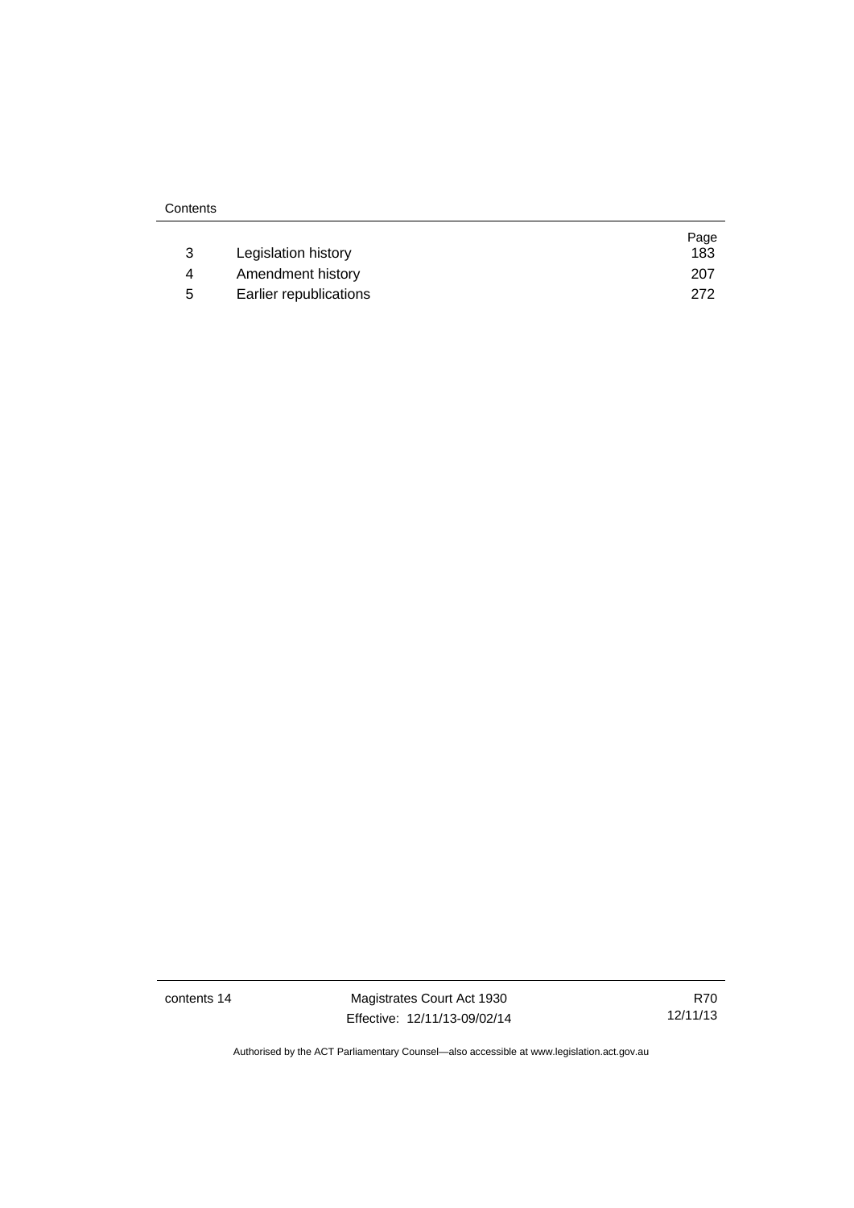| | | Page |
|---|---|---|
| 3 | Legislation history | 183 |
| 4 | Amendment history | 207 |
| 5 | Earlier republications | 272 |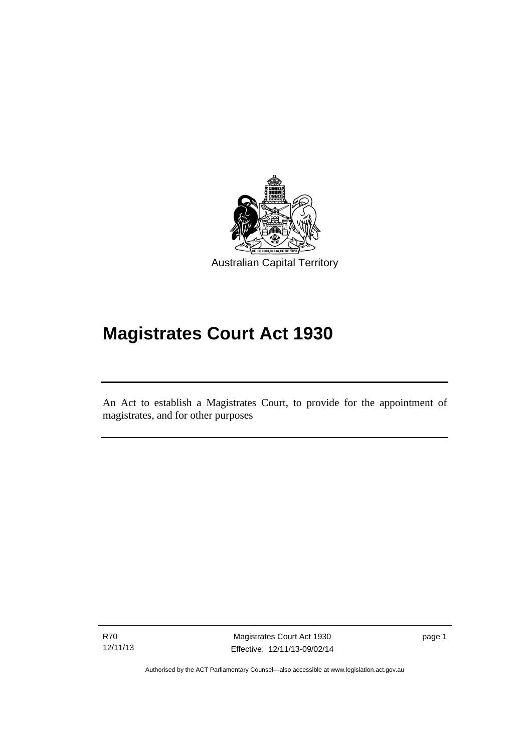Australian Capital Territory

# Magistrates Court Act 1930

An Act to establish a Magistrates Court, to provide for the appointment of magistrates, and for other purposes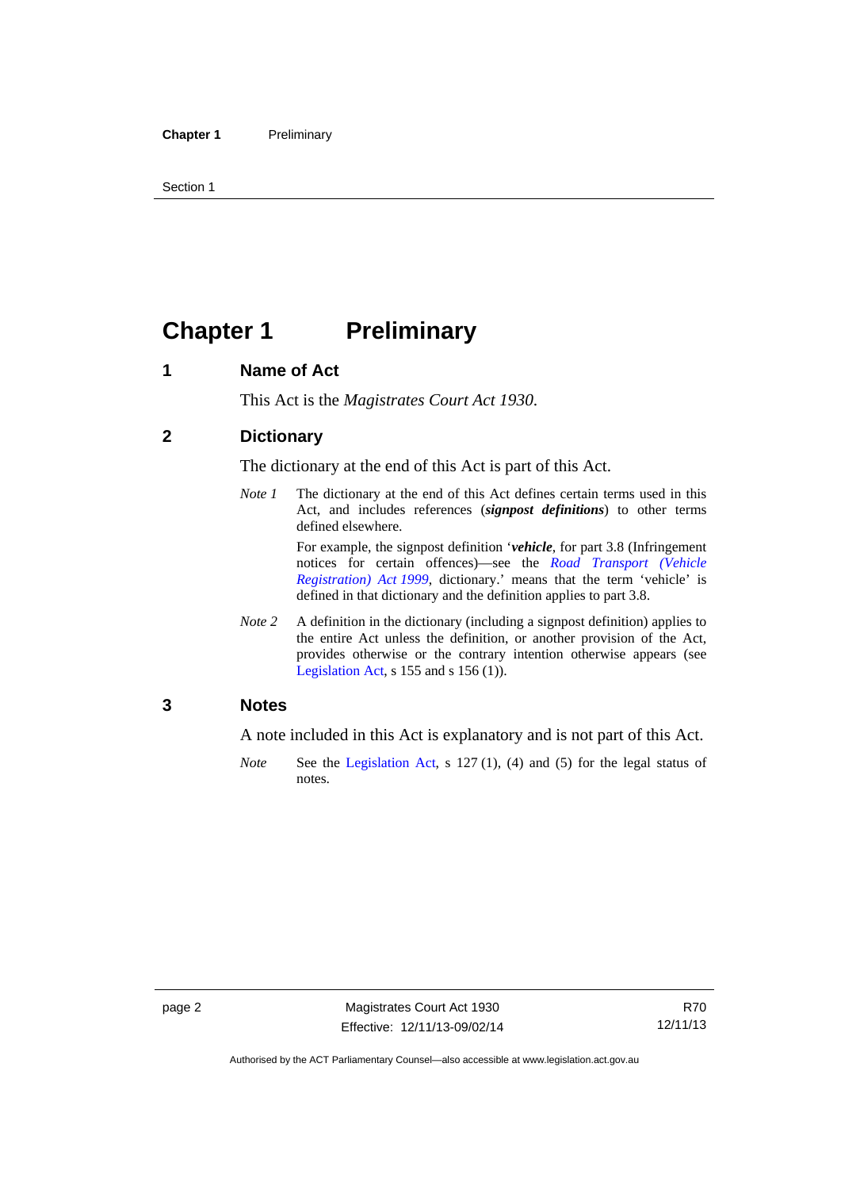# Chapter 1 Preliminary

## 1 Name of Act

This Act is the *Magistrates Court Act 1930.*

## 2 Dictionary

The dictionary at the end of this Act is part of this Act.

*Note 1* The dictionary at the end of this Act defines certain terms used in this Act, and includes references (***signpost definitions***) to other terms defined elsewhere.

For example, the signpost definition '***vehicle***, for part 3.8 (Infringement notices for certain offences)—see the *Road Transport (Vehicle Registration) Act 1999*, dictionary.' means that the term 'vehicle' is defined in that dictionary and the definition applies to part 3.8.

*Note 2* A definition in the dictionary (including a signpost definition) applies to the entire Act unless the definition, or another provision of the Act, provides otherwise or the contrary intention otherwise appears (see Legislation Act, s 155 and s 156 (1)).

## 3 Notes

A note included in this Act is explanatory and is not part of this Act.

*Note* See the Legislation Act, s 127 (1), (4) and (5) for the legal status of notes.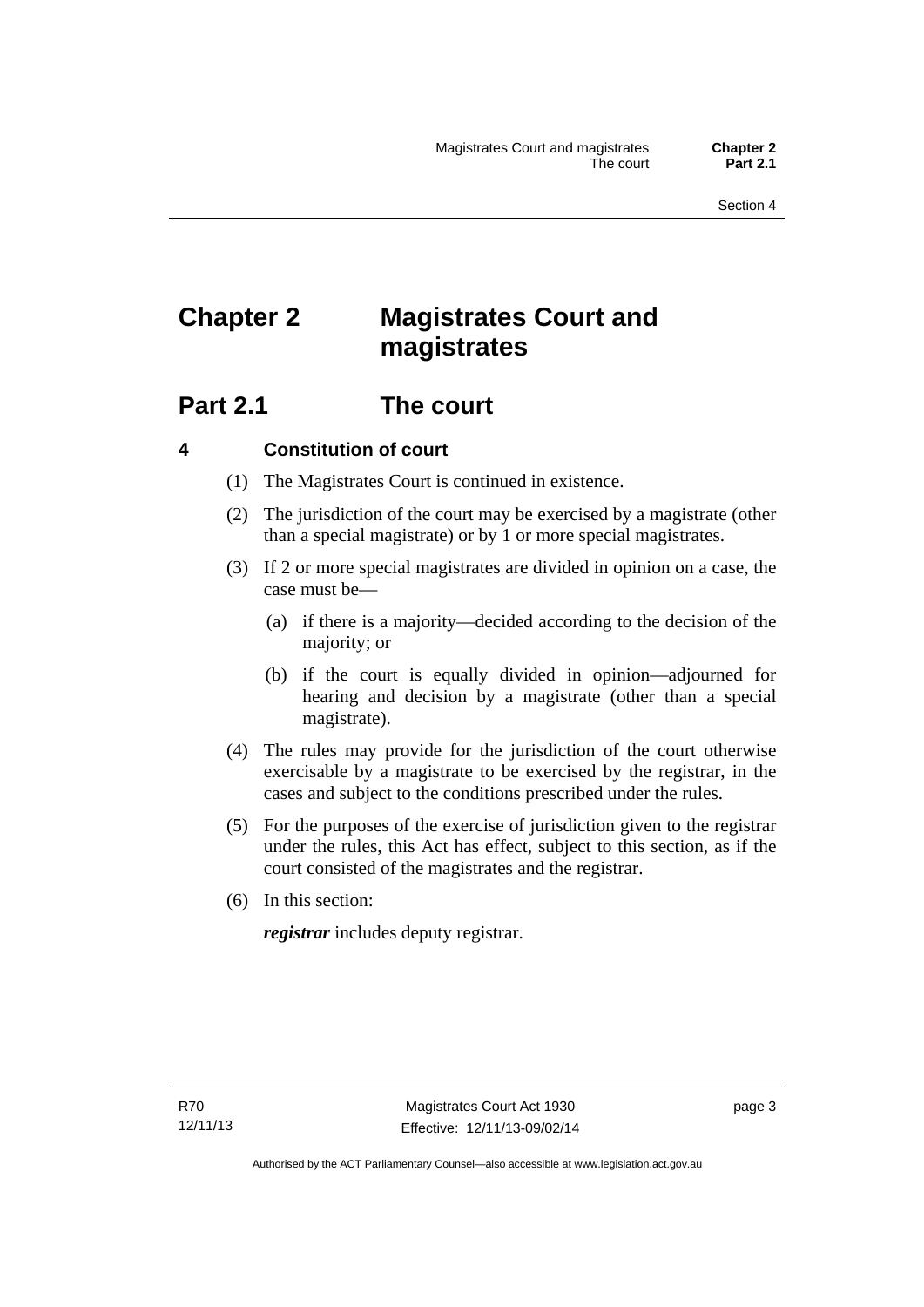# Chapter 2 Magistrates Court and magistrates

## Part 2.1 The court

### 4 Constitution of court

(1) The Magistrates Court is continued in existence.

(2) The jurisdiction of the court may be exercised by a magistrate (other than a special magistrate) or by 1 or more special magistrates.

(3) If 2 or more special magistrates are divided in opinion on a case, the case must be—

(a) if there is a majority—decided according to the decision of the majority; or

(b) if the court is equally divided in opinion—adjourned for hearing and decision by a magistrate (other than a special magistrate).

(4) The rules may provide for the jurisdiction of the court otherwise exercisable by a magistrate to be exercised by the registrar, in the cases and subject to the conditions prescribed under the rules.

(5) For the purposes of the exercise of jurisdiction given to the registrar under the rules, this Act has effect, subject to this section, as if the court consisted of the magistrates and the registrar.

(6) In this section:

***registrar*** includes deputy registrar.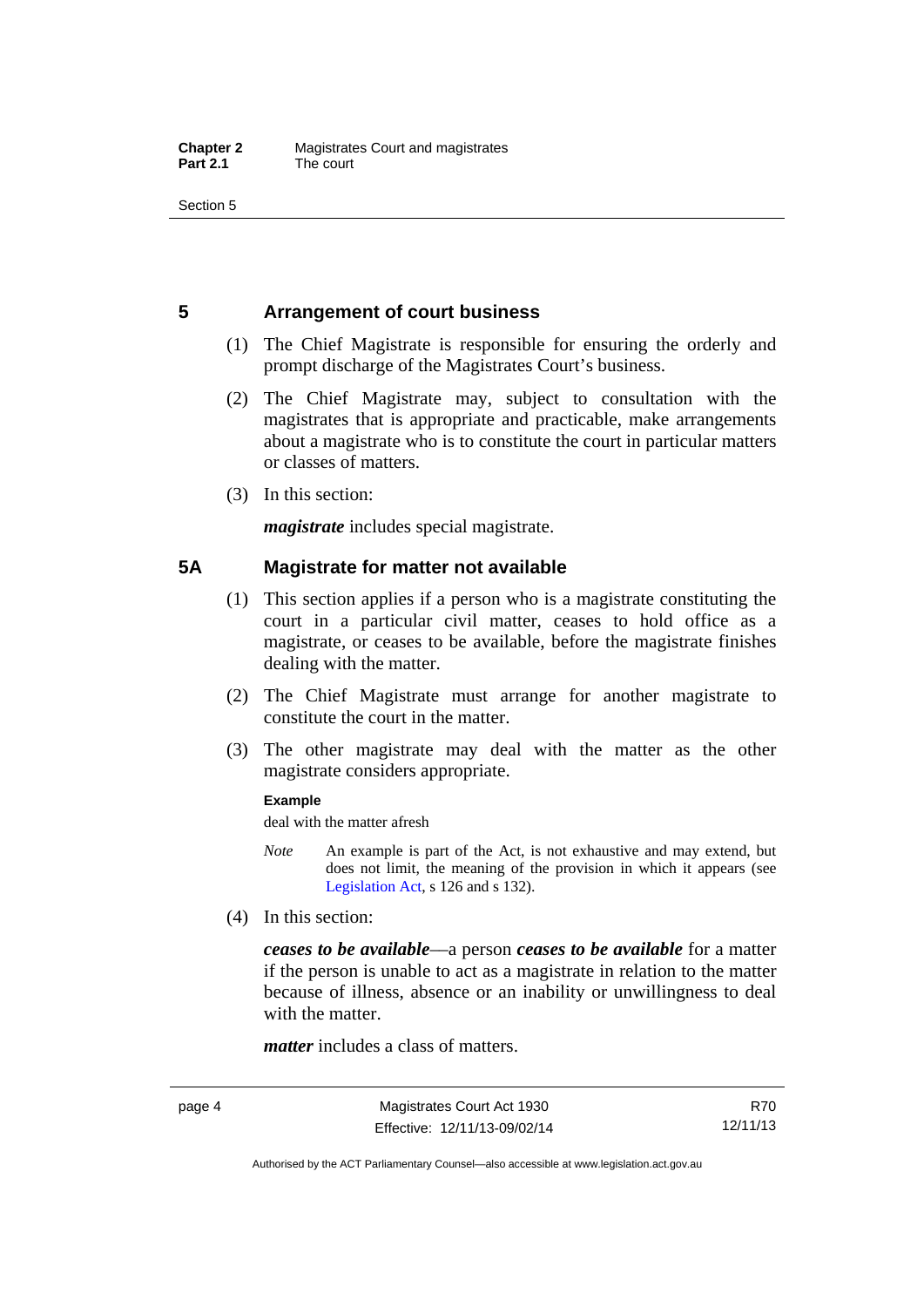## 5 Arrangement of court business

(1) The Chief Magistrate is responsible for ensuring the orderly and prompt discharge of the Magistrates Court's business.

(2) The Chief Magistrate may, subject to consultation with the magistrates that is appropriate and practicable, make arrangements about a magistrate who is to constitute the court in particular matters or classes of matters.

(3) In this section:

***magistrate*** includes special magistrate.

## 5A Magistrate for matter not available

(1) This section applies if a person who is a magistrate constituting the court in a particular civil matter, ceases to hold office as a magistrate, or ceases to be available, before the magistrate finishes dealing with the matter.

(2) The Chief Magistrate must arrange for another magistrate to constitute the court in the matter.

(3) The other magistrate may deal with the matter as the other magistrate considers appropriate.

**Example**

deal with the matter afresh

*Note* An example is part of the Act, is not exhaustive and may extend, but does not limit, the meaning of the provision in which it appears (see Legislation Act, s 126 and s 132).

(4) In this section:

***ceases to be available***—a person ***ceases to be available*** for a matter if the person is unable to act as a magistrate in relation to the matter because of illness, absence or an inability or unwillingness to deal with the matter.

***matter*** includes a class of matters.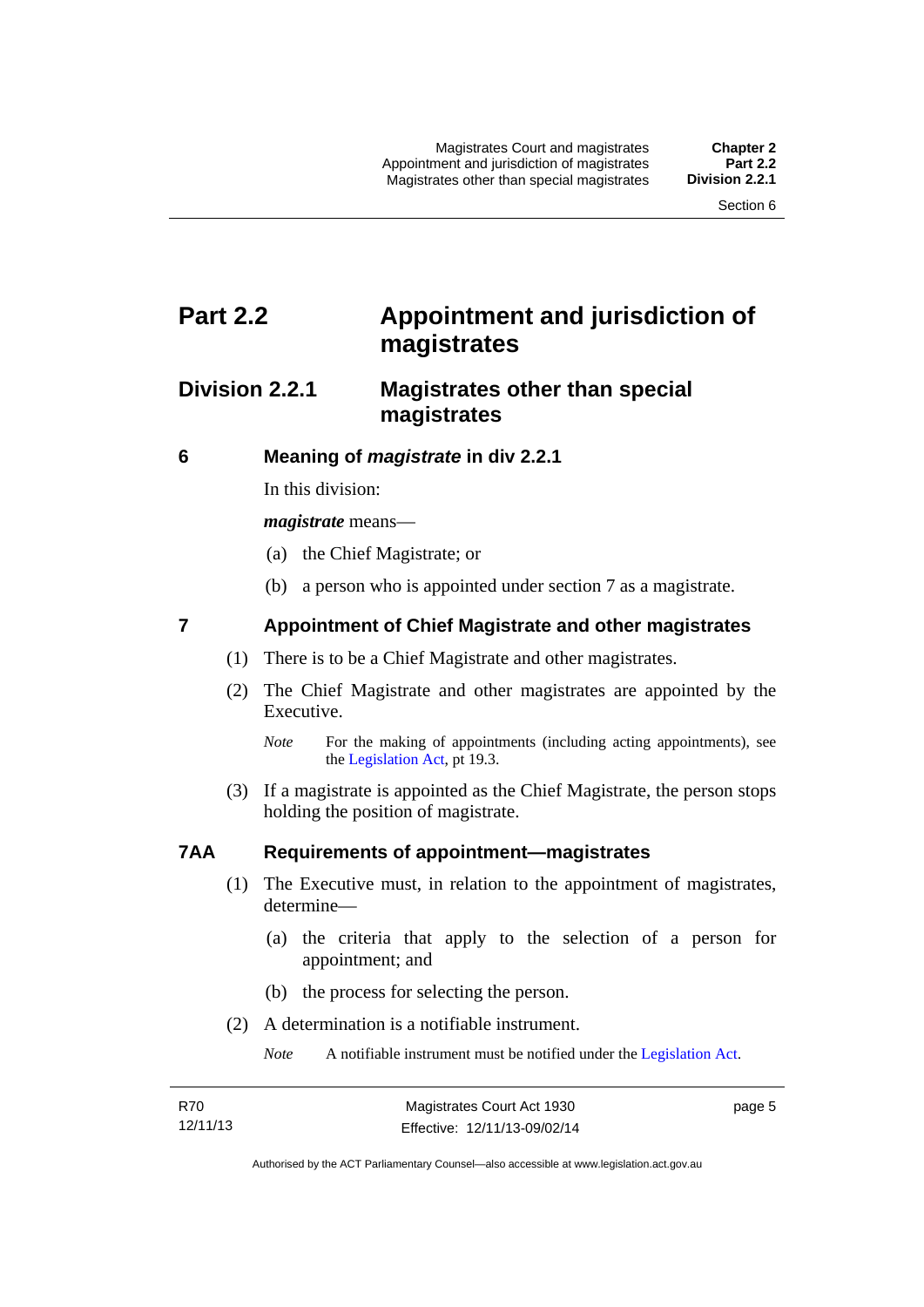# Part 2.2 Appointment and jurisdiction of magistrates

## Division 2.2.1 Magistrates other than special magistrates

### 6 Meaning of *magistrate* in div 2.2.1

In this division:

***magistrate*** means—

(a) the Chief Magistrate; or

(b) a person who is appointed under section 7 as a magistrate.

### 7 Appointment of Chief Magistrate and other magistrates

(1) There is to be a Chief Magistrate and other magistrates.

(2) The Chief Magistrate and other magistrates are appointed by the Executive.

*Note* For the making of appointments (including acting appointments), see the Legislation Act, pt 19.3.

(3) If a magistrate is appointed as the Chief Magistrate, the person stops holding the position of magistrate.

### 7AA Requirements of appointment—magistrates

(1) The Executive must, in relation to the appointment of magistrates, determine—

(a) the criteria that apply to the selection of a person for appointment; and

(b) the process for selecting the person.

(2) A determination is a notifiable instrument.

*Note* A notifiable instrument must be notified under the Legislation Act.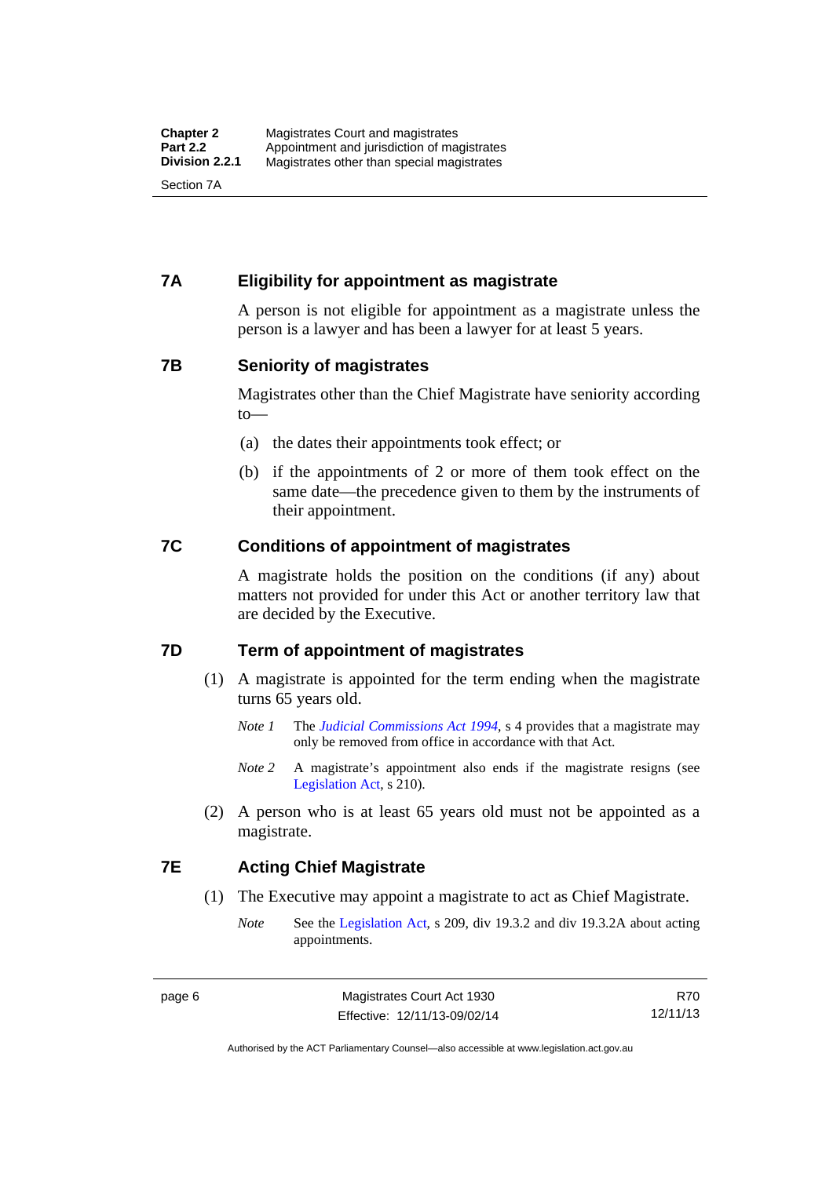## 7A Eligibility for appointment as magistrate

A person is not eligible for appointment as a magistrate unless the person is a lawyer and has been a lawyer for at least 5 years.

## 7B Seniority of magistrates

Magistrates other than the Chief Magistrate have seniority according to—

(a) the dates their appointments took effect; or

(b) if the appointments of 2 or more of them took effect on the same date—the precedence given to them by the instruments of their appointment.

## 7C Conditions of appointment of magistrates

A magistrate holds the position on the conditions (if any) about matters not provided for under this Act or another territory law that are decided by the Executive.

## 7D Term of appointment of magistrates

(1) A magistrate is appointed for the term ending when the magistrate turns 65 years old.

*Note 1* The *Judicial Commissions Act 1994*, s 4 provides that a magistrate may only be removed from office in accordance with that Act.

*Note 2* A magistrate's appointment also ends if the magistrate resigns (see Legislation Act, s 210).

(2) A person who is at least 65 years old must not be appointed as a magistrate.

## 7E Acting Chief Magistrate

(1) The Executive may appoint a magistrate to act as Chief Magistrate.

*Note* See the Legislation Act, s 209, div 19.3.2 and div 19.3.2A about acting appointments.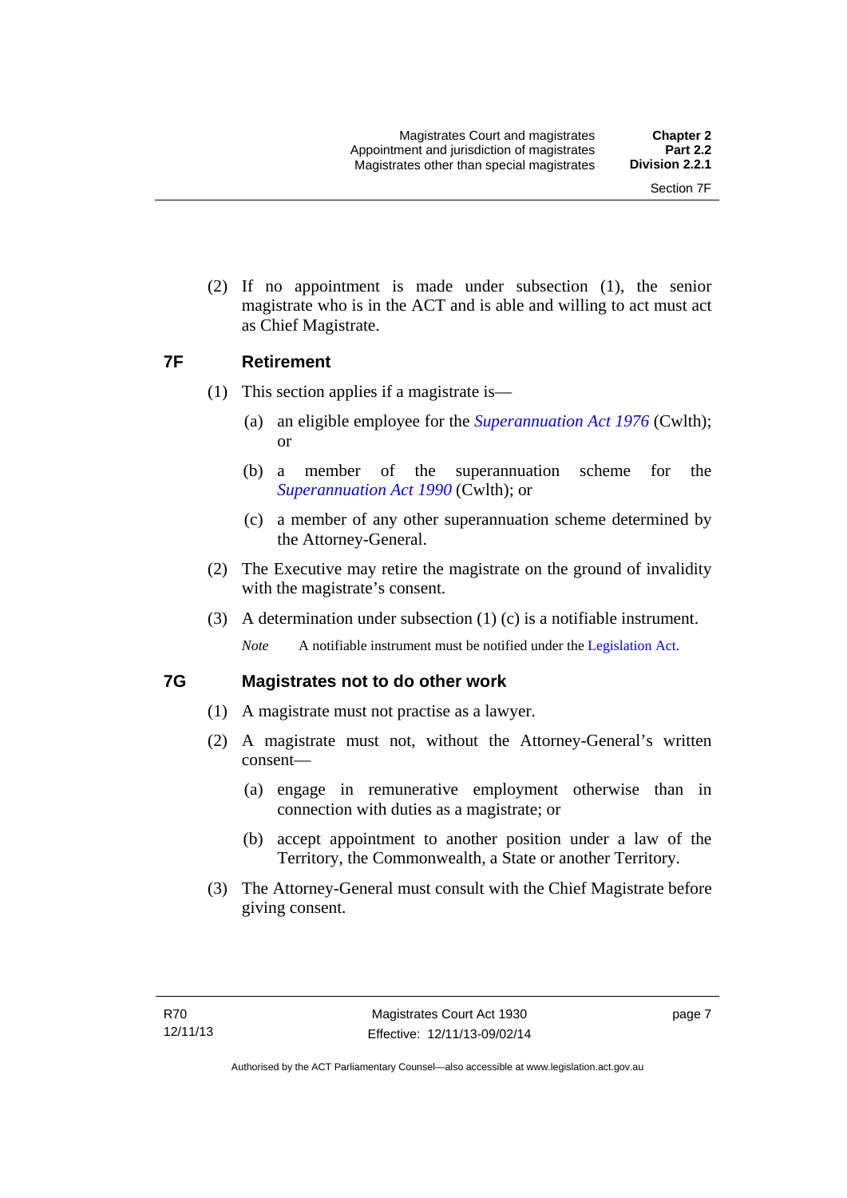(2) If no appointment is made under subsection (1), the senior magistrate who is in the ACT and is able and willing to act must act as Chief Magistrate.

## 7F Retirement

(1) This section applies if a magistrate is—

(a) an eligible employee for the *Superannuation Act 1976* (Cwlth); or

(b) a member of the superannuation scheme for the *Superannuation Act 1990* (Cwlth); or

(c) a member of any other superannuation scheme determined by the Attorney-General.

(2) The Executive may retire the magistrate on the ground of invalidity with the magistrate's consent.

(3) A determination under subsection (1) (c) is a notifiable instrument.

*Note* A notifiable instrument must be notified under the Legislation Act.

## 7G Magistrates not to do other work

(1) A magistrate must not practise as a lawyer.

(2) A magistrate must not, without the Attorney-General's written consent—

(a) engage in remunerative employment otherwise than in connection with duties as a magistrate; or

(b) accept appointment to another position under a law of the Territory, the Commonwealth, a State or another Territory.

(3) The Attorney-General must consult with the Chief Magistrate before giving consent.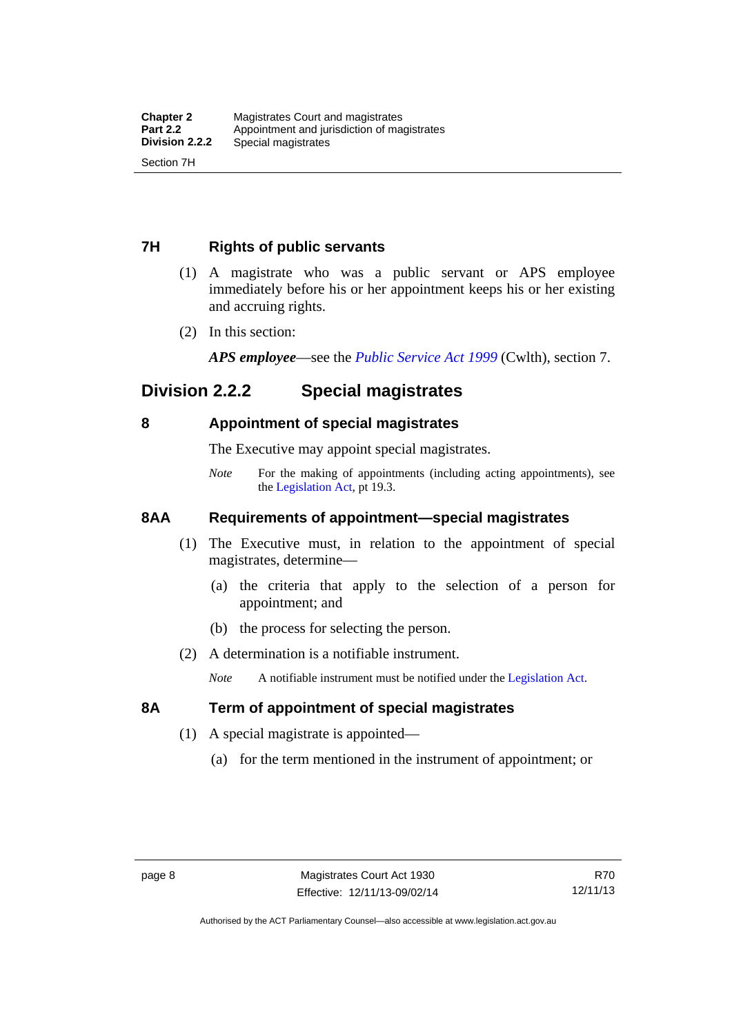### 7H Rights of public servants

(1) A magistrate who was a public servant or APS employee immediately before his or her appointment keeps his or her existing and accruing rights.

(2) In this section:

***APS employee***—see the *Public Service Act 1999* (Cwlth), section 7.

## Division 2.2.2 Special magistrates

### 8 Appointment of special magistrates

The Executive may appoint special magistrates.

*Note* For the making of appointments (including acting appointments), see the Legislation Act, pt 19.3.

### 8AA Requirements of appointment—special magistrates

(1) The Executive must, in relation to the appointment of special magistrates, determine—

(a) the criteria that apply to the selection of a person for appointment; and

(b) the process for selecting the person.

(2) A determination is a notifiable instrument.

*Note* A notifiable instrument must be notified under the Legislation Act.

### 8A Term of appointment of special magistrates

(1) A special magistrate is appointed—

(a) for the term mentioned in the instrument of appointment; or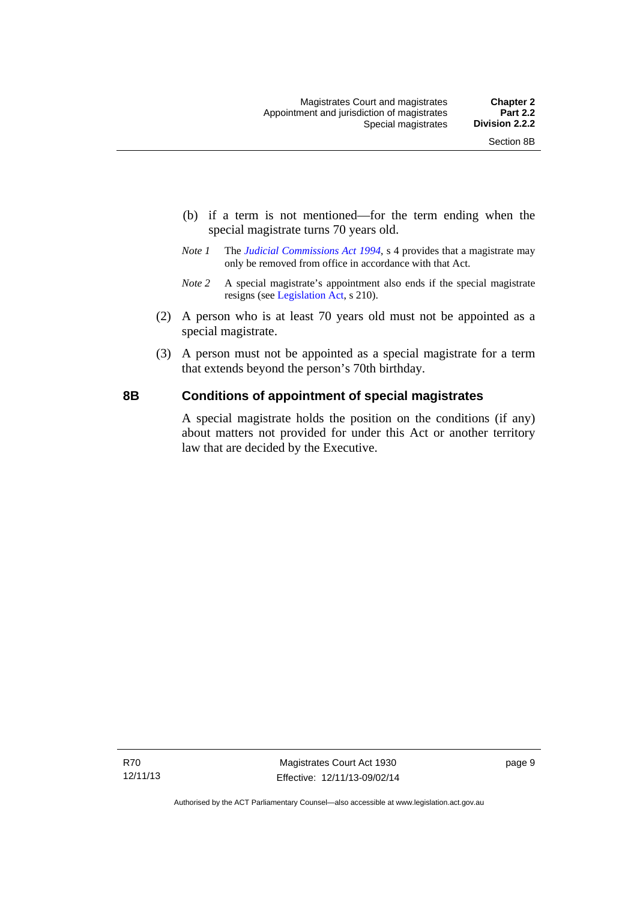(b) if a term is not mentioned—for the term ending when the special magistrate turns 70 years old.

*Note 1* The *Judicial Commissions Act 1994*, s 4 provides that a magistrate may only be removed from office in accordance with that Act.

*Note 2* A special magistrate's appointment also ends if the special magistrate resigns (see Legislation Act, s 210).

(2) A person who is at least 70 years old must not be appointed as a special magistrate.

(3) A person must not be appointed as a special magistrate for a term that extends beyond the person's 70th birthday.

## 8B Conditions of appointment of special magistrates

A special magistrate holds the position on the conditions (if any) about matters not provided for under this Act or another territory law that are decided by the Executive.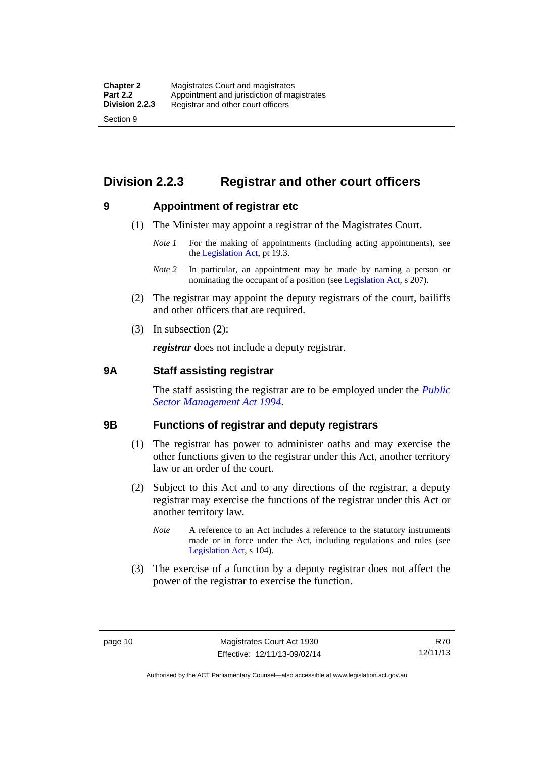## Division 2.2.3 Registrar and other court officers

### 9 Appointment of registrar etc

(1) The Minister may appoint a registrar of the Magistrates Court.

*Note 1* For the making of appointments (including acting appointments), see the Legislation Act, pt 19.3.

*Note 2* In particular, an appointment may be made by naming a person or nominating the occupant of a position (see Legislation Act, s 207).

(2) The registrar may appoint the deputy registrars of the court, bailiffs and other officers that are required.

(3) In subsection (2):

***registrar*** does not include a deputy registrar.

### 9A Staff assisting registrar

The staff assisting the registrar are to be employed under the *Public Sector Management Act 1994*.

### 9B Functions of registrar and deputy registrars

(1) The registrar has power to administer oaths and may exercise the other functions given to the registrar under this Act, another territory law or an order of the court.

(2) Subject to this Act and to any directions of the registrar, a deputy registrar may exercise the functions of the registrar under this Act or another territory law.

*Note* A reference to an Act includes a reference to the statutory instruments made or in force under the Act, including regulations and rules (see Legislation Act, s 104).

(3) The exercise of a function by a deputy registrar does not affect the power of the registrar to exercise the function.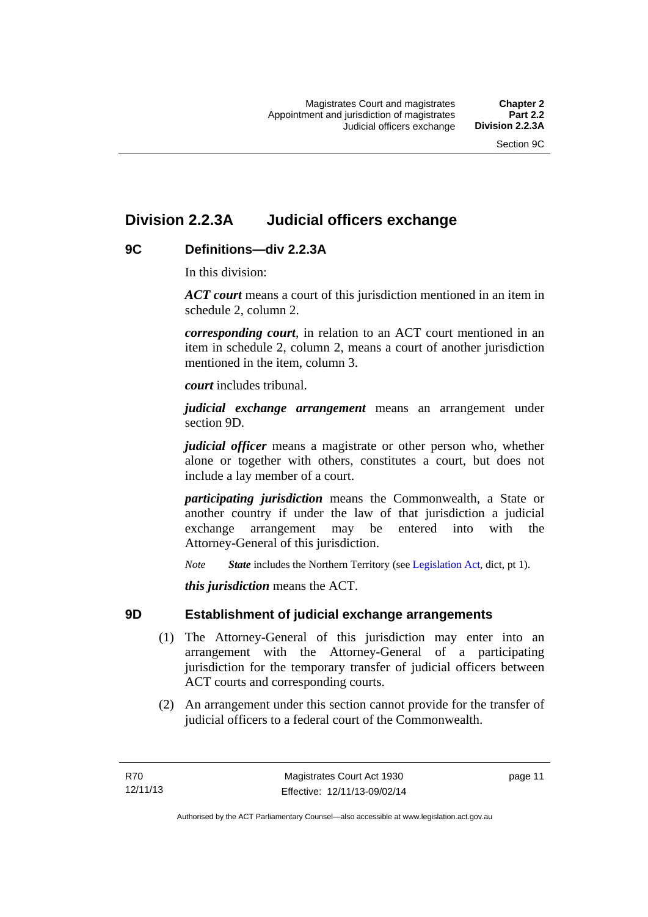## Division 2.2.3A Judicial officers exchange

### 9C Definitions—div 2.2.3A

In this division:

***ACT court*** means a court of this jurisdiction mentioned in an item in schedule 2, column 2.

***corresponding court***, in relation to an ACT court mentioned in an item in schedule 2, column 2, means a court of another jurisdiction mentioned in the item, column 3.

***court*** includes tribunal.

***judicial exchange arrangement*** means an arrangement under section 9D.

***judicial officer*** means a magistrate or other person who, whether alone or together with others, constitutes a court, but does not include a lay member of a court.

***participating jurisdiction*** means the Commonwealth, a State or another country if under the law of that jurisdiction a judicial exchange arrangement may be entered into with the Attorney-General of this jurisdiction.

*Note* ***State*** includes the Northern Territory (see Legislation Act, dict, pt 1).

***this jurisdiction*** means the ACT.

### 9D Establishment of judicial exchange arrangements

(1) The Attorney-General of this jurisdiction may enter into an arrangement with the Attorney-General of a participating jurisdiction for the temporary transfer of judicial officers between ACT courts and corresponding courts.

(2) An arrangement under this section cannot provide for the transfer of judicial officers to a federal court of the Commonwealth.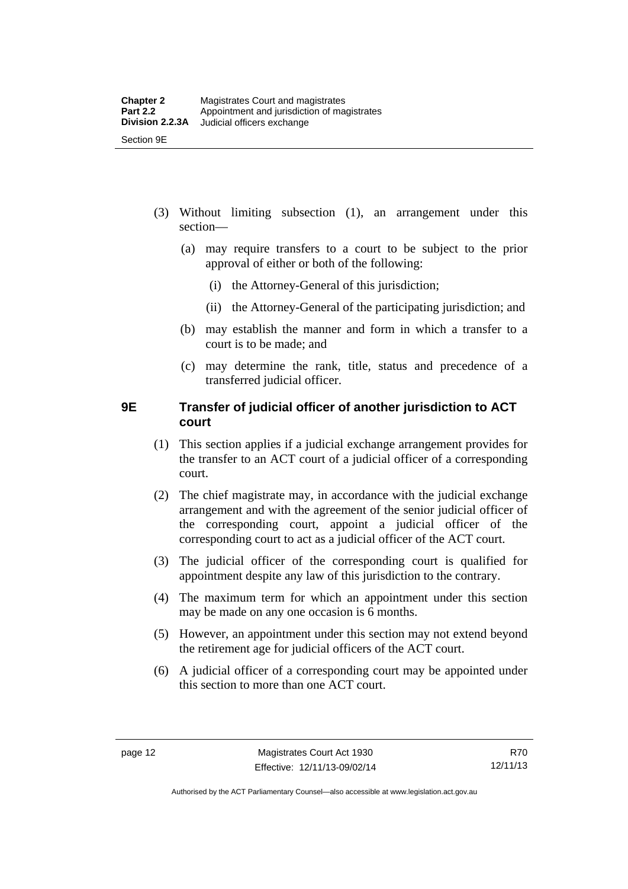(3) Without limiting subsection (1), an arrangement under this section—

(a) may require transfers to a court to be subject to the prior approval of either or both of the following:

(i) the Attorney-General of this jurisdiction;

(ii) the Attorney-General of the participating jurisdiction; and

(b) may establish the manner and form in which a transfer to a court is to be made; and

(c) may determine the rank, title, status and precedence of a transferred judicial officer.

### 9E Transfer of judicial officer of another jurisdiction to ACT court

(1) This section applies if a judicial exchange arrangement provides for the transfer to an ACT court of a judicial officer of a corresponding court.

(2) The chief magistrate may, in accordance with the judicial exchange arrangement and with the agreement of the senior judicial officer of the corresponding court, appoint a judicial officer of the corresponding court to act as a judicial officer of the ACT court.

(3) The judicial officer of the corresponding court is qualified for appointment despite any law of this jurisdiction to the contrary.

(4) The maximum term for which an appointment under this section may be made on any one occasion is 6 months.

(5) However, an appointment under this section may not extend beyond the retirement age for judicial officers of the ACT court.

(6) A judicial officer of a corresponding court may be appointed under this section to more than one ACT court.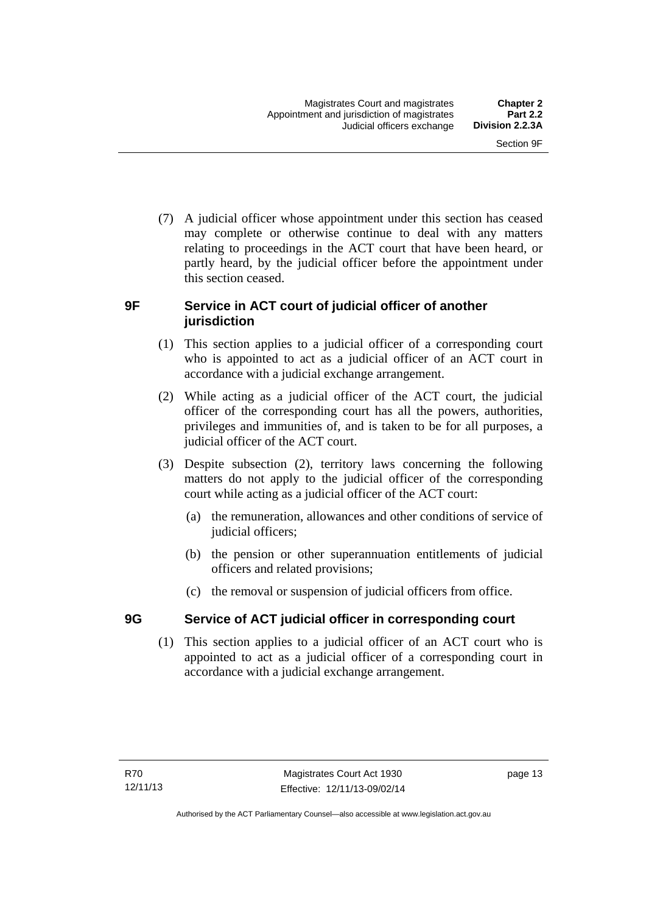(7) A judicial officer whose appointment under this section has ceased may complete or otherwise continue to deal with any matters relating to proceedings in the ACT court that have been heard, or partly heard, by the judicial officer before the appointment under this section ceased.

## 9F Service in ACT court of judicial officer of another jurisdiction

(1) This section applies to a judicial officer of a corresponding court who is appointed to act as a judicial officer of an ACT court in accordance with a judicial exchange arrangement.

(2) While acting as a judicial officer of the ACT court, the judicial officer of the corresponding court has all the powers, authorities, privileges and immunities of, and is taken to be for all purposes, a judicial officer of the ACT court.

(3) Despite subsection (2), territory laws concerning the following matters do not apply to the judicial officer of the corresponding court while acting as a judicial officer of the ACT court:

(a) the remuneration, allowances and other conditions of service of judicial officers;

(b) the pension or other superannuation entitlements of judicial officers and related provisions;

(c) the removal or suspension of judicial officers from office.

## 9G Service of ACT judicial officer in corresponding court

(1) This section applies to a judicial officer of an ACT court who is appointed to act as a judicial officer of a corresponding court in accordance with a judicial exchange arrangement.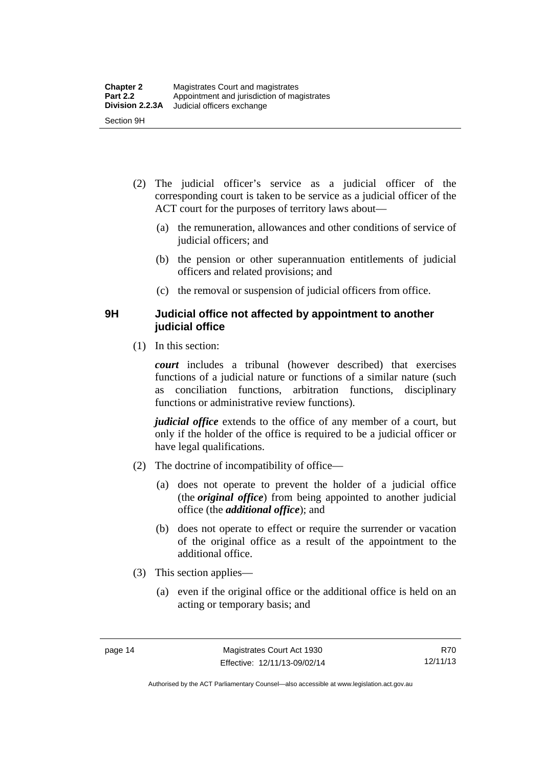(2) The judicial officer's service as a judicial officer of the corresponding court is taken to be service as a judicial officer of the ACT court for the purposes of territory laws about—

(a) the remuneration, allowances and other conditions of service of judicial officers; and

(b) the pension or other superannuation entitlements of judicial officers and related provisions; and

(c) the removal or suspension of judicial officers from office.

### 9H Judicial office not affected by appointment to another judicial office

(1) In this section:

***court*** includes a tribunal (however described) that exercises functions of a judicial nature or functions of a similar nature (such as conciliation functions, arbitration functions, disciplinary functions or administrative review functions).

***judicial office*** extends to the office of any member of a court, but only if the holder of the office is required to be a judicial officer or have legal qualifications.

(2) The doctrine of incompatibility of office—

(a) does not operate to prevent the holder of a judicial office (the ***original office***) from being appointed to another judicial office (the ***additional office***); and

(b) does not operate to effect or require the surrender or vacation of the original office as a result of the appointment to the additional office.

(3) This section applies—

(a) even if the original office or the additional office is held on an acting or temporary basis; and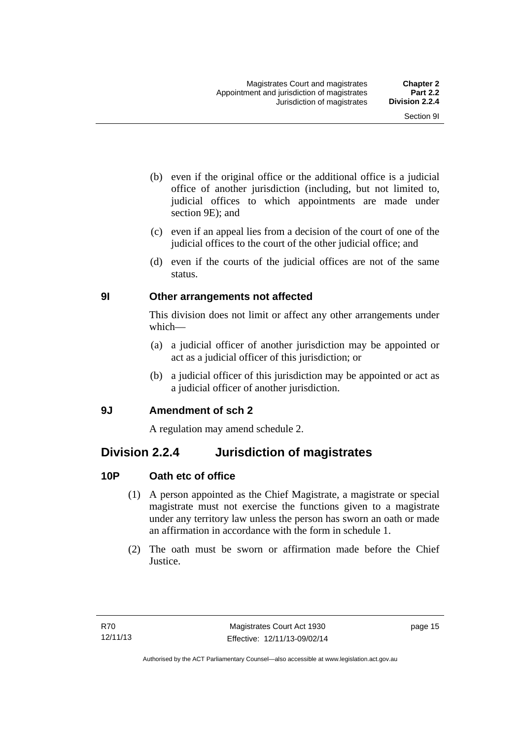(b) even if the original office or the additional office is a judicial office of another jurisdiction (including, but not limited to, judicial offices to which appointments are made under section 9E); and

(c) even if an appeal lies from a decision of the court of one of the judicial offices to the court of the other judicial office; and

(d) even if the courts of the judicial offices are not of the same status.

### 9I Other arrangements not affected

This division does not limit or affect any other arrangements under which—

(a) a judicial officer of another jurisdiction may be appointed or act as a judicial officer of this jurisdiction; or

(b) a judicial officer of this jurisdiction may be appointed or act as a judicial officer of another jurisdiction.

### 9J Amendment of sch 2

A regulation may amend schedule 2.

## Division 2.2.4 Jurisdiction of magistrates

### 10P Oath etc of office

(1) A person appointed as the Chief Magistrate, a magistrate or special magistrate must not exercise the functions given to a magistrate under any territory law unless the person has sworn an oath or made an affirmation in accordance with the form in schedule 1.

(2) The oath must be sworn or affirmation made before the Chief Justice.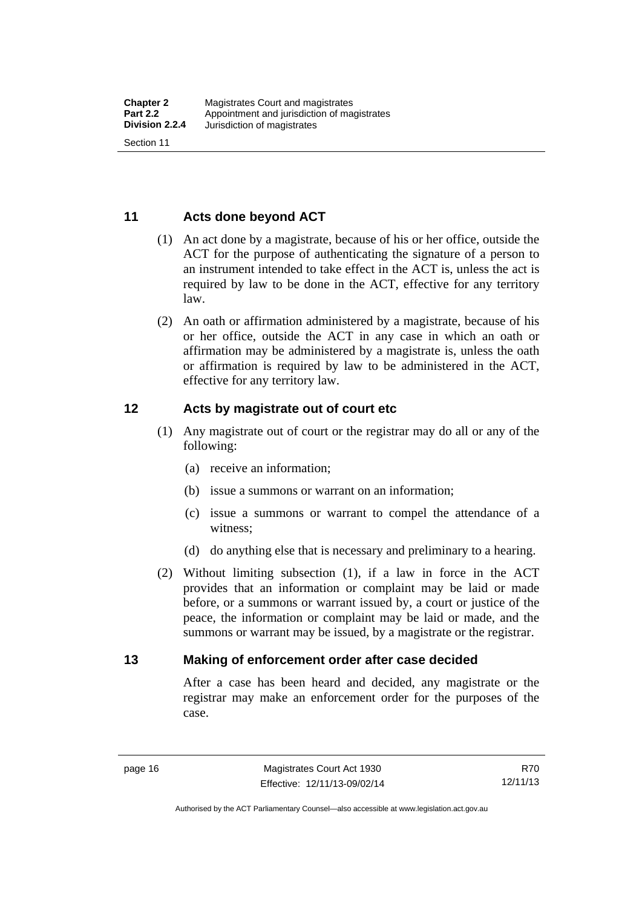## 11 Acts done beyond ACT

(1) An act done by a magistrate, because of his or her office, outside the ACT for the purpose of authenticating the signature of a person to an instrument intended to take effect in the ACT is, unless the act is required by law to be done in the ACT, effective for any territory law.

(2) An oath or affirmation administered by a magistrate, because of his or her office, outside the ACT in any case in which an oath or affirmation may be administered by a magistrate is, unless the oath or affirmation is required by law to be administered in the ACT, effective for any territory law.

## 12 Acts by magistrate out of court etc

(1) Any magistrate out of court or the registrar may do all or any of the following:

- (a) receive an information;
- (b) issue a summons or warrant on an information;
- (c) issue a summons or warrant to compel the attendance of a witness;
- (d) do anything else that is necessary and preliminary to a hearing.

(2) Without limiting subsection (1), if a law in force in the ACT provides that an information or complaint may be laid or made before, or a summons or warrant issued by, a court or justice of the peace, the information or complaint may be laid or made, and the summons or warrant may be issued, by a magistrate or the registrar.

## 13 Making of enforcement order after case decided

After a case has been heard and decided, any magistrate or the registrar may make an enforcement order for the purposes of the case.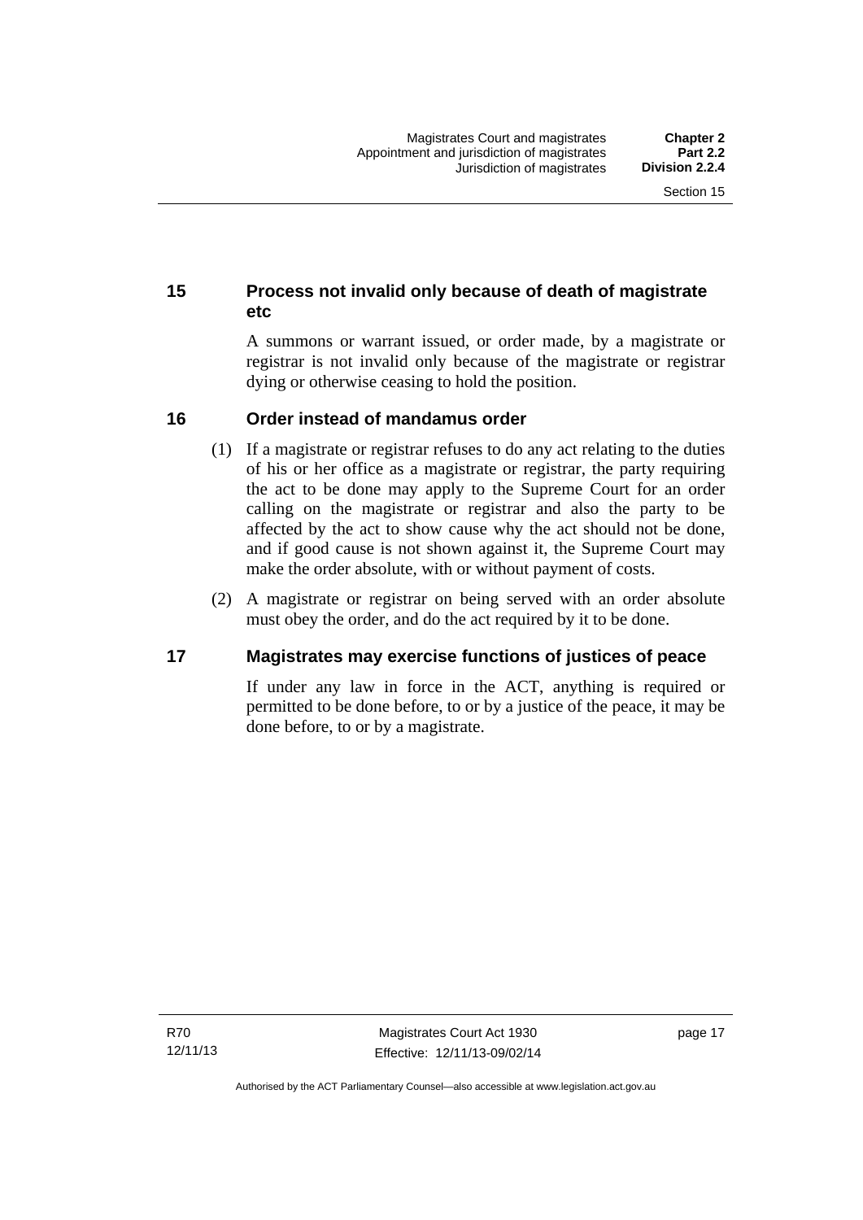## 15 Process not invalid only because of death of magistrate etc

A summons or warrant issued, or order made, by a magistrate or registrar is not invalid only because of the magistrate or registrar dying or otherwise ceasing to hold the position.

## 16 Order instead of mandamus order

(1) If a magistrate or registrar refuses to do any act relating to the duties of his or her office as a magistrate or registrar, the party requiring the act to be done may apply to the Supreme Court for an order calling on the magistrate or registrar and also the party to be affected by the act to show cause why the act should not be done, and if good cause is not shown against it, the Supreme Court may make the order absolute, with or without payment of costs.

(2) A magistrate or registrar on being served with an order absolute must obey the order, and do the act required by it to be done.

## 17 Magistrates may exercise functions of justices of peace

If under any law in force in the ACT, anything is required or permitted to be done before, to or by a justice of the peace, it may be done before, to or by a magistrate.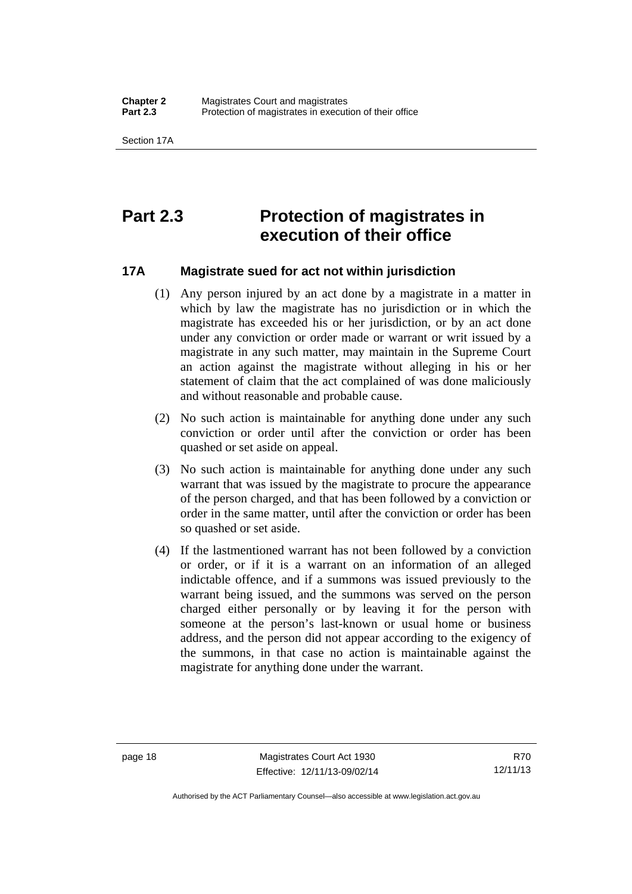# Part 2.3 Protection of magistrates in execution of their office

## 17A Magistrate sued for act not within jurisdiction

(1) Any person injured by an act done by a magistrate in a matter in which by law the magistrate has no jurisdiction or in which the magistrate has exceeded his or her jurisdiction, or by an act done under any conviction or order made or warrant or writ issued by a magistrate in any such matter, may maintain in the Supreme Court an action against the magistrate without alleging in his or her statement of claim that the act complained of was done maliciously and without reasonable and probable cause.

(2) No such action is maintainable for anything done under any such conviction or order until after the conviction or order has been quashed or set aside on appeal.

(3) No such action is maintainable for anything done under any such warrant that was issued by the magistrate to procure the appearance of the person charged, and that has been followed by a conviction or order in the same matter, until after the conviction or order has been so quashed or set aside.

(4) If the lastmentioned warrant has not been followed by a conviction or order, or if it is a warrant on an information of an alleged indictable offence, and if a summons was issued previously to the warrant being issued, and the summons was served on the person charged either personally or by leaving it for the person with someone at the person's last-known or usual home or business address, and the person did not appear according to the exigency of the summons, in that case no action is maintainable against the magistrate for anything done under the warrant.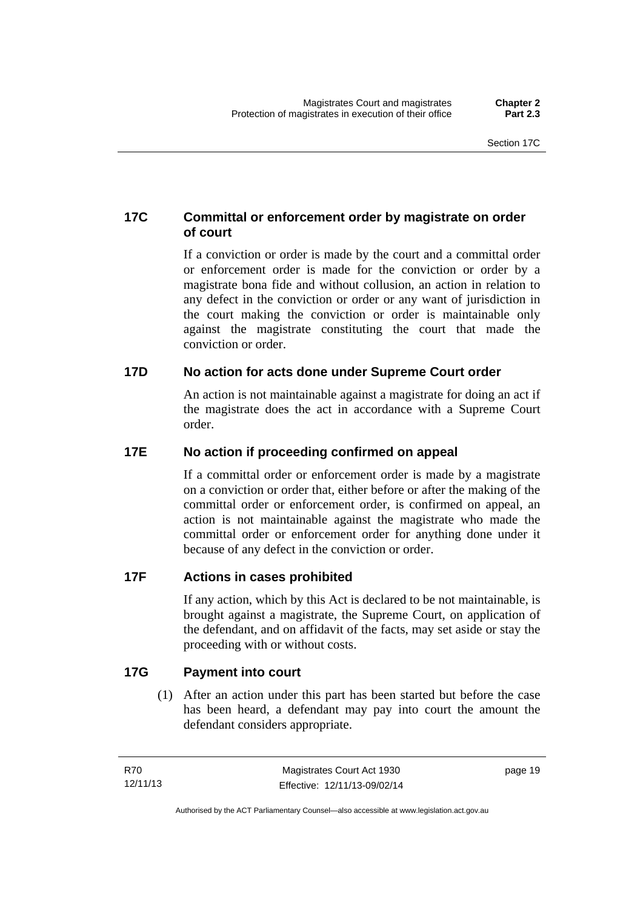## 17C Committal or enforcement order by magistrate on order of court

If a conviction or order is made by the court and a committal order or enforcement order is made for the conviction or order by a magistrate bona fide and without collusion, an action in relation to any defect in the conviction or order or any want of jurisdiction in the court making the conviction or order is maintainable only against the magistrate constituting the court that made the conviction or order.

## 17D No action for acts done under Supreme Court order

An action is not maintainable against a magistrate for doing an act if the magistrate does the act in accordance with a Supreme Court order.

## 17E No action if proceeding confirmed on appeal

If a committal order or enforcement order is made by a magistrate on a conviction or order that, either before or after the making of the committal order or enforcement order, is confirmed on appeal, an action is not maintainable against the magistrate who made the committal order or enforcement order for anything done under it because of any defect in the conviction or order.

## 17F Actions in cases prohibited

If any action, which by this Act is declared to be not maintainable, is brought against a magistrate, the Supreme Court, on application of the defendant, and on affidavit of the facts, may set aside or stay the proceeding with or without costs.

## 17G Payment into court

(1) After an action under this part has been started but before the case has been heard, a defendant may pay into court the amount the defendant considers appropriate.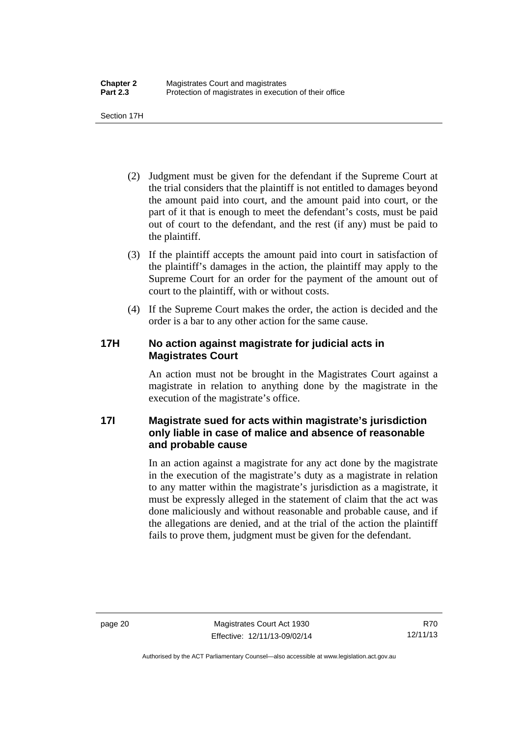(2) Judgment must be given for the defendant if the Supreme Court at the trial considers that the plaintiff is not entitled to damages beyond the amount paid into court, and the amount paid into court, or the part of it that is enough to meet the defendant's costs, must be paid out of court to the defendant, and the rest (if any) must be paid to the plaintiff.

(3) If the plaintiff accepts the amount paid into court in satisfaction of the plaintiff's damages in the action, the plaintiff may apply to the Supreme Court for an order for the payment of the amount out of court to the plaintiff, with or without costs.

(4) If the Supreme Court makes the order, the action is decided and the order is a bar to any other action for the same cause.

### 17H No action against magistrate for judicial acts in Magistrates Court

An action must not be brought in the Magistrates Court against a magistrate in relation to anything done by the magistrate in the execution of the magistrate's office.

### 17I Magistrate sued for acts within magistrate's jurisdiction only liable in case of malice and absence of reasonable and probable cause

In an action against a magistrate for any act done by the magistrate in the execution of the magistrate's duty as a magistrate in relation to any matter within the magistrate's jurisdiction as a magistrate, it must be expressly alleged in the statement of claim that the act was done maliciously and without reasonable and probable cause, and if the allegations are denied, and at the trial of the action the plaintiff fails to prove them, judgment must be given for the defendant.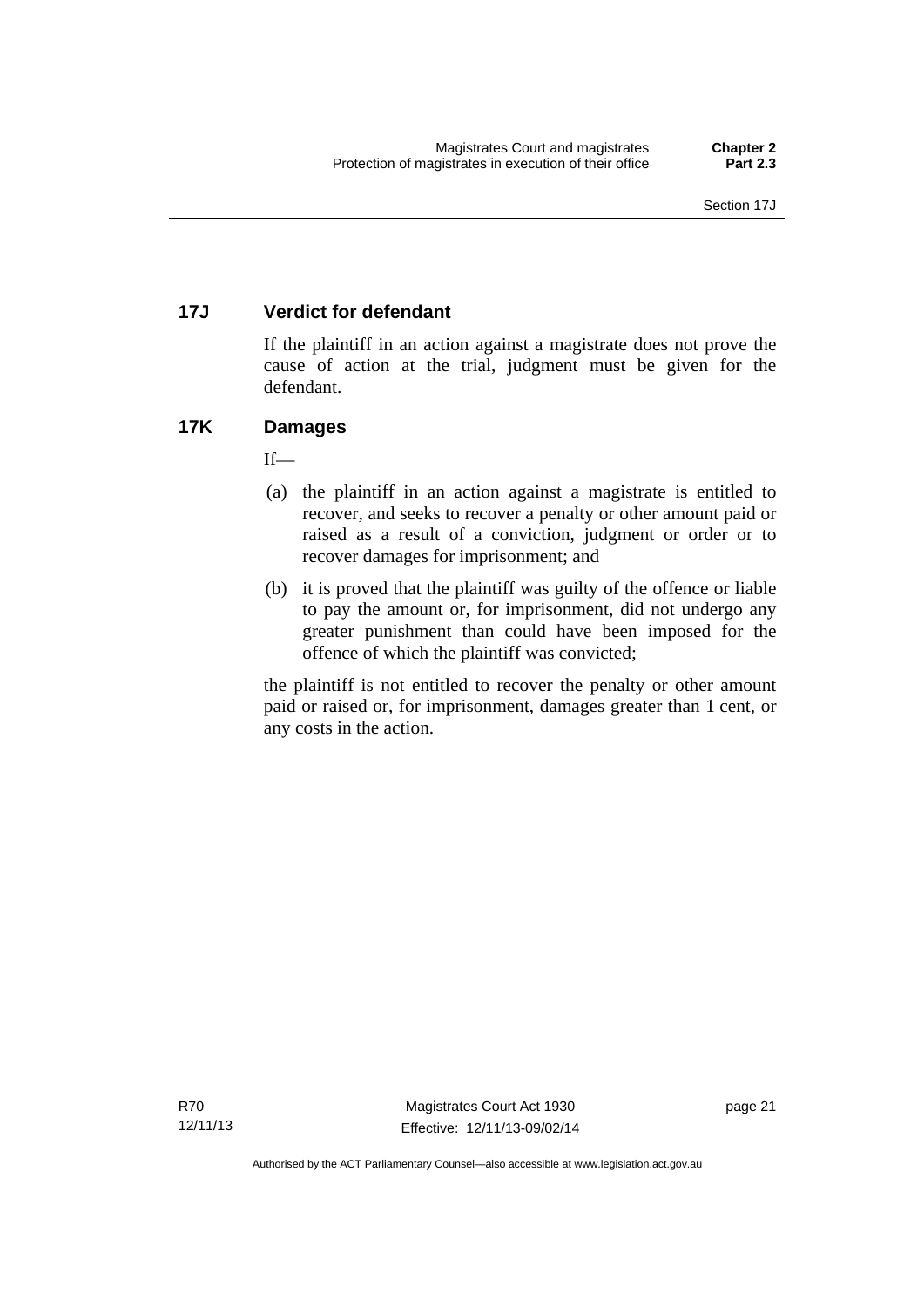### 17J Verdict for defendant

If the plaintiff in an action against a magistrate does not prove the cause of action at the trial, judgment must be given for the defendant.

### 17K Damages

If—

(a) the plaintiff in an action against a magistrate is entitled to recover, and seeks to recover a penalty or other amount paid or raised as a result of a conviction, judgment or order or to recover damages for imprisonment; and

(b) it is proved that the plaintiff was guilty of the offence or liable to pay the amount or, for imprisonment, did not undergo any greater punishment than could have been imposed for the offence of which the plaintiff was convicted;

the plaintiff is not entitled to recover the penalty or other amount paid or raised or, for imprisonment, damages greater than 1 cent, or any costs in the action.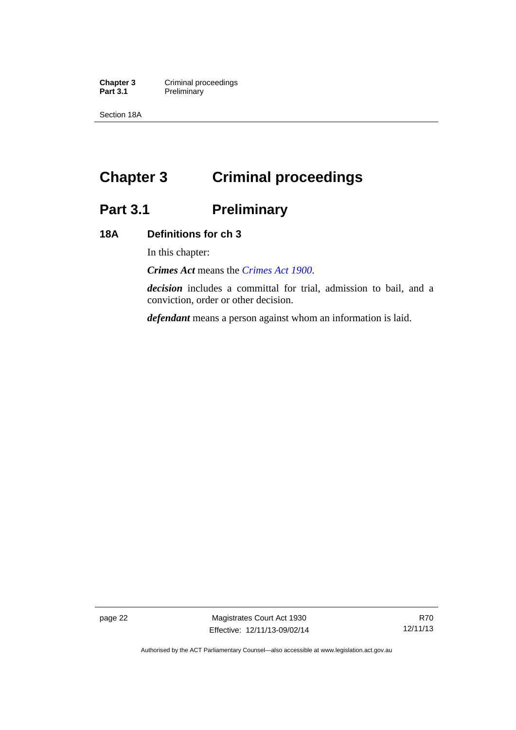# Chapter 3 Criminal proceedings

## Part 3.1 Preliminary

### 18A Definitions for ch 3

In this chapter:

***Crimes Act*** means the *Crimes Act 1900*.

***decision*** includes a committal for trial, admission to bail, and a conviction, order or other decision.

***defendant*** means a person against whom an information is laid.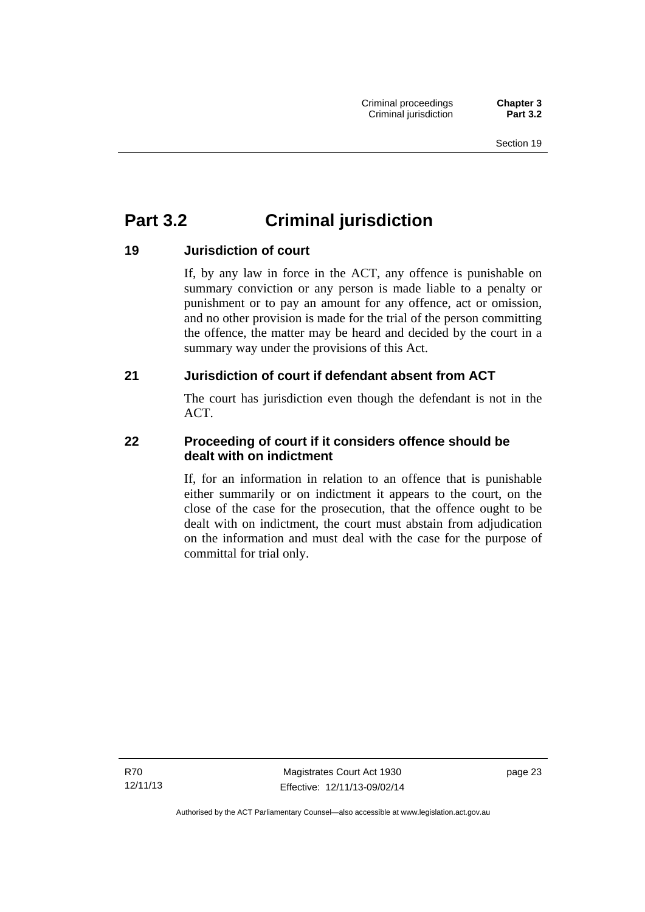# Part 3.2 Criminal jurisdiction

## 19 Jurisdiction of court

If, by any law in force in the ACT, any offence is punishable on summary conviction or any person is made liable to a penalty or punishment or to pay an amount for any offence, act or omission, and no other provision is made for the trial of the person committing the offence, the matter may be heard and decided by the court in a summary way under the provisions of this Act.

## 21 Jurisdiction of court if defendant absent from ACT

The court has jurisdiction even though the defendant is not in the ACT.

## 22 Proceeding of court if it considers offence should be dealt with on indictment

If, for an information in relation to an offence that is punishable either summarily or on indictment it appears to the court, on the close of the case for the prosecution, that the offence ought to be dealt with on indictment, the court must abstain from adjudication on the information and must deal with the case for the purpose of committal for trial only.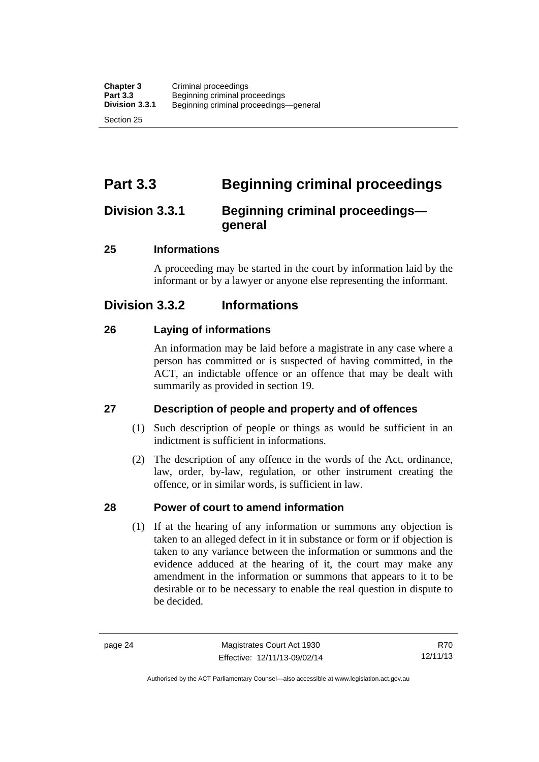# Part 3.3 Beginning criminal proceedings

## Division 3.3.1 Beginning criminal proceedings—general

### 25 Informations

A proceeding may be started in the court by information laid by the informant or by a lawyer or anyone else representing the informant.

## Division 3.3.2 Informations

### 26 Laying of informations

An information may be laid before a magistrate in any case where a person has committed or is suspected of having committed, in the ACT, an indictable offence or an offence that may be dealt with summarily as provided in section 19.

### 27 Description of people and property and of offences

(1) Such description of people or things as would be sufficient in an indictment is sufficient in informations.

(2) The description of any offence in the words of the Act, ordinance, law, order, by-law, regulation, or other instrument creating the offence, or in similar words, is sufficient in law.

### 28 Power of court to amend information

(1) If at the hearing of any information or summons any objection is taken to an alleged defect in it in substance or form or if objection is taken to any variance between the information or summons and the evidence adduced at the hearing of it, the court may make any amendment in the information or summons that appears to it to be desirable or to be necessary to enable the real question in dispute to be decided.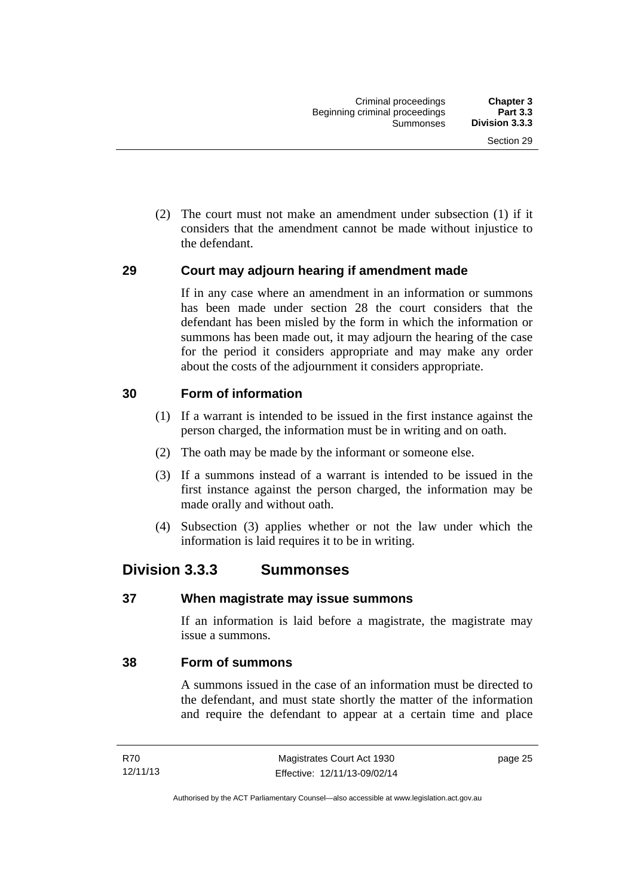(2) The court must not make an amendment under subsection (1) if it considers that the amendment cannot be made without injustice to the defendant.

### 29 Court may adjourn hearing if amendment made

If in any case where an amendment in an information or summons has been made under section 28 the court considers that the defendant has been misled by the form in which the information or summons has been made out, it may adjourn the hearing of the case for the period it considers appropriate and may make any order about the costs of the adjournment it considers appropriate.

### 30 Form of information

(1) If a warrant is intended to be issued in the first instance against the person charged, the information must be in writing and on oath.

(2) The oath may be made by the informant or someone else.

(3) If a summons instead of a warrant is intended to be issued in the first instance against the person charged, the information may be made orally and without oath.

(4) Subsection (3) applies whether or not the law under which the information is laid requires it to be in writing.

## Division 3.3.3 Summonses

### 37 When magistrate may issue summons

If an information is laid before a magistrate, the magistrate may issue a summons.

### 38 Form of summons

A summons issued in the case of an information must be directed to the defendant, and must state shortly the matter of the information and require the defendant to appear at a certain time and place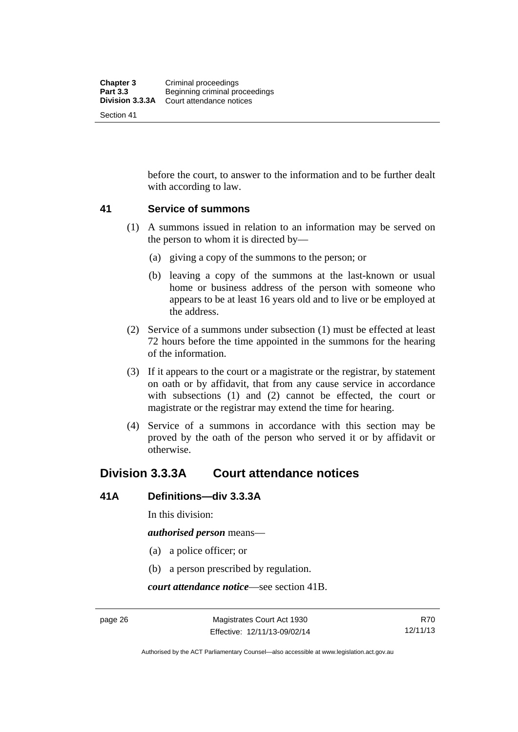before the court, to answer to the information and to be further dealt with according to law.

### 41 Service of summons

(1) A summons issued in relation to an information may be served on the person to whom it is directed by—

(a) giving a copy of the summons to the person; or

(b) leaving a copy of the summons at the last-known or usual home or business address of the person with someone who appears to be at least 16 years old and to live or be employed at the address.

(2) Service of a summons under subsection (1) must be effected at least 72 hours before the time appointed in the summons for the hearing of the information.

(3) If it appears to the court or a magistrate or the registrar, by statement on oath or by affidavit, that from any cause service in accordance with subsections (1) and (2) cannot be effected, the court or magistrate or the registrar may extend the time for hearing.

(4) Service of a summons in accordance with this section may be proved by the oath of the person who served it or by affidavit or otherwise.

## Division 3.3.3A Court attendance notices

### 41A Definitions—div 3.3.3A

In this division:

***authorised person*** means—

(a) a police officer; or

(b) a person prescribed by regulation.

***court attendance notice***—see section 41B.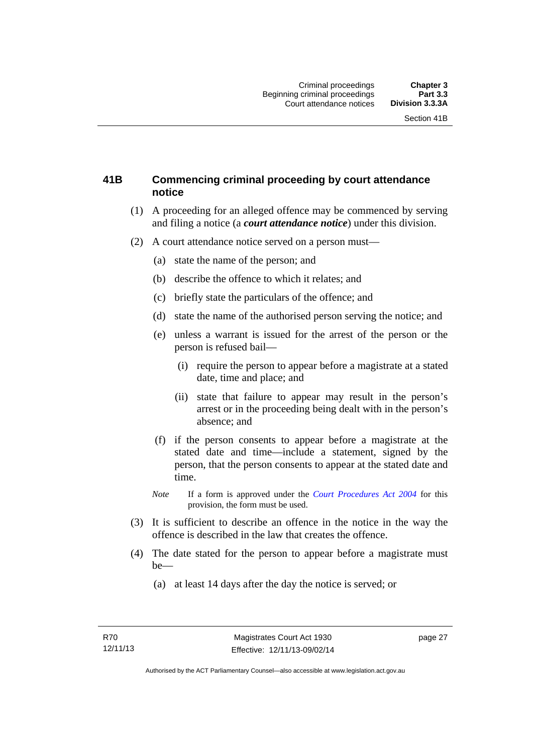## 41B Commencing criminal proceeding by court attendance notice

(1) A proceeding for an alleged offence may be commenced by serving and filing a notice (a ***court attendance notice***) under this division.

(2) A court attendance notice served on a person must—

(a) state the name of the person; and

(b) describe the offence to which it relates; and

(c) briefly state the particulars of the offence; and

(d) state the name of the authorised person serving the notice; and

(e) unless a warrant is issued for the arrest of the person or the person is refused bail—

(i) require the person to appear before a magistrate at a stated date, time and place; and

(ii) state that failure to appear may result in the person's arrest or in the proceeding being dealt with in the person's absence; and

(f) if the person consents to appear before a magistrate at the stated date and time—include a statement, signed by the person, that the person consents to appear at the stated date and time.

*Note* If a form is approved under the *Court Procedures Act 2004* for this provision, the form must be used.

(3) It is sufficient to describe an offence in the notice in the way the offence is described in the law that creates the offence.

(4) The date stated for the person to appear before a magistrate must be—

(a) at least 14 days after the day the notice is served; or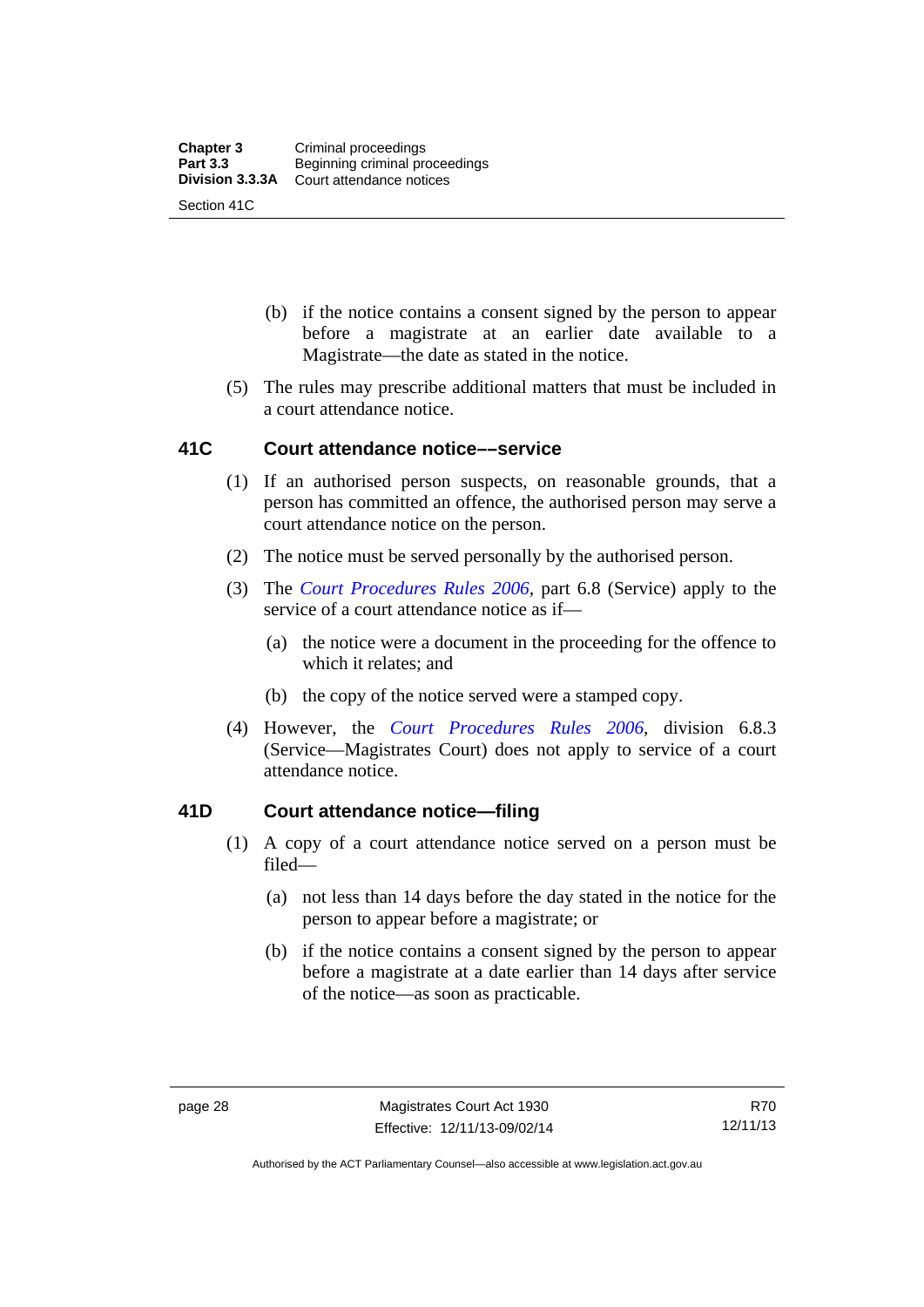(b) if the notice contains a consent signed by the person to appear before a magistrate at an earlier date available to a Magistrate—the date as stated in the notice.

(5) The rules may prescribe additional matters that must be included in a court attendance notice.

### 41C Court attendance notice––service

(1) If an authorised person suspects, on reasonable grounds, that a person has committed an offence, the authorised person may serve a court attendance notice on the person.

(2) The notice must be served personally by the authorised person.

(3) The *Court Procedures Rules 2006*, part 6.8 (Service) apply to the service of a court attendance notice as if—

(a) the notice were a document in the proceeding for the offence to which it relates; and

(b) the copy of the notice served were a stamped copy.

(4) However, the *Court Procedures Rules 2006*, division 6.8.3 (Service—Magistrates Court) does not apply to service of a court attendance notice.

### 41D Court attendance notice—filing

(1) A copy of a court attendance notice served on a person must be filed—

(a) not less than 14 days before the day stated in the notice for the person to appear before a magistrate; or

(b) if the notice contains a consent signed by the person to appear before a magistrate at a date earlier than 14 days after service of the notice—as soon as practicable.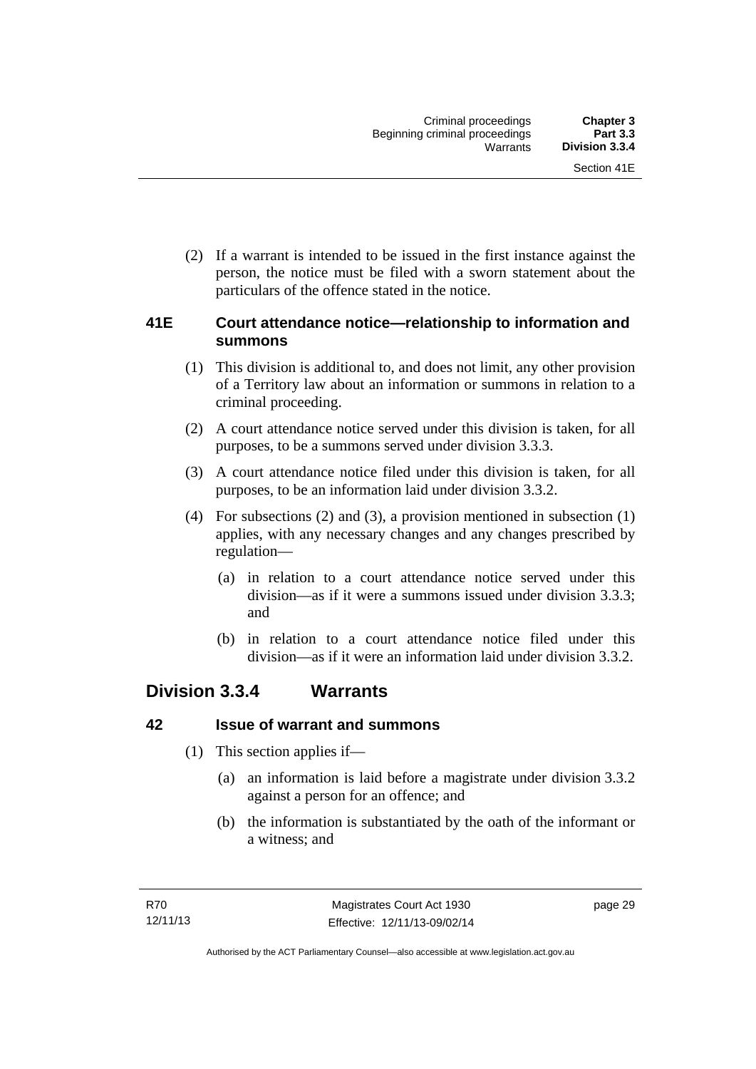(2) If a warrant is intended to be issued in the first instance against the person, the notice must be filed with a sworn statement about the particulars of the offence stated in the notice.

### 41E Court attendance notice—relationship to information and summons

(1) This division is additional to, and does not limit, any other provision of a Territory law about an information or summons in relation to a criminal proceeding.

(2) A court attendance notice served under this division is taken, for all purposes, to be a summons served under division 3.3.3.

(3) A court attendance notice filed under this division is taken, for all purposes, to be an information laid under division 3.3.2.

(4) For subsections (2) and (3), a provision mentioned in subsection (1) applies, with any necessary changes and any changes prescribed by regulation—

(a) in relation to a court attendance notice served under this division—as if it were a summons issued under division 3.3.3; and

(b) in relation to a court attendance notice filed under this division—as if it were an information laid under division 3.3.2.

## Division 3.3.4 Warrants

### 42 Issue of warrant and summons

(1) This section applies if—

(a) an information is laid before a magistrate under division 3.3.2 against a person for an offence; and

(b) the information is substantiated by the oath of the informant or a witness; and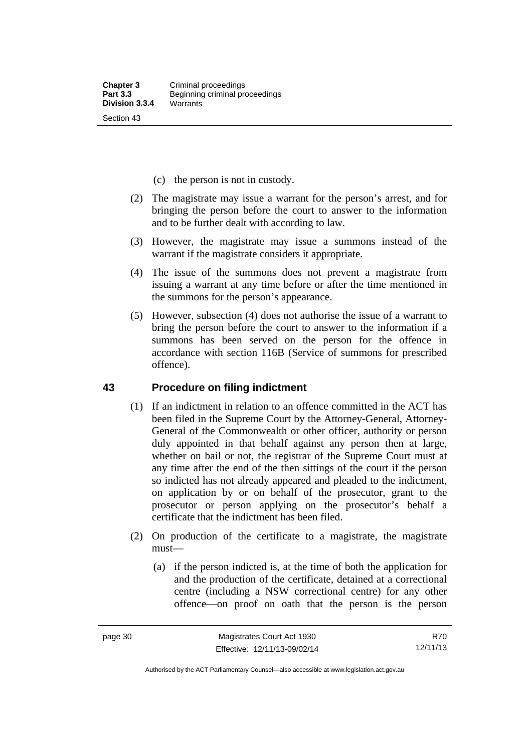(c) the person is not in custody.

(2) The magistrate may issue a warrant for the person's arrest, and for bringing the person before the court to answer to the information and to be further dealt with according to law.

(3) However, the magistrate may issue a summons instead of the warrant if the magistrate considers it appropriate.

(4) The issue of the summons does not prevent a magistrate from issuing a warrant at any time before or after the time mentioned in the summons for the person's appearance.

(5) However, subsection (4) does not authorise the issue of a warrant to bring the person before the court to answer to the information if a summons has been served on the person for the offence in accordance with section 116B (Service of summons for prescribed offence).

## 43 Procedure on filing indictment

(1) If an indictment in relation to an offence committed in the ACT has been filed in the Supreme Court by the Attorney-General, Attorney-General of the Commonwealth or other officer, authority or person duly appointed in that behalf against any person then at large, whether on bail or not, the registrar of the Supreme Court must at any time after the end of the then sittings of the court if the person so indicted has not already appeared and pleaded to the indictment, on application by or on behalf of the prosecutor, grant to the prosecutor or person applying on the prosecutor's behalf a certificate that the indictment has been filed.

(2) On production of the certificate to a magistrate, the magistrate must—

(a) if the person indicted is, at the time of both the application for and the production of the certificate, detained at a correctional centre (including a NSW correctional centre) for any other offence—on proof on oath that the person is the person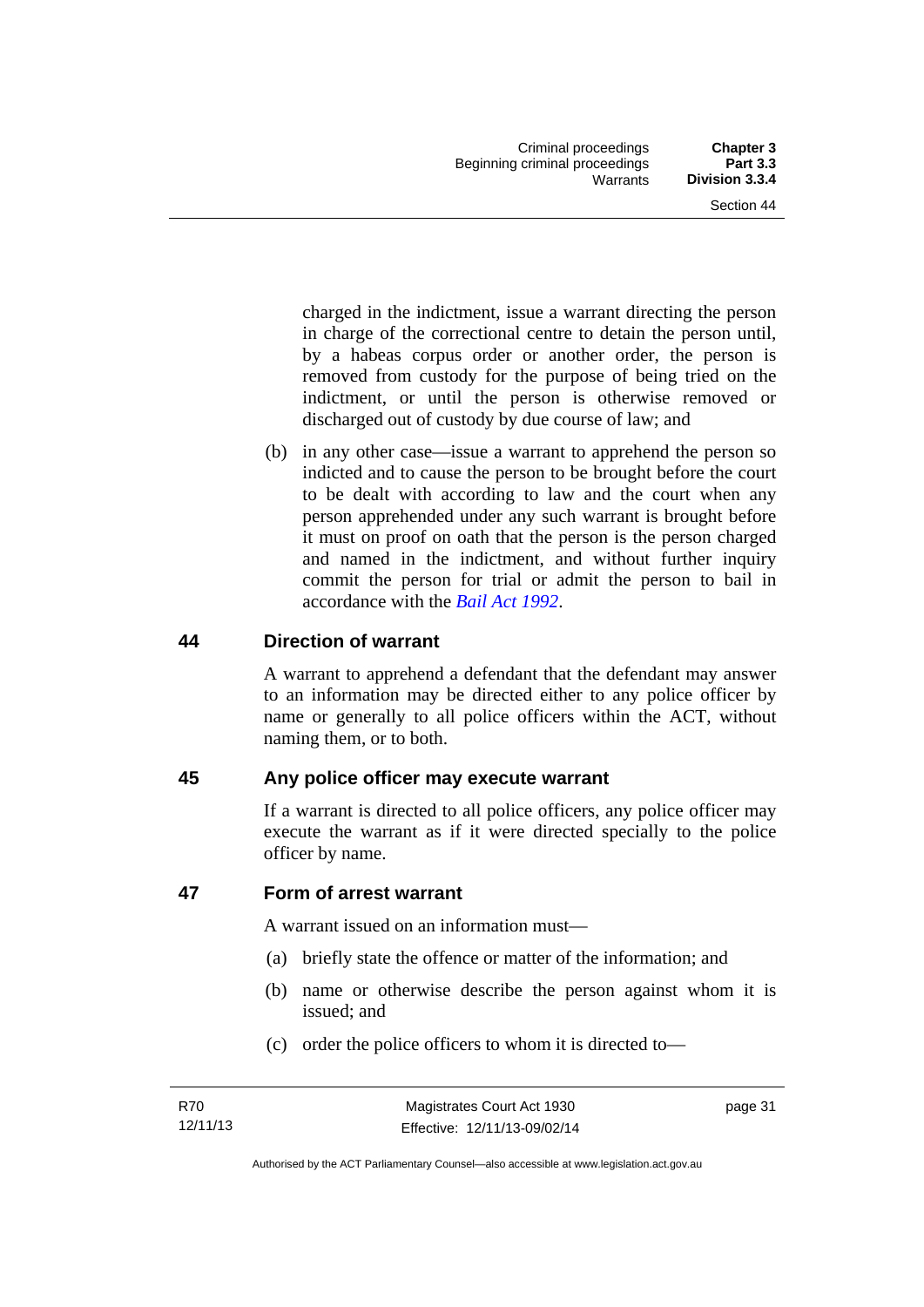charged in the indictment, issue a warrant directing the person in charge of the correctional centre to detain the person until, by a habeas corpus order or another order, the person is removed from custody for the purpose of being tried on the indictment, or until the person is otherwise removed or discharged out of custody by due course of law; and

(b) in any other case—issue a warrant to apprehend the person so indicted and to cause the person to be brought before the court to be dealt with according to law and the court when any person apprehended under any such warrant is brought before it must on proof on oath that the person is the person charged and named in the indictment, and without further inquiry commit the person for trial or admit the person to bail in accordance with the *Bail Act 1992*.

## 44 Direction of warrant

A warrant to apprehend a defendant that the defendant may answer to an information may be directed either to any police officer by name or generally to all police officers within the ACT, without naming them, or to both.

## 45 Any police officer may execute warrant

If a warrant is directed to all police officers, any police officer may execute the warrant as if it were directed specially to the police officer by name.

## 47 Form of arrest warrant

A warrant issued on an information must—

(a) briefly state the offence or matter of the information; and

(b) name or otherwise describe the person against whom it is issued; and

(c) order the police officers to whom it is directed to—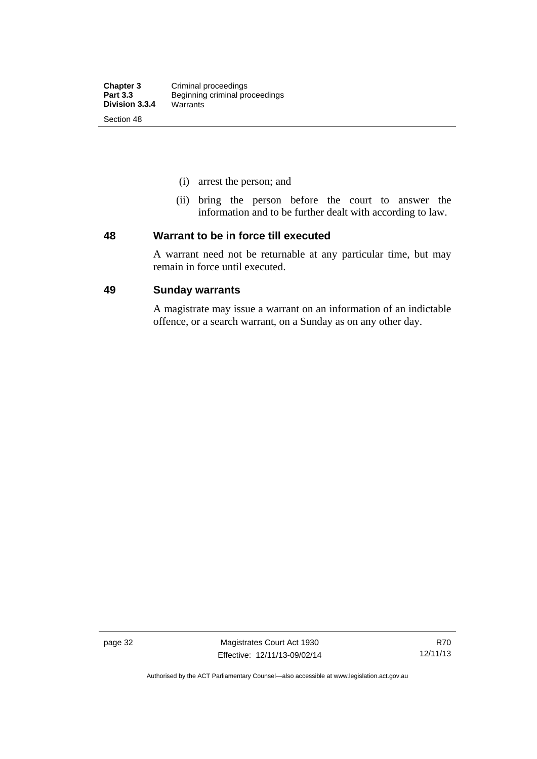(i) arrest the person; and

(ii) bring the person before the court to answer the information and to be further dealt with according to law.

## 48 Warrant to be in force till executed

A warrant need not be returnable at any particular time, but may remain in force until executed.

## 49 Sunday warrants

A magistrate may issue a warrant on an information of an indictable offence, or a search warrant, on a Sunday as on any other day.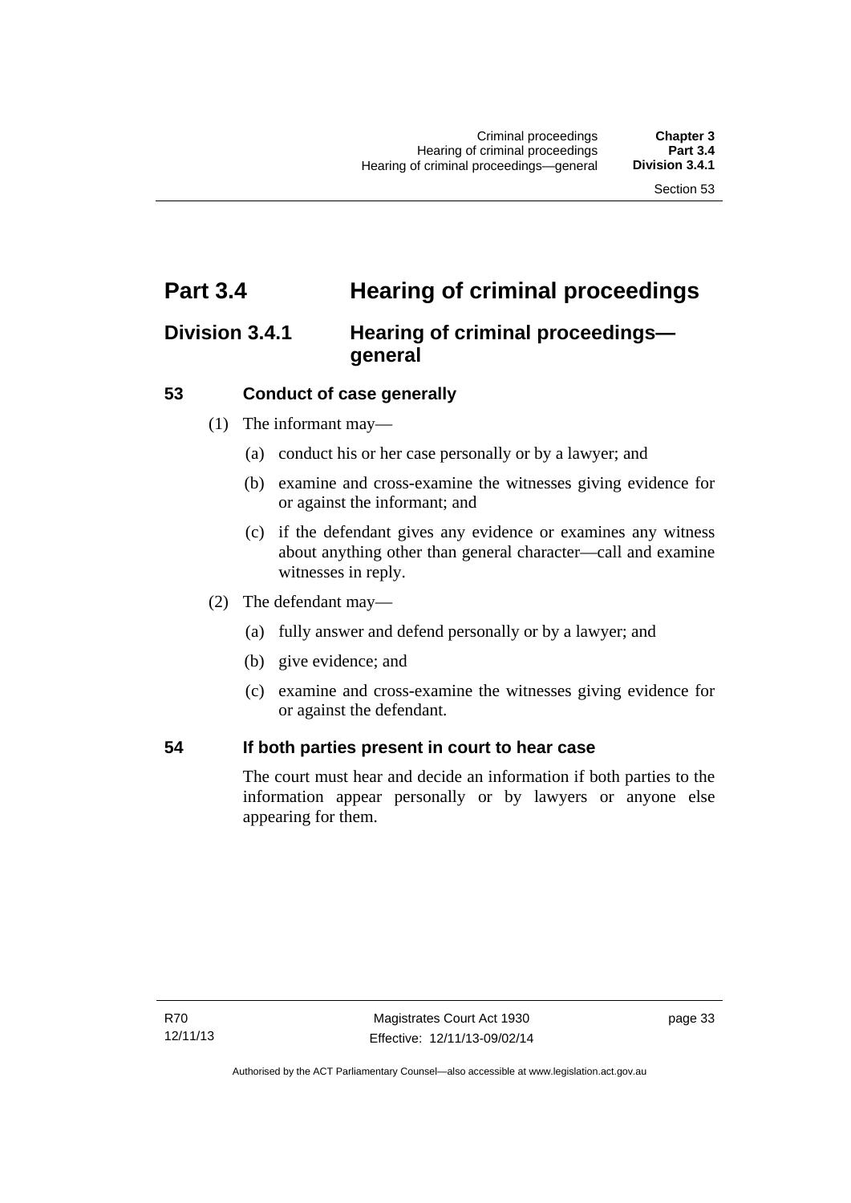# Part 3.4 Hearing of criminal proceedings

## Division 3.4.1 Hearing of criminal proceedings—general

### 53 Conduct of case generally

(1) The informant may—

(a) conduct his or her case personally or by a lawyer; and

(b) examine and cross-examine the witnesses giving evidence for or against the informant; and

(c) if the defendant gives any evidence or examines any witness about anything other than general character—call and examine witnesses in reply.

(2) The defendant may—

(a) fully answer and defend personally or by a lawyer; and

(b) give evidence; and

(c) examine and cross-examine the witnesses giving evidence for or against the defendant.

### 54 If both parties present in court to hear case

The court must hear and decide an information if both parties to the information appear personally or by lawyers or anyone else appearing for them.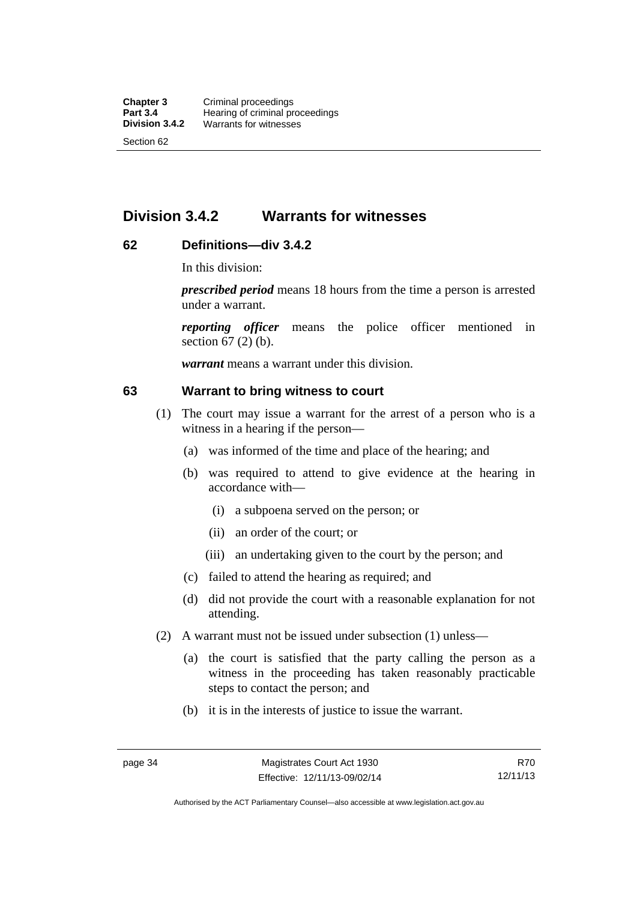## Division 3.4.2 Warrants for witnesses

### 62 Definitions—div 3.4.2

In this division:

***prescribed period*** means 18 hours from the time a person is arrested under a warrant.

***reporting officer*** means the police officer mentioned in section 67 (2) (b).

***warrant*** means a warrant under this division.

### 63 Warrant to bring witness to court

(1) The court may issue a warrant for the arrest of a person who is a witness in a hearing if the person—

(a) was informed of the time and place of the hearing; and

(b) was required to attend to give evidence at the hearing in accordance with—

(i) a subpoena served on the person; or

(ii) an order of the court; or

(iii) an undertaking given to the court by the person; and

(c) failed to attend the hearing as required; and

(d) did not provide the court with a reasonable explanation for not attending.

(2) A warrant must not be issued under subsection (1) unless—

(a) the court is satisfied that the party calling the person as a witness in the proceeding has taken reasonably practicable steps to contact the person; and

(b) it is in the interests of justice to issue the warrant.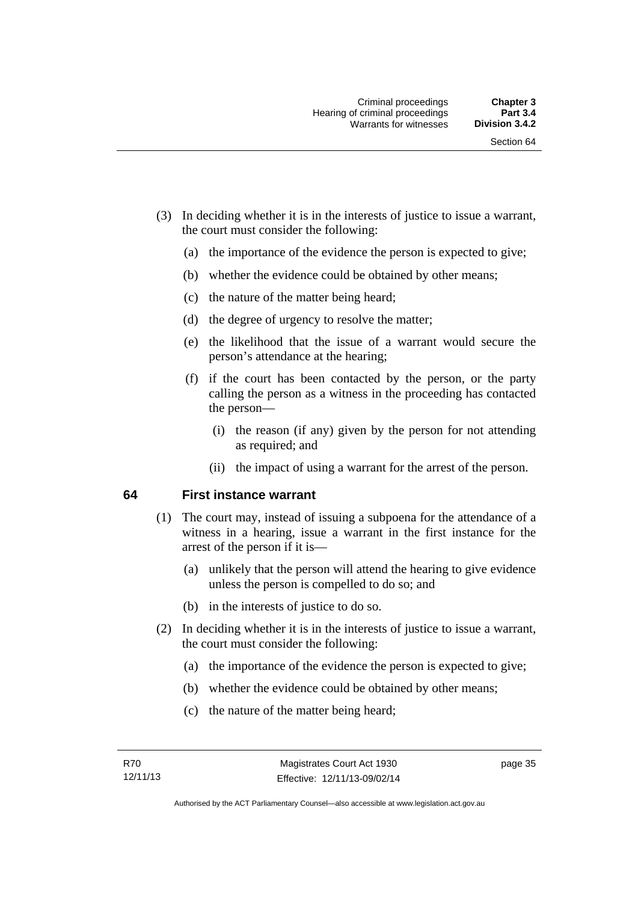(3) In deciding whether it is in the interests of justice to issue a warrant, the court must consider the following:

  (a) the importance of the evidence the person is expected to give;

  (b) whether the evidence could be obtained by other means;

  (c) the nature of the matter being heard;

  (d) the degree of urgency to resolve the matter;

  (e) the likelihood that the issue of a warrant would secure the person's attendance at the hearing;

  (f) if the court has been contacted by the person, or the party calling the person as a witness in the proceeding has contacted the person—

    (i) the reason (if any) given by the person for not attending as required; and

    (ii) the impact of using a warrant for the arrest of the person.

## 64 First instance warrant

(1) The court may, instead of issuing a subpoena for the attendance of a witness in a hearing, issue a warrant in the first instance for the arrest of the person if it is—

  (a) unlikely that the person will attend the hearing to give evidence unless the person is compelled to do so; and

  (b) in the interests of justice to do so.

(2) In deciding whether it is in the interests of justice to issue a warrant, the court must consider the following:

  (a) the importance of the evidence the person is expected to give;

  (b) whether the evidence could be obtained by other means;

  (c) the nature of the matter being heard;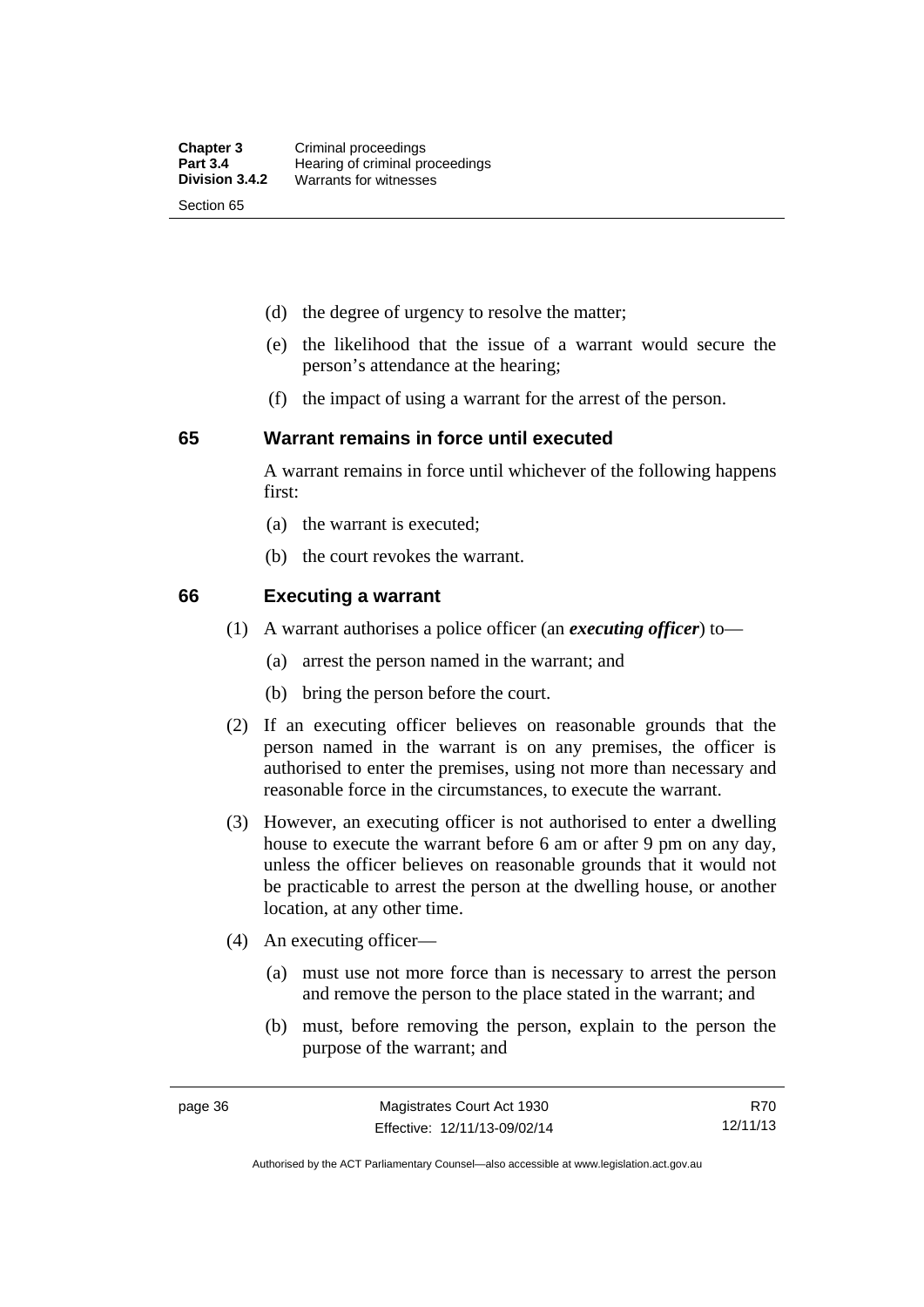(d) the degree of urgency to resolve the matter;

(e) the likelihood that the issue of a warrant would secure the person's attendance at the hearing;

(f) the impact of using a warrant for the arrest of the person.

## 65 Warrant remains in force until executed

A warrant remains in force until whichever of the following happens first:

(a) the warrant is executed;

(b) the court revokes the warrant.

## 66 Executing a warrant

(1) A warrant authorises a police officer (an ***executing officer***) to—

(a) arrest the person named in the warrant; and

(b) bring the person before the court.

(2) If an executing officer believes on reasonable grounds that the person named in the warrant is on any premises, the officer is authorised to enter the premises, using not more than necessary and reasonable force in the circumstances, to execute the warrant.

(3) However, an executing officer is not authorised to enter a dwelling house to execute the warrant before 6 am or after 9 pm on any day, unless the officer believes on reasonable grounds that it would not be practicable to arrest the person at the dwelling house, or another location, at any other time.

(4) An executing officer—

(a) must use not more force than is necessary to arrest the person and remove the person to the place stated in the warrant; and

(b) must, before removing the person, explain to the person the purpose of the warrant; and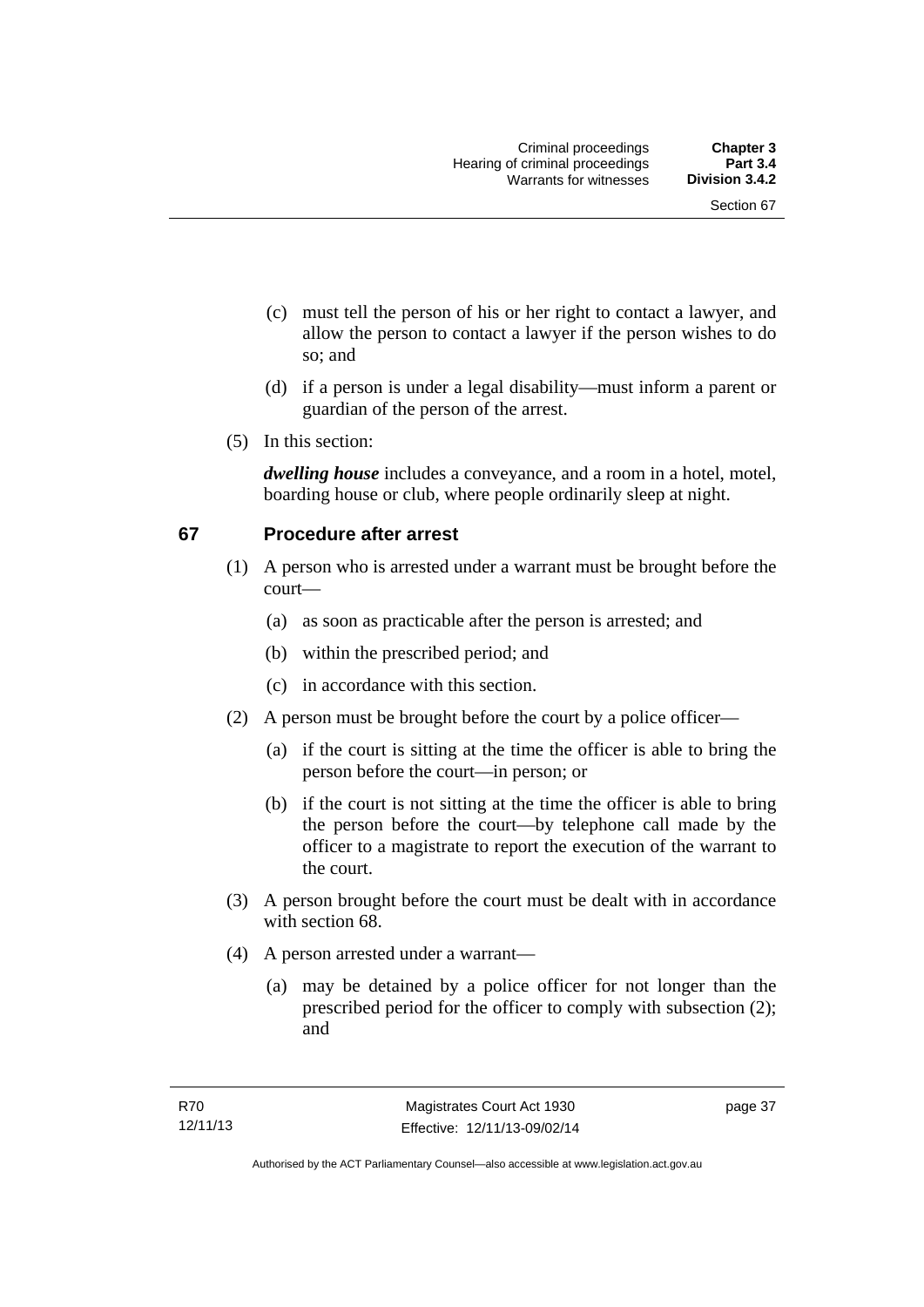(c) must tell the person of his or her right to contact a lawyer, and allow the person to contact a lawyer if the person wishes to do so; and

(d) if a person is under a legal disability—must inform a parent or guardian of the person of the arrest.

(5) In this section:

***dwelling house*** includes a conveyance, and a room in a hotel, motel, boarding house or club, where people ordinarily sleep at night.

## 67 Procedure after arrest

(1) A person who is arrested under a warrant must be brought before the court—

(a) as soon as practicable after the person is arrested; and

(b) within the prescribed period; and

(c) in accordance with this section.

(2) A person must be brought before the court by a police officer—

(a) if the court is sitting at the time the officer is able to bring the person before the court—in person; or

(b) if the court is not sitting at the time the officer is able to bring the person before the court—by telephone call made by the officer to a magistrate to report the execution of the warrant to the court.

(3) A person brought before the court must be dealt with in accordance with section 68.

(4) A person arrested under a warrant—

(a) may be detained by a police officer for not longer than the prescribed period for the officer to comply with subsection (2); and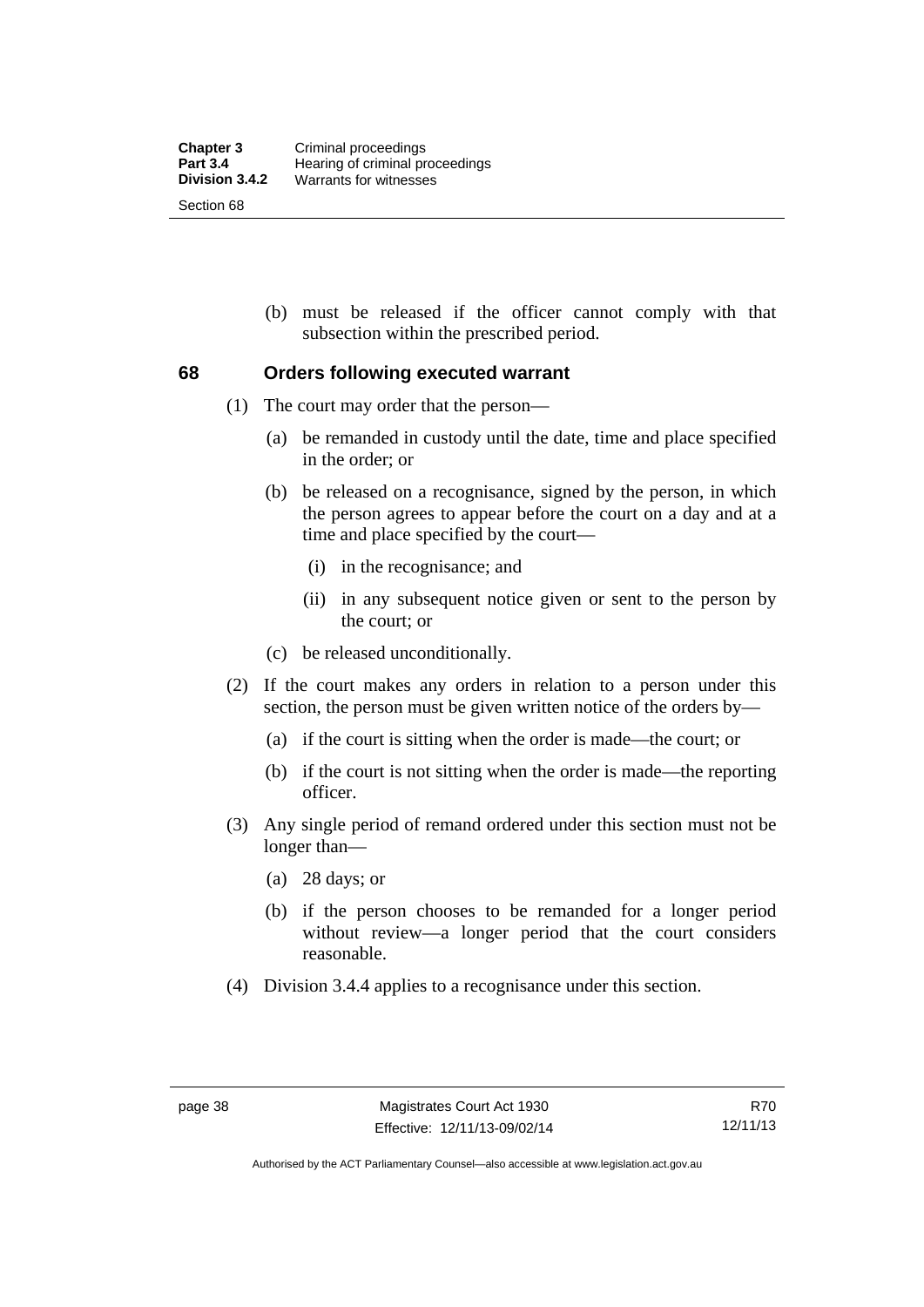(b) must be released if the officer cannot comply with that subsection within the prescribed period.

## 68 Orders following executed warrant

(1) The court may order that the person—

(a) be remanded in custody until the date, time and place specified in the order; or

(b) be released on a recognisance, signed by the person, in which the person agrees to appear before the court on a day and at a time and place specified by the court—

(i) in the recognisance; and

(ii) in any subsequent notice given or sent to the person by the court; or

(c) be released unconditionally.

(2) If the court makes any orders in relation to a person under this section, the person must be given written notice of the orders by—

(a) if the court is sitting when the order is made—the court; or

(b) if the court is not sitting when the order is made—the reporting officer.

(3) Any single period of remand ordered under this section must not be longer than—

(a) 28 days; or

(b) if the person chooses to be remanded for a longer period without review—a longer period that the court considers reasonable.

(4) Division 3.4.4 applies to a recognisance under this section.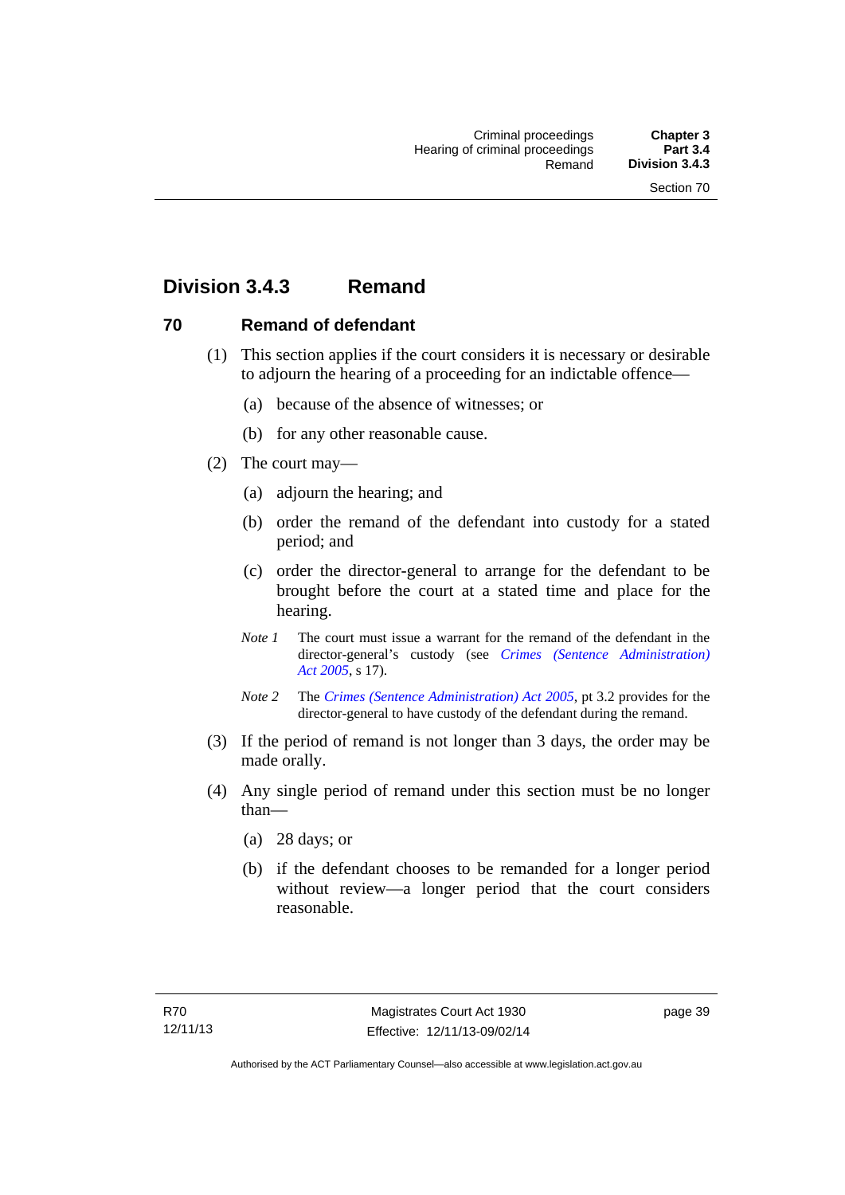## Division 3.4.3 Remand

### 70 Remand of defendant

(1) This section applies if the court considers it is necessary or desirable to adjourn the hearing of a proceeding for an indictable offence—

(a) because of the absence of witnesses; or

(b) for any other reasonable cause.

(2) The court may—

(a) adjourn the hearing; and

(b) order the remand of the defendant into custody for a stated period; and

(c) order the director-general to arrange for the defendant to be brought before the court at a stated time and place for the hearing.

*Note 1* The court must issue a warrant for the remand of the defendant in the director-general's custody (see *Crimes (Sentence Administration) Act 2005*, s 17).

*Note 2* The *Crimes (Sentence Administration) Act 2005*, pt 3.2 provides for the director-general to have custody of the defendant during the remand.

(3) If the period of remand is not longer than 3 days, the order may be made orally.

(4) Any single period of remand under this section must be no longer than—

(a) 28 days; or

(b) if the defendant chooses to be remanded for a longer period without review—a longer period that the court considers reasonable.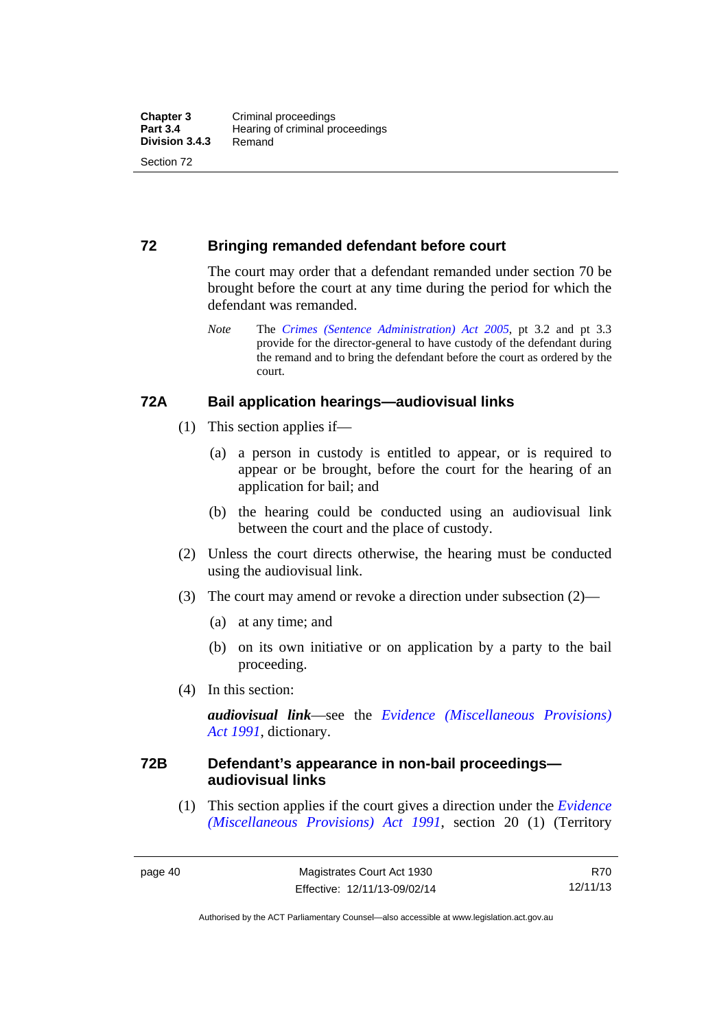## 72 Bringing remanded defendant before court

The court may order that a defendant remanded under section 70 be brought before the court at any time during the period for which the defendant was remanded.

*Note* The *Crimes (Sentence Administration) Act 2005*, pt 3.2 and pt 3.3 provide for the director-general to have custody of the defendant during the remand and to bring the defendant before the court as ordered by the court.

## 72A Bail application hearings—audiovisual links

(1) This section applies if—

(a) a person in custody is entitled to appear, or is required to appear or be brought, before the court for the hearing of an application for bail; and

(b) the hearing could be conducted using an audiovisual link between the court and the place of custody.

(2) Unless the court directs otherwise, the hearing must be conducted using the audiovisual link.

(3) The court may amend or revoke a direction under subsection (2)—

(a) at any time; and

(b) on its own initiative or on application by a party to the bail proceeding.

(4) In this section:

***audiovisual link***—see the *Evidence (Miscellaneous Provisions) Act 1991*, dictionary.

## 72B Defendant's appearance in non-bail proceedings—audiovisual links

(1) This section applies if the court gives a direction under the *Evidence (Miscellaneous Provisions) Act 1991*, section 20 (1) (Territory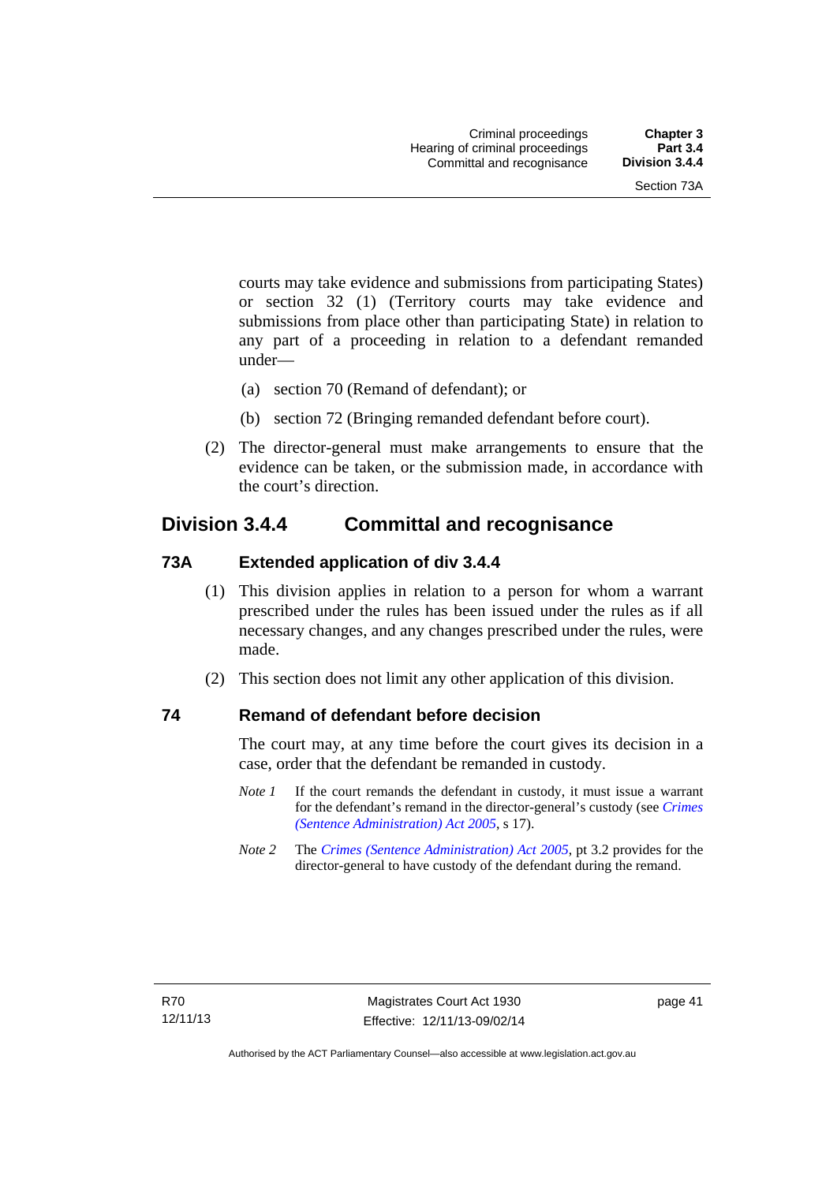courts may take evidence and submissions from participating States) or section 32 (1) (Territory courts may take evidence and submissions from place other than participating State) in relation to any part of a proceeding in relation to a defendant remanded under—

(a) section 70 (Remand of defendant); or

(b) section 72 (Bringing remanded defendant before court).

(2) The director-general must make arrangements to ensure that the evidence can be taken, or the submission made, in accordance with the court's direction.

## Division 3.4.4 Committal and recognisance

### 73A Extended application of div 3.4.4

(1) This division applies in relation to a person for whom a warrant prescribed under the rules has been issued under the rules as if all necessary changes, and any changes prescribed under the rules, were made.

(2) This section does not limit any other application of this division.

### 74 Remand of defendant before decision

The court may, at any time before the court gives its decision in a case, order that the defendant be remanded in custody.

*Note 1* If the court remands the defendant in custody, it must issue a warrant for the defendant's remand in the director-general's custody (see *Crimes (Sentence Administration) Act 2005*, s 17).

*Note 2* The *Crimes (Sentence Administration) Act 2005*, pt 3.2 provides for the director-general to have custody of the defendant during the remand.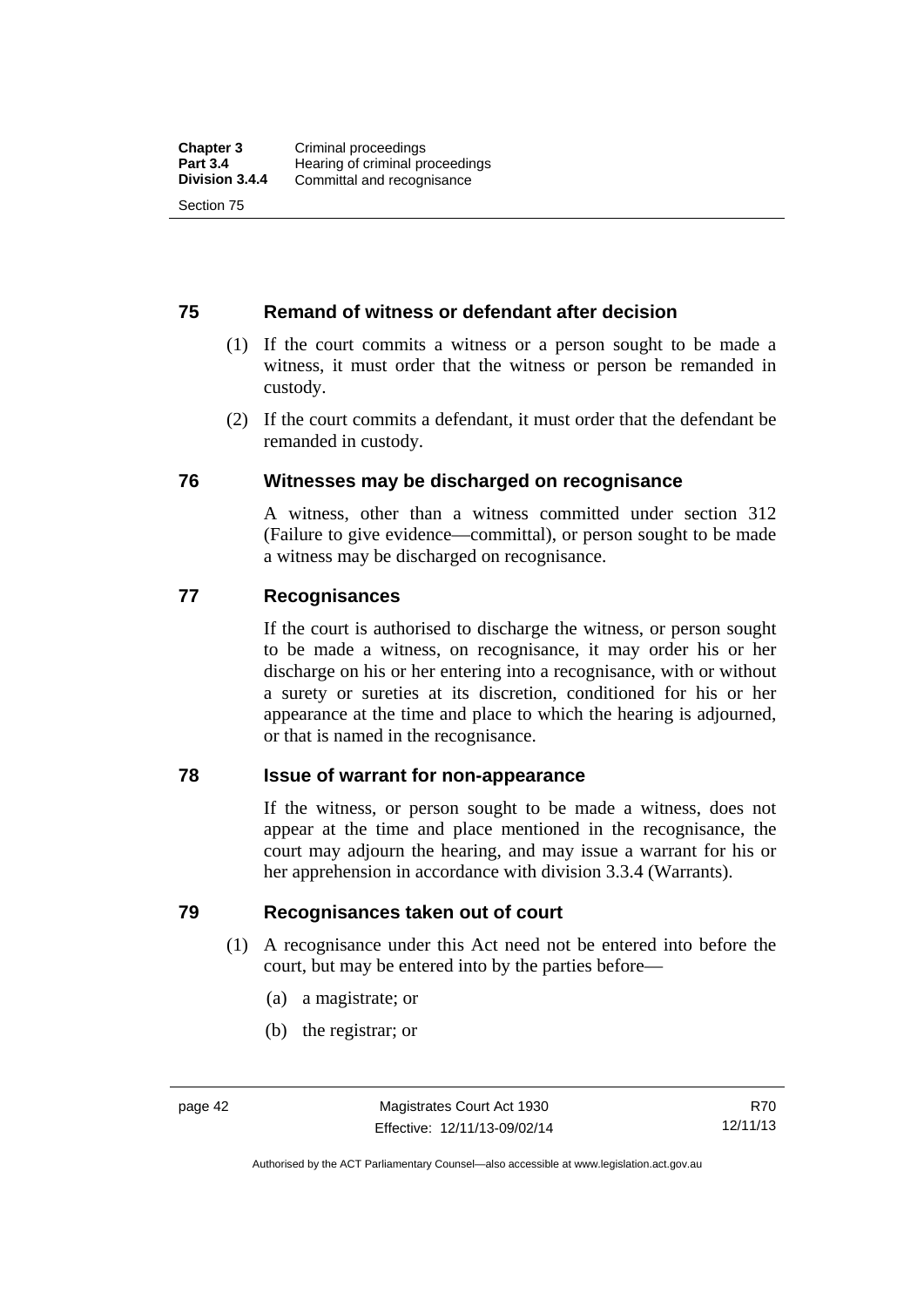## 75 Remand of witness or defendant after decision

(1) If the court commits a witness or a person sought to be made a witness, it must order that the witness or person be remanded in custody.

(2) If the court commits a defendant, it must order that the defendant be remanded in custody.

## 76 Witnesses may be discharged on recognisance

A witness, other than a witness committed under section 312 (Failure to give evidence—committal), or person sought to be made a witness may be discharged on recognisance.

## 77 Recognisances

If the court is authorised to discharge the witness, or person sought to be made a witness, on recognisance, it may order his or her discharge on his or her entering into a recognisance, with or without a surety or sureties at its discretion, conditioned for his or her appearance at the time and place to which the hearing is adjourned, or that is named in the recognisance.

## 78 Issue of warrant for non-appearance

If the witness, or person sought to be made a witness, does not appear at the time and place mentioned in the recognisance, the court may adjourn the hearing, and may issue a warrant for his or her apprehension in accordance with division 3.3.4 (Warrants).

## 79 Recognisances taken out of court

(1) A recognisance under this Act need not be entered into before the court, but may be entered into by the parties before—

(a) a magistrate; or

(b) the registrar; or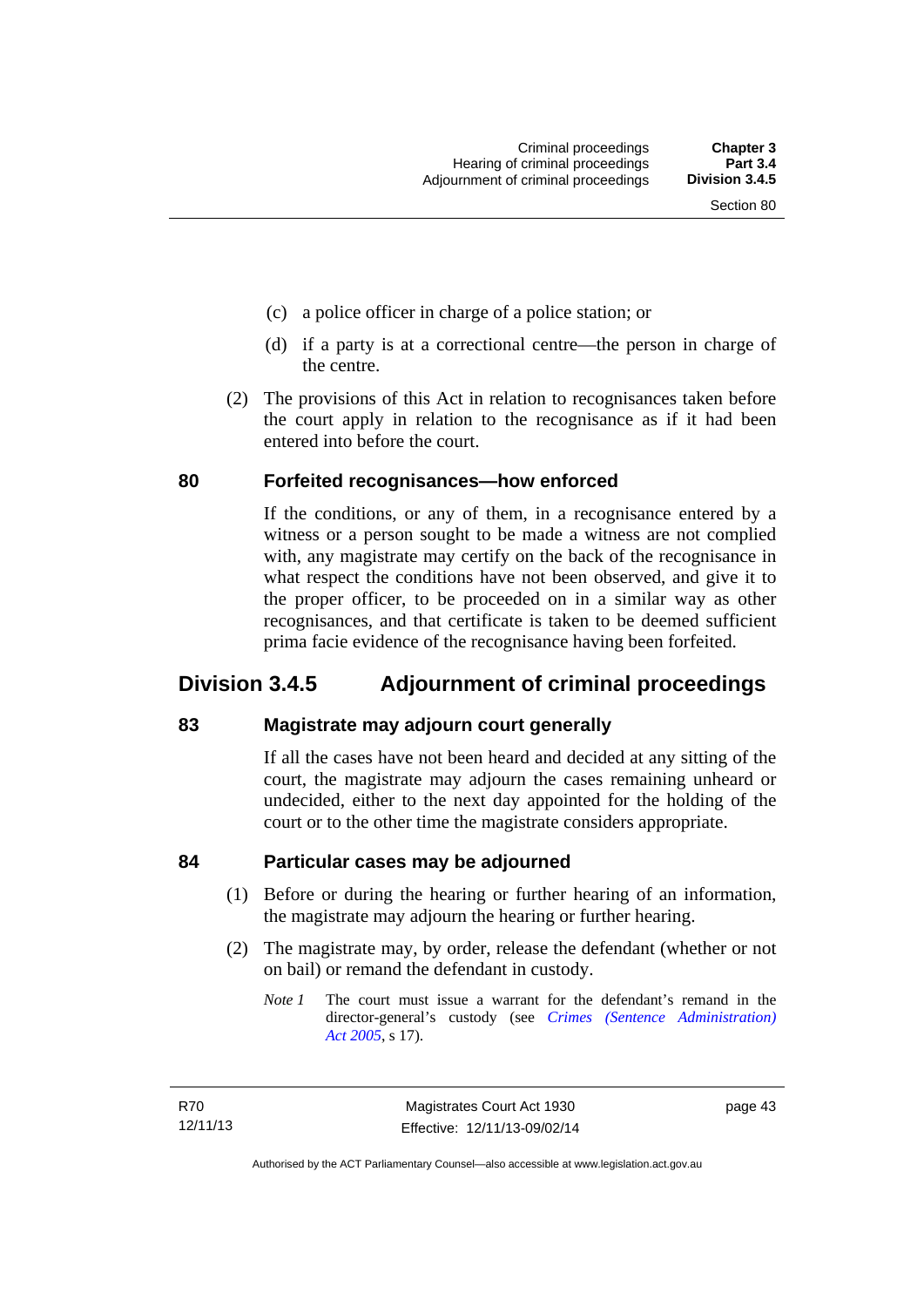(c) a police officer in charge of a police station; or

(d) if a party is at a correctional centre—the person in charge of the centre.

(2) The provisions of this Act in relation to recognisances taken before the court apply in relation to the recognisance as if it had been entered into before the court.

### 80 Forfeited recognisances—how enforced

If the conditions, or any of them, in a recognisance entered by a witness or a person sought to be made a witness are not complied with, any magistrate may certify on the back of the recognisance in what respect the conditions have not been observed, and give it to the proper officer, to be proceeded on in a similar way as other recognisances, and that certificate is taken to be deemed sufficient prima facie evidence of the recognisance having been forfeited.

## Division 3.4.5 Adjournment of criminal proceedings

### 83 Magistrate may adjourn court generally

If all the cases have not been heard and decided at any sitting of the court, the magistrate may adjourn the cases remaining unheard or undecided, either to the next day appointed for the holding of the court or to the other time the magistrate considers appropriate.

### 84 Particular cases may be adjourned

(1) Before or during the hearing or further hearing of an information, the magistrate may adjourn the hearing or further hearing.

(2) The magistrate may, by order, release the defendant (whether or not on bail) or remand the defendant in custody.

*Note 1* The court must issue a warrant for the defendant's remand in the director-general's custody (see *Crimes (Sentence Administration) Act 2005*, s 17).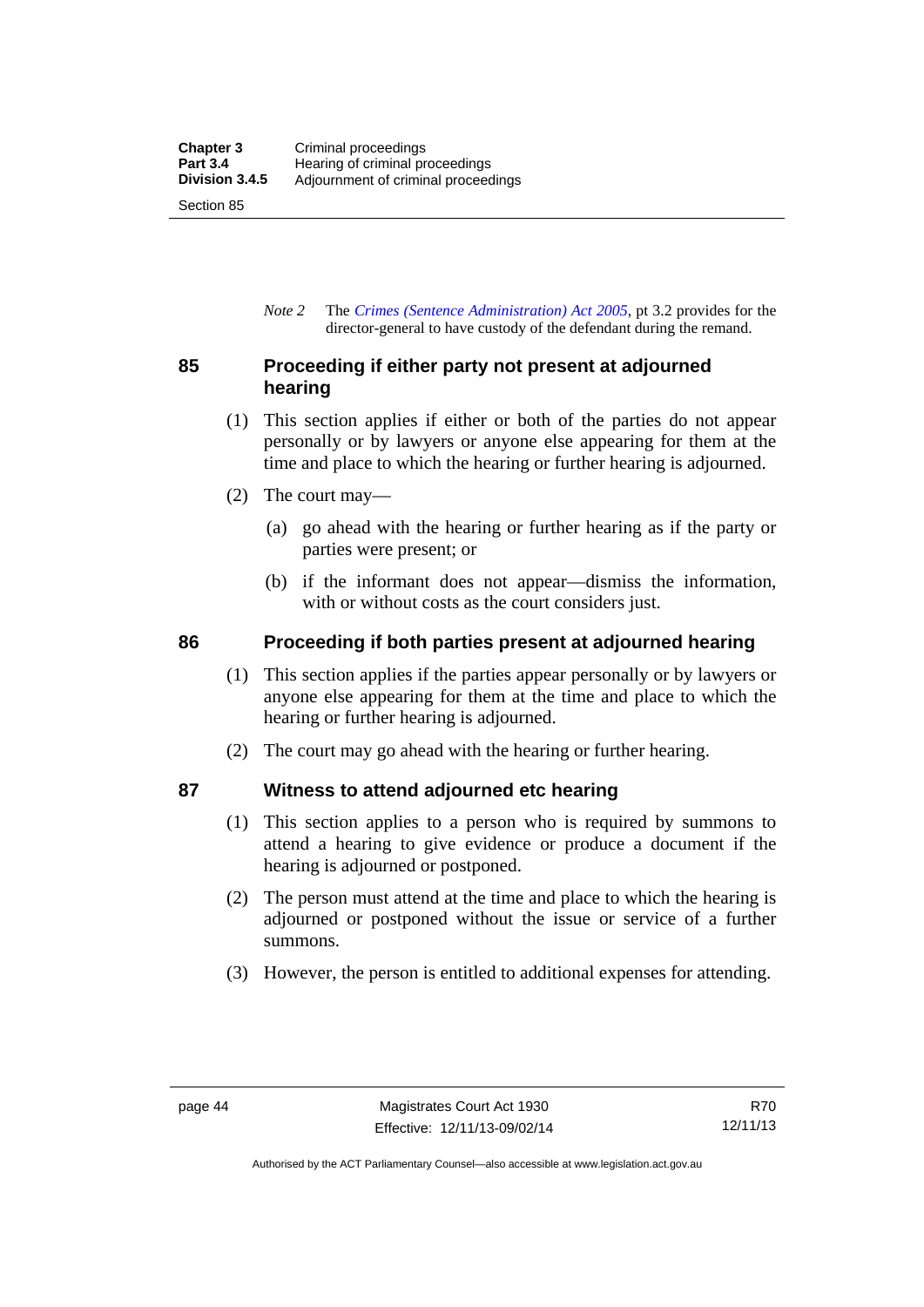*Note 2* The *Crimes (Sentence Administration) Act 2005*, pt 3.2 provides for the director-general to have custody of the defendant during the remand.

## 85 Proceeding if either party not present at adjourned hearing

(1) This section applies if either or both of the parties do not appear personally or by lawyers or anyone else appearing for them at the time and place to which the hearing or further hearing is adjourned.

(2) The court may—

(a) go ahead with the hearing or further hearing as if the party or parties were present; or

(b) if the informant does not appear—dismiss the information, with or without costs as the court considers just.

## 86 Proceeding if both parties present at adjourned hearing

(1) This section applies if the parties appear personally or by lawyers or anyone else appearing for them at the time and place to which the hearing or further hearing is adjourned.

(2) The court may go ahead with the hearing or further hearing.

## 87 Witness to attend adjourned etc hearing

(1) This section applies to a person who is required by summons to attend a hearing to give evidence or produce a document if the hearing is adjourned or postponed.

(2) The person must attend at the time and place to which the hearing is adjourned or postponed without the issue or service of a further summons.

(3) However, the person is entitled to additional expenses for attending.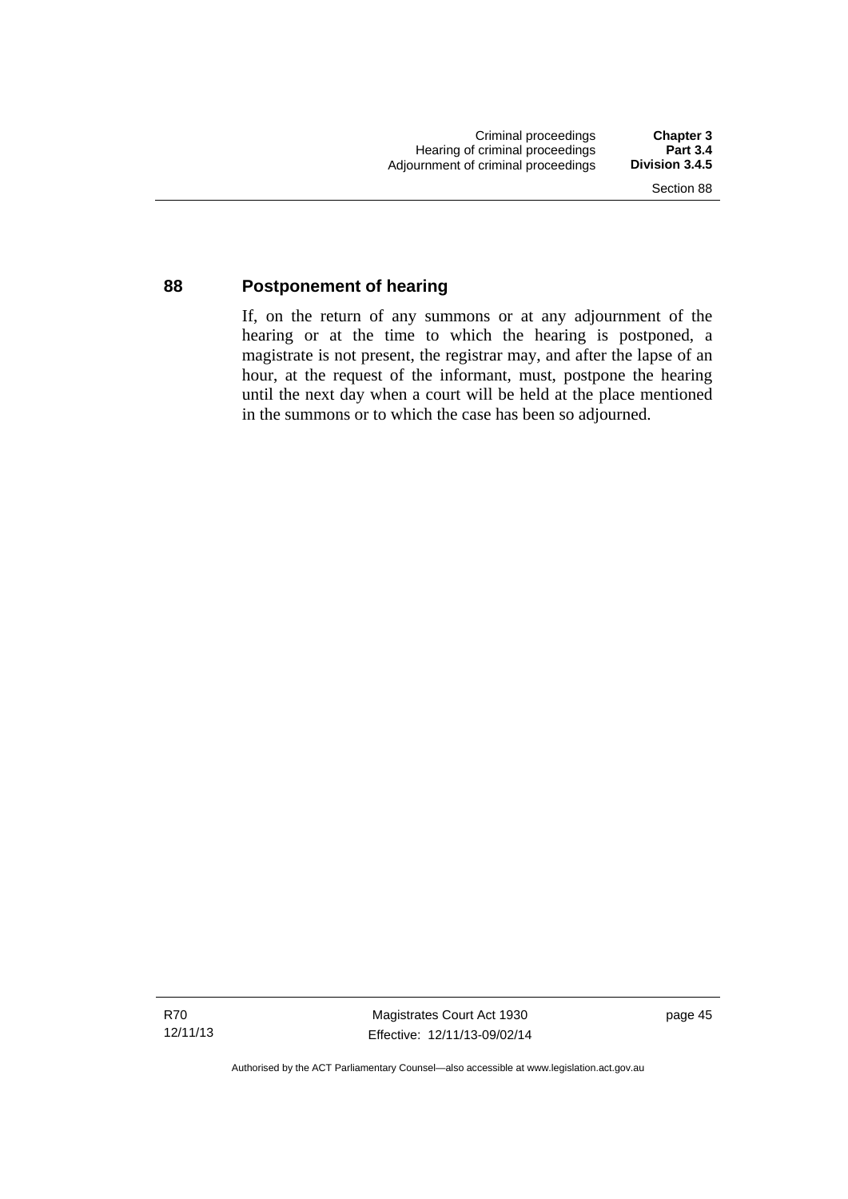## 88 Postponement of hearing

If, on the return of any summons or at any adjournment of the hearing or at the time to which the hearing is postponed, a magistrate is not present, the registrar may, and after the lapse of an hour, at the request of the informant, must, postpone the hearing until the next day when a court will be held at the place mentioned in the summons or to which the case has been so adjourned.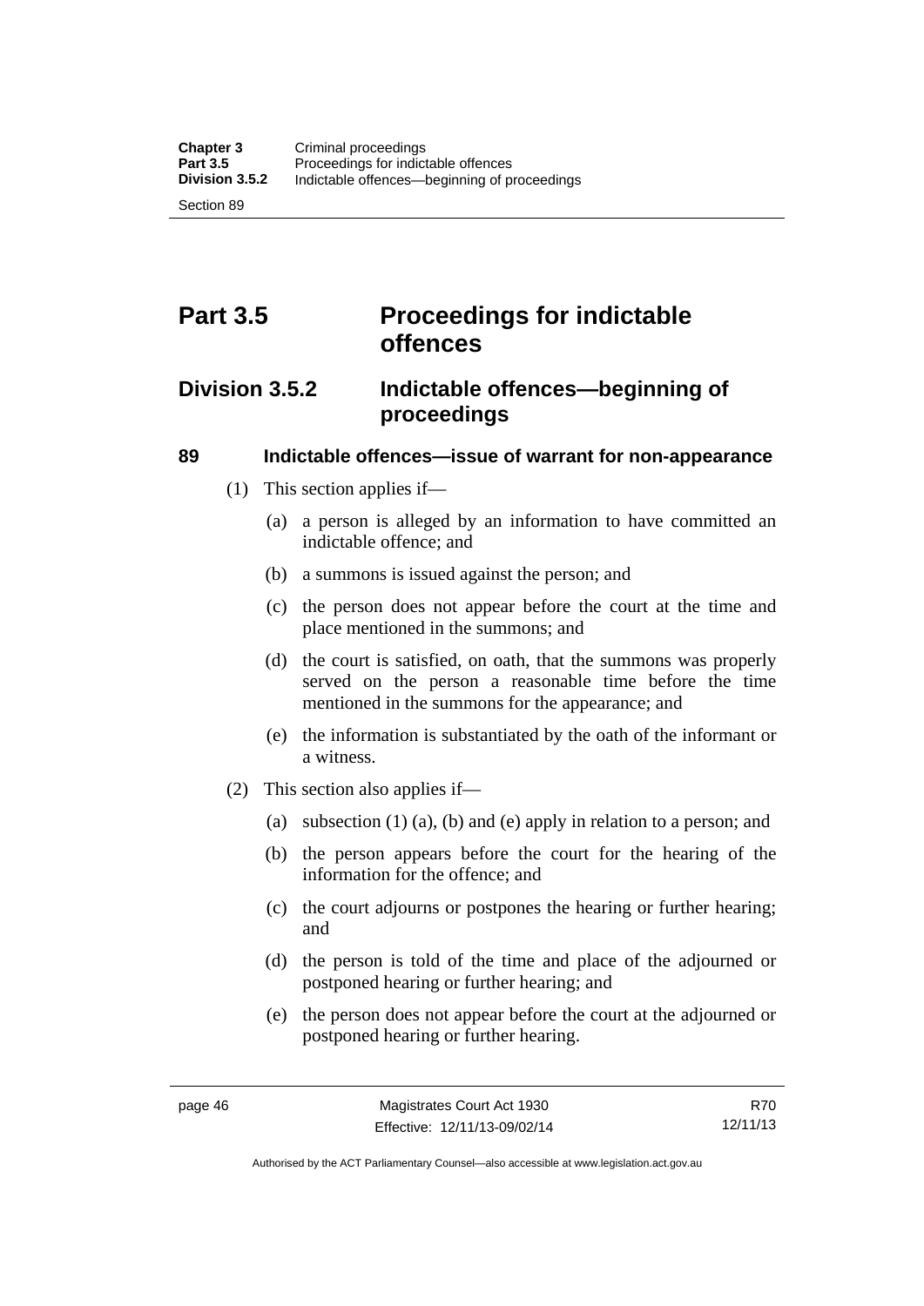# Part 3.5 Proceedings for indictable offences

## Division 3.5.2 Indictable offences—beginning of proceedings

### 89 Indictable offences—issue of warrant for non-appearance

(1) This section applies if—

(a) a person is alleged by an information to have committed an indictable offence; and

(b) a summons is issued against the person; and

(c) the person does not appear before the court at the time and place mentioned in the summons; and

(d) the court is satisfied, on oath, that the summons was properly served on the person a reasonable time before the time mentioned in the summons for the appearance; and

(e) the information is substantiated by the oath of the informant or a witness.

(2) This section also applies if—

(a) subsection (1) (a), (b) and (e) apply in relation to a person; and

(b) the person appears before the court for the hearing of the information for the offence; and

(c) the court adjourns or postpones the hearing or further hearing; and

(d) the person is told of the time and place of the adjourned or postponed hearing or further hearing; and

(e) the person does not appear before the court at the adjourned or postponed hearing or further hearing.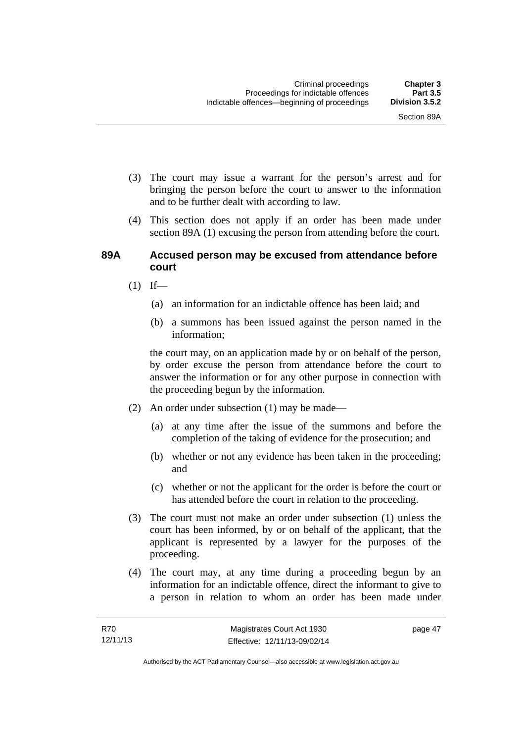(3) The court may issue a warrant for the person's arrest and for bringing the person before the court to answer to the information and to be further dealt with according to law.

(4) This section does not apply if an order has been made under section 89A (1) excusing the person from attending before the court.

### 89A Accused person may be excused from attendance before court

(1) If—

(a) an information for an indictable offence has been laid; and

(b) a summons has been issued against the person named in the information;

the court may, on an application made by or on behalf of the person, by order excuse the person from attendance before the court to answer the information or for any other purpose in connection with the proceeding begun by the information.

(2) An order under subsection (1) may be made—

(a) at any time after the issue of the summons and before the completion of the taking of evidence for the prosecution; and

(b) whether or not any evidence has been taken in the proceeding; and

(c) whether or not the applicant for the order is before the court or has attended before the court in relation to the proceeding.

(3) The court must not make an order under subsection (1) unless the court has been informed, by or on behalf of the applicant, that the applicant is represented by a lawyer for the purposes of the proceeding.

(4) The court may, at any time during a proceeding begun by an information for an indictable offence, direct the informant to give to a person in relation to whom an order has been made under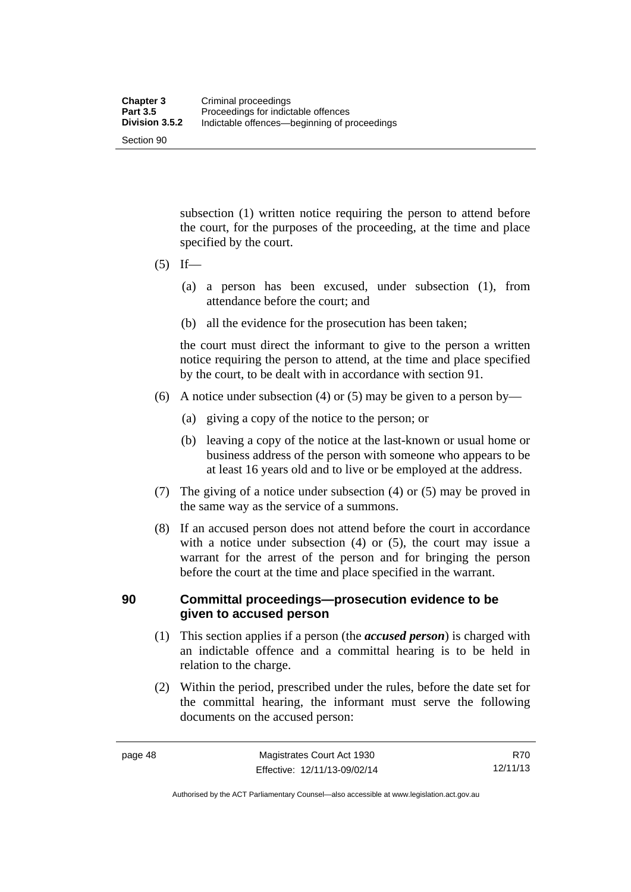subsection (1) written notice requiring the person to attend before the court, for the purposes of the proceeding, at the time and place specified by the court.

(5) If—

(a) a person has been excused, under subsection (1), from attendance before the court; and

(b) all the evidence for the prosecution has been taken;

the court must direct the informant to give to the person a written notice requiring the person to attend, at the time and place specified by the court, to be dealt with in accordance with section 91.

(6) A notice under subsection (4) or (5) may be given to a person by—

(a) giving a copy of the notice to the person; or

(b) leaving a copy of the notice at the last-known or usual home or business address of the person with someone who appears to be at least 16 years old and to live or be employed at the address.

(7) The giving of a notice under subsection (4) or (5) may be proved in the same way as the service of a summons.

(8) If an accused person does not attend before the court in accordance with a notice under subsection (4) or (5), the court may issue a warrant for the arrest of the person and for bringing the person before the court at the time and place specified in the warrant.

## 90 Committal proceedings—prosecution evidence to be given to accused person

(1) This section applies if a person (the ***accused person***) is charged with an indictable offence and a committal hearing is to be held in relation to the charge.

(2) Within the period, prescribed under the rules, before the date set for the committal hearing, the informant must serve the following documents on the accused person: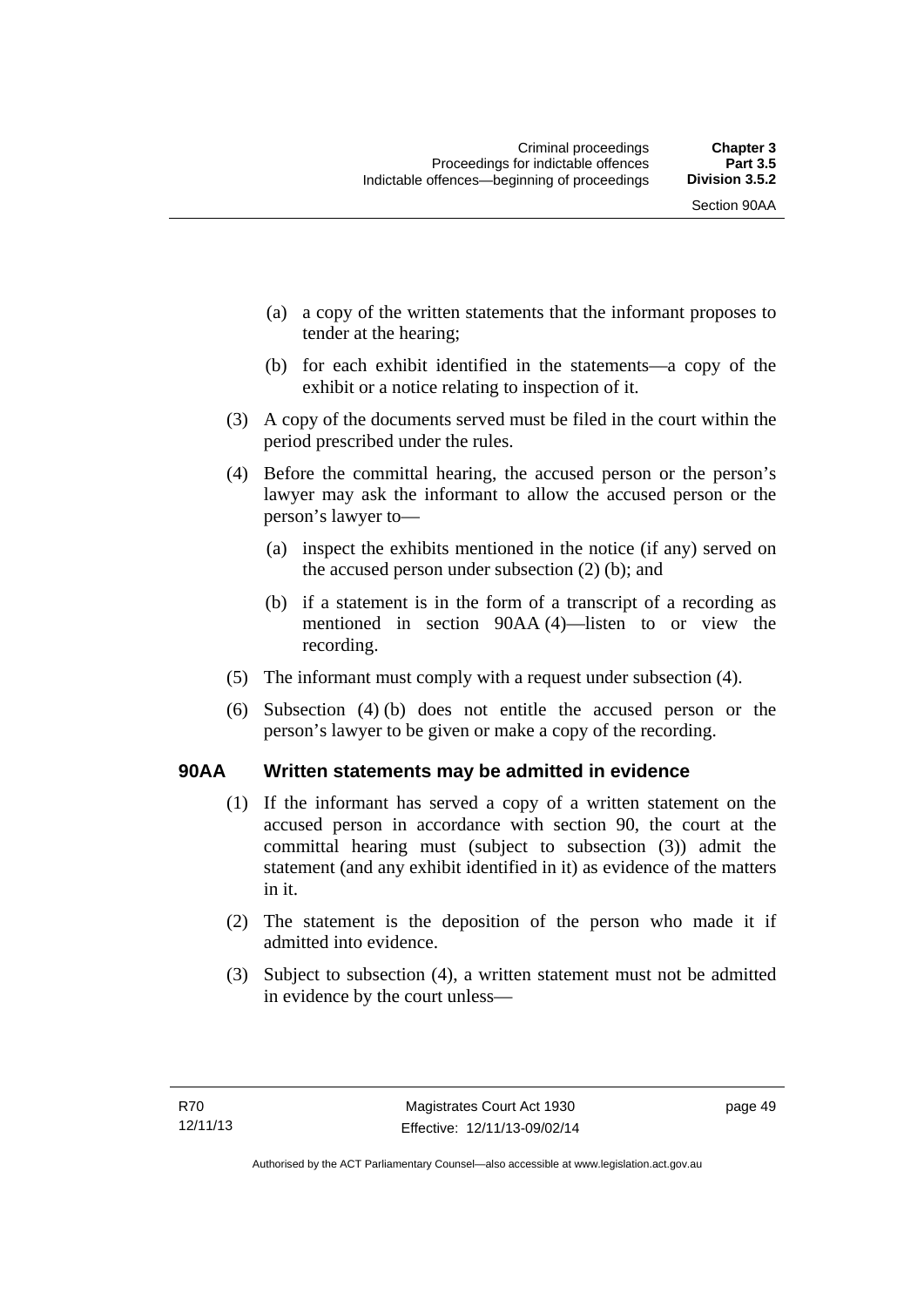(a) a copy of the written statements that the informant proposes to tender at the hearing;

(b) for each exhibit identified in the statements—a copy of the exhibit or a notice relating to inspection of it.

(3) A copy of the documents served must be filed in the court within the period prescribed under the rules.

(4) Before the committal hearing, the accused person or the person's lawyer may ask the informant to allow the accused person or the person's lawyer to—

(a) inspect the exhibits mentioned in the notice (if any) served on the accused person under subsection (2) (b); and

(b) if a statement is in the form of a transcript of a recording as mentioned in section 90AA (4)—listen to or view the recording.

(5) The informant must comply with a request under subsection (4).

(6) Subsection (4) (b) does not entitle the accused person or the person's lawyer to be given or make a copy of the recording.

## 90AA Written statements may be admitted in evidence

(1) If the informant has served a copy of a written statement on the accused person in accordance with section 90, the court at the committal hearing must (subject to subsection (3)) admit the statement (and any exhibit identified in it) as evidence of the matters in it.

(2) The statement is the deposition of the person who made it if admitted into evidence.

(3) Subject to subsection (4), a written statement must not be admitted in evidence by the court unless—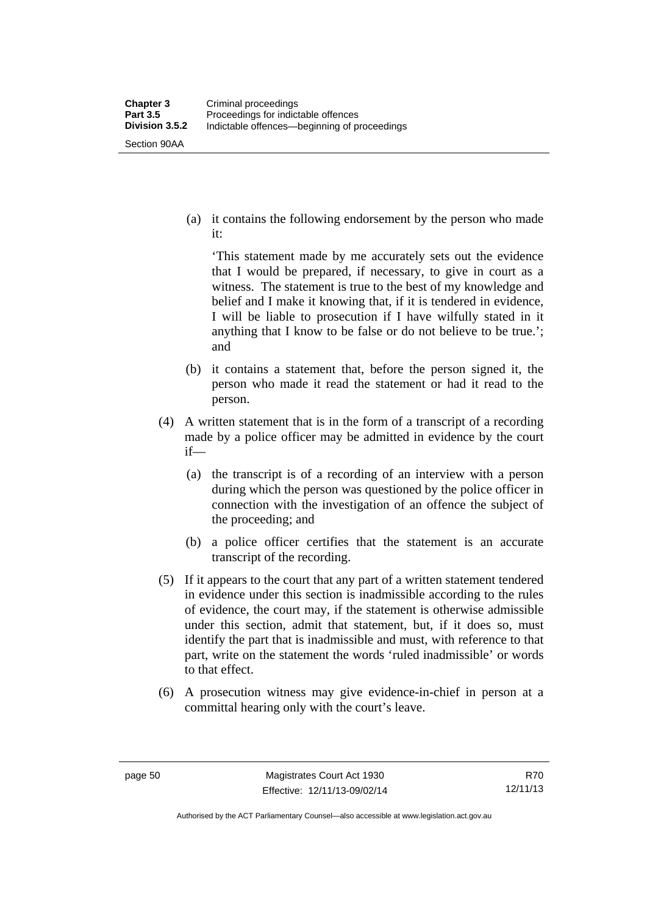(a) it contains the following endorsement by the person who made it:

'This statement made by me accurately sets out the evidence that I would be prepared, if necessary, to give in court as a witness. The statement is true to the best of my knowledge and belief and I make it knowing that, if it is tendered in evidence, I will be liable to prosecution if I have wilfully stated in it anything that I know to be false or do not believe to be true.'; and

(b) it contains a statement that, before the person signed it, the person who made it read the statement or had it read to the person.

(4) A written statement that is in the form of a transcript of a recording made by a police officer may be admitted in evidence by the court if—

(a) the transcript is of a recording of an interview with a person during which the person was questioned by the police officer in connection with the investigation of an offence the subject of the proceeding; and

(b) a police officer certifies that the statement is an accurate transcript of the recording.

(5) If it appears to the court that any part of a written statement tendered in evidence under this section is inadmissible according to the rules of evidence, the court may, if the statement is otherwise admissible under this section, admit that statement, but, if it does so, must identify the part that is inadmissible and must, with reference to that part, write on the statement the words 'ruled inadmissible' or words to that effect.

(6) A prosecution witness may give evidence-in-chief in person at a committal hearing only with the court's leave.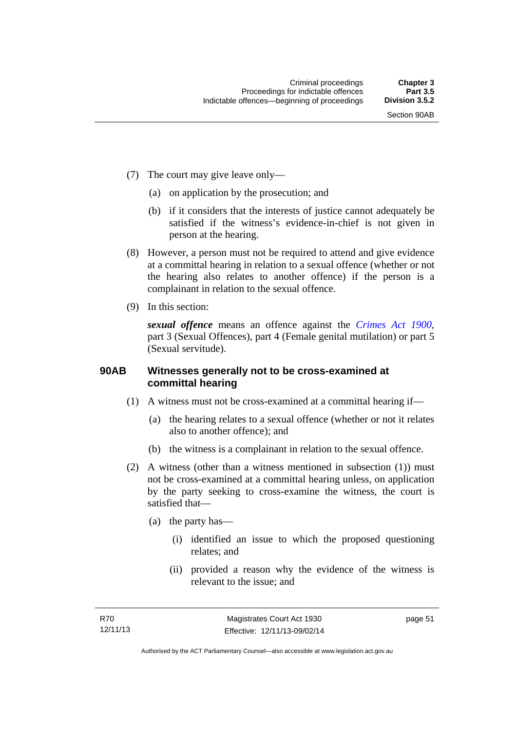(7) The court may give leave only—

(a) on application by the prosecution; and

(b) if it considers that the interests of justice cannot adequately be satisfied if the witness's evidence-in-chief is not given in person at the hearing.

(8) However, a person must not be required to attend and give evidence at a committal hearing in relation to a sexual offence (whether or not the hearing also relates to another offence) if the person is a complainant in relation to the sexual offence.

(9) In this section:

***sexual offence*** means an offence against the *Crimes Act 1900*, part 3 (Sexual Offences), part 4 (Female genital mutilation) or part 5 (Sexual servitude).

### 90AB Witnesses generally not to be cross-examined at committal hearing

(1) A witness must not be cross-examined at a committal hearing if—

(a) the hearing relates to a sexual offence (whether or not it relates also to another offence); and

(b) the witness is a complainant in relation to the sexual offence.

(2) A witness (other than a witness mentioned in subsection (1)) must not be cross-examined at a committal hearing unless, on application by the party seeking to cross-examine the witness, the court is satisfied that—

(a) the party has—

(i) identified an issue to which the proposed questioning relates; and

(ii) provided a reason why the evidence of the witness is relevant to the issue; and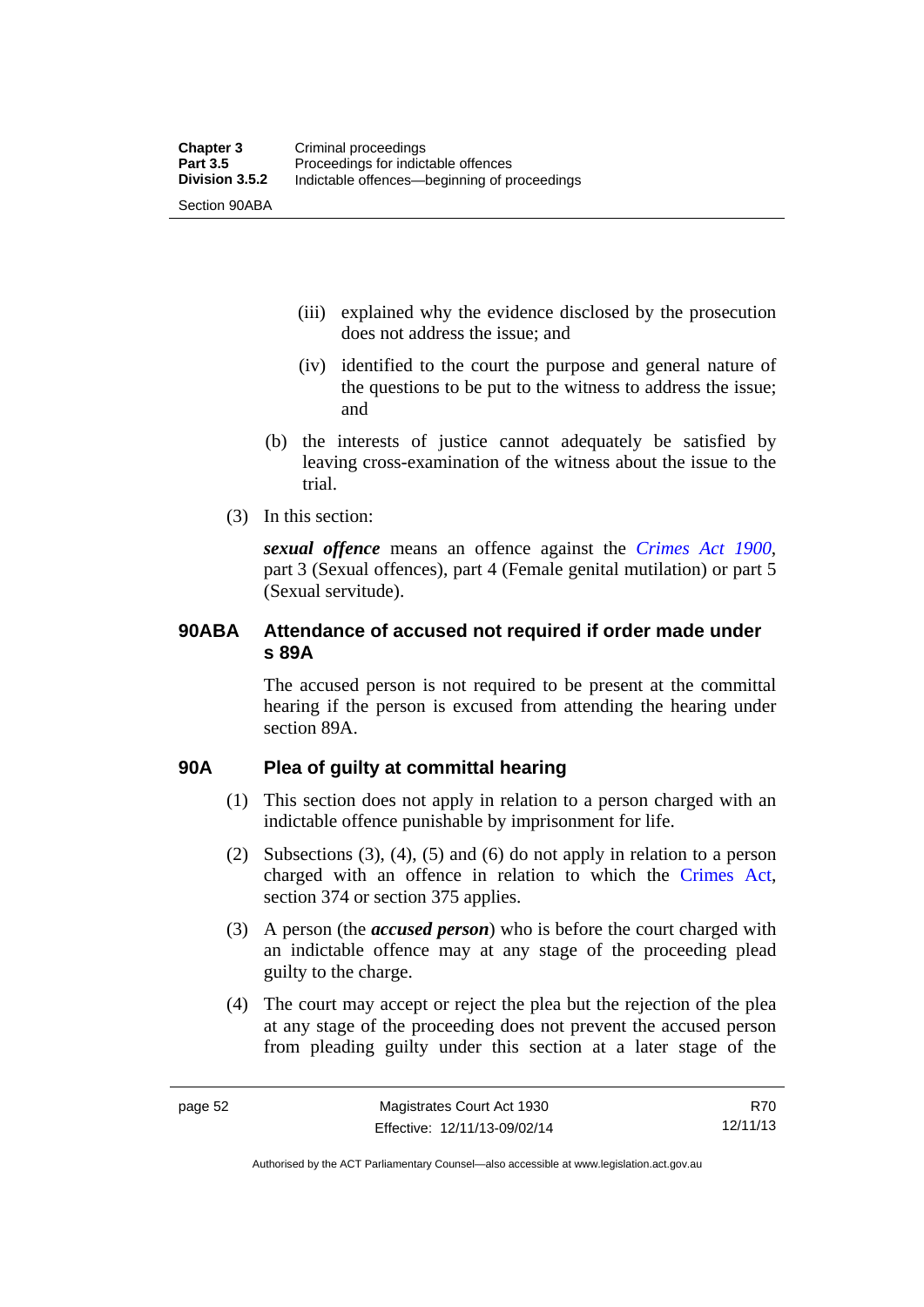(iii) explained why the evidence disclosed by the prosecution does not address the issue; and

(iv) identified to the court the purpose and general nature of the questions to be put to the witness to address the issue; and

(b) the interests of justice cannot adequately be satisfied by leaving cross-examination of the witness about the issue to the trial.

(3) In this section:

***sexual offence*** means an offence against the *Crimes Act 1900*, part 3 (Sexual offences), part 4 (Female genital mutilation) or part 5 (Sexual servitude).

### 90ABA Attendance of accused not required if order made under s 89A

The accused person is not required to be present at the committal hearing if the person is excused from attending the hearing under section 89A.

### 90A Plea of guilty at committal hearing

(1) This section does not apply in relation to a person charged with an indictable offence punishable by imprisonment for life.

(2) Subsections (3), (4), (5) and (6) do not apply in relation to a person charged with an offence in relation to which the Crimes Act, section 374 or section 375 applies.

(3) A person (the ***accused person***) who is before the court charged with an indictable offence may at any stage of the proceeding plead guilty to the charge.

(4) The court may accept or reject the plea but the rejection of the plea at any stage of the proceeding does not prevent the accused person from pleading guilty under this section at a later stage of the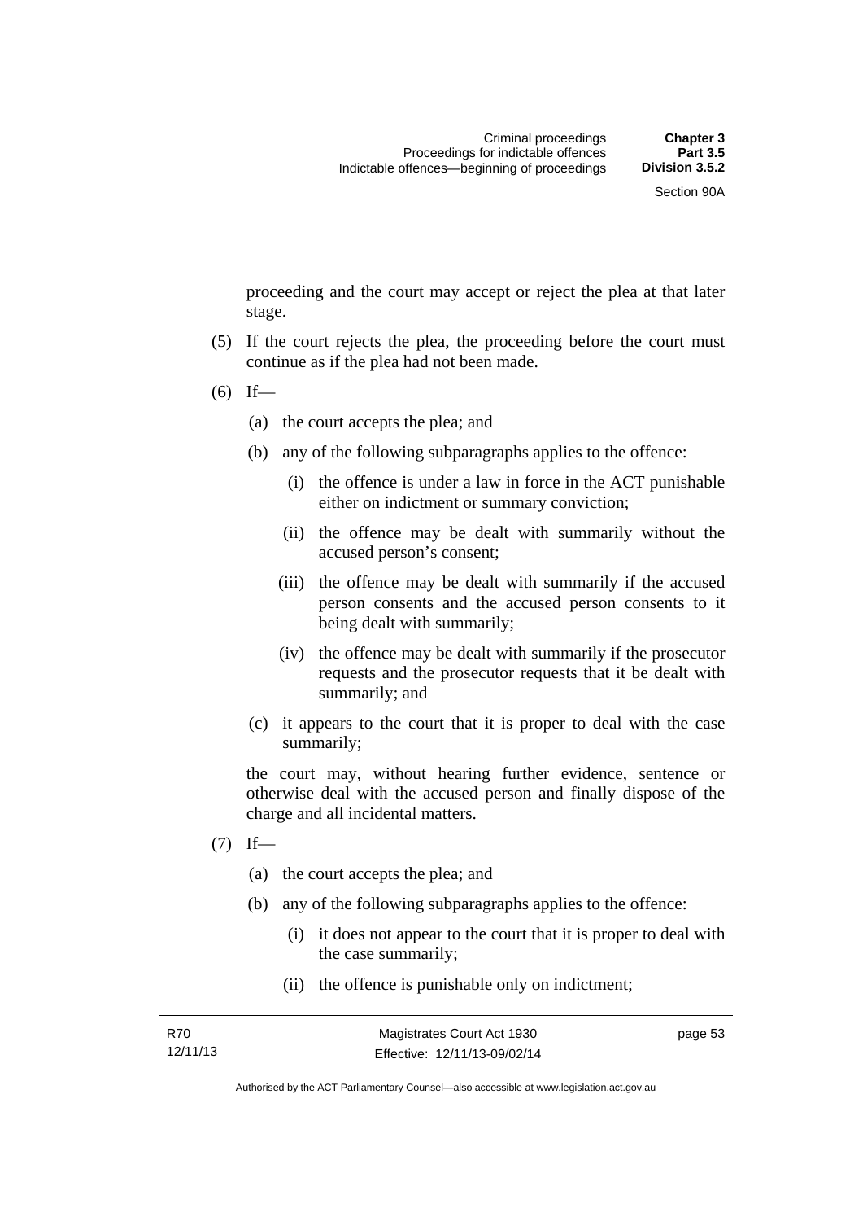proceeding and the court may accept or reject the plea at that later stage.

(5) If the court rejects the plea, the proceeding before the court must continue as if the plea had not been made.

(6) If—

   (a) the court accepts the plea; and

   (b) any of the following subparagraphs applies to the offence:

      (i) the offence is under a law in force in the ACT punishable either on indictment or summary conviction;

      (ii) the offence may be dealt with summarily without the accused person's consent;

      (iii) the offence may be dealt with summarily if the accused person consents and the accused person consents to it being dealt with summarily;

      (iv) the offence may be dealt with summarily if the prosecutor requests and the prosecutor requests that it be dealt with summarily; and

   (c) it appears to the court that it is proper to deal with the case summarily;

   the court may, without hearing further evidence, sentence or otherwise deal with the accused person and finally dispose of the charge and all incidental matters.

(7) If—

   (a) the court accepts the plea; and

   (b) any of the following subparagraphs applies to the offence:

      (i) it does not appear to the court that it is proper to deal with the case summarily;

      (ii) the offence is punishable only on indictment;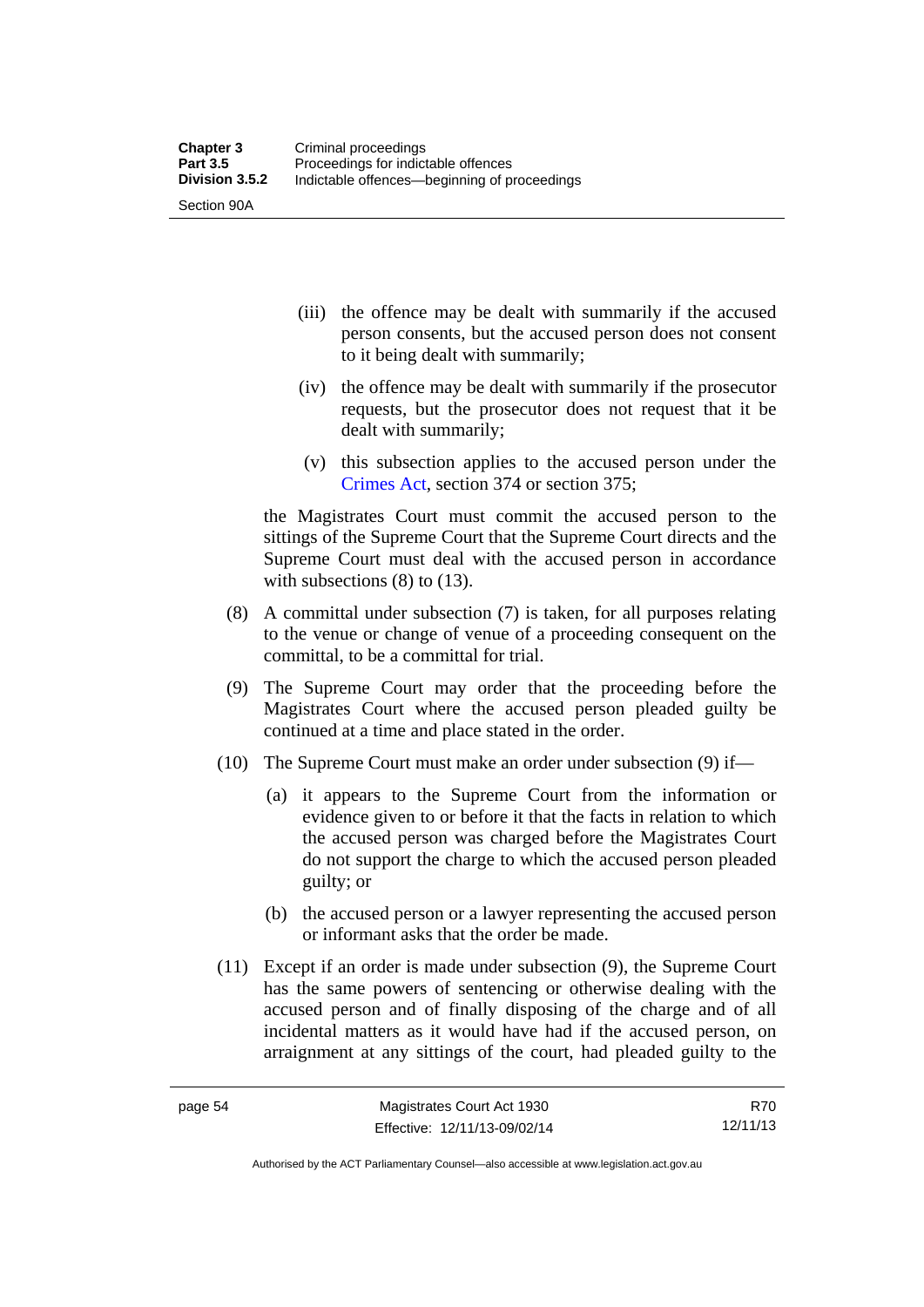(iii) the offence may be dealt with summarily if the accused person consents, but the accused person does not consent to it being dealt with summarily;

(iv) the offence may be dealt with summarily if the prosecutor requests, but the prosecutor does not request that it be dealt with summarily;

(v) this subsection applies to the accused person under the Crimes Act, section 374 or section 375;

the Magistrates Court must commit the accused person to the sittings of the Supreme Court that the Supreme Court directs and the Supreme Court must deal with the accused person in accordance with subsections (8) to (13).

(8) A committal under subsection (7) is taken, for all purposes relating to the venue or change of venue of a proceeding consequent on the committal, to be a committal for trial.

(9) The Supreme Court may order that the proceeding before the Magistrates Court where the accused person pleaded guilty be continued at a time and place stated in the order.

(10) The Supreme Court must make an order under subsection (9) if—

(a) it appears to the Supreme Court from the information or evidence given to or before it that the facts in relation to which the accused person was charged before the Magistrates Court do not support the charge to which the accused person pleaded guilty; or

(b) the accused person or a lawyer representing the accused person or informant asks that the order be made.

(11) Except if an order is made under subsection (9), the Supreme Court has the same powers of sentencing or otherwise dealing with the accused person and of finally disposing of the charge and of all incidental matters as it would have had if the accused person, on arraignment at any sittings of the court, had pleaded guilty to the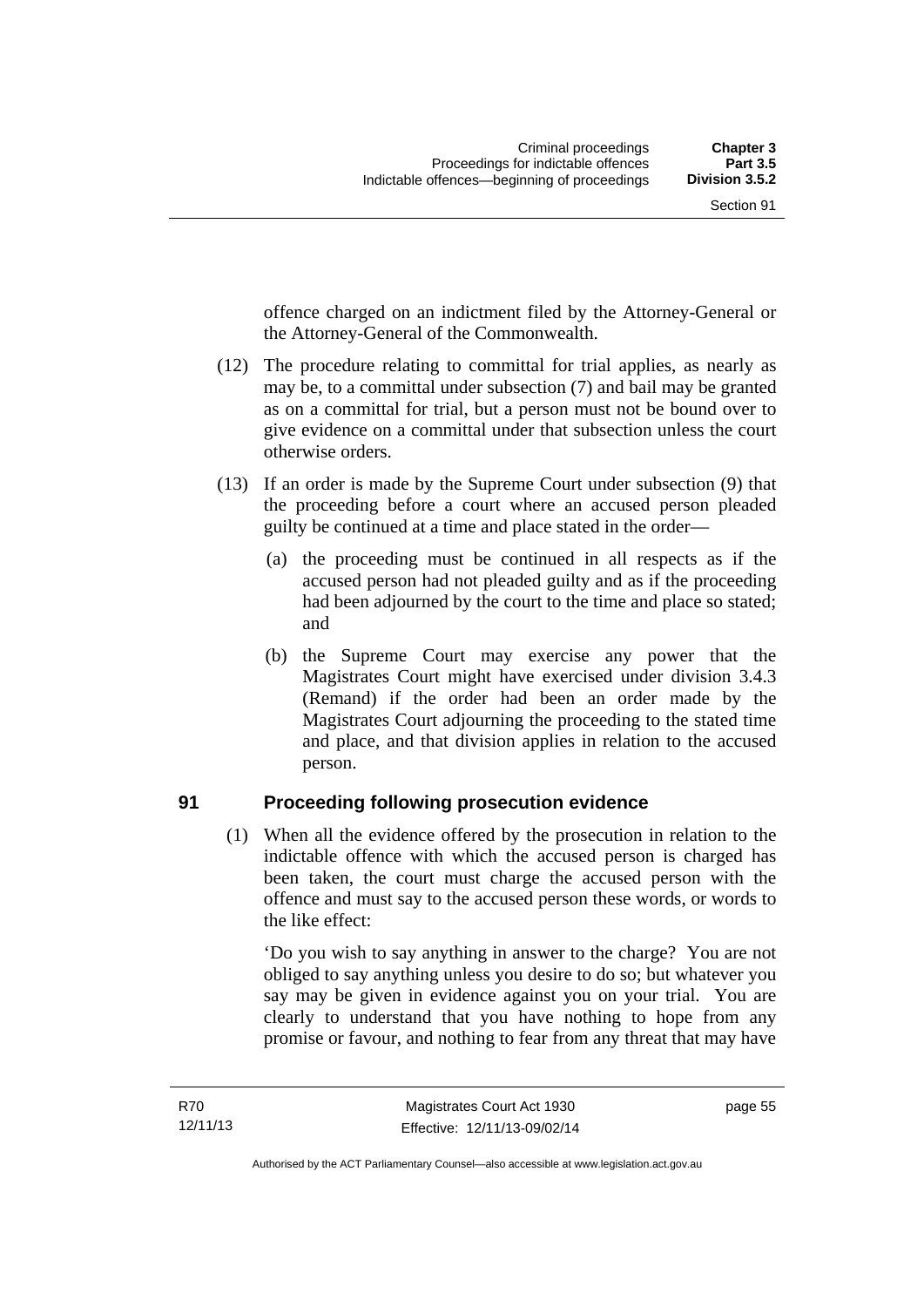offence charged on an indictment filed by the Attorney-General or the Attorney-General of the Commonwealth.

(12) The procedure relating to committal for trial applies, as nearly as may be, to a committal under subsection (7) and bail may be granted as on a committal for trial, but a person must not be bound over to give evidence on a committal under that subsection unless the court otherwise orders.

(13) If an order is made by the Supreme Court under subsection (9) that the proceeding before a court where an accused person pleaded guilty be continued at a time and place stated in the order—

(a) the proceeding must be continued in all respects as if the accused person had not pleaded guilty and as if the proceeding had been adjourned by the court to the time and place so stated; and

(b) the Supreme Court may exercise any power that the Magistrates Court might have exercised under division 3.4.3 (Remand) if the order had been an order made by the Magistrates Court adjourning the proceeding to the stated time and place, and that division applies in relation to the accused person.

## 91 Proceeding following prosecution evidence

(1) When all the evidence offered by the prosecution in relation to the indictable offence with which the accused person is charged has been taken, the court must charge the accused person with the offence and must say to the accused person these words, or words to the like effect:

'Do you wish to say anything in answer to the charge? You are not obliged to say anything unless you desire to do so; but whatever you say may be given in evidence against you on your trial. You are clearly to understand that you have nothing to hope from any promise or favour, and nothing to fear from any threat that may have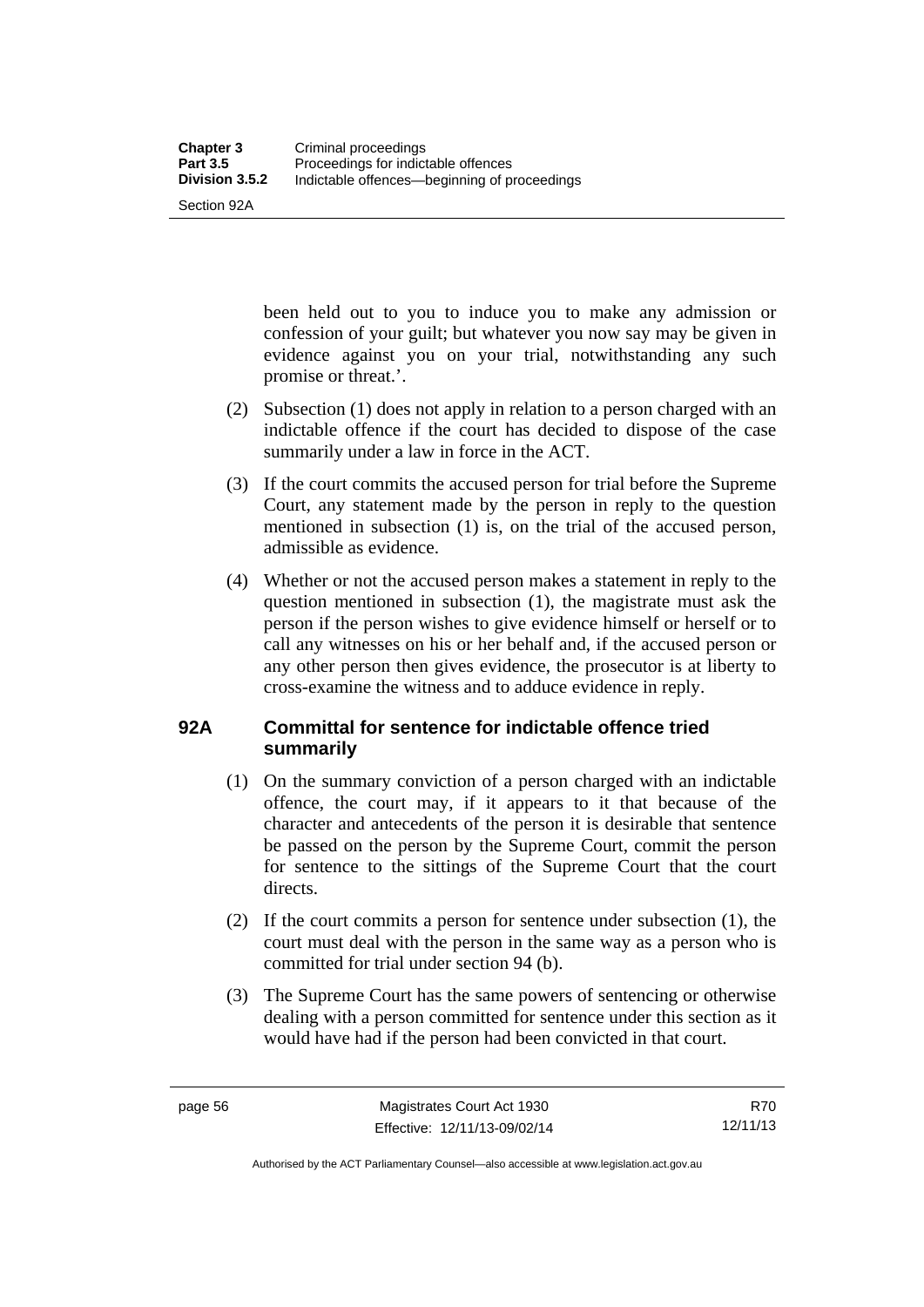been held out to you to induce you to make any admission or confession of your guilt; but whatever you now say may be given in evidence against you on your trial, notwithstanding any such promise or threat.'.

(2) Subsection (1) does not apply in relation to a person charged with an indictable offence if the court has decided to dispose of the case summarily under a law in force in the ACT.

(3) If the court commits the accused person for trial before the Supreme Court, any statement made by the person in reply to the question mentioned in subsection (1) is, on the trial of the accused person, admissible as evidence.

(4) Whether or not the accused person makes a statement in reply to the question mentioned in subsection (1), the magistrate must ask the person if the person wishes to give evidence himself or herself or to call any witnesses on his or her behalf and, if the accused person or any other person then gives evidence, the prosecutor is at liberty to cross-examine the witness and to adduce evidence in reply.

## 92A Committal for sentence for indictable offence tried summarily

(1) On the summary conviction of a person charged with an indictable offence, the court may, if it appears to it that because of the character and antecedents of the person it is desirable that sentence be passed on the person by the Supreme Court, commit the person for sentence to the sittings of the Supreme Court that the court directs.

(2) If the court commits a person for sentence under subsection (1), the court must deal with the person in the same way as a person who is committed for trial under section 94 (b).

(3) The Supreme Court has the same powers of sentencing or otherwise dealing with a person committed for sentence under this section as it would have had if the person had been convicted in that court.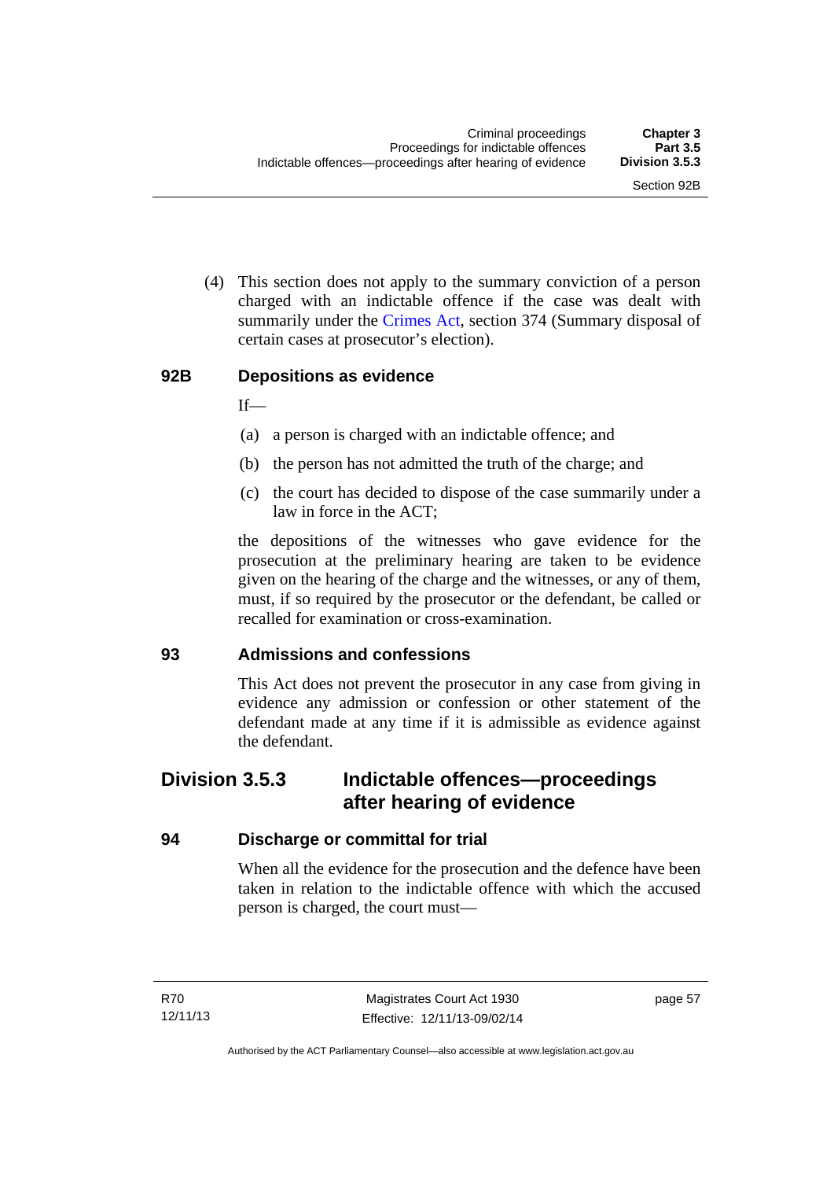(4) This section does not apply to the summary conviction of a person charged with an indictable offence if the case was dealt with summarily under the Crimes Act, section 374 (Summary disposal of certain cases at prosecutor's election).

### 92B Depositions as evidence

If—

(a) a person is charged with an indictable offence; and

(b) the person has not admitted the truth of the charge; and

(c) the court has decided to dispose of the case summarily under a law in force in the ACT;

the depositions of the witnesses who gave evidence for the prosecution at the preliminary hearing are taken to be evidence given on the hearing of the charge and the witnesses, or any of them, must, if so required by the prosecutor or the defendant, be called or recalled for examination or cross-examination.

### 93 Admissions and confessions

This Act does not prevent the prosecutor in any case from giving in evidence any admission or confession or other statement of the defendant made at any time if it is admissible as evidence against the defendant.

## Division 3.5.3 Indictable offences—proceedings after hearing of evidence

### 94 Discharge or committal for trial

When all the evidence for the prosecution and the defence have been taken in relation to the indictable offence with which the accused person is charged, the court must—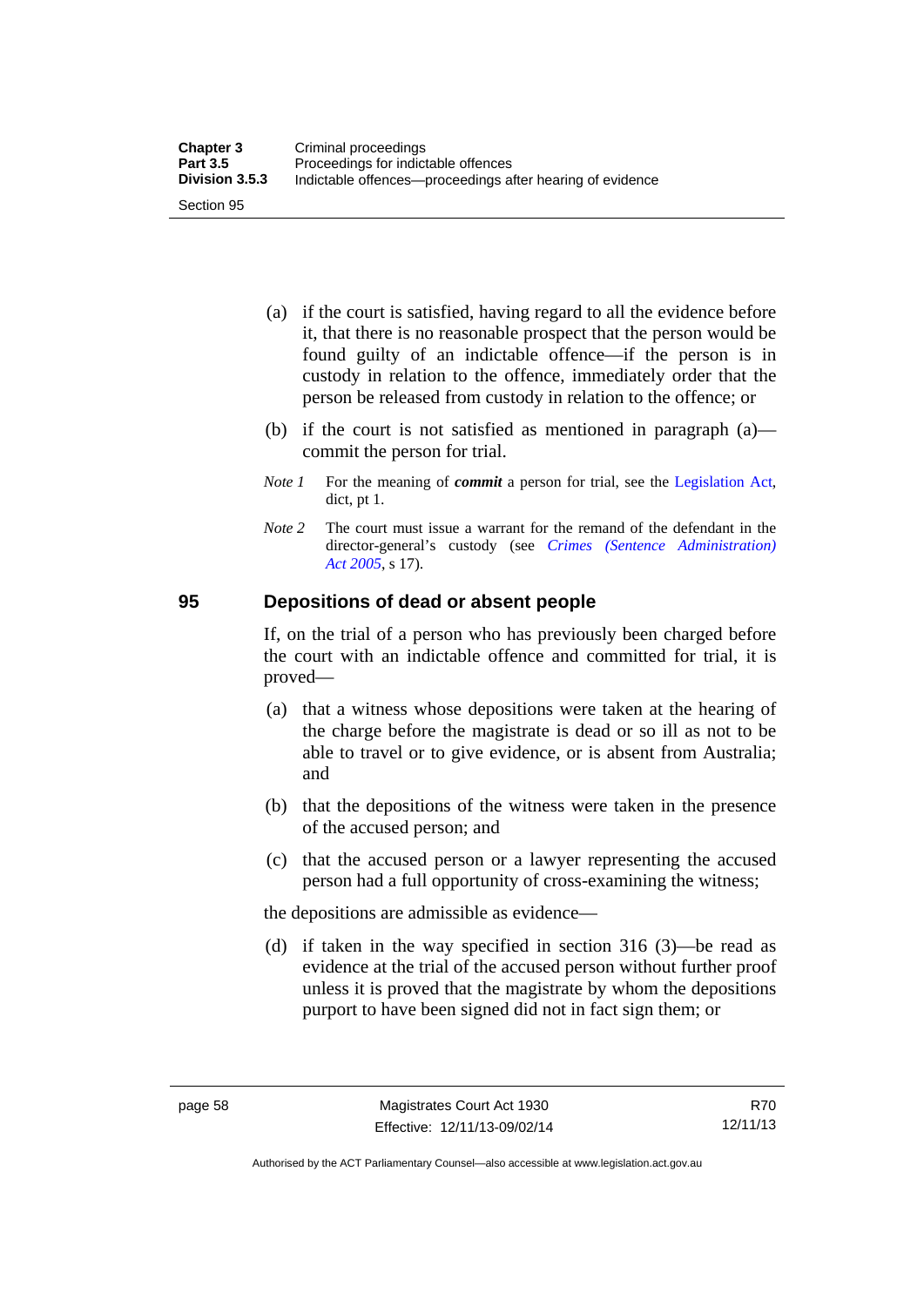(a) if the court is satisfied, having regard to all the evidence before it, that there is no reasonable prospect that the person would be found guilty of an indictable offence—if the person is in custody in relation to the offence, immediately order that the person be released from custody in relation to the offence; or

(b) if the court is not satisfied as mentioned in paragraph (a)—commit the person for trial.

*Note 1* For the meaning of ***commit*** a person for trial, see the Legislation Act, dict, pt 1.

*Note 2* The court must issue a warrant for the remand of the defendant in the director-general's custody (see *Crimes (Sentence Administration) Act 2005*, s 17).

## 95 Depositions of dead or absent people

If, on the trial of a person who has previously been charged before the court with an indictable offence and committed for trial, it is proved—

(a) that a witness whose depositions were taken at the hearing of the charge before the magistrate is dead or so ill as not to be able to travel or to give evidence, or is absent from Australia; and

(b) that the depositions of the witness were taken in the presence of the accused person; and

(c) that the accused person or a lawyer representing the accused person had a full opportunity of cross-examining the witness;

the depositions are admissible as evidence—

(d) if taken in the way specified in section 316 (3)—be read as evidence at the trial of the accused person without further proof unless it is proved that the magistrate by whom the depositions purport to have been signed did not in fact sign them; or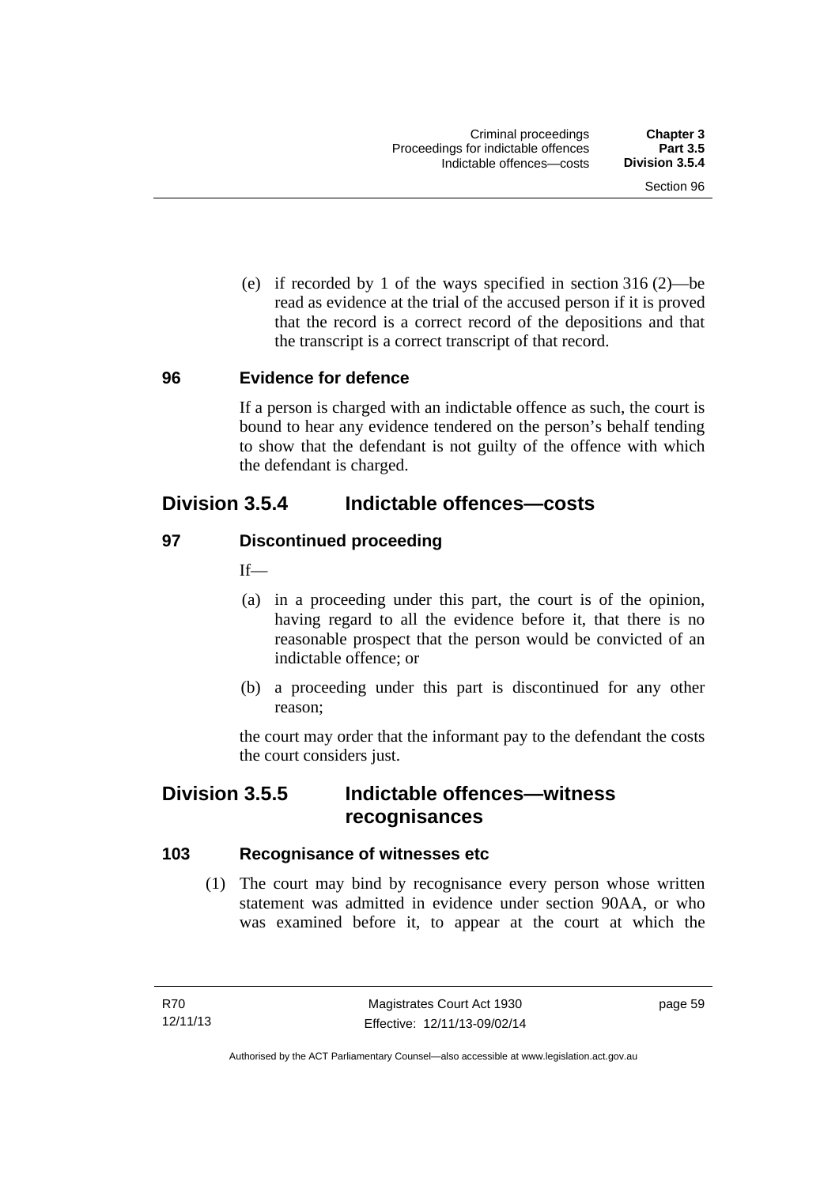(e) if recorded by 1 of the ways specified in section 316 (2)—be read as evidence at the trial of the accused person if it is proved that the record is a correct record of the depositions and that the transcript is a correct transcript of that record.

### 96 Evidence for defence

If a person is charged with an indictable offence as such, the court is bound to hear any evidence tendered on the person's behalf tending to show that the defendant is not guilty of the offence with which the defendant is charged.

## Division 3.5.4 Indictable offences—costs

### 97 Discontinued proceeding

If—

(a) in a proceeding under this part, the court is of the opinion, having regard to all the evidence before it, that there is no reasonable prospect that the person would be convicted of an indictable offence; or

(b) a proceeding under this part is discontinued for any other reason;

the court may order that the informant pay to the defendant the costs the court considers just.

## Division 3.5.5 Indictable offences—witness recognisances

### 103 Recognisance of witnesses etc

(1) The court may bind by recognisance every person whose written statement was admitted in evidence under section 90AA, or who was examined before it, to appear at the court at which the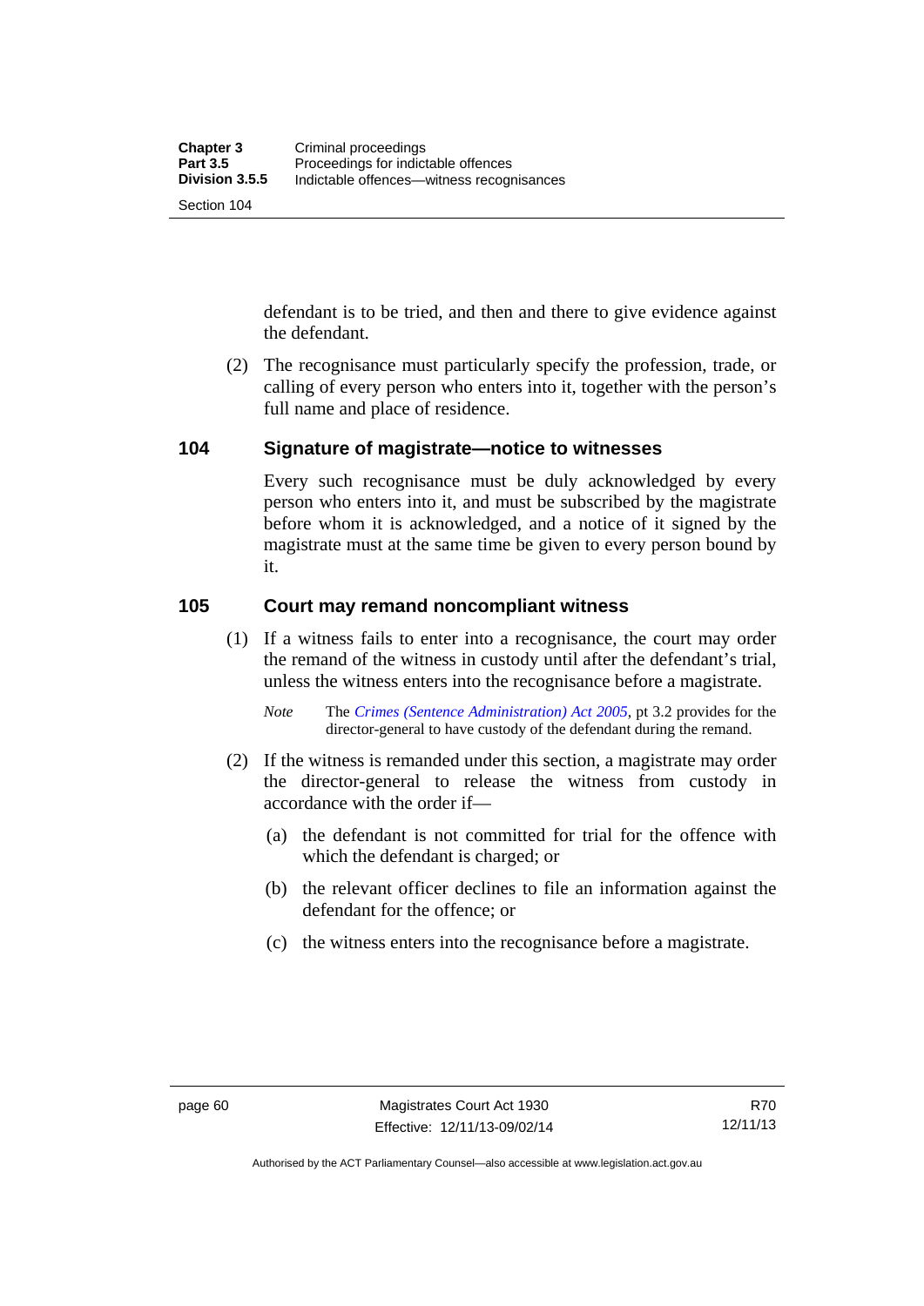defendant is to be tried, and then and there to give evidence against the defendant.

(2) The recognisance must particularly specify the profession, trade, or calling of every person who enters into it, together with the person's full name and place of residence.

## 104 Signature of magistrate—notice to witnesses

Every such recognisance must be duly acknowledged by every person who enters into it, and must be subscribed by the magistrate before whom it is acknowledged, and a notice of it signed by the magistrate must at the same time be given to every person bound by it.

## 105 Court may remand noncompliant witness

(1) If a witness fails to enter into a recognisance, the court may order the remand of the witness in custody until after the defendant's trial, unless the witness enters into the recognisance before a magistrate.

*Note* The *Crimes (Sentence Administration) Act 2005*, pt 3.2 provides for the director-general to have custody of the defendant during the remand.

(2) If the witness is remanded under this section, a magistrate may order the director-general to release the witness from custody in accordance with the order if—

(a) the defendant is not committed for trial for the offence with which the defendant is charged; or

(b) the relevant officer declines to file an information against the defendant for the offence; or

(c) the witness enters into the recognisance before a magistrate.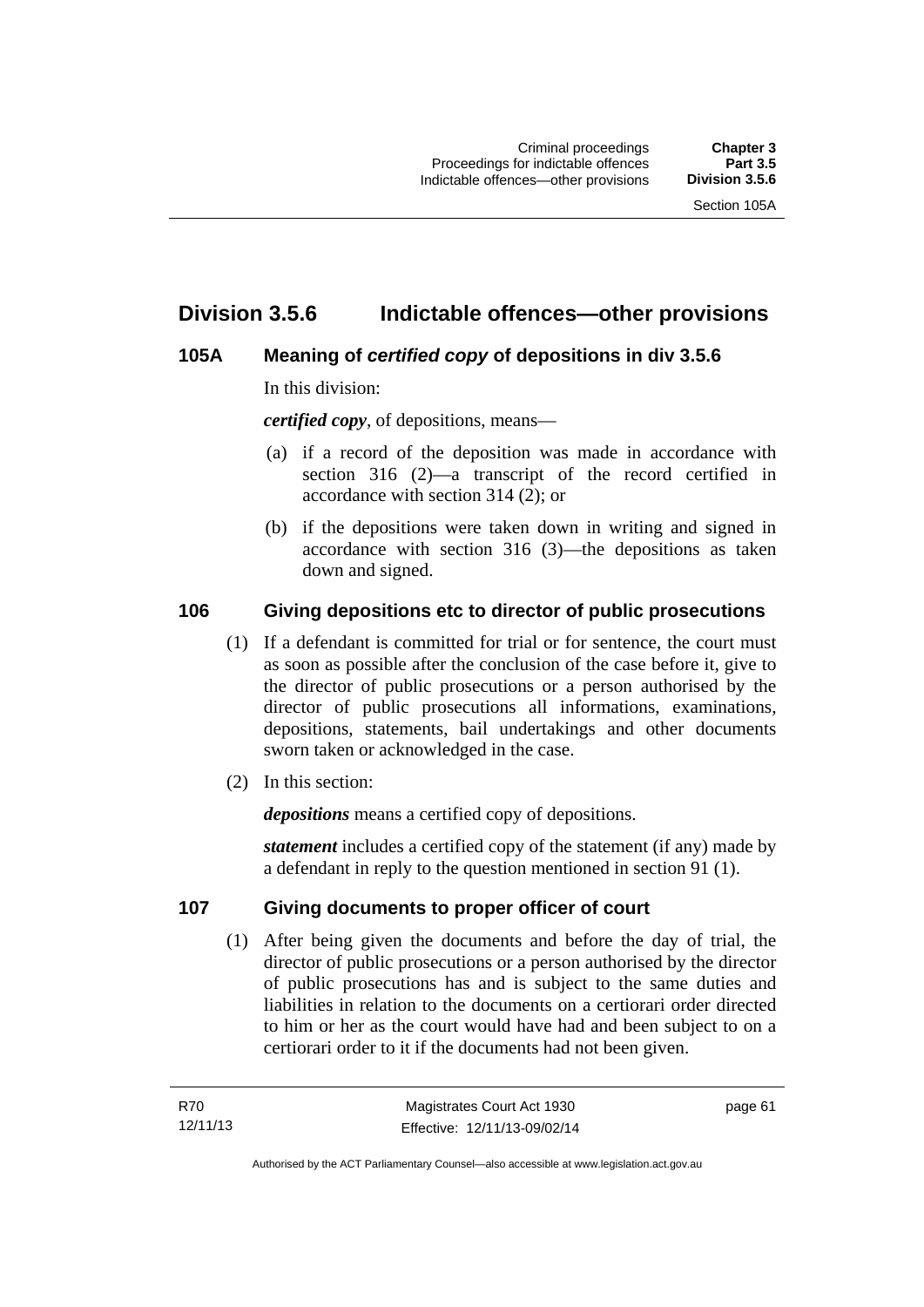## Division 3.5.6 Indictable offences—other provisions

### 105A Meaning of *certified copy* of depositions in div 3.5.6

In this division:

***certified copy***, of depositions, means—

(a) if a record of the deposition was made in accordance with section 316 (2)—a transcript of the record certified in accordance with section 314 (2); or

(b) if the depositions were taken down in writing and signed in accordance with section 316 (3)—the depositions as taken down and signed.

### 106 Giving depositions etc to director of public prosecutions

(1) If a defendant is committed for trial or for sentence, the court must as soon as possible after the conclusion of the case before it, give to the director of public prosecutions or a person authorised by the director of public prosecutions all informations, examinations, depositions, statements, bail undertakings and other documents sworn taken or acknowledged in the case.

(2) In this section:

***depositions*** means a certified copy of depositions.

***statement*** includes a certified copy of the statement (if any) made by a defendant in reply to the question mentioned in section 91 (1).

### 107 Giving documents to proper officer of court

(1) After being given the documents and before the day of trial, the director of public prosecutions or a person authorised by the director of public prosecutions has and is subject to the same duties and liabilities in relation to the documents on a certiorari order directed to him or her as the court would have had and been subject to on a certiorari order to it if the documents had not been given.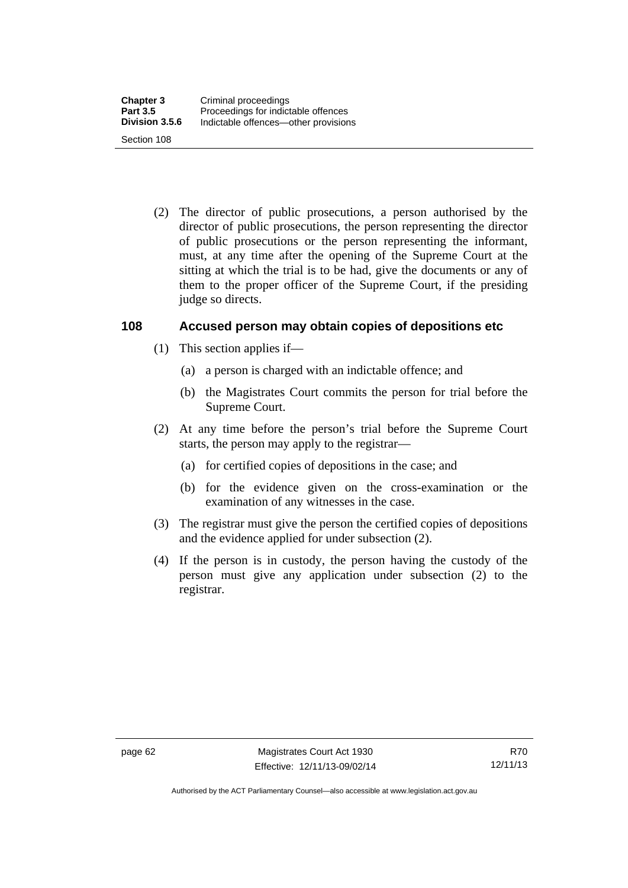(2) The director of public prosecutions, a person authorised by the director of public prosecutions, the person representing the director of public prosecutions or the person representing the informant, must, at any time after the opening of the Supreme Court at the sitting at which the trial is to be had, give the documents or any of them to the proper officer of the Supreme Court, if the presiding judge so directs.

## 108 Accused person may obtain copies of depositions etc

(1) This section applies if—

(a) a person is charged with an indictable offence; and

(b) the Magistrates Court commits the person for trial before the Supreme Court.

(2) At any time before the person's trial before the Supreme Court starts, the person may apply to the registrar—

(a) for certified copies of depositions in the case; and

(b) for the evidence given on the cross-examination or the examination of any witnesses in the case.

(3) The registrar must give the person the certified copies of depositions and the evidence applied for under subsection (2).

(4) If the person is in custody, the person having the custody of the person must give any application under subsection (2) to the registrar.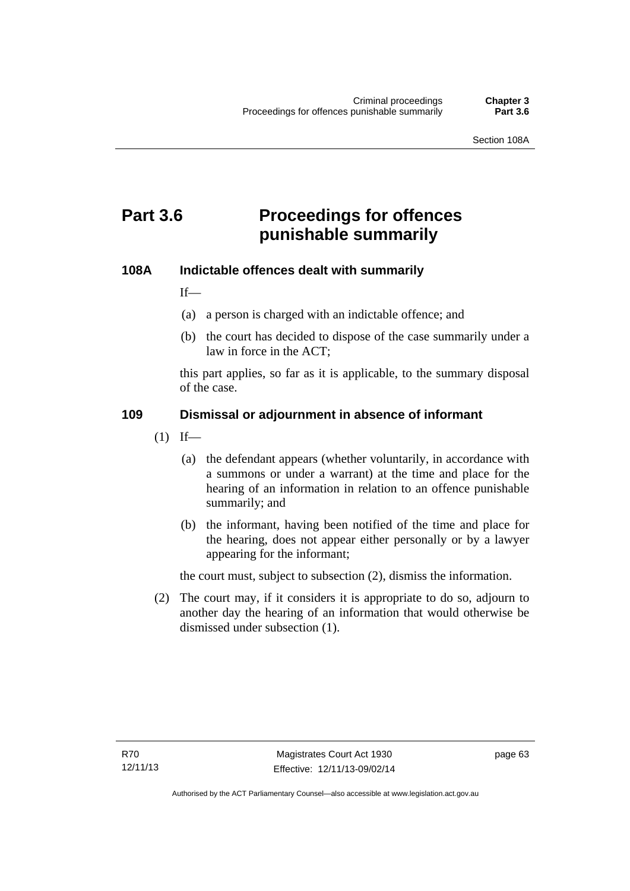# Part 3.6 Proceedings for offences punishable summarily

### 108A Indictable offences dealt with summarily

If—

(a) a person is charged with an indictable offence; and

(b) the court has decided to dispose of the case summarily under a law in force in the ACT;

this part applies, so far as it is applicable, to the summary disposal of the case.

### 109 Dismissal or adjournment in absence of informant

(1) If—

(a) the defendant appears (whether voluntarily, in accordance with a summons or under a warrant) at the time and place for the hearing of an information in relation to an offence punishable summarily; and

(b) the informant, having been notified of the time and place for the hearing, does not appear either personally or by a lawyer appearing for the informant;

the court must, subject to subsection (2), dismiss the information.

(2) The court may, if it considers it is appropriate to do so, adjourn to another day the hearing of an information that would otherwise be dismissed under subsection (1).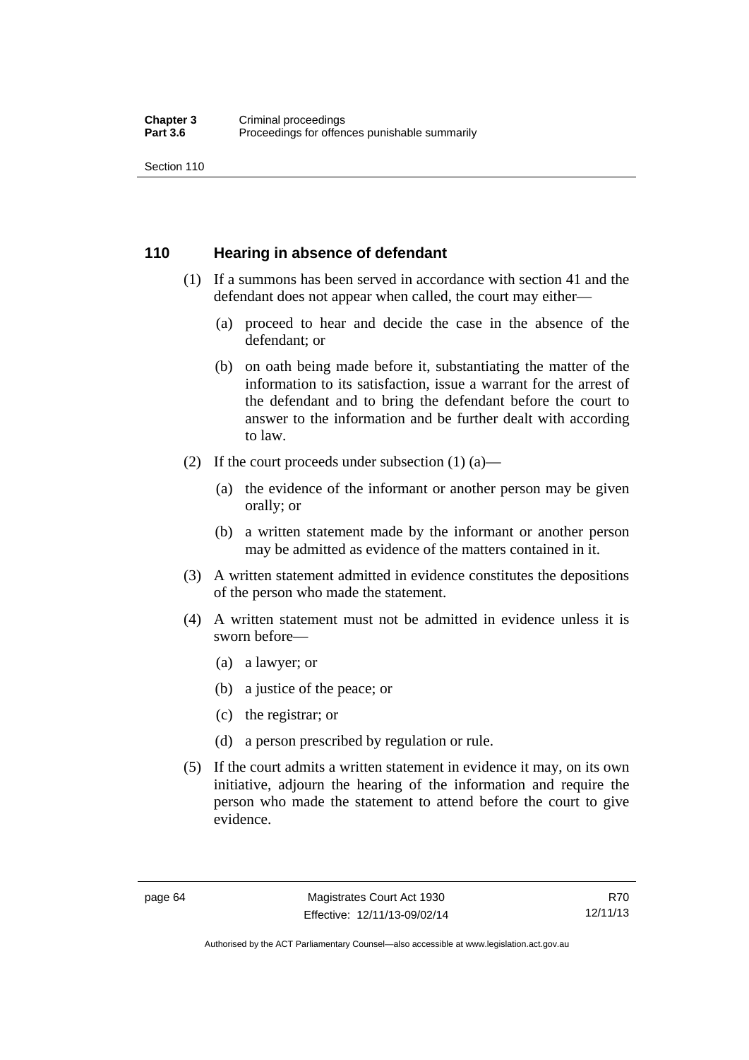## 110 Hearing in absence of defendant

(1) If a summons has been served in accordance with section 41 and the defendant does not appear when called, the court may either—

(a) proceed to hear and decide the case in the absence of the defendant; or

(b) on oath being made before it, substantiating the matter of the information to its satisfaction, issue a warrant for the arrest of the defendant and to bring the defendant before the court to answer to the information and be further dealt with according to law.

(2) If the court proceeds under subsection (1) (a)—

(a) the evidence of the informant or another person may be given orally; or

(b) a written statement made by the informant or another person may be admitted as evidence of the matters contained in it.

(3) A written statement admitted in evidence constitutes the depositions of the person who made the statement.

(4) A written statement must not be admitted in evidence unless it is sworn before—

(a) a lawyer; or

(b) a justice of the peace; or

(c) the registrar; or

(d) a person prescribed by regulation or rule.

(5) If the court admits a written statement in evidence it may, on its own initiative, adjourn the hearing of the information and require the person who made the statement to attend before the court to give evidence.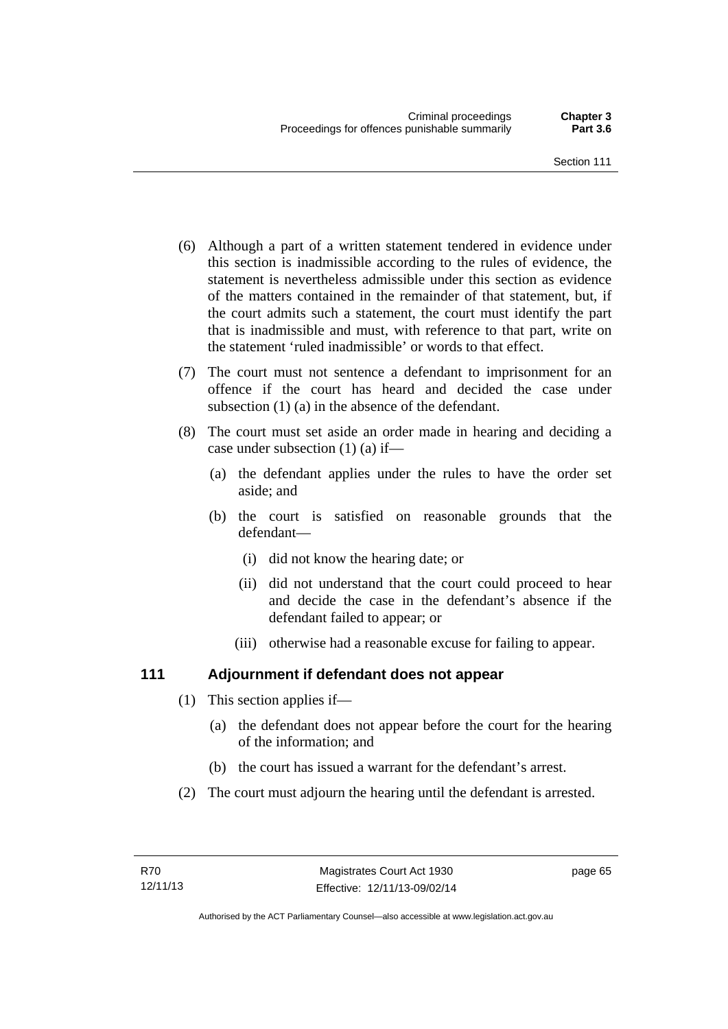(6) Although a part of a written statement tendered in evidence under this section is inadmissible according to the rules of evidence, the statement is nevertheless admissible under this section as evidence of the matters contained in the remainder of that statement, but, if the court admits such a statement, the court must identify the part that is inadmissible and must, with reference to that part, write on the statement 'ruled inadmissible' or words to that effect.

(7) The court must not sentence a defendant to imprisonment for an offence if the court has heard and decided the case under subsection (1) (a) in the absence of the defendant.

(8) The court must set aside an order made in hearing and deciding a case under subsection (1) (a) if—

(a) the defendant applies under the rules to have the order set aside; and

(b) the court is satisfied on reasonable grounds that the defendant—

(i) did not know the hearing date; or

(ii) did not understand that the court could proceed to hear and decide the case in the defendant's absence if the defendant failed to appear; or

(iii) otherwise had a reasonable excuse for failing to appear.

## 111 Adjournment if defendant does not appear

(1) This section applies if—

(a) the defendant does not appear before the court for the hearing of the information; and

(b) the court has issued a warrant for the defendant's arrest.

(2) The court must adjourn the hearing until the defendant is arrested.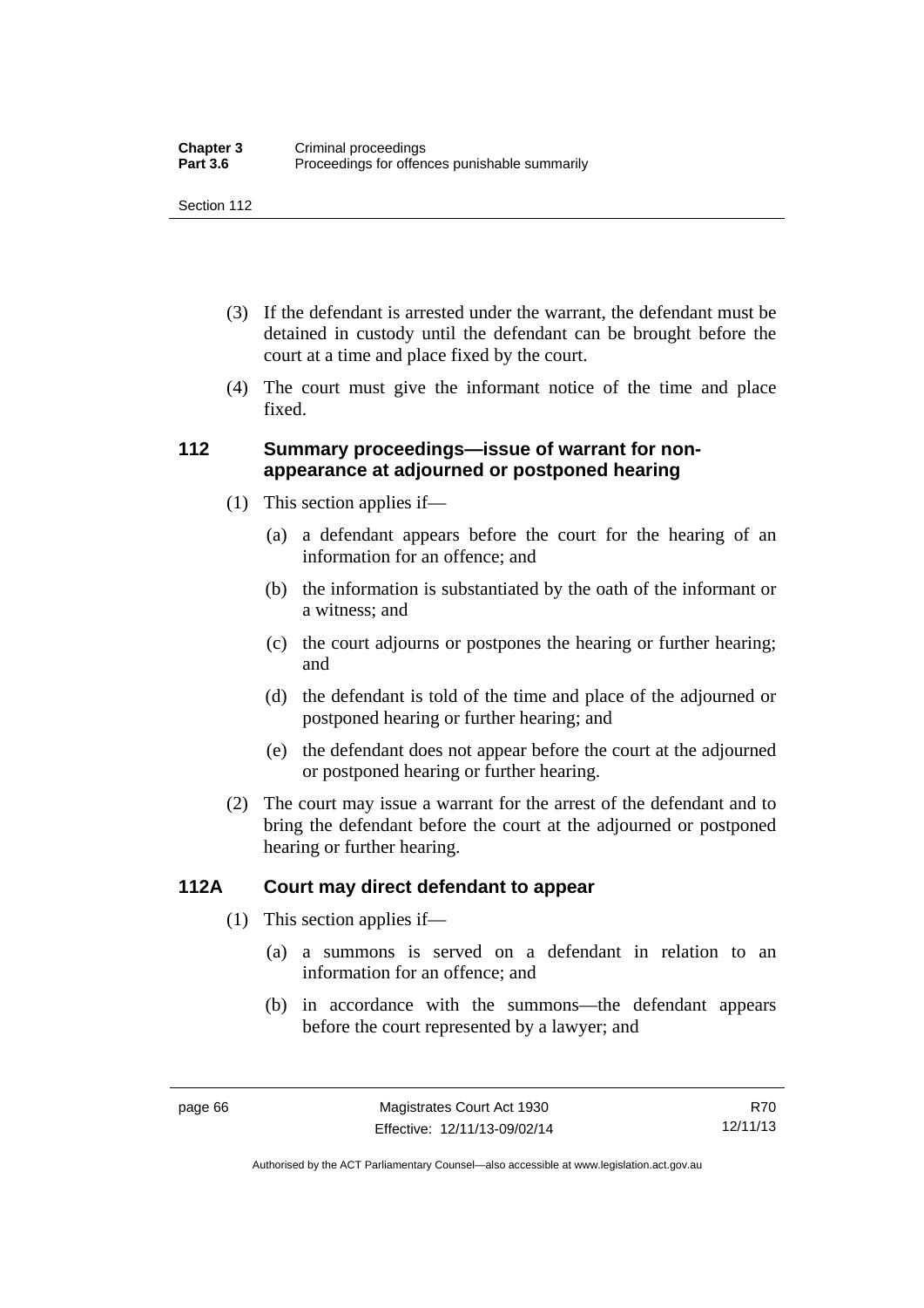(3) If the defendant is arrested under the warrant, the defendant must be detained in custody until the defendant can be brought before the court at a time and place fixed by the court.

(4) The court must give the informant notice of the time and place fixed.

### 112 Summary proceedings—issue of warrant for non-appearance at adjourned or postponed hearing

(1) This section applies if—

(a) a defendant appears before the court for the hearing of an information for an offence; and

(b) the information is substantiated by the oath of the informant or a witness; and

(c) the court adjourns or postpones the hearing or further hearing; and

(d) the defendant is told of the time and place of the adjourned or postponed hearing or further hearing; and

(e) the defendant does not appear before the court at the adjourned or postponed hearing or further hearing.

(2) The court may issue a warrant for the arrest of the defendant and to bring the defendant before the court at the adjourned or postponed hearing or further hearing.

### 112A Court may direct defendant to appear

(1) This section applies if—

(a) a summons is served on a defendant in relation to an information for an offence; and

(b) in accordance with the summons—the defendant appears before the court represented by a lawyer; and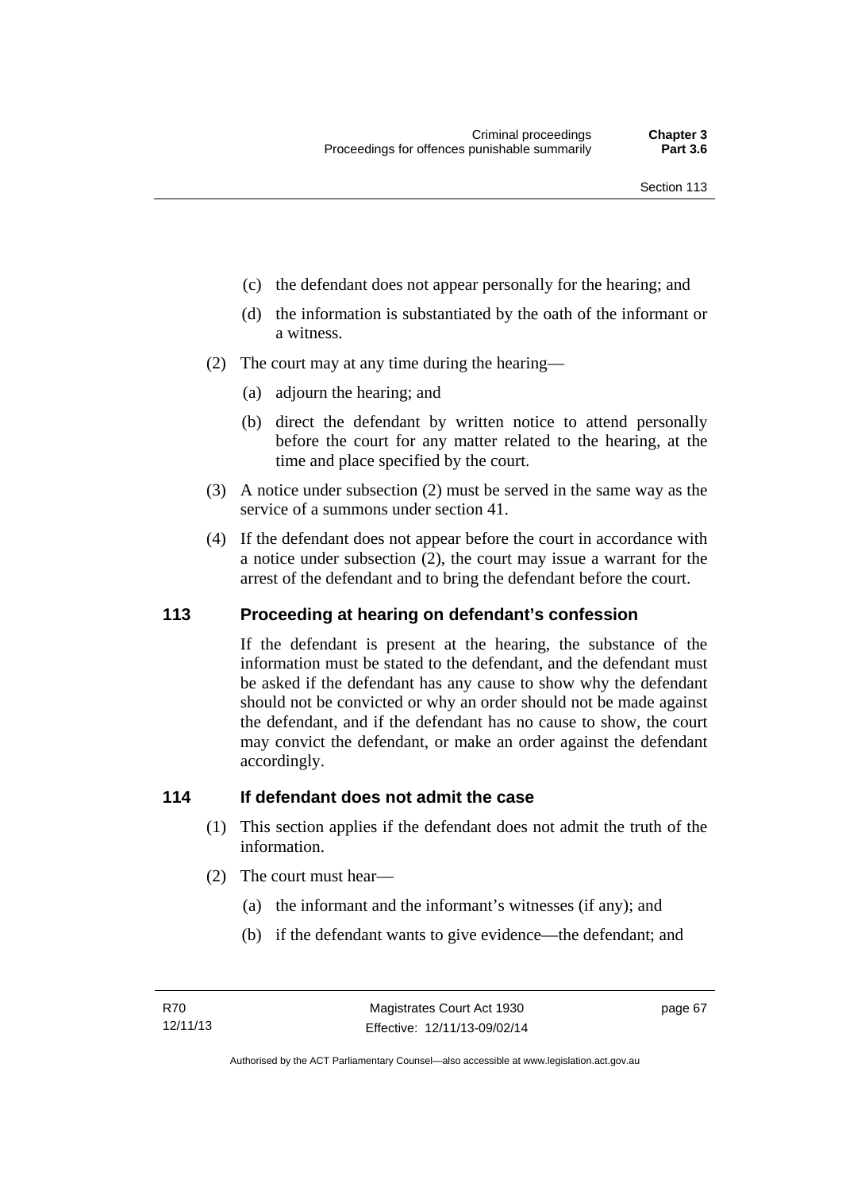(c) the defendant does not appear personally for the hearing; and

(d) the information is substantiated by the oath of the informant or a witness.

(2) The court may at any time during the hearing—

(a) adjourn the hearing; and

(b) direct the defendant by written notice to attend personally before the court for any matter related to the hearing, at the time and place specified by the court.

(3) A notice under subsection (2) must be served in the same way as the service of a summons under section 41.

(4) If the defendant does not appear before the court in accordance with a notice under subsection (2), the court may issue a warrant for the arrest of the defendant and to bring the defendant before the court.

## 113 Proceeding at hearing on defendant's confession

If the defendant is present at the hearing, the substance of the information must be stated to the defendant, and the defendant must be asked if the defendant has any cause to show why the defendant should not be convicted or why an order should not be made against the defendant, and if the defendant has no cause to show, the court may convict the defendant, or make an order against the defendant accordingly.

## 114 If defendant does not admit the case

(1) This section applies if the defendant does not admit the truth of the information.

(2) The court must hear—

(a) the informant and the informant's witnesses (if any); and

(b) if the defendant wants to give evidence—the defendant; and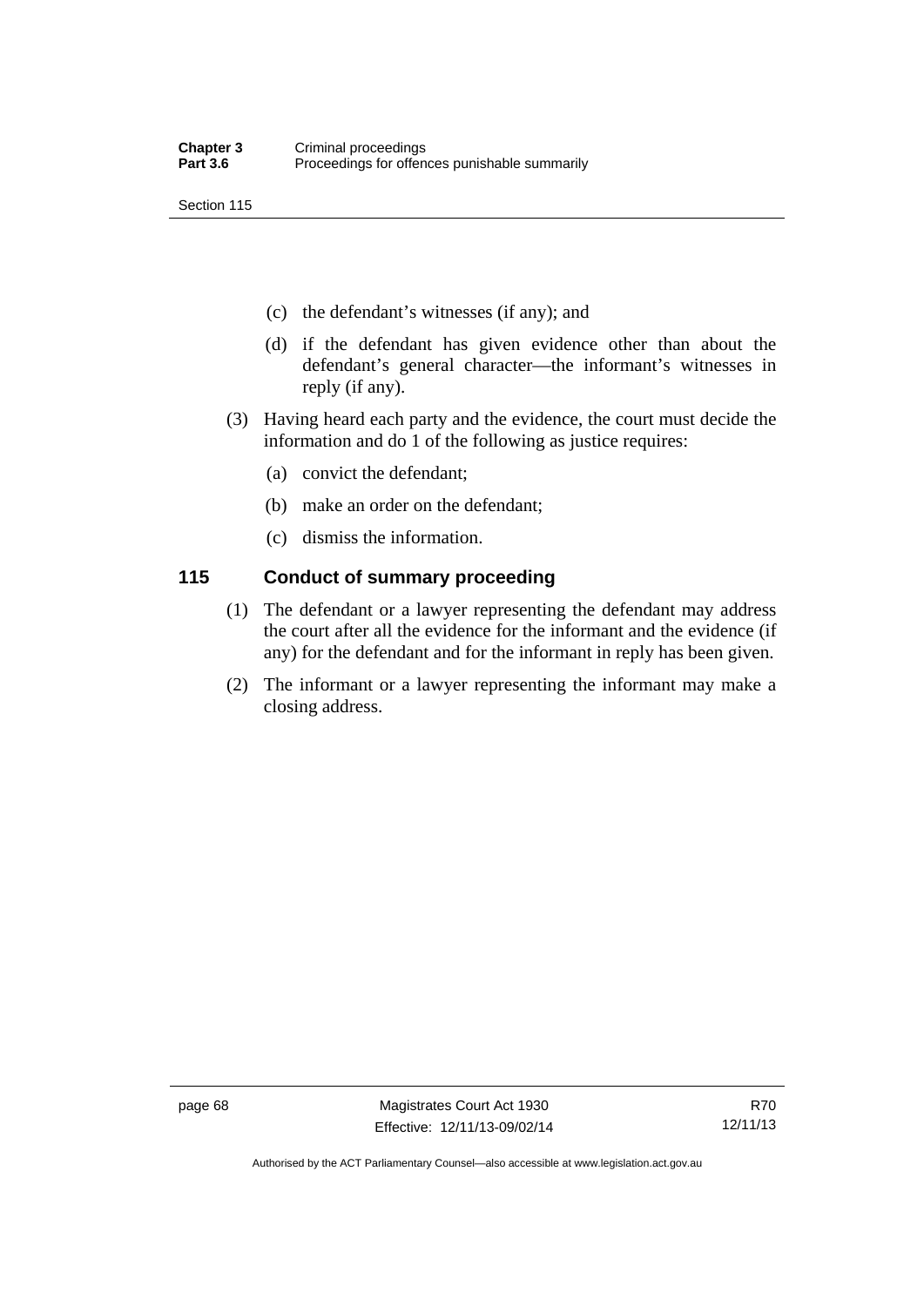(c) the defendant's witnesses (if any); and

(d) if the defendant has given evidence other than about the defendant's general character—the informant's witnesses in reply (if any).

(3) Having heard each party and the evidence, the court must decide the information and do 1 of the following as justice requires:

(a) convict the defendant;

(b) make an order on the defendant;

(c) dismiss the information.

## 115 Conduct of summary proceeding

(1) The defendant or a lawyer representing the defendant may address the court after all the evidence for the informant and the evidence (if any) for the defendant and for the informant in reply has been given.

(2) The informant or a lawyer representing the informant may make a closing address.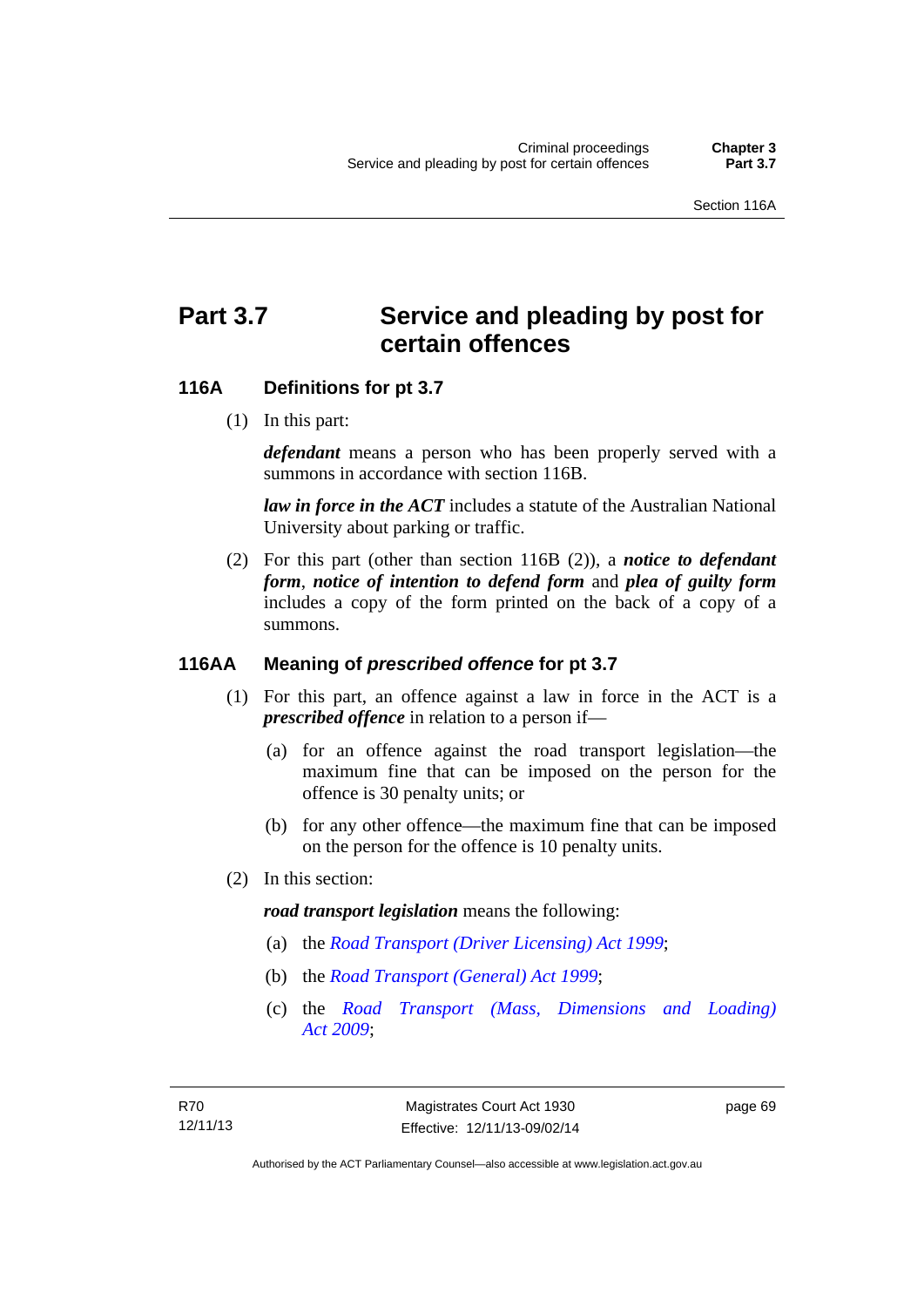# Part 3.7 Service and pleading by post for certain offences

## 116A Definitions for pt 3.7

(1) In this part:

***defendant*** means a person who has been properly served with a summons in accordance with section 116B.

***law in force in the ACT*** includes a statute of the Australian National University about parking or traffic.

(2) For this part (other than section 116B (2)), a ***notice to defendant form***, ***notice of intention to defend form*** and ***plea of guilty form*** includes a copy of the form printed on the back of a copy of a summons.

## 116AA Meaning of *prescribed offence* for pt 3.7

(1) For this part, an offence against a law in force in the ACT is a ***prescribed offence*** in relation to a person if—

(a) for an offence against the road transport legislation—the maximum fine that can be imposed on the person for the offence is 30 penalty units; or

(b) for any other offence—the maximum fine that can be imposed on the person for the offence is 10 penalty units.

(2) In this section:

***road transport legislation*** means the following:

(a) the *Road Transport (Driver Licensing) Act 1999*;

(b) the *Road Transport (General) Act 1999*;

(c) the *Road Transport (Mass, Dimensions and Loading) Act 2009*;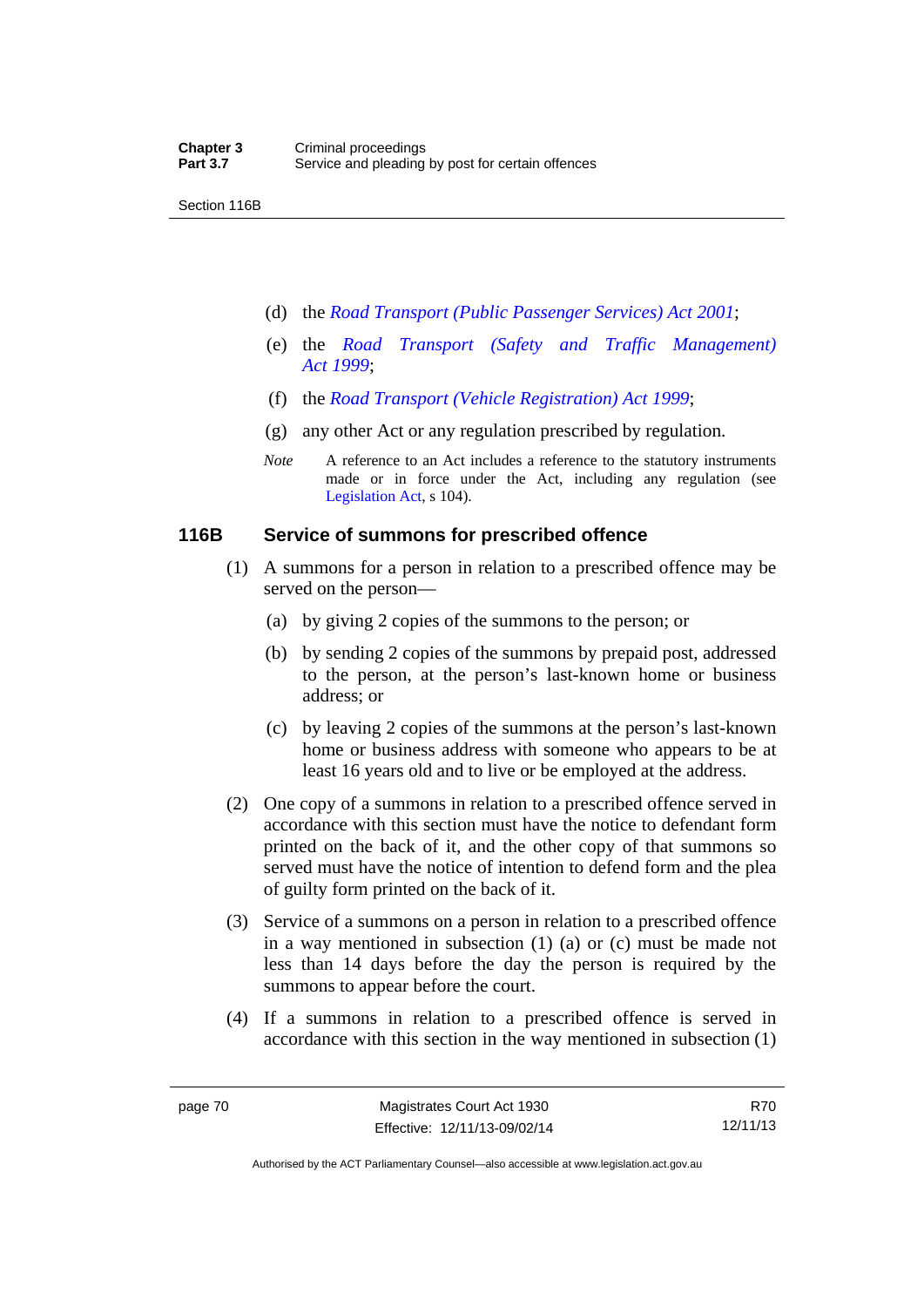(d) the *Road Transport (Public Passenger Services) Act 2001*;

(e) the *Road Transport (Safety and Traffic Management) Act 1999*;

(f) the *Road Transport (Vehicle Registration) Act 1999*;

(g) any other Act or any regulation prescribed by regulation.

*Note* A reference to an Act includes a reference to the statutory instruments made or in force under the Act, including any regulation (see Legislation Act, s 104).

### 116B Service of summons for prescribed offence

(1) A summons for a person in relation to a prescribed offence may be served on the person—

(a) by giving 2 copies of the summons to the person; or

(b) by sending 2 copies of the summons by prepaid post, addressed to the person, at the person's last-known home or business address; or

(c) by leaving 2 copies of the summons at the person's last-known home or business address with someone who appears to be at least 16 years old and to live or be employed at the address.

(2) One copy of a summons in relation to a prescribed offence served in accordance with this section must have the notice to defendant form printed on the back of it, and the other copy of that summons so served must have the notice of intention to defend form and the plea of guilty form printed on the back of it.

(3) Service of a summons on a person in relation to a prescribed offence in a way mentioned in subsection (1) (a) or (c) must be made not less than 14 days before the day the person is required by the summons to appear before the court.

(4) If a summons in relation to a prescribed offence is served in accordance with this section in the way mentioned in subsection (1)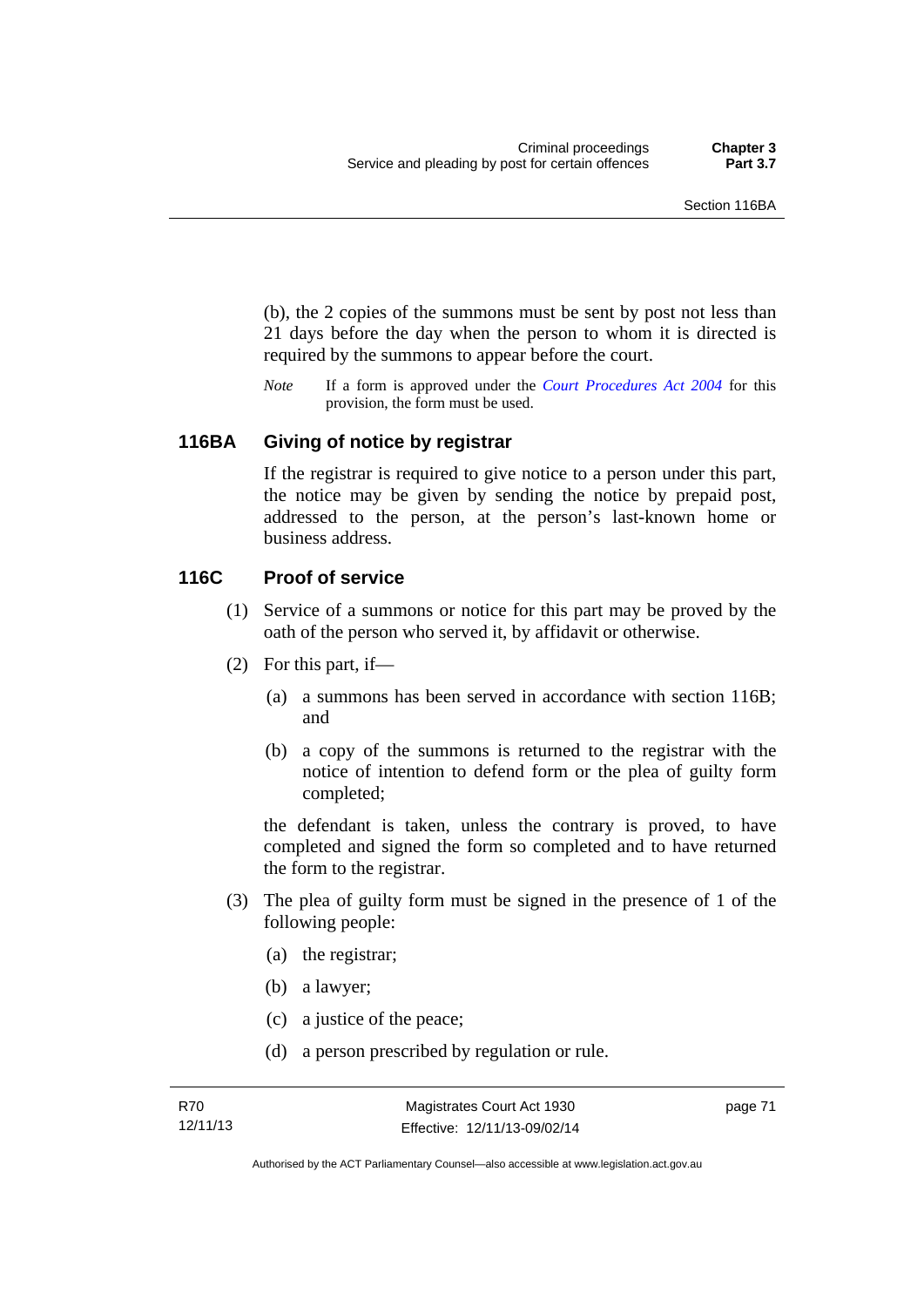(b), the 2 copies of the summons must be sent by post not less than 21 days before the day when the person to whom it is directed is required by the summons to appear before the court.

*Note* If a form is approved under the *Court Procedures Act 2004* for this provision, the form must be used.

## 116BA Giving of notice by registrar

If the registrar is required to give notice to a person under this part, the notice may be given by sending the notice by prepaid post, addressed to the person, at the person's last-known home or business address.

## 116C Proof of service

(1) Service of a summons or notice for this part may be proved by the oath of the person who served it, by affidavit or otherwise.

(2) For this part, if—

 (a) a summons has been served in accordance with section 116B; and

 (b) a copy of the summons is returned to the registrar with the notice of intention to defend form or the plea of guilty form completed;

the defendant is taken, unless the contrary is proved, to have completed and signed the form so completed and to have returned the form to the registrar.

(3) The plea of guilty form must be signed in the presence of 1 of the following people:

 (a) the registrar;

 (b) a lawyer;

 (c) a justice of the peace;

 (d) a person prescribed by regulation or rule.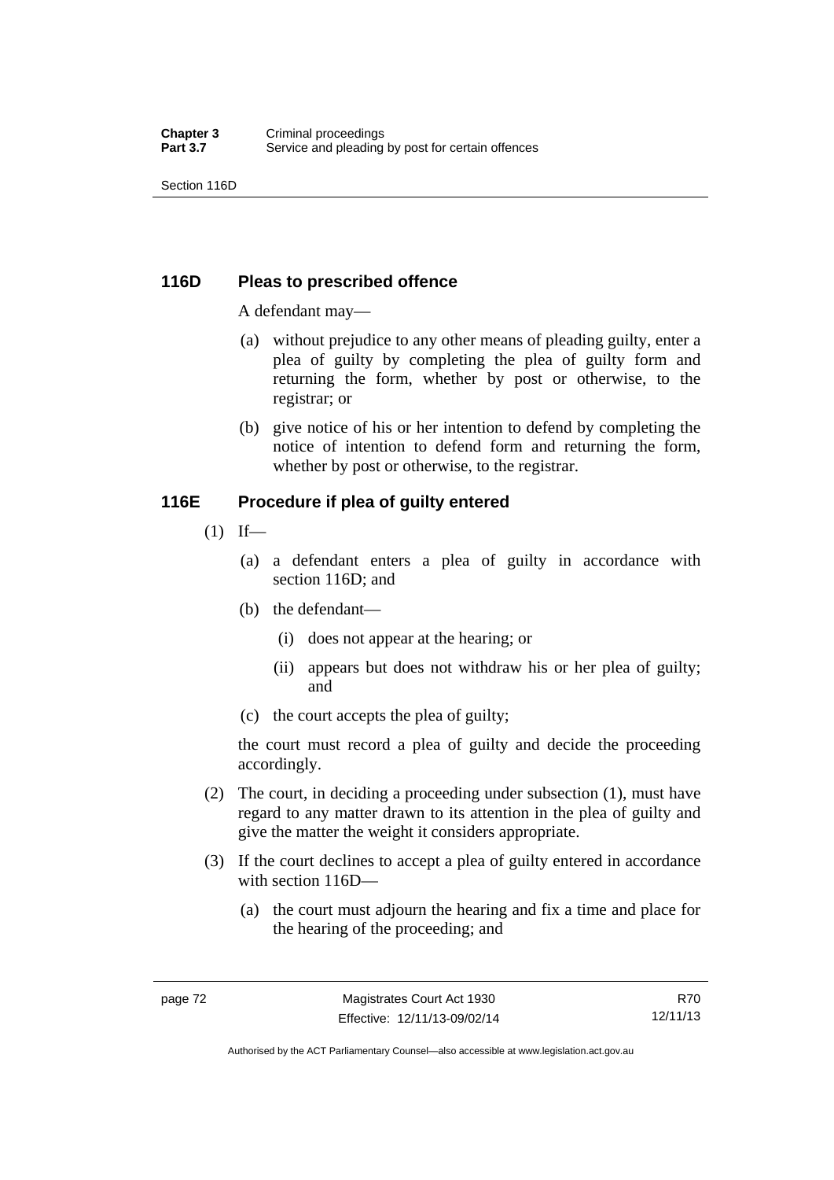## 116D Pleas to prescribed offence

A defendant may—

(a) without prejudice to any other means of pleading guilty, enter a plea of guilty by completing the plea of guilty form and returning the form, whether by post or otherwise, to the registrar; or

(b) give notice of his or her intention to defend by completing the notice of intention to defend form and returning the form, whether by post or otherwise, to the registrar.

## 116E Procedure if plea of guilty entered

(1) If—

(a) a defendant enters a plea of guilty in accordance with section 116D; and

(b) the defendant—

(i) does not appear at the hearing; or

(ii) appears but does not withdraw his or her plea of guilty; and

(c) the court accepts the plea of guilty;

the court must record a plea of guilty and decide the proceeding accordingly.

(2) The court, in deciding a proceeding under subsection (1), must have regard to any matter drawn to its attention in the plea of guilty and give the matter the weight it considers appropriate.

(3) If the court declines to accept a plea of guilty entered in accordance with section 116D—

(a) the court must adjourn the hearing and fix a time and place for the hearing of the proceeding; and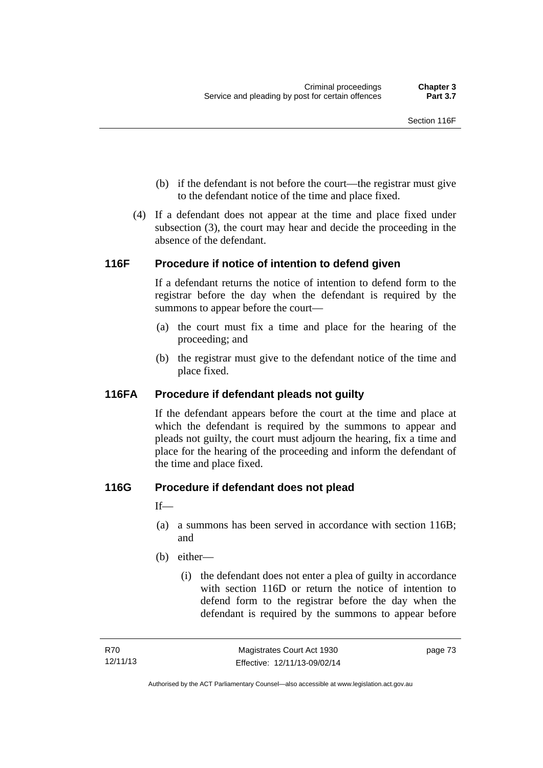(b) if the defendant is not before the court—the registrar must give to the defendant notice of the time and place fixed.

(4) If a defendant does not appear at the time and place fixed under subsection (3), the court may hear and decide the proceeding in the absence of the defendant.

### 116F Procedure if notice of intention to defend given

If a defendant returns the notice of intention to defend form to the registrar before the day when the defendant is required by the summons to appear before the court—

(a) the court must fix a time and place for the hearing of the proceeding; and

(b) the registrar must give to the defendant notice of the time and place fixed.

### 116FA Procedure if defendant pleads not guilty

If the defendant appears before the court at the time and place at which the defendant is required by the summons to appear and pleads not guilty, the court must adjourn the hearing, fix a time and place for the hearing of the proceeding and inform the defendant of the time and place fixed.

### 116G Procedure if defendant does not plead

If—

(a) a summons has been served in accordance with section 116B; and

(b) either—

(i) the defendant does not enter a plea of guilty in accordance with section 116D or return the notice of intention to defend form to the registrar before the day when the defendant is required by the summons to appear before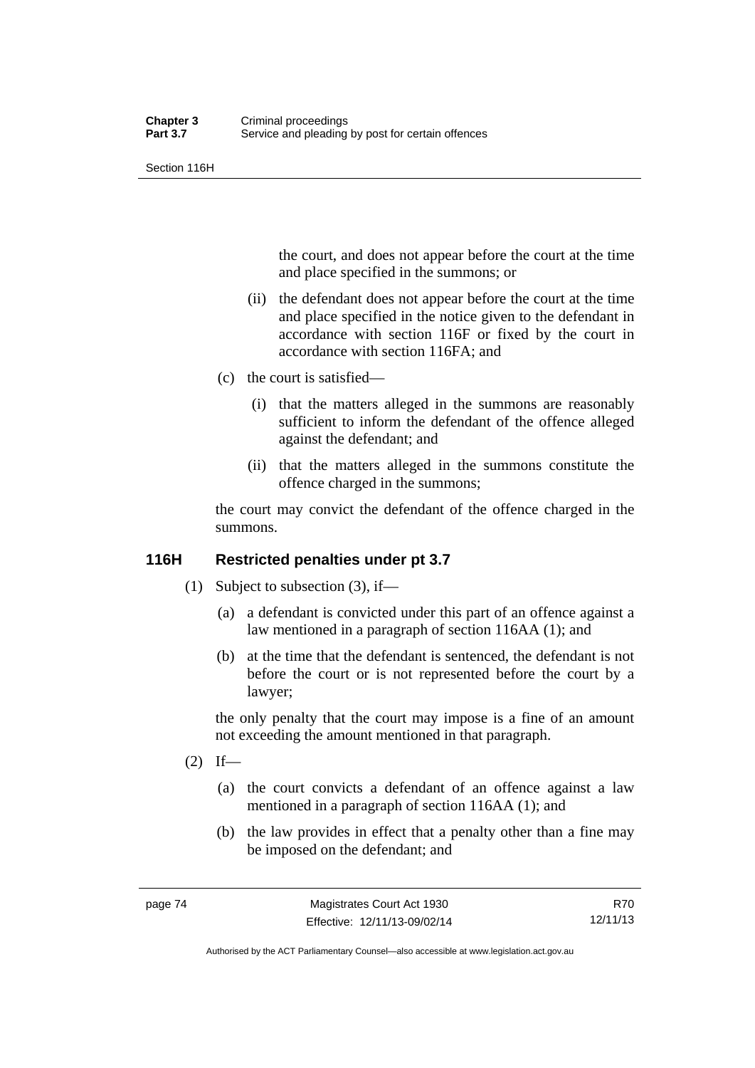the court, and does not appear before the court at the time and place specified in the summons; or

(ii) the defendant does not appear before the court at the time and place specified in the notice given to the defendant in accordance with section 116F or fixed by the court in accordance with section 116FA; and

(c) the court is satisfied—

(i) that the matters alleged in the summons are reasonably sufficient to inform the defendant of the offence alleged against the defendant; and

(ii) that the matters alleged in the summons constitute the offence charged in the summons;

the court may convict the defendant of the offence charged in the summons.

### 116H Restricted penalties under pt 3.7

(1) Subject to subsection (3), if—

(a) a defendant is convicted under this part of an offence against a law mentioned in a paragraph of section 116AA (1); and

(b) at the time that the defendant is sentenced, the defendant is not before the court or is not represented before the court by a lawyer;

the only penalty that the court may impose is a fine of an amount not exceeding the amount mentioned in that paragraph.

(2) If—

(a) the court convicts a defendant of an offence against a law mentioned in a paragraph of section 116AA (1); and

(b) the law provides in effect that a penalty other than a fine may be imposed on the defendant; and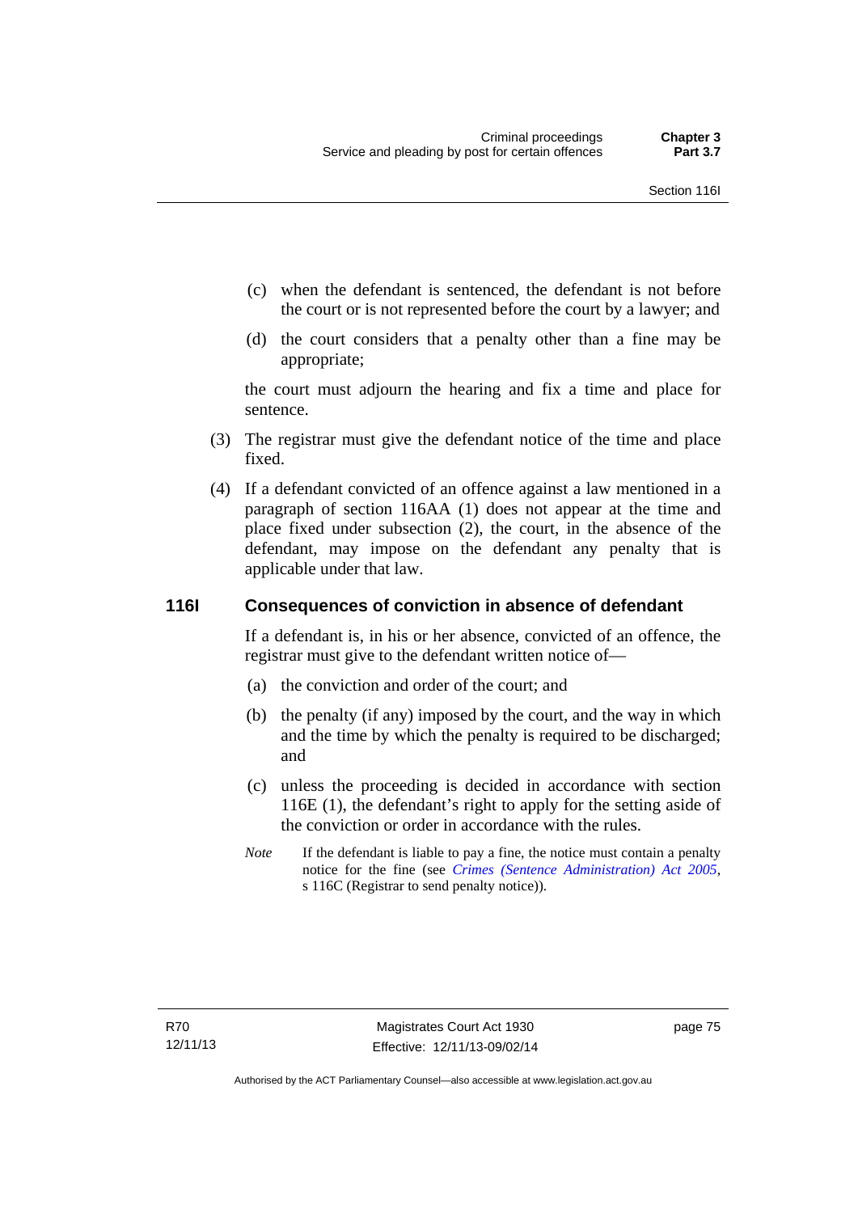(c) when the defendant is sentenced, the defendant is not before the court or is not represented before the court by a lawyer; and

(d) the court considers that a penalty other than a fine may be appropriate;

the court must adjourn the hearing and fix a time and place for sentence.

(3) The registrar must give the defendant notice of the time and place fixed.

(4) If a defendant convicted of an offence against a law mentioned in a paragraph of section 116AA (1) does not appear at the time and place fixed under subsection (2), the court, in the absence of the defendant, may impose on the defendant any penalty that is applicable under that law.

## 116I Consequences of conviction in absence of defendant

If a defendant is, in his or her absence, convicted of an offence, the registrar must give to the defendant written notice of—

(a) the conviction and order of the court; and

(b) the penalty (if any) imposed by the court, and the way in which and the time by which the penalty is required to be discharged; and

(c) unless the proceeding is decided in accordance with section 116E (1), the defendant's right to apply for the setting aside of the conviction or order in accordance with the rules.

*Note* If the defendant is liable to pay a fine, the notice must contain a penalty notice for the fine (see *Crimes (Sentence Administration) Act 2005*, s 116C (Registrar to send penalty notice)).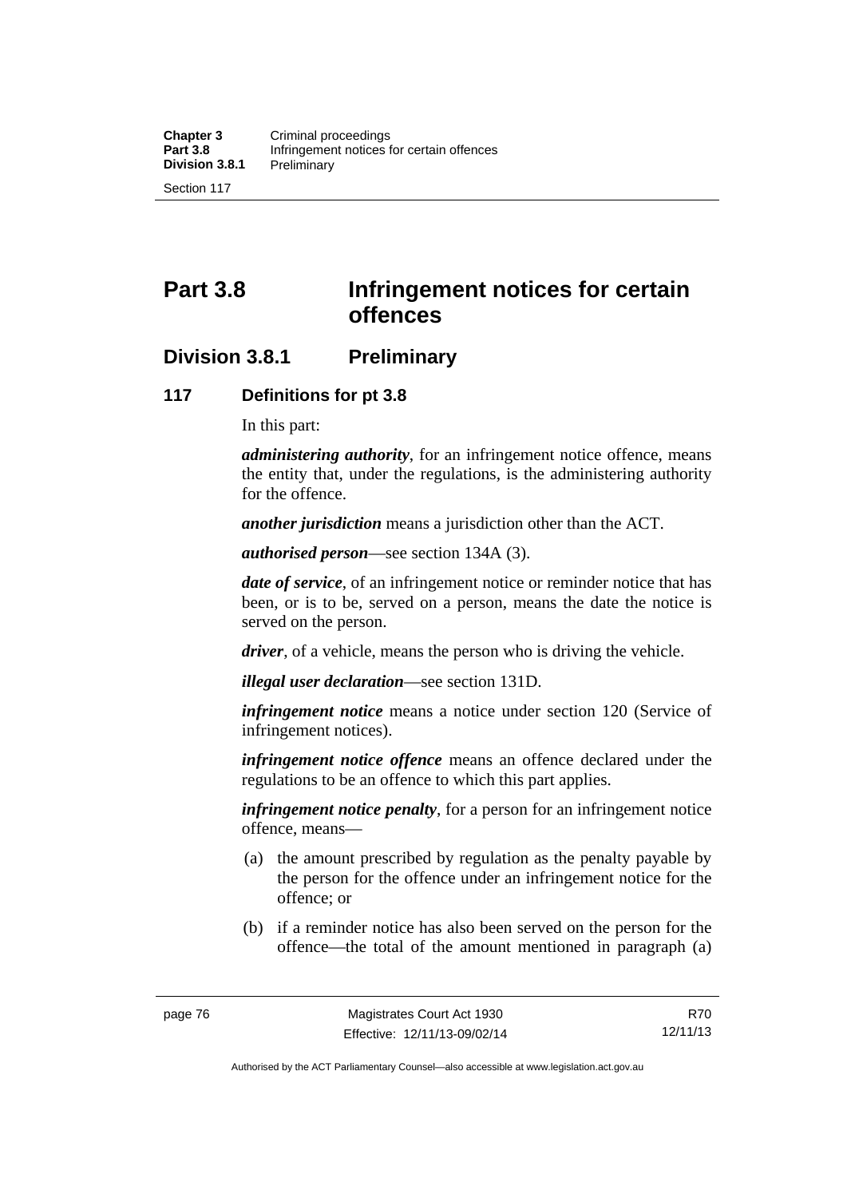# Part 3.8 Infringement notices for certain offences

## Division 3.8.1 Preliminary

### 117 Definitions for pt 3.8

In this part:

***administering authority***, for an infringement notice offence, means the entity that, under the regulations, is the administering authority for the offence.

***another jurisdiction*** means a jurisdiction other than the ACT.

***authorised person***—see section 134A (3).

***date of service***, of an infringement notice or reminder notice that has been, or is to be, served on a person, means the date the notice is served on the person.

***driver***, of a vehicle, means the person who is driving the vehicle.

***illegal user declaration***—see section 131D.

***infringement notice*** means a notice under section 120 (Service of infringement notices).

***infringement notice offence*** means an offence declared under the regulations to be an offence to which this part applies.

***infringement notice penalty***, for a person for an infringement notice offence, means—

(a) the amount prescribed by regulation as the penalty payable by the person for the offence under an infringement notice for the offence; or

(b) if a reminder notice has also been served on the person for the offence—the total of the amount mentioned in paragraph (a)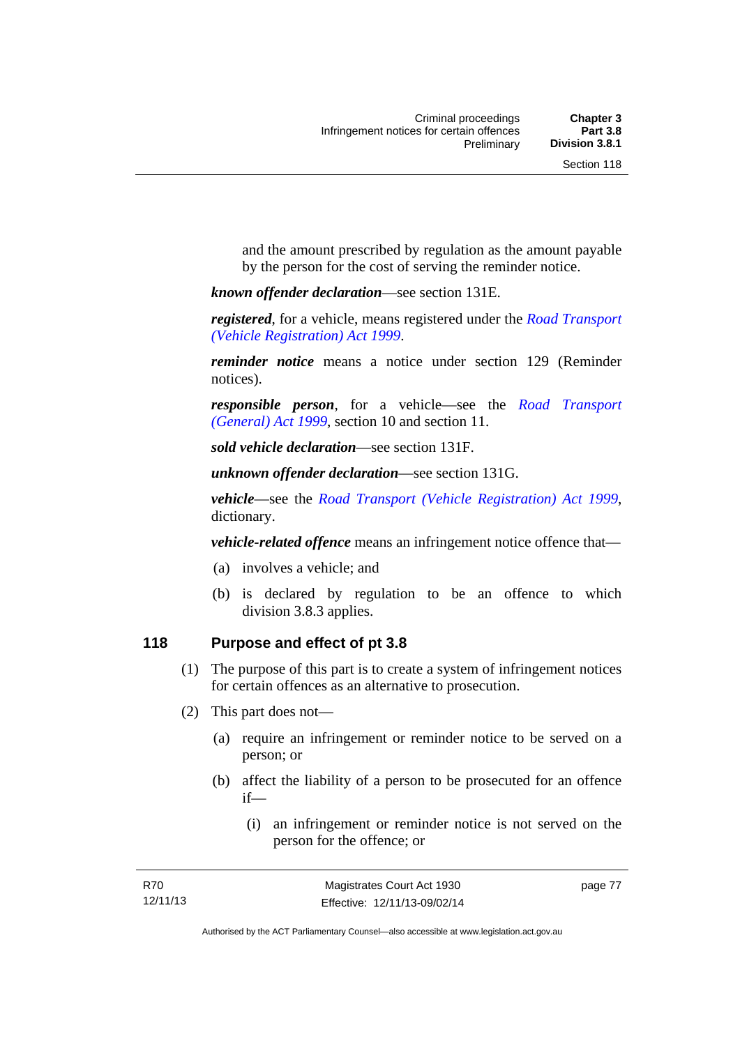and the amount prescribed by regulation as the amount payable by the person for the cost of serving the reminder notice.

***known offender declaration***—see section 131E.

***registered***, for a vehicle, means registered under the *Road Transport (Vehicle Registration) Act 1999*.

***reminder notice*** means a notice under section 129 (Reminder notices).

***responsible person***, for a vehicle—see the *Road Transport (General) Act 1999*, section 10 and section 11.

***sold vehicle declaration***—see section 131F.

***unknown offender declaration***—see section 131G.

***vehicle***—see the *Road Transport (Vehicle Registration) Act 1999*, dictionary.

***vehicle-related offence*** means an infringement notice offence that—

(a) involves a vehicle; and

(b) is declared by regulation to be an offence to which division 3.8.3 applies.

## 118 Purpose and effect of pt 3.8

(1) The purpose of this part is to create a system of infringement notices for certain offences as an alternative to prosecution.

(2) This part does not—

(a) require an infringement or reminder notice to be served on a person; or

(b) affect the liability of a person to be prosecuted for an offence if—

(i) an infringement or reminder notice is not served on the person for the offence; or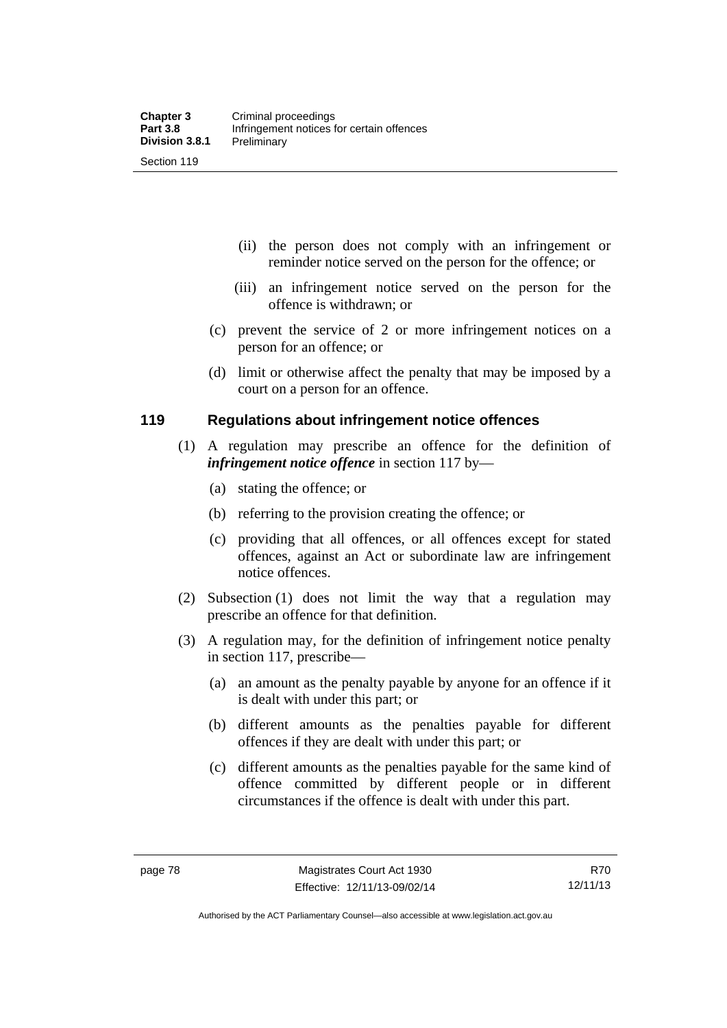(ii) the person does not comply with an infringement or reminder notice served on the person for the offence; or

(iii) an infringement notice served on the person for the offence is withdrawn; or

(c) prevent the service of 2 or more infringement notices on a person for an offence; or

(d) limit or otherwise affect the penalty that may be imposed by a court on a person for an offence.

## 119 Regulations about infringement notice offences

(1) A regulation may prescribe an offence for the definition of ***infringement notice offence*** in section 117 by—

(a) stating the offence; or

(b) referring to the provision creating the offence; or

(c) providing that all offences, or all offences except for stated offences, against an Act or subordinate law are infringement notice offences.

(2) Subsection (1) does not limit the way that a regulation may prescribe an offence for that definition.

(3) A regulation may, for the definition of infringement notice penalty in section 117, prescribe—

(a) an amount as the penalty payable by anyone for an offence if it is dealt with under this part; or

(b) different amounts as the penalties payable for different offences if they are dealt with under this part; or

(c) different amounts as the penalties payable for the same kind of offence committed by different people or in different circumstances if the offence is dealt with under this part.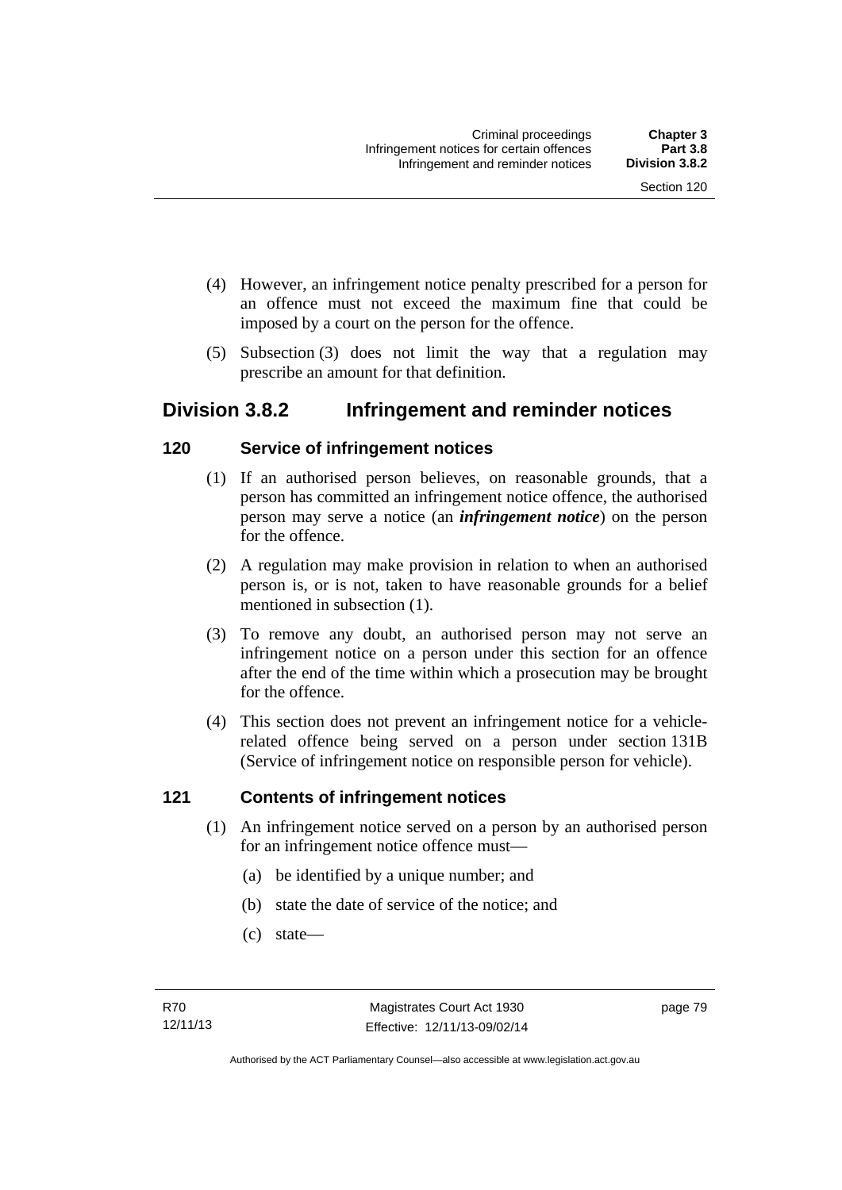(4) However, an infringement notice penalty prescribed for a person for an offence must not exceed the maximum fine that could be imposed by a court on the person for the offence.

(5) Subsection (3) does not limit the way that a regulation may prescribe an amount for that definition.

## Division 3.8.2 Infringement and reminder notices

### 120 Service of infringement notices

(1) If an authorised person believes, on reasonable grounds, that a person has committed an infringement notice offence, the authorised person may serve a notice (an ***infringement notice***) on the person for the offence.

(2) A regulation may make provision in relation to when an authorised person is, or is not, taken to have reasonable grounds for a belief mentioned in subsection (1).

(3) To remove any doubt, an authorised person may not serve an infringement notice on a person under this section for an offence after the end of the time within which a prosecution may be brought for the offence.

(4) This section does not prevent an infringement notice for a vehicle-related offence being served on a person under section 131B (Service of infringement notice on responsible person for vehicle).

### 121 Contents of infringement notices

(1) An infringement notice served on a person by an authorised person for an infringement notice offence must—

(a) be identified by a unique number; and

(b) state the date of service of the notice; and

(c) state—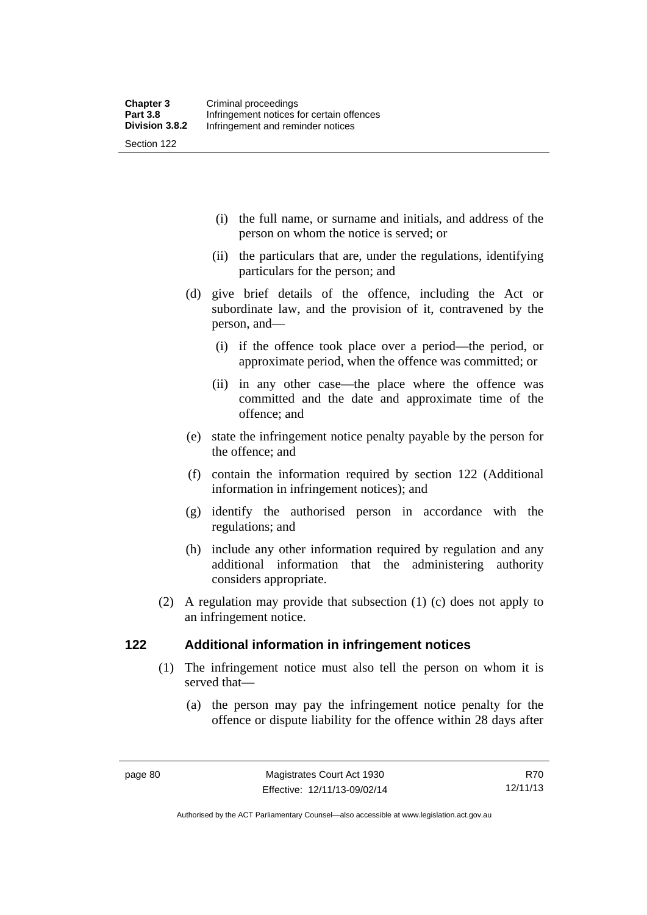(i) the full name, or surname and initials, and address of the person on whom the notice is served; or

(ii) the particulars that are, under the regulations, identifying particulars for the person; and

(d) give brief details of the offence, including the Act or subordinate law, and the provision of it, contravened by the person, and—

(i) if the offence took place over a period—the period, or approximate period, when the offence was committed; or

(ii) in any other case—the place where the offence was committed and the date and approximate time of the offence; and

(e) state the infringement notice penalty payable by the person for the offence; and

(f) contain the information required by section 122 (Additional information in infringement notices); and

(g) identify the authorised person in accordance with the regulations; and

(h) include any other information required by regulation and any additional information that the administering authority considers appropriate.

(2) A regulation may provide that subsection (1) (c) does not apply to an infringement notice.

## 122 Additional information in infringement notices

(1) The infringement notice must also tell the person on whom it is served that—

(a) the person may pay the infringement notice penalty for the offence or dispute liability for the offence within 28 days after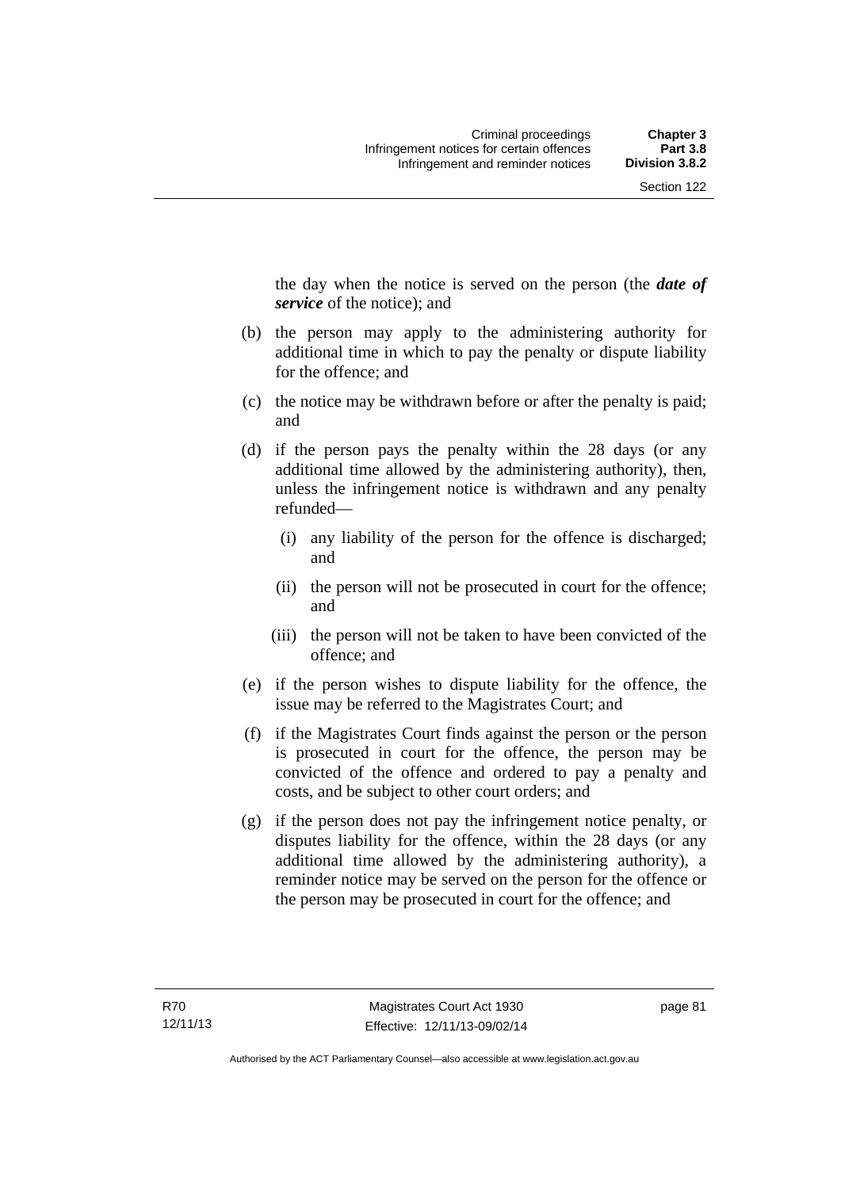the day when the notice is served on the person (the ***date of service*** of the notice); and

(b) the person may apply to the administering authority for additional time in which to pay the penalty or dispute liability for the offence; and

(c) the notice may be withdrawn before or after the penalty is paid; and

(d) if the person pays the penalty within the 28 days (or any additional time allowed by the administering authority), then, unless the infringement notice is withdrawn and any penalty refunded—

  (i) any liability of the person for the offence is discharged; and

  (ii) the person will not be prosecuted in court for the offence; and

  (iii) the person will not be taken to have been convicted of the offence; and

(e) if the person wishes to dispute liability for the offence, the issue may be referred to the Magistrates Court; and

(f) if the Magistrates Court finds against the person or the person is prosecuted in court for the offence, the person may be convicted of the offence and ordered to pay a penalty and costs, and be subject to other court orders; and

(g) if the person does not pay the infringement notice penalty, or disputes liability for the offence, within the 28 days (or any additional time allowed by the administering authority), a reminder notice may be served on the person for the offence or the person may be prosecuted in court for the offence; and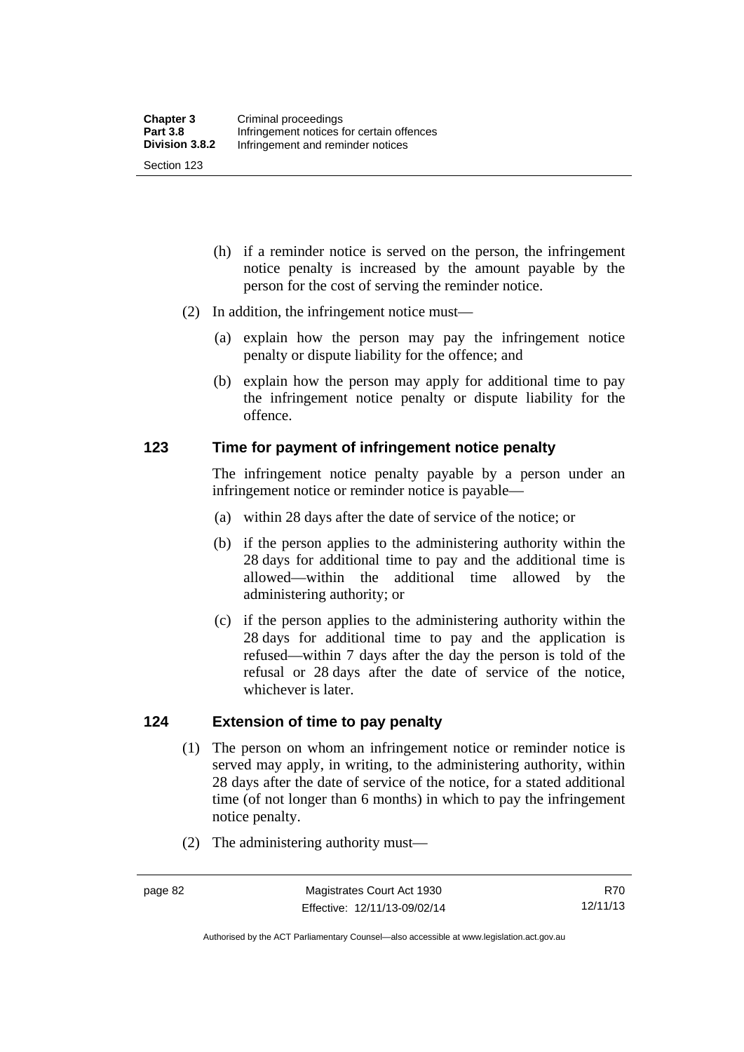(h) if a reminder notice is served on the person, the infringement notice penalty is increased by the amount payable by the person for the cost of serving the reminder notice.

(2) In addition, the infringement notice must—

(a) explain how the person may pay the infringement notice penalty or dispute liability for the offence; and

(b) explain how the person may apply for additional time to pay the infringement notice penalty or dispute liability for the offence.

## 123 Time for payment of infringement notice penalty

The infringement notice penalty payable by a person under an infringement notice or reminder notice is payable—

(a) within 28 days after the date of service of the notice; or

(b) if the person applies to the administering authority within the 28 days for additional time to pay and the additional time is allowed—within the additional time allowed by the administering authority; or

(c) if the person applies to the administering authority within the 28 days for additional time to pay and the application is refused—within 7 days after the day the person is told of the refusal or 28 days after the date of service of the notice, whichever is later.

## 124 Extension of time to pay penalty

(1) The person on whom an infringement notice or reminder notice is served may apply, in writing, to the administering authority, within 28 days after the date of service of the notice, for a stated additional time (of not longer than 6 months) in which to pay the infringement notice penalty.

(2) The administering authority must—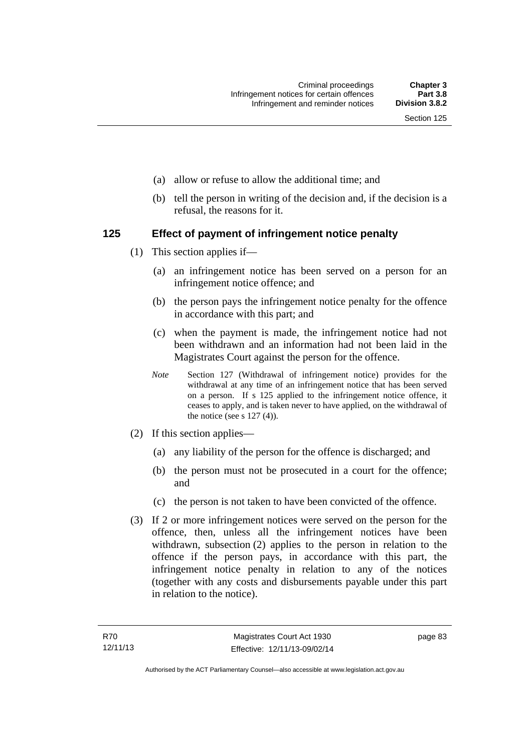(a) allow or refuse to allow the additional time; and

(b) tell the person in writing of the decision and, if the decision is a refusal, the reasons for it.

### 125 Effect of payment of infringement notice penalty

(1) This section applies if—

(a) an infringement notice has been served on a person for an infringement notice offence; and

(b) the person pays the infringement notice penalty for the offence in accordance with this part; and

(c) when the payment is made, the infringement notice had not been withdrawn and an information had not been laid in the Magistrates Court against the person for the offence.

*Note* Section 127 (Withdrawal of infringement notice) provides for the withdrawal at any time of an infringement notice that has been served on a person. If s 125 applied to the infringement notice offence, it ceases to apply, and is taken never to have applied, on the withdrawal of the notice (see s 127 (4)).

(2) If this section applies—

(a) any liability of the person for the offence is discharged; and

(b) the person must not be prosecuted in a court for the offence; and

(c) the person is not taken to have been convicted of the offence.

(3) If 2 or more infringement notices were served on the person for the offence, then, unless all the infringement notices have been withdrawn, subsection (2) applies to the person in relation to the offence if the person pays, in accordance with this part, the infringement notice penalty in relation to any of the notices (together with any costs and disbursements payable under this part in relation to the notice).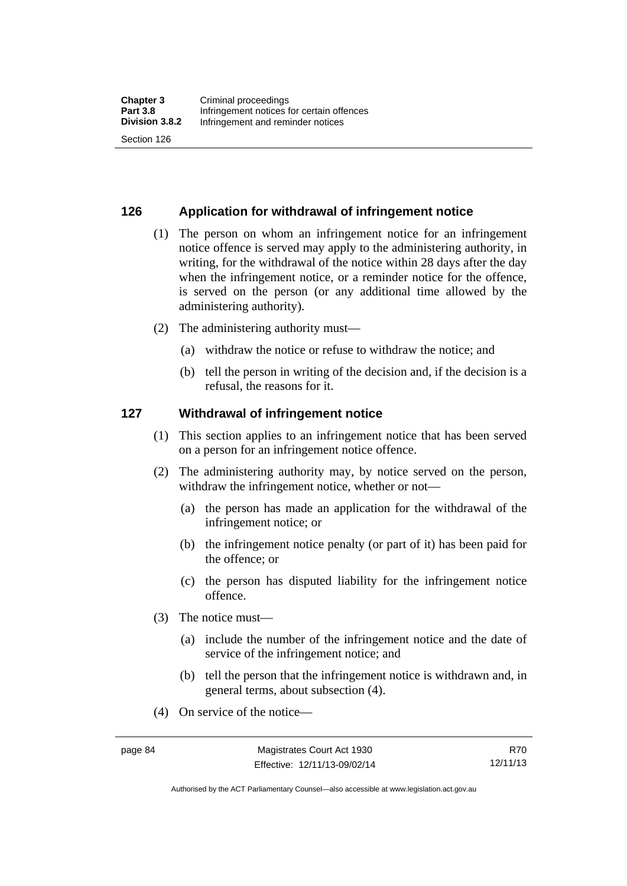## 126 Application for withdrawal of infringement notice

(1) The person on whom an infringement notice for an infringement notice offence is served may apply to the administering authority, in writing, for the withdrawal of the notice within 28 days after the day when the infringement notice, or a reminder notice for the offence, is served on the person (or any additional time allowed by the administering authority).

(2) The administering authority must—

(a) withdraw the notice or refuse to withdraw the notice; and

(b) tell the person in writing of the decision and, if the decision is a refusal, the reasons for it.

## 127 Withdrawal of infringement notice

(1) This section applies to an infringement notice that has been served on a person for an infringement notice offence.

(2) The administering authority may, by notice served on the person, withdraw the infringement notice, whether or not—

(a) the person has made an application for the withdrawal of the infringement notice; or

(b) the infringement notice penalty (or part of it) has been paid for the offence; or

(c) the person has disputed liability for the infringement notice offence.

(3) The notice must—

(a) include the number of the infringement notice and the date of service of the infringement notice; and

(b) tell the person that the infringement notice is withdrawn and, in general terms, about subsection (4).

(4) On service of the notice—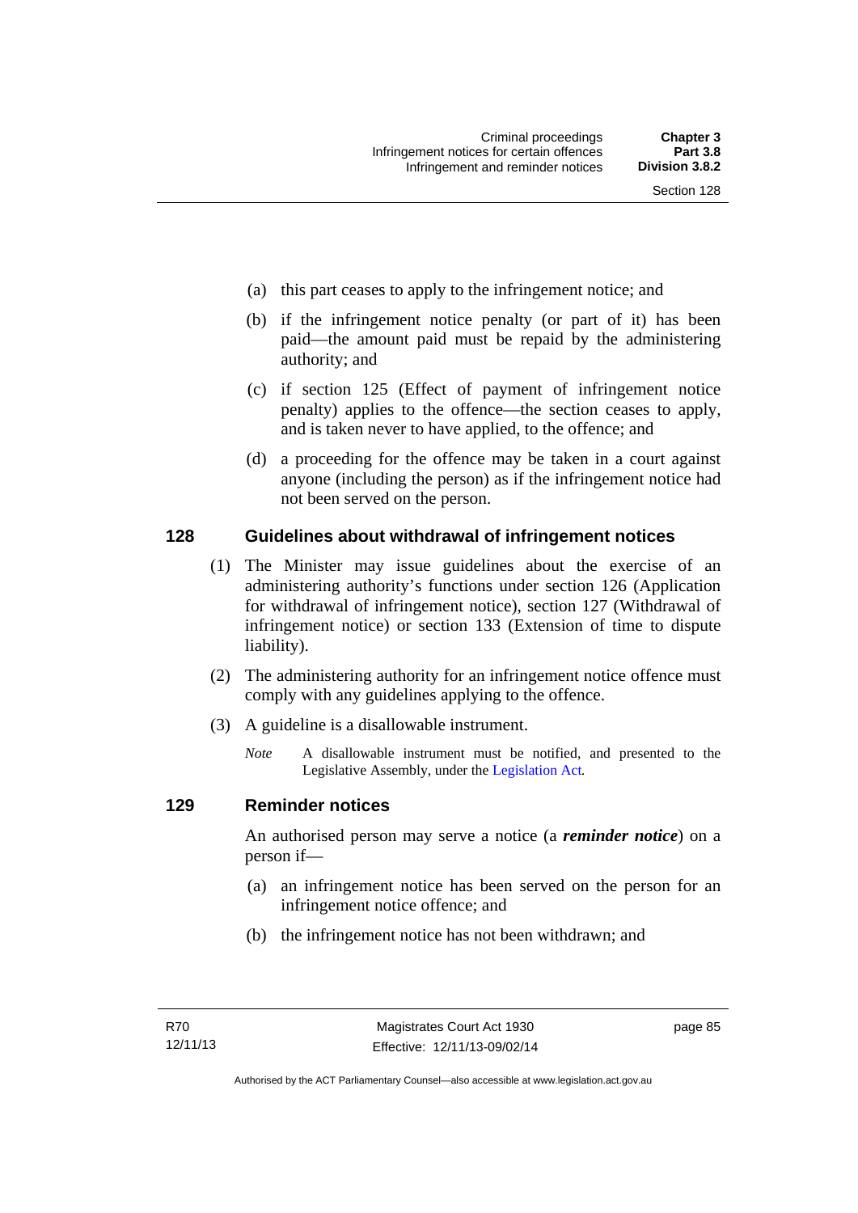(a) this part ceases to apply to the infringement notice; and

(b) if the infringement notice penalty (or part of it) has been paid—the amount paid must be repaid by the administering authority; and

(c) if section 125 (Effect of payment of infringement notice penalty) applies to the offence—the section ceases to apply, and is taken never to have applied, to the offence; and

(d) a proceeding for the offence may be taken in a court against anyone (including the person) as if the infringement notice had not been served on the person.

## 128 Guidelines about withdrawal of infringement notices

(1) The Minister may issue guidelines about the exercise of an administering authority's functions under section 126 (Application for withdrawal of infringement notice), section 127 (Withdrawal of infringement notice) or section 133 (Extension of time to dispute liability).

(2) The administering authority for an infringement notice offence must comply with any guidelines applying to the offence.

(3) A guideline is a disallowable instrument.

*Note* A disallowable instrument must be notified, and presented to the Legislative Assembly, under the Legislation Act.

## 129 Reminder notices

An authorised person may serve a notice (a ***reminder notice***) on a person if—

(a) an infringement notice has been served on the person for an infringement notice offence; and

(b) the infringement notice has not been withdrawn; and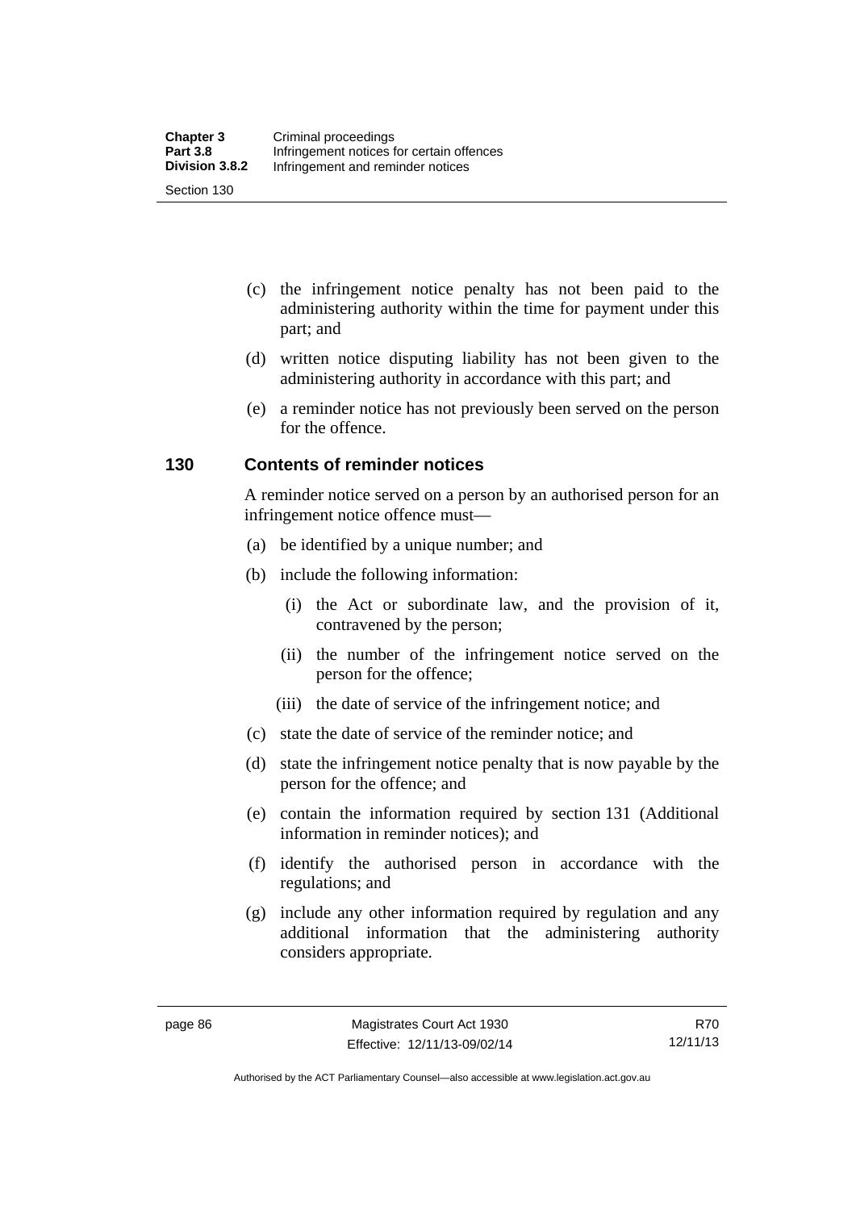(c) the infringement notice penalty has not been paid to the administering authority within the time for payment under this part; and

(d) written notice disputing liability has not been given to the administering authority in accordance with this part; and

(e) a reminder notice has not previously been served on the person for the offence.

## 130 Contents of reminder notices

A reminder notice served on a person by an authorised person for an infringement notice offence must—

(a) be identified by a unique number; and

(b) include the following information:

  (i) the Act or subordinate law, and the provision of it, contravened by the person;

  (ii) the number of the infringement notice served on the person for the offence;

  (iii) the date of service of the infringement notice; and

(c) state the date of service of the reminder notice; and

(d) state the infringement notice penalty that is now payable by the person for the offence; and

(e) contain the information required by section 131 (Additional information in reminder notices); and

(f) identify the authorised person in accordance with the regulations; and

(g) include any other information required by regulation and any additional information that the administering authority considers appropriate.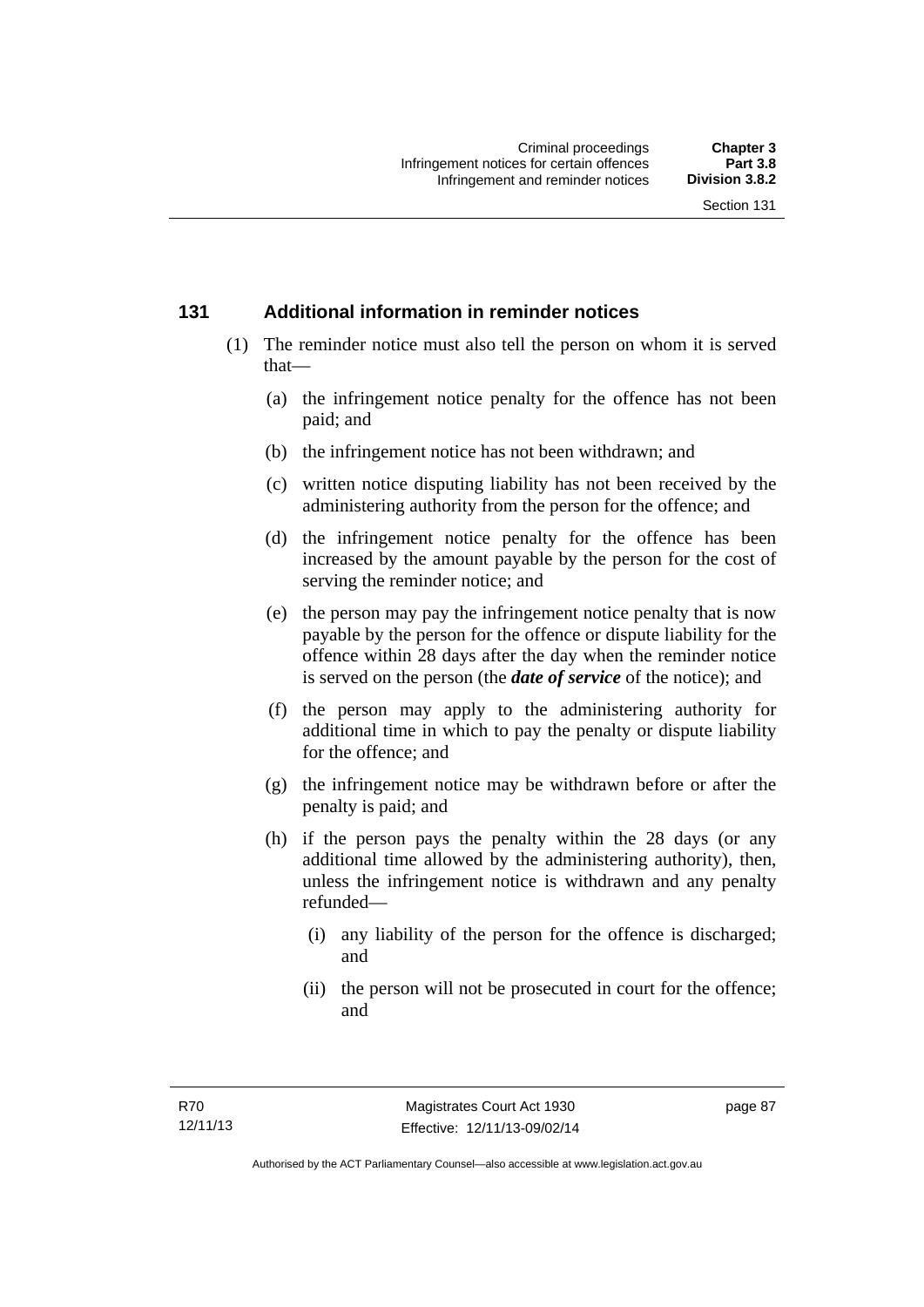## 131 Additional information in reminder notices

(1) The reminder notice must also tell the person on whom it is served that—

(a) the infringement notice penalty for the offence has not been paid; and

(b) the infringement notice has not been withdrawn; and

(c) written notice disputing liability has not been received by the administering authority from the person for the offence; and

(d) the infringement notice penalty for the offence has been increased by the amount payable by the person for the cost of serving the reminder notice; and

(e) the person may pay the infringement notice penalty that is now payable by the person for the offence or dispute liability for the offence within 28 days after the day when the reminder notice is served on the person (the ***date of service*** of the notice); and

(f) the person may apply to the administering authority for additional time in which to pay the penalty or dispute liability for the offence; and

(g) the infringement notice may be withdrawn before or after the penalty is paid; and

(h) if the person pays the penalty within the 28 days (or any additional time allowed by the administering authority), then, unless the infringement notice is withdrawn and any penalty refunded—

(i) any liability of the person for the offence is discharged; and

(ii) the person will not be prosecuted in court for the offence; and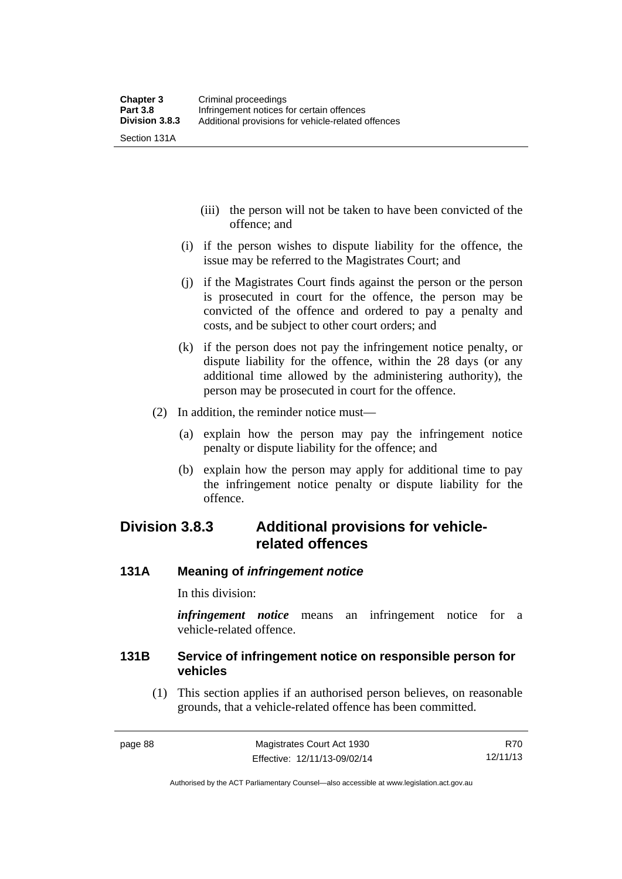(iii) the person will not be taken to have been convicted of the offence; and

(i) if the person wishes to dispute liability for the offence, the issue may be referred to the Magistrates Court; and

(j) if the Magistrates Court finds against the person or the person is prosecuted in court for the offence, the person may be convicted of the offence and ordered to pay a penalty and costs, and be subject to other court orders; and

(k) if the person does not pay the infringement notice penalty, or dispute liability for the offence, within the 28 days (or any additional time allowed by the administering authority), the person may be prosecuted in court for the offence.

(2) In addition, the reminder notice must—

(a) explain how the person may pay the infringement notice penalty or dispute liability for the offence; and

(b) explain how the person may apply for additional time to pay the infringement notice penalty or dispute liability for the offence.

## Division 3.8.3 Additional provisions for vehicle-related offences

### 131A Meaning of *infringement notice*

In this division:

***infringement notice*** means an infringement notice for a vehicle-related offence.

### 131B Service of infringement notice on responsible person for vehicles

(1) This section applies if an authorised person believes, on reasonable grounds, that a vehicle-related offence has been committed.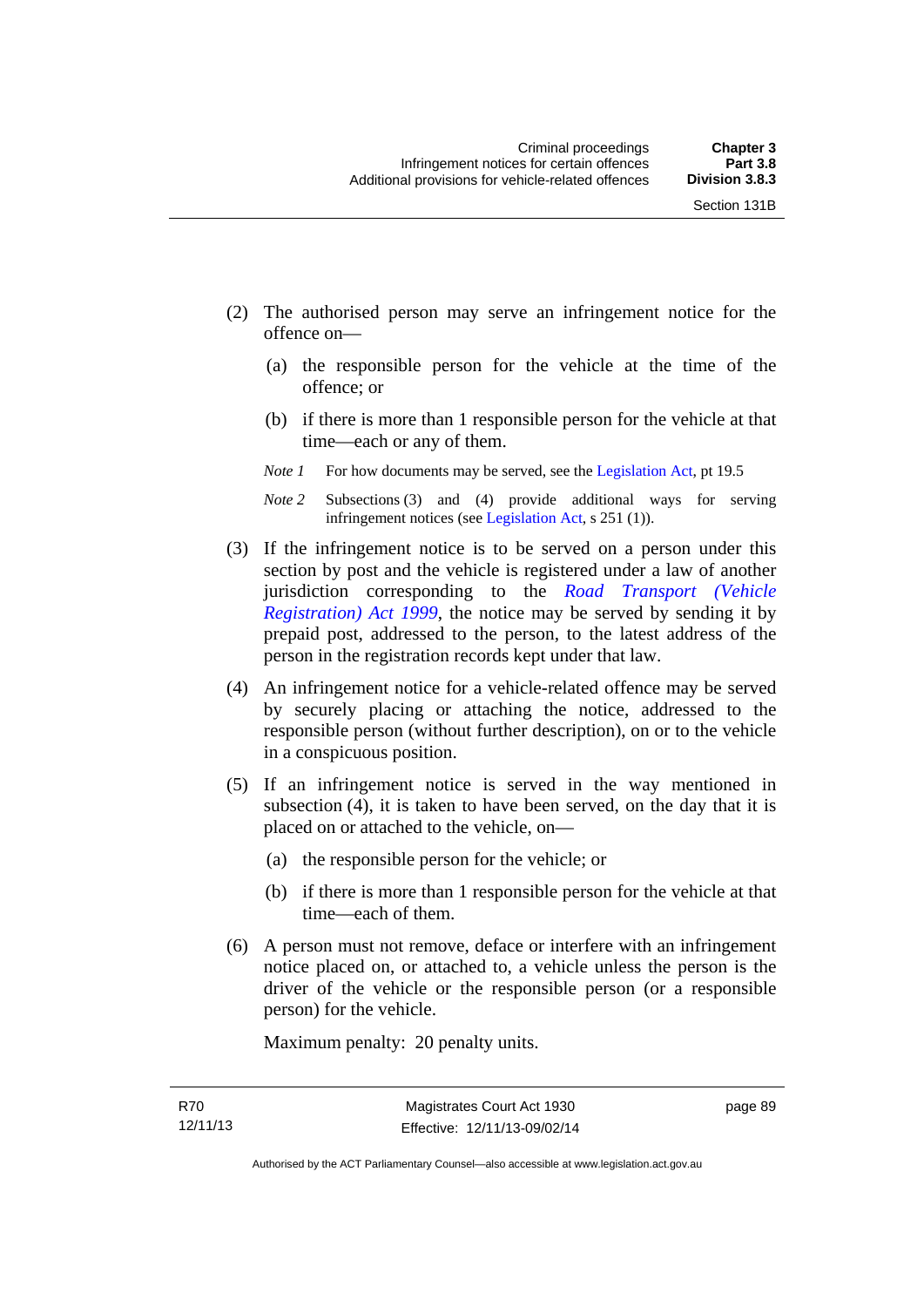(2) The authorised person may serve an infringement notice for the offence on—

(a) the responsible person for the vehicle at the time of the offence; or

(b) if there is more than 1 responsible person for the vehicle at that time—each or any of them.

*Note 1* For how documents may be served, see the Legislation Act, pt 19.5

*Note 2* Subsections (3) and (4) provide additional ways for serving infringement notices (see Legislation Act, s 251 (1)).

(3) If the infringement notice is to be served on a person under this section by post and the vehicle is registered under a law of another jurisdiction corresponding to the *Road Transport (Vehicle Registration) Act 1999*, the notice may be served by sending it by prepaid post, addressed to the person, to the latest address of the person in the registration records kept under that law.

(4) An infringement notice for a vehicle-related offence may be served by securely placing or attaching the notice, addressed to the responsible person (without further description), on or to the vehicle in a conspicuous position.

(5) If an infringement notice is served in the way mentioned in subsection (4), it is taken to have been served, on the day that it is placed on or attached to the vehicle, on—

(a) the responsible person for the vehicle; or

(b) if there is more than 1 responsible person for the vehicle at that time—each of them.

(6) A person must not remove, deface or interfere with an infringement notice placed on, or attached to, a vehicle unless the person is the driver of the vehicle or the responsible person (or a responsible person) for the vehicle.

Maximum penalty: 20 penalty units.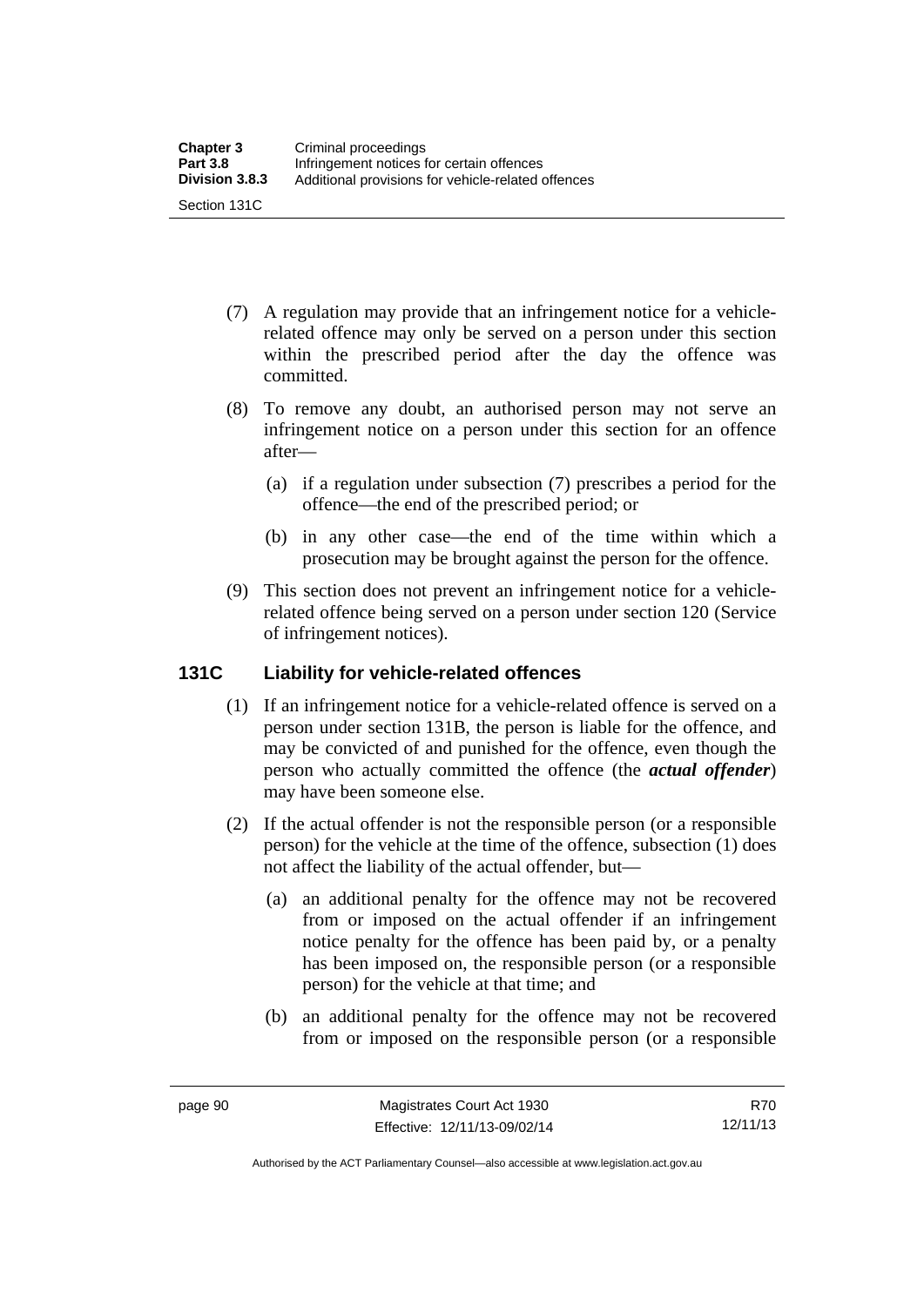(7) A regulation may provide that an infringement notice for a vehicle-related offence may only be served on a person under this section within the prescribed period after the day the offence was committed.

(8) To remove any doubt, an authorised person may not serve an infringement notice on a person under this section for an offence after—

(a) if a regulation under subsection (7) prescribes a period for the offence—the end of the prescribed period; or

(b) in any other case—the end of the time within which a prosecution may be brought against the person for the offence.

(9) This section does not prevent an infringement notice for a vehicle-related offence being served on a person under section 120 (Service of infringement notices).

### 131C Liability for vehicle-related offences

(1) If an infringement notice for a vehicle-related offence is served on a person under section 131B, the person is liable for the offence, and may be convicted of and punished for the offence, even though the person who actually committed the offence (the ***actual offender***) may have been someone else.

(2) If the actual offender is not the responsible person (or a responsible person) for the vehicle at the time of the offence, subsection (1) does not affect the liability of the actual offender, but—

(a) an additional penalty for the offence may not be recovered from or imposed on the actual offender if an infringement notice penalty for the offence has been paid by, or a penalty has been imposed on, the responsible person (or a responsible person) for the vehicle at that time; and

(b) an additional penalty for the offence may not be recovered from or imposed on the responsible person (or a responsible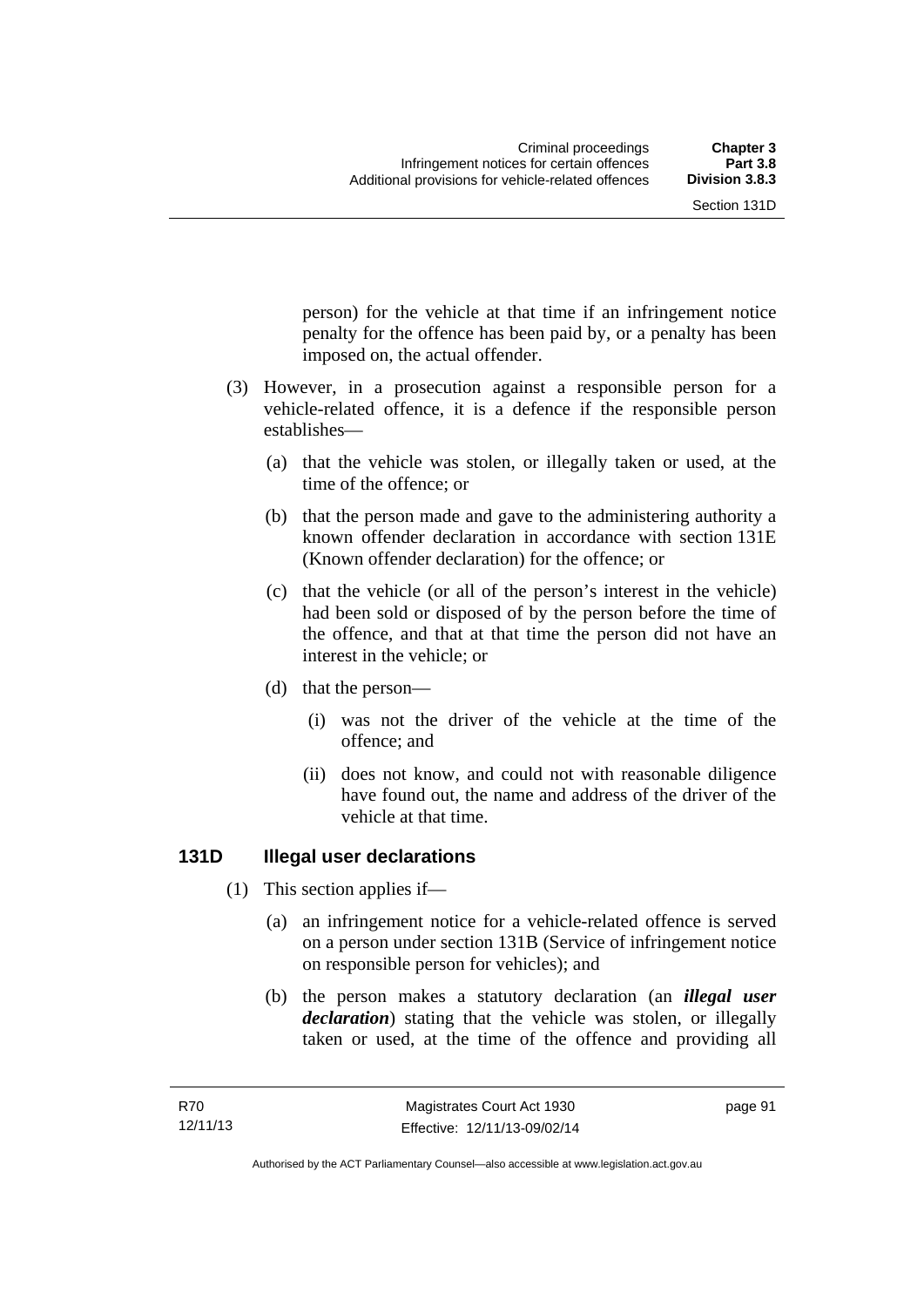person) for the vehicle at that time if an infringement notice penalty for the offence has been paid by, or a penalty has been imposed on, the actual offender.

(3) However, in a prosecution against a responsible person for a vehicle-related offence, it is a defence if the responsible person establishes—

(a) that the vehicle was stolen, or illegally taken or used, at the time of the offence; or

(b) that the person made and gave to the administering authority a known offender declaration in accordance with section 131E (Known offender declaration) for the offence; or

(c) that the vehicle (or all of the person's interest in the vehicle) had been sold or disposed of by the person before the time of the offence, and that at that time the person did not have an interest in the vehicle; or

(d) that the person—

(i) was not the driver of the vehicle at the time of the offence; and

(ii) does not know, and could not with reasonable diligence have found out, the name and address of the driver of the vehicle at that time.

### 131D Illegal user declarations

(1) This section applies if—

(a) an infringement notice for a vehicle-related offence is served on a person under section 131B (Service of infringement notice on responsible person for vehicles); and

(b) the person makes a statutory declaration (an ***illegal user declaration***) stating that the vehicle was stolen, or illegally taken or used, at the time of the offence and providing all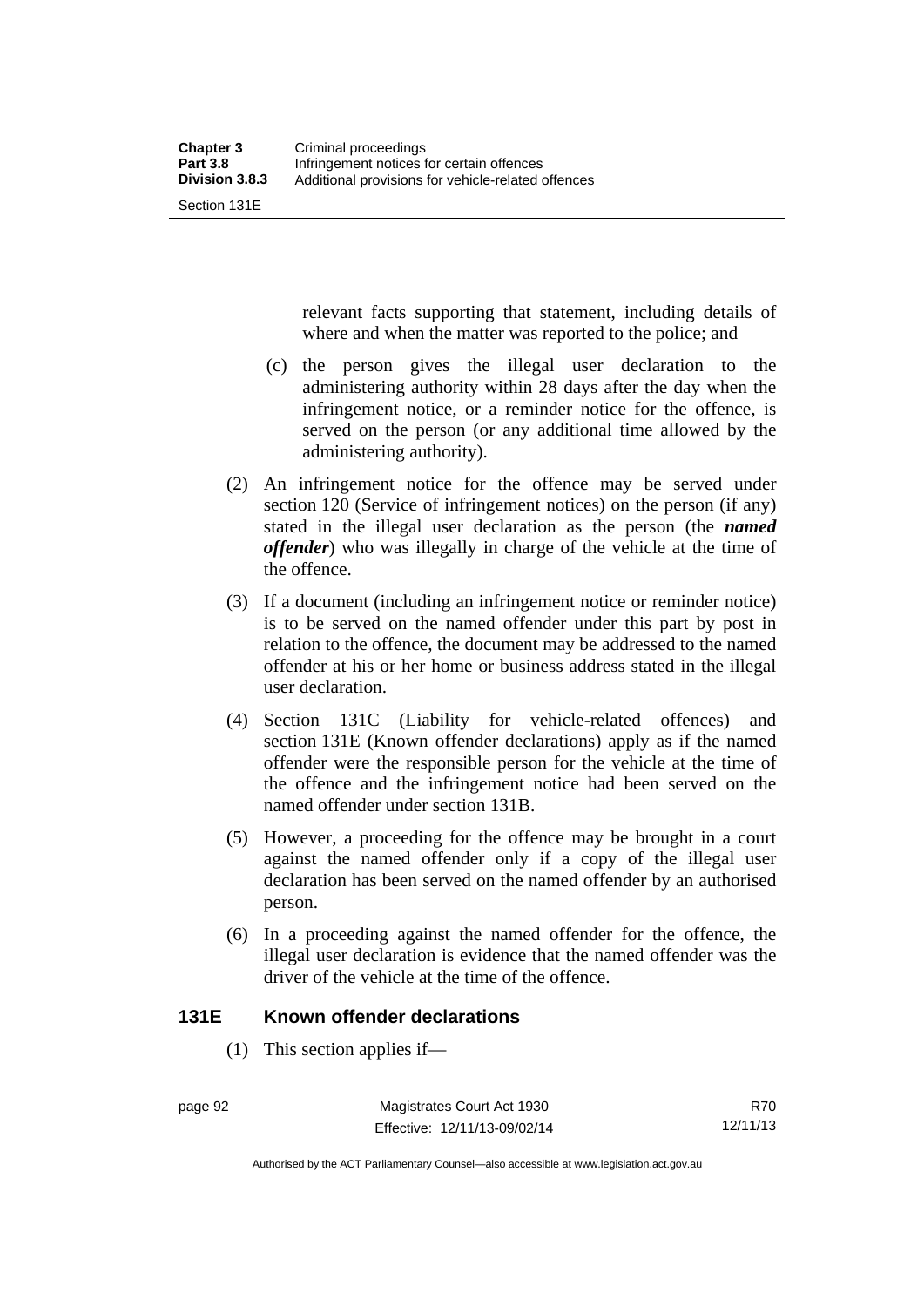relevant facts supporting that statement, including details of where and when the matter was reported to the police; and

(c) the person gives the illegal user declaration to the administering authority within 28 days after the day when the infringement notice, or a reminder notice for the offence, is served on the person (or any additional time allowed by the administering authority).

(2) An infringement notice for the offence may be served under section 120 (Service of infringement notices) on the person (if any) stated in the illegal user declaration as the person (the ***named offender***) who was illegally in charge of the vehicle at the time of the offence.

(3) If a document (including an infringement notice or reminder notice) is to be served on the named offender under this part by post in relation to the offence, the document may be addressed to the named offender at his or her home or business address stated in the illegal user declaration.

(4) Section 131C (Liability for vehicle-related offences) and section 131E (Known offender declarations) apply as if the named offender were the responsible person for the vehicle at the time of the offence and the infringement notice had been served on the named offender under section 131B.

(5) However, a proceeding for the offence may be brought in a court against the named offender only if a copy of the illegal user declaration has been served on the named offender by an authorised person.

(6) In a proceeding against the named offender for the offence, the illegal user declaration is evidence that the named offender was the driver of the vehicle at the time of the offence.

## 131E Known offender declarations

(1) This section applies if—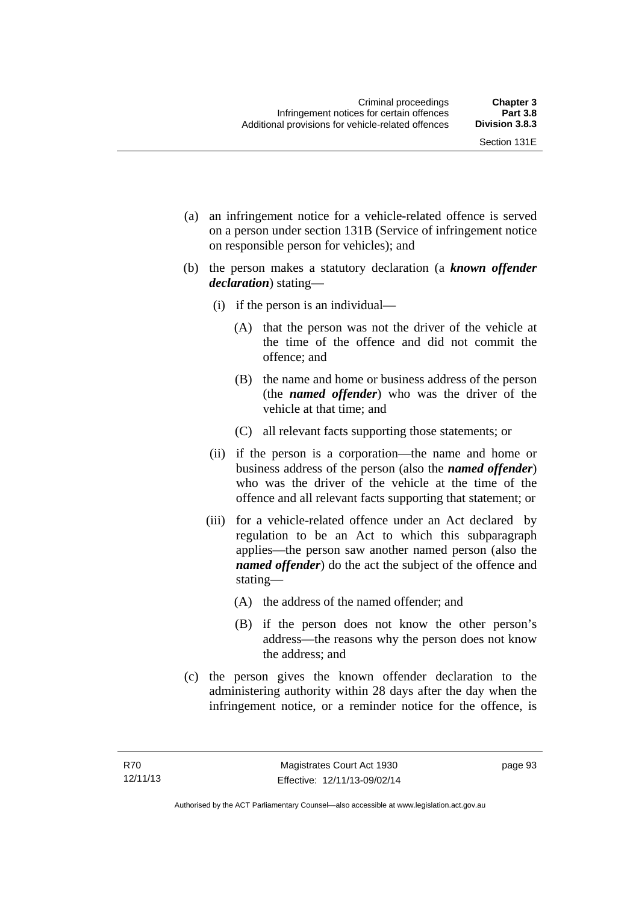(a) an infringement notice for a vehicle-related offence is served on a person under section 131B (Service of infringement notice on responsible person for vehicles); and

(b) the person makes a statutory declaration (a ***known offender declaration***) stating—

   (i) if the person is an individual—

      (A) that the person was not the driver of the vehicle at the time of the offence and did not commit the offence; and

      (B) the name and home or business address of the person (the ***named offender***) who was the driver of the vehicle at that time; and

      (C) all relevant facts supporting those statements; or

   (ii) if the person is a corporation—the name and home or business address of the person (also the ***named offender***) who was the driver of the vehicle at the time of the offence and all relevant facts supporting that statement; or

   (iii) for a vehicle-related offence under an Act declared by regulation to be an Act to which this subparagraph applies—the person saw another named person (also the ***named offender***) do the act the subject of the offence and stating—

      (A) the address of the named offender; and

      (B) if the person does not know the other person's address—the reasons why the person does not know the address; and

(c) the person gives the known offender declaration to the administering authority within 28 days after the day when the infringement notice, or a reminder notice for the offence, is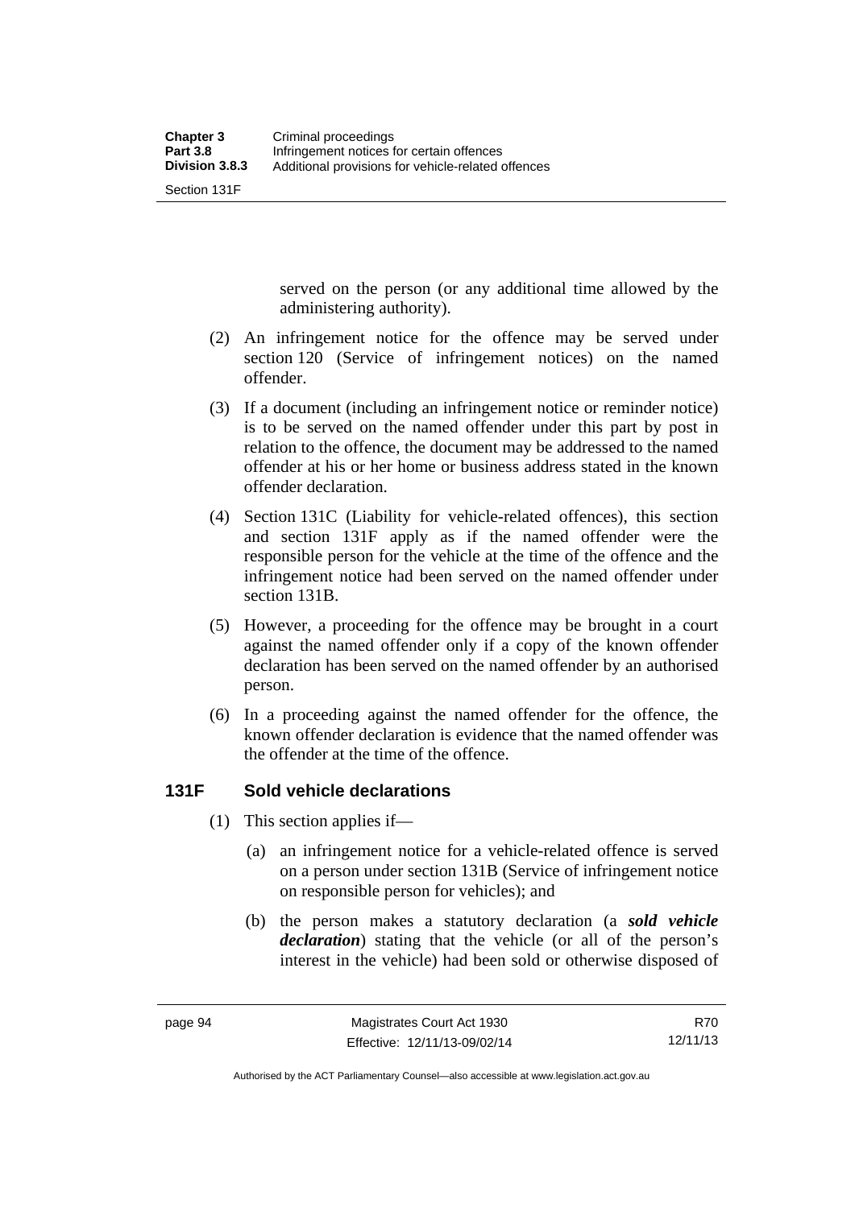served on the person (or any additional time allowed by the administering authority).

(2) An infringement notice for the offence may be served under section 120 (Service of infringement notices) on the named offender.

(3) If a document (including an infringement notice or reminder notice) is to be served on the named offender under this part by post in relation to the offence, the document may be addressed to the named offender at his or her home or business address stated in the known offender declaration.

(4) Section 131C (Liability for vehicle-related offences), this section and section 131F apply as if the named offender were the responsible person for the vehicle at the time of the offence and the infringement notice had been served on the named offender under section 131B.

(5) However, a proceeding for the offence may be brought in a court against the named offender only if a copy of the known offender declaration has been served on the named offender by an authorised person.

(6) In a proceeding against the named offender for the offence, the known offender declaration is evidence that the named offender was the offender at the time of the offence.

### 131F Sold vehicle declarations

(1) This section applies if—

(a) an infringement notice for a vehicle-related offence is served on a person under section 131B (Service of infringement notice on responsible person for vehicles); and

(b) the person makes a statutory declaration (a ***sold vehicle declaration***) stating that the vehicle (or all of the person's interest in the vehicle) had been sold or otherwise disposed of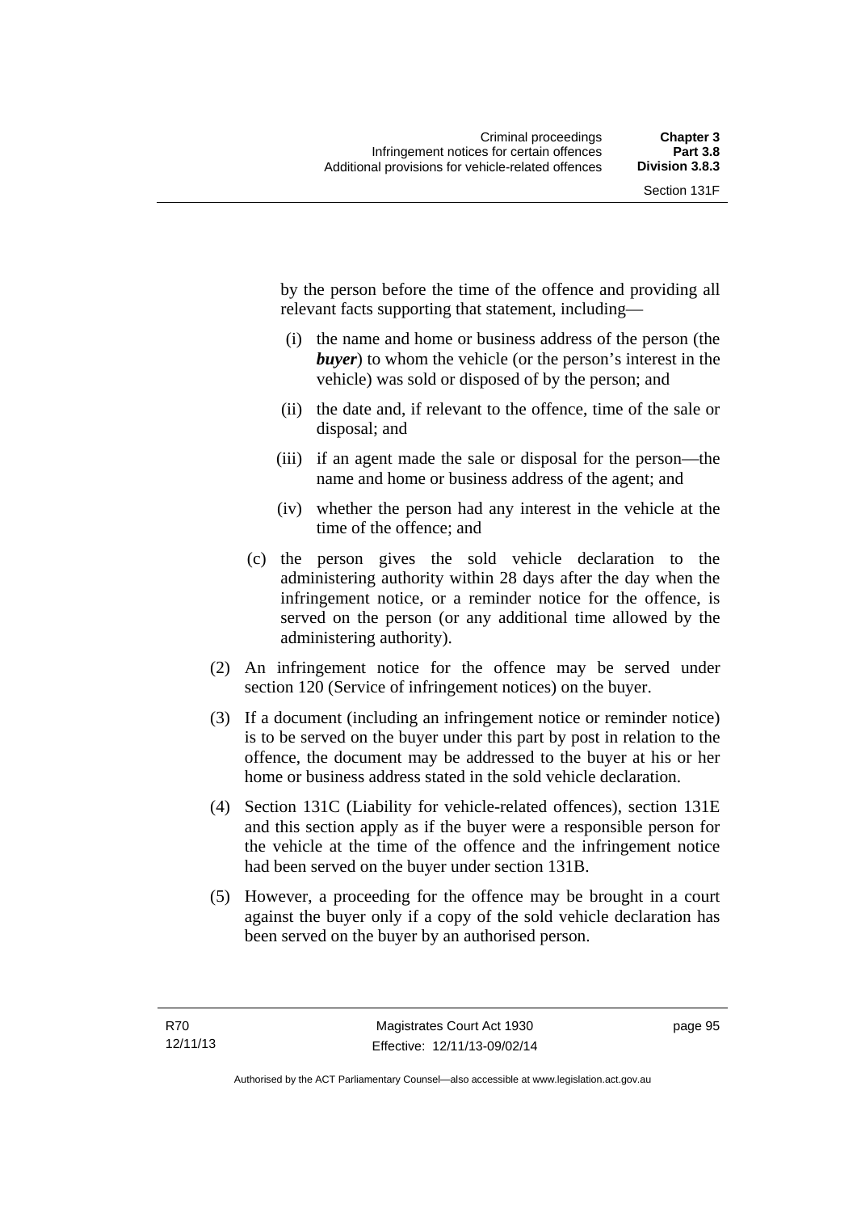by the person before the time of the offence and providing all relevant facts supporting that statement, including—

(i) the name and home or business address of the person (the ***buyer***) to whom the vehicle (or the person's interest in the vehicle) was sold or disposed of by the person; and

(ii) the date and, if relevant to the offence, time of the sale or disposal; and

(iii) if an agent made the sale or disposal for the person—the name and home or business address of the agent; and

(iv) whether the person had any interest in the vehicle at the time of the offence; and

(c) the person gives the sold vehicle declaration to the administering authority within 28 days after the day when the infringement notice, or a reminder notice for the offence, is served on the person (or any additional time allowed by the administering authority).

(2) An infringement notice for the offence may be served under section 120 (Service of infringement notices) on the buyer.

(3) If a document (including an infringement notice or reminder notice) is to be served on the buyer under this part by post in relation to the offence, the document may be addressed to the buyer at his or her home or business address stated in the sold vehicle declaration.

(4) Section 131C (Liability for vehicle-related offences), section 131E and this section apply as if the buyer were a responsible person for the vehicle at the time of the offence and the infringement notice had been served on the buyer under section 131B.

(5) However, a proceeding for the offence may be brought in a court against the buyer only if a copy of the sold vehicle declaration has been served on the buyer by an authorised person.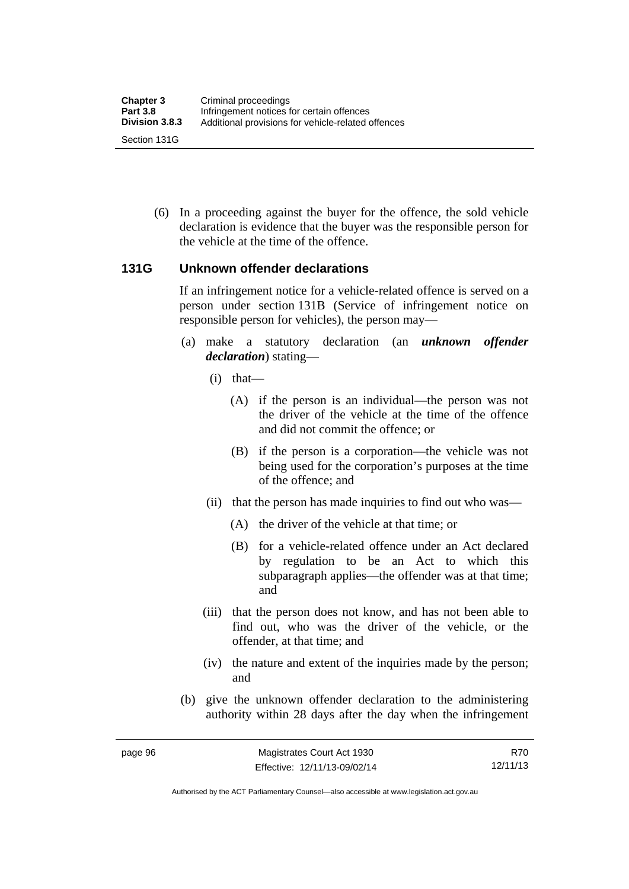(6) In a proceeding against the buyer for the offence, the sold vehicle declaration is evidence that the buyer was the responsible person for the vehicle at the time of the offence.

### 131G Unknown offender declarations

If an infringement notice for a vehicle-related offence is served on a person under section 131B (Service of infringement notice on responsible person for vehicles), the person may—

(a) make a statutory declaration (an ***unknown offender declaration***) stating—

(i) that—

(A) if the person is an individual—the person was not the driver of the vehicle at the time of the offence and did not commit the offence; or

(B) if the person is a corporation—the vehicle was not being used for the corporation's purposes at the time of the offence; and

(ii) that the person has made inquiries to find out who was—

(A) the driver of the vehicle at that time; or

(B) for a vehicle-related offence under an Act declared by regulation to be an Act to which this subparagraph applies—the offender was at that time; and

(iii) that the person does not know, and has not been able to find out, who was the driver of the vehicle, or the offender, at that time; and

(iv) the nature and extent of the inquiries made by the person; and

(b) give the unknown offender declaration to the administering authority within 28 days after the day when the infringement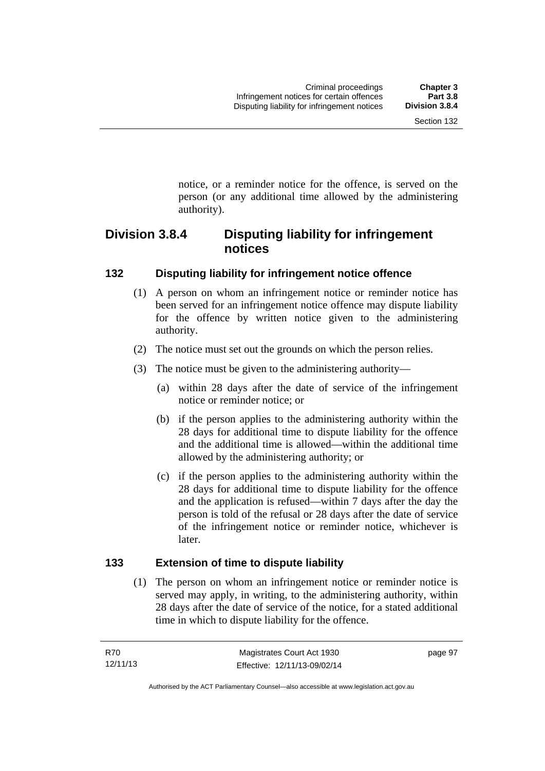notice, or a reminder notice for the offence, is served on the person (or any additional time allowed by the administering authority).

## Division 3.8.4 Disputing liability for infringement notices

### 132 Disputing liability for infringement notice offence

(1) A person on whom an infringement notice or reminder notice has been served for an infringement notice offence may dispute liability for the offence by written notice given to the administering authority.

(2) The notice must set out the grounds on which the person relies.

(3) The notice must be given to the administering authority—

(a) within 28 days after the date of service of the infringement notice or reminder notice; or

(b) if the person applies to the administering authority within the 28 days for additional time to dispute liability for the offence and the additional time is allowed—within the additional time allowed by the administering authority; or

(c) if the person applies to the administering authority within the 28 days for additional time to dispute liability for the offence and the application is refused—within 7 days after the day the person is told of the refusal or 28 days after the date of service of the infringement notice or reminder notice, whichever is later.

### 133 Extension of time to dispute liability

(1) The person on whom an infringement notice or reminder notice is served may apply, in writing, to the administering authority, within 28 days after the date of service of the notice, for a stated additional time in which to dispute liability for the offence.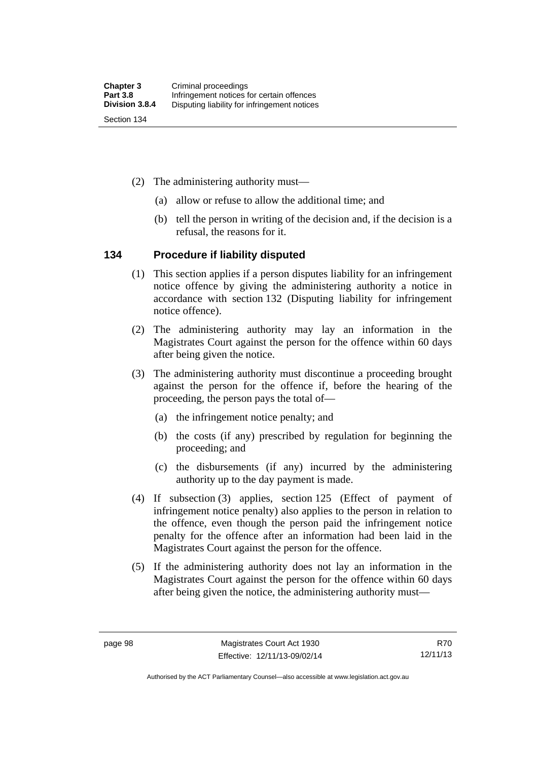(2) The administering authority must—

(a) allow or refuse to allow the additional time; and

(b) tell the person in writing of the decision and, if the decision is a refusal, the reasons for it.

## 134 Procedure if liability disputed

(1) This section applies if a person disputes liability for an infringement notice offence by giving the administering authority a notice in accordance with section 132 (Disputing liability for infringement notice offence).

(2) The administering authority may lay an information in the Magistrates Court against the person for the offence within 60 days after being given the notice.

(3) The administering authority must discontinue a proceeding brought against the person for the offence if, before the hearing of the proceeding, the person pays the total of—

(a) the infringement notice penalty; and

(b) the costs (if any) prescribed by regulation for beginning the proceeding; and

(c) the disbursements (if any) incurred by the administering authority up to the day payment is made.

(4) If subsection (3) applies, section 125 (Effect of payment of infringement notice penalty) also applies to the person in relation to the offence, even though the person paid the infringement notice penalty for the offence after an information had been laid in the Magistrates Court against the person for the offence.

(5) If the administering authority does not lay an information in the Magistrates Court against the person for the offence within 60 days after being given the notice, the administering authority must—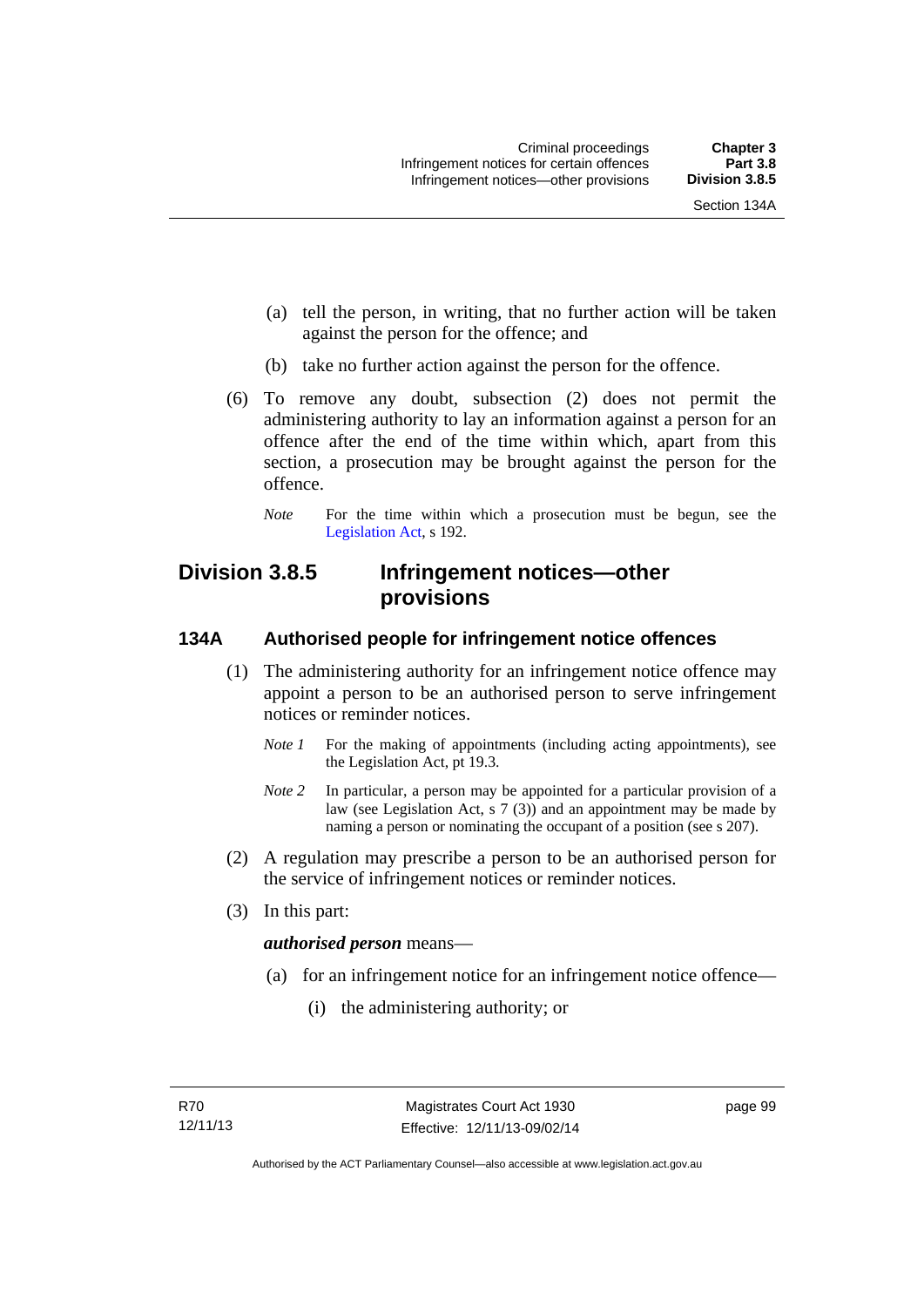(a) tell the person, in writing, that no further action will be taken against the person for the offence; and

(b) take no further action against the person for the offence.

(6) To remove any doubt, subsection (2) does not permit the administering authority to lay an information against a person for an offence after the end of the time within which, apart from this section, a prosecution may be brought against the person for the offence.

*Note* For the time within which a prosecution must be begun, see the Legislation Act, s 192.

## Division 3.8.5 Infringement notices—other provisions

### 134A Authorised people for infringement notice offences

(1) The administering authority for an infringement notice offence may appoint a person to be an authorised person to serve infringement notices or reminder notices.

*Note 1* For the making of appointments (including acting appointments), see the Legislation Act, pt 19.3.

*Note 2* In particular, a person may be appointed for a particular provision of a law (see Legislation Act, s 7 (3)) and an appointment may be made by naming a person or nominating the occupant of a position (see s 207).

(2) A regulation may prescribe a person to be an authorised person for the service of infringement notices or reminder notices.

(3) In this part:

***authorised person*** means—

(a) for an infringement notice for an infringement notice offence—

(i) the administering authority; or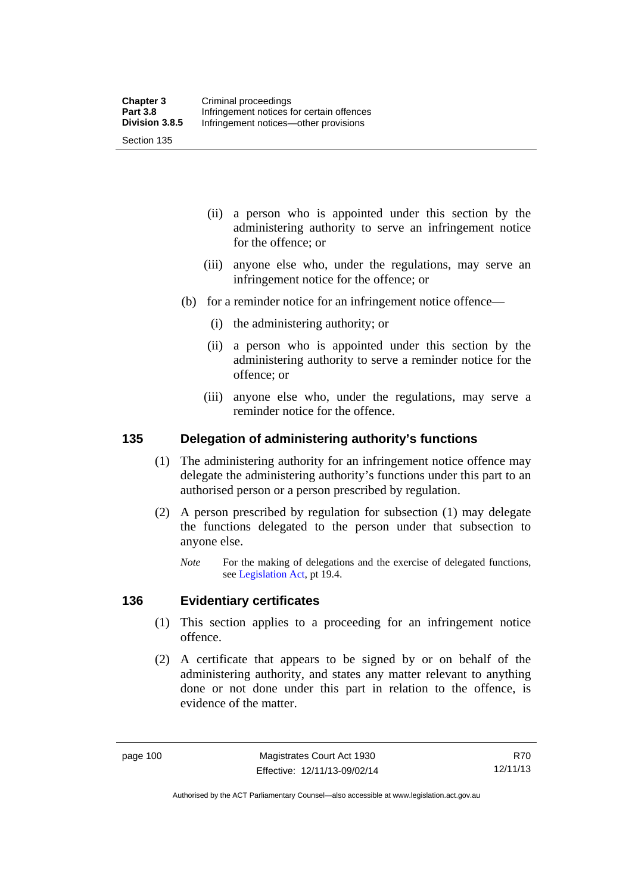(ii) a person who is appointed under this section by the administering authority to serve an infringement notice for the offence; or

(iii) anyone else who, under the regulations, may serve an infringement notice for the offence; or

(b) for a reminder notice for an infringement notice offence—

(i) the administering authority; or

(ii) a person who is appointed under this section by the administering authority to serve a reminder notice for the offence; or

(iii) anyone else who, under the regulations, may serve a reminder notice for the offence.

## 135 Delegation of administering authority's functions

(1) The administering authority for an infringement notice offence may delegate the administering authority's functions under this part to an authorised person or a person prescribed by regulation.

(2) A person prescribed by regulation for subsection (1) may delegate the functions delegated to the person under that subsection to anyone else.

*Note* For the making of delegations and the exercise of delegated functions, see Legislation Act, pt 19.4.

## 136 Evidentiary certificates

(1) This section applies to a proceeding for an infringement notice offence.

(2) A certificate that appears to be signed by or on behalf of the administering authority, and states any matter relevant to anything done or not done under this part in relation to the offence, is evidence of the matter.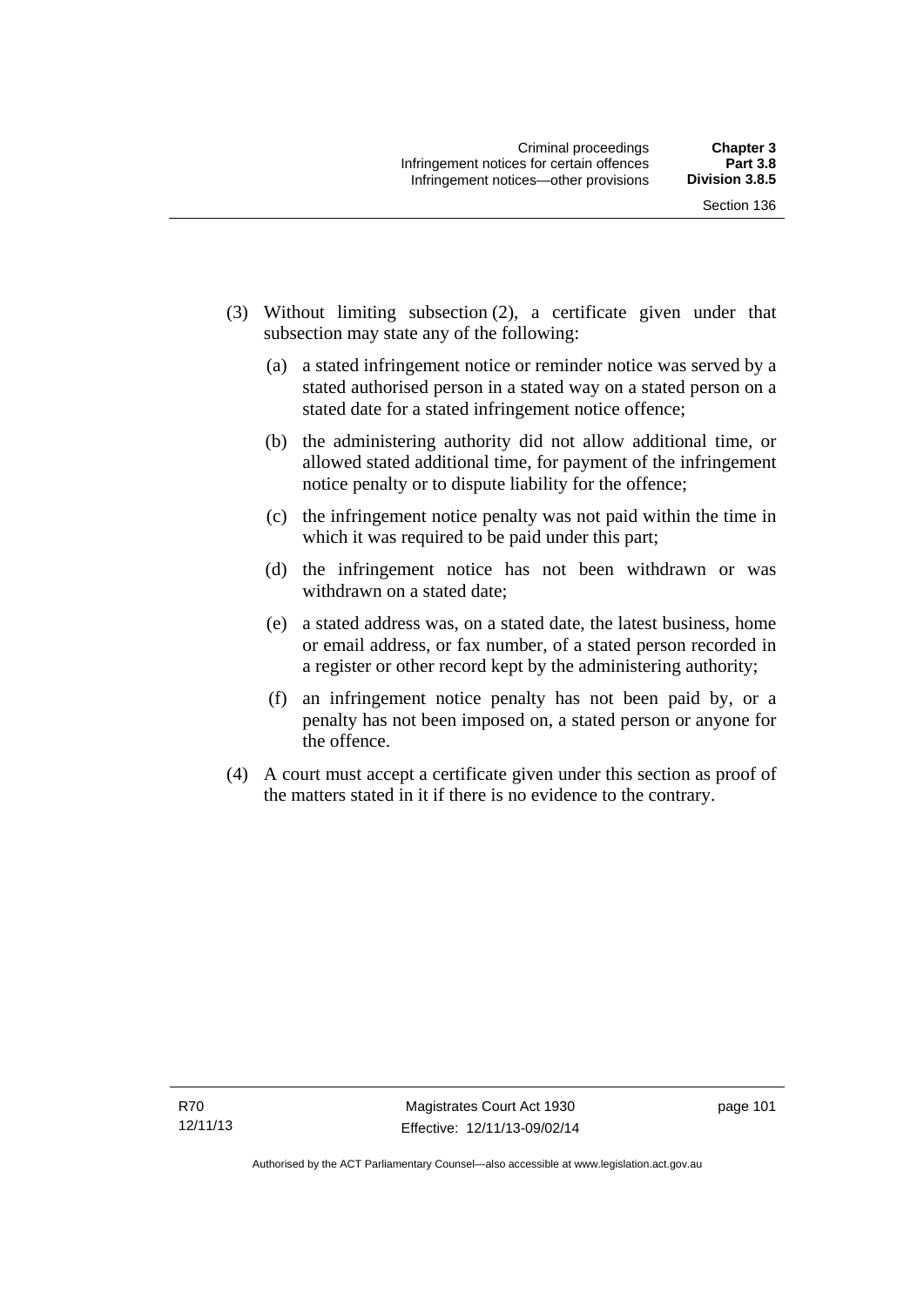(3) Without limiting subsection (2), a certificate given under that subsection may state any of the following:

(a) a stated infringement notice or reminder notice was served by a stated authorised person in a stated way on a stated person on a stated date for a stated infringement notice offence;

(b) the administering authority did not allow additional time, or allowed stated additional time, for payment of the infringement notice penalty or to dispute liability for the offence;

(c) the infringement notice penalty was not paid within the time in which it was required to be paid under this part;

(d) the infringement notice has not been withdrawn or was withdrawn on a stated date;

(e) a stated address was, on a stated date, the latest business, home or email address, or fax number, of a stated person recorded in a register or other record kept by the administering authority;

(f) an infringement notice penalty has not been paid by, or a penalty has not been imposed on, a stated person or anyone for the offence.

(4) A court must accept a certificate given under this section as proof of the matters stated in it if there is no evidence to the contrary.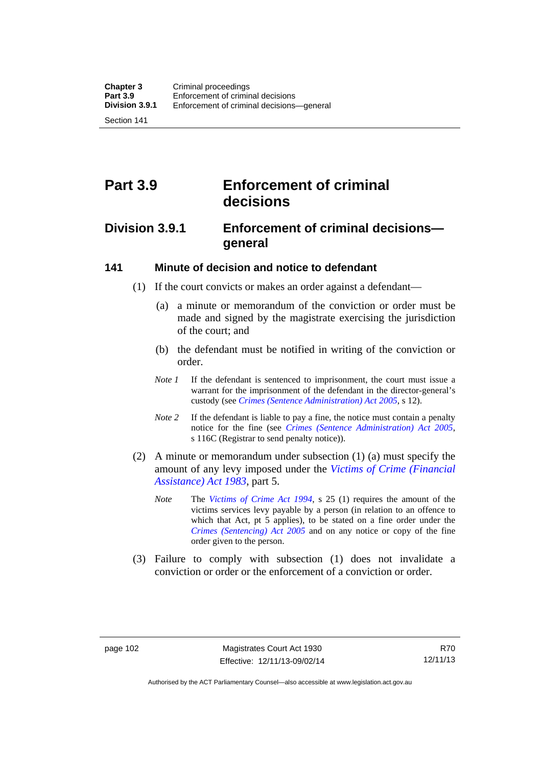# Part 3.9 Enforcement of criminal decisions

## Division 3.9.1 Enforcement of criminal decisions—general

### 141 Minute of decision and notice to defendant

(1) If the court convicts or makes an order against a defendant—

(a) a minute or memorandum of the conviction or order must be made and signed by the magistrate exercising the jurisdiction of the court; and

(b) the defendant must be notified in writing of the conviction or order.

*Note 1* If the defendant is sentenced to imprisonment, the court must issue a warrant for the imprisonment of the defendant in the director-general's custody (see *Crimes (Sentence Administration) Act 2005*, s 12).

*Note 2* If the defendant is liable to pay a fine, the notice must contain a penalty notice for the fine (see *Crimes (Sentence Administration) Act 2005*, s 116C (Registrar to send penalty notice)).

(2) A minute or memorandum under subsection (1) (a) must specify the amount of any levy imposed under the *Victims of Crime (Financial Assistance) Act 1983*, part 5.

*Note* The *Victims of Crime Act 1994*, s 25 (1) requires the amount of the victims services levy payable by a person (in relation to an offence to which that Act, pt 5 applies), to be stated on a fine order under the *Crimes (Sentencing) Act 2005* and on any notice or copy of the fine order given to the person.

(3) Failure to comply with subsection (1) does not invalidate a conviction or order or the enforcement of a conviction or order.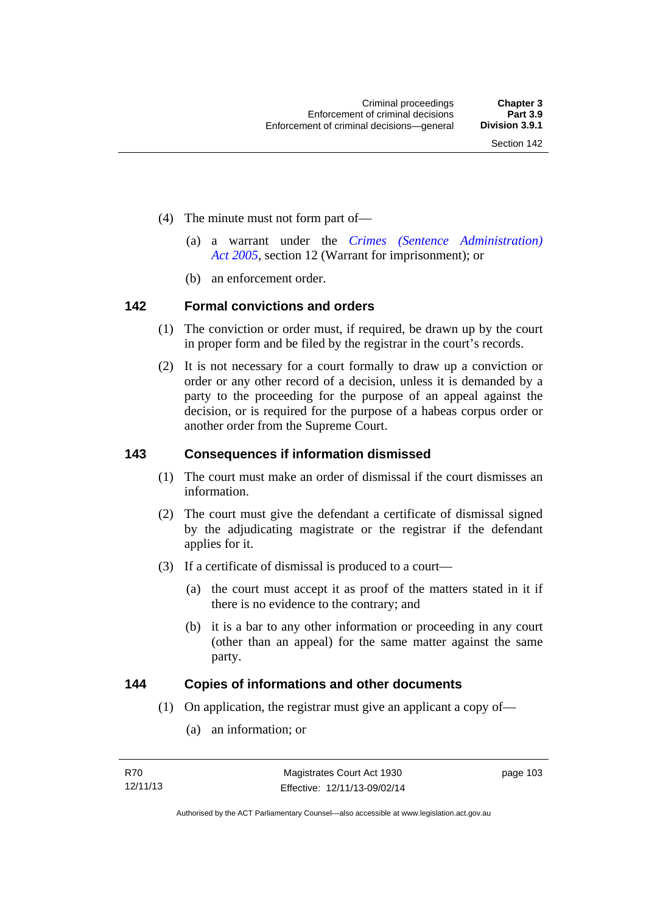(4) The minute must not form part of—

(a) a warrant under the *Crimes (Sentence Administration) Act 2005*, section 12 (Warrant for imprisonment); or

(b) an enforcement order.

## 142 Formal convictions and orders

(1) The conviction or order must, if required, be drawn up by the court in proper form and be filed by the registrar in the court's records.

(2) It is not necessary for a court formally to draw up a conviction or order or any other record of a decision, unless it is demanded by a party to the proceeding for the purpose of an appeal against the decision, or is required for the purpose of a habeas corpus order or another order from the Supreme Court.

## 143 Consequences if information dismissed

(1) The court must make an order of dismissal if the court dismisses an information.

(2) The court must give the defendant a certificate of dismissal signed by the adjudicating magistrate or the registrar if the defendant applies for it.

(3) If a certificate of dismissal is produced to a court—

(a) the court must accept it as proof of the matters stated in it if there is no evidence to the contrary; and

(b) it is a bar to any other information or proceeding in any court (other than an appeal) for the same matter against the same party.

## 144 Copies of informations and other documents

(1) On application, the registrar must give an applicant a copy of—

(a) an information; or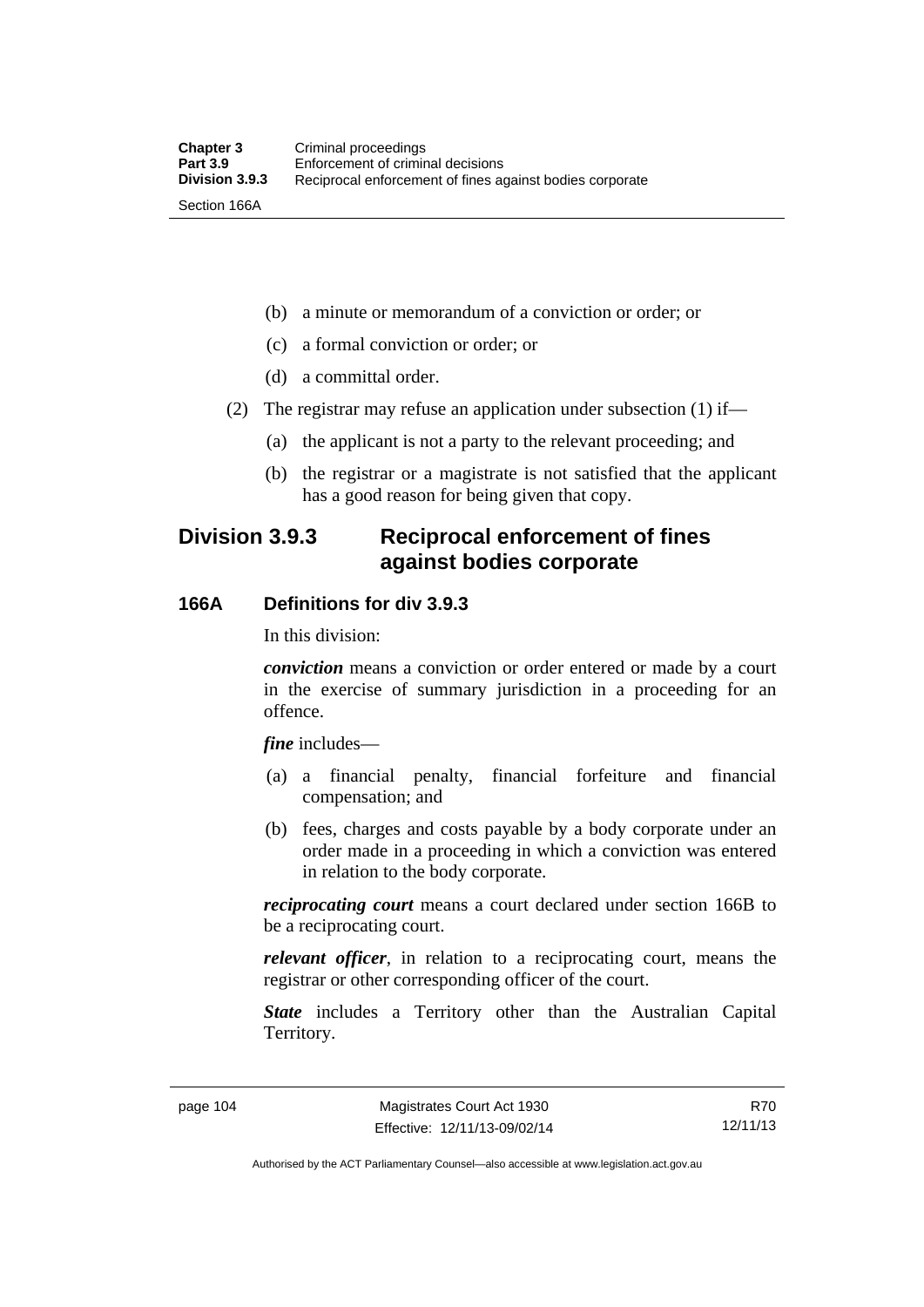(b) a minute or memorandum of a conviction or order; or

(c) a formal conviction or order; or

(d) a committal order.

(2) The registrar may refuse an application under subsection (1) if—

(a) the applicant is not a party to the relevant proceeding; and

(b) the registrar or a magistrate is not satisfied that the applicant has a good reason for being given that copy.

## Division 3.9.3 Reciprocal enforcement of fines against bodies corporate

### 166A Definitions for div 3.9.3

In this division:

***conviction*** means a conviction or order entered or made by a court in the exercise of summary jurisdiction in a proceeding for an offence.

***fine*** includes—

(a) a financial penalty, financial forfeiture and financial compensation; and

(b) fees, charges and costs payable by a body corporate under an order made in a proceeding in which a conviction was entered in relation to the body corporate.

***reciprocating court*** means a court declared under section 166B to be a reciprocating court.

***relevant officer***, in relation to a reciprocating court, means the registrar or other corresponding officer of the court.

***State*** includes a Territory other than the Australian Capital Territory.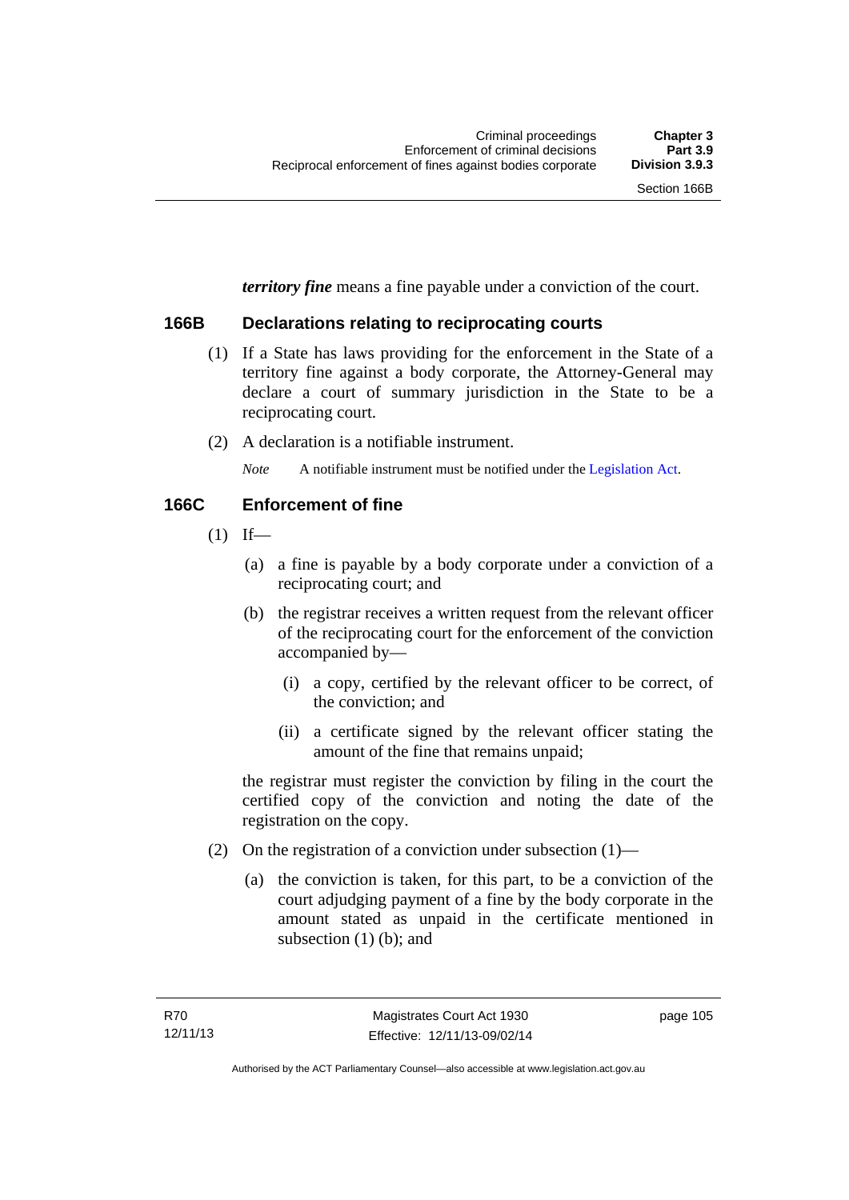***territory fine*** means a fine payable under a conviction of the court.

### 166B Declarations relating to reciprocating courts

(1) If a State has laws providing for the enforcement in the State of a territory fine against a body corporate, the Attorney-General may declare a court of summary jurisdiction in the State to be a reciprocating court.

(2) A declaration is a notifiable instrument.

*Note* A notifiable instrument must be notified under the Legislation Act.

### 166C Enforcement of fine

(1) If—

(a) a fine is payable by a body corporate under a conviction of a reciprocating court; and

(b) the registrar receives a written request from the relevant officer of the reciprocating court for the enforcement of the conviction accompanied by—

(i) a copy, certified by the relevant officer to be correct, of the conviction; and

(ii) a certificate signed by the relevant officer stating the amount of the fine that remains unpaid;

the registrar must register the conviction by filing in the court the certified copy of the conviction and noting the date of the registration on the copy.

(2) On the registration of a conviction under subsection (1)—

(a) the conviction is taken, for this part, to be a conviction of the court adjudging payment of a fine by the body corporate in the amount stated as unpaid in the certificate mentioned in subsection (1) (b); and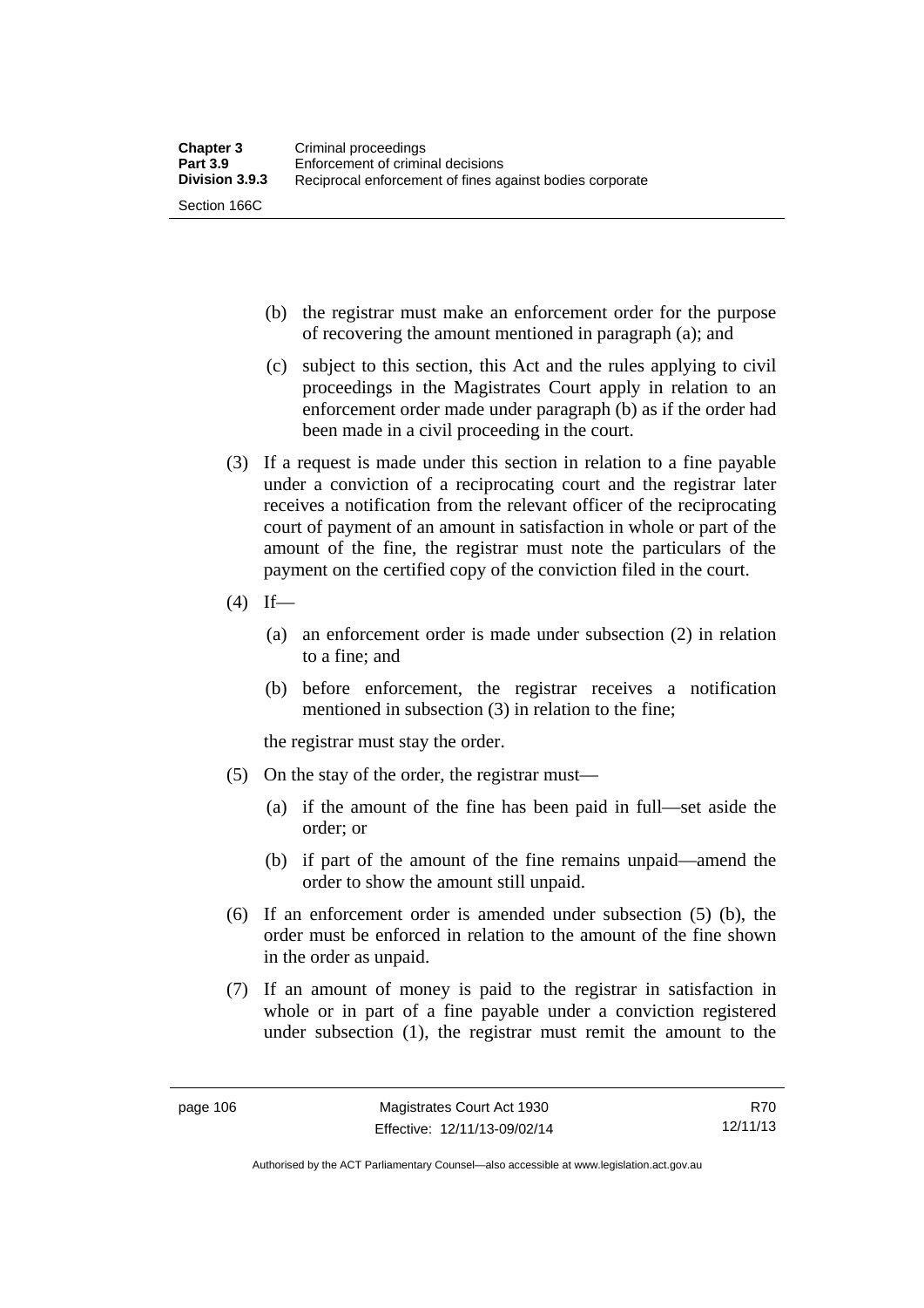(b) the registrar must make an enforcement order for the purpose of recovering the amount mentioned in paragraph (a); and

(c) subject to this section, this Act and the rules applying to civil proceedings in the Magistrates Court apply in relation to an enforcement order made under paragraph (b) as if the order had been made in a civil proceeding in the court.

(3) If a request is made under this section in relation to a fine payable under a conviction of a reciprocating court and the registrar later receives a notification from the relevant officer of the reciprocating court of payment of an amount in satisfaction in whole or part of the amount of the fine, the registrar must note the particulars of the payment on the certified copy of the conviction filed in the court.

(4) If—

(a) an enforcement order is made under subsection (2) in relation to a fine; and

(b) before enforcement, the registrar receives a notification mentioned in subsection (3) in relation to the fine;

the registrar must stay the order.

(5) On the stay of the order, the registrar must—

(a) if the amount of the fine has been paid in full—set aside the order; or

(b) if part of the amount of the fine remains unpaid—amend the order to show the amount still unpaid.

(6) If an enforcement order is amended under subsection (5) (b), the order must be enforced in relation to the amount of the fine shown in the order as unpaid.

(7) If an amount of money is paid to the registrar in satisfaction in whole or in part of a fine payable under a conviction registered under subsection (1), the registrar must remit the amount to the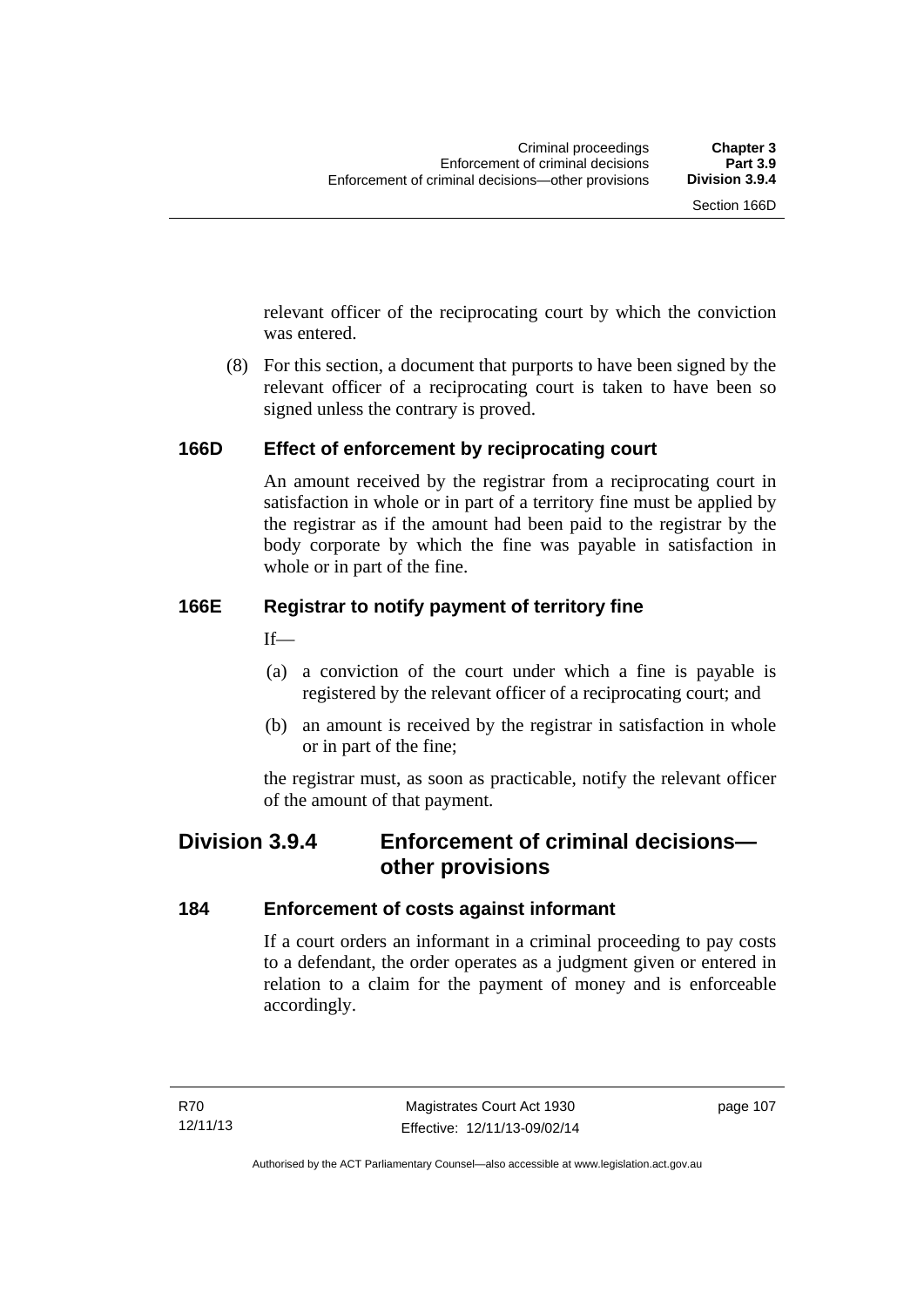relevant officer of the reciprocating court by which the conviction was entered.

(8) For this section, a document that purports to have been signed by the relevant officer of a reciprocating court is taken to have been so signed unless the contrary is proved.

### 166D Effect of enforcement by reciprocating court

An amount received by the registrar from a reciprocating court in satisfaction in whole or in part of a territory fine must be applied by the registrar as if the amount had been paid to the registrar by the body corporate by which the fine was payable in satisfaction in whole or in part of the fine.

### 166E Registrar to notify payment of territory fine

If—

(a) a conviction of the court under which a fine is payable is registered by the relevant officer of a reciprocating court; and

(b) an amount is received by the registrar in satisfaction in whole or in part of the fine;

the registrar must, as soon as practicable, notify the relevant officer of the amount of that payment.

## Division 3.9.4 Enforcement of criminal decisions—other provisions

### 184 Enforcement of costs against informant

If a court orders an informant in a criminal proceeding to pay costs to a defendant, the order operates as a judgment given or entered in relation to a claim for the payment of money and is enforceable accordingly.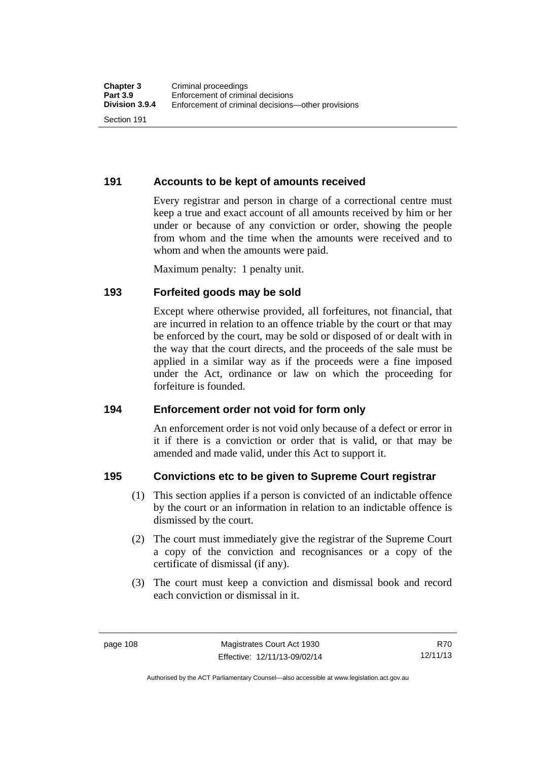## 191 Accounts to be kept of amounts received

Every registrar and person in charge of a correctional centre must keep a true and exact account of all amounts received by him or her under or because of any conviction or order, showing the people from whom and the time when the amounts were received and to whom and when the amounts were paid.

Maximum penalty: 1 penalty unit.

## 193 Forfeited goods may be sold

Except where otherwise provided, all forfeitures, not financial, that are incurred in relation to an offence triable by the court or that may be enforced by the court, may be sold or disposed of or dealt with in the way that the court directs, and the proceeds of the sale must be applied in a similar way as if the proceeds were a fine imposed under the Act, ordinance or law on which the proceeding for forfeiture is founded.

## 194 Enforcement order not void for form only

An enforcement order is not void only because of a defect or error in it if there is a conviction or order that is valid, or that may be amended and made valid, under this Act to support it.

## 195 Convictions etc to be given to Supreme Court registrar

(1) This section applies if a person is convicted of an indictable offence by the court or an information in relation to an indictable offence is dismissed by the court.

(2) The court must immediately give the registrar of the Supreme Court a copy of the conviction and recognisances or a copy of the certificate of dismissal (if any).

(3) The court must keep a conviction and dismissal book and record each conviction or dismissal in it.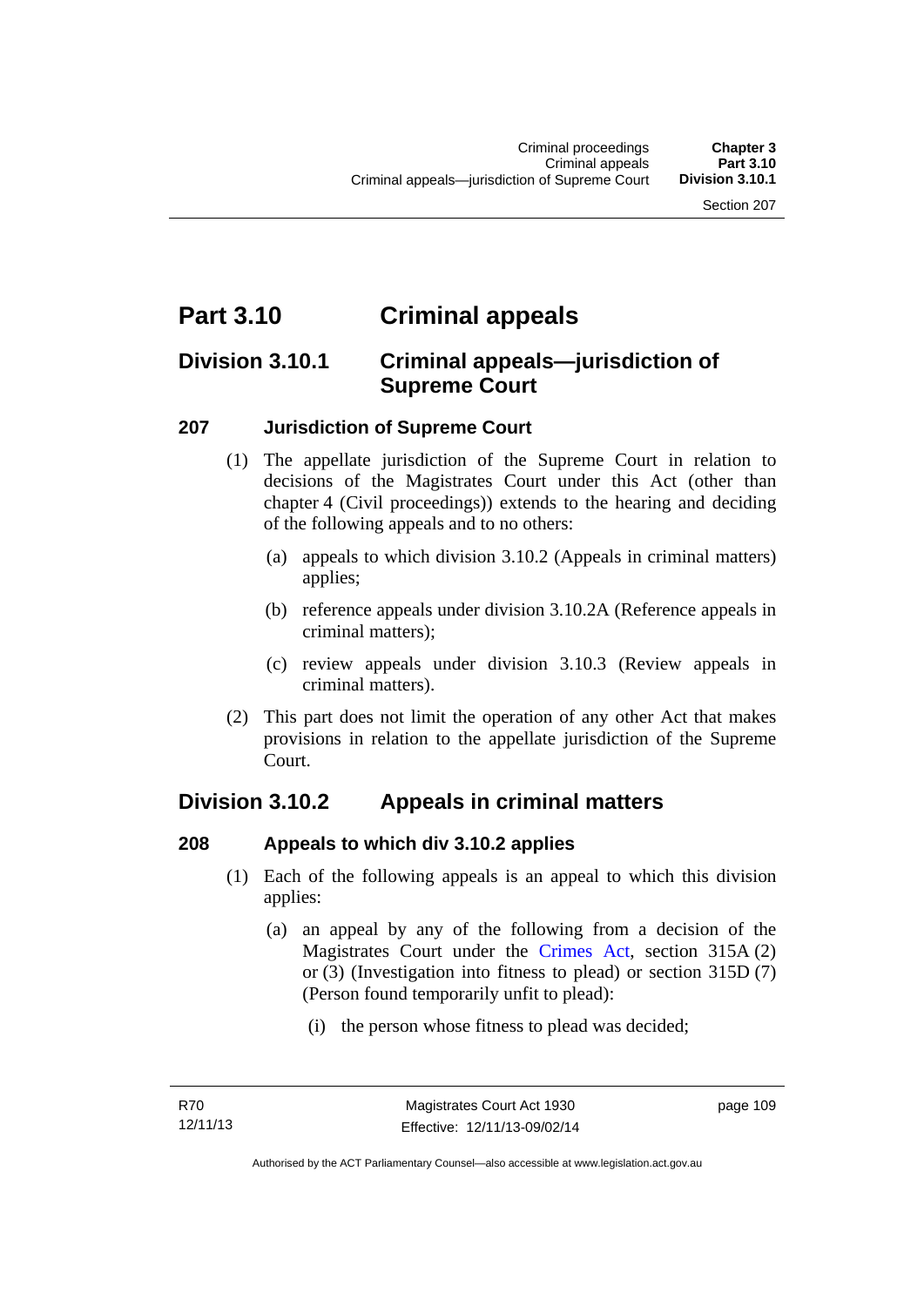# Part 3.10 Criminal appeals

## Division 3.10.1 Criminal appeals—jurisdiction of Supreme Court

### 207 Jurisdiction of Supreme Court

(1) The appellate jurisdiction of the Supreme Court in relation to decisions of the Magistrates Court under this Act (other than chapter 4 (Civil proceedings)) extends to the hearing and deciding of the following appeals and to no others:

(a) appeals to which division 3.10.2 (Appeals in criminal matters) applies;

(b) reference appeals under division 3.10.2A (Reference appeals in criminal matters);

(c) review appeals under division 3.10.3 (Review appeals in criminal matters).

(2) This part does not limit the operation of any other Act that makes provisions in relation to the appellate jurisdiction of the Supreme Court.

## Division 3.10.2 Appeals in criminal matters

### 208 Appeals to which div 3.10.2 applies

(1) Each of the following appeals is an appeal to which this division applies:

(a) an appeal by any of the following from a decision of the Magistrates Court under the Crimes Act, section 315A (2) or (3) (Investigation into fitness to plead) or section 315D (7) (Person found temporarily unfit to plead):

(i) the person whose fitness to plead was decided;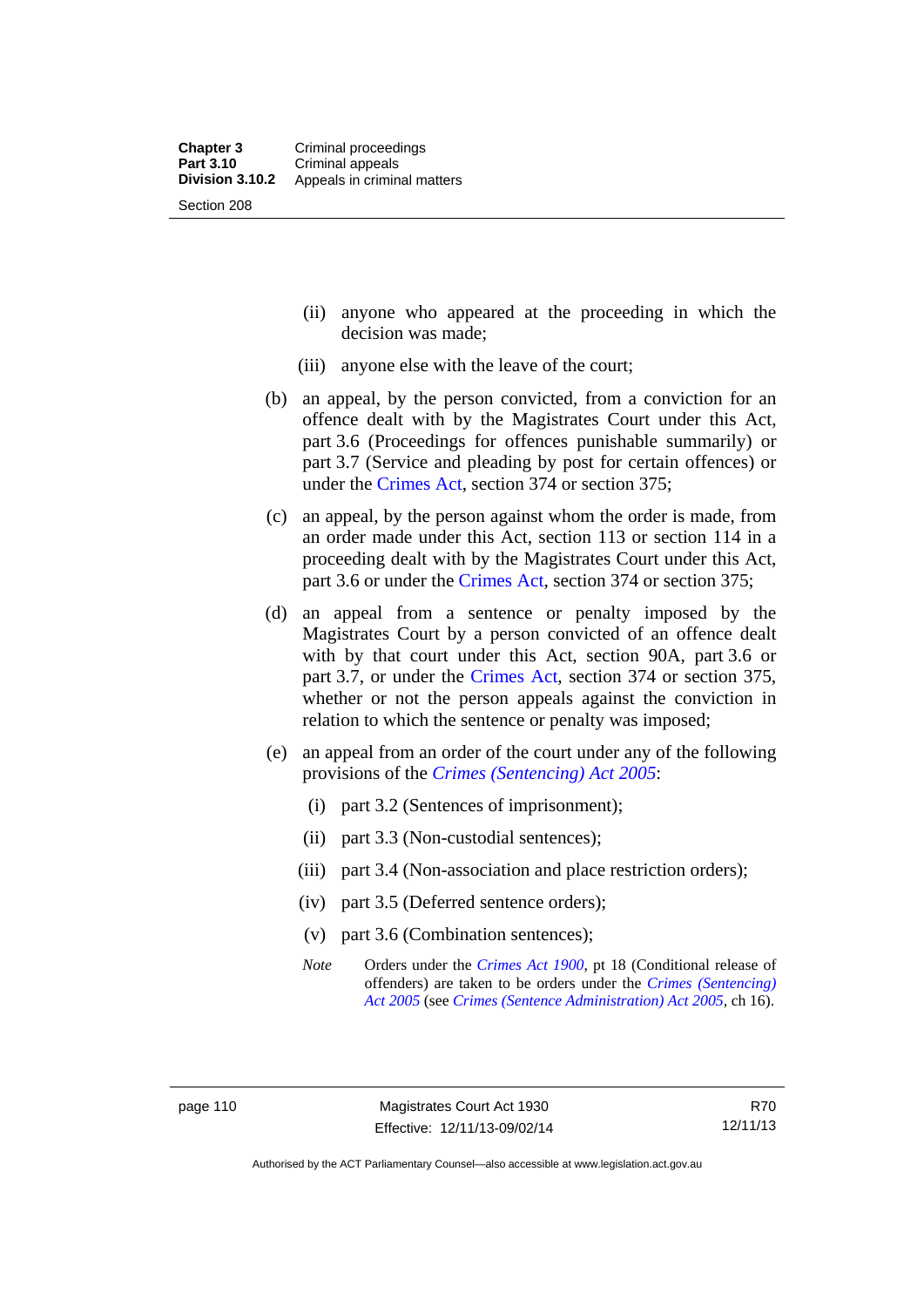(ii) anyone who appeared at the proceeding in which the decision was made;

(iii) anyone else with the leave of the court;

(b) an appeal, by the person convicted, from a conviction for an offence dealt with by the Magistrates Court under this Act, part 3.6 (Proceedings for offences punishable summarily) or part 3.7 (Service and pleading by post for certain offences) or under the Crimes Act, section 374 or section 375;

(c) an appeal, by the person against whom the order is made, from an order made under this Act, section 113 or section 114 in a proceeding dealt with by the Magistrates Court under this Act, part 3.6 or under the Crimes Act, section 374 or section 375;

(d) an appeal from a sentence or penalty imposed by the Magistrates Court by a person convicted of an offence dealt with by that court under this Act, section 90A, part 3.6 or part 3.7, or under the Crimes Act, section 374 or section 375, whether or not the person appeals against the conviction in relation to which the sentence or penalty was imposed;

(e) an appeal from an order of the court under any of the following provisions of the *Crimes (Sentencing) Act 2005*:

(i) part 3.2 (Sentences of imprisonment);

(ii) part 3.3 (Non-custodial sentences);

(iii) part 3.4 (Non-association and place restriction orders);

(iv) part 3.5 (Deferred sentence orders);

(v) part 3.6 (Combination sentences);

*Note* Orders under the *Crimes Act 1900*, pt 18 (Conditional release of offenders) are taken to be orders under the *Crimes (Sentencing) Act 2005* (see *Crimes (Sentence Administration) Act 2005*, ch 16).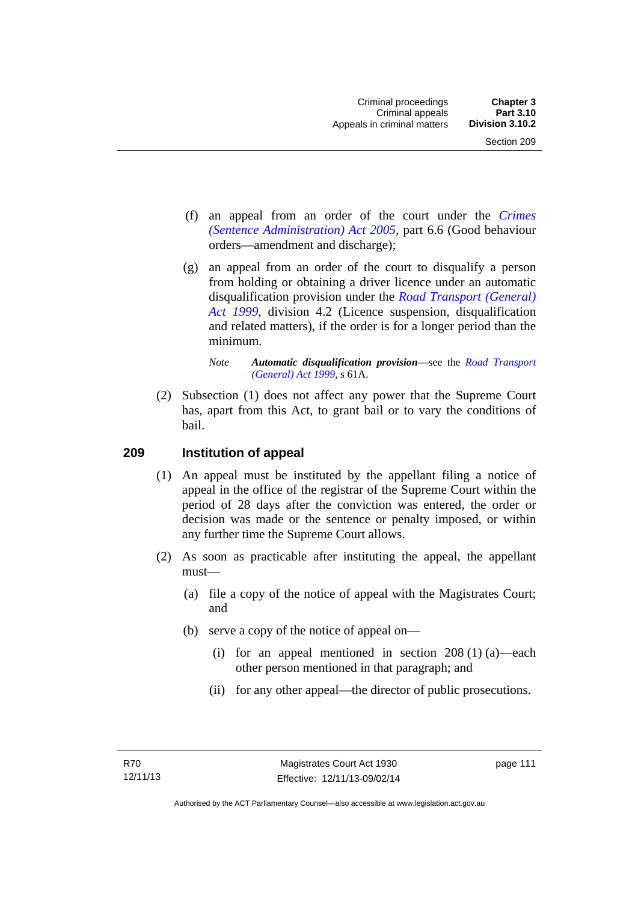(f) an appeal from an order of the court under the *Crimes (Sentence Administration) Act 2005*, part 6.6 (Good behaviour orders—amendment and discharge);

(g) an appeal from an order of the court to disqualify a person from holding or obtaining a driver licence under an automatic disqualification provision under the *Road Transport (General) Act 1999*, division 4.2 (Licence suspension, disqualification and related matters), if the order is for a longer period than the minimum.

*Note* ***Automatic disqualification provision***—see the *Road Transport (General) Act 1999*, s 61A.

(2) Subsection (1) does not affect any power that the Supreme Court has, apart from this Act, to grant bail or to vary the conditions of bail.

## 209 Institution of appeal

(1) An appeal must be instituted by the appellant filing a notice of appeal in the office of the registrar of the Supreme Court within the period of 28 days after the conviction was entered, the order or decision was made or the sentence or penalty imposed, or within any further time the Supreme Court allows.

(2) As soon as practicable after instituting the appeal, the appellant must—

(a) file a copy of the notice of appeal with the Magistrates Court; and

(b) serve a copy of the notice of appeal on—

(i) for an appeal mentioned in section 208 (1) (a)—each other person mentioned in that paragraph; and

(ii) for any other appeal—the director of public prosecutions.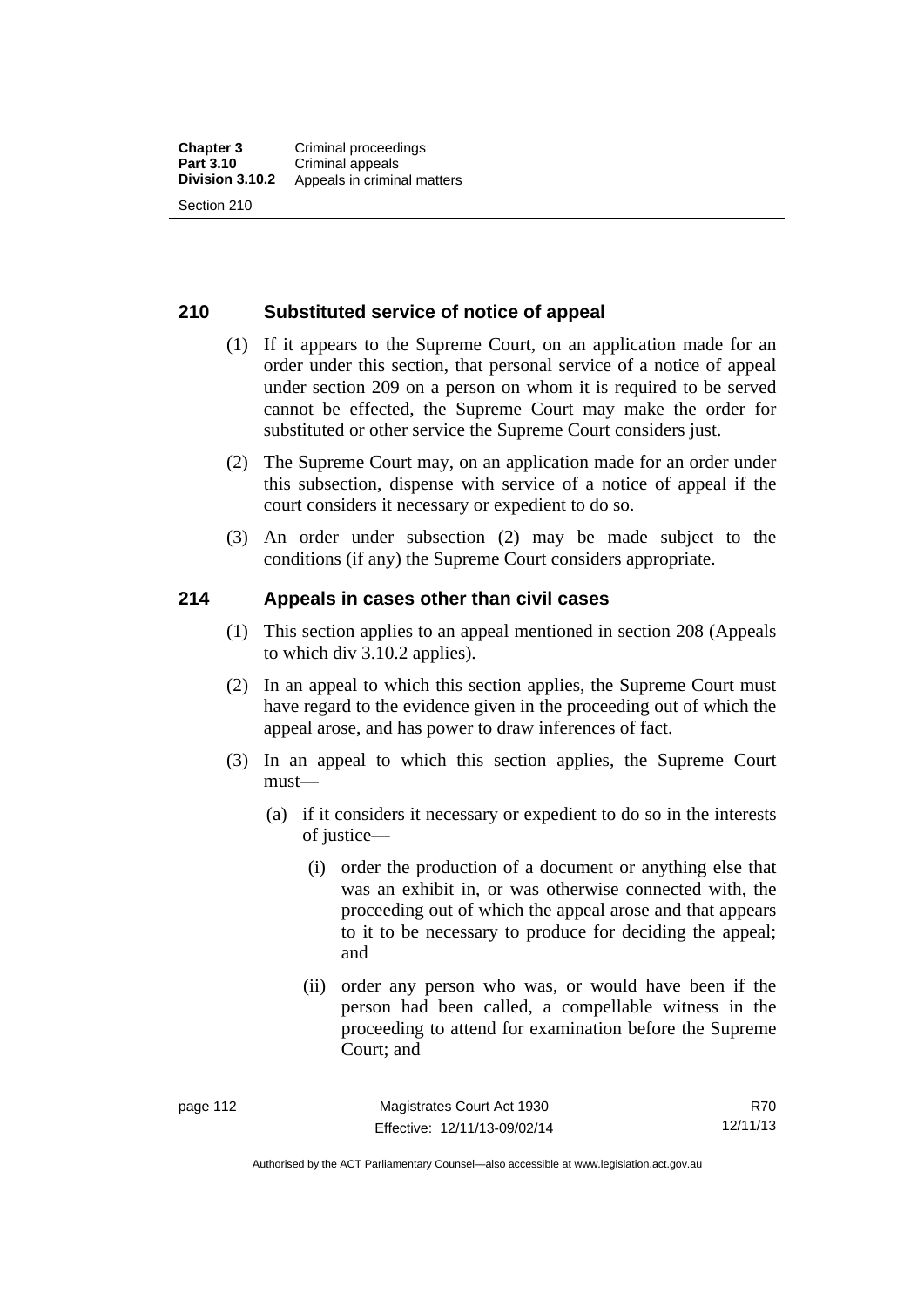## 210 Substituted service of notice of appeal

(1) If it appears to the Supreme Court, on an application made for an order under this section, that personal service of a notice of appeal under section 209 on a person on whom it is required to be served cannot be effected, the Supreme Court may make the order for substituted or other service the Supreme Court considers just.

(2) The Supreme Court may, on an application made for an order under this subsection, dispense with service of a notice of appeal if the court considers it necessary or expedient to do so.

(3) An order under subsection (2) may be made subject to the conditions (if any) the Supreme Court considers appropriate.

## 214 Appeals in cases other than civil cases

(1) This section applies to an appeal mentioned in section 208 (Appeals to which div 3.10.2 applies).

(2) In an appeal to which this section applies, the Supreme Court must have regard to the evidence given in the proceeding out of which the appeal arose, and has power to draw inferences of fact.

(3) In an appeal to which this section applies, the Supreme Court must—

(a) if it considers it necessary or expedient to do so in the interests of justice—

(i) order the production of a document or anything else that was an exhibit in, or was otherwise connected with, the proceeding out of which the appeal arose and that appears to it to be necessary to produce for deciding the appeal; and

(ii) order any person who was, or would have been if the person had been called, a compellable witness in the proceeding to attend for examination before the Supreme Court; and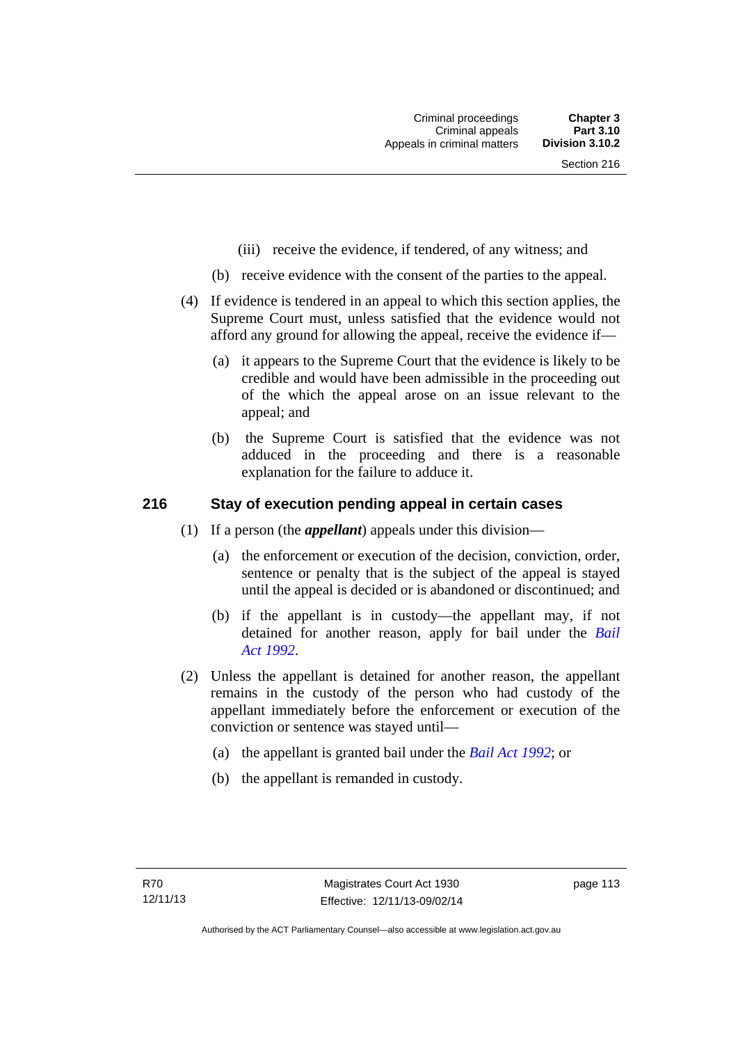(iii) receive the evidence, if tendered, of any witness; and

(b) receive evidence with the consent of the parties to the appeal.

(4) If evidence is tendered in an appeal to which this section applies, the Supreme Court must, unless satisfied that the evidence would not afford any ground for allowing the appeal, receive the evidence if—

(a) it appears to the Supreme Court that the evidence is likely to be credible and would have been admissible in the proceeding out of the which the appeal arose on an issue relevant to the appeal; and

(b) the Supreme Court is satisfied that the evidence was not adduced in the proceeding and there is a reasonable explanation for the failure to adduce it.

## 216 Stay of execution pending appeal in certain cases

(1) If a person (the ***appellant***) appeals under this division—

(a) the enforcement or execution of the decision, conviction, order, sentence or penalty that is the subject of the appeal is stayed until the appeal is decided or is abandoned or discontinued; and

(b) if the appellant is in custody—the appellant may, if not detained for another reason, apply for bail under the *Bail Act 1992*.

(2) Unless the appellant is detained for another reason, the appellant remains in the custody of the person who had custody of the appellant immediately before the enforcement or execution of the conviction or sentence was stayed until—

(a) the appellant is granted bail under the *Bail Act 1992*; or

(b) the appellant is remanded in custody.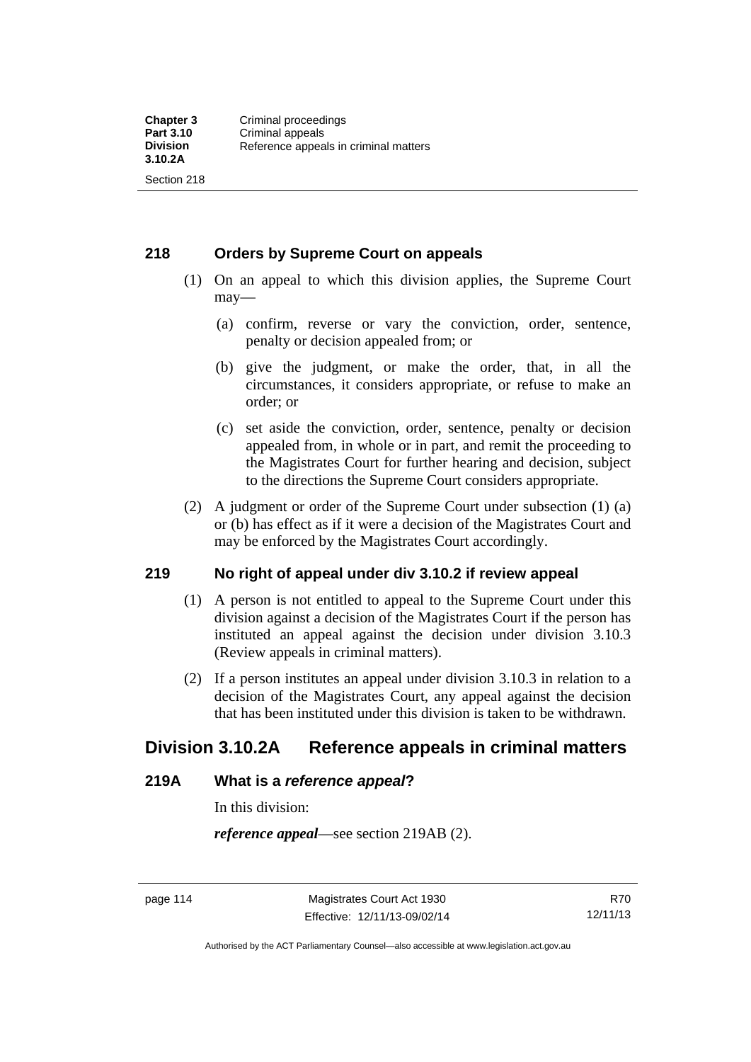### 218 Orders by Supreme Court on appeals

(1) On an appeal to which this division applies, the Supreme Court may—

(a) confirm, reverse or vary the conviction, order, sentence, penalty or decision appealed from; or

(b) give the judgment, or make the order, that, in all the circumstances, it considers appropriate, or refuse to make an order; or

(c) set aside the conviction, order, sentence, penalty or decision appealed from, in whole or in part, and remit the proceeding to the Magistrates Court for further hearing and decision, subject to the directions the Supreme Court considers appropriate.

(2) A judgment or order of the Supreme Court under subsection (1) (a) or (b) has effect as if it were a decision of the Magistrates Court and may be enforced by the Magistrates Court accordingly.

### 219 No right of appeal under div 3.10.2 if review appeal

(1) A person is not entitled to appeal to the Supreme Court under this division against a decision of the Magistrates Court if the person has instituted an appeal against the decision under division 3.10.3 (Review appeals in criminal matters).

(2) If a person institutes an appeal under division 3.10.3 in relation to a decision of the Magistrates Court, any appeal against the decision that has been instituted under this division is taken to be withdrawn.

## Division 3.10.2A Reference appeals in criminal matters

### 219A What is a *reference appeal*?

In this division:

***reference appeal***—see section 219AB (2).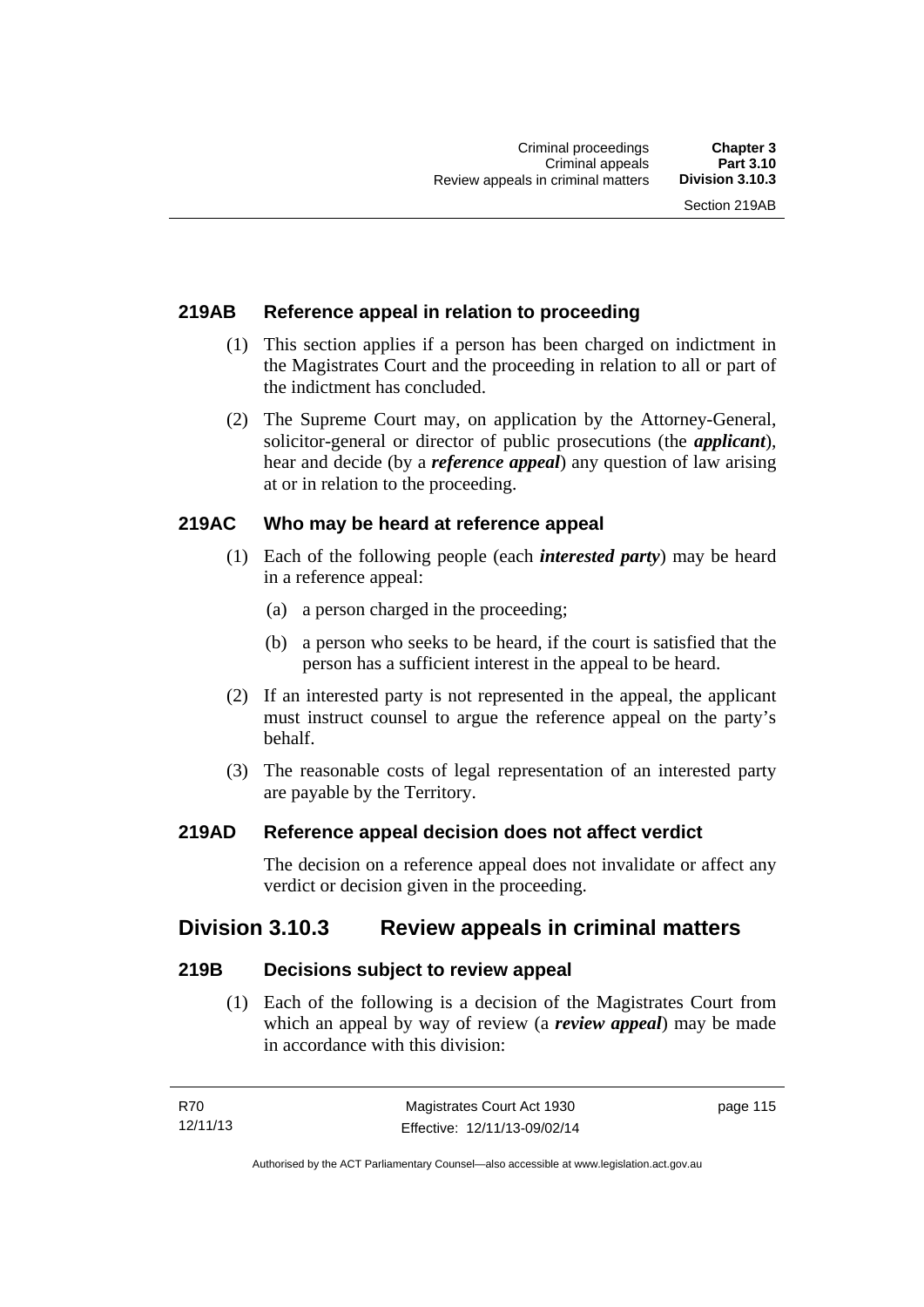### 219AB Reference appeal in relation to proceeding

(1) This section applies if a person has been charged on indictment in the Magistrates Court and the proceeding in relation to all or part of the indictment has concluded.

(2) The Supreme Court may, on application by the Attorney-General, solicitor-general or director of public prosecutions (the ***applicant***), hear and decide (by a ***reference appeal***) any question of law arising at or in relation to the proceeding.

### 219AC Who may be heard at reference appeal

(1) Each of the following people (each ***interested party***) may be heard in a reference appeal:

(a) a person charged in the proceeding;

(b) a person who seeks to be heard, if the court is satisfied that the person has a sufficient interest in the appeal to be heard.

(2) If an interested party is not represented in the appeal, the applicant must instruct counsel to argue the reference appeal on the party's behalf.

(3) The reasonable costs of legal representation of an interested party are payable by the Territory.

### 219AD Reference appeal decision does not affect verdict

The decision on a reference appeal does not invalidate or affect any verdict or decision given in the proceeding.

## Division 3.10.3 Review appeals in criminal matters

### 219B Decisions subject to review appeal

(1) Each of the following is a decision of the Magistrates Court from which an appeal by way of review (a ***review appeal***) may be made in accordance with this division: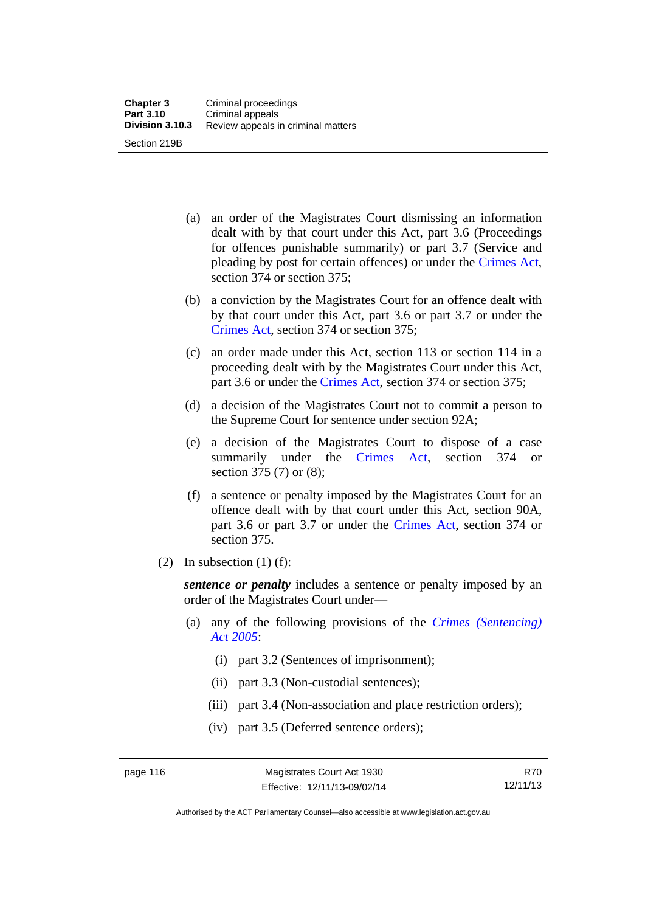(a) an order of the Magistrates Court dismissing an information dealt with by that court under this Act, part 3.6 (Proceedings for offences punishable summarily) or part 3.7 (Service and pleading by post for certain offences) or under the Crimes Act, section 374 or section 375;

(b) a conviction by the Magistrates Court for an offence dealt with by that court under this Act, part 3.6 or part 3.7 or under the Crimes Act, section 374 or section 375;

(c) an order made under this Act, section 113 or section 114 in a proceeding dealt with by the Magistrates Court under this Act, part 3.6 or under the Crimes Act, section 374 or section 375;

(d) a decision of the Magistrates Court not to commit a person to the Supreme Court for sentence under section 92A;

(e) a decision of the Magistrates Court to dispose of a case summarily under the Crimes Act, section 374 or section 375 (7) or (8);

(f) a sentence or penalty imposed by the Magistrates Court for an offence dealt with by that court under this Act, section 90A, part 3.6 or part 3.7 or under the Crimes Act, section 374 or section 375.

(2) In subsection (1) (f):

***sentence or penalty*** includes a sentence or penalty imposed by an order of the Magistrates Court under—

(a) any of the following provisions of the *Crimes (Sentencing) Act 2005*:

(i) part 3.2 (Sentences of imprisonment);

(ii) part 3.3 (Non-custodial sentences);

(iii) part 3.4 (Non-association and place restriction orders);

(iv) part 3.5 (Deferred sentence orders);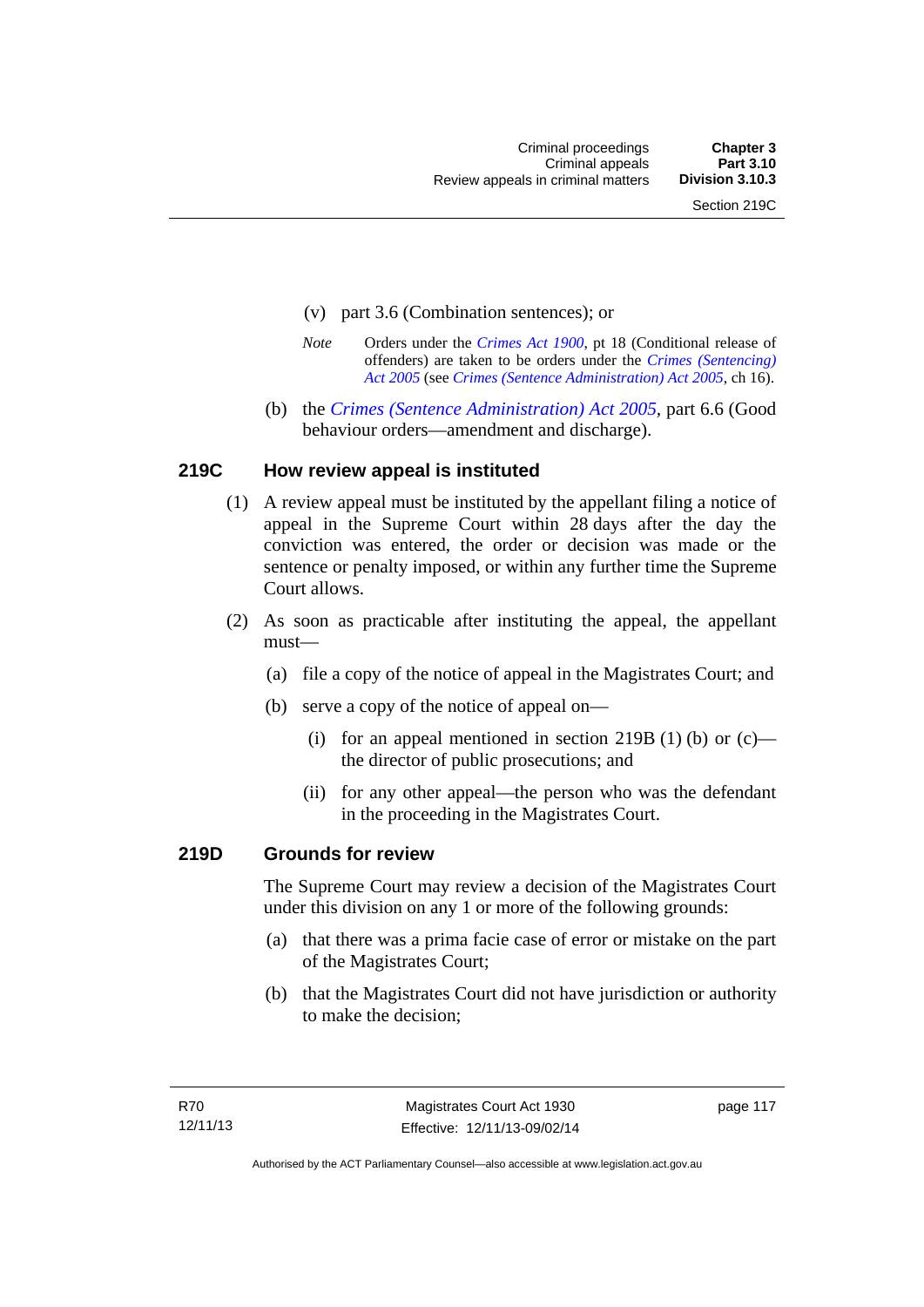(v) part 3.6 (Combination sentences); or

*Note* Orders under the *Crimes Act 1900*, pt 18 (Conditional release of offenders) are taken to be orders under the *Crimes (Sentencing) Act 2005* (see *Crimes (Sentence Administration) Act 2005*, ch 16).

(b) the *Crimes (Sentence Administration) Act 2005*, part 6.6 (Good behaviour orders—amendment and discharge).

### 219C How review appeal is instituted

(1) A review appeal must be instituted by the appellant filing a notice of appeal in the Supreme Court within 28 days after the day the conviction was entered, the order or decision was made or the sentence or penalty imposed, or within any further time the Supreme Court allows.

(2) As soon as practicable after instituting the appeal, the appellant must—

(a) file a copy of the notice of appeal in the Magistrates Court; and

(b) serve a copy of the notice of appeal on—

(i) for an appeal mentioned in section 219B (1) (b) or (c)—the director of public prosecutions; and

(ii) for any other appeal—the person who was the defendant in the proceeding in the Magistrates Court.

### 219D Grounds for review

The Supreme Court may review a decision of the Magistrates Court under this division on any 1 or more of the following grounds:

(a) that there was a prima facie case of error or mistake on the part of the Magistrates Court;

(b) that the Magistrates Court did not have jurisdiction or authority to make the decision;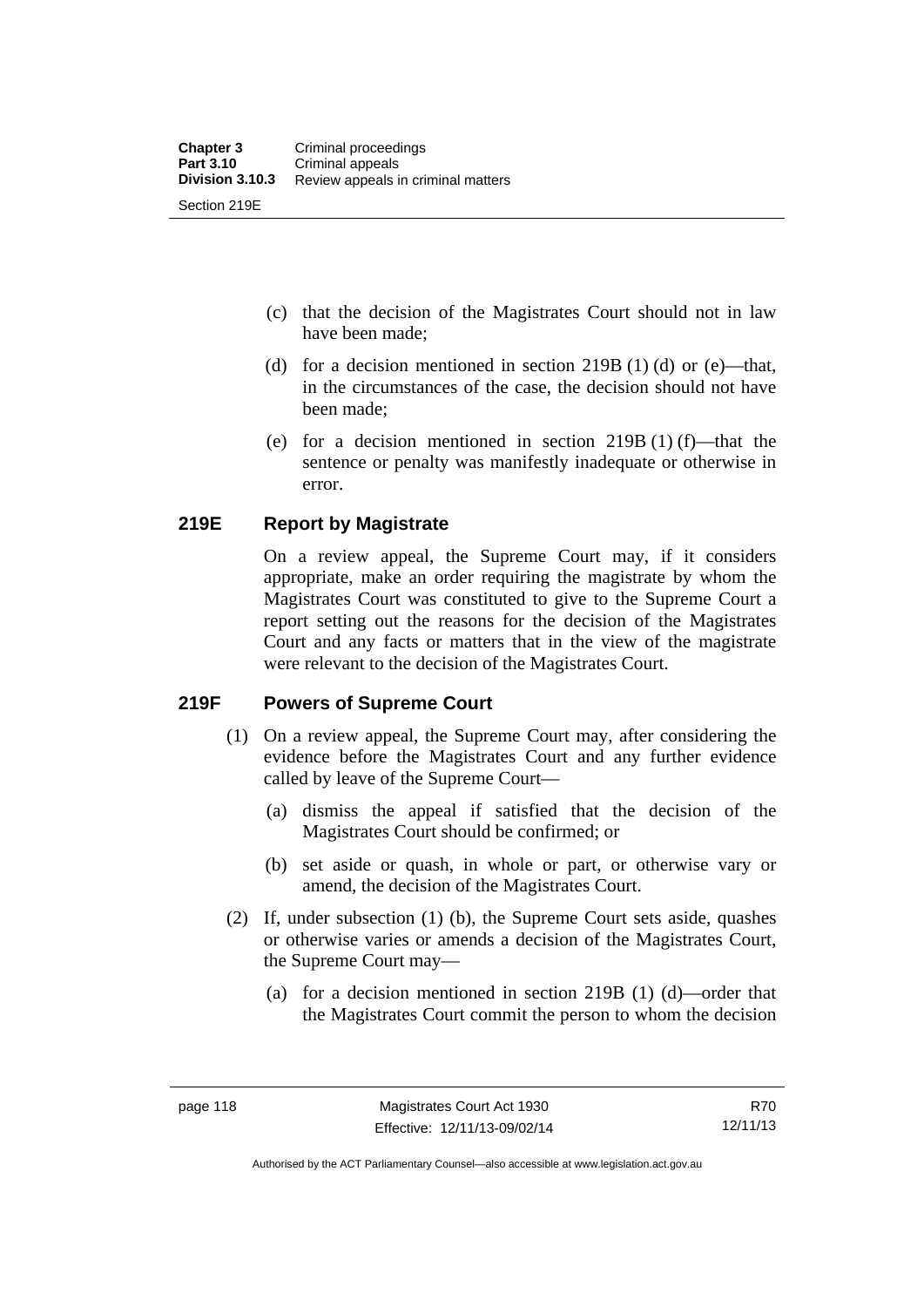(c) that the decision of the Magistrates Court should not in law have been made;

(d) for a decision mentioned in section 219B (1) (d) or (e)—that, in the circumstances of the case, the decision should not have been made;

(e) for a decision mentioned in section 219B (1) (f)—that the sentence or penalty was manifestly inadequate or otherwise in error.

### 219E Report by Magistrate

On a review appeal, the Supreme Court may, if it considers appropriate, make an order requiring the magistrate by whom the Magistrates Court was constituted to give to the Supreme Court a report setting out the reasons for the decision of the Magistrates Court and any facts or matters that in the view of the magistrate were relevant to the decision of the Magistrates Court.

### 219F Powers of Supreme Court

(1) On a review appeal, the Supreme Court may, after considering the evidence before the Magistrates Court and any further evidence called by leave of the Supreme Court—

(a) dismiss the appeal if satisfied that the decision of the Magistrates Court should be confirmed; or

(b) set aside or quash, in whole or part, or otherwise vary or amend, the decision of the Magistrates Court.

(2) If, under subsection (1) (b), the Supreme Court sets aside, quashes or otherwise varies or amends a decision of the Magistrates Court, the Supreme Court may—

(a) for a decision mentioned in section 219B (1) (d)—order that the Magistrates Court commit the person to whom the decision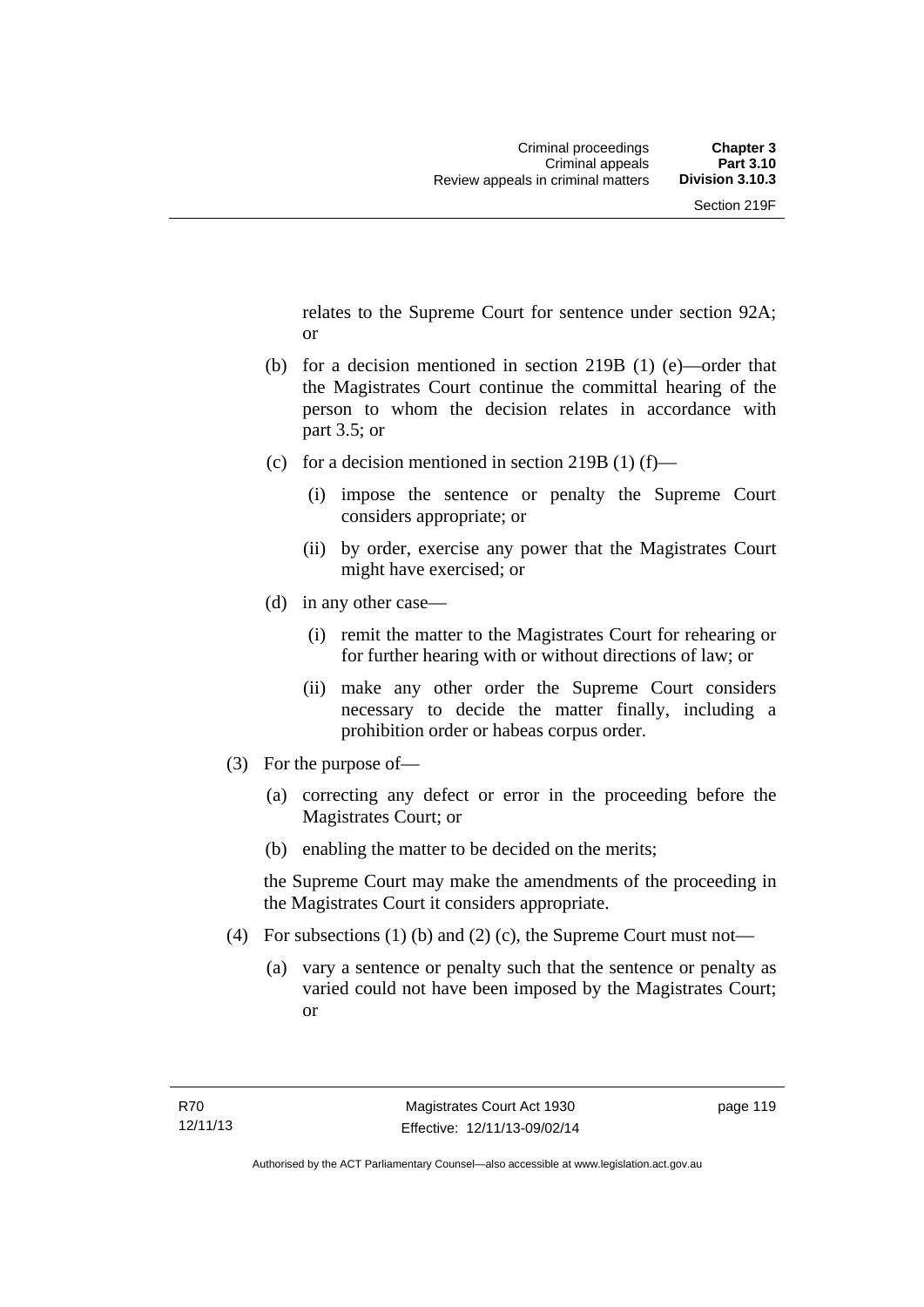relates to the Supreme Court for sentence under section 92A; or

(b) for a decision mentioned in section 219B (1) (e)—order that the Magistrates Court continue the committal hearing of the person to whom the decision relates in accordance with part 3.5; or

(c) for a decision mentioned in section 219B (1) (f)—

  (i) impose the sentence or penalty the Supreme Court considers appropriate; or

  (ii) by order, exercise any power that the Magistrates Court might have exercised; or

(d) in any other case—

  (i) remit the matter to the Magistrates Court for rehearing or for further hearing with or without directions of law; or

  (ii) make any other order the Supreme Court considers necessary to decide the matter finally, including a prohibition order or habeas corpus order.

(3) For the purpose of—

  (a) correcting any defect or error in the proceeding before the Magistrates Court; or

  (b) enabling the matter to be decided on the merits;

the Supreme Court may make the amendments of the proceeding in the Magistrates Court it considers appropriate.

(4) For subsections (1) (b) and (2) (c), the Supreme Court must not—

  (a) vary a sentence or penalty such that the sentence or penalty as varied could not have been imposed by the Magistrates Court; or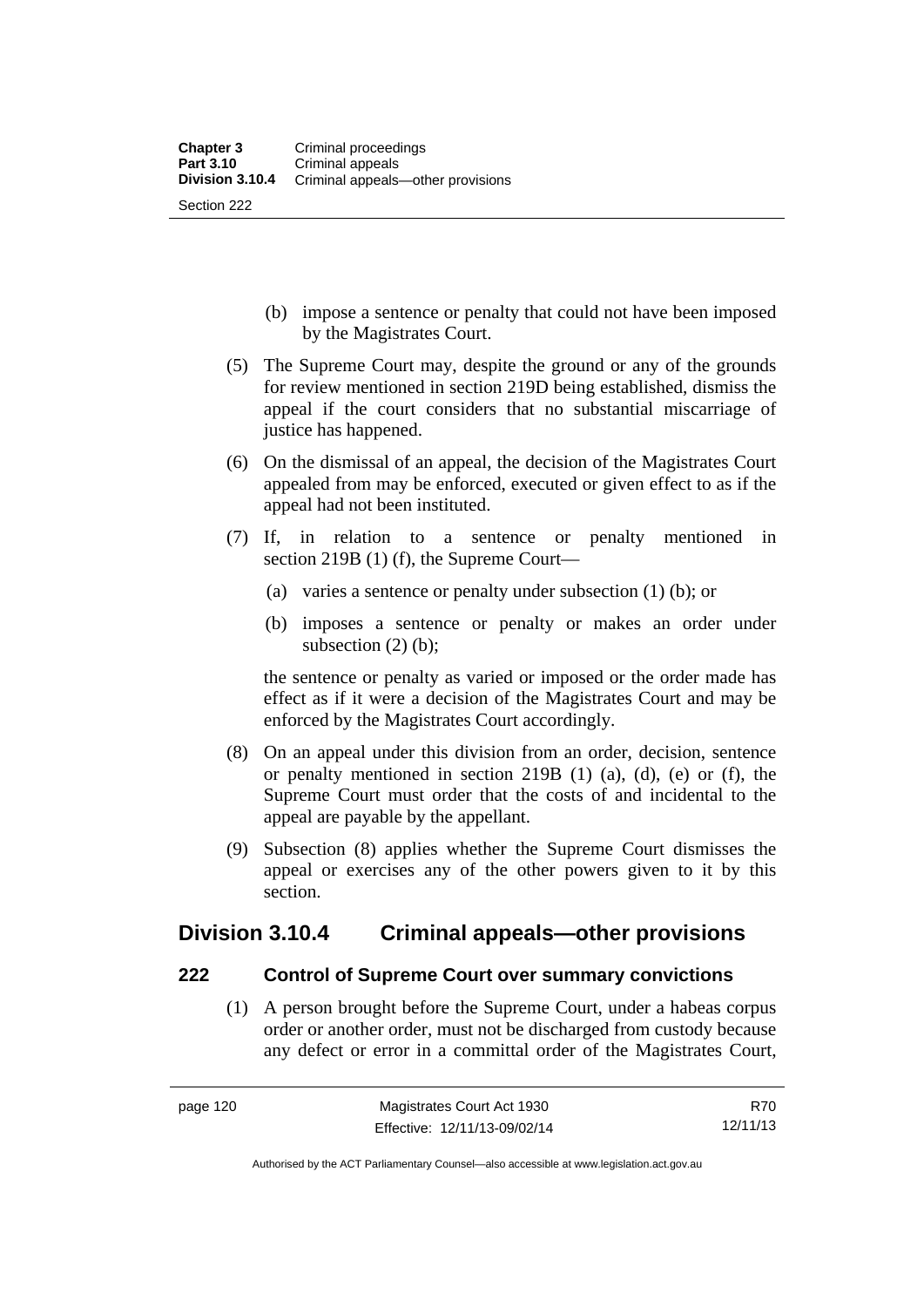(b) impose a sentence or penalty that could not have been imposed by the Magistrates Court.

(5) The Supreme Court may, despite the ground or any of the grounds for review mentioned in section 219D being established, dismiss the appeal if the court considers that no substantial miscarriage of justice has happened.

(6) On the dismissal of an appeal, the decision of the Magistrates Court appealed from may be enforced, executed or given effect to as if the appeal had not been instituted.

(7) If, in relation to a sentence or penalty mentioned in section 219B (1) (f), the Supreme Court—

(a) varies a sentence or penalty under subsection (1) (b); or

(b) imposes a sentence or penalty or makes an order under subsection (2) (b);

the sentence or penalty as varied or imposed or the order made has effect as if it were a decision of the Magistrates Court and may be enforced by the Magistrates Court accordingly.

(8) On an appeal under this division from an order, decision, sentence or penalty mentioned in section 219B (1) (a), (d), (e) or (f), the Supreme Court must order that the costs of and incidental to the appeal are payable by the appellant.

(9) Subsection (8) applies whether the Supreme Court dismisses the appeal or exercises any of the other powers given to it by this section.

## Division 3.10.4 Criminal appeals—other provisions

### 222 Control of Supreme Court over summary convictions

(1) A person brought before the Supreme Court, under a habeas corpus order or another order, must not be discharged from custody because any defect or error in a committal order of the Magistrates Court,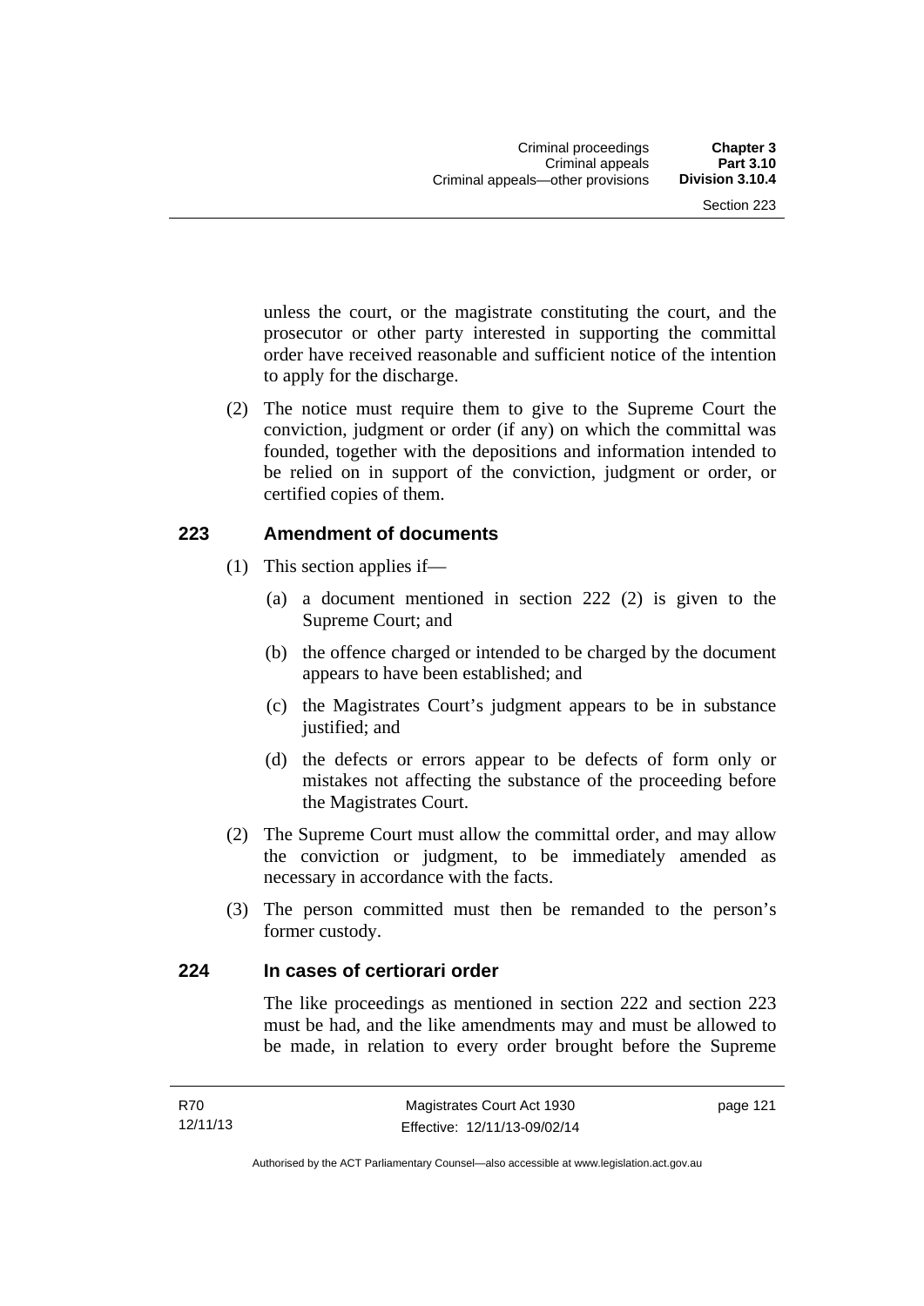unless the court, or the magistrate constituting the court, and the prosecutor or other party interested in supporting the committal order have received reasonable and sufficient notice of the intention to apply for the discharge.

(2) The notice must require them to give to the Supreme Court the conviction, judgment or order (if any) on which the committal was founded, together with the depositions and information intended to be relied on in support of the conviction, judgment or order, or certified copies of them.

## 223 Amendment of documents

(1) This section applies if—

(a) a document mentioned in section 222 (2) is given to the Supreme Court; and

(b) the offence charged or intended to be charged by the document appears to have been established; and

(c) the Magistrates Court's judgment appears to be in substance justified; and

(d) the defects or errors appear to be defects of form only or mistakes not affecting the substance of the proceeding before the Magistrates Court.

(2) The Supreme Court must allow the committal order, and may allow the conviction or judgment, to be immediately amended as necessary in accordance with the facts.

(3) The person committed must then be remanded to the person's former custody.

## 224 In cases of certiorari order

The like proceedings as mentioned in section 222 and section 223 must be had, and the like amendments may and must be allowed to be made, in relation to every order brought before the Supreme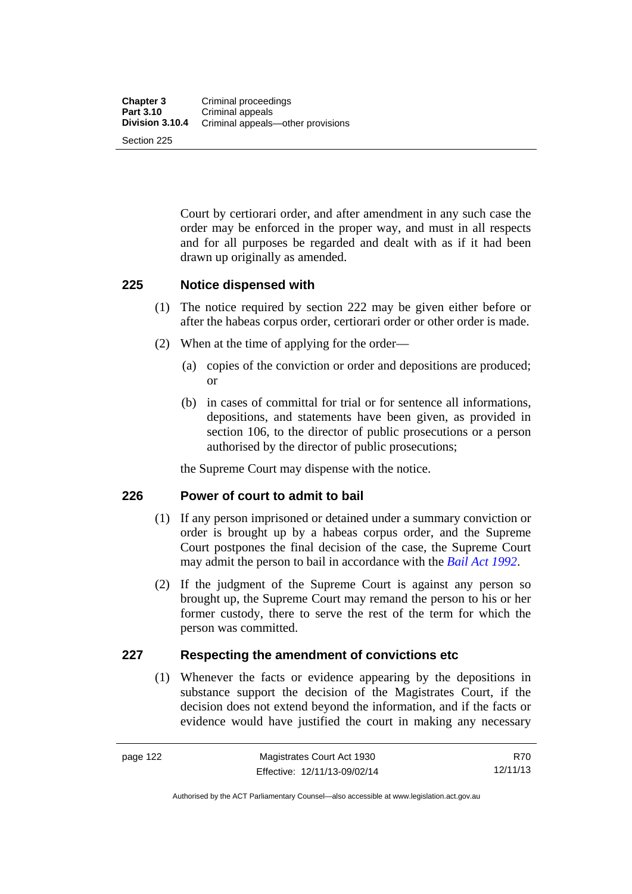Court by certiorari order, and after amendment in any such case the order may be enforced in the proper way, and must in all respects and for all purposes be regarded and dealt with as if it had been drawn up originally as amended.

## 225 Notice dispensed with

(1) The notice required by section 222 may be given either before or after the habeas corpus order, certiorari order or other order is made.

(2) When at the time of applying for the order—

(a) copies of the conviction or order and depositions are produced; or

(b) in cases of committal for trial or for sentence all informations, depositions, and statements have been given, as provided in section 106, to the director of public prosecutions or a person authorised by the director of public prosecutions;

the Supreme Court may dispense with the notice.

## 226 Power of court to admit to bail

(1) If any person imprisoned or detained under a summary conviction or order is brought up by a habeas corpus order, and the Supreme Court postpones the final decision of the case, the Supreme Court may admit the person to bail in accordance with the *Bail Act 1992*.

(2) If the judgment of the Supreme Court is against any person so brought up, the Supreme Court may remand the person to his or her former custody, there to serve the rest of the term for which the person was committed.

## 227 Respecting the amendment of convictions etc

(1) Whenever the facts or evidence appearing by the depositions in substance support the decision of the Magistrates Court, if the decision does not extend beyond the information, and if the facts or evidence would have justified the court in making any necessary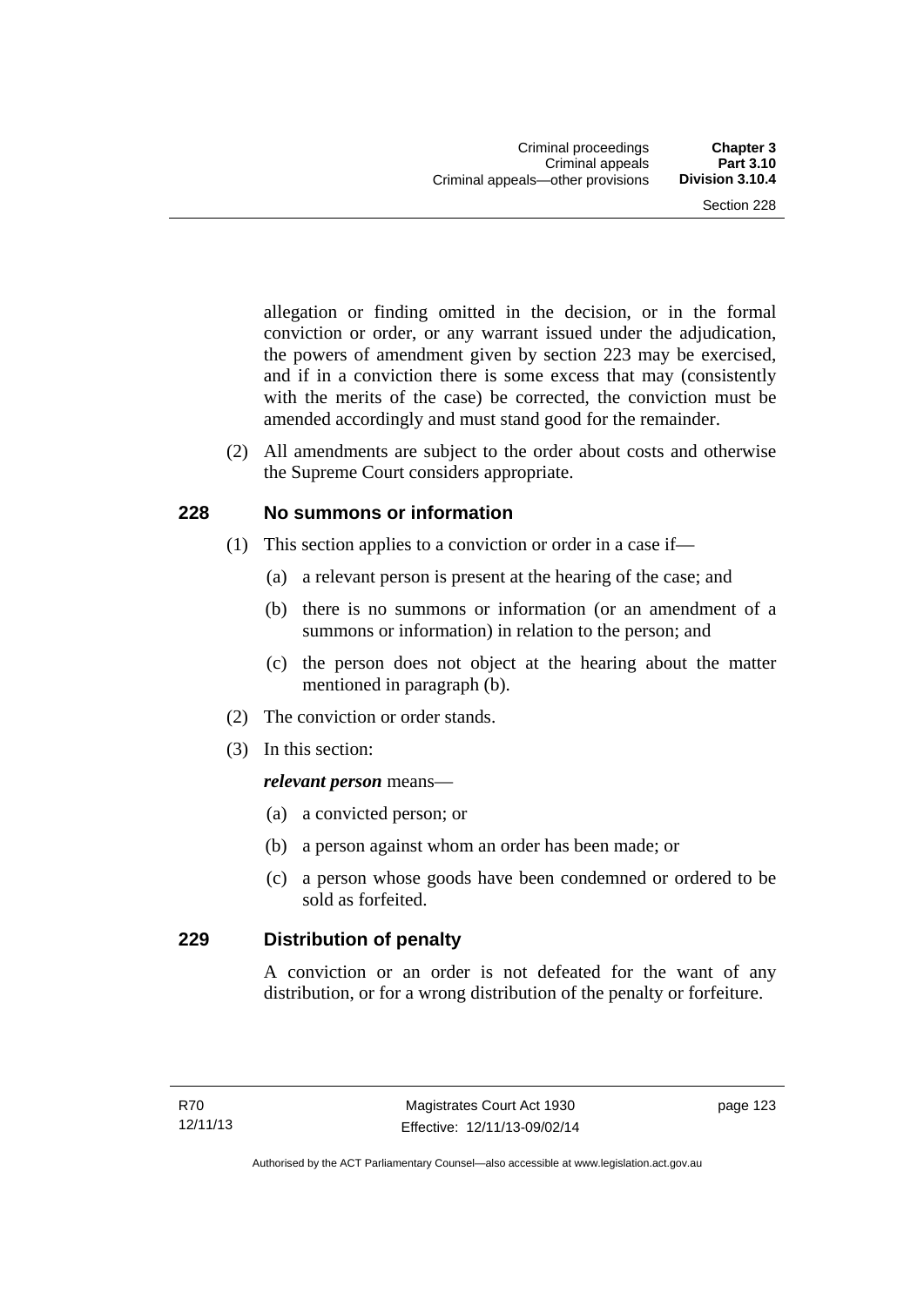allegation or finding omitted in the decision, or in the formal conviction or order, or any warrant issued under the adjudication, the powers of amendment given by section 223 may be exercised, and if in a conviction there is some excess that may (consistently with the merits of the case) be corrected, the conviction must be amended accordingly and must stand good for the remainder.

(2) All amendments are subject to the order about costs and otherwise the Supreme Court considers appropriate.

### 228 No summons or information

(1) This section applies to a conviction or order in a case if—

(a) a relevant person is present at the hearing of the case; and

(b) there is no summons or information (or an amendment of a summons or information) in relation to the person; and

(c) the person does not object at the hearing about the matter mentioned in paragraph (b).

(2) The conviction or order stands.

(3) In this section:

***relevant person*** means—

(a) a convicted person; or

(b) a person against whom an order has been made; or

(c) a person whose goods have been condemned or ordered to be sold as forfeited.

### 229 Distribution of penalty

A conviction or an order is not defeated for the want of any distribution, or for a wrong distribution of the penalty or forfeiture.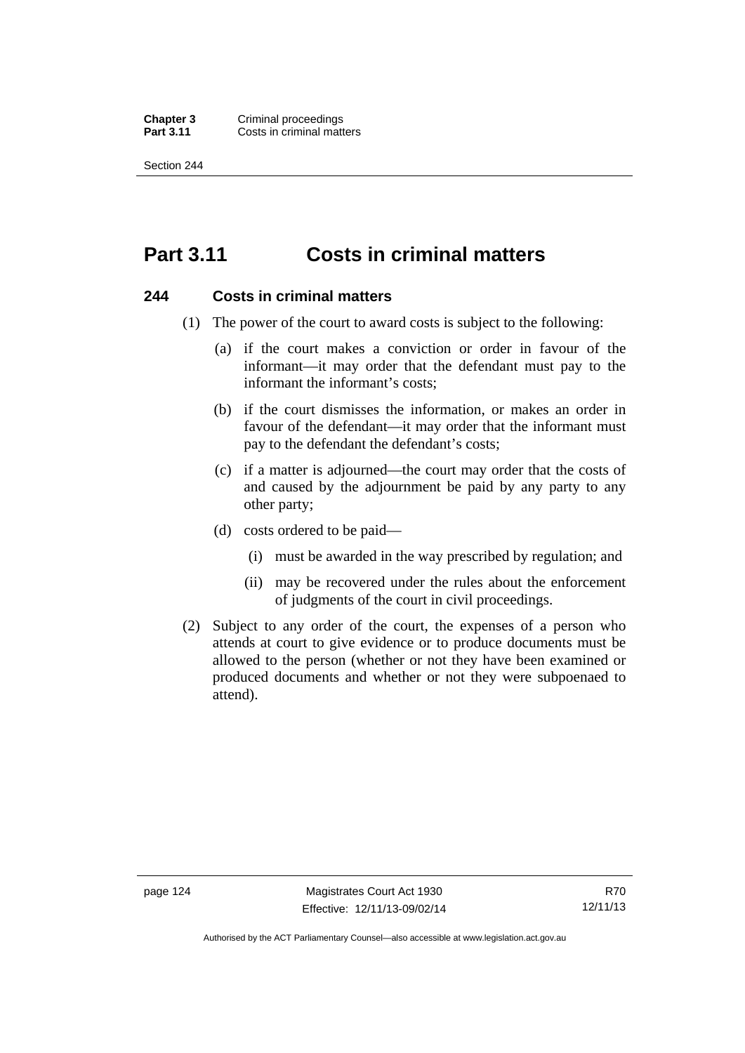# Part 3.11 Costs in criminal matters

## 244 Costs in criminal matters

(1) The power of the court to award costs is subject to the following:

   (a) if the court makes a conviction or order in favour of the informant—it may order that the defendant must pay to the informant the informant's costs;

   (b) if the court dismisses the information, or makes an order in favour of the defendant—it may order that the informant must pay to the defendant the defendant's costs;

   (c) if a matter is adjourned—the court may order that the costs of and caused by the adjournment be paid by any party to any other party;

   (d) costs ordered to be paid—

      (i) must be awarded in the way prescribed by regulation; and

      (ii) may be recovered under the rules about the enforcement of judgments of the court in civil proceedings.

(2) Subject to any order of the court, the expenses of a person who attends at court to give evidence or to produce documents must be allowed to the person (whether or not they have been examined or produced documents and whether or not they were subpoenaed to attend).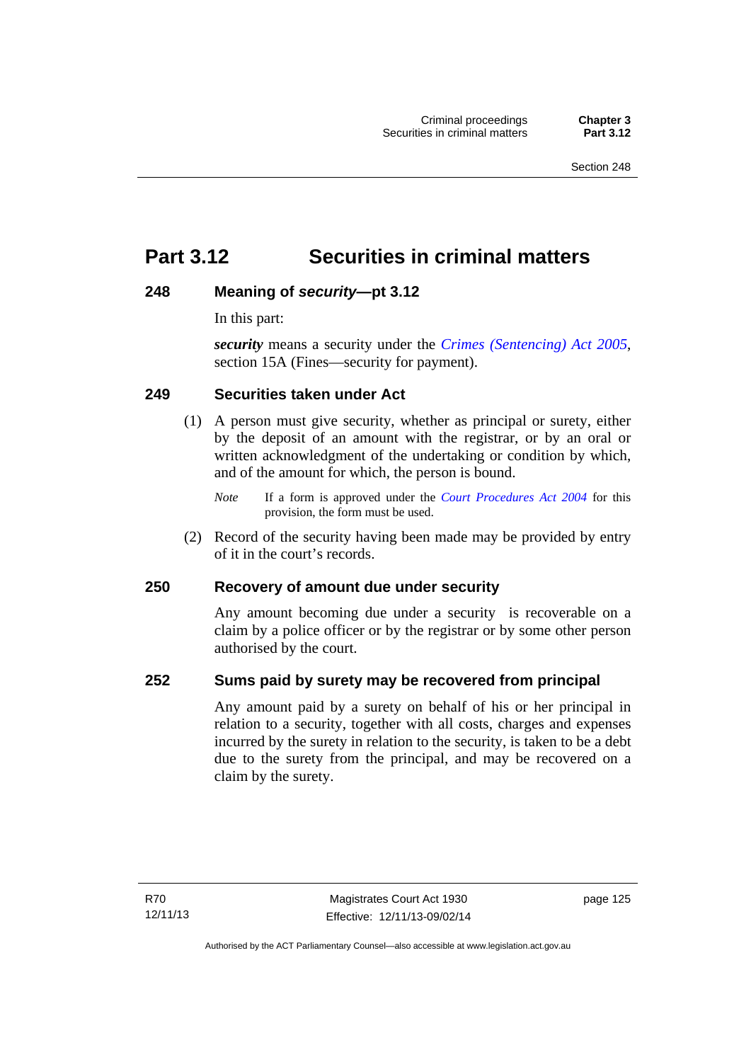# Part 3.12 Securities in criminal matters

### 248 Meaning of *security*—pt 3.12

In this part:

***security*** means a security under the *Crimes (Sentencing) Act 2005*, section 15A (Fines—security for payment).

### 249 Securities taken under Act

(1) A person must give security, whether as principal or surety, either by the deposit of an amount with the registrar, or by an oral or written acknowledgment of the undertaking or condition by which, and of the amount for which, the person is bound.

*Note* If a form is approved under the *Court Procedures Act 2004* for this provision, the form must be used.

(2) Record of the security having been made may be provided by entry of it in the court's records.

### 250 Recovery of amount due under security

Any amount becoming due under a security is recoverable on a claim by a police officer or by the registrar or by some other person authorised by the court.

### 252 Sums paid by surety may be recovered from principal

Any amount paid by a surety on behalf of his or her principal in relation to a security, together with all costs, charges and expenses incurred by the surety in relation to the security, is taken to be a debt due to the surety from the principal, and may be recovered on a claim by the surety.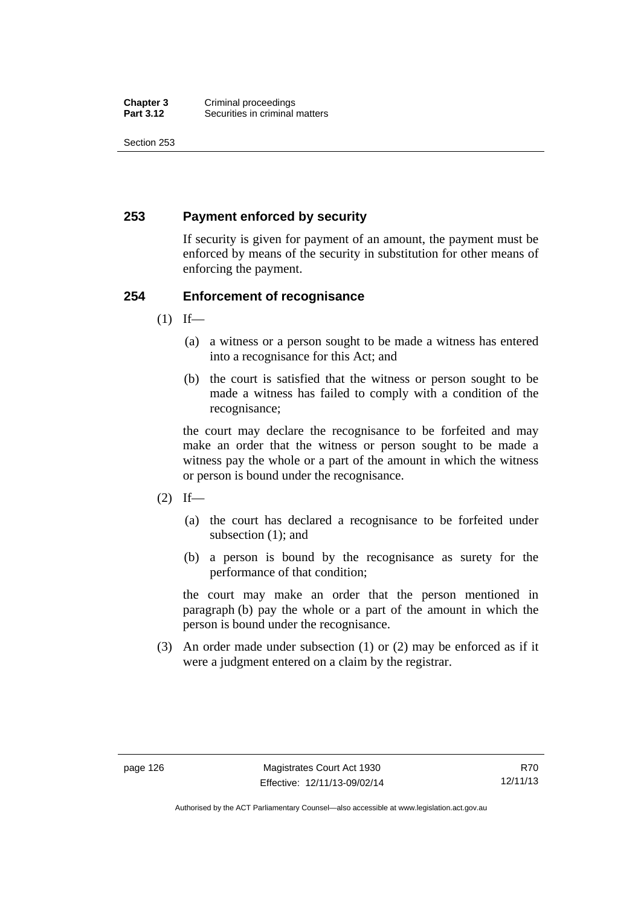## 253 Payment enforced by security

If security is given for payment of an amount, the payment must be enforced by means of the security in substitution for other means of enforcing the payment.

## 254 Enforcement of recognisance

(1) If—

(a) a witness or a person sought to be made a witness has entered into a recognisance for this Act; and

(b) the court is satisfied that the witness or person sought to be made a witness has failed to comply with a condition of the recognisance;

the court may declare the recognisance to be forfeited and may make an order that the witness or person sought to be made a witness pay the whole or a part of the amount in which the witness or person is bound under the recognisance.

(2) If—

(a) the court has declared a recognisance to be forfeited under subsection (1); and

(b) a person is bound by the recognisance as surety for the performance of that condition;

the court may make an order that the person mentioned in paragraph (b) pay the whole or a part of the amount in which the person is bound under the recognisance.

(3) An order made under subsection (1) or (2) may be enforced as if it were a judgment entered on a claim by the registrar.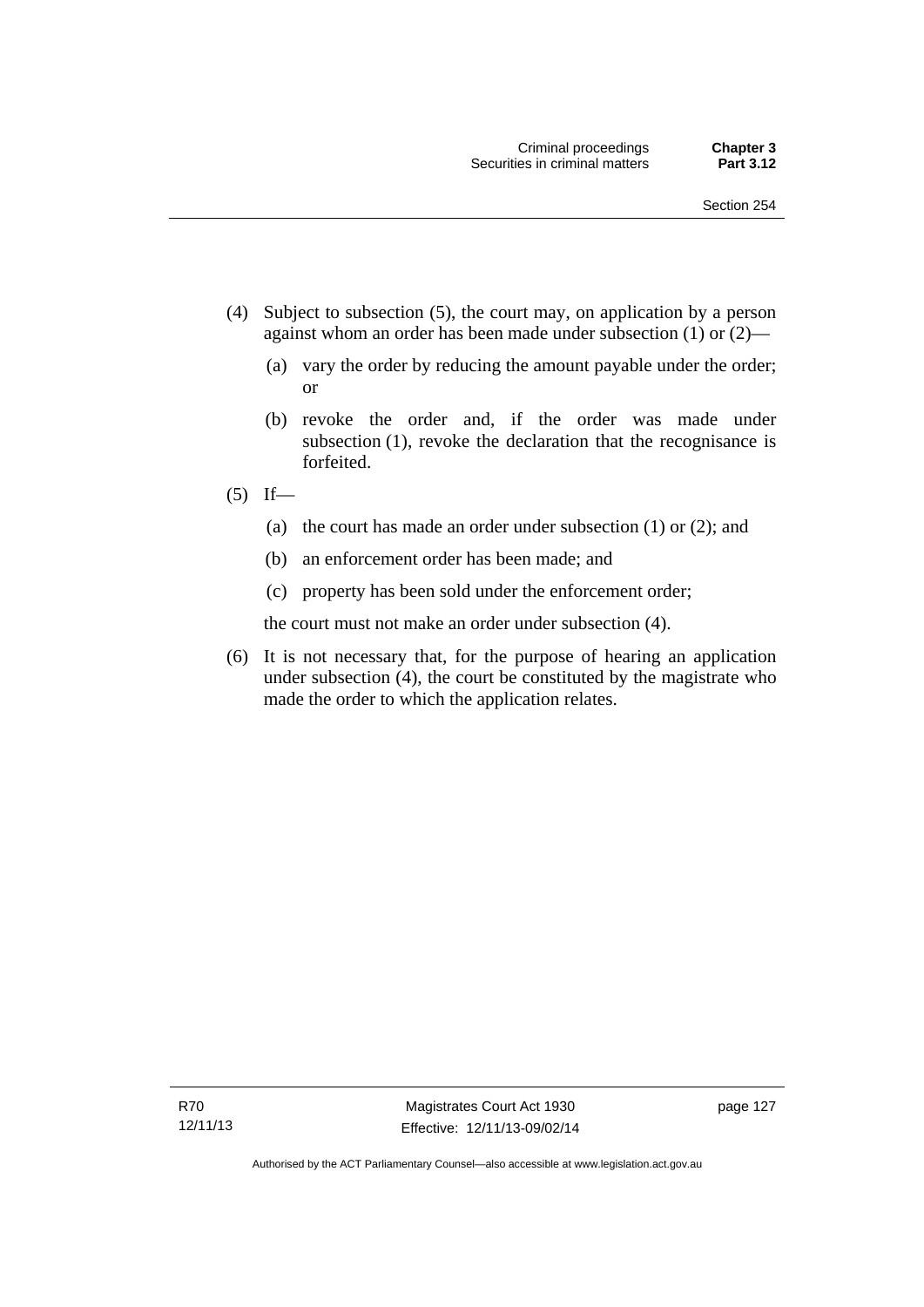(4) Subject to subsection (5), the court may, on application by a person against whom an order has been made under subsection (1) or (2)—

  (a) vary the order by reducing the amount payable under the order; or

  (b) revoke the order and, if the order was made under subsection (1), revoke the declaration that the recognisance is forfeited.

(5) If—

  (a) the court has made an order under subsection (1) or (2); and

  (b) an enforcement order has been made; and

  (c) property has been sold under the enforcement order;

the court must not make an order under subsection (4).

(6) It is not necessary that, for the purpose of hearing an application under subsection (4), the court be constituted by the magistrate who made the order to which the application relates.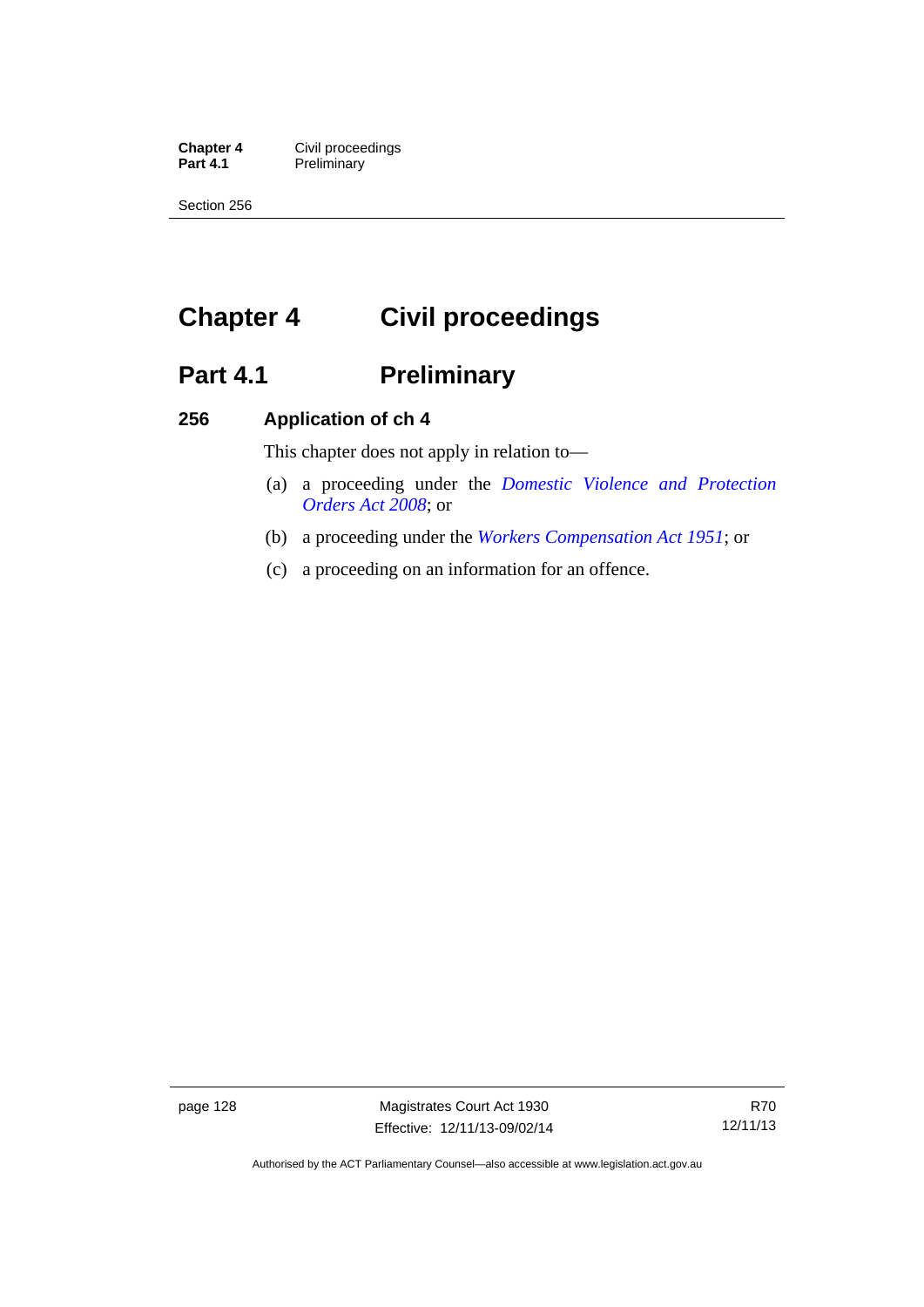# Chapter 4 Civil proceedings

## Part 4.1 Preliminary

### 256 Application of ch 4

This chapter does not apply in relation to—

(a) a proceeding under the *Domestic Violence and Protection Orders Act 2008*; or

(b) a proceeding under the *Workers Compensation Act 1951*; or

(c) a proceeding on an information for an offence.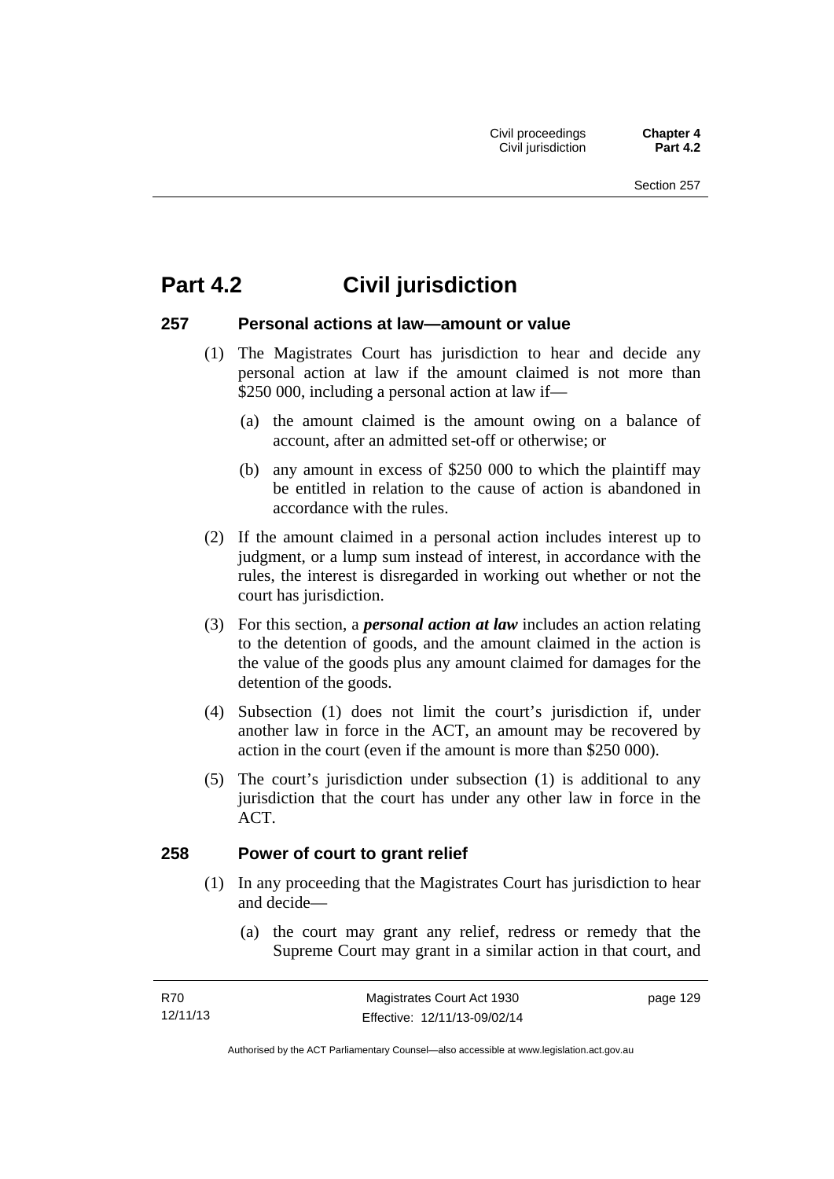# Part 4.2 Civil jurisdiction

### 257 Personal actions at law—amount or value

(1) The Magistrates Court has jurisdiction to hear and decide any personal action at law if the amount claimed is not more than $250 000, including a personal action at law if—

(a) the amount claimed is the amount owing on a balance of account, after an admitted set-off or otherwise; or

(b) any amount in excess of $250 000 to which the plaintiff may be entitled in relation to the cause of action is abandoned in accordance with the rules.

(2) If the amount claimed in a personal action includes interest up to judgment, or a lump sum instead of interest, in accordance with the rules, the interest is disregarded in working out whether or not the court has jurisdiction.

(3) For this section, a ***personal action at law*** includes an action relating to the detention of goods, and the amount claimed in the action is the value of the goods plus any amount claimed for damages for the detention of the goods.

(4) Subsection (1) does not limit the court's jurisdiction if, under another law in force in the ACT, an amount may be recovered by action in the court (even if the amount is more than $250 000).

(5) The court's jurisdiction under subsection (1) is additional to any jurisdiction that the court has under any other law in force in the ACT.

### 258 Power of court to grant relief

(1) In any proceeding that the Magistrates Court has jurisdiction to hear and decide—

(a) the court may grant any relief, redress or remedy that the Supreme Court may grant in a similar action in that court, and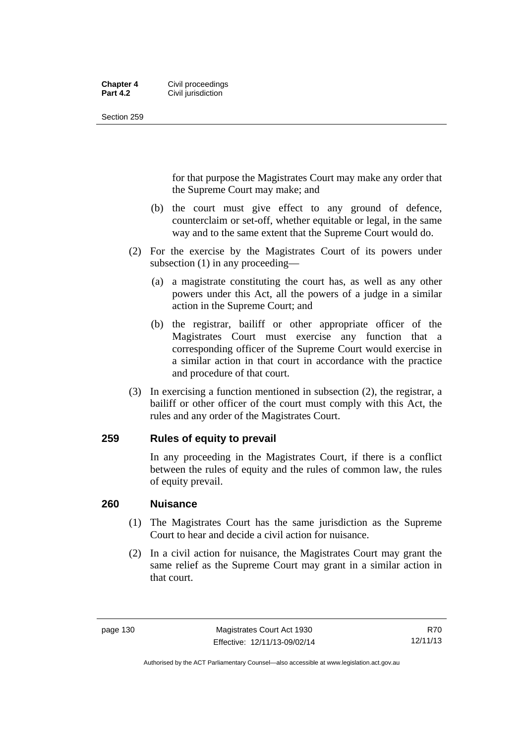for that purpose the Magistrates Court may make any order that the Supreme Court may make; and

(b) the court must give effect to any ground of defence, counterclaim or set-off, whether equitable or legal, in the same way and to the same extent that the Supreme Court would do.

(2) For the exercise by the Magistrates Court of its powers under subsection (1) in any proceeding—

(a) a magistrate constituting the court has, as well as any other powers under this Act, all the powers of a judge in a similar action in the Supreme Court; and

(b) the registrar, bailiff or other appropriate officer of the Magistrates Court must exercise any function that a corresponding officer of the Supreme Court would exercise in a similar action in that court in accordance with the practice and procedure of that court.

(3) In exercising a function mentioned in subsection (2), the registrar, a bailiff or other officer of the court must comply with this Act, the rules and any order of the Magistrates Court.

## 259 Rules of equity to prevail

In any proceeding in the Magistrates Court, if there is a conflict between the rules of equity and the rules of common law, the rules of equity prevail.

## 260 Nuisance

(1) The Magistrates Court has the same jurisdiction as the Supreme Court to hear and decide a civil action for nuisance.

(2) In a civil action for nuisance, the Magistrates Court may grant the same relief as the Supreme Court may grant in a similar action in that court.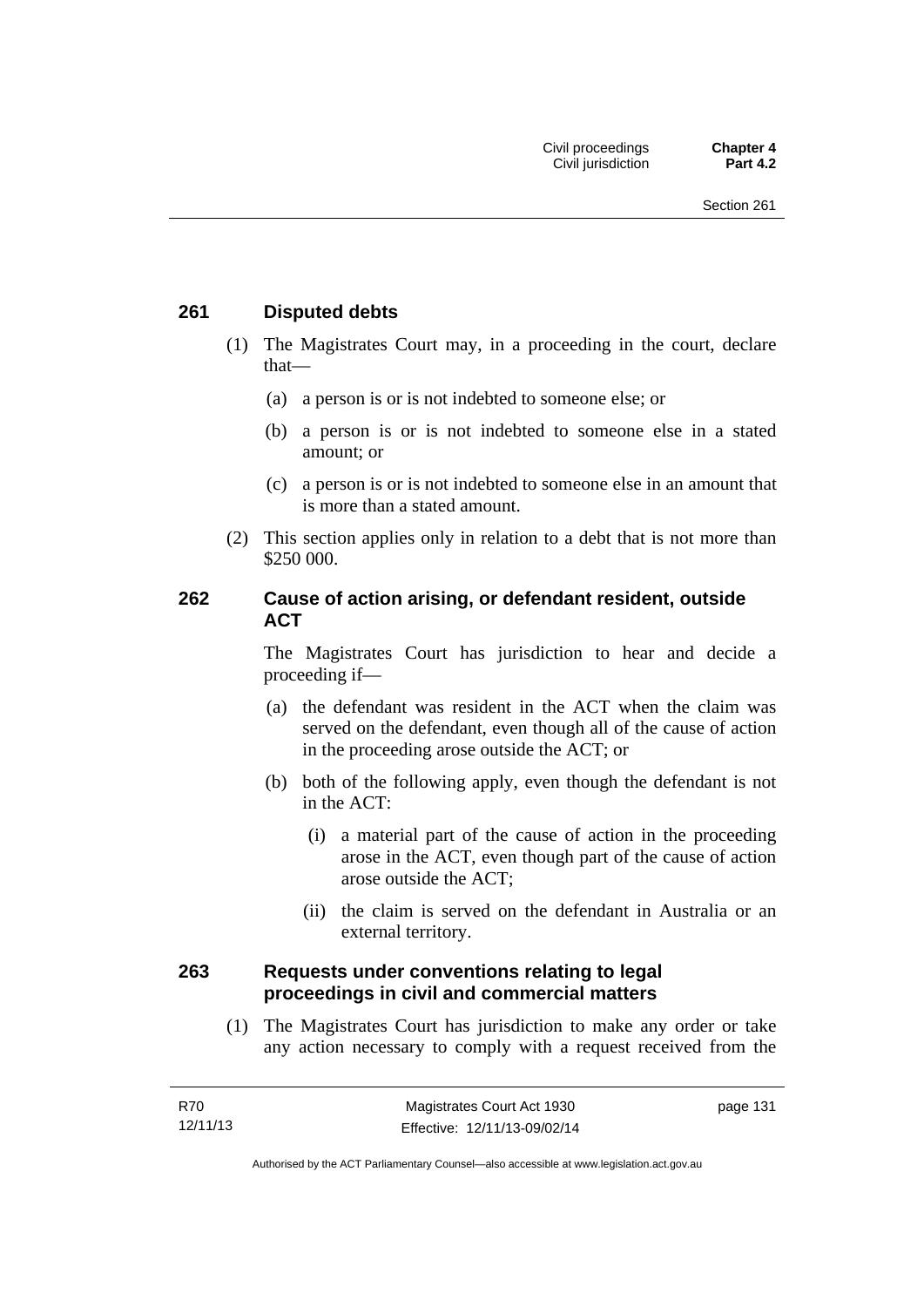## 261 Disputed debts

(1) The Magistrates Court may, in a proceeding in the court, declare that—

(a) a person is or is not indebted to someone else; or

(b) a person is or is not indebted to someone else in a stated amount; or

(c) a person is or is not indebted to someone else in an amount that is more than a stated amount.

(2) This section applies only in relation to a debt that is not more than $250 000.

## 262 Cause of action arising, or defendant resident, outside ACT

The Magistrates Court has jurisdiction to hear and decide a proceeding if—

(a) the defendant was resident in the ACT when the claim was served on the defendant, even though all of the cause of action in the proceeding arose outside the ACT; or

(b) both of the following apply, even though the defendant is not in the ACT:

(i) a material part of the cause of action in the proceeding arose in the ACT, even though part of the cause of action arose outside the ACT;

(ii) the claim is served on the defendant in Australia or an external territory.

## 263 Requests under conventions relating to legal proceedings in civil and commercial matters

(1) The Magistrates Court has jurisdiction to make any order or take any action necessary to comply with a request received from the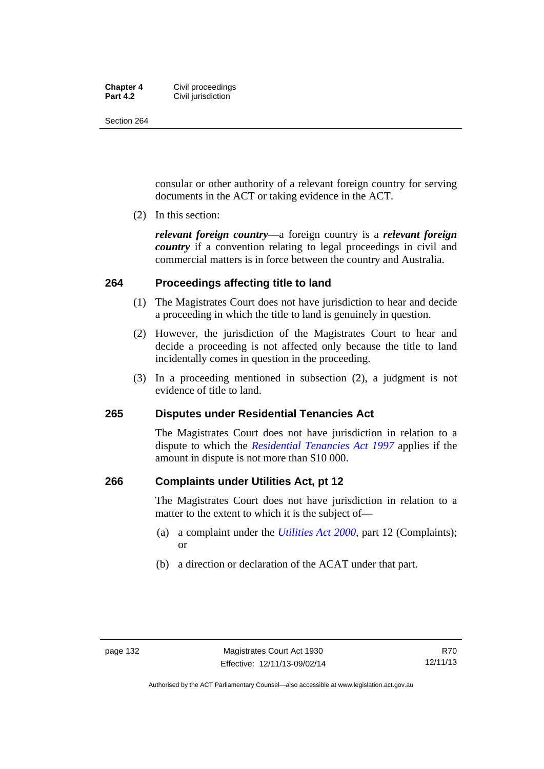consular or other authority of a relevant foreign country for serving documents in the ACT or taking evidence in the ACT.

(2) In this section:

***relevant foreign country***—a foreign country is a ***relevant foreign country*** if a convention relating to legal proceedings in civil and commercial matters is in force between the country and Australia.

### 264 Proceedings affecting title to land

(1) The Magistrates Court does not have jurisdiction to hear and decide a proceeding in which the title to land is genuinely in question.

(2) However, the jurisdiction of the Magistrates Court to hear and decide a proceeding is not affected only because the title to land incidentally comes in question in the proceeding.

(3) In a proceeding mentioned in subsection (2), a judgment is not evidence of title to land.

### 265 Disputes under Residential Tenancies Act

The Magistrates Court does not have jurisdiction in relation to a dispute to which the *Residential Tenancies Act 1997* applies if the amount in dispute is not more than $10 000.

### 266 Complaints under Utilities Act, pt 12

The Magistrates Court does not have jurisdiction in relation to a matter to the extent to which it is the subject of—

(a) a complaint under the *Utilities Act 2000*, part 12 (Complaints); or

(b) a direction or declaration of the ACAT under that part.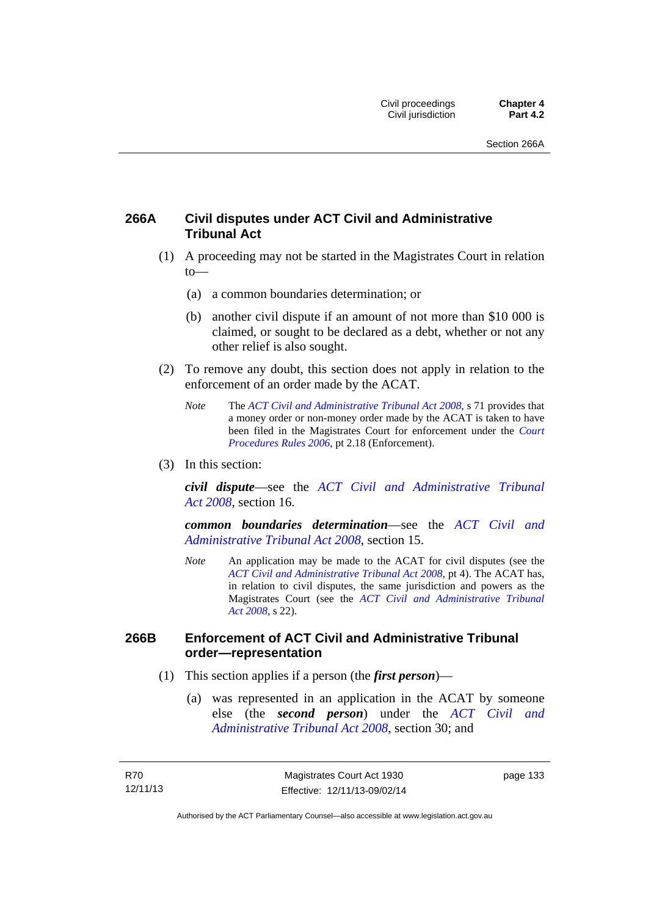## 266A Civil disputes under ACT Civil and Administrative Tribunal Act

(1) A proceeding may not be started in the Magistrates Court in relation to—

(a) a common boundaries determination; or

(b) another civil dispute if an amount of not more than $10 000 is claimed, or sought to be declared as a debt, whether or not any other relief is also sought.

(2) To remove any doubt, this section does not apply in relation to the enforcement of an order made by the ACAT.

*Note* The *ACT Civil and Administrative Tribunal Act 2008*, s 71 provides that a money order or non-money order made by the ACAT is taken to have been filed in the Magistrates Court for enforcement under the *Court Procedures Rules 2006*, pt 2.18 (Enforcement).

(3) In this section:

***civil dispute***—see the *ACT Civil and Administrative Tribunal Act 2008*, section 16.

***common boundaries determination***—see the *ACT Civil and Administrative Tribunal Act 2008*, section 15.

*Note* An application may be made to the ACAT for civil disputes (see the *ACT Civil and Administrative Tribunal Act 2008*, pt 4). The ACAT has, in relation to civil disputes, the same jurisdiction and powers as the Magistrates Court (see the *ACT Civil and Administrative Tribunal Act 2008*, s 22).

## 266B Enforcement of ACT Civil and Administrative Tribunal order—representation

(1) This section applies if a person (the ***first person***)—

(a) was represented in an application in the ACAT by someone else (the ***second person***) under the *ACT Civil and Administrative Tribunal Act 2008*, section 30; and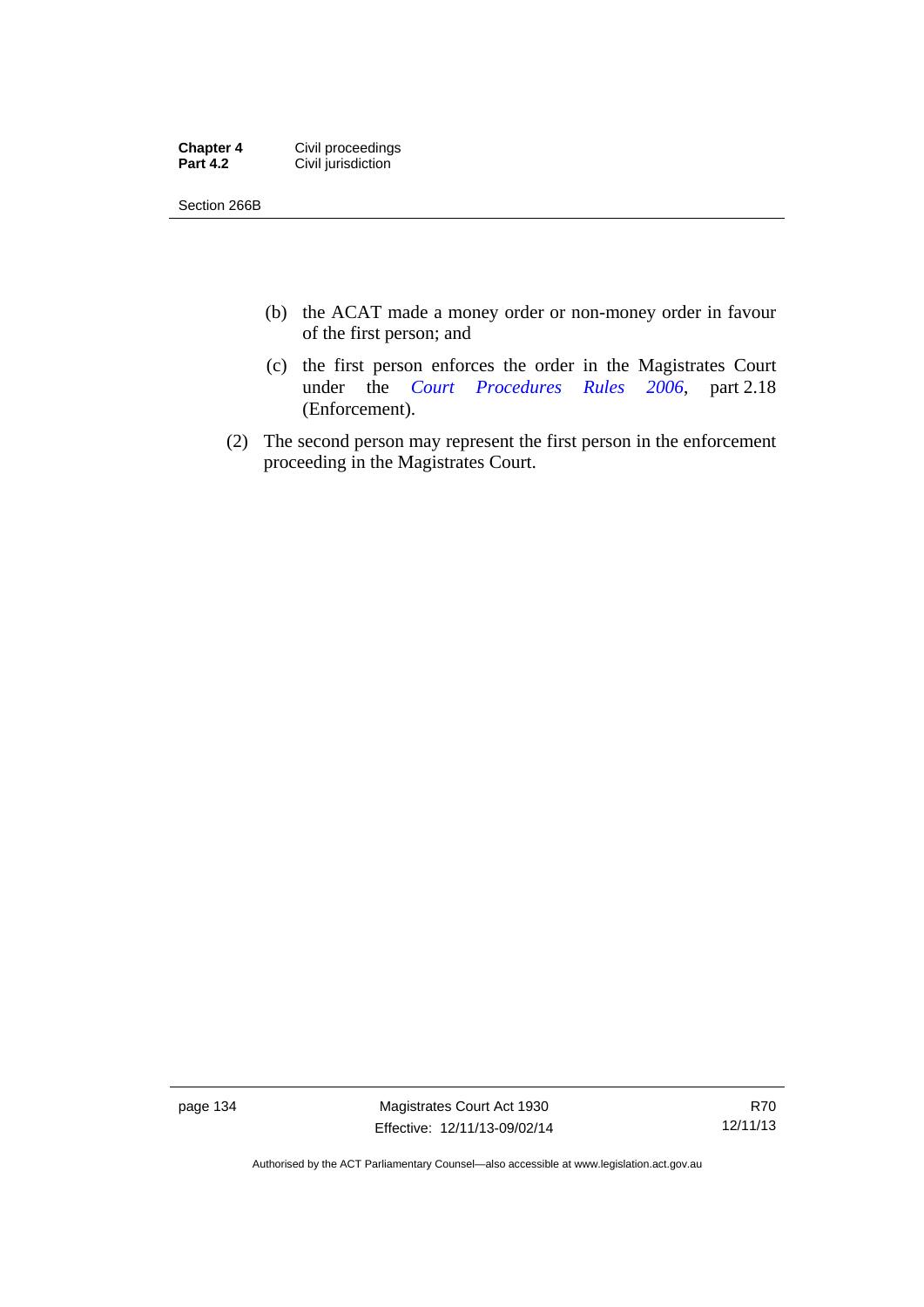(b) the ACAT made a money order or non-money order in favour of the first person; and

(c) the first person enforces the order in the Magistrates Court under the *Court Procedures Rules 2006*, part 2.18 (Enforcement).

(2) The second person may represent the first person in the enforcement proceeding in the Magistrates Court.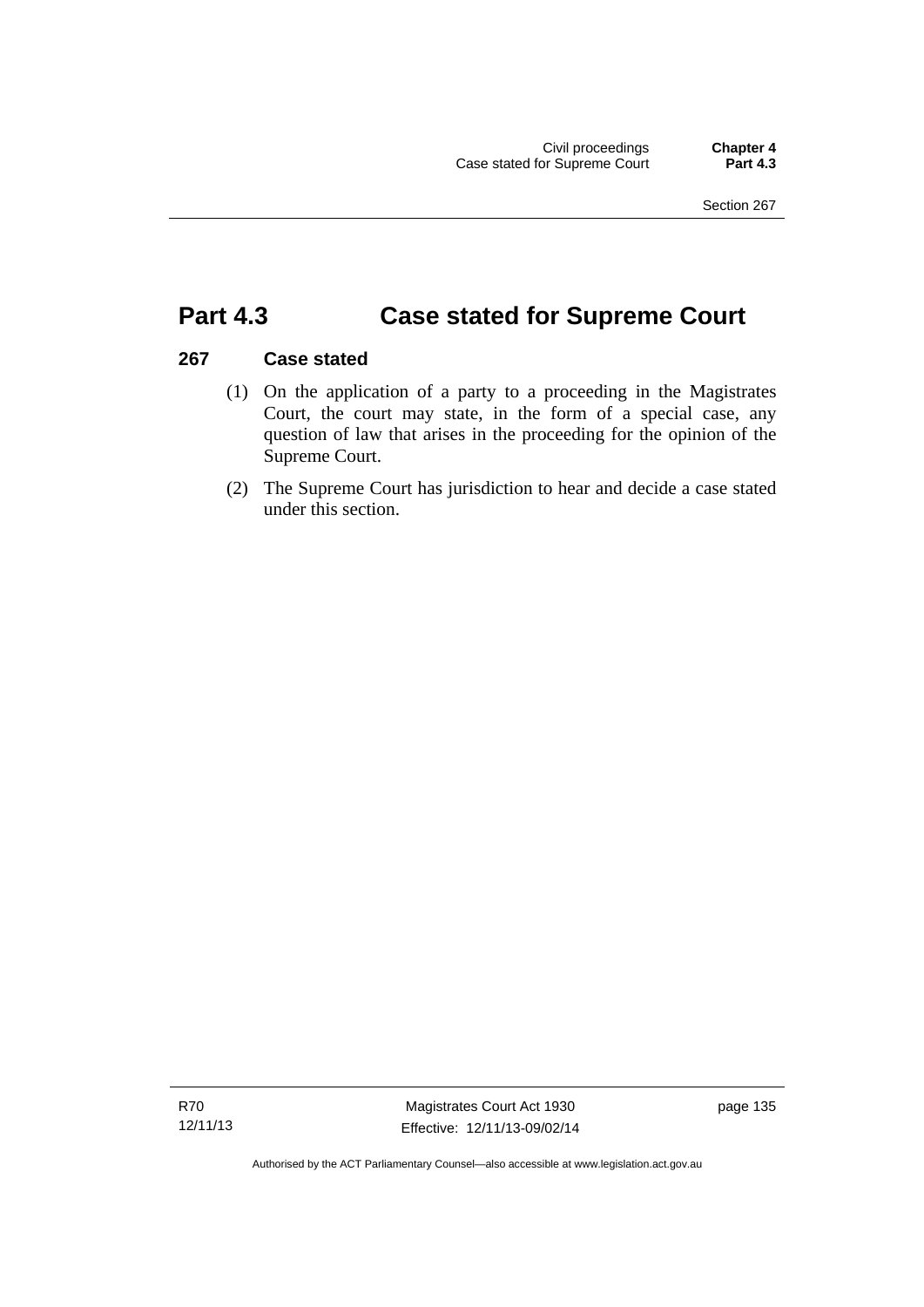# Part 4.3 Case stated for Supreme Court

## 267 Case stated

(1) On the application of a party to a proceeding in the Magistrates Court, the court may state, in the form of a special case, any question of law that arises in the proceeding for the opinion of the Supreme Court.

(2) The Supreme Court has jurisdiction to hear and decide a case stated under this section.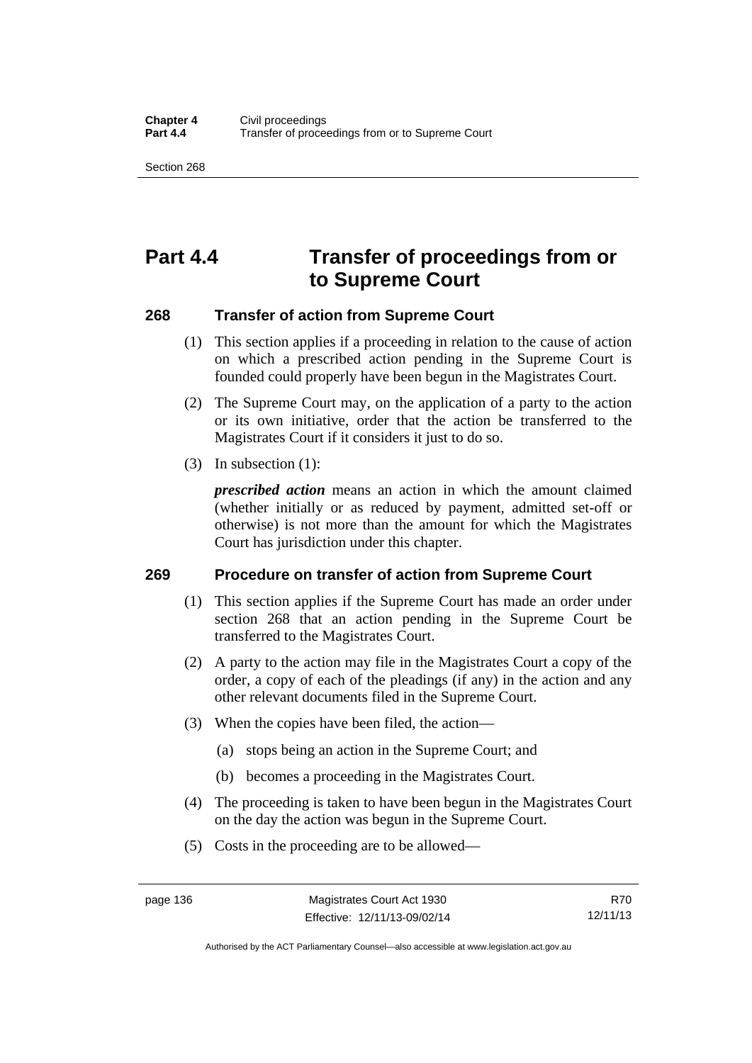# Part 4.4 Transfer of proceedings from or to Supreme Court

## 268 Transfer of action from Supreme Court

(1) This section applies if a proceeding in relation to the cause of action on which a prescribed action pending in the Supreme Court is founded could properly have been begun in the Magistrates Court.

(2) The Supreme Court may, on the application of a party to the action or its own initiative, order that the action be transferred to the Magistrates Court if it considers it just to do so.

(3) In subsection (1):

***prescribed action*** means an action in which the amount claimed (whether initially or as reduced by payment, admitted set-off or otherwise) is not more than the amount for which the Magistrates Court has jurisdiction under this chapter.

## 269 Procedure on transfer of action from Supreme Court

(1) This section applies if the Supreme Court has made an order under section 268 that an action pending in the Supreme Court be transferred to the Magistrates Court.

(2) A party to the action may file in the Magistrates Court a copy of the order, a copy of each of the pleadings (if any) in the action and any other relevant documents filed in the Supreme Court.

(3) When the copies have been filed, the action—

(a) stops being an action in the Supreme Court; and

(b) becomes a proceeding in the Magistrates Court.

(4) The proceeding is taken to have been begun in the Magistrates Court on the day the action was begun in the Supreme Court.

(5) Costs in the proceeding are to be allowed—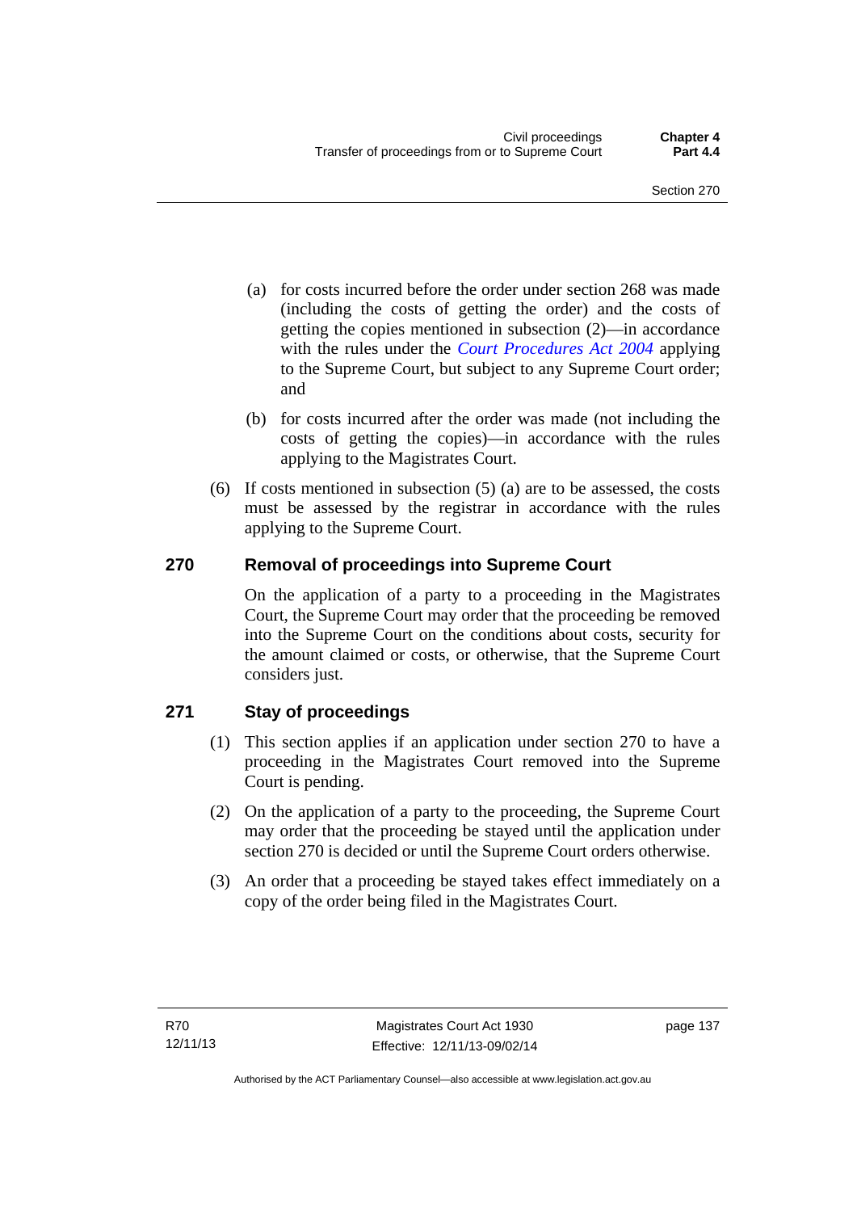(a) for costs incurred before the order under section 268 was made (including the costs of getting the order) and the costs of getting the copies mentioned in subsection (2)—in accordance with the rules under the *Court Procedures Act 2004* applying to the Supreme Court, but subject to any Supreme Court order; and

(b) for costs incurred after the order was made (not including the costs of getting the copies)—in accordance with the rules applying to the Magistrates Court.

(6) If costs mentioned in subsection (5) (a) are to be assessed, the costs must be assessed by the registrar in accordance with the rules applying to the Supreme Court.

## 270 Removal of proceedings into Supreme Court

On the application of a party to a proceeding in the Magistrates Court, the Supreme Court may order that the proceeding be removed into the Supreme Court on the conditions about costs, security for the amount claimed or costs, or otherwise, that the Supreme Court considers just.

## 271 Stay of proceedings

(1) This section applies if an application under section 270 to have a proceeding in the Magistrates Court removed into the Supreme Court is pending.

(2) On the application of a party to the proceeding, the Supreme Court may order that the proceeding be stayed until the application under section 270 is decided or until the Supreme Court orders otherwise.

(3) An order that a proceeding be stayed takes effect immediately on a copy of the order being filed in the Magistrates Court.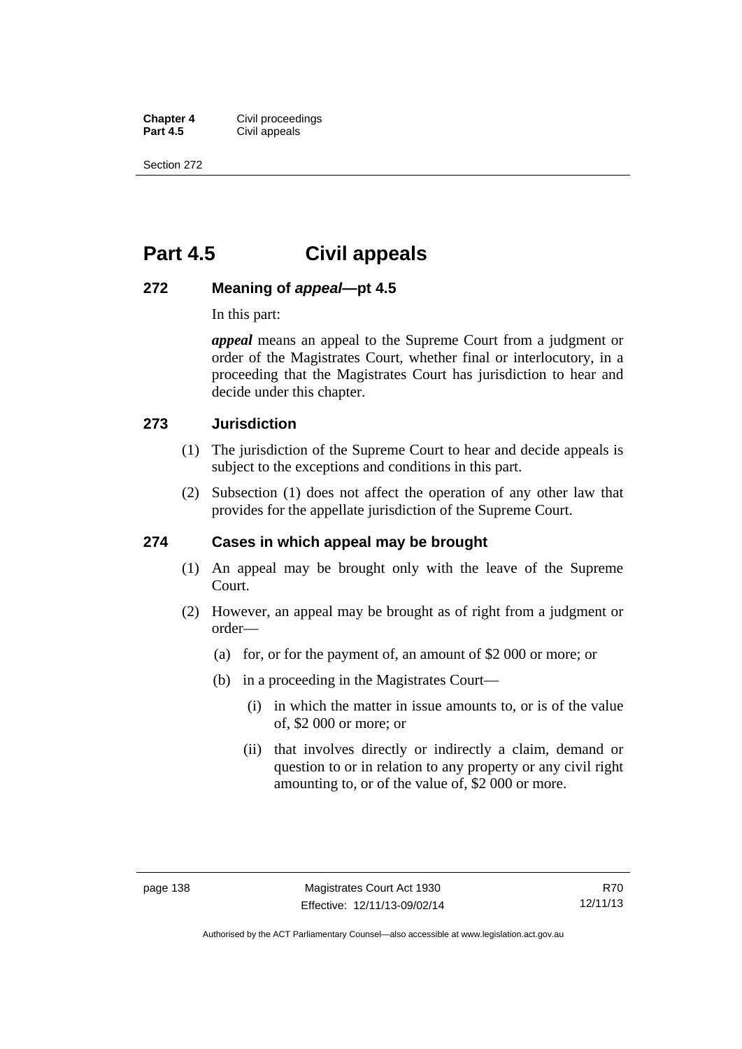# Part 4.5 Civil appeals

## 272 Meaning of *appeal*—pt 4.5

In this part:

***appeal*** means an appeal to the Supreme Court from a judgment or order of the Magistrates Court, whether final or interlocutory, in a proceeding that the Magistrates Court has jurisdiction to hear and decide under this chapter.

## 273 Jurisdiction

(1) The jurisdiction of the Supreme Court to hear and decide appeals is subject to the exceptions and conditions in this part.

(2) Subsection (1) does not affect the operation of any other law that provides for the appellate jurisdiction of the Supreme Court.

## 274 Cases in which appeal may be brought

(1) An appeal may be brought only with the leave of the Supreme Court.

(2) However, an appeal may be brought as of right from a judgment or order—

  (a) for, or for the payment of, an amount of $2 000 or more; or

  (b) in a proceeding in the Magistrates Court—

    (i) in which the matter in issue amounts to, or is of the value of, $2 000 or more; or

    (ii) that involves directly or indirectly a claim, demand or question to or in relation to any property or any civil right amounting to, or of the value of, $2 000 or more.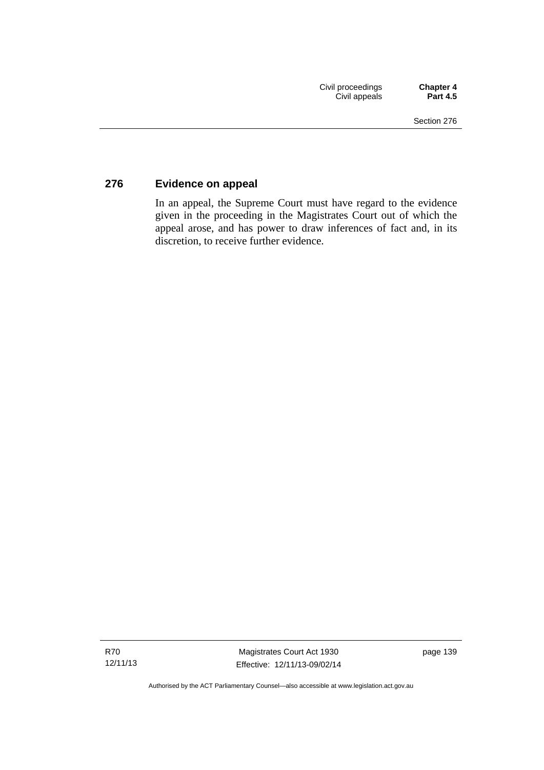## 276 Evidence on appeal

In an appeal, the Supreme Court must have regard to the evidence given in the proceeding in the Magistrates Court out of which the appeal arose, and has power to draw inferences of fact and, in its discretion, to receive further evidence.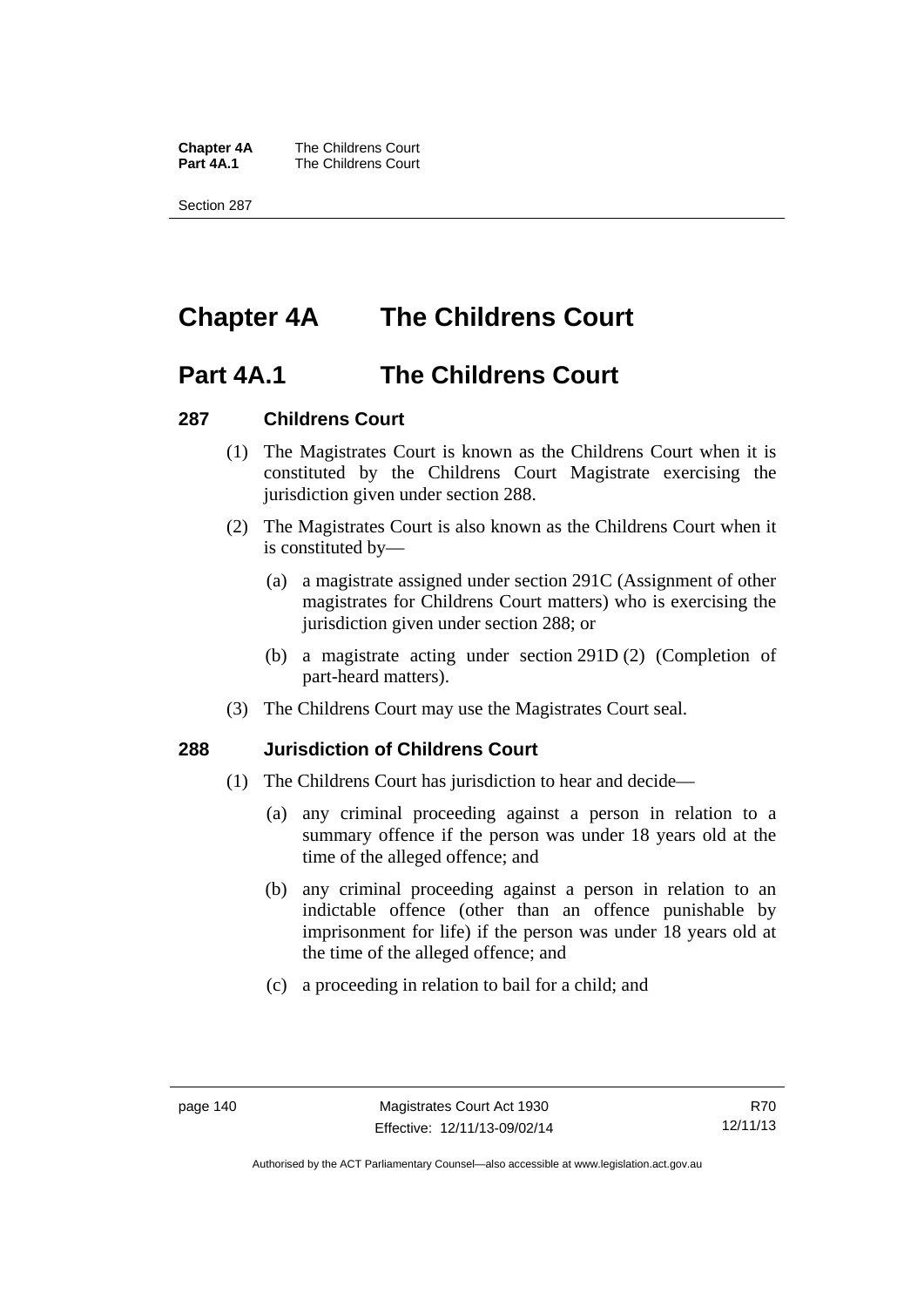# Chapter 4A The Childrens Court

## Part 4A.1 The Childrens Court

### 287 Childrens Court

(1) The Magistrates Court is known as the Childrens Court when it is constituted by the Childrens Court Magistrate exercising the jurisdiction given under section 288.

(2) The Magistrates Court is also known as the Childrens Court when it is constituted by—

(a) a magistrate assigned under section 291C (Assignment of other magistrates for Childrens Court matters) who is exercising the jurisdiction given under section 288; or

(b) a magistrate acting under section 291D (2) (Completion of part-heard matters).

(3) The Childrens Court may use the Magistrates Court seal.

### 288 Jurisdiction of Childrens Court

(1) The Childrens Court has jurisdiction to hear and decide—

(a) any criminal proceeding against a person in relation to a summary offence if the person was under 18 years old at the time of the alleged offence; and

(b) any criminal proceeding against a person in relation to an indictable offence (other than an offence punishable by imprisonment for life) if the person was under 18 years old at the time of the alleged offence; and

(c) a proceeding in relation to bail for a child; and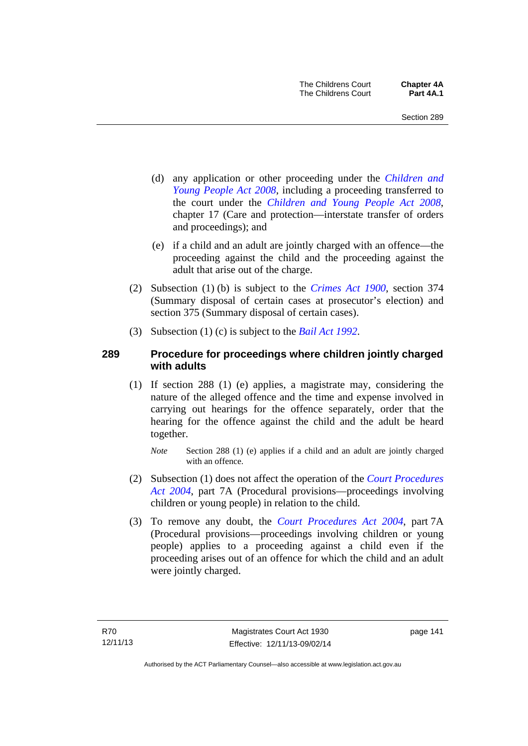(d) any application or other proceeding under the *Children and Young People Act 2008*, including a proceeding transferred to the court under the *Children and Young People Act 2008*, chapter 17 (Care and protection—interstate transfer of orders and proceedings); and

(e) if a child and an adult are jointly charged with an offence—the proceeding against the child and the proceeding against the adult that arise out of the charge.

(2) Subsection (1) (b) is subject to the *Crimes Act 1900*, section 374 (Summary disposal of certain cases at prosecutor's election) and section 375 (Summary disposal of certain cases).

(3) Subsection (1) (c) is subject to the *Bail Act 1992*.

## 289 Procedure for proceedings where children jointly charged with adults

(1) If section 288 (1) (e) applies, a magistrate may, considering the nature of the alleged offence and the time and expense involved in carrying out hearings for the offence separately, order that the hearing for the offence against the child and the adult be heard together.

*Note* Section 288 (1) (e) applies if a child and an adult are jointly charged with an offence.

(2) Subsection (1) does not affect the operation of the *Court Procedures Act 2004*, part 7A (Procedural provisions—proceedings involving children or young people) in relation to the child.

(3) To remove any doubt, the *Court Procedures Act 2004*, part 7A (Procedural provisions—proceedings involving children or young people) applies to a proceeding against a child even if the proceeding arises out of an offence for which the child and an adult were jointly charged.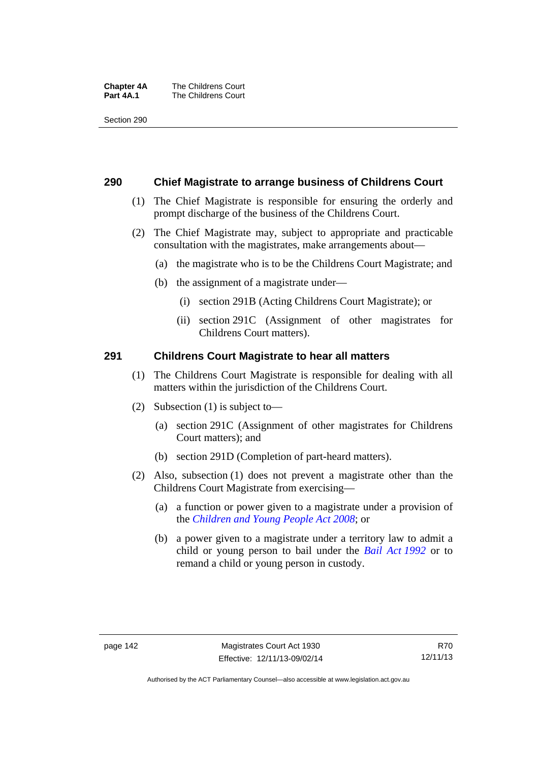## 290 Chief Magistrate to arrange business of Childrens Court

(1) The Chief Magistrate is responsible for ensuring the orderly and prompt discharge of the business of the Childrens Court.

(2) The Chief Magistrate may, subject to appropriate and practicable consultation with the magistrates, make arrangements about—

(a) the magistrate who is to be the Childrens Court Magistrate; and

(b) the assignment of a magistrate under—

(i) section 291B (Acting Childrens Court Magistrate); or

(ii) section 291C (Assignment of other magistrates for Childrens Court matters).

## 291 Childrens Court Magistrate to hear all matters

(1) The Childrens Court Magistrate is responsible for dealing with all matters within the jurisdiction of the Childrens Court.

(2) Subsection (1) is subject to—

(a) section 291C (Assignment of other magistrates for Childrens Court matters); and

(b) section 291D (Completion of part-heard matters).

(2) Also, subsection (1) does not prevent a magistrate other than the Childrens Court Magistrate from exercising—

(a) a function or power given to a magistrate under a provision of the *Children and Young People Act 2008*; or

(b) a power given to a magistrate under a territory law to admit a child or young person to bail under the *Bail Act 1992* or to remand a child or young person in custody.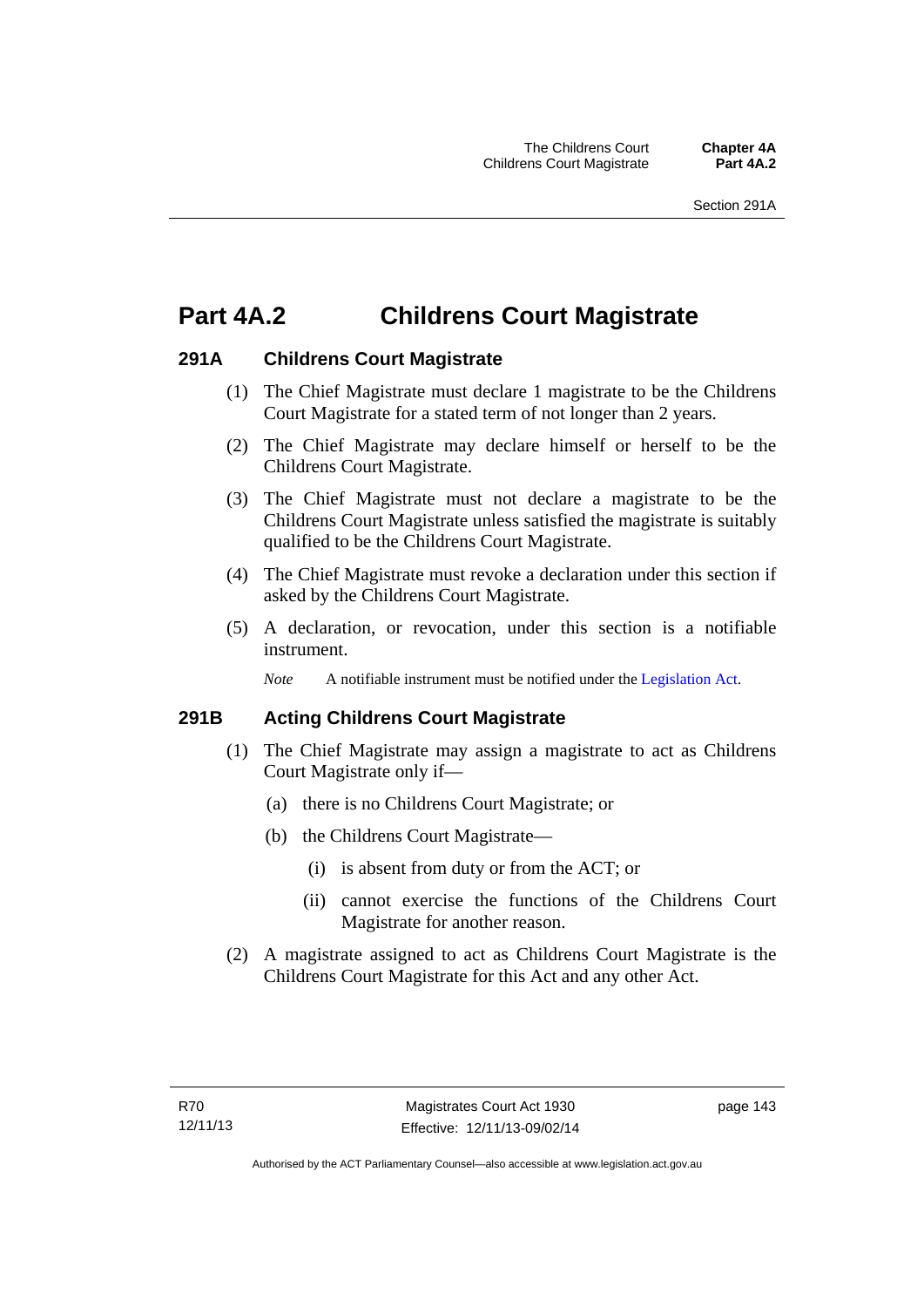# Part 4A.2 Childrens Court Magistrate

## 291A Childrens Court Magistrate

(1) The Chief Magistrate must declare 1 magistrate to be the Childrens Court Magistrate for a stated term of not longer than 2 years.

(2) The Chief Magistrate may declare himself or herself to be the Childrens Court Magistrate.

(3) The Chief Magistrate must not declare a magistrate to be the Childrens Court Magistrate unless satisfied the magistrate is suitably qualified to be the Childrens Court Magistrate.

(4) The Chief Magistrate must revoke a declaration under this section if asked by the Childrens Court Magistrate.

(5) A declaration, or revocation, under this section is a notifiable instrument.

*Note* A notifiable instrument must be notified under the Legislation Act.

## 291B Acting Childrens Court Magistrate

(1) The Chief Magistrate may assign a magistrate to act as Childrens Court Magistrate only if—

(a) there is no Childrens Court Magistrate; or

(b) the Childrens Court Magistrate—

(i) is absent from duty or from the ACT; or

(ii) cannot exercise the functions of the Childrens Court Magistrate for another reason.

(2) A magistrate assigned to act as Childrens Court Magistrate is the Childrens Court Magistrate for this Act and any other Act.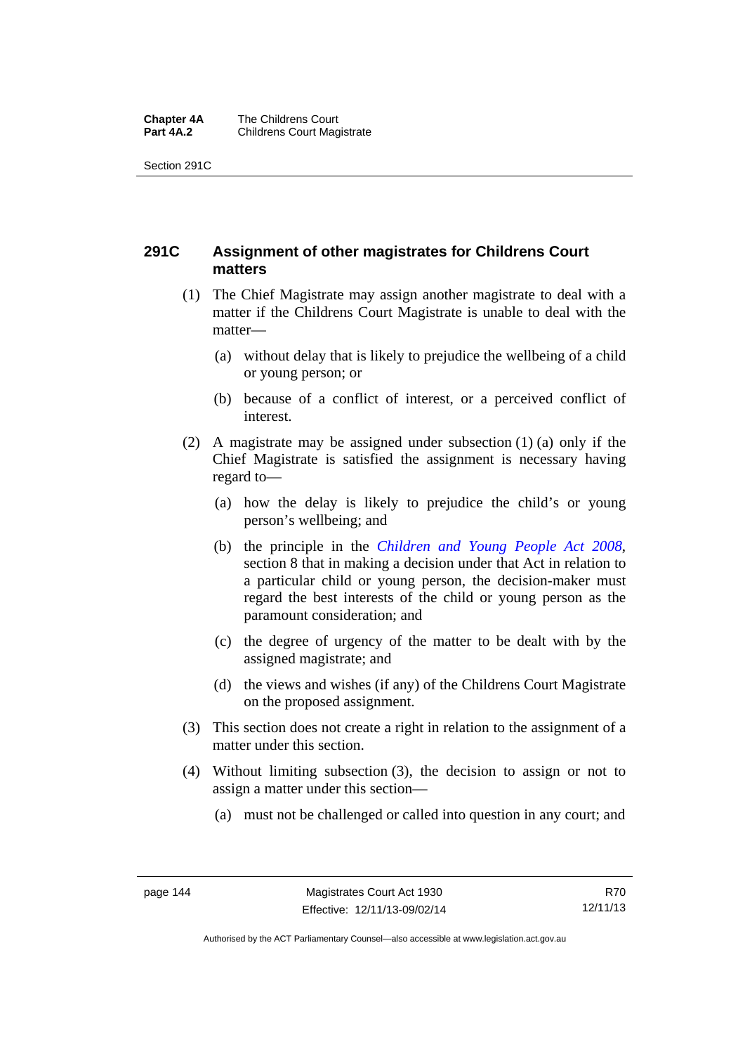## 291C Assignment of other magistrates for Childrens Court matters

(1) The Chief Magistrate may assign another magistrate to deal with a matter if the Childrens Court Magistrate is unable to deal with the matter—

(a) without delay that is likely to prejudice the wellbeing of a child or young person; or

(b) because of a conflict of interest, or a perceived conflict of interest.

(2) A magistrate may be assigned under subsection (1) (a) only if the Chief Magistrate is satisfied the assignment is necessary having regard to—

(a) how the delay is likely to prejudice the child's or young person's wellbeing; and

(b) the principle in the *Children and Young People Act 2008*, section 8 that in making a decision under that Act in relation to a particular child or young person, the decision-maker must regard the best interests of the child or young person as the paramount consideration; and

(c) the degree of urgency of the matter to be dealt with by the assigned magistrate; and

(d) the views and wishes (if any) of the Childrens Court Magistrate on the proposed assignment.

(3) This section does not create a right in relation to the assignment of a matter under this section.

(4) Without limiting subsection (3), the decision to assign or not to assign a matter under this section—

(a) must not be challenged or called into question in any court; and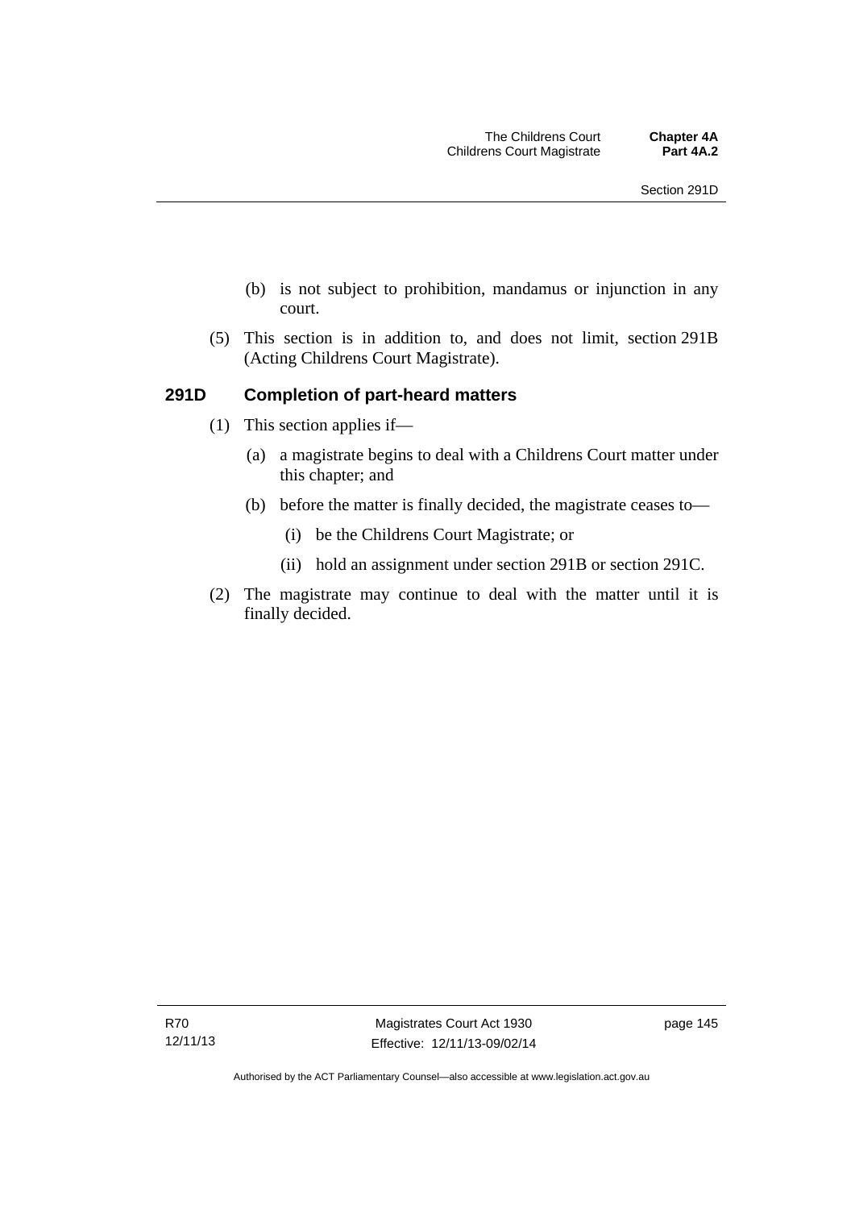(b) is not subject to prohibition, mandamus or injunction in any court.

(5) This section is in addition to, and does not limit, section 291B (Acting Childrens Court Magistrate).

### 291D Completion of part-heard matters

(1) This section applies if—

(a) a magistrate begins to deal with a Childrens Court matter under this chapter; and

(b) before the matter is finally decided, the magistrate ceases to—

(i) be the Childrens Court Magistrate; or

(ii) hold an assignment under section 291B or section 291C.

(2) The magistrate may continue to deal with the matter until it is finally decided.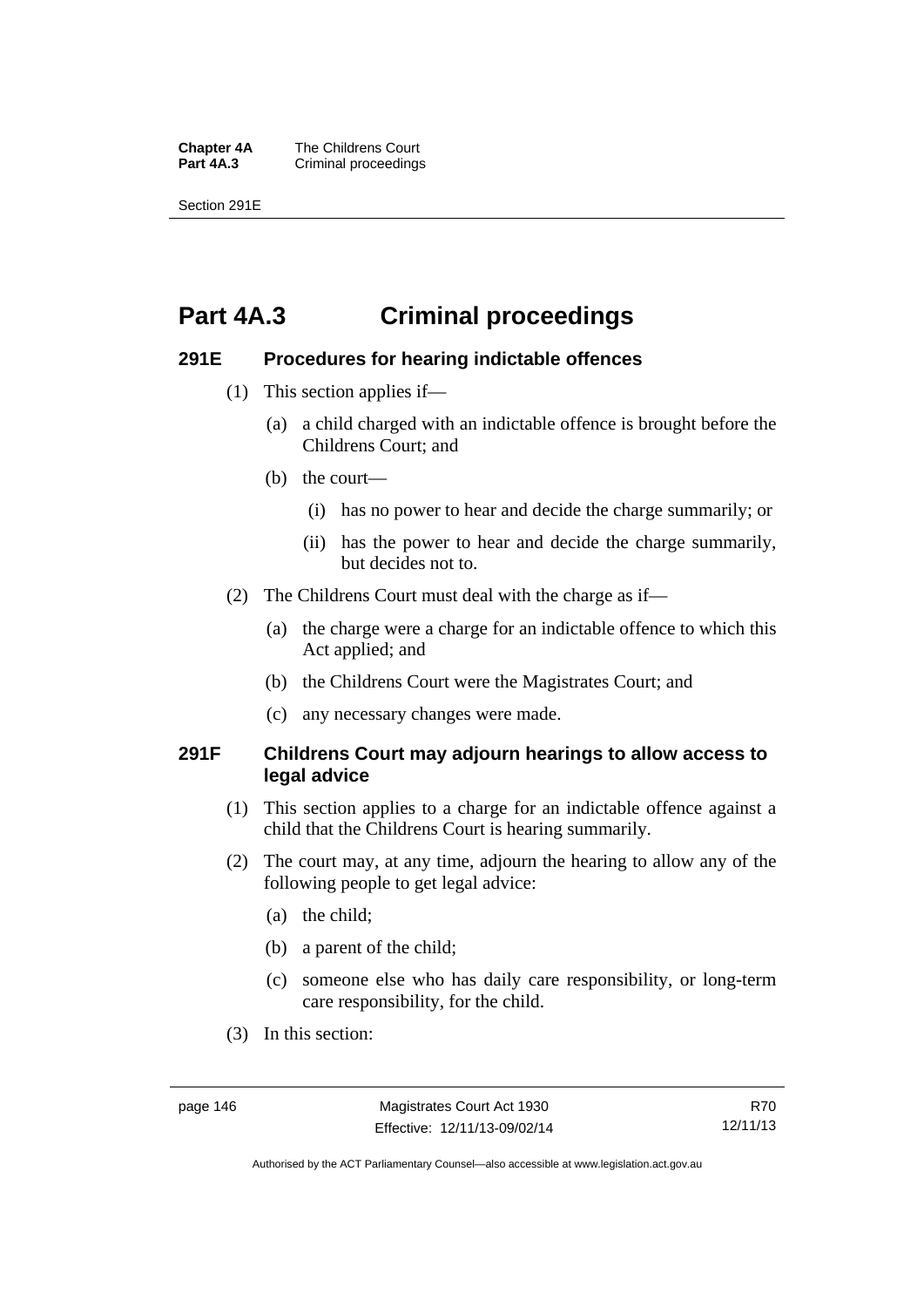# Part 4A.3 Criminal proceedings

### 291E Procedures for hearing indictable offences

(1) This section applies if—

  (a) a child charged with an indictable offence is brought before the Childrens Court; and

  (b) the court—

    (i) has no power to hear and decide the charge summarily; or

    (ii) has the power to hear and decide the charge summarily, but decides not to.

(2) The Childrens Court must deal with the charge as if—

  (a) the charge were a charge for an indictable offence to which this Act applied; and

  (b) the Childrens Court were the Magistrates Court; and

  (c) any necessary changes were made.

### 291F Childrens Court may adjourn hearings to allow access to legal advice

(1) This section applies to a charge for an indictable offence against a child that the Childrens Court is hearing summarily.

(2) The court may, at any time, adjourn the hearing to allow any of the following people to get legal advice:

  (a) the child;

  (b) a parent of the child;

  (c) someone else who has daily care responsibility, or long-term care responsibility, for the child.

(3) In this section: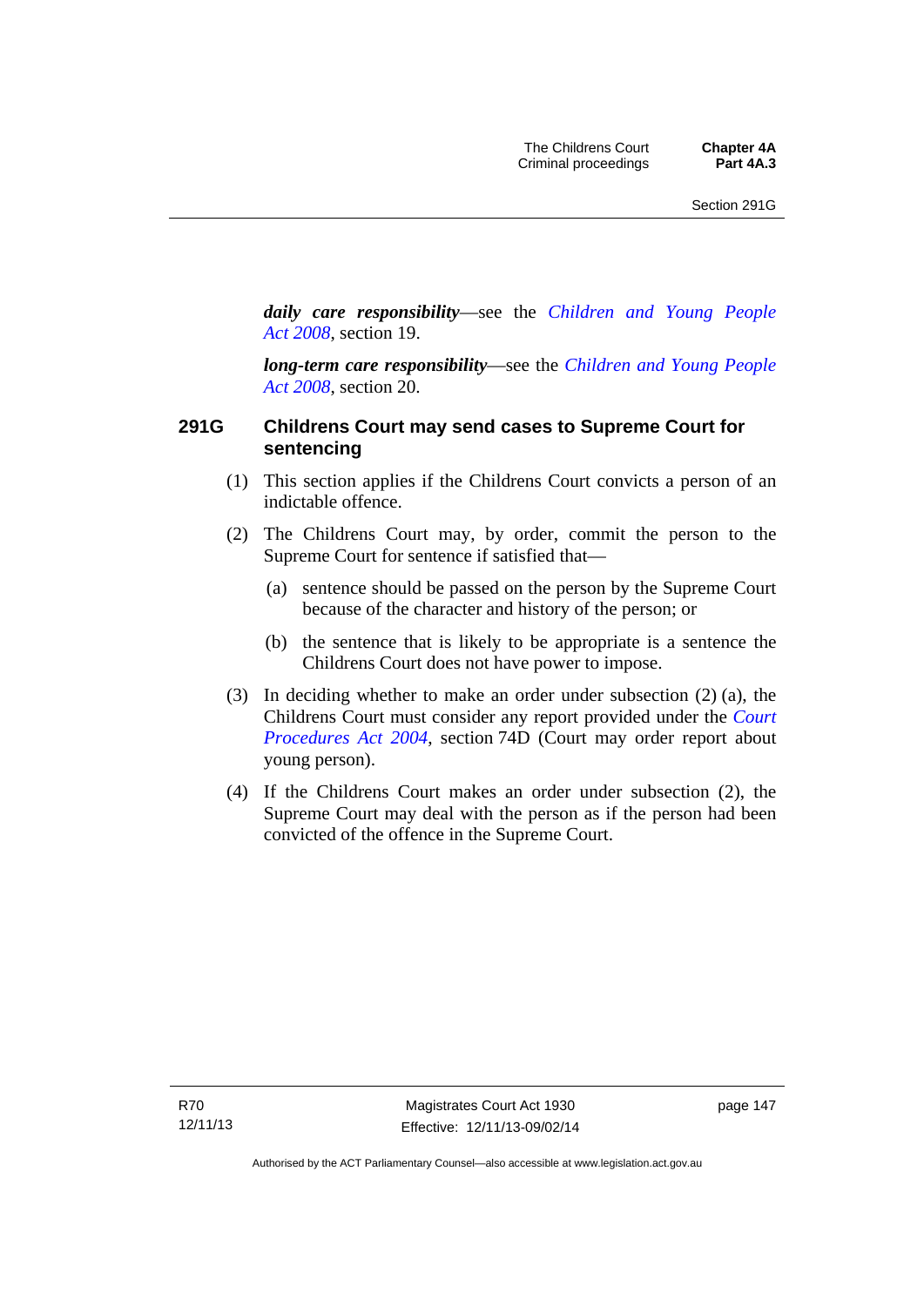***daily care responsibility***—see the *Children and Young People Act 2008*, section 19.

***long-term care responsibility***—see the *Children and Young People Act 2008*, section 20.

## 291G Childrens Court may send cases to Supreme Court for sentencing

(1) This section applies if the Childrens Court convicts a person of an indictable offence.

(2) The Childrens Court may, by order, commit the person to the Supreme Court for sentence if satisfied that—

(a) sentence should be passed on the person by the Supreme Court because of the character and history of the person; or

(b) the sentence that is likely to be appropriate is a sentence the Childrens Court does not have power to impose.

(3) In deciding whether to make an order under subsection (2) (a), the Childrens Court must consider any report provided under the *Court Procedures Act 2004*, section 74D (Court may order report about young person).

(4) If the Childrens Court makes an order under subsection (2), the Supreme Court may deal with the person as if the person had been convicted of the offence in the Supreme Court.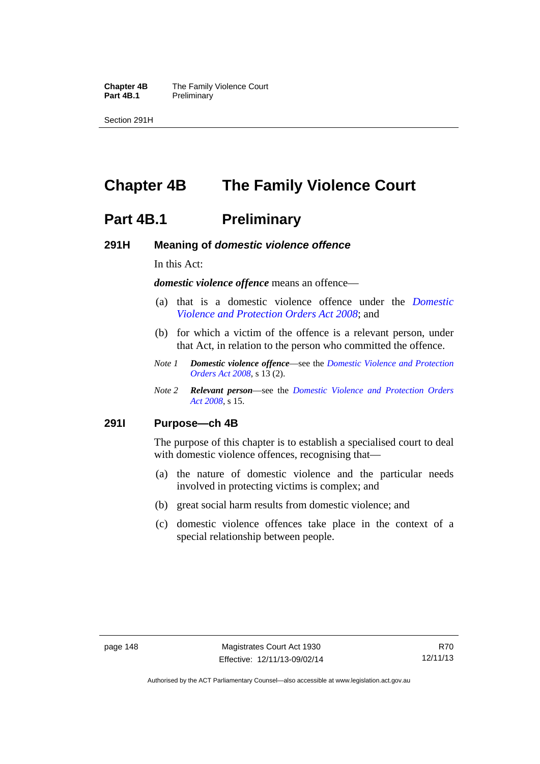# Chapter 4B The Family Violence Court

## Part 4B.1 Preliminary

### 291H Meaning of *domestic violence offence*

In this Act:

***domestic violence offence*** means an offence—

(a) that is a domestic violence offence under the *Domestic Violence and Protection Orders Act 2008*; and

(b) for which a victim of the offence is a relevant person, under that Act, in relation to the person who committed the offence.

*Note 1* ***Domestic violence offence***—see the *Domestic Violence and Protection Orders Act 2008*, s 13 (2).

*Note 2* ***Relevant person***—see the *Domestic Violence and Protection Orders Act 2008*, s 15.

### 291I Purpose—ch 4B

The purpose of this chapter is to establish a specialised court to deal with domestic violence offences, recognising that—

(a) the nature of domestic violence and the particular needs involved in protecting victims is complex; and

(b) great social harm results from domestic violence; and

(c) domestic violence offences take place in the context of a special relationship between people.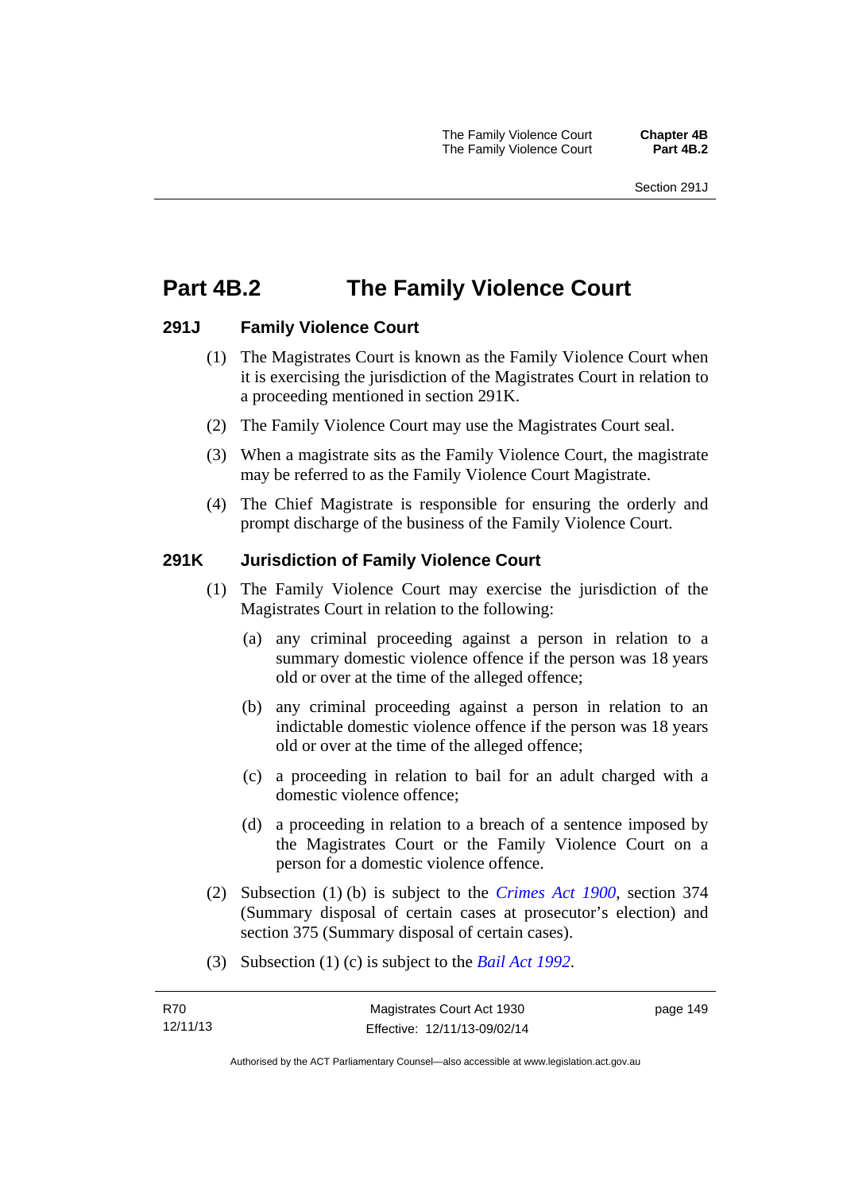# Part 4B.2 The Family Violence Court

## 291J Family Violence Court

(1) The Magistrates Court is known as the Family Violence Court when it is exercising the jurisdiction of the Magistrates Court in relation to a proceeding mentioned in section 291K.

(2) The Family Violence Court may use the Magistrates Court seal.

(3) When a magistrate sits as the Family Violence Court, the magistrate may be referred to as the Family Violence Court Magistrate.

(4) The Chief Magistrate is responsible for ensuring the orderly and prompt discharge of the business of the Family Violence Court.

## 291K Jurisdiction of Family Violence Court

(1) The Family Violence Court may exercise the jurisdiction of the Magistrates Court in relation to the following:

(a) any criminal proceeding against a person in relation to a summary domestic violence offence if the person was 18 years old or over at the time of the alleged offence;

(b) any criminal proceeding against a person in relation to an indictable domestic violence offence if the person was 18 years old or over at the time of the alleged offence;

(c) a proceeding in relation to bail for an adult charged with a domestic violence offence;

(d) a proceeding in relation to a breach of a sentence imposed by the Magistrates Court or the Family Violence Court on a person for a domestic violence offence.

(2) Subsection (1) (b) is subject to the *Crimes Act 1900*, section 374 (Summary disposal of certain cases at prosecutor's election) and section 375 (Summary disposal of certain cases).

(3) Subsection (1) (c) is subject to the *Bail Act 1992*.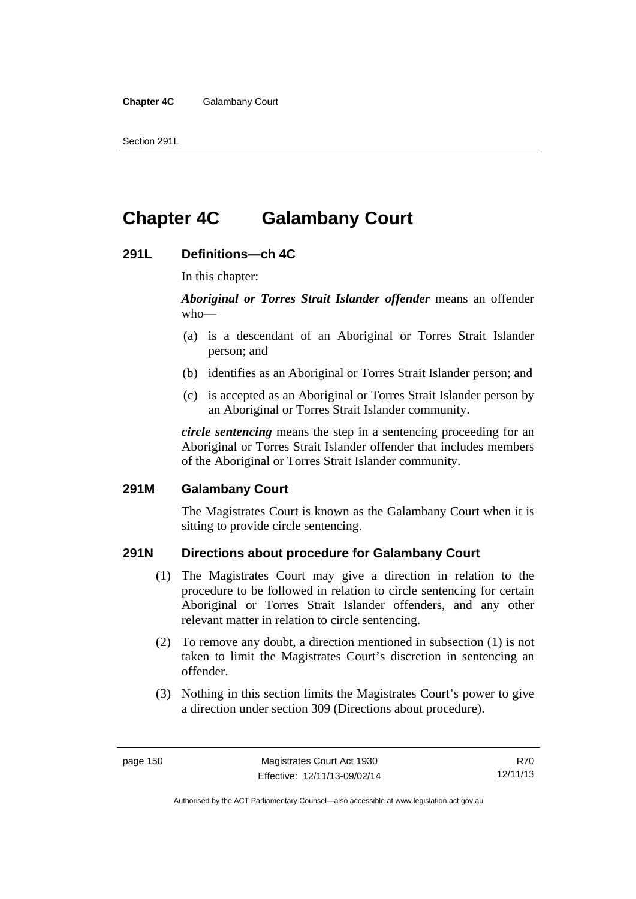# Chapter 4C Galambany Court

## 291L Definitions—ch 4C

In this chapter:

***Aboriginal or Torres Strait Islander offender*** means an offender who—

(a) is a descendant of an Aboriginal or Torres Strait Islander person; and

(b) identifies as an Aboriginal or Torres Strait Islander person; and

(c) is accepted as an Aboriginal or Torres Strait Islander person by an Aboriginal or Torres Strait Islander community.

***circle sentencing*** means the step in a sentencing proceeding for an Aboriginal or Torres Strait Islander offender that includes members of the Aboriginal or Torres Strait Islander community.

## 291M Galambany Court

The Magistrates Court is known as the Galambany Court when it is sitting to provide circle sentencing.

## 291N Directions about procedure for Galambany Court

(1) The Magistrates Court may give a direction in relation to the procedure to be followed in relation to circle sentencing for certain Aboriginal or Torres Strait Islander offenders, and any other relevant matter in relation to circle sentencing.

(2) To remove any doubt, a direction mentioned in subsection (1) is not taken to limit the Magistrates Court's discretion in sentencing an offender.

(3) Nothing in this section limits the Magistrates Court's power to give a direction under section 309 (Directions about procedure).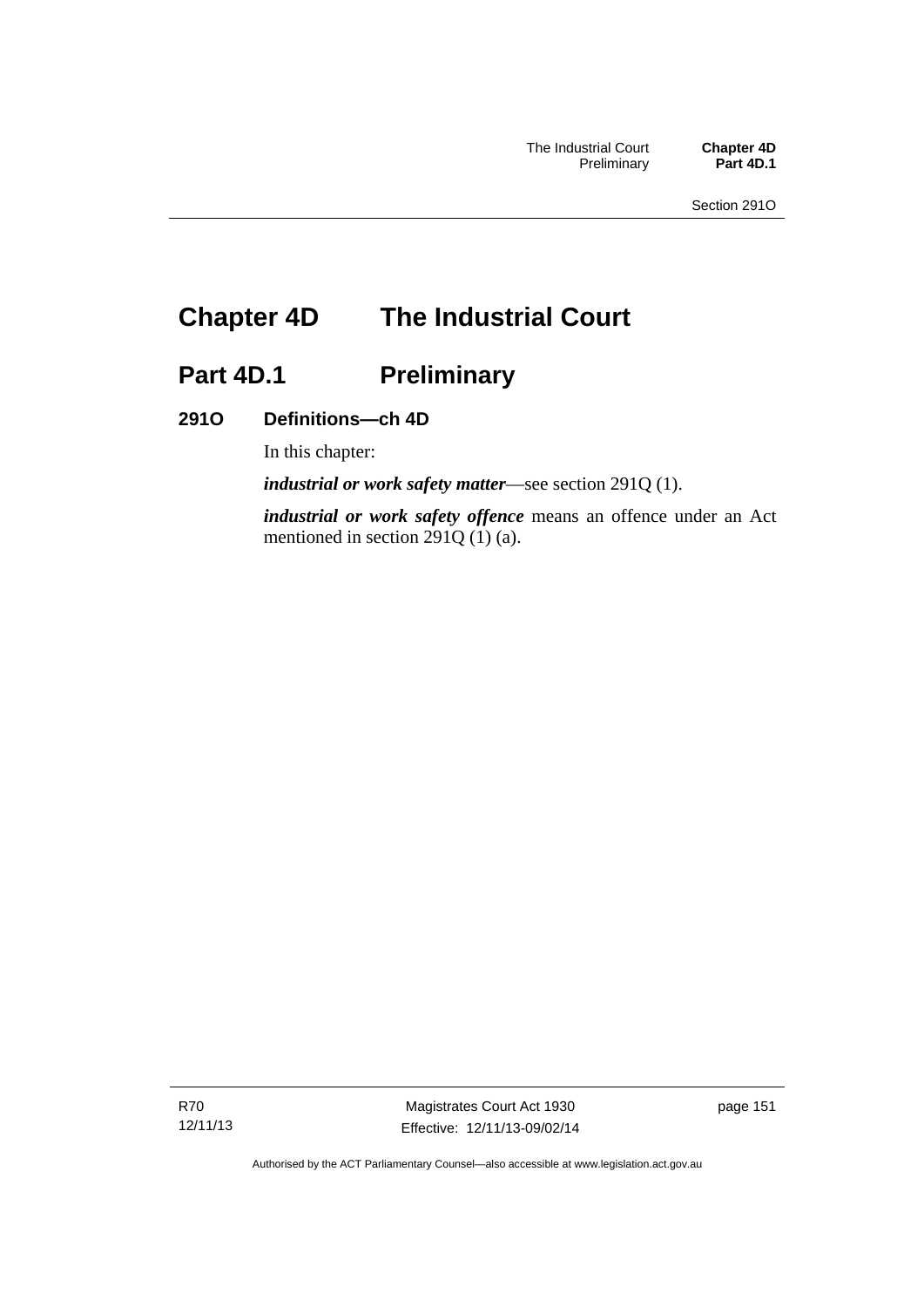# Chapter 4D The Industrial Court

## Part 4D.1 Preliminary

### 291O Definitions—ch 4D

In this chapter:

***industrial or work safety matter***—see section 291Q (1).

***industrial or work safety offence*** means an offence under an Act mentioned in section 291Q (1) (a).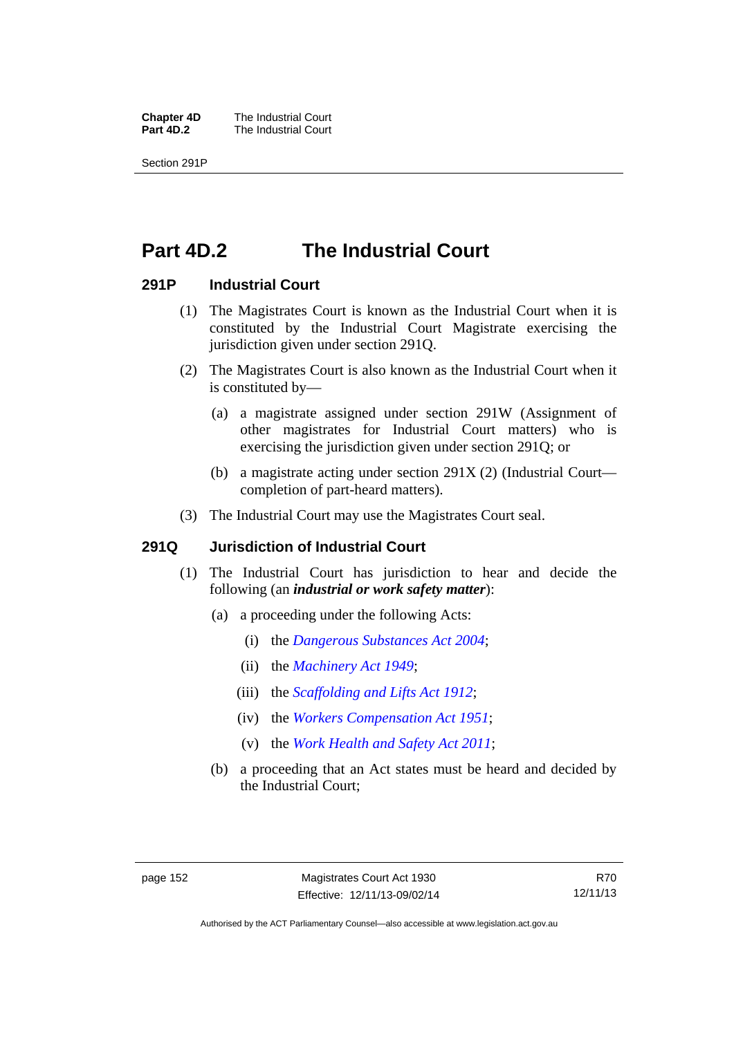# Part 4D.2 The Industrial Court

## 291P Industrial Court

(1) The Magistrates Court is known as the Industrial Court when it is constituted by the Industrial Court Magistrate exercising the jurisdiction given under section 291Q.

(2) The Magistrates Court is also known as the Industrial Court when it is constituted by—

(a) a magistrate assigned under section 291W (Assignment of other magistrates for Industrial Court matters) who is exercising the jurisdiction given under section 291Q; or

(b) a magistrate acting under section 291X (2) (Industrial Court—completion of part-heard matters).

(3) The Industrial Court may use the Magistrates Court seal.

## 291Q Jurisdiction of Industrial Court

(1) The Industrial Court has jurisdiction to hear and decide the following (an ***industrial or work safety matter***):

(a) a proceeding under the following Acts:

(i) the *Dangerous Substances Act 2004*;

(ii) the *Machinery Act 1949*;

(iii) the *Scaffolding and Lifts Act 1912*;

(iv) the *Workers Compensation Act 1951*;

(v) the *Work Health and Safety Act 2011*;

(b) a proceeding that an Act states must be heard and decided by the Industrial Court;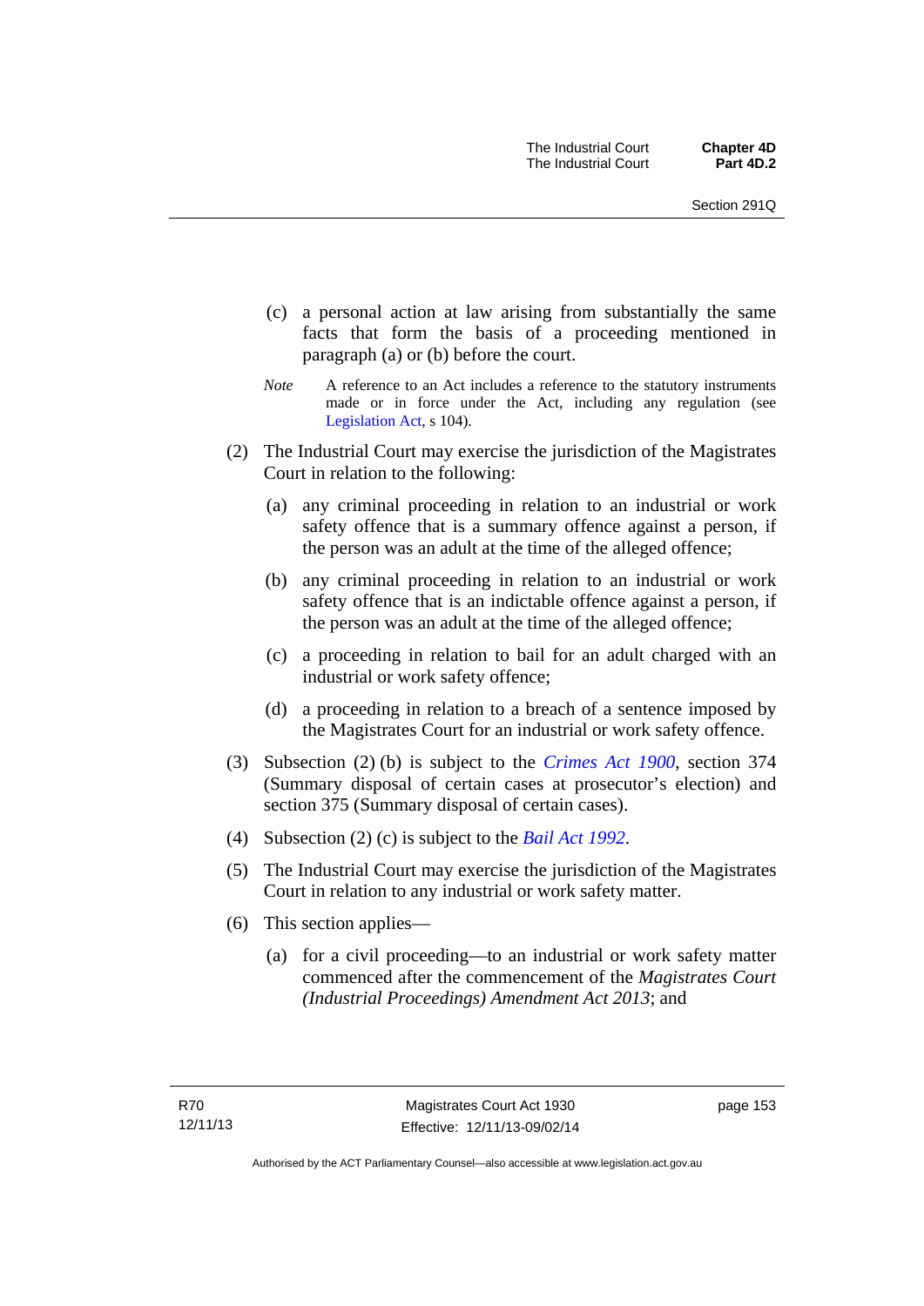(c) a personal action at law arising from substantially the same facts that form the basis of a proceeding mentioned in paragraph (a) or (b) before the court.

*Note* A reference to an Act includes a reference to the statutory instruments made or in force under the Act, including any regulation (see Legislation Act, s 104).

(2) The Industrial Court may exercise the jurisdiction of the Magistrates Court in relation to the following:

(a) any criminal proceeding in relation to an industrial or work safety offence that is a summary offence against a person, if the person was an adult at the time of the alleged offence;

(b) any criminal proceeding in relation to an industrial or work safety offence that is an indictable offence against a person, if the person was an adult at the time of the alleged offence;

(c) a proceeding in relation to bail for an adult charged with an industrial or work safety offence;

(d) a proceeding in relation to a breach of a sentence imposed by the Magistrates Court for an industrial or work safety offence.

(3) Subsection (2) (b) is subject to the *Crimes Act 1900*, section 374 (Summary disposal of certain cases at prosecutor's election) and section 375 (Summary disposal of certain cases).

(4) Subsection (2) (c) is subject to the *Bail Act 1992*.

(5) The Industrial Court may exercise the jurisdiction of the Magistrates Court in relation to any industrial or work safety matter.

(6) This section applies—

(a) for a civil proceeding—to an industrial or work safety matter commenced after the commencement of the *Magistrates Court (Industrial Proceedings) Amendment Act 2013*; and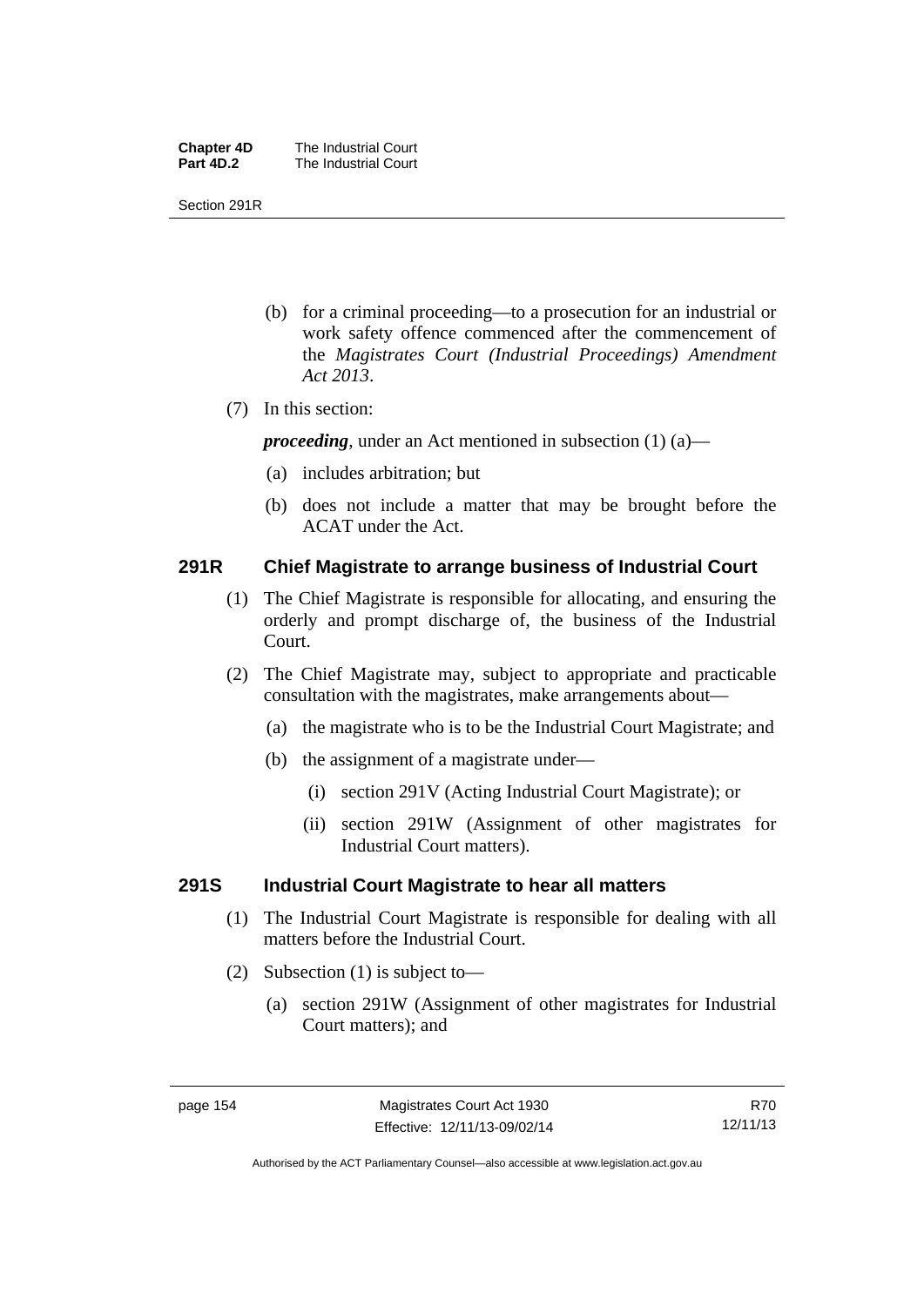(b) for a criminal proceeding—to a prosecution for an industrial or work safety offence commenced after the commencement of the *Magistrates Court (Industrial Proceedings) Amendment Act 2013*.

(7) In this section:

***proceeding***, under an Act mentioned in subsection (1) (a)—

(a) includes arbitration; but

(b) does not include a matter that may be brought before the ACAT under the Act.

### 291R Chief Magistrate to arrange business of Industrial Court

(1) The Chief Magistrate is responsible for allocating, and ensuring the orderly and prompt discharge of, the business of the Industrial Court.

(2) The Chief Magistrate may, subject to appropriate and practicable consultation with the magistrates, make arrangements about—

(a) the magistrate who is to be the Industrial Court Magistrate; and

(b) the assignment of a magistrate under—

(i) section 291V (Acting Industrial Court Magistrate); or

(ii) section 291W (Assignment of other magistrates for Industrial Court matters).

### 291S Industrial Court Magistrate to hear all matters

(1) The Industrial Court Magistrate is responsible for dealing with all matters before the Industrial Court.

(2) Subsection (1) is subject to—

(a) section 291W (Assignment of other magistrates for Industrial Court matters); and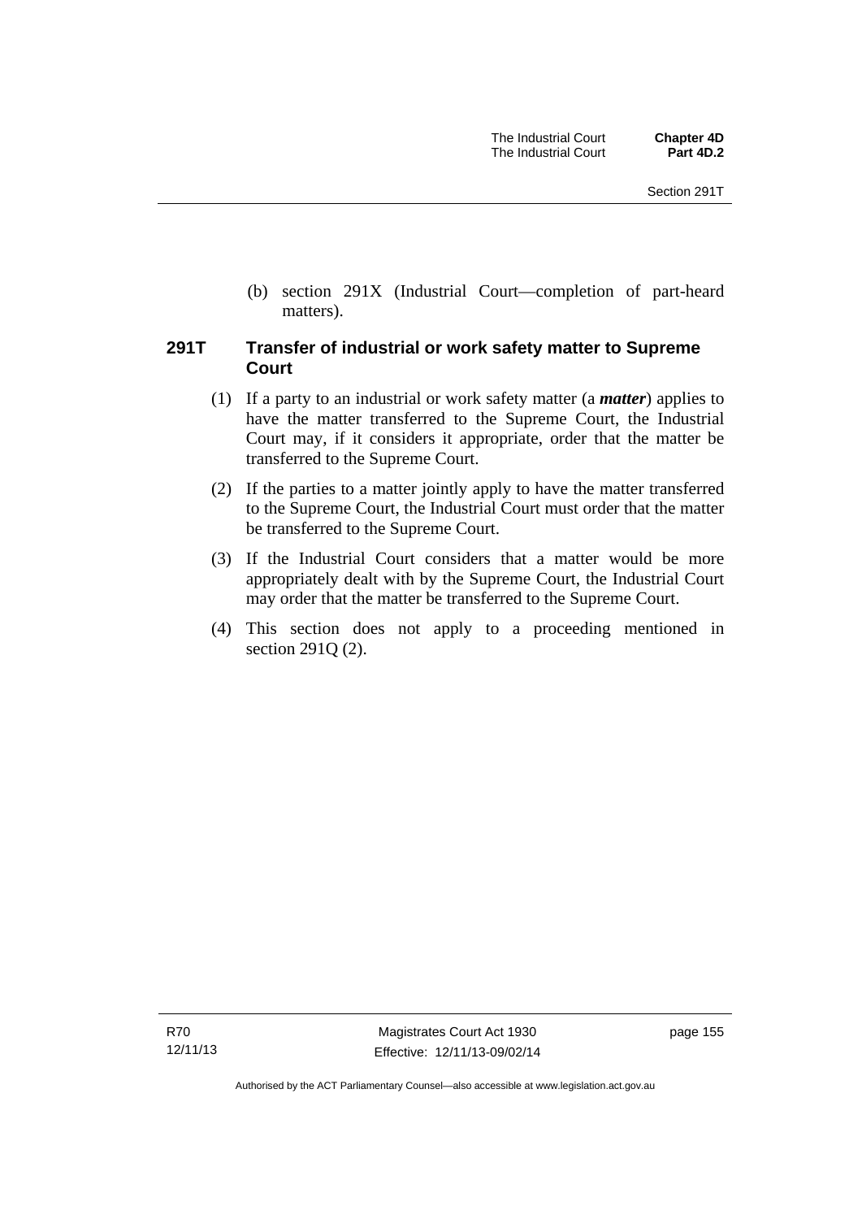(b) section 291X (Industrial Court—completion of part-heard matters).

### 291T Transfer of industrial or work safety matter to Supreme Court

(1) If a party to an industrial or work safety matter (a ***matter***) applies to have the matter transferred to the Supreme Court, the Industrial Court may, if it considers it appropriate, order that the matter be transferred to the Supreme Court.

(2) If the parties to a matter jointly apply to have the matter transferred to the Supreme Court, the Industrial Court must order that the matter be transferred to the Supreme Court.

(3) If the Industrial Court considers that a matter would be more appropriately dealt with by the Supreme Court, the Industrial Court may order that the matter be transferred to the Supreme Court.

(4) This section does not apply to a proceeding mentioned in section 291Q (2).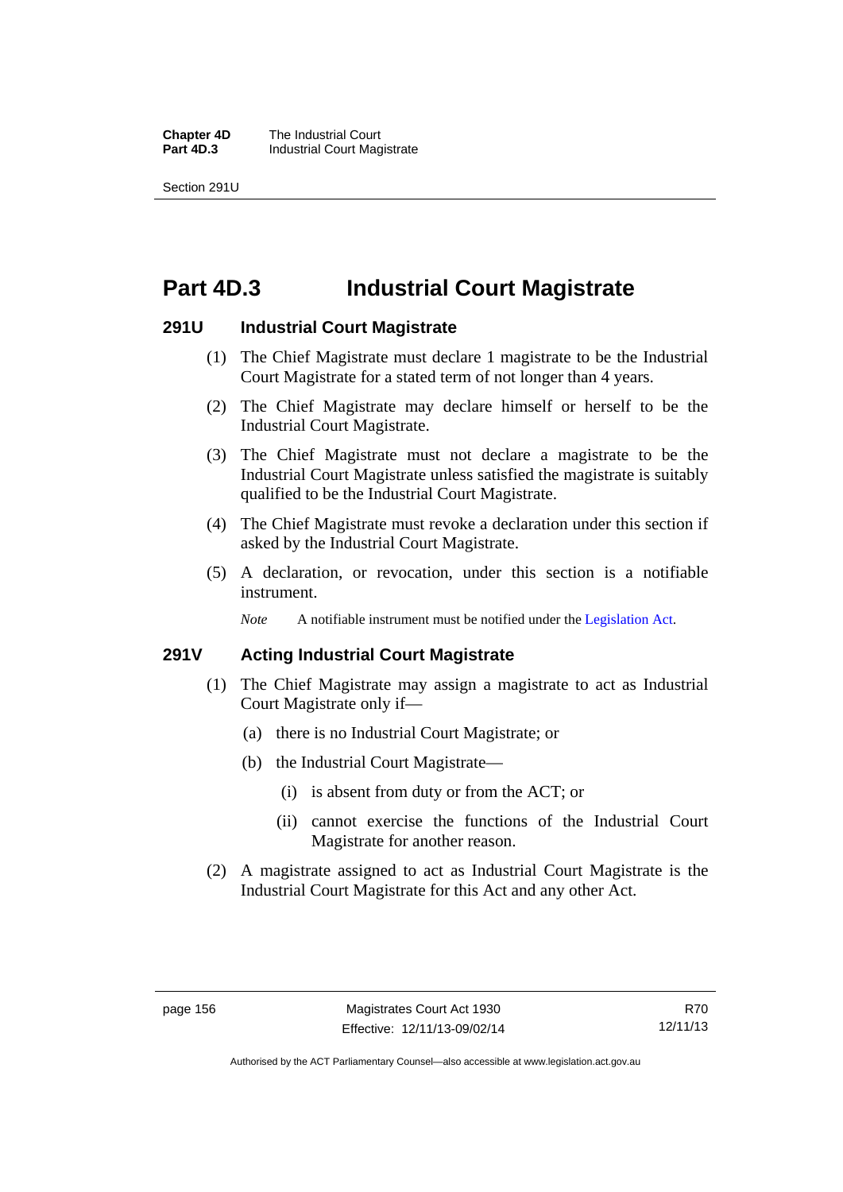# Part 4D.3 Industrial Court Magistrate

## 291U Industrial Court Magistrate

(1) The Chief Magistrate must declare 1 magistrate to be the Industrial Court Magistrate for a stated term of not longer than 4 years.

(2) The Chief Magistrate may declare himself or herself to be the Industrial Court Magistrate.

(3) The Chief Magistrate must not declare a magistrate to be the Industrial Court Magistrate unless satisfied the magistrate is suitably qualified to be the Industrial Court Magistrate.

(4) The Chief Magistrate must revoke a declaration under this section if asked by the Industrial Court Magistrate.

(5) A declaration, or revocation, under this section is a notifiable instrument.

*Note* A notifiable instrument must be notified under the Legislation Act.

## 291V Acting Industrial Court Magistrate

(1) The Chief Magistrate may assign a magistrate to act as Industrial Court Magistrate only if—

(a) there is no Industrial Court Magistrate; or

(b) the Industrial Court Magistrate—

(i) is absent from duty or from the ACT; or

(ii) cannot exercise the functions of the Industrial Court Magistrate for another reason.

(2) A magistrate assigned to act as Industrial Court Magistrate is the Industrial Court Magistrate for this Act and any other Act.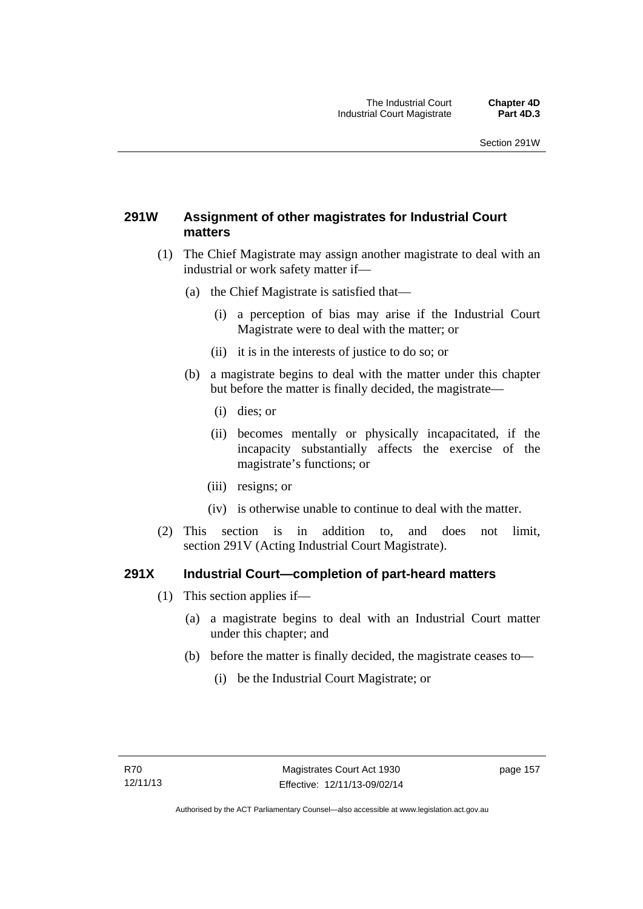### 291W Assignment of other magistrates for Industrial Court matters

(1) The Chief Magistrate may assign another magistrate to deal with an industrial or work safety matter if—

(a) the Chief Magistrate is satisfied that—

(i) a perception of bias may arise if the Industrial Court Magistrate were to deal with the matter; or

(ii) it is in the interests of justice to do so; or

(b) a magistrate begins to deal with the matter under this chapter but before the matter is finally decided, the magistrate—

(i) dies; or

(ii) becomes mentally or physically incapacitated, if the incapacity substantially affects the exercise of the magistrate's functions; or

(iii) resigns; or

(iv) is otherwise unable to continue to deal with the matter.

(2) This section is in addition to, and does not limit, section 291V (Acting Industrial Court Magistrate).

### 291X Industrial Court—completion of part-heard matters

(1) This section applies if—

(a) a magistrate begins to deal with an Industrial Court matter under this chapter; and

(b) before the matter is finally decided, the magistrate ceases to—

(i) be the Industrial Court Magistrate; or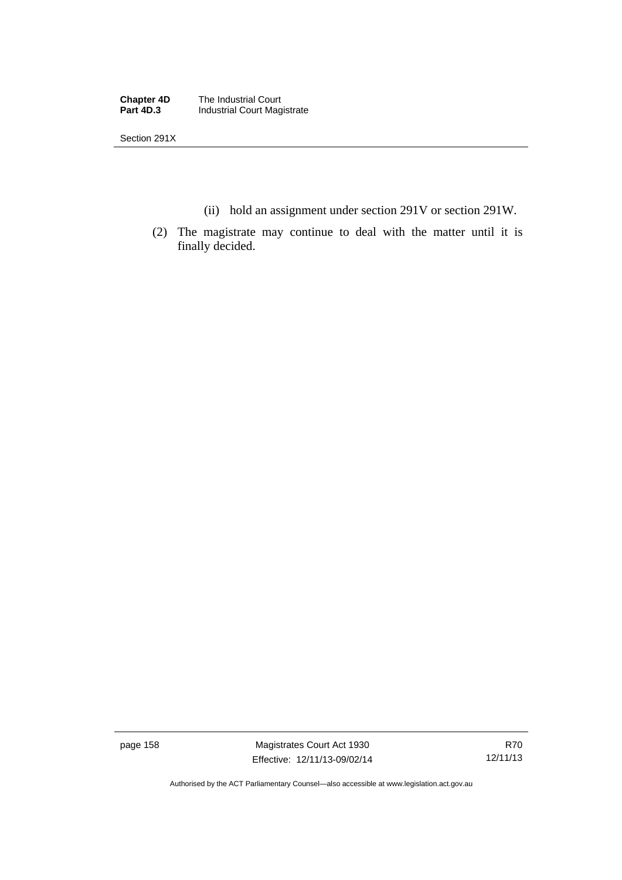(ii) hold an assignment under section 291V or section 291W.

(2) The magistrate may continue to deal with the matter until it is finally decided.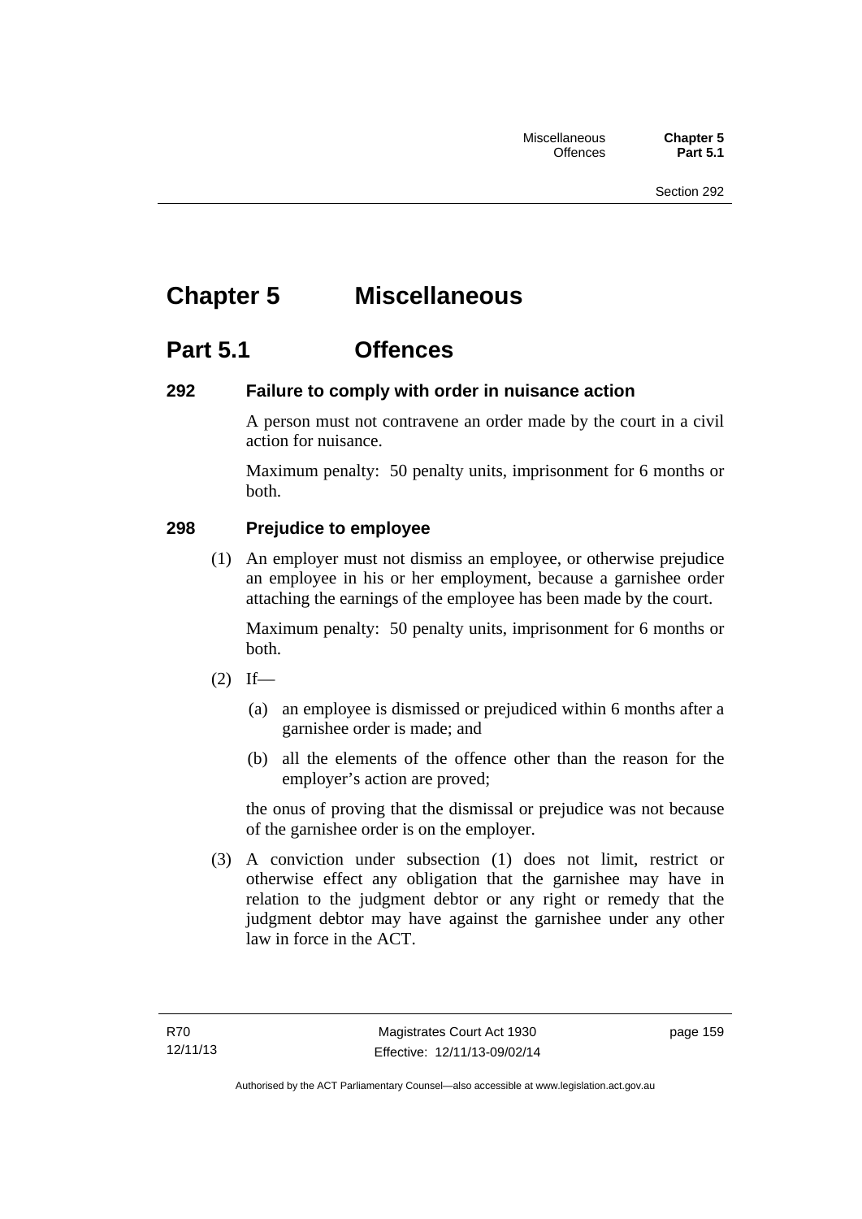# Chapter 5 Miscellaneous

## Part 5.1 Offences

### 292 Failure to comply with order in nuisance action

A person must not contravene an order made by the court in a civil action for nuisance.

Maximum penalty: 50 penalty units, imprisonment for 6 months or both.

### 298 Prejudice to employee

(1) An employer must not dismiss an employee, or otherwise prejudice an employee in his or her employment, because a garnishee order attaching the earnings of the employee has been made by the court.

Maximum penalty: 50 penalty units, imprisonment for 6 months or both.

(2) If—

(a) an employee is dismissed or prejudiced within 6 months after a garnishee order is made; and

(b) all the elements of the offence other than the reason for the employer's action are proved;

the onus of proving that the dismissal or prejudice was not because of the garnishee order is on the employer.

(3) A conviction under subsection (1) does not limit, restrict or otherwise effect any obligation that the garnishee may have in relation to the judgment debtor or any right or remedy that the judgment debtor may have against the garnishee under any other law in force in the ACT.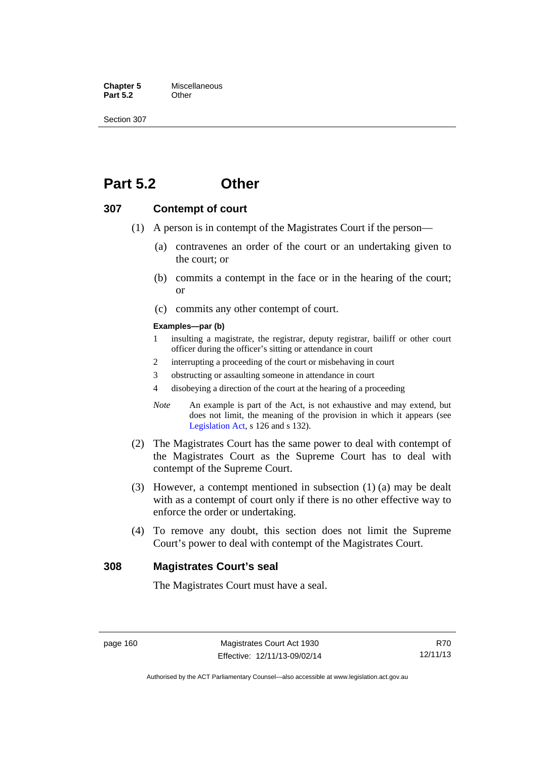# Part 5.2 Other

## 307 Contempt of court

(1) A person is in contempt of the Magistrates Court if the person—

(a) contravenes an order of the court or an undertaking given to the court; or

(b) commits a contempt in the face or in the hearing of the court; or

(c) commits any other contempt of court.

**Examples—par (b)**

1 insulting a magistrate, the registrar, deputy registrar, bailiff or other court officer during the officer's sitting or attendance in court

2 interrupting a proceeding of the court or misbehaving in court

3 obstructing or assaulting someone in attendance in court

4 disobeying a direction of the court at the hearing of a proceeding

*Note* An example is part of the Act, is not exhaustive and may extend, but does not limit, the meaning of the provision in which it appears (see Legislation Act, s 126 and s 132).

(2) The Magistrates Court has the same power to deal with contempt of the Magistrates Court as the Supreme Court has to deal with contempt of the Supreme Court.

(3) However, a contempt mentioned in subsection (1) (a) may be dealt with as a contempt of court only if there is no other effective way to enforce the order or undertaking.

(4) To remove any doubt, this section does not limit the Supreme Court's power to deal with contempt of the Magistrates Court.

## 308 Magistrates Court's seal

The Magistrates Court must have a seal.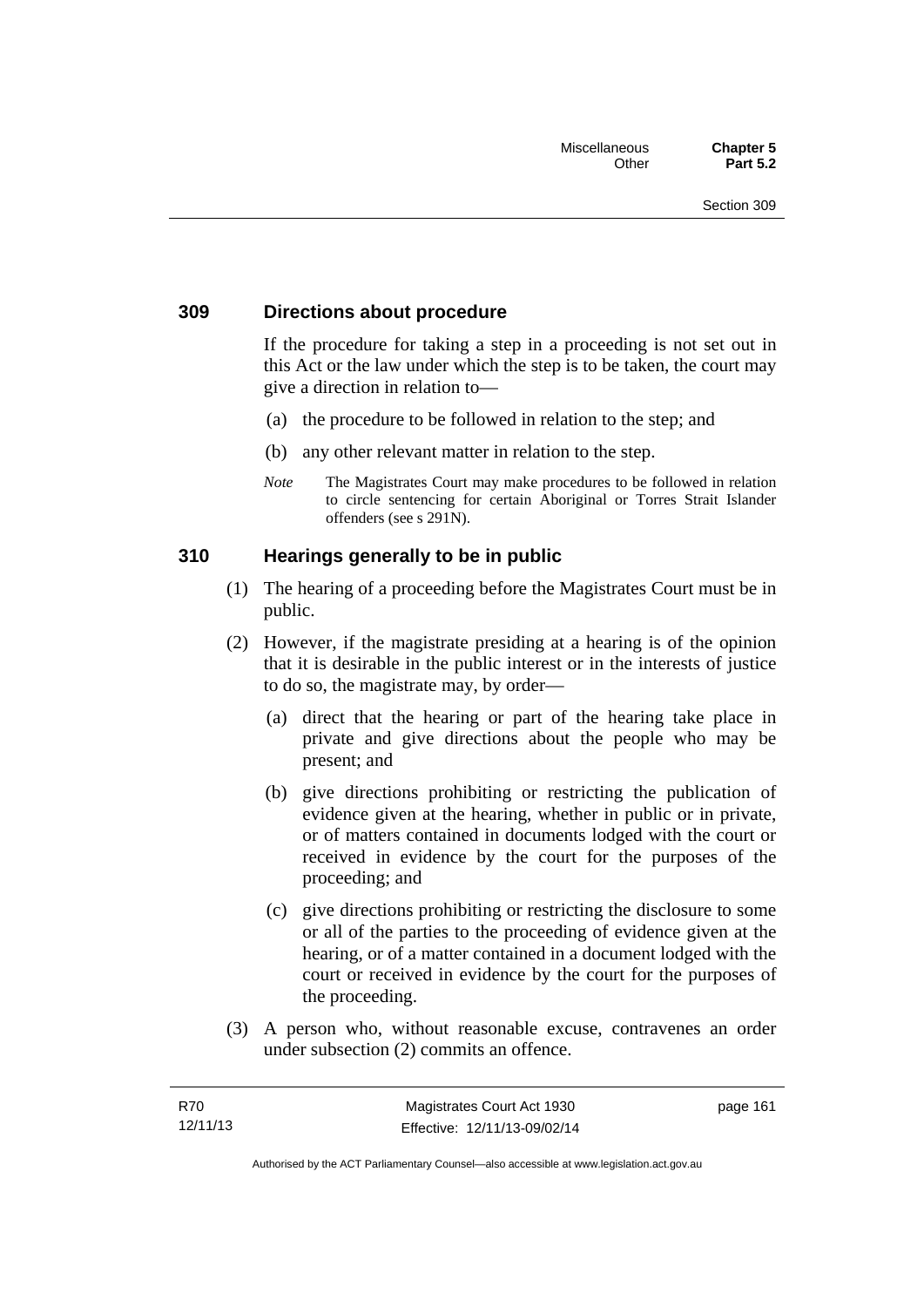## 309 Directions about procedure

If the procedure for taking a step in a proceeding is not set out in this Act or the law under which the step is to be taken, the court may give a direction in relation to—

(a) the procedure to be followed in relation to the step; and

(b) any other relevant matter in relation to the step.

*Note* The Magistrates Court may make procedures to be followed in relation to circle sentencing for certain Aboriginal or Torres Strait Islander offenders (see s 291N).

## 310 Hearings generally to be in public

(1) The hearing of a proceeding before the Magistrates Court must be in public.

(2) However, if the magistrate presiding at a hearing is of the opinion that it is desirable in the public interest or in the interests of justice to do so, the magistrate may, by order—

(a) direct that the hearing or part of the hearing take place in private and give directions about the people who may be present; and

(b) give directions prohibiting or restricting the publication of evidence given at the hearing, whether in public or in private, or of matters contained in documents lodged with the court or received in evidence by the court for the purposes of the proceeding; and

(c) give directions prohibiting or restricting the disclosure to some or all of the parties to the proceeding of evidence given at the hearing, or of a matter contained in a document lodged with the court or received in evidence by the court for the purposes of the proceeding.

(3) A person who, without reasonable excuse, contravenes an order under subsection (2) commits an offence.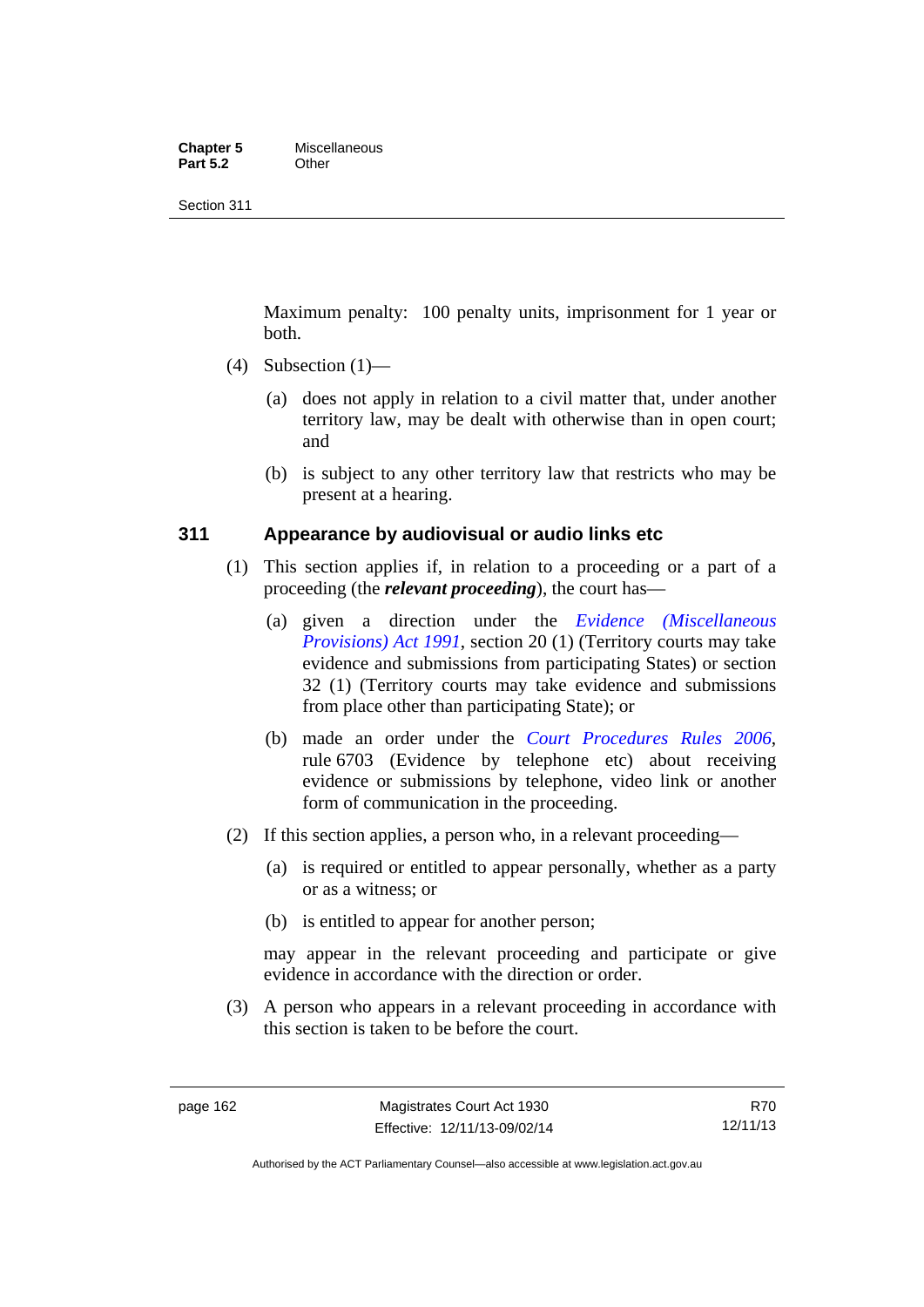Maximum penalty: 100 penalty units, imprisonment for 1 year or both.

(4) Subsection (1)—

(a) does not apply in relation to a civil matter that, under another territory law, may be dealt with otherwise than in open court; and

(b) is subject to any other territory law that restricts who may be present at a hearing.

### 311 Appearance by audiovisual or audio links etc

(1) This section applies if, in relation to a proceeding or a part of a proceeding (the ***relevant proceeding***), the court has—

(a) given a direction under the *Evidence (Miscellaneous Provisions) Act 1991*, section 20 (1) (Territory courts may take evidence and submissions from participating States) or section 32 (1) (Territory courts may take evidence and submissions from place other than participating State); or

(b) made an order under the *Court Procedures Rules 2006*, rule 6703 (Evidence by telephone etc) about receiving evidence or submissions by telephone, video link or another form of communication in the proceeding.

(2) If this section applies, a person who, in a relevant proceeding—

(a) is required or entitled to appear personally, whether as a party or as a witness; or

(b) is entitled to appear for another person;

may appear in the relevant proceeding and participate or give evidence in accordance with the direction or order.

(3) A person who appears in a relevant proceeding in accordance with this section is taken to be before the court.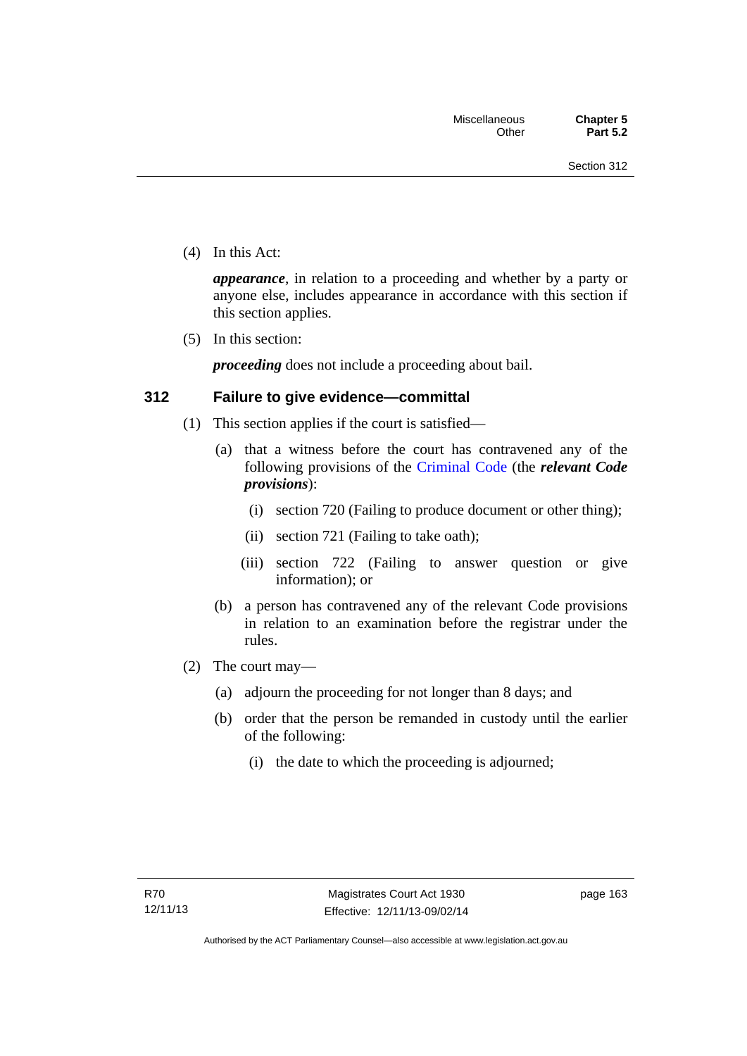(4) In this Act:

***appearance***, in relation to a proceeding and whether by a party or anyone else, includes appearance in accordance with this section if this section applies.

(5) In this section:

***proceeding*** does not include a proceeding about bail.

### 312 Failure to give evidence—committal

(1) This section applies if the court is satisfied—

(a) that a witness before the court has contravened any of the following provisions of the Criminal Code (the ***relevant Code provisions***):

(i) section 720 (Failing to produce document or other thing);

(ii) section 721 (Failing to take oath);

(iii) section 722 (Failing to answer question or give information); or

(b) a person has contravened any of the relevant Code provisions in relation to an examination before the registrar under the rules.

(2) The court may—

(a) adjourn the proceeding for not longer than 8 days; and

(b) order that the person be remanded in custody until the earlier of the following:

(i) the date to which the proceeding is adjourned;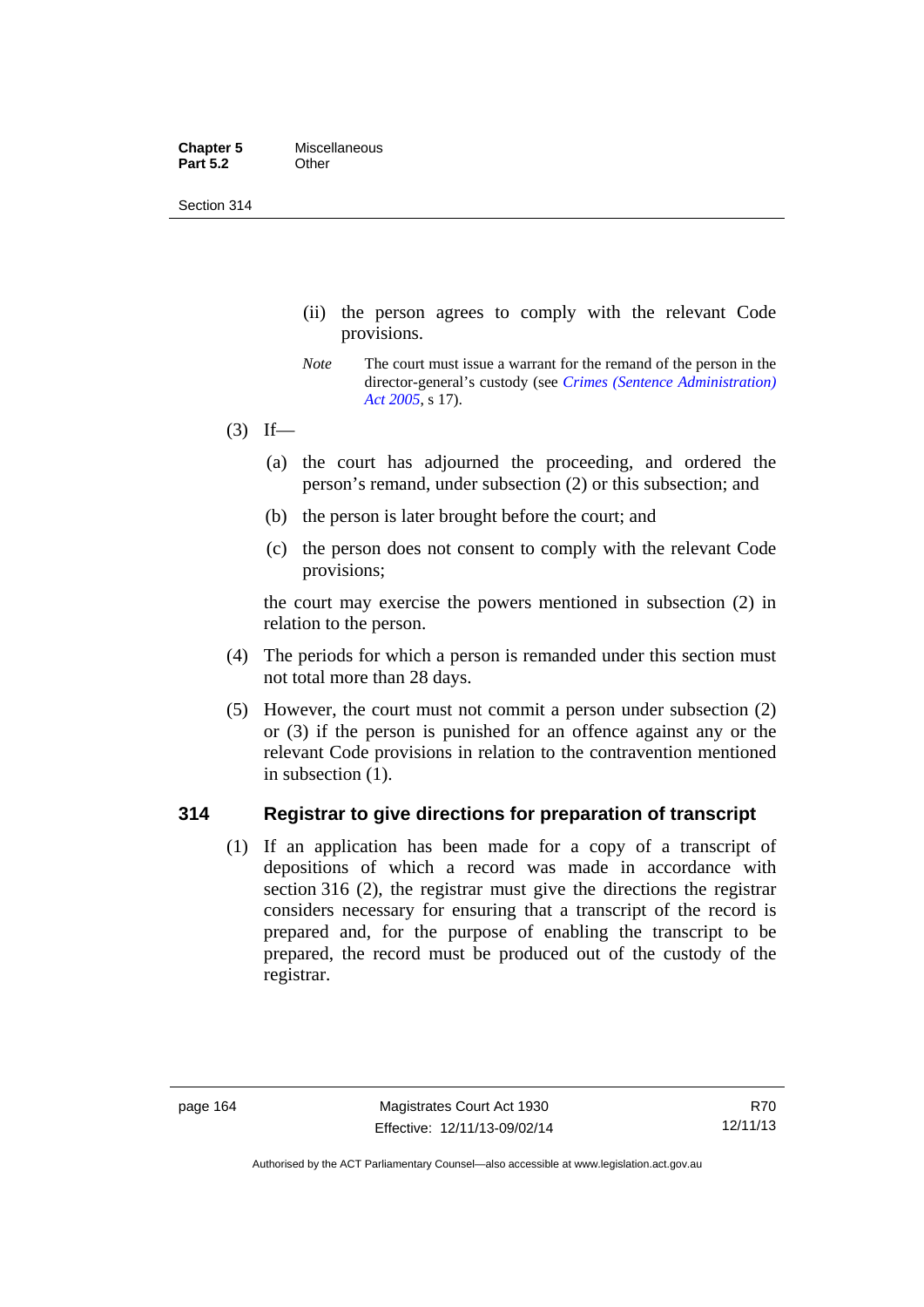(ii) the person agrees to comply with the relevant Code provisions.

*Note* The court must issue a warrant for the remand of the person in the director-general's custody (see *Crimes (Sentence Administration) Act 2005*, s 17).

(3) If—

(a) the court has adjourned the proceeding, and ordered the person's remand, under subsection (2) or this subsection; and

(b) the person is later brought before the court; and

(c) the person does not consent to comply with the relevant Code provisions;

the court may exercise the powers mentioned in subsection (2) in relation to the person.

(4) The periods for which a person is remanded under this section must not total more than 28 days.

(5) However, the court must not commit a person under subsection (2) or (3) if the person is punished for an offence against any or the relevant Code provisions in relation to the contravention mentioned in subsection (1).

## 314 Registrar to give directions for preparation of transcript

(1) If an application has been made for a copy of a transcript of depositions of which a record was made in accordance with section 316 (2), the registrar must give the directions the registrar considers necessary for ensuring that a transcript of the record is prepared and, for the purpose of enabling the transcript to be prepared, the record must be produced out of the custody of the registrar.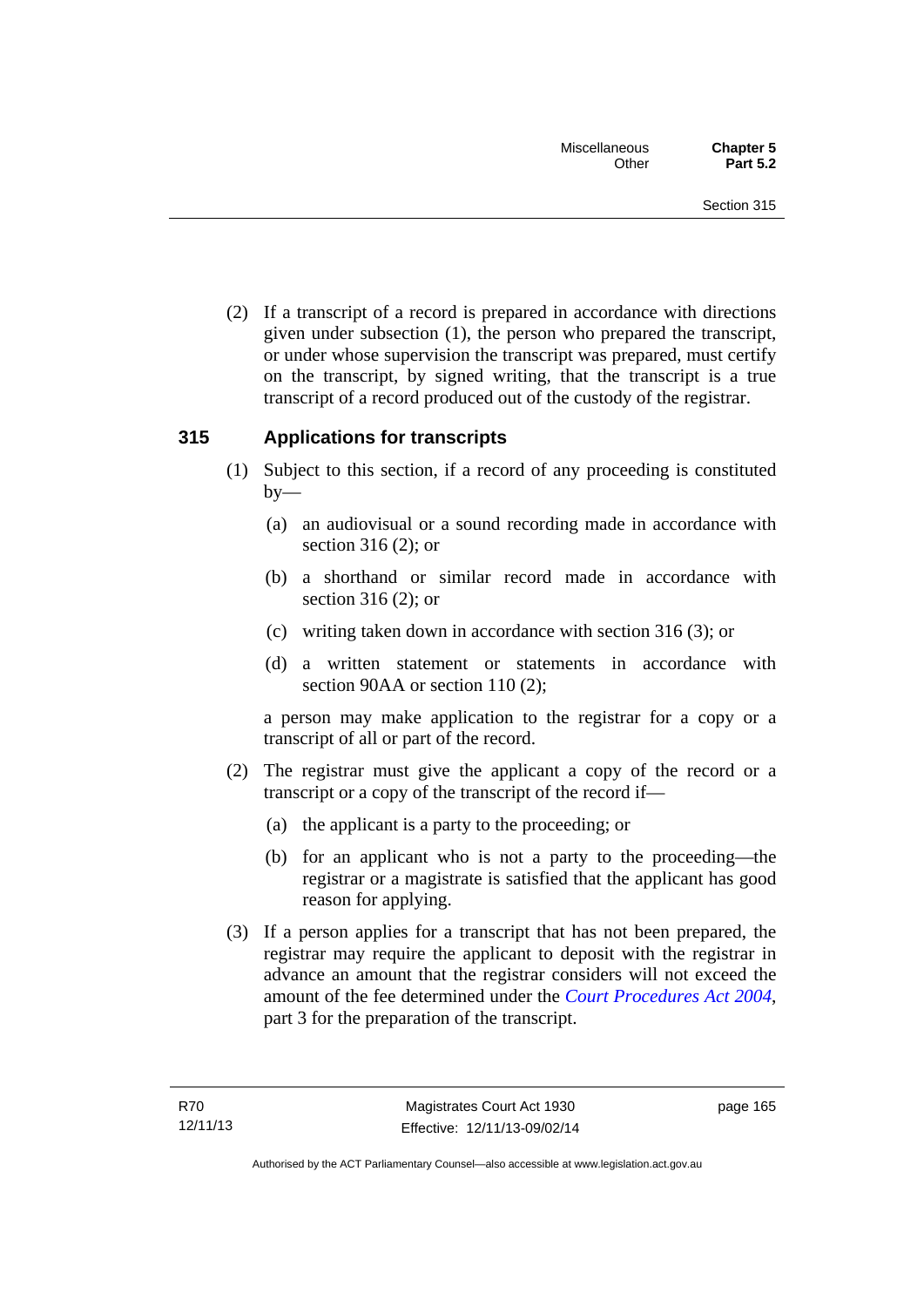(2) If a transcript of a record is prepared in accordance with directions given under subsection (1), the person who prepared the transcript, or under whose supervision the transcript was prepared, must certify on the transcript, by signed writing, that the transcript is a true transcript of a record produced out of the custody of the registrar.

## 315 Applications for transcripts

(1) Subject to this section, if a record of any proceeding is constituted by—

(a) an audiovisual or a sound recording made in accordance with section 316 (2); or

(b) a shorthand or similar record made in accordance with section 316 (2); or

(c) writing taken down in accordance with section 316 (3); or

(d) a written statement or statements in accordance with section 90AA or section 110 (2);

a person may make application to the registrar for a copy or a transcript of all or part of the record.

(2) The registrar must give the applicant a copy of the record or a transcript or a copy of the transcript of the record if—

(a) the applicant is a party to the proceeding; or

(b) for an applicant who is not a party to the proceeding—the registrar or a magistrate is satisfied that the applicant has good reason for applying.

(3) If a person applies for a transcript that has not been prepared, the registrar may require the applicant to deposit with the registrar in advance an amount that the registrar considers will not exceed the amount of the fee determined under the *Court Procedures Act 2004*, part 3 for the preparation of the transcript.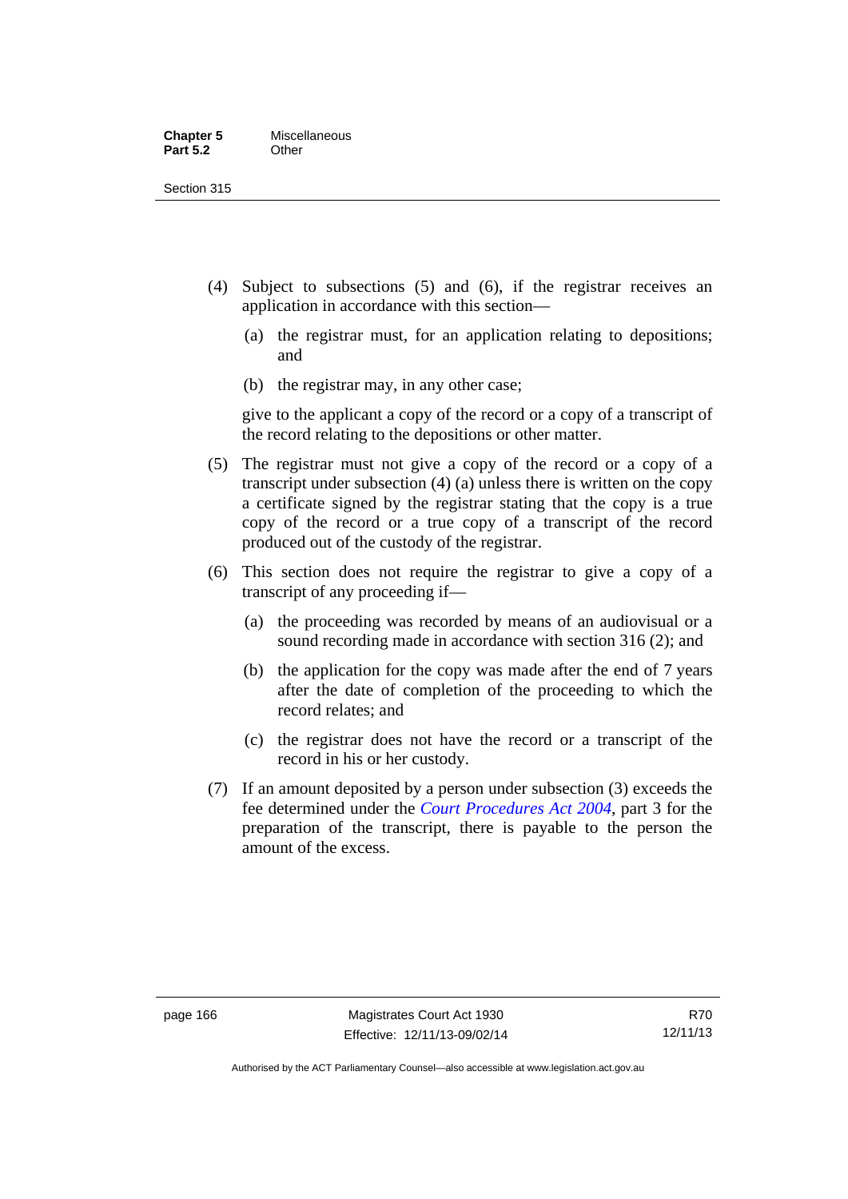(4) Subject to subsections (5) and (6), if the registrar receives an application in accordance with this section—

 (a) the registrar must, for an application relating to depositions; and

 (b) the registrar may, in any other case;

 give to the applicant a copy of the record or a copy of a transcript of the record relating to the depositions or other matter.

(5) The registrar must not give a copy of the record or a copy of a transcript under subsection (4) (a) unless there is written on the copy a certificate signed by the registrar stating that the copy is a true copy of the record or a true copy of a transcript of the record produced out of the custody of the registrar.

(6) This section does not require the registrar to give a copy of a transcript of any proceeding if—

 (a) the proceeding was recorded by means of an audiovisual or a sound recording made in accordance with section 316 (2); and

 (b) the application for the copy was made after the end of 7 years after the date of completion of the proceeding to which the record relates; and

 (c) the registrar does not have the record or a transcript of the record in his or her custody.

(7) If an amount deposited by a person under subsection (3) exceeds the fee determined under the *Court Procedures Act 2004*, part 3 for the preparation of the transcript, there is payable to the person the amount of the excess.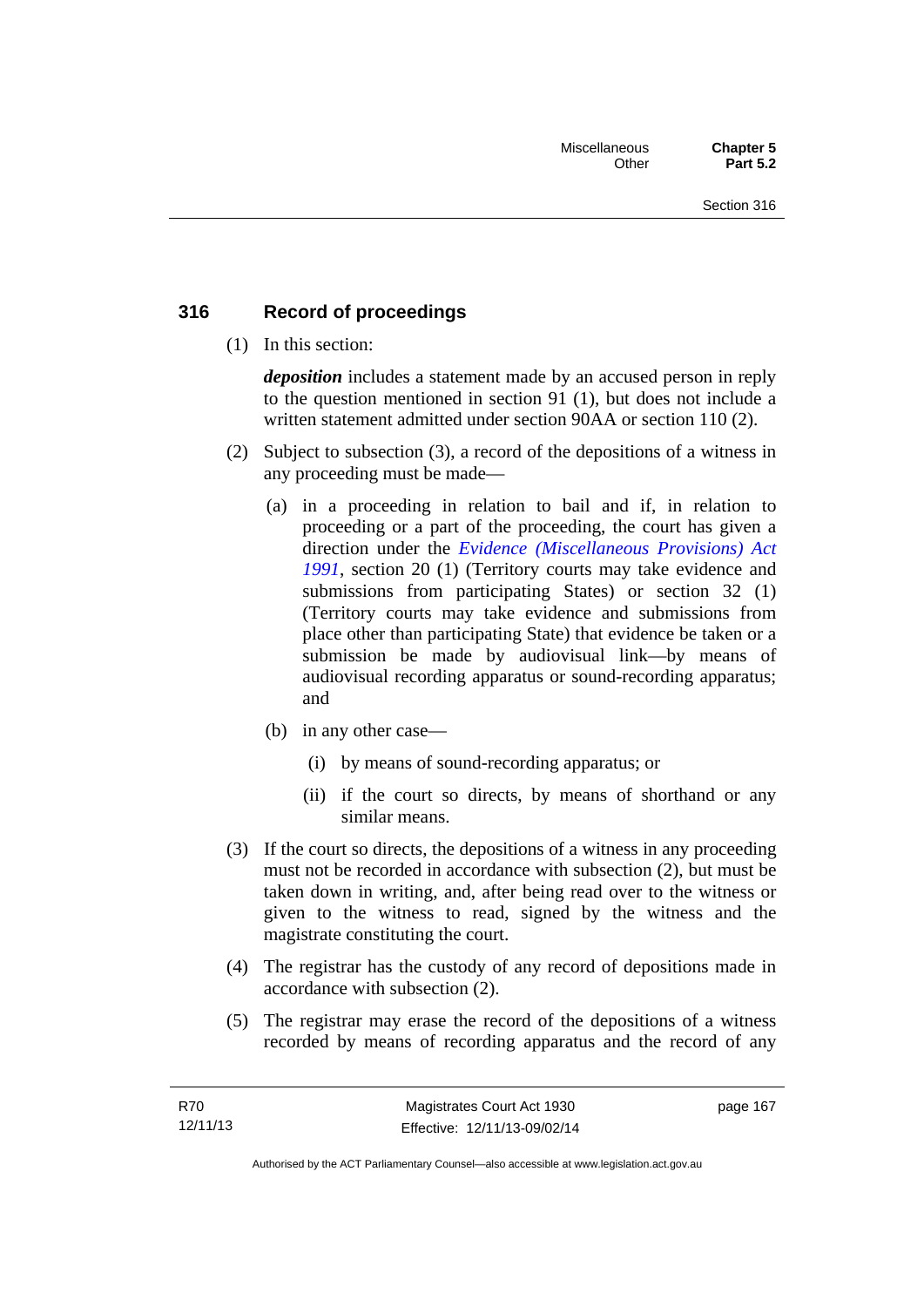## 316 Record of proceedings

(1) In this section:

***deposition*** includes a statement made by an accused person in reply to the question mentioned in section 91 (1), but does not include a written statement admitted under section 90AA or section 110 (2).

(2) Subject to subsection (3), a record of the depositions of a witness in any proceeding must be made—

(a) in a proceeding in relation to bail and if, in relation to proceeding or a part of the proceeding, the court has given a direction under the *Evidence (Miscellaneous Provisions) Act 1991*, section 20 (1) (Territory courts may take evidence and submissions from participating States) or section 32 (1) (Territory courts may take evidence and submissions from place other than participating State) that evidence be taken or a submission be made by audiovisual link—by means of audiovisual recording apparatus or sound-recording apparatus; and

(b) in any other case—

(i) by means of sound-recording apparatus; or

(ii) if the court so directs, by means of shorthand or any similar means.

(3) If the court so directs, the depositions of a witness in any proceeding must not be recorded in accordance with subsection (2), but must be taken down in writing, and, after being read over to the witness or given to the witness to read, signed by the witness and the magistrate constituting the court.

(4) The registrar has the custody of any record of depositions made in accordance with subsection (2).

(5) The registrar may erase the record of the depositions of a witness recorded by means of recording apparatus and the record of any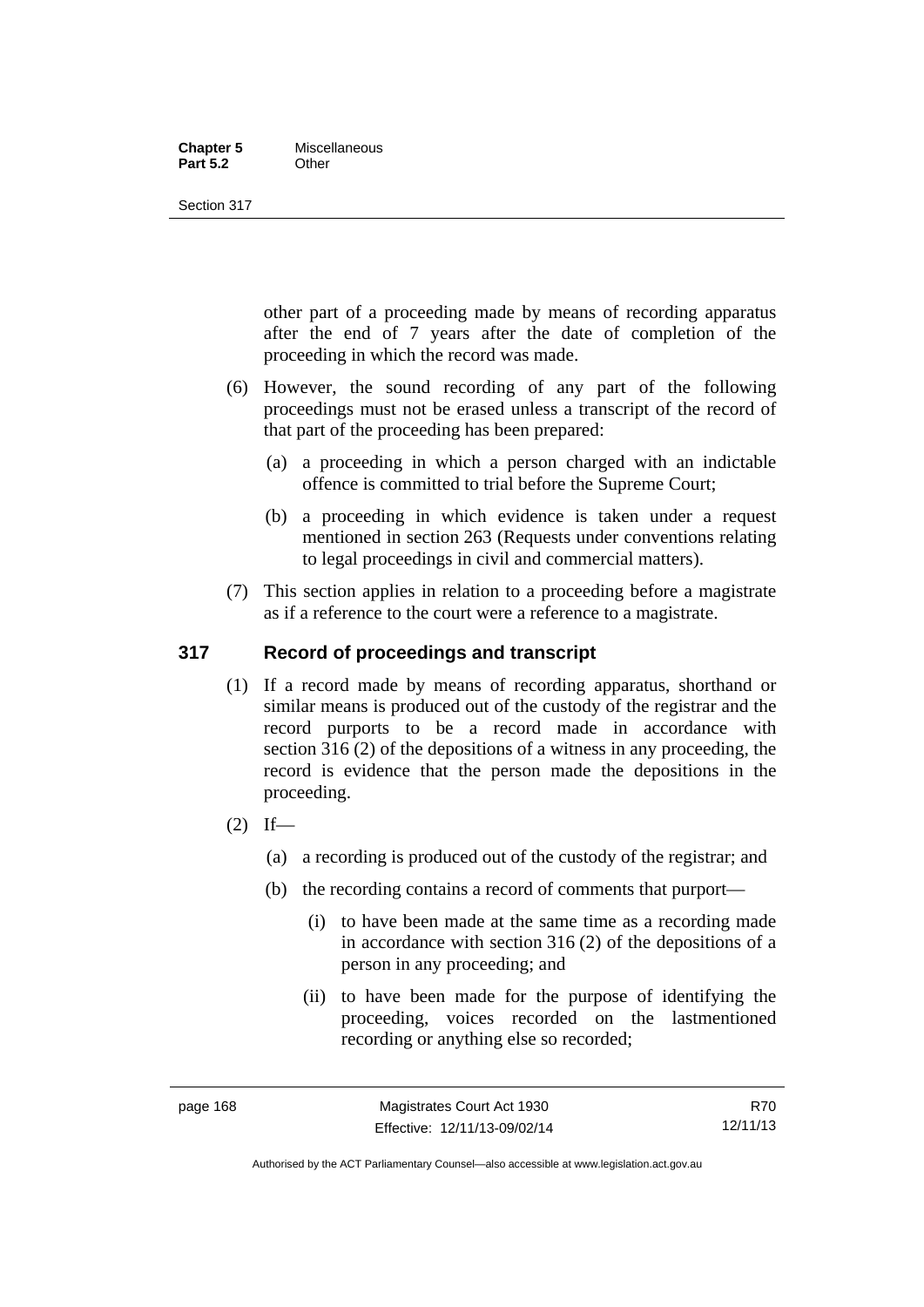other part of a proceeding made by means of recording apparatus after the end of 7 years after the date of completion of the proceeding in which the record was made.

(6) However, the sound recording of any part of the following proceedings must not be erased unless a transcript of the record of that part of the proceeding has been prepared:

(a) a proceeding in which a person charged with an indictable offence is committed to trial before the Supreme Court;

(b) a proceeding in which evidence is taken under a request mentioned in section 263 (Requests under conventions relating to legal proceedings in civil and commercial matters).

(7) This section applies in relation to a proceeding before a magistrate as if a reference to the court were a reference to a magistrate.

## 317 Record of proceedings and transcript

(1) If a record made by means of recording apparatus, shorthand or similar means is produced out of the custody of the registrar and the record purports to be a record made in accordance with section 316 (2) of the depositions of a witness in any proceeding, the record is evidence that the person made the depositions in the proceeding.

(2) If—

(a) a recording is produced out of the custody of the registrar; and

(b) the recording contains a record of comments that purport—

(i) to have been made at the same time as a recording made in accordance with section 316 (2) of the depositions of a person in any proceeding; and

(ii) to have been made for the purpose of identifying the proceeding, voices recorded on the lastmentioned recording or anything else so recorded;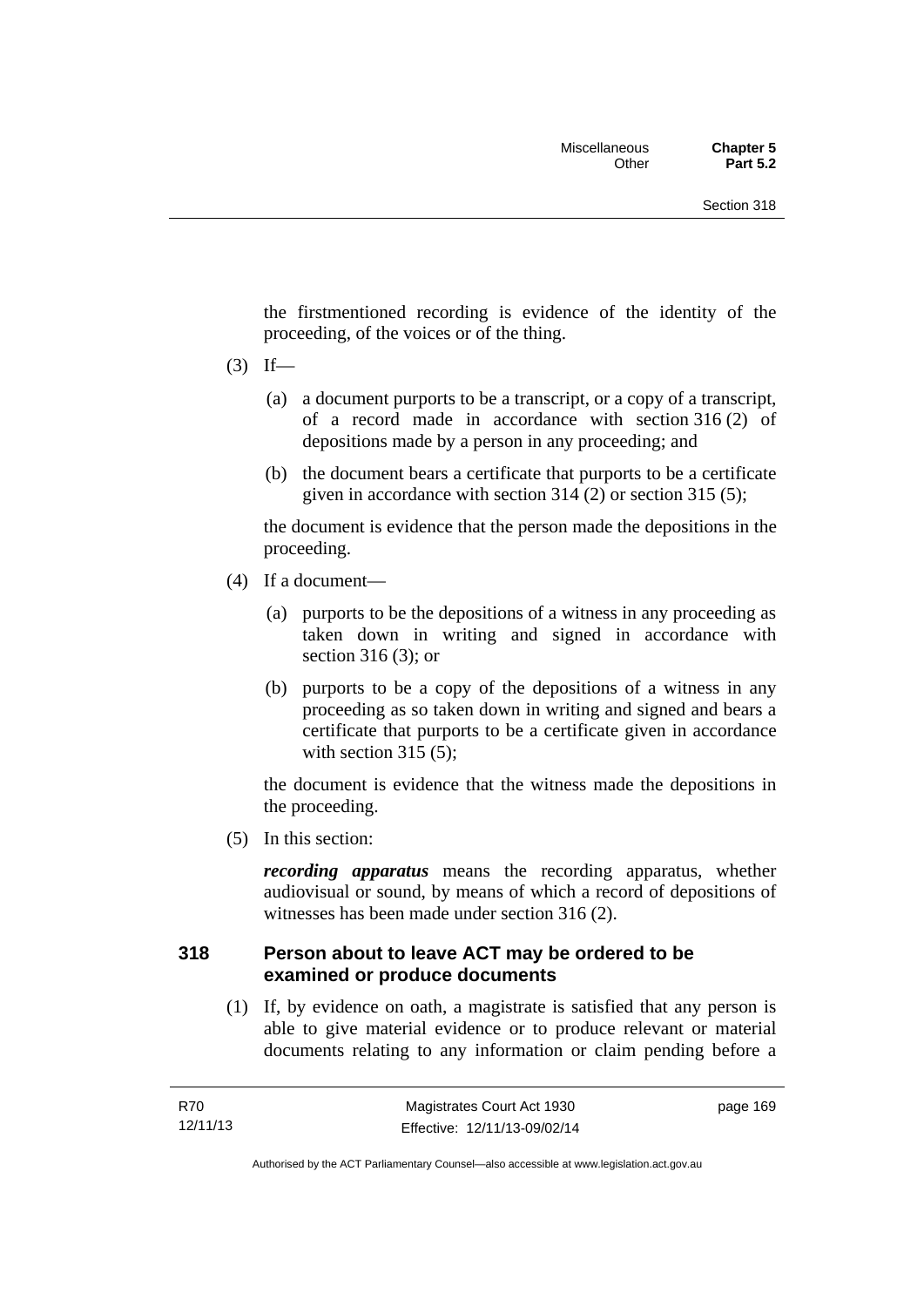the firstmentioned recording is evidence of the identity of the proceeding, of the voices or of the thing.

(3) If—

(a) a document purports to be a transcript, or a copy of a transcript, of a record made in accordance with section 316 (2) of depositions made by a person in any proceeding; and

(b) the document bears a certificate that purports to be a certificate given in accordance with section 314 (2) or section 315 (5);

the document is evidence that the person made the depositions in the proceeding.

(4) If a document—

(a) purports to be the depositions of a witness in any proceeding as taken down in writing and signed in accordance with section 316 (3); or

(b) purports to be a copy of the depositions of a witness in any proceeding as so taken down in writing and signed and bears a certificate that purports to be a certificate given in accordance with section 315 (5);

the document is evidence that the witness made the depositions in the proceeding.

(5) In this section:

***recording apparatus*** means the recording apparatus, whether audiovisual or sound, by means of which a record of depositions of witnesses has been made under section 316 (2).

### 318 Person about to leave ACT may be ordered to be examined or produce documents

(1) If, by evidence on oath, a magistrate is satisfied that any person is able to give material evidence or to produce relevant or material documents relating to any information or claim pending before a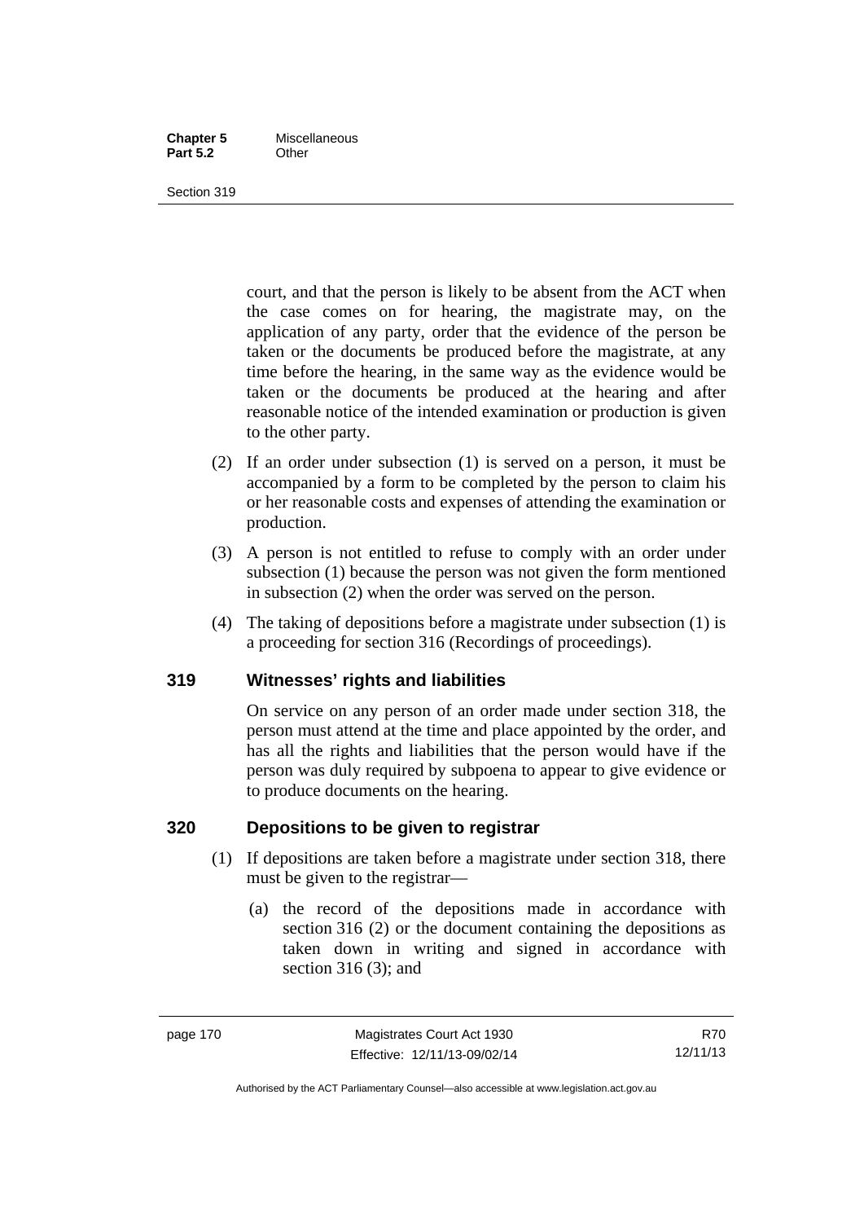court, and that the person is likely to be absent from the ACT when the case comes on for hearing, the magistrate may, on the application of any party, order that the evidence of the person be taken or the documents be produced before the magistrate, at any time before the hearing, in the same way as the evidence would be taken or the documents be produced at the hearing and after reasonable notice of the intended examination or production is given to the other party.

(2) If an order under subsection (1) is served on a person, it must be accompanied by a form to be completed by the person to claim his or her reasonable costs and expenses of attending the examination or production.

(3) A person is not entitled to refuse to comply with an order under subsection (1) because the person was not given the form mentioned in subsection (2) when the order was served on the person.

(4) The taking of depositions before a magistrate under subsection (1) is a proceeding for section 316 (Recordings of proceedings).

## 319 Witnesses' rights and liabilities

On service on any person of an order made under section 318, the person must attend at the time and place appointed by the order, and has all the rights and liabilities that the person would have if the person was duly required by subpoena to appear to give evidence or to produce documents on the hearing.

## 320 Depositions to be given to registrar

(1) If depositions are taken before a magistrate under section 318, there must be given to the registrar—

(a) the record of the depositions made in accordance with section 316 (2) or the document containing the depositions as taken down in writing and signed in accordance with section 316 (3); and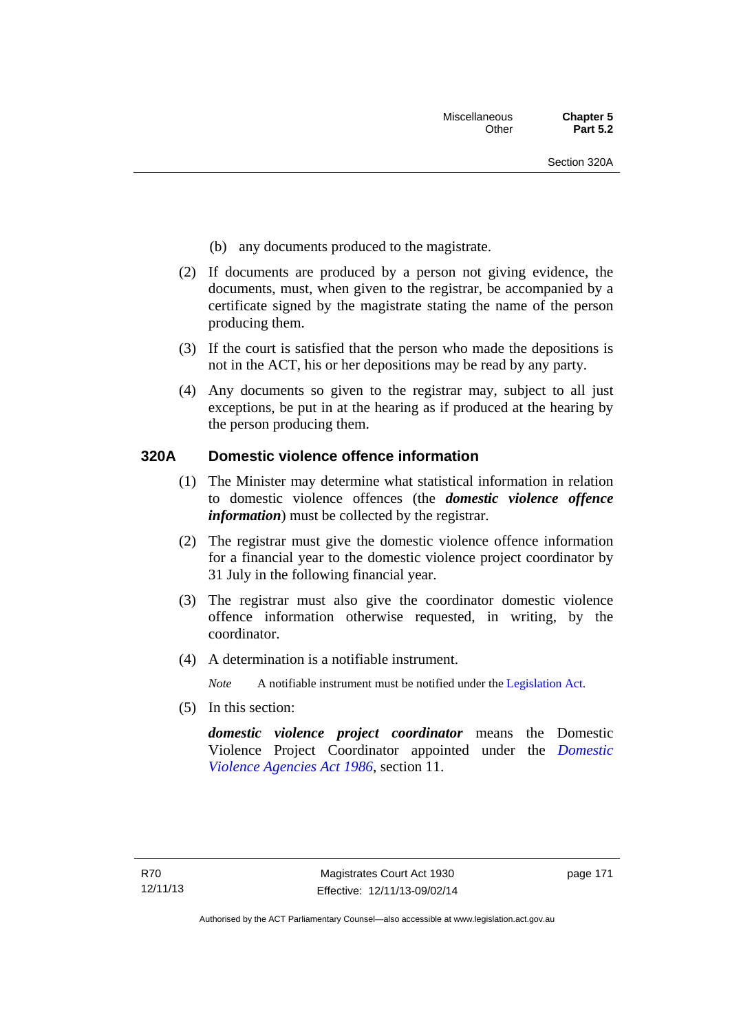(b) any documents produced to the magistrate.

(2) If documents are produced by a person not giving evidence, the documents, must, when given to the registrar, be accompanied by a certificate signed by the magistrate stating the name of the person producing them.

(3) If the court is satisfied that the person who made the depositions is not in the ACT, his or her depositions may be read by any party.

(4) Any documents so given to the registrar may, subject to all just exceptions, be put in at the hearing as if produced at the hearing by the person producing them.

### 320A Domestic violence offence information

(1) The Minister may determine what statistical information in relation to domestic violence offences (the ***domestic violence offence information***) must be collected by the registrar.

(2) The registrar must give the domestic violence offence information for a financial year to the domestic violence project coordinator by 31 July in the following financial year.

(3) The registrar must also give the coordinator domestic violence offence information otherwise requested, in writing, by the coordinator.

(4) A determination is a notifiable instrument.

*Note* A notifiable instrument must be notified under the Legislation Act.

(5) In this section:

***domestic violence project coordinator*** means the Domestic Violence Project Coordinator appointed under the *Domestic Violence Agencies Act 1986*, section 11.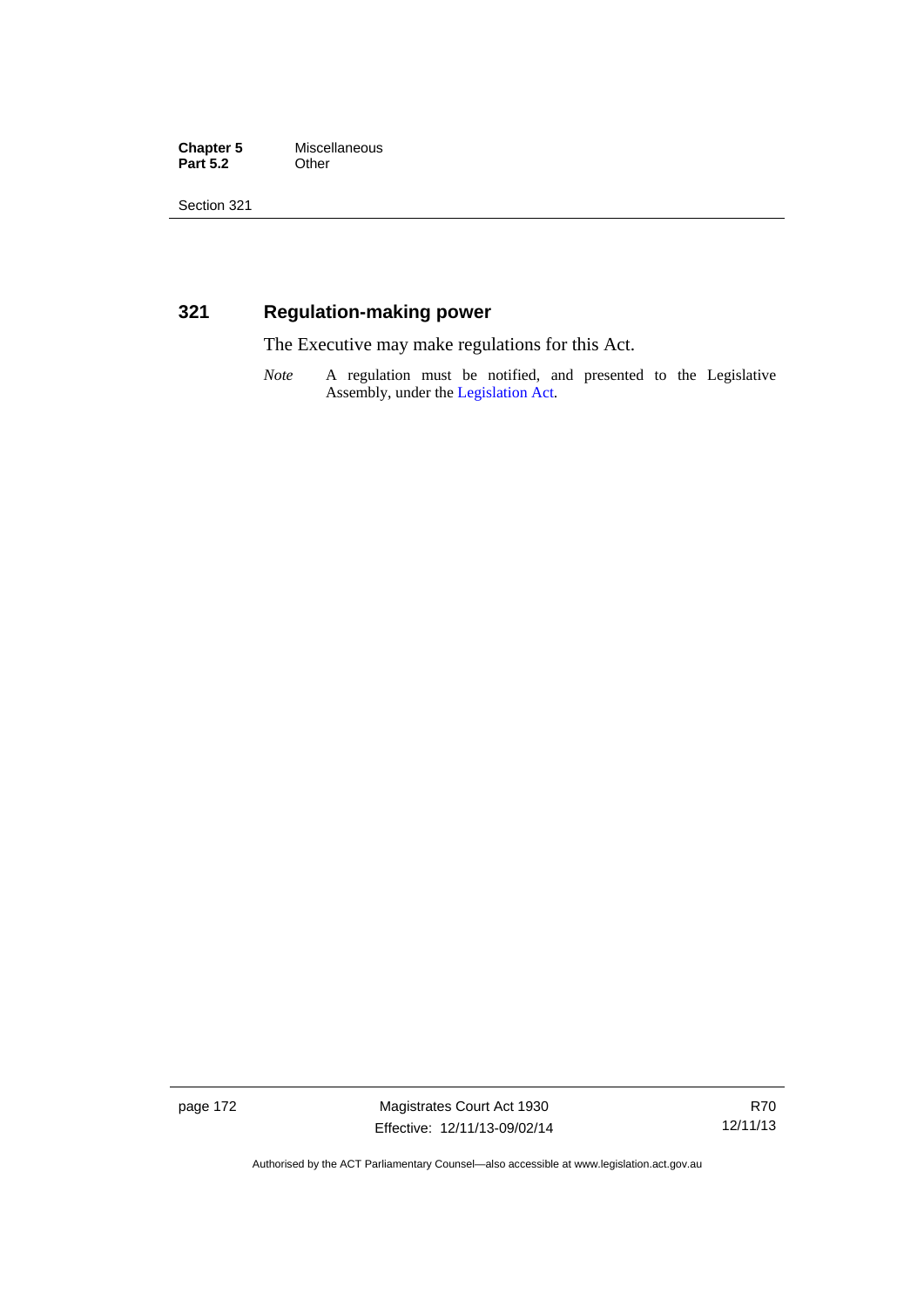## 321 Regulation-making power

The Executive may make regulations for this Act.

*Note* A regulation must be notified, and presented to the Legislative Assembly, under the Legislation Act.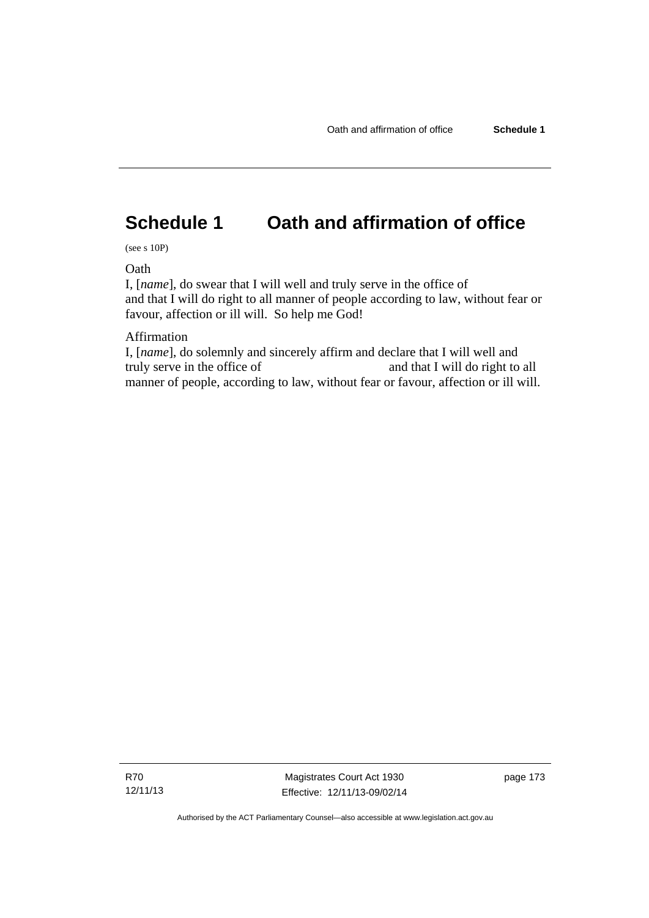# Schedule 1 Oath and affirmation of office

(see s 10P)

Oath

I, [*name*], do swear that I will well and truly serve in the office of
and that I will do right to all manner of people according to law, without fear or favour, affection or ill will. So help me God!

Affirmation

I, [*name*], do solemnly and sincerely affirm and declare that I will well and truly serve in the office of and that I will do right to all manner of people, according to law, without fear or favour, affection or ill will.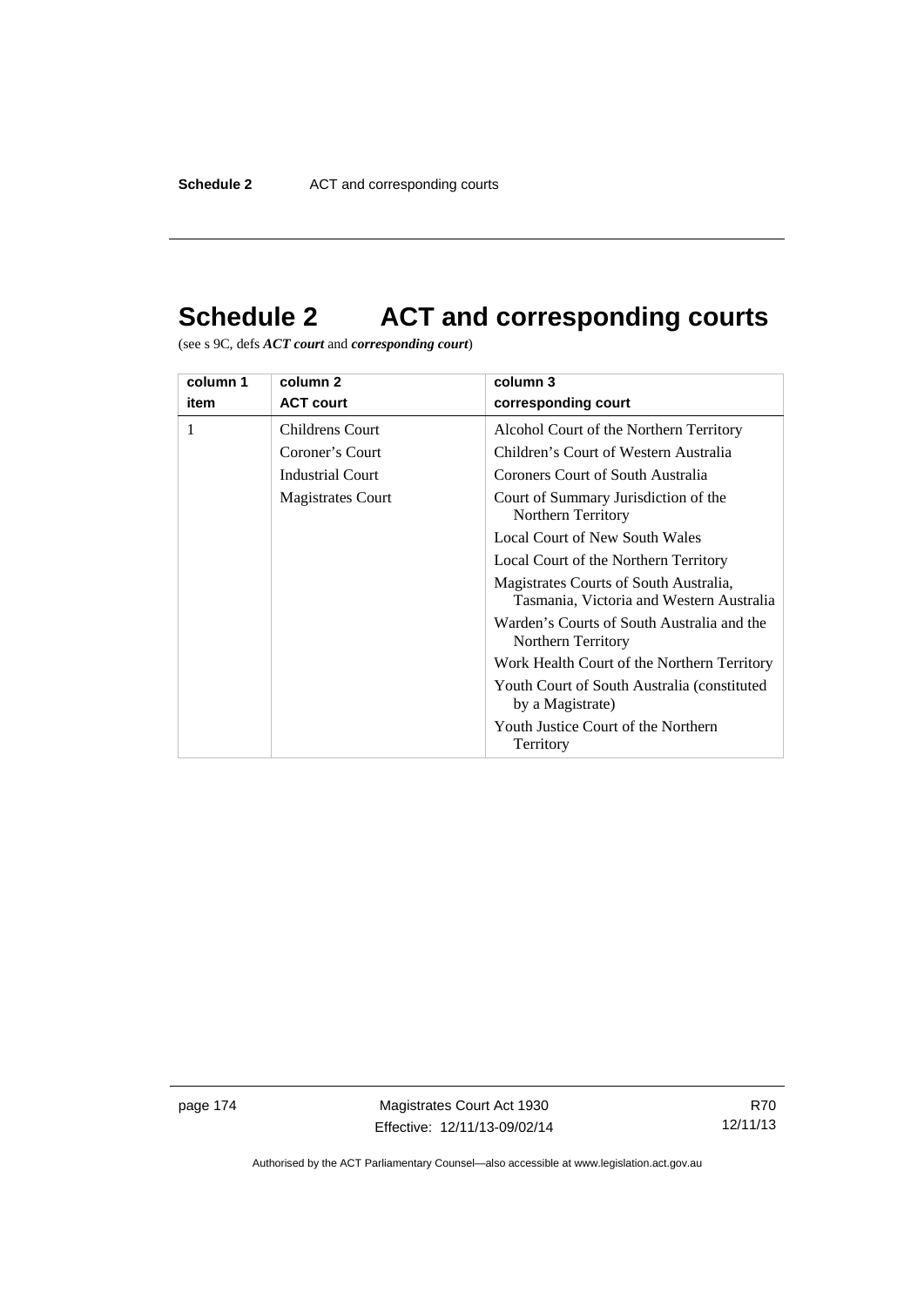# Schedule 2 ACT and corresponding courts

(see s 9C, defs ***ACT court*** and ***corresponding court***)

| column 1<br>item | column 2<br>ACT court | column 3<br>corresponding court |
|---|---|---|
| 1 | Childrens Court<br>Coroner's Court<br>Industrial Court<br>Magistrates Court | Alcohol Court of the Northern Territory<br>Children's Court of Western Australia<br>Coroners Court of South Australia<br>Court of Summary Jurisdiction of the Northern Territory<br>Local Court of New South Wales<br>Local Court of the Northern Territory<br>Magistrates Courts of South Australia, Tasmania, Victoria and Western Australia<br>Warden's Courts of South Australia and the Northern Territory<br>Work Health Court of the Northern Territory<br>Youth Court of South Australia (constituted by a Magistrate)<br>Youth Justice Court of the Northern Territory |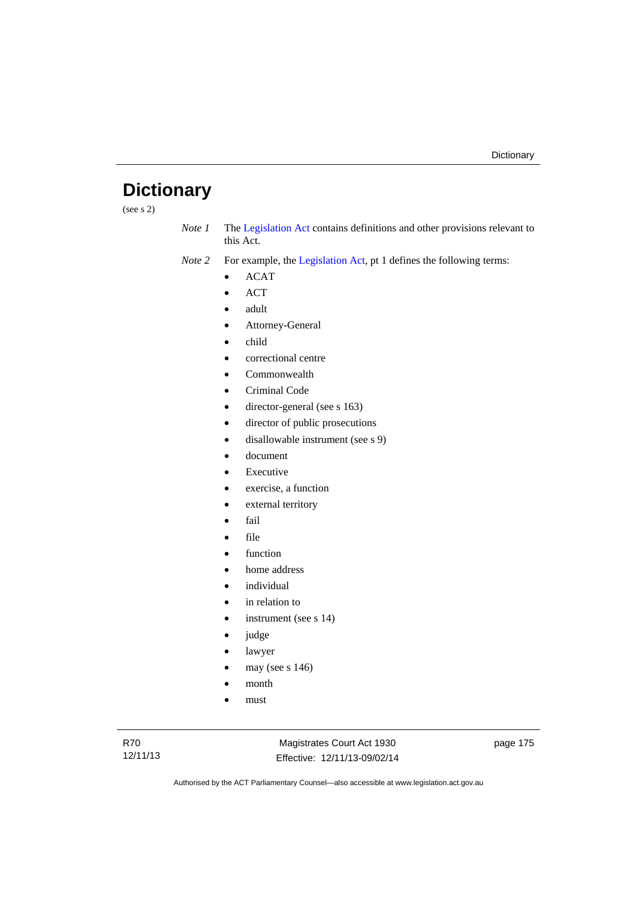# Dictionary

(see s 2)

*Note 1* The Legislation Act contains definitions and other provisions relevant to this Act.

*Note 2* For example, the Legislation Act, pt 1 defines the following terms:

- ACAT
- ACT
- adult
- Attorney-General
- child
- correctional centre
- Commonwealth
- Criminal Code
- director-general (see s 163)
- director of public prosecutions
- disallowable instrument (see s 9)
- document
- Executive
- exercise, a function
- external territory
- fail
- file
- function
- home address
- individual
- in relation to
- instrument (see s 14)
- judge
- lawyer
- may (see s 146)
- month
- must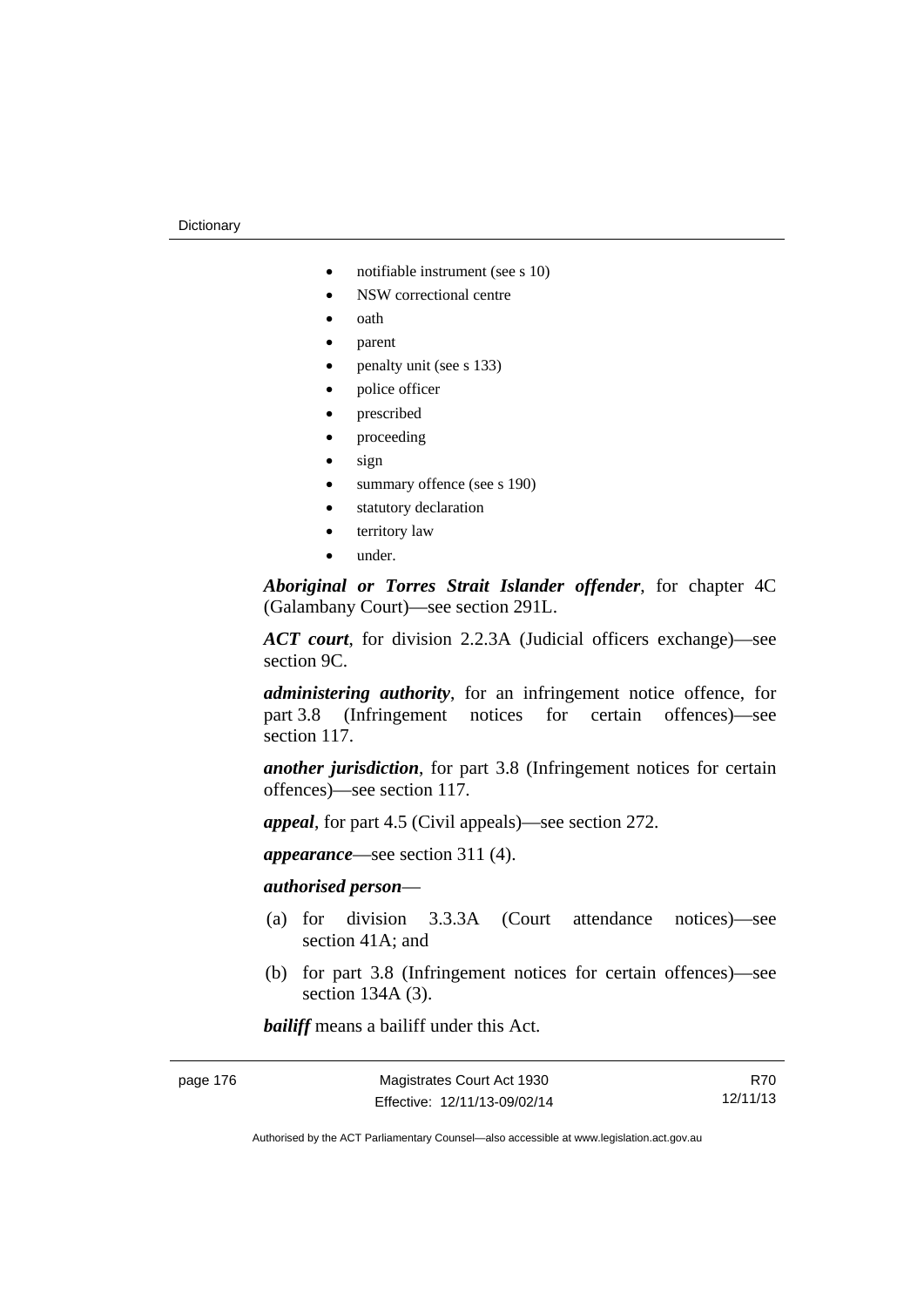- notifiable instrument (see s 10)
- NSW correctional centre
- oath
- parent
- penalty unit (see s 133)
- police officer
- prescribed
- proceeding
- sign
- summary offence (see s 190)
- statutory declaration
- territory law
- under.

***Aboriginal or Torres Strait Islander offender***, for chapter 4C (Galambany Court)—see section 291L.

***ACT court***, for division 2.2.3A (Judicial officers exchange)—see section 9C.

***administering authority***, for an infringement notice offence, for part 3.8 (Infringement notices for certain offences)—see section 117.

***another jurisdiction***, for part 3.8 (Infringement notices for certain offences)—see section 117.

***appeal***, for part 4.5 (Civil appeals)—see section 272.

***appearance***—see section 311 (4).

***authorised person***—

(a) for division 3.3.3A (Court attendance notices)—see section 41A; and

(b) for part 3.8 (Infringement notices for certain offences)—see section 134A (3).

***bailiff*** means a bailiff under this Act.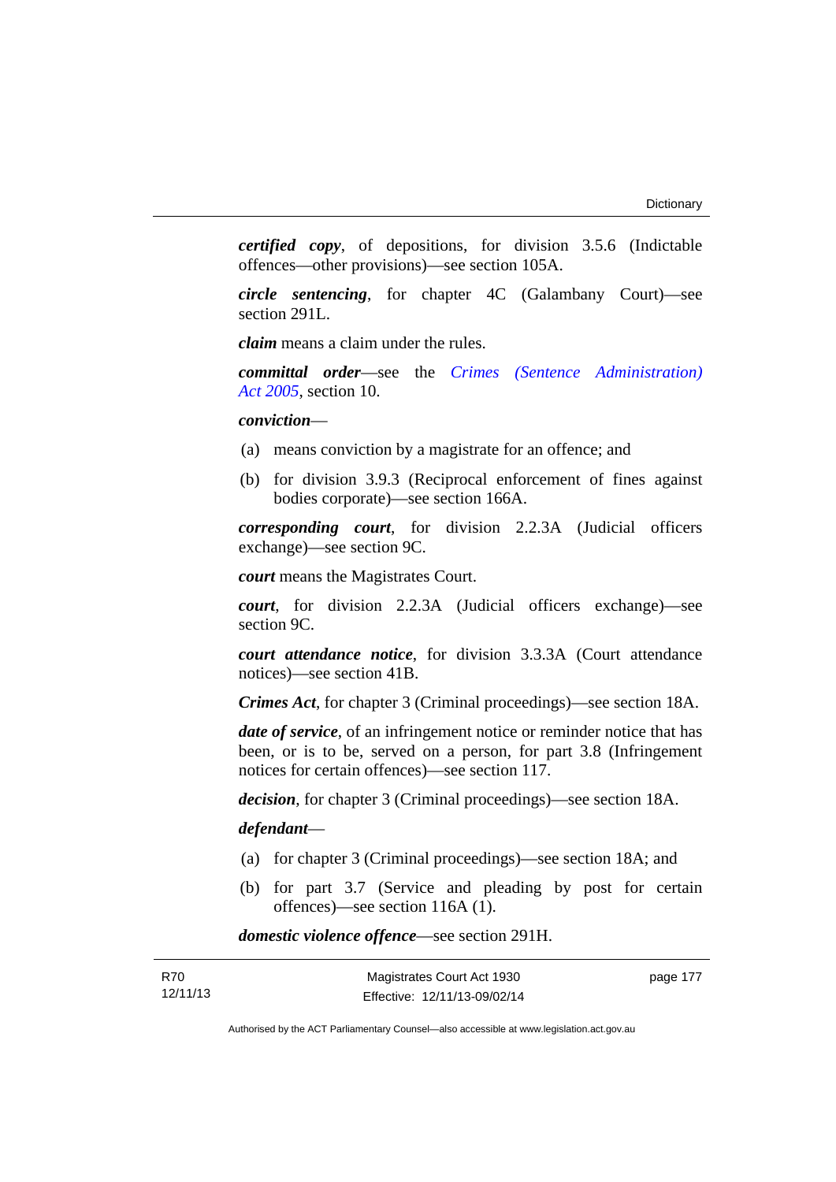***certified copy***, of depositions, for division 3.5.6 (Indictable offences—other provisions)—see section 105A.

***circle sentencing***, for chapter 4C (Galambany Court)—see section 291L.

***claim*** means a claim under the rules.

***committal order***—see the *Crimes (Sentence Administration) Act 2005*, section 10.

***conviction***—

(a) means conviction by a magistrate for an offence; and

(b) for division 3.9.3 (Reciprocal enforcement of fines against bodies corporate)—see section 166A.

***corresponding court***, for division 2.2.3A (Judicial officers exchange)—see section 9C.

***court*** means the Magistrates Court.

***court***, for division 2.2.3A (Judicial officers exchange)—see section 9C.

***court attendance notice***, for division 3.3.3A (Court attendance notices)—see section 41B.

***Crimes Act***, for chapter 3 (Criminal proceedings)—see section 18A.

***date of service***, of an infringement notice or reminder notice that has been, or is to be, served on a person, for part 3.8 (Infringement notices for certain offences)—see section 117.

***decision***, for chapter 3 (Criminal proceedings)—see section 18A.

***defendant***—

(a) for chapter 3 (Criminal proceedings)—see section 18A; and

(b) for part 3.7 (Service and pleading by post for certain offences)—see section 116A (1).

***domestic violence offence***—see section 291H.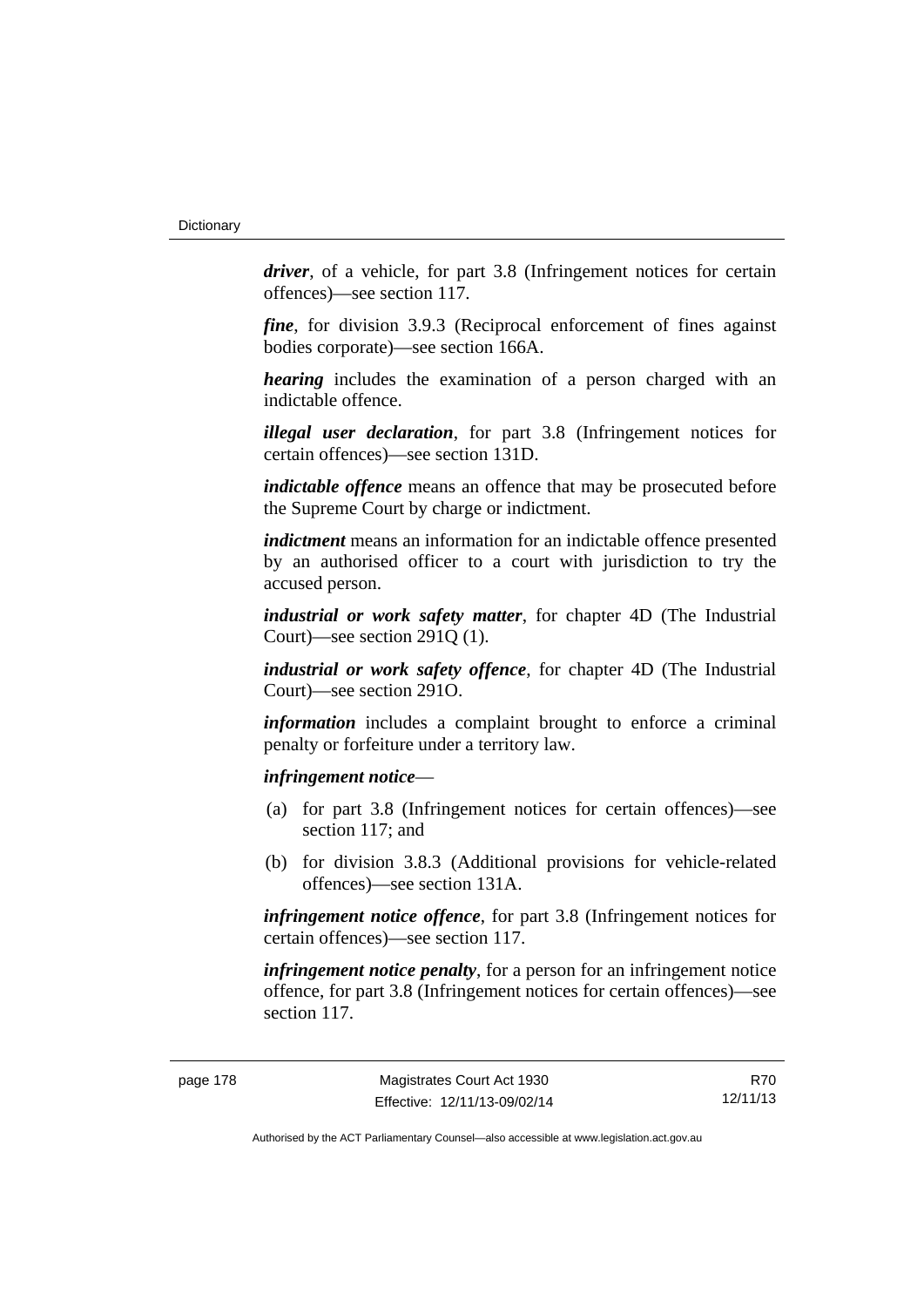***driver***, of a vehicle, for part 3.8 (Infringement notices for certain offences)—see section 117.

***fine***, for division 3.9.3 (Reciprocal enforcement of fines against bodies corporate)—see section 166A.

***hearing*** includes the examination of a person charged with an indictable offence.

***illegal user declaration***, for part 3.8 (Infringement notices for certain offences)—see section 131D.

***indictable offence*** means an offence that may be prosecuted before the Supreme Court by charge or indictment.

***indictment*** means an information for an indictable offence presented by an authorised officer to a court with jurisdiction to try the accused person.

***industrial or work safety matter***, for chapter 4D (The Industrial Court)—see section 291Q (1).

***industrial or work safety offence***, for chapter 4D (The Industrial Court)—see section 291O.

***information*** includes a complaint brought to enforce a criminal penalty or forfeiture under a territory law.

***infringement notice***—

(a) for part 3.8 (Infringement notices for certain offences)—see section 117; and

(b) for division 3.8.3 (Additional provisions for vehicle-related offences)—see section 131A.

***infringement notice offence***, for part 3.8 (Infringement notices for certain offences)—see section 117.

***infringement notice penalty***, for a person for an infringement notice offence, for part 3.8 (Infringement notices for certain offences)—see section 117.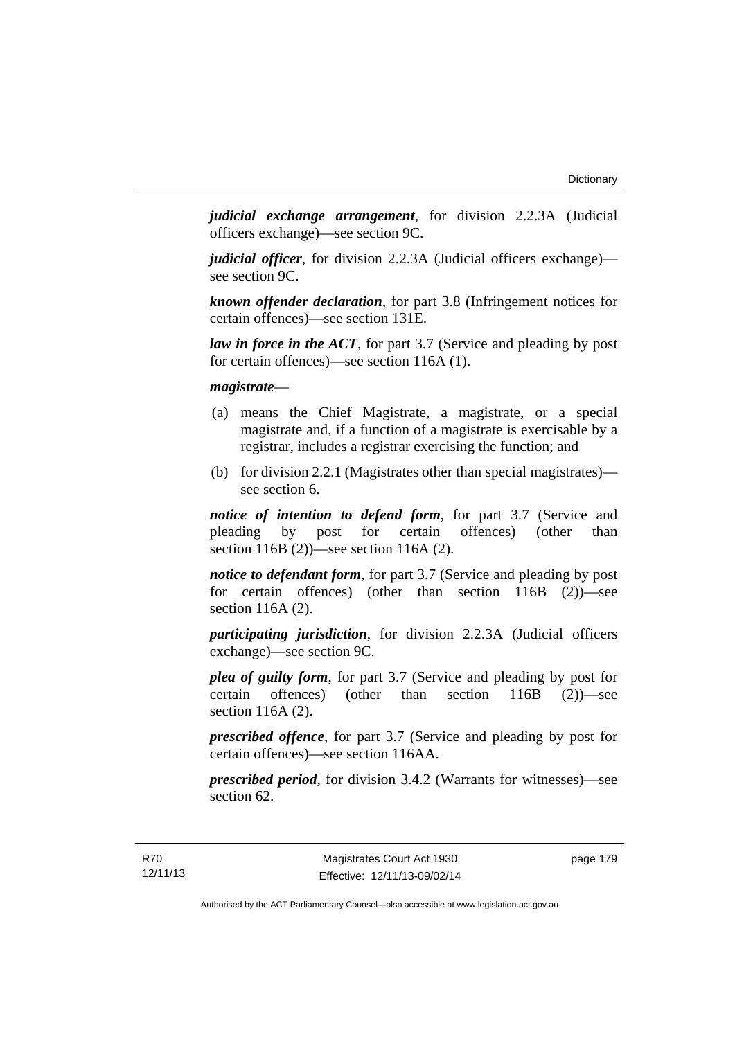***judicial exchange arrangement***, for division 2.2.3A (Judicial officers exchange)—see section 9C.

***judicial officer***, for division 2.2.3A (Judicial officers exchange)—see section 9C.

***known offender declaration***, for part 3.8 (Infringement notices for certain offences)—see section 131E.

***law in force in the ACT***, for part 3.7 (Service and pleading by post for certain offences)—see section 116A (1).

***magistrate***—

(a) means the Chief Magistrate, a magistrate, or a special magistrate and, if a function of a magistrate is exercisable by a registrar, includes a registrar exercising the function; and

(b) for division 2.2.1 (Magistrates other than special magistrates)—see section 6.

***notice of intention to defend form***, for part 3.7 (Service and pleading by post for certain offences) (other than section 116B (2))—see section 116A (2).

***notice to defendant form***, for part 3.7 (Service and pleading by post for certain offences) (other than section 116B (2))—see section 116A (2).

***participating jurisdiction***, for division 2.2.3A (Judicial officers exchange)—see section 9C.

***plea of guilty form***, for part 3.7 (Service and pleading by post for certain offences) (other than section 116B (2))—see section 116A (2).

***prescribed offence***, for part 3.7 (Service and pleading by post for certain offences)—see section 116AA.

***prescribed period***, for division 3.4.2 (Warrants for witnesses)—see section 62.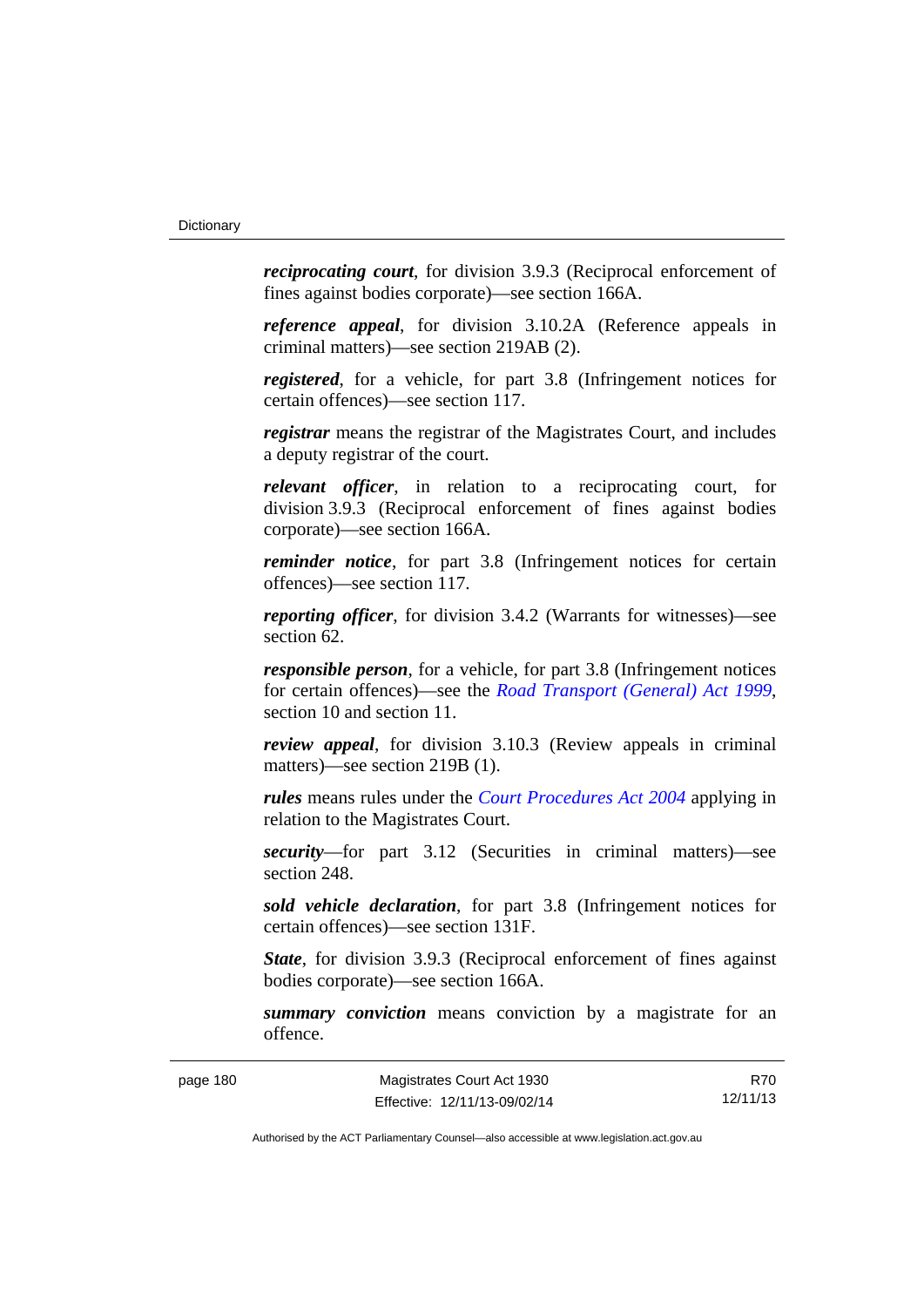***reciprocating court***, for division 3.9.3 (Reciprocal enforcement of fines against bodies corporate)—see section 166A.

***reference appeal***, for division 3.10.2A (Reference appeals in criminal matters)—see section 219AB (2).

***registered***, for a vehicle, for part 3.8 (Infringement notices for certain offences)—see section 117.

***registrar*** means the registrar of the Magistrates Court, and includes a deputy registrar of the court.

***relevant officer***, in relation to a reciprocating court, for division 3.9.3 (Reciprocal enforcement of fines against bodies corporate)—see section 166A.

***reminder notice***, for part 3.8 (Infringement notices for certain offences)—see section 117.

***reporting officer***, for division 3.4.2 (Warrants for witnesses)—see section 62.

***responsible person***, for a vehicle, for part 3.8 (Infringement notices for certain offences)—see the *Road Transport (General) Act 1999*, section 10 and section 11.

***review appeal***, for division 3.10.3 (Review appeals in criminal matters)—see section 219B (1).

***rules*** means rules under the *Court Procedures Act 2004* applying in relation to the Magistrates Court.

***security***—for part 3.12 (Securities in criminal matters)—see section 248.

***sold vehicle declaration***, for part 3.8 (Infringement notices for certain offences)—see section 131F.

***State***, for division 3.9.3 (Reciprocal enforcement of fines against bodies corporate)—see section 166A.

***summary conviction*** means conviction by a magistrate for an offence.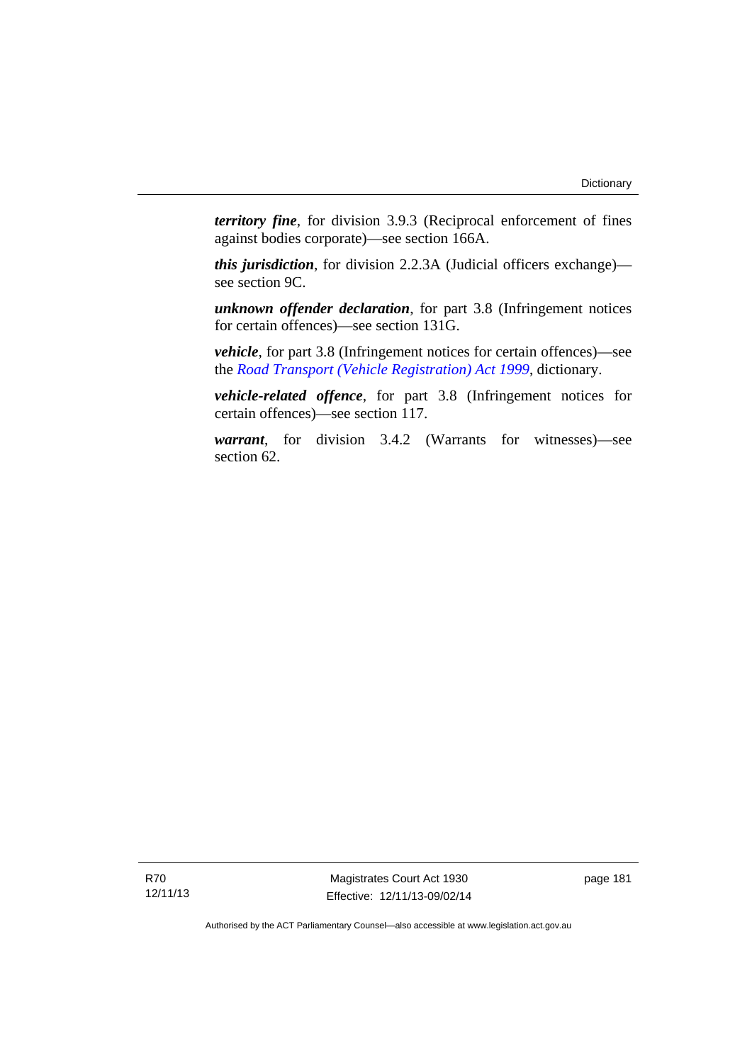***territory fine***, for division 3.9.3 (Reciprocal enforcement of fines against bodies corporate)—see section 166A.

***this jurisdiction***, for division 2.2.3A (Judicial officers exchange)—see section 9C.

***unknown offender declaration***, for part 3.8 (Infringement notices for certain offences)—see section 131G.

***vehicle***, for part 3.8 (Infringement notices for certain offences)—see the *Road Transport (Vehicle Registration) Act 1999*, dictionary.

***vehicle-related offence***, for part 3.8 (Infringement notices for certain offences)—see section 117.

***warrant***, for division 3.4.2 (Warrants for witnesses)—see section 62.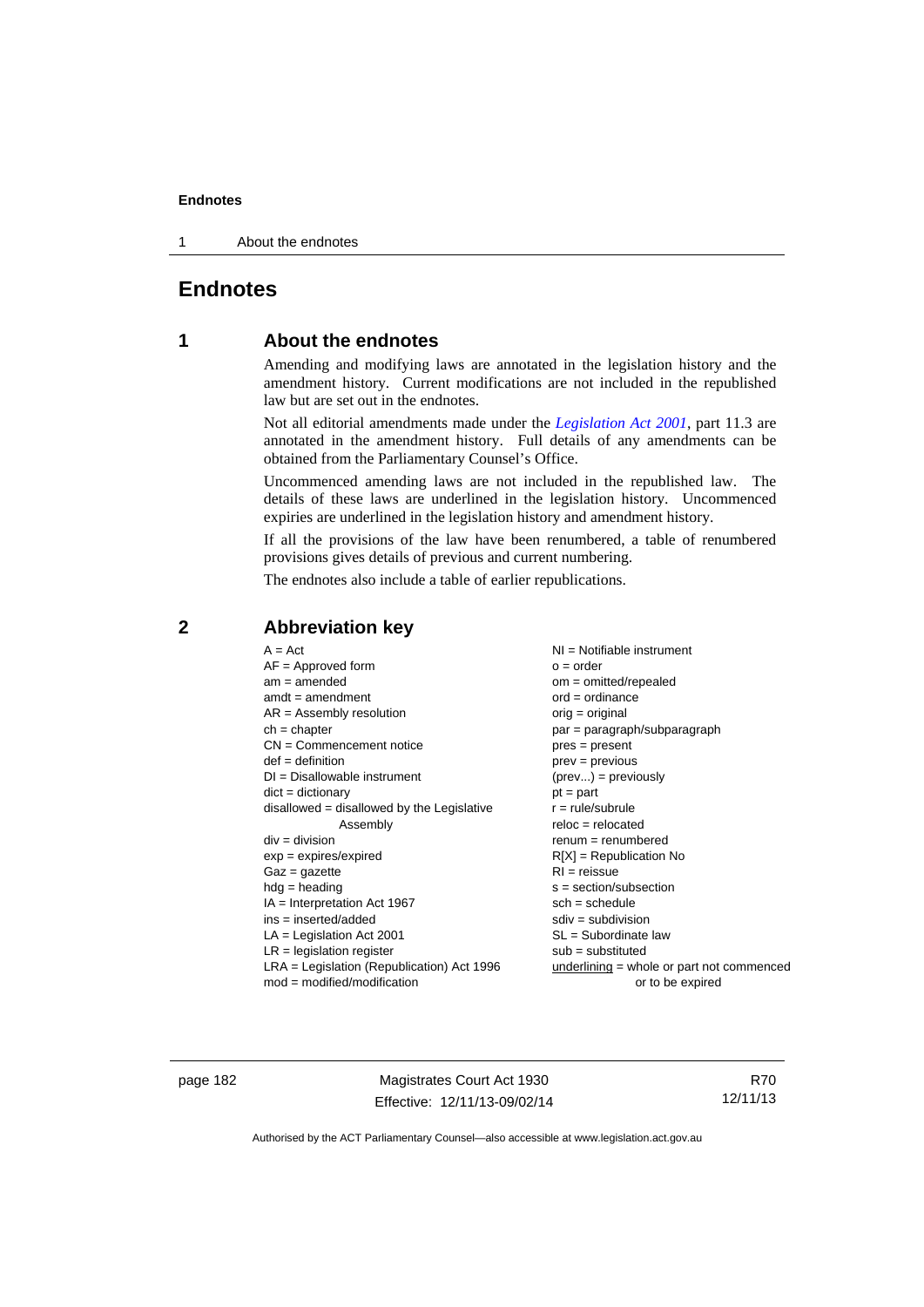# Endnotes

## 1 About the endnotes

Amending and modifying laws are annotated in the legislation history and the amendment history. Current modifications are not included in the republished law but are set out in the endnotes.

Not all editorial amendments made under the *Legislation Act 2001*, part 11.3 are annotated in the amendment history. Full details of any amendments can be obtained from the Parliamentary Counsel's Office.

Uncommenced amending laws are not included in the republished law. The details of these laws are underlined in the legislation history. Uncommenced expiries are underlined in the legislation history and amendment history.

If all the provisions of the law have been renumbered, a table of renumbered provisions gives details of previous and current numbering.

The endnotes also include a table of earlier republications.

## 2 Abbreviation key

A = Act
AF = Approved form
am = amended
amdt = amendment
AR = Assembly resolution
ch = chapter
CN = Commencement notice
def = definition
DI = Disallowable instrument
dict = dictionary
disallowed = disallowed by the Legislative Assembly
div = division
exp = expires/expired
Gaz = gazette
hdg = heading
IA = Interpretation Act 1967
ins = inserted/added
LA = Legislation Act 2001
LR = legislation register
LRA = Legislation (Republication) Act 1996
mod = modified/modification
NI = Notifiable instrument
o = order
om = omitted/repealed
ord = ordinance
orig = original
par = paragraph/subparagraph
pres = present
prev = previous
(prev...) = previously
pt = part
r = rule/subrule
reloc = relocated
renum = renumbered
R[X] = Republication No
RI = reissue
s = section/subsection
sch = schedule
sdiv = subdivision
SL = Subordinate law
sub = substituted
underlining = whole or part not commenced or to be expired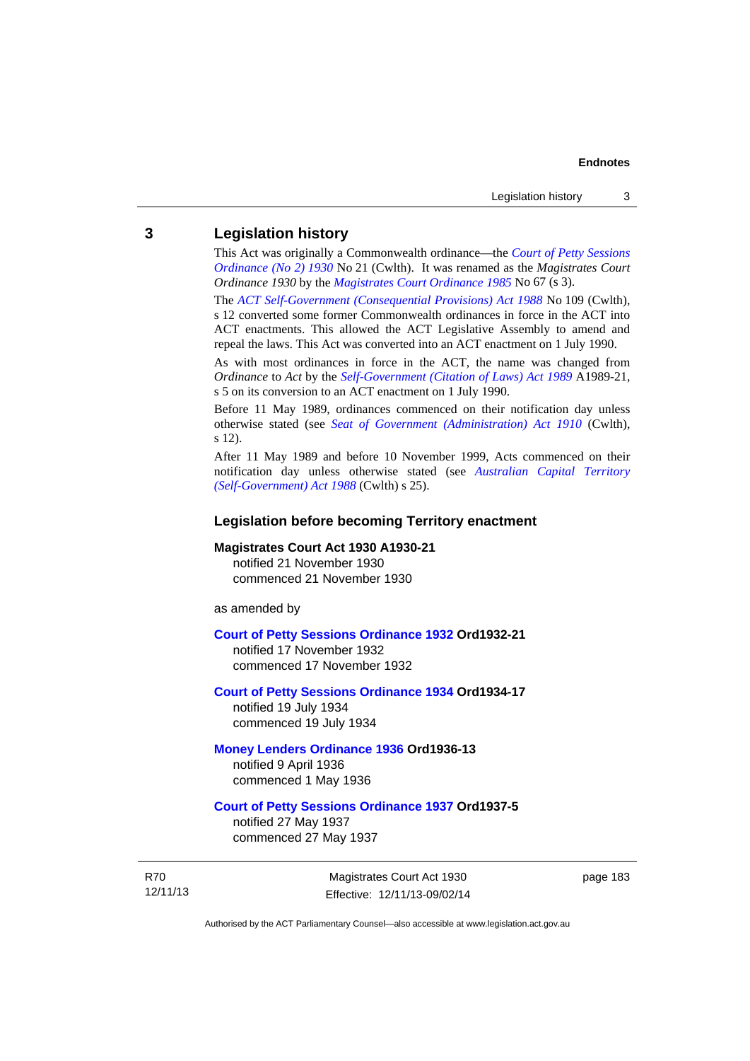## 3 Legislation history

This Act was originally a Commonwealth ordinance—the *Court of Petty Sessions Ordinance (No 2) 1930* No 21 (Cwlth). It was renamed as the *Magistrates Court Ordinance 1930* by the *Magistrates Court Ordinance 1985* No 67 (s 3).

The *ACT Self-Government (Consequential Provisions) Act 1988* No 109 (Cwlth), s 12 converted some former Commonwealth ordinances in force in the ACT into ACT enactments. This allowed the ACT Legislative Assembly to amend and repeal the laws. This Act was converted into an ACT enactment on 1 July 1990.

As with most ordinances in force in the ACT, the name was changed from *Ordinance* to *Act* by the *Self-Government (Citation of Laws) Act 1989* A1989-21, s 5 on its conversion to an ACT enactment on 1 July 1990.

Before 11 May 1989, ordinances commenced on their notification day unless otherwise stated (see *Seat of Government (Administration) Act 1910* (Cwlth), s 12).

After 11 May 1989 and before 10 November 1999, Acts commenced on their notification day unless otherwise stated (see *Australian Capital Territory (Self-Government) Act 1988* (Cwlth) s 25).

### Legislation before becoming Territory enactment

**Magistrates Court Act 1930 A1930-21**
notified 21 November 1930
commenced 21 November 1930

as amended by

**Court of Petty Sessions Ordinance 1932 Ord1932-21**
notified 17 November 1932
commenced 17 November 1932

**Court of Petty Sessions Ordinance 1934 Ord1934-17**
notified 19 July 1934
commenced 19 July 1934

**Money Lenders Ordinance 1936 Ord1936-13**
notified 9 April 1936
commenced 1 May 1936

**Court of Petty Sessions Ordinance 1937 Ord1937-5**
notified 27 May 1937
commenced 27 May 1937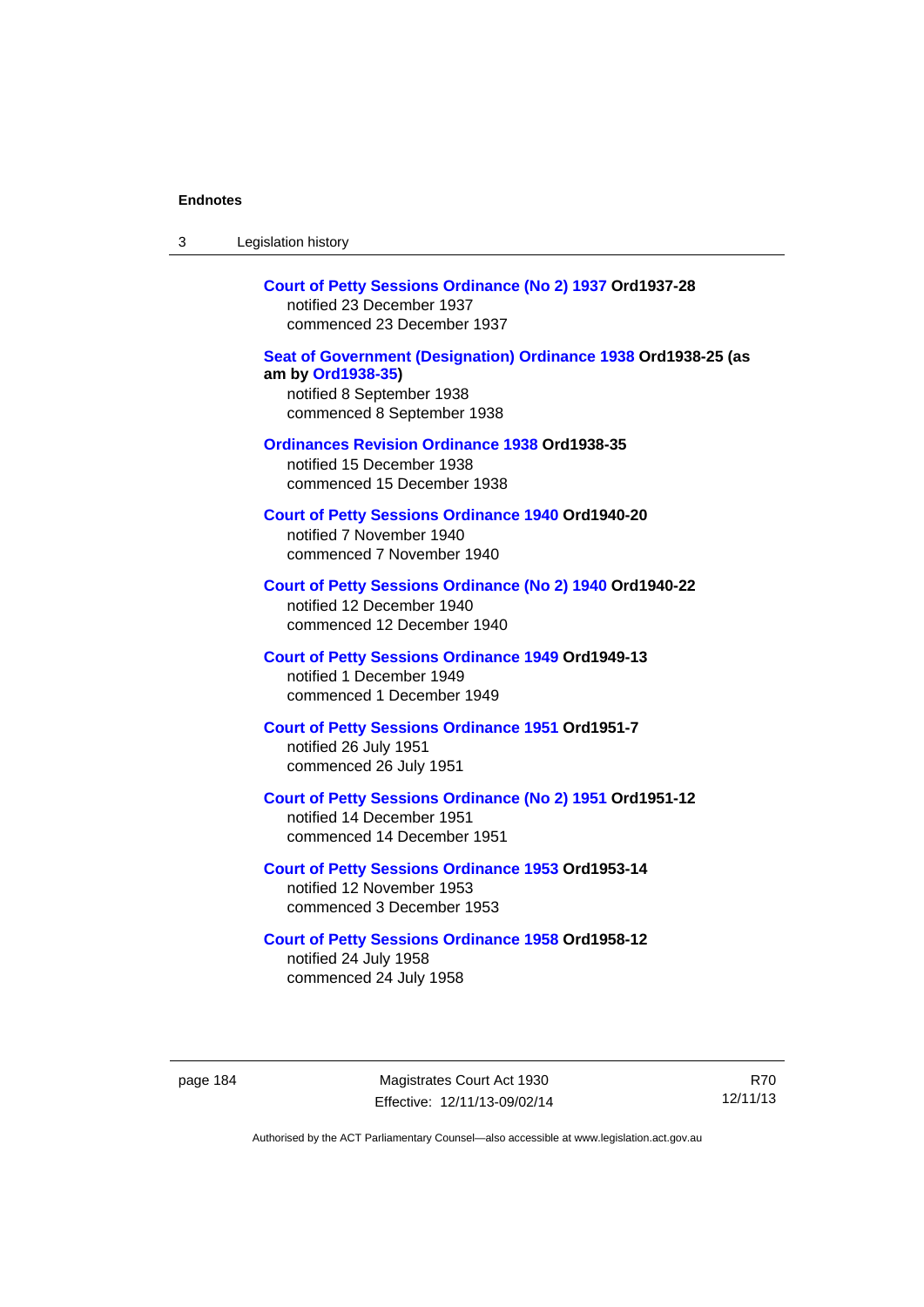**Court of Petty Sessions Ordinance (No 2) 1937 Ord1937-28**
notified 23 December 1937
commenced 23 December 1937

**Seat of Government (Designation) Ordinance 1938 Ord1938-25 (as am by Ord1938-35)**
notified 8 September 1938
commenced 8 September 1938

**Ordinances Revision Ordinance 1938 Ord1938-35**
notified 15 December 1938
commenced 15 December 1938

**Court of Petty Sessions Ordinance 1940 Ord1940-20**
notified 7 November 1940
commenced 7 November 1940

**Court of Petty Sessions Ordinance (No 2) 1940 Ord1940-22**
notified 12 December 1940
commenced 12 December 1940

**Court of Petty Sessions Ordinance 1949 Ord1949-13**
notified 1 December 1949
commenced 1 December 1949

**Court of Petty Sessions Ordinance 1951 Ord1951-7**
notified 26 July 1951
commenced 26 July 1951

**Court of Petty Sessions Ordinance (No 2) 1951 Ord1951-12**
notified 14 December 1951
commenced 14 December 1951

**Court of Petty Sessions Ordinance 1953 Ord1953-14**
notified 12 November 1953
commenced 3 December 1953

**Court of Petty Sessions Ordinance 1958 Ord1958-12**
notified 24 July 1958
commenced 24 July 1958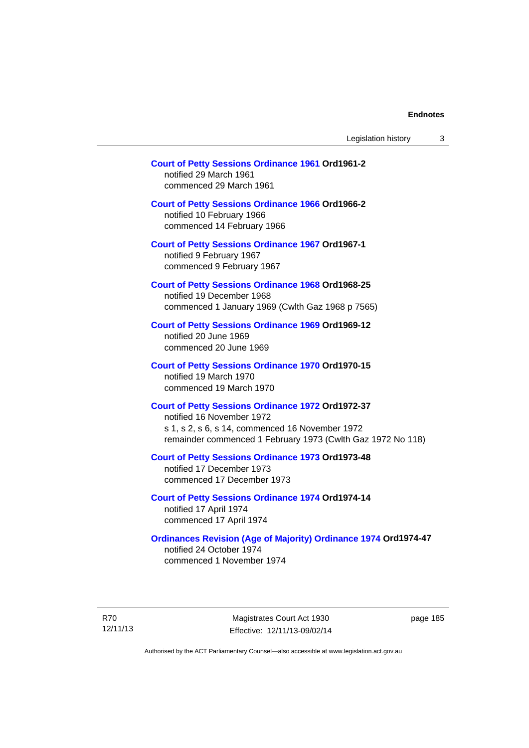**Court of Petty Sessions Ordinance 1961 Ord1961-2**
notified 29 March 1961
commenced 29 March 1961

**Court of Petty Sessions Ordinance 1966 Ord1966-2**
notified 10 February 1966
commenced 14 February 1966

**Court of Petty Sessions Ordinance 1967 Ord1967-1**
notified 9 February 1967
commenced 9 February 1967

**Court of Petty Sessions Ordinance 1968 Ord1968-25**
notified 19 December 1968
commenced 1 January 1969 (Cwlth Gaz 1968 p 7565)

**Court of Petty Sessions Ordinance 1969 Ord1969-12**
notified 20 June 1969
commenced 20 June 1969

**Court of Petty Sessions Ordinance 1970 Ord1970-15**
notified 19 March 1970
commenced 19 March 1970

**Court of Petty Sessions Ordinance 1972 Ord1972-37**
notified 16 November 1972
s 1, s 2, s 6, s 14, commenced 16 November 1972
remainder commenced 1 February 1973 (Cwlth Gaz 1972 No 118)

**Court of Petty Sessions Ordinance 1973 Ord1973-48**
notified 17 December 1973
commenced 17 December 1973

**Court of Petty Sessions Ordinance 1974 Ord1974-14**
notified 17 April 1974
commenced 17 April 1974

**Ordinances Revision (Age of Majority) Ordinance 1974 Ord1974-47**
notified 24 October 1974
commenced 1 November 1974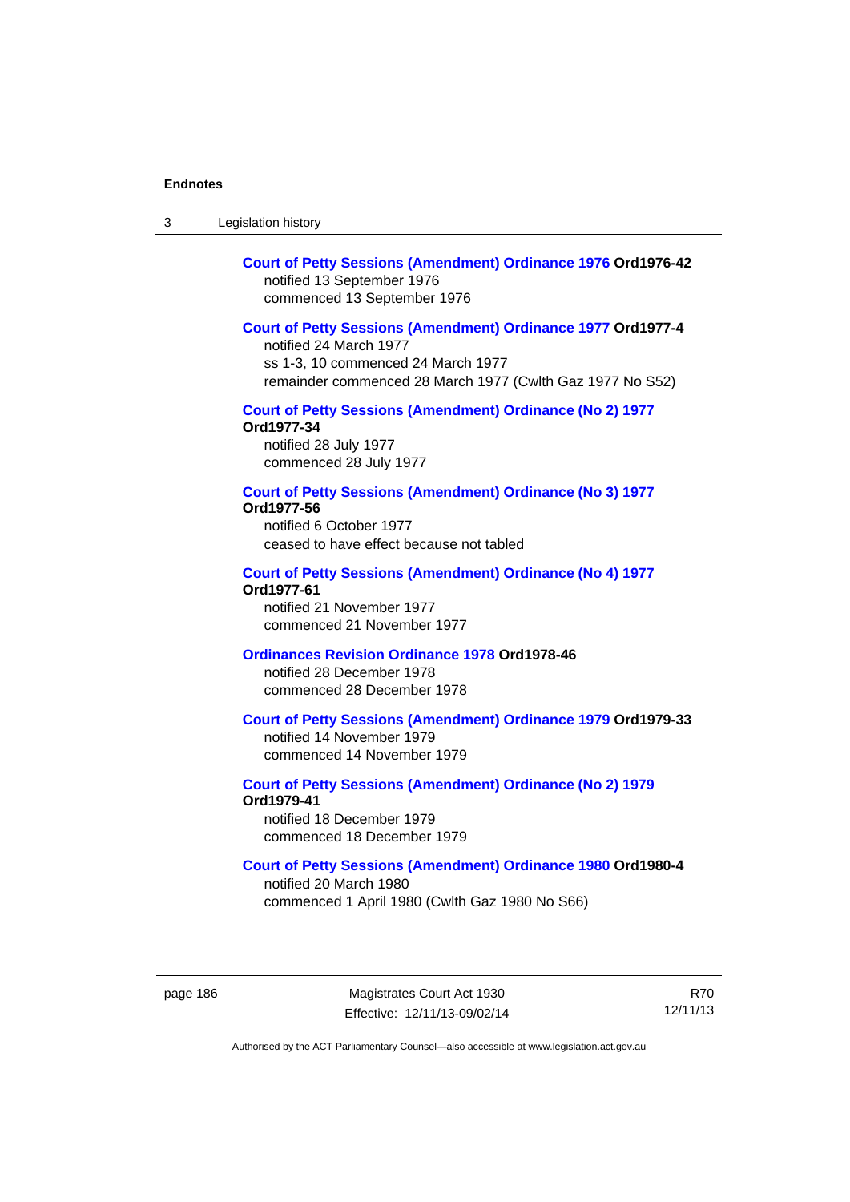**Court of Petty Sessions (Amendment) Ordinance 1976 Ord1976-42**
notified 13 September 1976
commenced 13 September 1976

**Court of Petty Sessions (Amendment) Ordinance 1977 Ord1977-4**
notified 24 March 1977
ss 1-3, 10 commenced 24 March 1977
remainder commenced 28 March 1977 (Cwlth Gaz 1977 No S52)

**Court of Petty Sessions (Amendment) Ordinance (No 2) 1977 Ord1977-34**
notified 28 July 1977
commenced 28 July 1977

**Court of Petty Sessions (Amendment) Ordinance (No 3) 1977 Ord1977-56**
notified 6 October 1977
ceased to have effect because not tabled

**Court of Petty Sessions (Amendment) Ordinance (No 4) 1977 Ord1977-61**
notified 21 November 1977
commenced 21 November 1977

**Ordinances Revision Ordinance 1978 Ord1978-46**
notified 28 December 1978
commenced 28 December 1978

**Court of Petty Sessions (Amendment) Ordinance 1979 Ord1979-33**
notified 14 November 1979
commenced 14 November 1979

**Court of Petty Sessions (Amendment) Ordinance (No 2) 1979 Ord1979-41**
notified 18 December 1979
commenced 18 December 1979

**Court of Petty Sessions (Amendment) Ordinance 1980 Ord1980-4**
notified 20 March 1980
commenced 1 April 1980 (Cwlth Gaz 1980 No S66)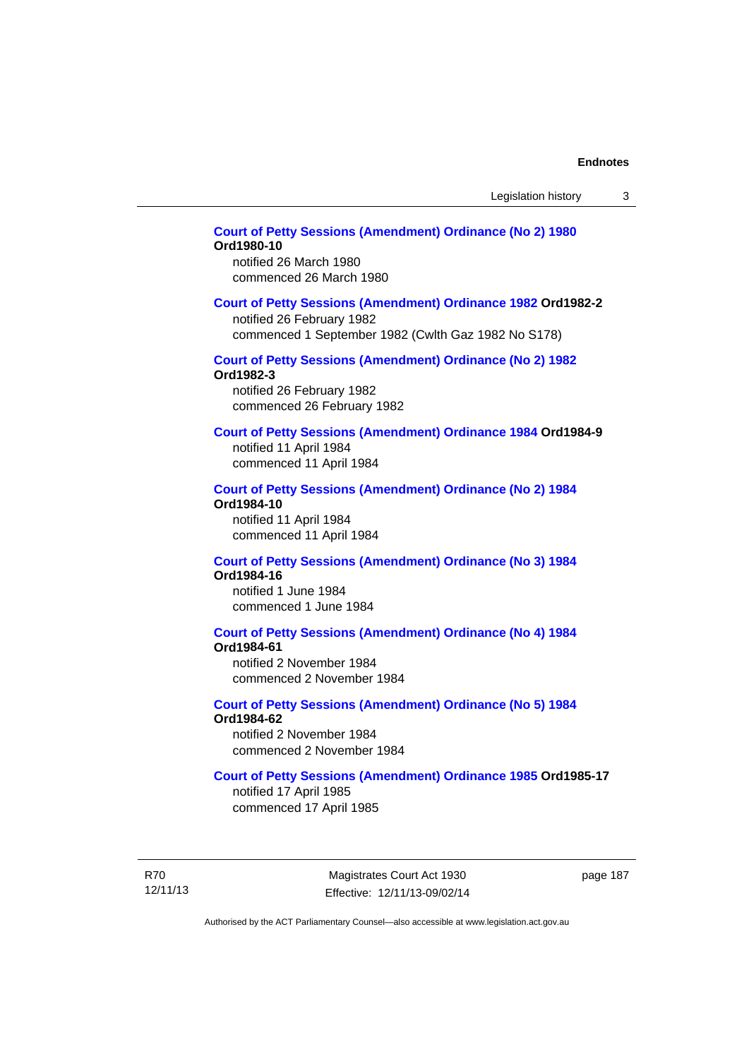**Court of Petty Sessions (Amendment) Ordinance (No 2) 1980 Ord1980-10**
notified 26 March 1980
commenced 26 March 1980

**Court of Petty Sessions (Amendment) Ordinance 1982 Ord1982-2**
notified 26 February 1982
commenced 1 September 1982 (Cwlth Gaz 1982 No S178)

**Court of Petty Sessions (Amendment) Ordinance (No 2) 1982 Ord1982-3**
notified 26 February 1982
commenced 26 February 1982

**Court of Petty Sessions (Amendment) Ordinance 1984 Ord1984-9**
notified 11 April 1984
commenced 11 April 1984

**Court of Petty Sessions (Amendment) Ordinance (No 2) 1984 Ord1984-10**
notified 11 April 1984
commenced 11 April 1984

**Court of Petty Sessions (Amendment) Ordinance (No 3) 1984 Ord1984-16**
notified 1 June 1984
commenced 1 June 1984

**Court of Petty Sessions (Amendment) Ordinance (No 4) 1984 Ord1984-61**
notified 2 November 1984
commenced 2 November 1984

**Court of Petty Sessions (Amendment) Ordinance (No 5) 1984 Ord1984-62**
notified 2 November 1984
commenced 2 November 1984

**Court of Petty Sessions (Amendment) Ordinance 1985 Ord1985-17**
notified 17 April 1985
commenced 17 April 1985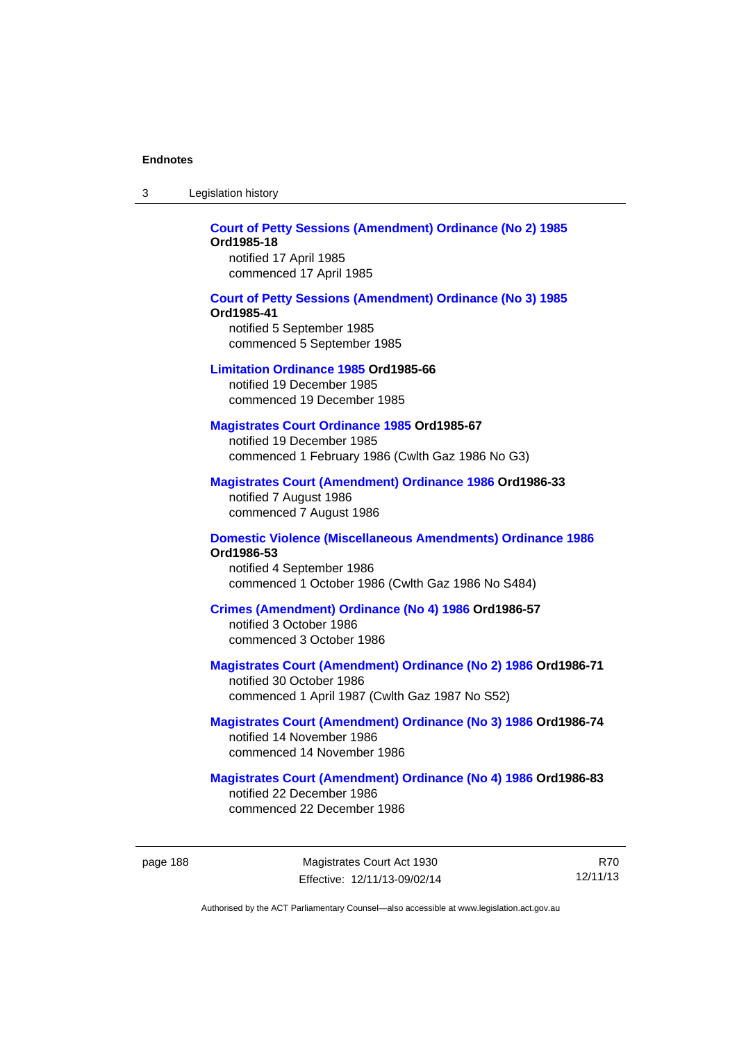**Court of Petty Sessions (Amendment) Ordinance (No 2) 1985** **Ord1985-18**
notified 17 April 1985
commenced 17 April 1985

**Court of Petty Sessions (Amendment) Ordinance (No 3) 1985** **Ord1985-41**
notified 5 September 1985
commenced 5 September 1985

**Limitation Ordinance 1985** **Ord1985-66**
notified 19 December 1985
commenced 19 December 1985

**Magistrates Court Ordinance 1985** **Ord1985-67**
notified 19 December 1985
commenced 1 February 1986 (Cwlth Gaz 1986 No G3)

**Magistrates Court (Amendment) Ordinance 1986** **Ord1986-33**
notified 7 August 1986
commenced 7 August 1986

**Domestic Violence (Miscellaneous Amendments) Ordinance 1986** **Ord1986-53**
notified 4 September 1986
commenced 1 October 1986 (Cwlth Gaz 1986 No S484)

**Crimes (Amendment) Ordinance (No 4) 1986** **Ord1986-57**
notified 3 October 1986
commenced 3 October 1986

**Magistrates Court (Amendment) Ordinance (No 2) 1986** **Ord1986-71**
notified 30 October 1986
commenced 1 April 1987 (Cwlth Gaz 1987 No S52)

**Magistrates Court (Amendment) Ordinance (No 3) 1986** **Ord1986-74**
notified 14 November 1986
commenced 14 November 1986

**Magistrates Court (Amendment) Ordinance (No 4) 1986** **Ord1986-83**
notified 22 December 1986
commenced 22 December 1986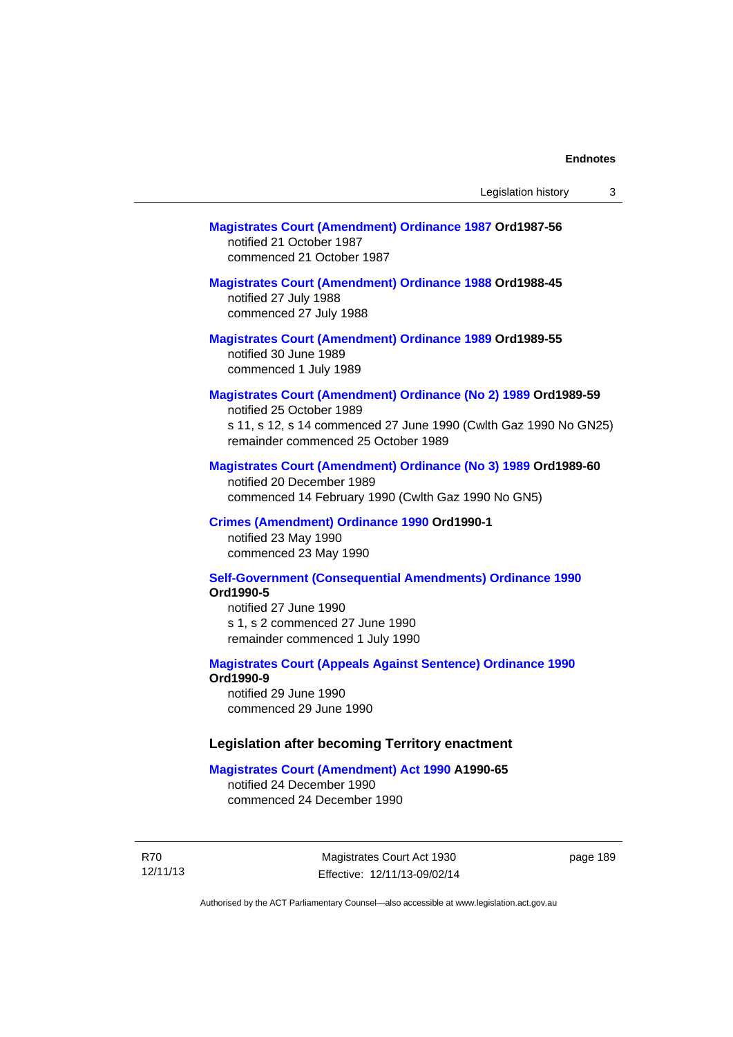**Magistrates Court (Amendment) Ordinance 1987 Ord1987-56**
notified 21 October 1987
commenced 21 October 1987

**Magistrates Court (Amendment) Ordinance 1988 Ord1988-45**
notified 27 July 1988
commenced 27 July 1988

**Magistrates Court (Amendment) Ordinance 1989 Ord1989-55**
notified 30 June 1989
commenced 1 July 1989

**Magistrates Court (Amendment) Ordinance (No 2) 1989 Ord1989-59**
notified 25 October 1989
s 11, s 12, s 14 commenced 27 June 1990 (Cwlth Gaz 1990 No GN25)
remainder commenced 25 October 1989

**Magistrates Court (Amendment) Ordinance (No 3) 1989 Ord1989-60**
notified 20 December 1989
commenced 14 February 1990 (Cwlth Gaz 1990 No GN5)

**Crimes (Amendment) Ordinance 1990 Ord1990-1**
notified 23 May 1990
commenced 23 May 1990

**Self-Government (Consequential Amendments) Ordinance 1990 Ord1990-5**
notified 27 June 1990
s 1, s 2 commenced 27 June 1990
remainder commenced 1 July 1990

**Magistrates Court (Appeals Against Sentence) Ordinance 1990 Ord1990-9**
notified 29 June 1990
commenced 29 June 1990

### Legislation after becoming Territory enactment

**Magistrates Court (Amendment) Act 1990 A1990-65**
notified 24 December 1990
commenced 24 December 1990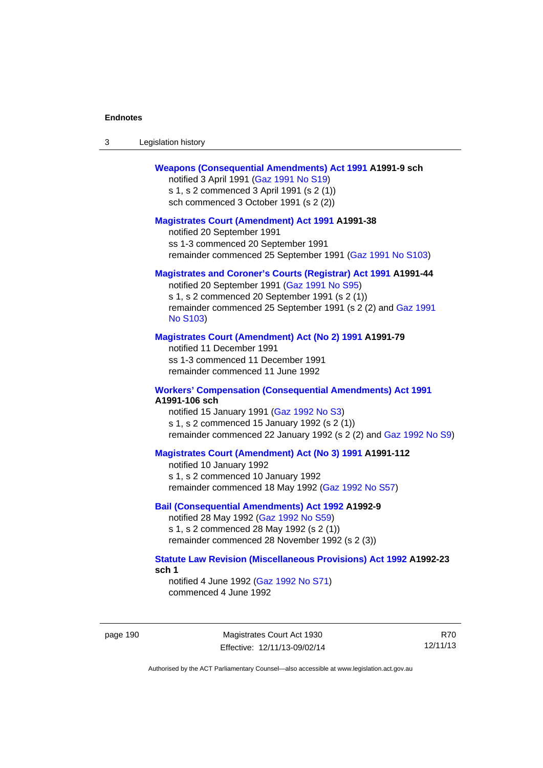**Weapons (Consequential Amendments) Act 1991 A1991-9 sch**

notified 3 April 1991 (Gaz 1991 No S19)
s 1, s 2 commenced 3 April 1991 (s 2 (1))
sch commenced 3 October 1991 (s 2 (2))

**Magistrates Court (Amendment) Act 1991 A1991-38**

notified 20 September 1991
ss 1-3 commenced 20 September 1991
remainder commenced 25 September 1991 (Gaz 1991 No S103)

**Magistrates and Coroner's Courts (Registrar) Act 1991 A1991-44**

notified 20 September 1991 (Gaz 1991 No S95)
s 1, s 2 commenced 20 September 1991 (s 2 (1))
remainder commenced 25 September 1991 (s 2 (2) and Gaz 1991 No S103)

**Magistrates Court (Amendment) Act (No 2) 1991 A1991-79**

notified 11 December 1991
ss 1-3 commenced 11 December 1991
remainder commenced 11 June 1992

**Workers' Compensation (Consequential Amendments) Act 1991 A1991-106 sch**

notified 15 January 1991 (Gaz 1992 No S3)
s 1, s 2 commenced 15 January 1992 (s 2 (1))
remainder commenced 22 January 1992 (s 2 (2) and Gaz 1992 No S9)

**Magistrates Court (Amendment) Act (No 3) 1991 A1991-112**

notified 10 January 1992
s 1, s 2 commenced 10 January 1992
remainder commenced 18 May 1992 (Gaz 1992 No S57)

**Bail (Consequential Amendments) Act 1992 A1992-9**

notified 28 May 1992 (Gaz 1992 No S59)
s 1, s 2 commenced 28 May 1992 (s 2 (1))
remainder commenced 28 November 1992 (s 2 (3))

**Statute Law Revision (Miscellaneous Provisions) Act 1992 A1992-23 sch 1**

notified 4 June 1992 (Gaz 1992 No S71)
commenced 4 June 1992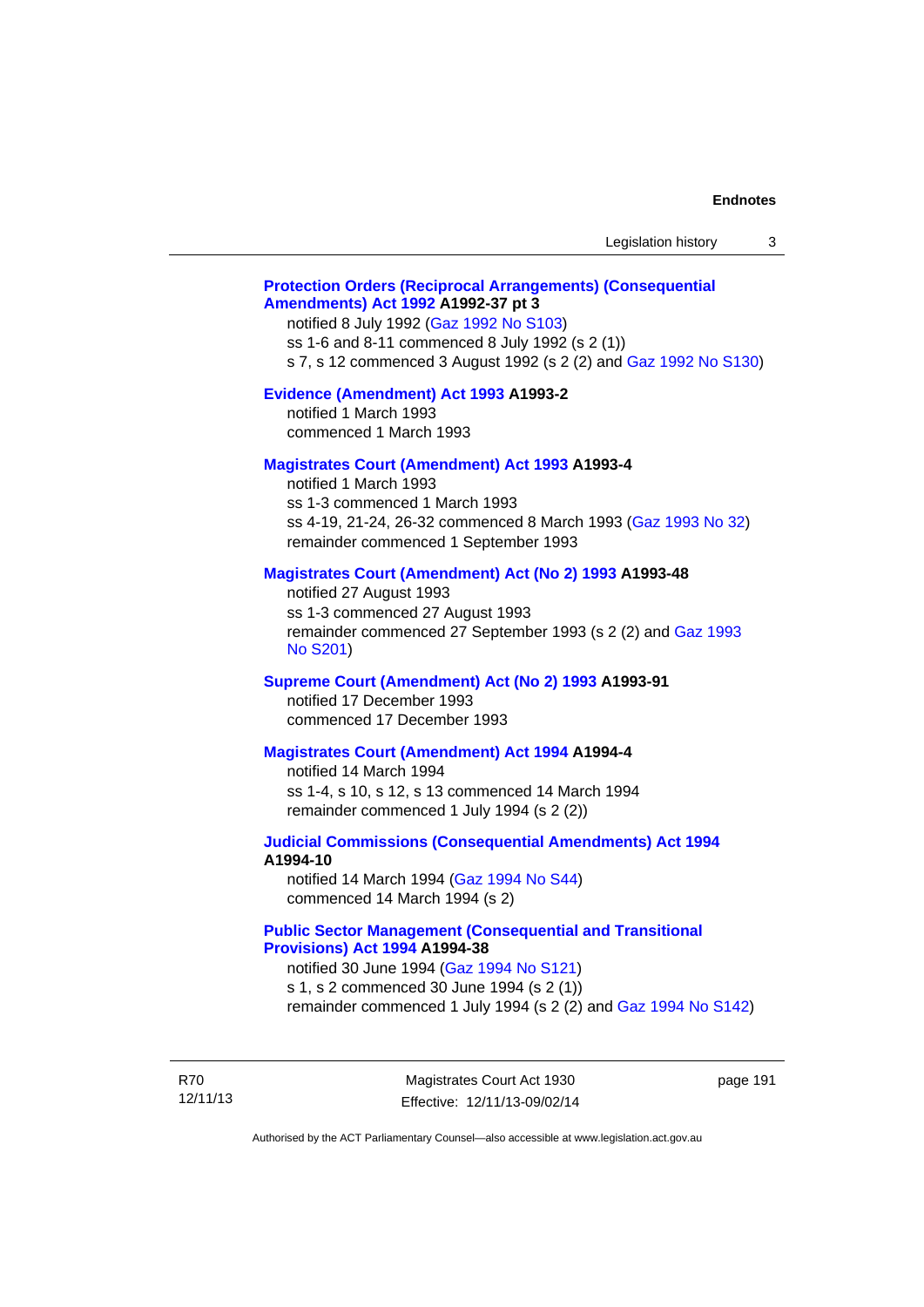**Protection Orders (Reciprocal Arrangements) (Consequential Amendments) Act 1992 A1992-37 pt 3**

notified 8 July 1992 (Gaz 1992 No S103)
ss 1-6 and 8-11 commenced 8 July 1992 (s 2 (1))
s 7, s 12 commenced 3 August 1992 (s 2 (2) and Gaz 1992 No S130)

**Evidence (Amendment) Act 1993 A1993-2**

notified 1 March 1993
commenced 1 March 1993

**Magistrates Court (Amendment) Act 1993 A1993-4**

notified 1 March 1993
ss 1-3 commenced 1 March 1993
ss 4-19, 21-24, 26-32 commenced 8 March 1993 (Gaz 1993 No 32)
remainder commenced 1 September 1993

**Magistrates Court (Amendment) Act (No 2) 1993 A1993-48**

notified 27 August 1993
ss 1-3 commenced 27 August 1993
remainder commenced 27 September 1993 (s 2 (2) and Gaz 1993 No S201)

**Supreme Court (Amendment) Act (No 2) 1993 A1993-91**

notified 17 December 1993
commenced 17 December 1993

**Magistrates Court (Amendment) Act 1994 A1994-4**

notified 14 March 1994
ss 1-4, s 10, s 12, s 13 commenced 14 March 1994
remainder commenced 1 July 1994 (s 2 (2))

**Judicial Commissions (Consequential Amendments) Act 1994 A1994-10**

notified 14 March 1994 (Gaz 1994 No S44)
commenced 14 March 1994 (s 2)

**Public Sector Management (Consequential and Transitional Provisions) Act 1994 A1994-38**

notified 30 June 1994 (Gaz 1994 No S121)
s 1, s 2 commenced 30 June 1994 (s 2 (1))
remainder commenced 1 July 1994 (s 2 (2) and Gaz 1994 No S142)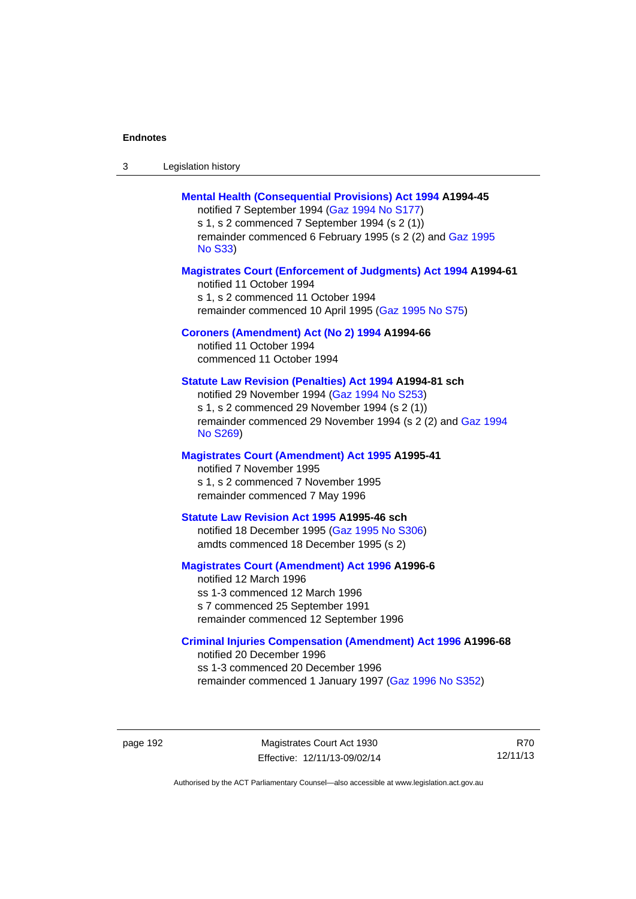**Mental Health (Consequential Provisions) Act 1994 A1994-45**
notified 7 September 1994 (Gaz 1994 No S177)
s 1, s 2 commenced 7 September 1994 (s 2 (1))
remainder commenced 6 February 1995 (s 2 (2) and Gaz 1995 No S33)

**Magistrates Court (Enforcement of Judgments) Act 1994 A1994-61**
notified 11 October 1994
s 1, s 2 commenced 11 October 1994
remainder commenced 10 April 1995 (Gaz 1995 No S75)

**Coroners (Amendment) Act (No 2) 1994 A1994-66**
notified 11 October 1994
commenced 11 October 1994

**Statute Law Revision (Penalties) Act 1994 A1994-81 sch**
notified 29 November 1994 (Gaz 1994 No S253)
s 1, s 2 commenced 29 November 1994 (s 2 (1))
remainder commenced 29 November 1994 (s 2 (2) and Gaz 1994 No S269)

**Magistrates Court (Amendment) Act 1995 A1995-41**
notified 7 November 1995
s 1, s 2 commenced 7 November 1995
remainder commenced 7 May 1996

**Statute Law Revision Act 1995 A1995-46 sch**
notified 18 December 1995 (Gaz 1995 No S306)
amdts commenced 18 December 1995 (s 2)

**Magistrates Court (Amendment) Act 1996 A1996-6**
notified 12 March 1996
ss 1-3 commenced 12 March 1996
s 7 commenced 25 September 1991
remainder commenced 12 September 1996

**Criminal Injuries Compensation (Amendment) Act 1996 A1996-68**
notified 20 December 1996
ss 1-3 commenced 20 December 1996
remainder commenced 1 January 1997 (Gaz 1996 No S352)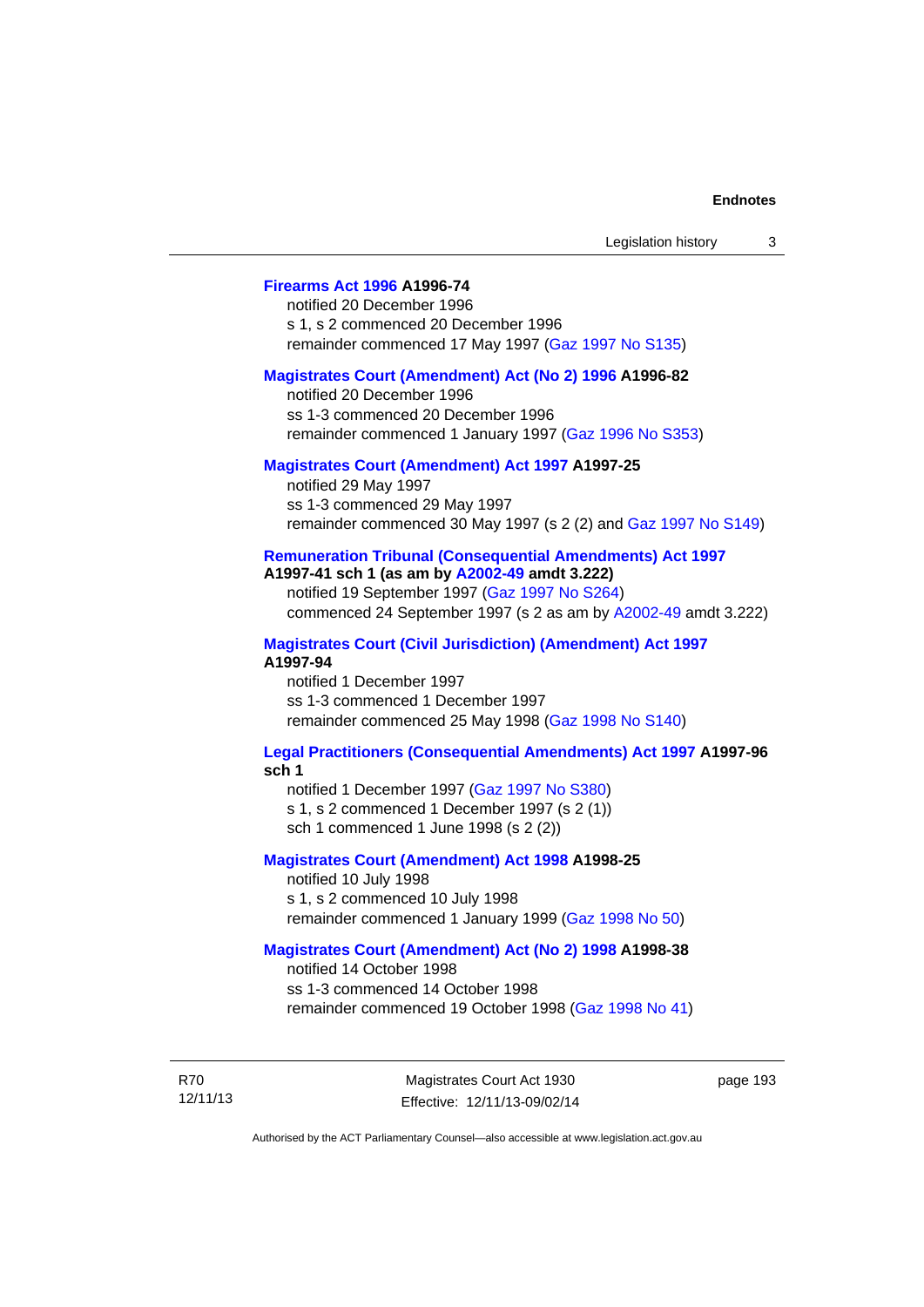**Firearms Act 1996 A1996-74**

notified 20 December 1996
s 1, s 2 commenced 20 December 1996
remainder commenced 17 May 1997 (Gaz 1997 No S135)

**Magistrates Court (Amendment) Act (No 2) 1996 A1996-82**

notified 20 December 1996
ss 1-3 commenced 20 December 1996
remainder commenced 1 January 1997 (Gaz 1996 No S353)

**Magistrates Court (Amendment) Act 1997 A1997-25**

notified 29 May 1997
ss 1-3 commenced 29 May 1997
remainder commenced 30 May 1997 (s 2 (2) and Gaz 1997 No S149)

**Remuneration Tribunal (Consequential Amendments) Act 1997 A1997-41 sch 1 (as am by A2002-49 amdt 3.222)**

notified 19 September 1997 (Gaz 1997 No S264)
commenced 24 September 1997 (s 2 as am by A2002-49 amdt 3.222)

**Magistrates Court (Civil Jurisdiction) (Amendment) Act 1997 A1997-94**

notified 1 December 1997
ss 1-3 commenced 1 December 1997
remainder commenced 25 May 1998 (Gaz 1998 No S140)

**Legal Practitioners (Consequential Amendments) Act 1997 A1997-96 sch 1**

notified 1 December 1997 (Gaz 1997 No S380)
s 1, s 2 commenced 1 December 1997 (s 2 (1))
sch 1 commenced 1 June 1998 (s 2 (2))

**Magistrates Court (Amendment) Act 1998 A1998-25**

notified 10 July 1998
s 1, s 2 commenced 10 July 1998
remainder commenced 1 January 1999 (Gaz 1998 No 50)

**Magistrates Court (Amendment) Act (No 2) 1998 A1998-38**

notified 14 October 1998
ss 1-3 commenced 14 October 1998
remainder commenced 19 October 1998 (Gaz 1998 No 41)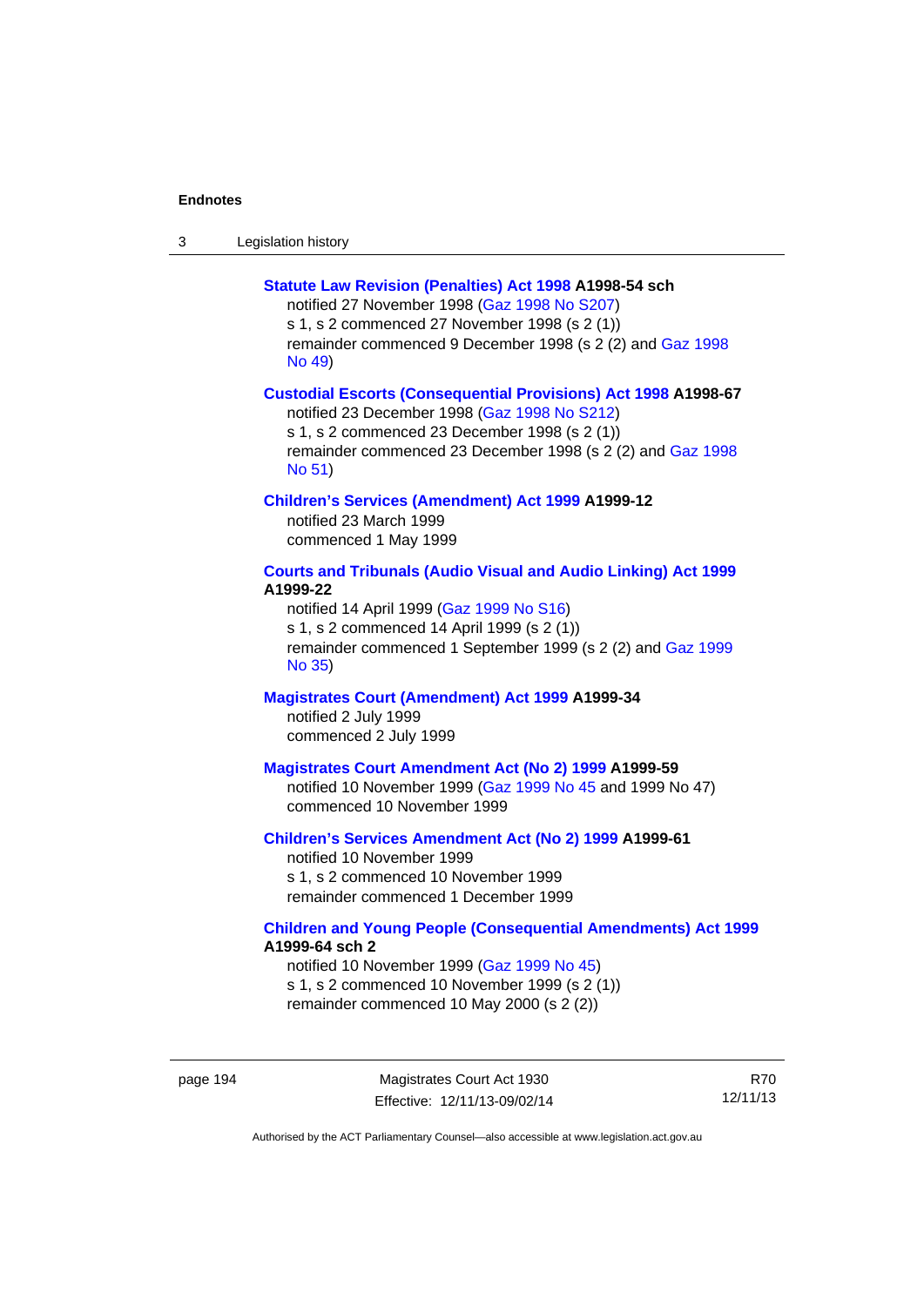**Statute Law Revision (Penalties) Act 1998 A1998-54 sch**

notified 27 November 1998 (Gaz 1998 No S207)
s 1, s 2 commenced 27 November 1998 (s 2 (1))
remainder commenced 9 December 1998 (s 2 (2) and Gaz 1998 No 49)

**Custodial Escorts (Consequential Provisions) Act 1998 A1998-67**

notified 23 December 1998 (Gaz 1998 No S212)
s 1, s 2 commenced 23 December 1998 (s 2 (1))
remainder commenced 23 December 1998 (s 2 (2) and Gaz 1998 No 51)

**Children's Services (Amendment) Act 1999 A1999-12**

notified 23 March 1999
commenced 1 May 1999

**Courts and Tribunals (Audio Visual and Audio Linking) Act 1999 A1999-22**

notified 14 April 1999 (Gaz 1999 No S16)
s 1, s 2 commenced 14 April 1999 (s 2 (1))
remainder commenced 1 September 1999 (s 2 (2) and Gaz 1999 No 35)

**Magistrates Court (Amendment) Act 1999 A1999-34**

notified 2 July 1999
commenced 2 July 1999

**Magistrates Court Amendment Act (No 2) 1999 A1999-59**

notified 10 November 1999 (Gaz 1999 No 45 and 1999 No 47)
commenced 10 November 1999

**Children's Services Amendment Act (No 2) 1999 A1999-61**

notified 10 November 1999
s 1, s 2 commenced 10 November 1999
remainder commenced 1 December 1999

**Children and Young People (Consequential Amendments) Act 1999 A1999-64 sch 2**

notified 10 November 1999 (Gaz 1999 No 45)
s 1, s 2 commenced 10 November 1999 (s 2 (1))
remainder commenced 10 May 2000 (s 2 (2))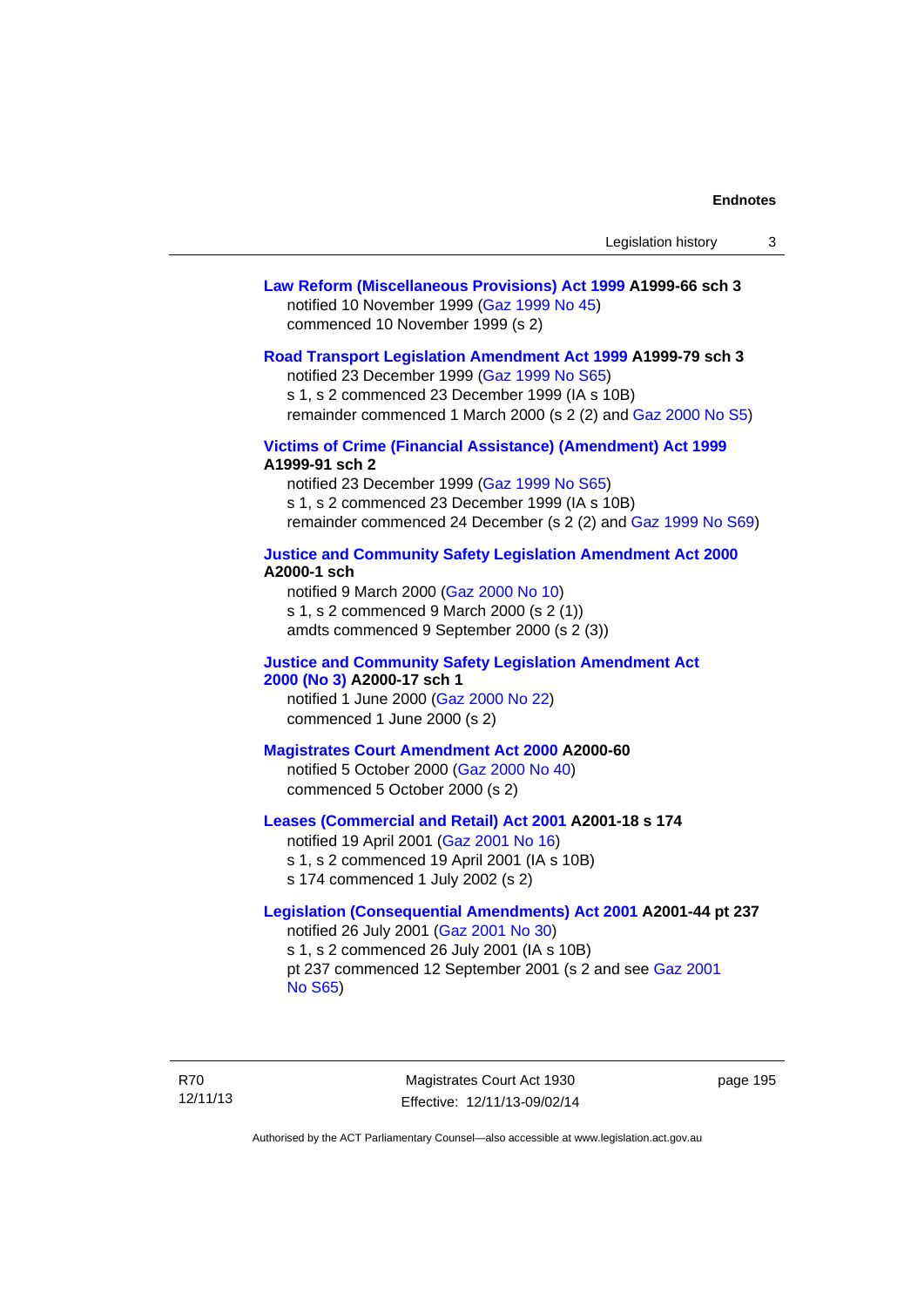**Law Reform (Miscellaneous Provisions) Act 1999 A1999-66 sch 3**

notified 10 November 1999 (Gaz 1999 No 45)
commenced 10 November 1999 (s 2)

**Road Transport Legislation Amendment Act 1999 A1999-79 sch 3**

notified 23 December 1999 (Gaz 1999 No S65)
s 1, s 2 commenced 23 December 1999 (IA s 10B)
remainder commenced 1 March 2000 (s 2 (2) and Gaz 2000 No S5)

**Victims of Crime (Financial Assistance) (Amendment) Act 1999 A1999-91 sch 2**

notified 23 December 1999 (Gaz 1999 No S65)
s 1, s 2 commenced 23 December 1999 (IA s 10B)
remainder commenced 24 December (s 2 (2) and Gaz 1999 No S69)

**Justice and Community Safety Legislation Amendment Act 2000 A2000-1 sch**

notified 9 March 2000 (Gaz 2000 No 10)
s 1, s 2 commenced 9 March 2000 (s 2 (1))
amdts commenced 9 September 2000 (s 2 (3))

**Justice and Community Safety Legislation Amendment Act 2000 (No 3) A2000-17 sch 1**

notified 1 June 2000 (Gaz 2000 No 22)
commenced 1 June 2000 (s 2)

**Magistrates Court Amendment Act 2000 A2000-60**

notified 5 October 2000 (Gaz 2000 No 40)
commenced 5 October 2000 (s 2)

**Leases (Commercial and Retail) Act 2001 A2001-18 s 174**

notified 19 April 2001 (Gaz 2001 No 16)
s 1, s 2 commenced 19 April 2001 (IA s 10B)
s 174 commenced 1 July 2002 (s 2)

**Legislation (Consequential Amendments) Act 2001 A2001-44 pt 237**

notified 26 July 2001 (Gaz 2001 No 30)
s 1, s 2 commenced 26 July 2001 (IA s 10B)
pt 237 commenced 12 September 2001 (s 2 and see Gaz 2001 No S65)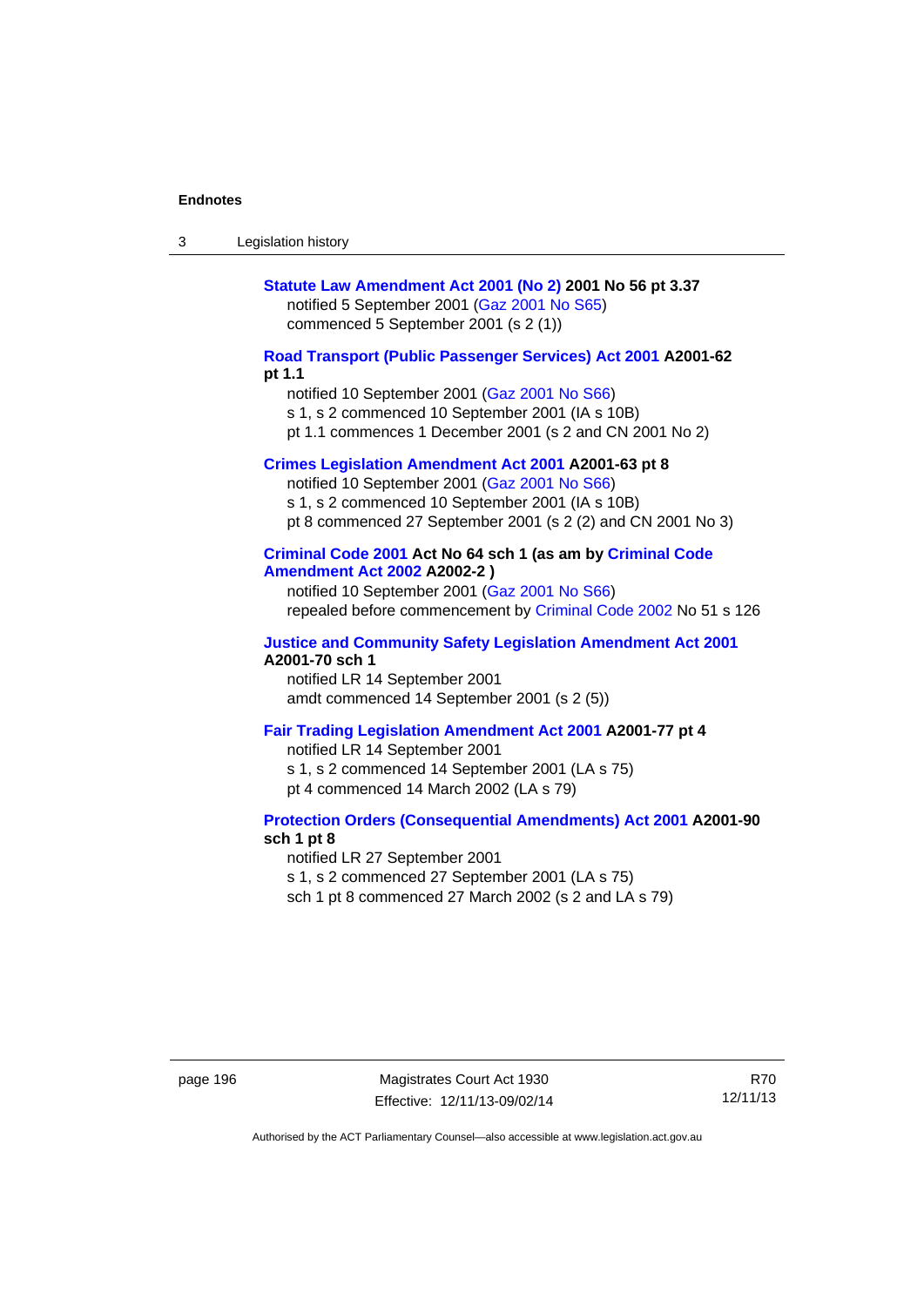**Statute Law Amendment Act 2001 (No 2) 2001 No 56 pt 3.37**
notified 5 September 2001 (Gaz 2001 No S65)
commenced 5 September 2001 (s 2 (1))

**Road Transport (Public Passenger Services) Act 2001 A2001-62 pt 1.1**
notified 10 September 2001 (Gaz 2001 No S66)
s 1, s 2 commenced 10 September 2001 (IA s 10B)
pt 1.1 commences 1 December 2001 (s 2 and CN 2001 No 2)

**Crimes Legislation Amendment Act 2001 A2001-63 pt 8**
notified 10 September 2001 (Gaz 2001 No S66)
s 1, s 2 commenced 10 September 2001 (IA s 10B)
pt 8 commenced 27 September 2001 (s 2 (2) and CN 2001 No 3)

**Criminal Code 2001 Act No 64 sch 1 (as am by Criminal Code Amendment Act 2002 A2002-2 )**
notified 10 September 2001 (Gaz 2001 No S66)
repealed before commencement by Criminal Code 2002 No 51 s 126

**Justice and Community Safety Legislation Amendment Act 2001 A2001-70 sch 1**
notified LR 14 September 2001
amdt commenced 14 September 2001 (s 2 (5))

**Fair Trading Legislation Amendment Act 2001 A2001-77 pt 4**
notified LR 14 September 2001
s 1, s 2 commenced 14 September 2001 (LA s 75)
pt 4 commenced 14 March 2002 (LA s 79)

**Protection Orders (Consequential Amendments) Act 2001 A2001-90 sch 1 pt 8**
notified LR 27 September 2001
s 1, s 2 commenced 27 September 2001 (LA s 75)
sch 1 pt 8 commenced 27 March 2002 (s 2 and LA s 79)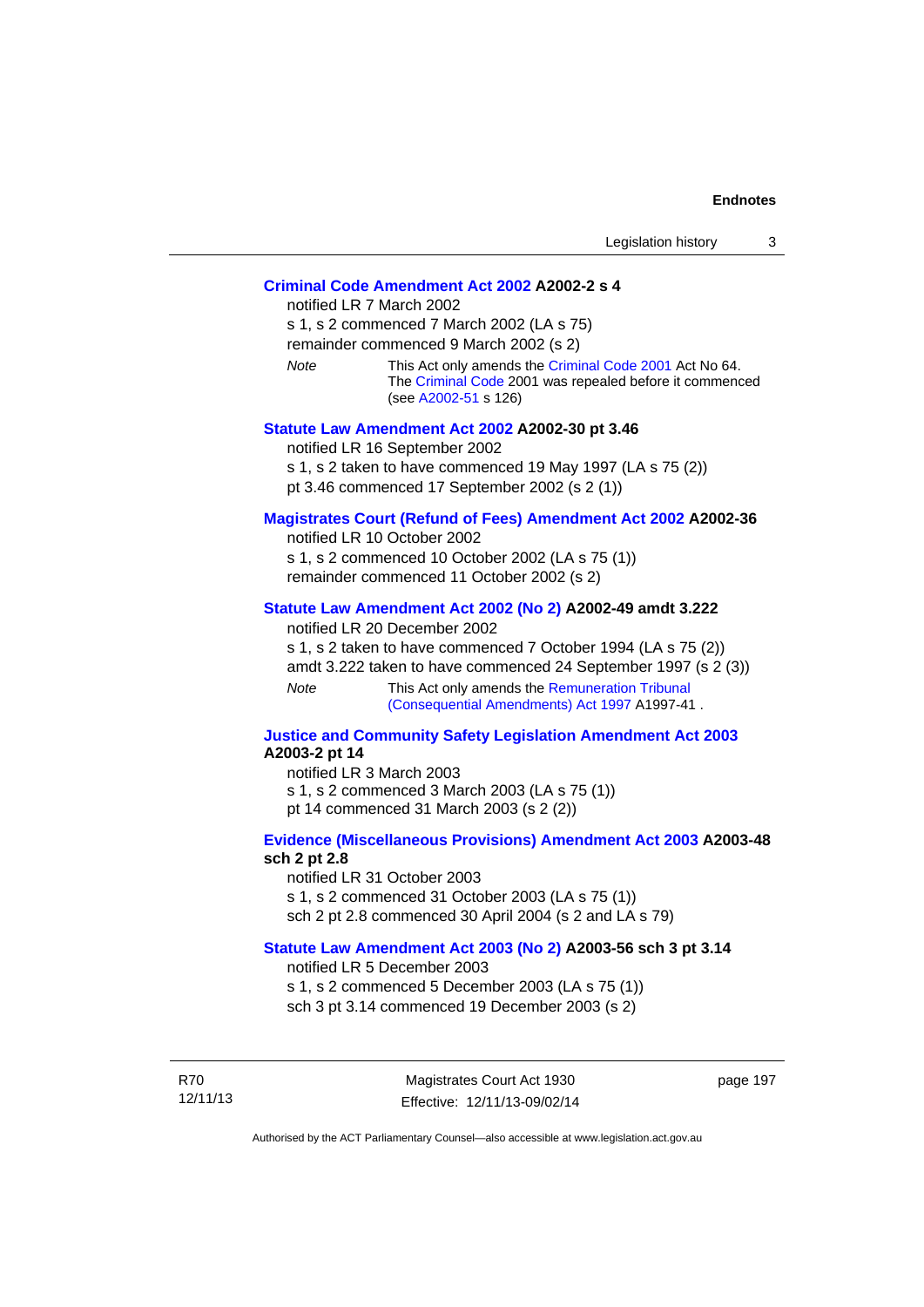**Criminal Code Amendment Act 2002 A2002-2 s 4**

notified LR 7 March 2002

s 1, s 2 commenced 7 March 2002 (LA s 75)

remainder commenced 9 March 2002 (s 2)

*Note* This Act only amends the Criminal Code 2001 Act No 64. The Criminal Code 2001 was repealed before it commenced (see A2002-51 s 126)

**Statute Law Amendment Act 2002 A2002-30 pt 3.46**

notified LR 16 September 2002

s 1, s 2 taken to have commenced 19 May 1997 (LA s 75 (2))

pt 3.46 commenced 17 September 2002 (s 2 (1))

**Magistrates Court (Refund of Fees) Amendment Act 2002 A2002-36**

notified LR 10 October 2002

s 1, s 2 commenced 10 October 2002 (LA s 75 (1))

remainder commenced 11 October 2002 (s 2)

**Statute Law Amendment Act 2002 (No 2) A2002-49 amdt 3.222**

notified LR 20 December 2002

s 1, s 2 taken to have commenced 7 October 1994 (LA s 75 (2))

amdt 3.222 taken to have commenced 24 September 1997 (s 2 (3))

*Note* This Act only amends the Remuneration Tribunal (Consequential Amendments) Act 1997 A1997-41 .

**Justice and Community Safety Legislation Amendment Act 2003 A2003-2 pt 14**

notified LR 3 March 2003

s 1, s 2 commenced 3 March 2003 (LA s 75 (1))

pt 14 commenced 31 March 2003 (s 2 (2))

**Evidence (Miscellaneous Provisions) Amendment Act 2003 A2003-48 sch 2 pt 2.8**

notified LR 31 October 2003

s 1, s 2 commenced 31 October 2003 (LA s 75 (1))

sch 2 pt 2.8 commenced 30 April 2004 (s 2 and LA s 79)

**Statute Law Amendment Act 2003 (No 2) A2003-56 sch 3 pt 3.14**

notified LR 5 December 2003

s 1, s 2 commenced 5 December 2003 (LA s 75 (1))

sch 3 pt 3.14 commenced 19 December 2003 (s 2)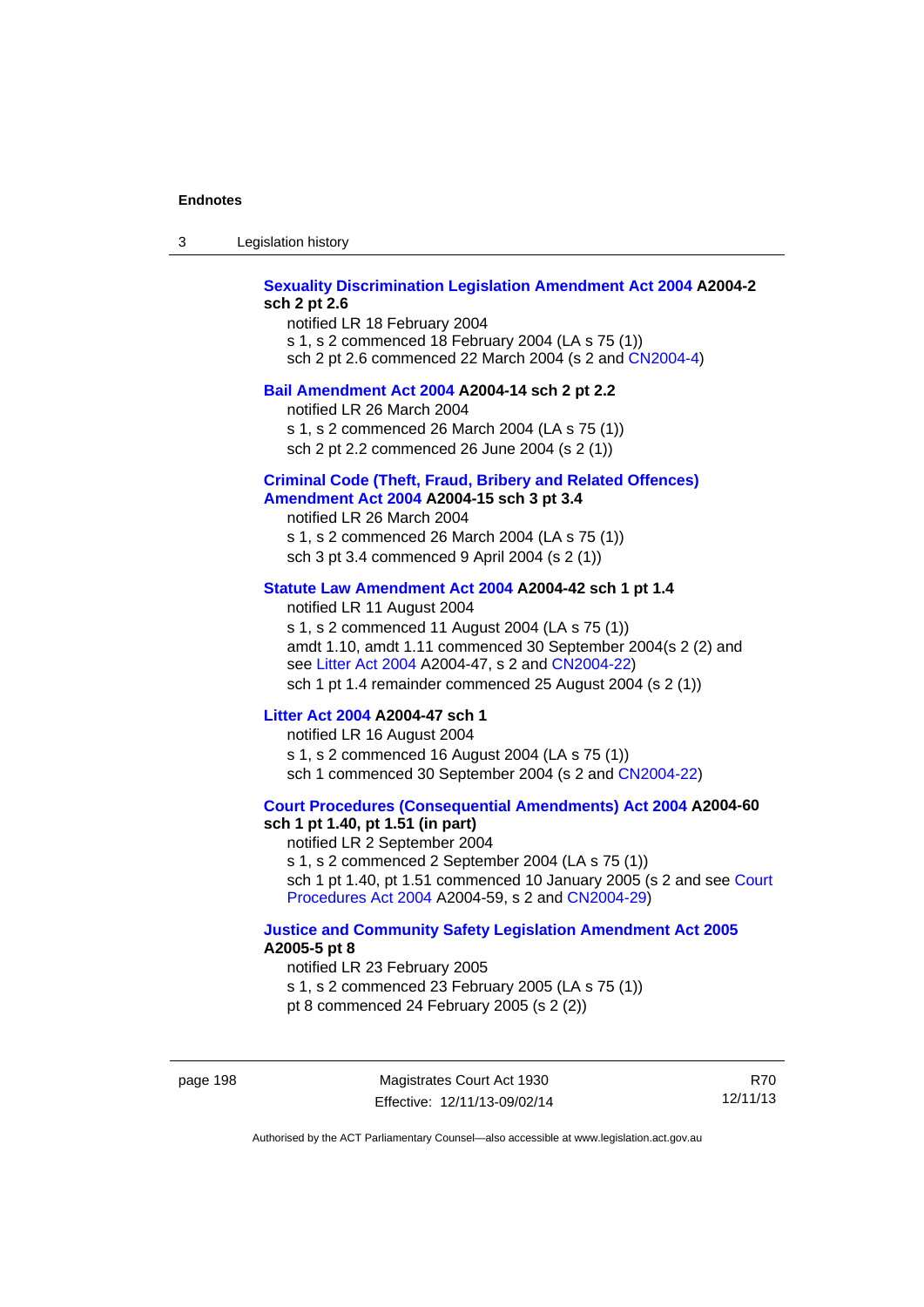**Sexuality Discrimination Legislation Amendment Act 2004 A2004-2 sch 2 pt 2.6**

notified LR 18 February 2004
s 1, s 2 commenced 18 February 2004 (LA s 75 (1))
sch 2 pt 2.6 commenced 22 March 2004 (s 2 and CN2004-4)

**Bail Amendment Act 2004 A2004-14 sch 2 pt 2.2**

notified LR 26 March 2004
s 1, s 2 commenced 26 March 2004 (LA s 75 (1))
sch 2 pt 2.2 commenced 26 June 2004 (s 2 (1))

**Criminal Code (Theft, Fraud, Bribery and Related Offences) Amendment Act 2004 A2004-15 sch 3 pt 3.4**

notified LR 26 March 2004
s 1, s 2 commenced 26 March 2004 (LA s 75 (1))
sch 3 pt 3.4 commenced 9 April 2004 (s 2 (1))

**Statute Law Amendment Act 2004 A2004-42 sch 1 pt 1.4**

notified LR 11 August 2004
s 1, s 2 commenced 11 August 2004 (LA s 75 (1))
amdt 1.10, amdt 1.11 commenced 30 September 2004(s 2 (2) and see Litter Act 2004 A2004-47, s 2 and CN2004-22)
sch 1 pt 1.4 remainder commenced 25 August 2004 (s 2 (1))

**Litter Act 2004 A2004-47 sch 1**

notified LR 16 August 2004
s 1, s 2 commenced 16 August 2004 (LA s 75 (1))
sch 1 commenced 30 September 2004 (s 2 and CN2004-22)

**Court Procedures (Consequential Amendments) Act 2004 A2004-60 sch 1 pt 1.40, pt 1.51 (in part)**

notified LR 2 September 2004
s 1, s 2 commenced 2 September 2004 (LA s 75 (1))
sch 1 pt 1.40, pt 1.51 commenced 10 January 2005 (s 2 and see Court Procedures Act 2004 A2004-59, s 2 and CN2004-29)

**Justice and Community Safety Legislation Amendment Act 2005 A2005-5 pt 8**

notified LR 23 February 2005
s 1, s 2 commenced 23 February 2005 (LA s 75 (1))
pt 8 commenced 24 February 2005 (s 2 (2))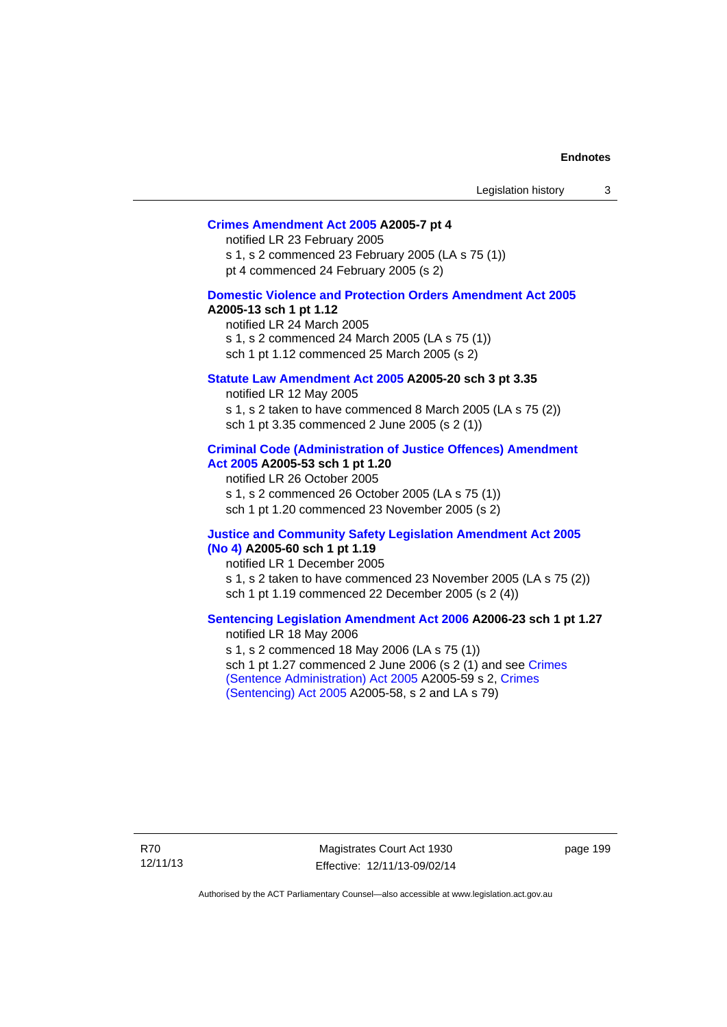**Crimes Amendment Act 2005 A2005-7 pt 4**

notified LR 23 February 2005

s 1, s 2 commenced 23 February 2005 (LA s 75 (1))

pt 4 commenced 24 February 2005 (s 2)

**Domestic Violence and Protection Orders Amendment Act 2005 A2005-13 sch 1 pt 1.12**

notified LR 24 March 2005

s 1, s 2 commenced 24 March 2005 (LA s 75 (1))

sch 1 pt 1.12 commenced 25 March 2005 (s 2)

**Statute Law Amendment Act 2005 A2005-20 sch 3 pt 3.35**

notified LR 12 May 2005

s 1, s 2 taken to have commenced 8 March 2005 (LA s 75 (2))

sch 1 pt 3.35 commenced 2 June 2005 (s 2 (1))

**Criminal Code (Administration of Justice Offences) Amendment Act 2005 A2005-53 sch 1 pt 1.20**

notified LR 26 October 2005

s 1, s 2 commenced 26 October 2005 (LA s 75 (1))

sch 1 pt 1.20 commenced 23 November 2005 (s 2)

**Justice and Community Safety Legislation Amendment Act 2005 (No 4) A2005-60 sch 1 pt 1.19**

notified LR 1 December 2005

s 1, s 2 taken to have commenced 23 November 2005 (LA s 75 (2))

sch 1 pt 1.19 commenced 22 December 2005 (s 2 (4))

**Sentencing Legislation Amendment Act 2006 A2006-23 sch 1 pt 1.27**

notified LR 18 May 2006

s 1, s 2 commenced 18 May 2006 (LA s 75 (1))

sch 1 pt 1.27 commenced 2 June 2006 (s 2 (1) and see Crimes (Sentence Administration) Act 2005 A2005-59 s 2, Crimes (Sentencing) Act 2005 A2005-58, s 2 and LA s 79)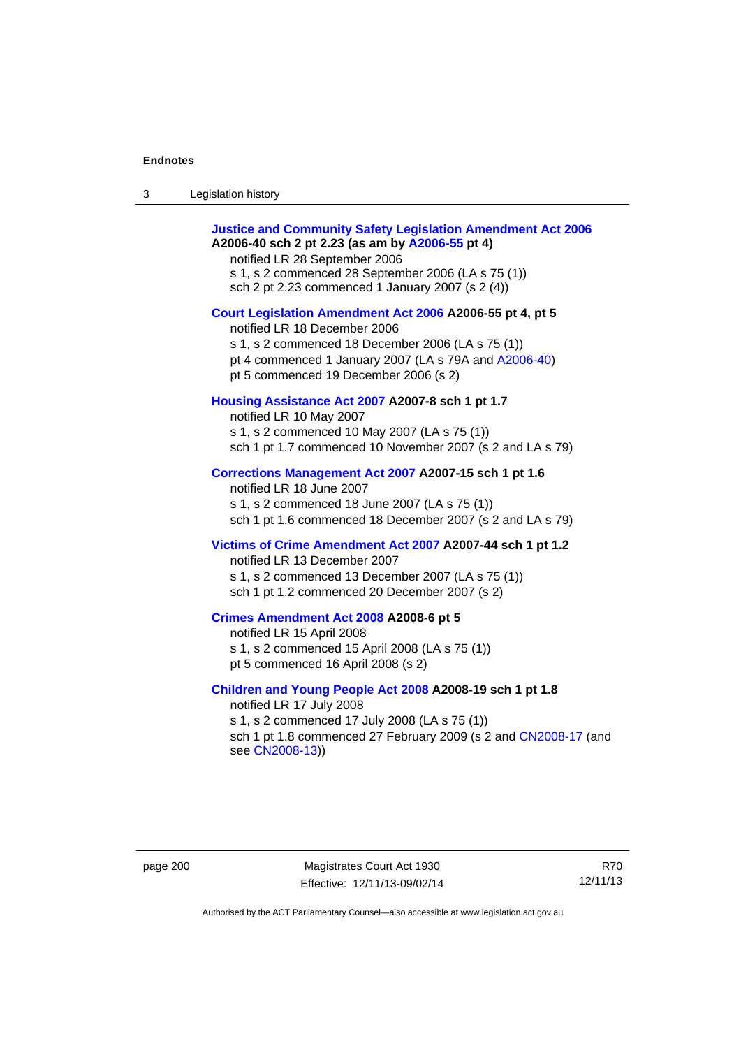**Justice and Community Safety Legislation Amendment Act 2006 A2006-40 sch 2 pt 2.23 (as am by A2006-55 pt 4)**

notified LR 28 September 2006

s 1, s 2 commenced 28 September 2006 (LA s 75 (1))

sch 2 pt 2.23 commenced 1 January 2007 (s 2 (4))

**Court Legislation Amendment Act 2006 A2006-55 pt 4, pt 5**

notified LR 18 December 2006

s 1, s 2 commenced 18 December 2006 (LA s 75 (1))

pt 4 commenced 1 January 2007 (LA s 79A and A2006-40)

pt 5 commenced 19 December 2006 (s 2)

**Housing Assistance Act 2007 A2007-8 sch 1 pt 1.7**

notified LR 10 May 2007

s 1, s 2 commenced 10 May 2007 (LA s 75 (1))

sch 1 pt 1.7 commenced 10 November 2007 (s 2 and LA s 79)

**Corrections Management Act 2007 A2007-15 sch 1 pt 1.6**

notified LR 18 June 2007

s 1, s 2 commenced 18 June 2007 (LA s 75 (1))

sch 1 pt 1.6 commenced 18 December 2007 (s 2 and LA s 79)

**Victims of Crime Amendment Act 2007 A2007-44 sch 1 pt 1.2**

notified LR 13 December 2007

s 1, s 2 commenced 13 December 2007 (LA s 75 (1))

sch 1 pt 1.2 commenced 20 December 2007 (s 2)

**Crimes Amendment Act 2008 A2008-6 pt 5**

notified LR 15 April 2008

s 1, s 2 commenced 15 April 2008 (LA s 75 (1))

pt 5 commenced 16 April 2008 (s 2)

**Children and Young People Act 2008 A2008-19 sch 1 pt 1.8**

notified LR 17 July 2008

s 1, s 2 commenced 17 July 2008 (LA s 75 (1))

sch 1 pt 1.8 commenced 27 February 2009 (s 2 and CN2008-17 (and see CN2008-13))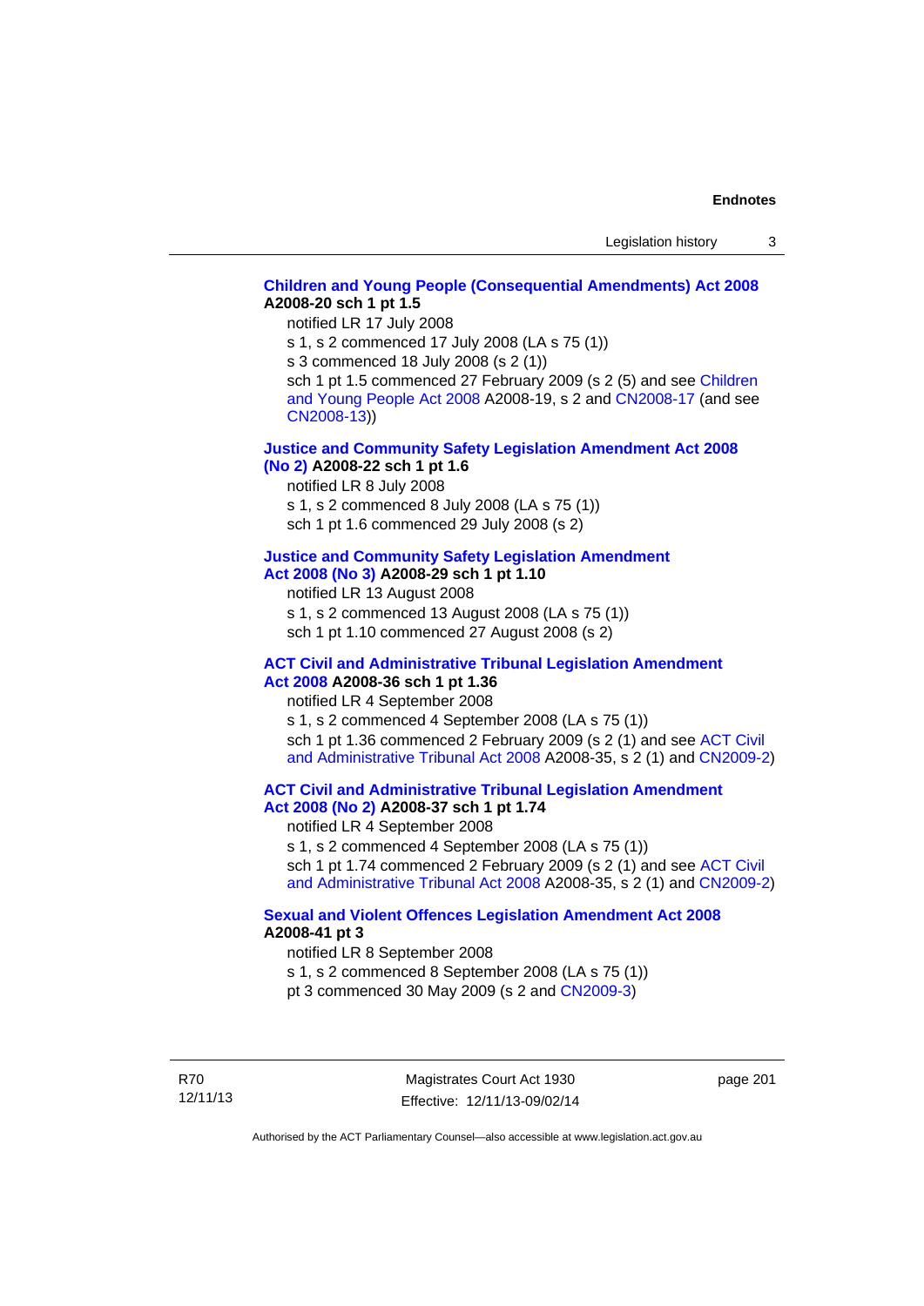**Children and Young People (Consequential Amendments) Act 2008 A2008-20 sch 1 pt 1.5**

notified LR 17 July 2008
s 1, s 2 commenced 17 July 2008 (LA s 75 (1))
s 3 commenced 18 July 2008 (s 2 (1))
sch 1 pt 1.5 commenced 27 February 2009 (s 2 (5) and see Children and Young People Act 2008 A2008-19, s 2 and CN2008-17 (and see CN2008-13))

**Justice and Community Safety Legislation Amendment Act 2008 (No 2) A2008-22 sch 1 pt 1.6**

notified LR 8 July 2008
s 1, s 2 commenced 8 July 2008 (LA s 75 (1))
sch 1 pt 1.6 commenced 29 July 2008 (s 2)

**Justice and Community Safety Legislation Amendment Act 2008 (No 3) A2008-29 sch 1 pt 1.10**

notified LR 13 August 2008
s 1, s 2 commenced 13 August 2008 (LA s 75 (1))
sch 1 pt 1.10 commenced 27 August 2008 (s 2)

**ACT Civil and Administrative Tribunal Legislation Amendment Act 2008 A2008-36 sch 1 pt 1.36**

notified LR 4 September 2008
s 1, s 2 commenced 4 September 2008 (LA s 75 (1))
sch 1 pt 1.36 commenced 2 February 2009 (s 2 (1) and see ACT Civil and Administrative Tribunal Act 2008 A2008-35, s 2 (1) and CN2009-2)

**ACT Civil and Administrative Tribunal Legislation Amendment Act 2008 (No 2) A2008-37 sch 1 pt 1.74**

notified LR 4 September 2008
s 1, s 2 commenced 4 September 2008 (LA s 75 (1))
sch 1 pt 1.74 commenced 2 February 2009 (s 2 (1) and see ACT Civil and Administrative Tribunal Act 2008 A2008-35, s 2 (1) and CN2009-2)

**Sexual and Violent Offences Legislation Amendment Act 2008 A2008-41 pt 3**

notified LR 8 September 2008
s 1, s 2 commenced 8 September 2008 (LA s 75 (1))
pt 3 commenced 30 May 2009 (s 2 and CN2009-3)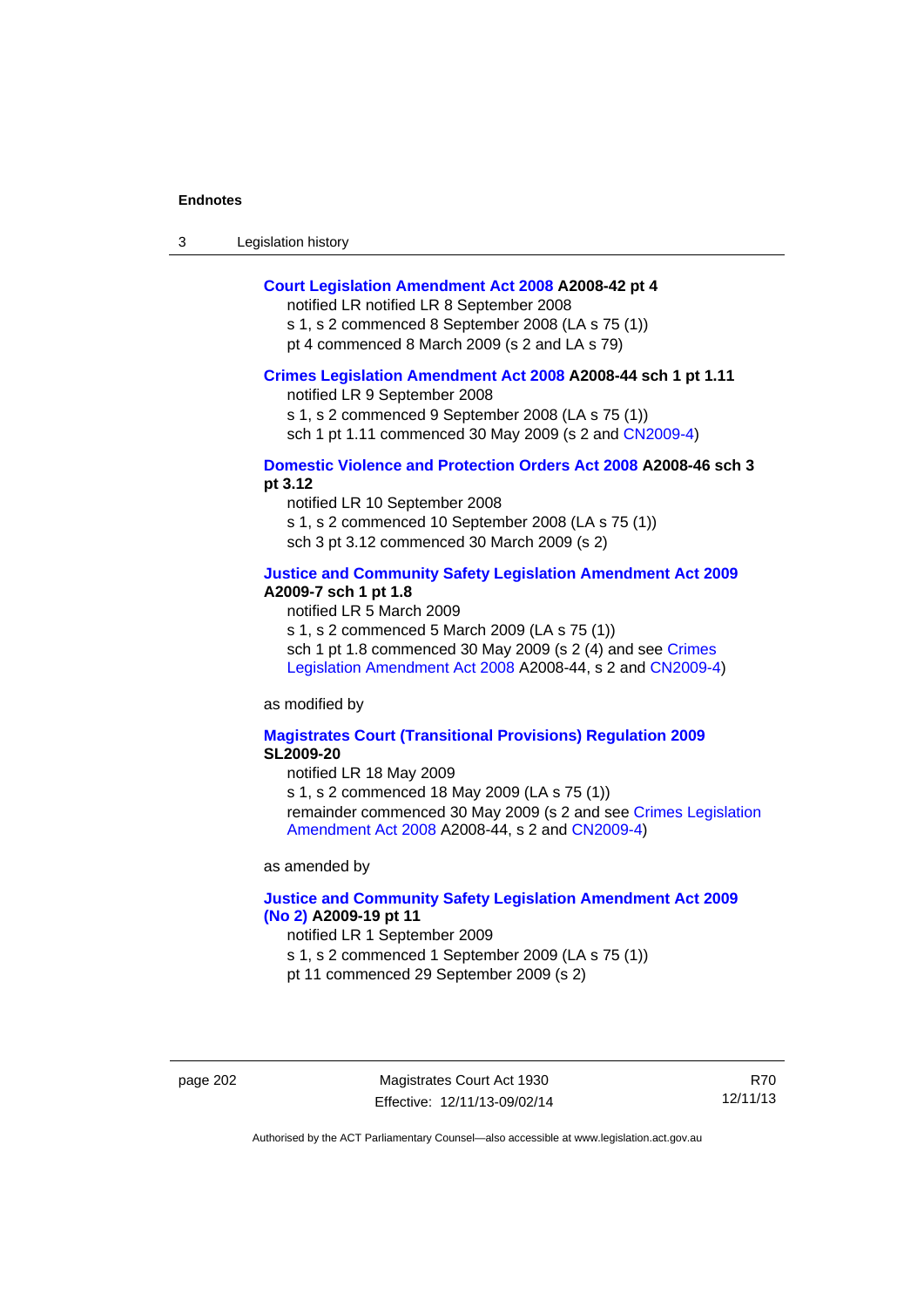**Court Legislation Amendment Act 2008 A2008-42 pt 4**

notified LR notified LR 8 September 2008

s 1, s 2 commenced 8 September 2008 (LA s 75 (1))

pt 4 commenced 8 March 2009 (s 2 and LA s 79)

**Crimes Legislation Amendment Act 2008 A2008-44 sch 1 pt 1.11**

notified LR 9 September 2008

s 1, s 2 commenced 9 September 2008 (LA s 75 (1))

sch 1 pt 1.11 commenced 30 May 2009 (s 2 and CN2009-4)

**Domestic Violence and Protection Orders Act 2008 A2008-46 sch 3 pt 3.12**

notified LR 10 September 2008

s 1, s 2 commenced 10 September 2008 (LA s 75 (1))

sch 3 pt 3.12 commenced 30 March 2009 (s 2)

**Justice and Community Safety Legislation Amendment Act 2009 A2009-7 sch 1 pt 1.8**

notified LR 5 March 2009

s 1, s 2 commenced 5 March 2009 (LA s 75 (1))

sch 1 pt 1.8 commenced 30 May 2009 (s 2 (4) and see Crimes Legislation Amendment Act 2008 A2008-44, s 2 and CN2009-4)

as modified by

**Magistrates Court (Transitional Provisions) Regulation 2009 SL2009-20**

notified LR 18 May 2009

s 1, s 2 commenced 18 May 2009 (LA s 75 (1))

remainder commenced 30 May 2009 (s 2 and see Crimes Legislation Amendment Act 2008 A2008-44, s 2 and CN2009-4)

as amended by

**Justice and Community Safety Legislation Amendment Act 2009 (No 2) A2009-19 pt 11**

notified LR 1 September 2009

s 1, s 2 commenced 1 September 2009 (LA s 75 (1))

pt 11 commenced 29 September 2009 (s 2)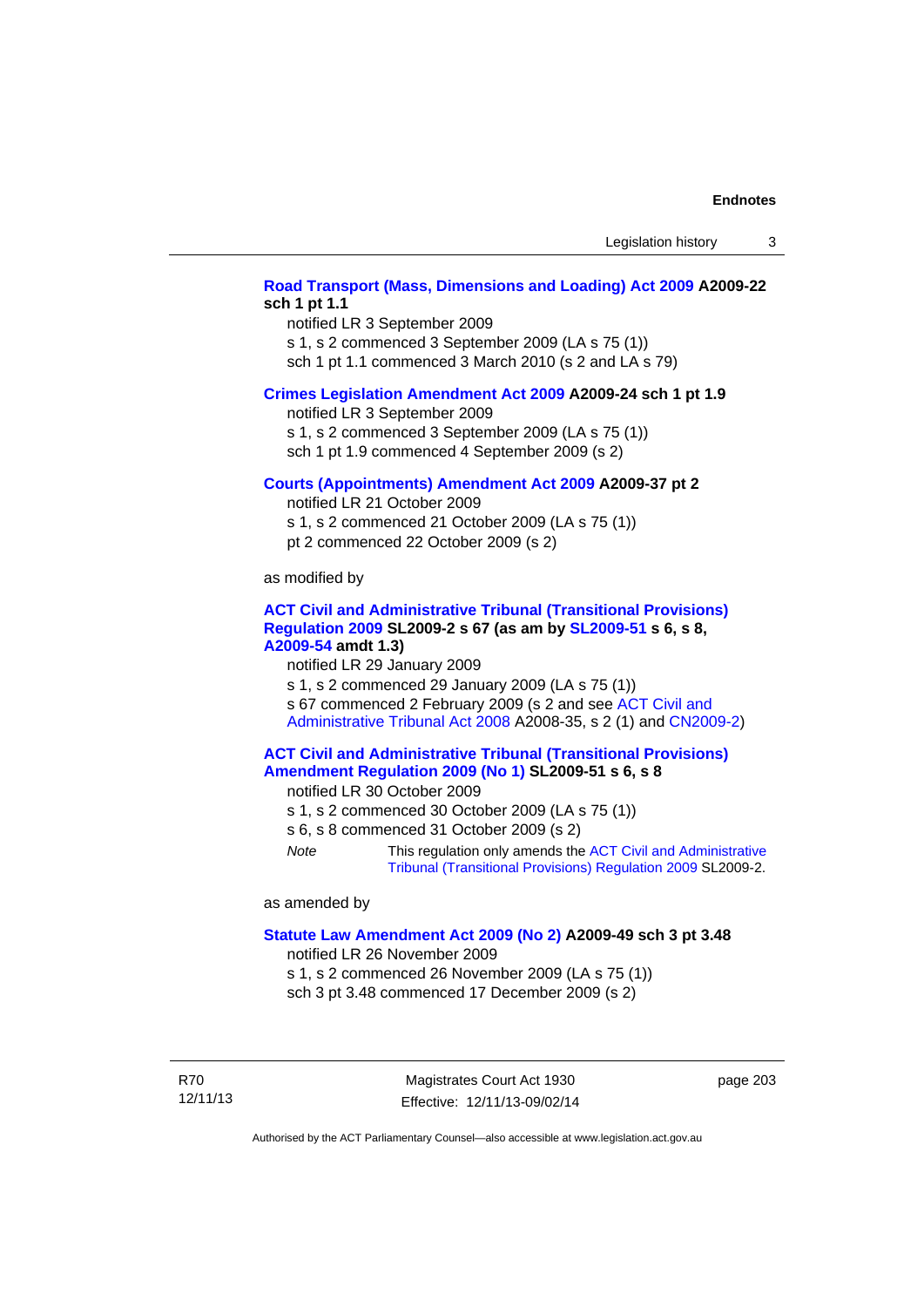**Road Transport (Mass, Dimensions and Loading) Act 2009 A2009-22 sch 1 pt 1.1**

notified LR 3 September 2009

s 1, s 2 commenced 3 September 2009 (LA s 75 (1))

sch 1 pt 1.1 commenced 3 March 2010 (s 2 and LA s 79)

**Crimes Legislation Amendment Act 2009 A2009-24 sch 1 pt 1.9**

notified LR 3 September 2009

s 1, s 2 commenced 3 September 2009 (LA s 75 (1))

sch 1 pt 1.9 commenced 4 September 2009 (s 2)

**Courts (Appointments) Amendment Act 2009 A2009-37 pt 2**

notified LR 21 October 2009

s 1, s 2 commenced 21 October 2009 (LA s 75 (1))

pt 2 commenced 22 October 2009 (s 2)

as modified by

**ACT Civil and Administrative Tribunal (Transitional Provisions) Regulation 2009 SL2009-2 s 67 (as am by SL2009-51 s 6, s 8, A2009-54 amdt 1.3)**

notified LR 29 January 2009

s 1, s 2 commenced 29 January 2009 (LA s 75 (1))

s 67 commenced 2 February 2009 (s 2 and see ACT Civil and Administrative Tribunal Act 2008 A2008-35, s 2 (1) and CN2009-2)

**ACT Civil and Administrative Tribunal (Transitional Provisions) Amendment Regulation 2009 (No 1) SL2009-51 s 6, s 8**

notified LR 30 October 2009

s 1, s 2 commenced 30 October 2009 (LA s 75 (1))

s 6, s 8 commenced 31 October 2009 (s 2)

*Note* This regulation only amends the ACT Civil and Administrative Tribunal (Transitional Provisions) Regulation 2009 SL2009-2.

as amended by

**Statute Law Amendment Act 2009 (No 2) A2009-49 sch 3 pt 3.48**

notified LR 26 November 2009

s 1, s 2 commenced 26 November 2009 (LA s 75 (1))

sch 3 pt 3.48 commenced 17 December 2009 (s 2)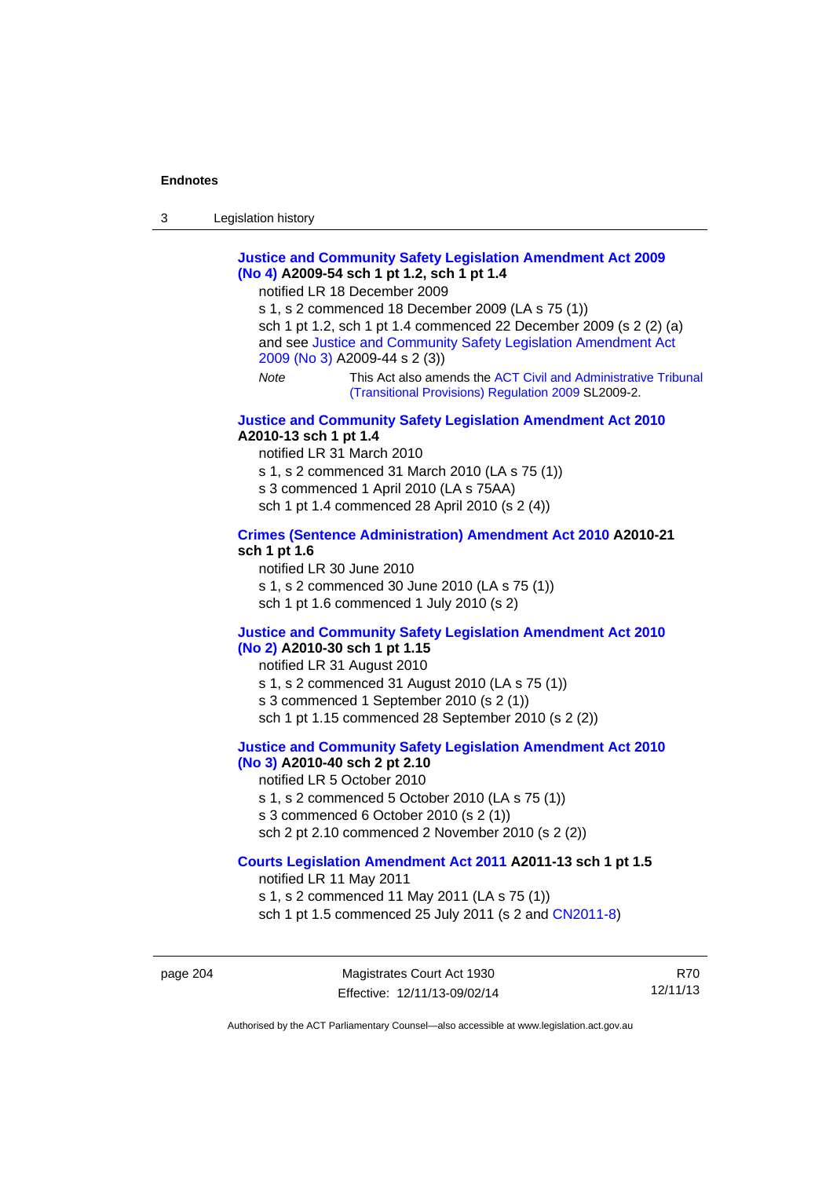**Justice and Community Safety Legislation Amendment Act 2009 (No 4) A2009-54 sch 1 pt 1.2, sch 1 pt 1.4**

notified LR 18 December 2009

s 1, s 2 commenced 18 December 2009 (LA s 75 (1))

sch 1 pt 1.2, sch 1 pt 1.4 commenced 22 December 2009 (s 2 (2) (a) and see Justice and Community Safety Legislation Amendment Act 2009 (No 3) A2009-44 s 2 (3))

*Note* This Act also amends the ACT Civil and Administrative Tribunal (Transitional Provisions) Regulation 2009 SL2009-2.

**Justice and Community Safety Legislation Amendment Act 2010 A2010-13 sch 1 pt 1.4**

notified LR 31 March 2010

s 1, s 2 commenced 31 March 2010 (LA s 75 (1))

s 3 commenced 1 April 2010 (LA s 75AA)

sch 1 pt 1.4 commenced 28 April 2010 (s 2 (4))

**Crimes (Sentence Administration) Amendment Act 2010 A2010-21 sch 1 pt 1.6**

notified LR 30 June 2010

s 1, s 2 commenced 30 June 2010 (LA s 75 (1))

sch 1 pt 1.6 commenced 1 July 2010 (s 2)

**Justice and Community Safety Legislation Amendment Act 2010 (No 2) A2010-30 sch 1 pt 1.15**

notified LR 31 August 2010

s 1, s 2 commenced 31 August 2010 (LA s 75 (1))

s 3 commenced 1 September 2010 (s 2 (1))

sch 1 pt 1.15 commenced 28 September 2010 (s 2 (2))

**Justice and Community Safety Legislation Amendment Act 2010 (No 3) A2010-40 sch 2 pt 2.10**

notified LR 5 October 2010

s 1, s 2 commenced 5 October 2010 (LA s 75 (1))

s 3 commenced 6 October 2010 (s 2 (1))

sch 2 pt 2.10 commenced 2 November 2010 (s 2 (2))

**Courts Legislation Amendment Act 2011 A2011-13 sch 1 pt 1.5**

notified LR 11 May 2011

s 1, s 2 commenced 11 May 2011 (LA s 75 (1))

sch 1 pt 1.5 commenced 25 July 2011 (s 2 and CN2011-8)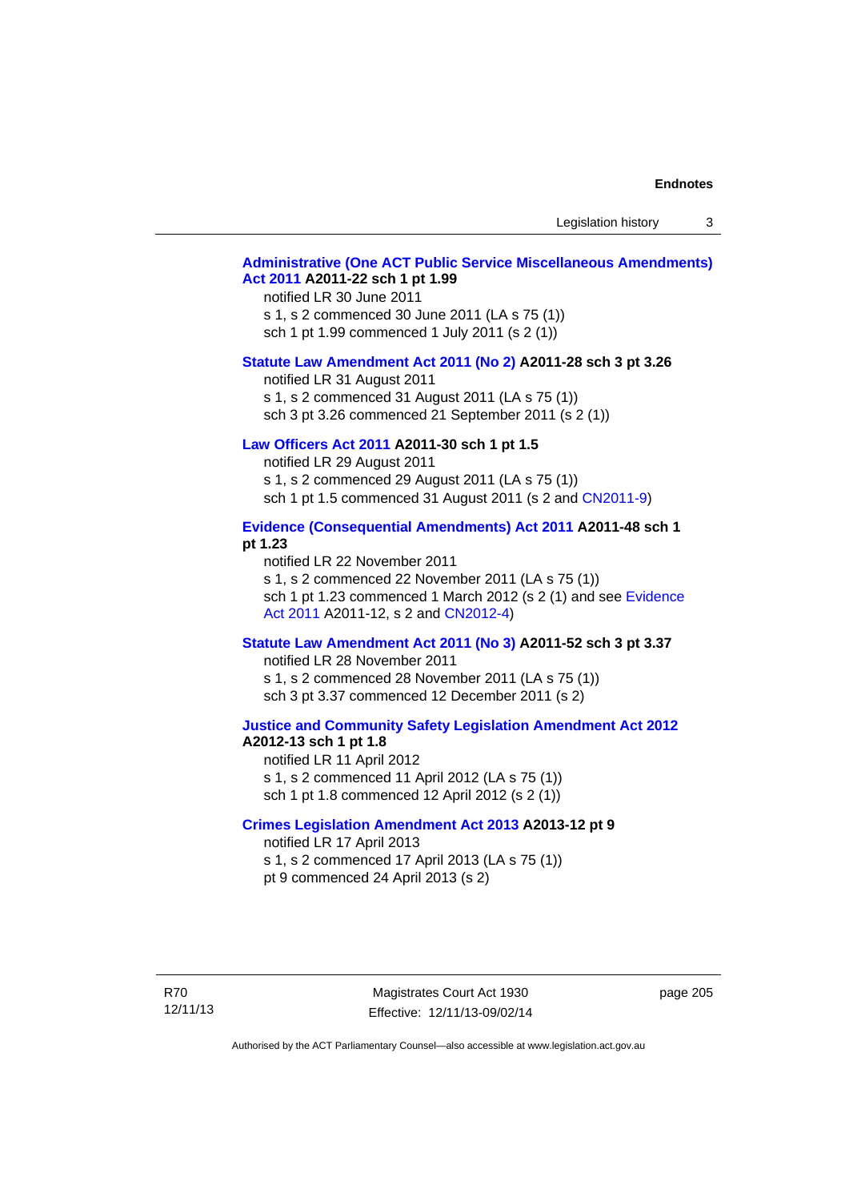**Administrative (One ACT Public Service Miscellaneous Amendments) Act 2011 A2011-22 sch 1 pt 1.99**

notified LR 30 June 2011
s 1, s 2 commenced 30 June 2011 (LA s 75 (1))
sch 1 pt 1.99 commenced 1 July 2011 (s 2 (1))

**Statute Law Amendment Act 2011 (No 2) A2011-28 sch 3 pt 3.26**

notified LR 31 August 2011
s 1, s 2 commenced 31 August 2011 (LA s 75 (1))
sch 3 pt 3.26 commenced 21 September 2011 (s 2 (1))

**Law Officers Act 2011 A2011-30 sch 1 pt 1.5**

notified LR 29 August 2011
s 1, s 2 commenced 29 August 2011 (LA s 75 (1))
sch 1 pt 1.5 commenced 31 August 2011 (s 2 and CN2011-9)

**Evidence (Consequential Amendments) Act 2011 A2011-48 sch 1 pt 1.23**

notified LR 22 November 2011
s 1, s 2 commenced 22 November 2011 (LA s 75 (1))
sch 1 pt 1.23 commenced 1 March 2012 (s 2 (1) and see Evidence Act 2011 A2011-12, s 2 and CN2012-4)

**Statute Law Amendment Act 2011 (No 3) A2011-52 sch 3 pt 3.37**

notified LR 28 November 2011
s 1, s 2 commenced 28 November 2011 (LA s 75 (1))
sch 3 pt 3.37 commenced 12 December 2011 (s 2)

**Justice and Community Safety Legislation Amendment Act 2012 A2012-13 sch 1 pt 1.8**

notified LR 11 April 2012
s 1, s 2 commenced 11 April 2012 (LA s 75 (1))
sch 1 pt 1.8 commenced 12 April 2012 (s 2 (1))

**Crimes Legislation Amendment Act 2013 A2013-12 pt 9**

notified LR 17 April 2013
s 1, s 2 commenced 17 April 2013 (LA s 75 (1))
pt 9 commenced 24 April 2013 (s 2)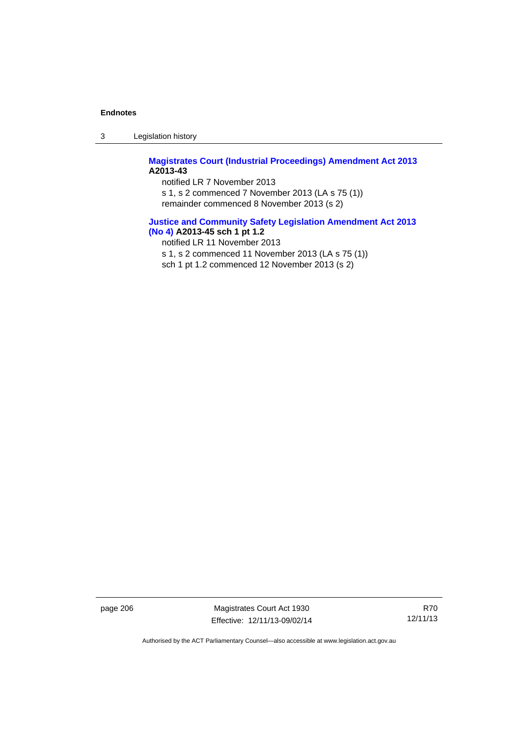**Magistrates Court (Industrial Proceedings) Amendment Act 2013 A2013-43**

notified LR 7 November 2013

s 1, s 2 commenced 7 November 2013 (LA s 75 (1))

remainder commenced 8 November 2013 (s 2)

**Justice and Community Safety Legislation Amendment Act 2013 (No 4) A2013-45 sch 1 pt 1.2**

notified LR 11 November 2013

s 1, s 2 commenced 11 November 2013 (LA s 75 (1))

sch 1 pt 1.2 commenced 12 November 2013 (s 2)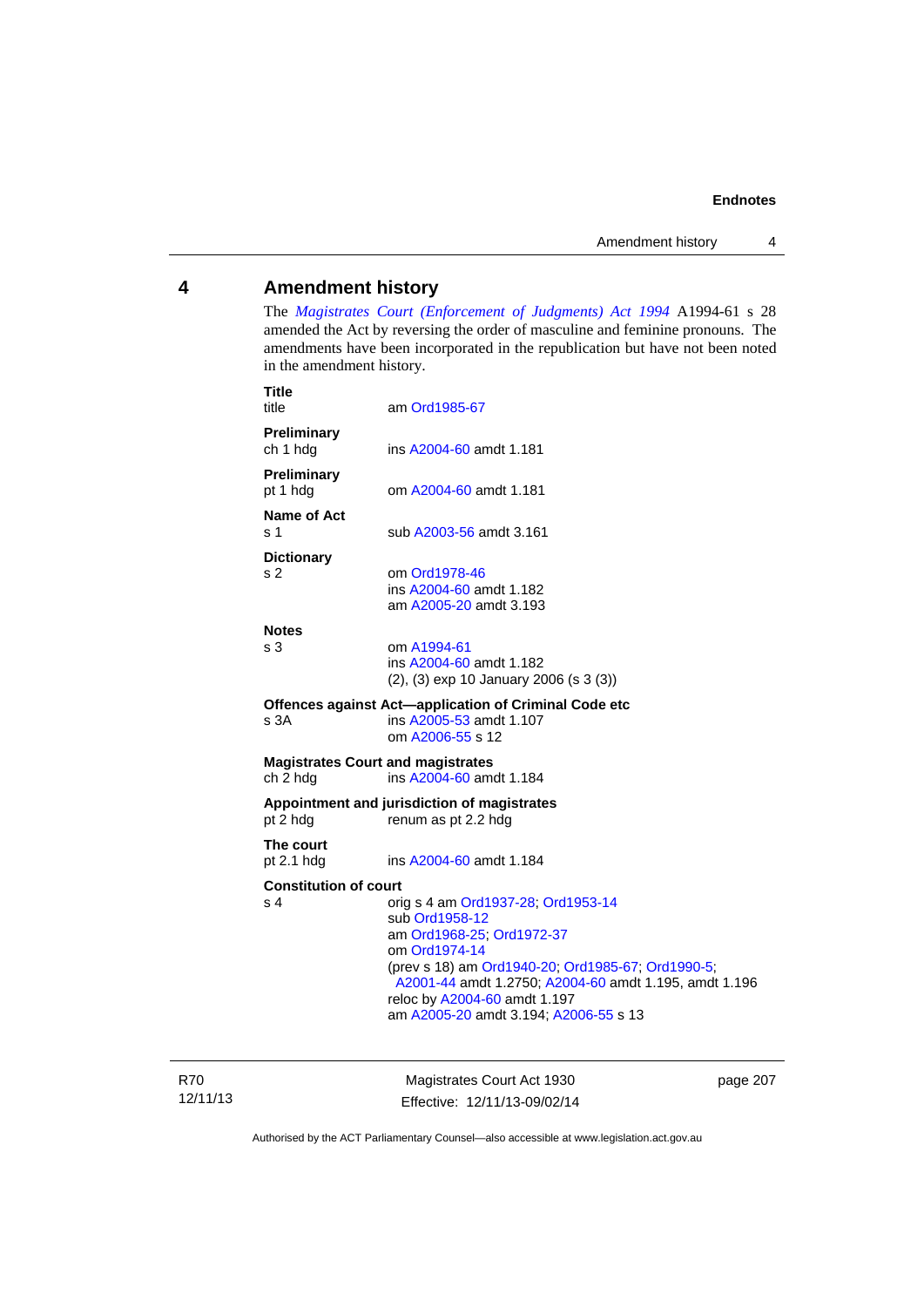## 4 Amendment history

The *Magistrates Court (Enforcement of Judgments) Act 1994* A1994-61 s 28 amended the Act by reversing the order of masculine and feminine pronouns. The amendments have been incorporated in the republication but have not been noted in the amendment history.

**Title**
title — am Ord1985-67

**Preliminary**
ch 1 hdg — ins A2004-60 amdt 1.181

**Preliminary**
pt 1 hdg — om A2004-60 amdt 1.181

**Name of Act**
s 1 — sub A2003-56 amdt 3.161

**Dictionary**
s 2 — om Ord1978-46
ins A2004-60 amdt 1.182
am A2005-20 amdt 3.193

**Notes**
s 3 — om A1994-61
ins A2004-60 amdt 1.182
(2), (3) exp 10 January 2006 (s 3 (3))

**Offences against Act—application of Criminal Code etc**
s 3A — ins A2005-53 amdt 1.107
om A2006-55 s 12

**Magistrates Court and magistrates**
ch 2 hdg — ins A2004-60 amdt 1.184

**Appointment and jurisdiction of magistrates**
pt 2 hdg — renum as pt 2.2 hdg

**The court**
pt 2.1 hdg — ins A2004-60 amdt 1.184

**Constitution of court**
s 4 — orig s 4 am Ord1937-28; Ord1953-14
sub Ord1958-12
am Ord1968-25; Ord1972-37
om Ord1974-14
(prev s 18) am Ord1940-20; Ord1985-67; Ord1990-5; A2001-44 amdt 1.2750; A2004-60 amdt 1.195, amdt 1.196
reloc by A2004-60 amdt 1.197
am A2005-20 amdt 3.194; A2006-55 s 13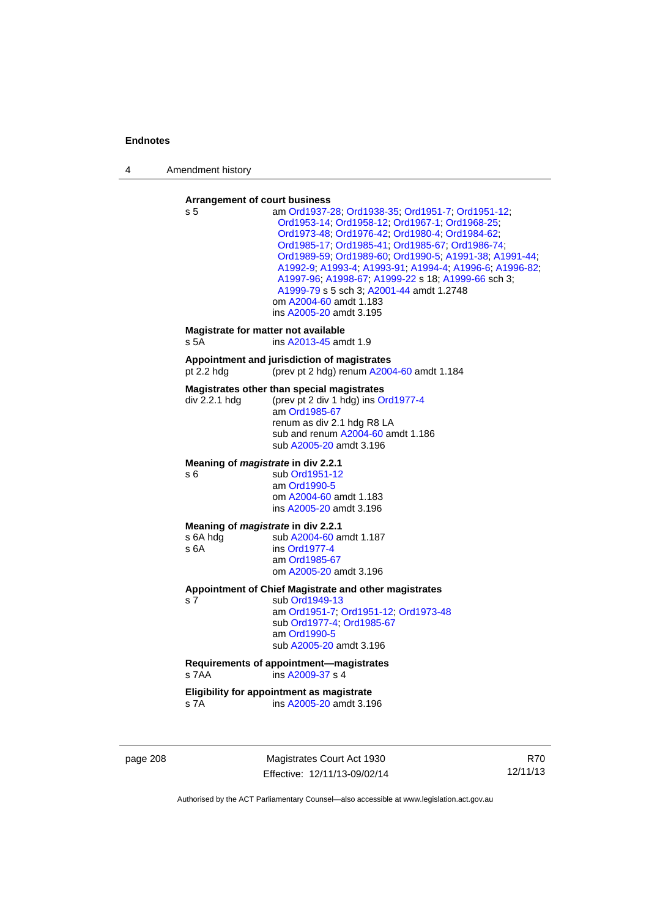**Arrangement of court business**

s 5 am Ord1937-28; Ord1938-35; Ord1951-7; Ord1951-12; Ord1953-14; Ord1958-12; Ord1967-1; Ord1968-25; Ord1973-48; Ord1976-42; Ord1980-4; Ord1984-62; Ord1985-17; Ord1985-41; Ord1985-67; Ord1986-74; Ord1989-59; Ord1989-60; Ord1990-5; A1991-38; A1991-44; A1992-9; A1993-4; A1993-91; A1994-4; A1996-6; A1996-82; A1997-96; A1998-67; A1999-22 s 18; A1999-66 sch 3; A1999-79 s 5 sch 3; A2001-44 amdt 1.2748
om A2004-60 amdt 1.183
ins A2005-20 amdt 3.195

**Magistrate for matter not available**

s 5A ins A2013-45 amdt 1.9

**Appointment and jurisdiction of magistrates**

pt 2.2 hdg (prev pt 2 hdg) renum A2004-60 amdt 1.184

**Magistrates other than special magistrates**

div 2.2.1 hdg (prev pt 2 div 1 hdg) ins Ord1977-4
am Ord1985-67
renum as div 2.1 hdg R8 LA
sub and renum A2004-60 amdt 1.186
sub A2005-20 amdt 3.196

**Meaning of *magistrate* in div 2.2.1**

s 6 sub Ord1951-12
am Ord1990-5
om A2004-60 amdt 1.183
ins A2005-20 amdt 3.196

**Meaning of *magistrate* in div 2.2.1**

s 6A hdg sub A2004-60 amdt 1.187
s 6A ins Ord1977-4
am Ord1985-67
om A2005-20 amdt 3.196

**Appointment of Chief Magistrate and other magistrates**

s 7 sub Ord1949-13
am Ord1951-7; Ord1951-12; Ord1973-48
sub Ord1977-4; Ord1985-67
am Ord1990-5
sub A2005-20 amdt 3.196

**Requirements of appointment—magistrates**

s 7AA ins A2009-37 s 4

**Eligibility for appointment as magistrate**

s 7A ins A2005-20 amdt 3.196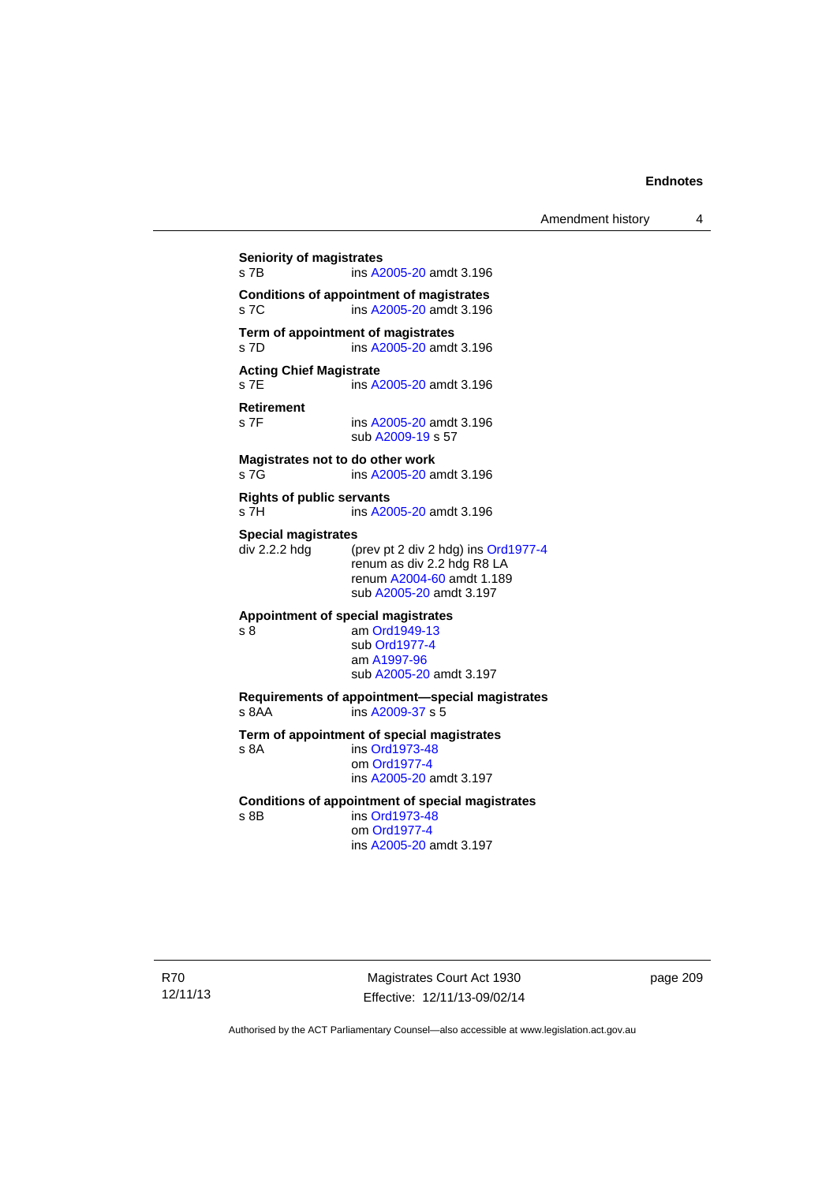**Seniority of magistrates**
s 7B ins A2005-20 amdt 3.196

**Conditions of appointment of magistrates**
s 7C ins A2005-20 amdt 3.196

**Term of appointment of magistrates**
s 7D ins A2005-20 amdt 3.196

**Acting Chief Magistrate**
s 7E ins A2005-20 amdt 3.196

**Retirement**
s 7F ins A2005-20 amdt 3.196
sub A2009-19 s 57

**Magistrates not to do other work**
s 7G ins A2005-20 amdt 3.196

**Rights of public servants**
s 7H ins A2005-20 amdt 3.196

**Special magistrates**
div 2.2.2 hdg (prev pt 2 div 2 hdg) ins Ord1977-4
renum as div 2.2 hdg R8 LA
renum A2004-60 amdt 1.189
sub A2005-20 amdt 3.197

**Appointment of special magistrates**
s 8 am Ord1949-13
sub Ord1977-4
am A1997-96
sub A2005-20 amdt 3.197

**Requirements of appointment—special magistrates**
s 8AA ins A2009-37 s 5

**Term of appointment of special magistrates**
s 8A ins Ord1973-48
om Ord1977-4
ins A2005-20 amdt 3.197

**Conditions of appointment of special magistrates**
s 8B ins Ord1973-48
om Ord1977-4
ins A2005-20 amdt 3.197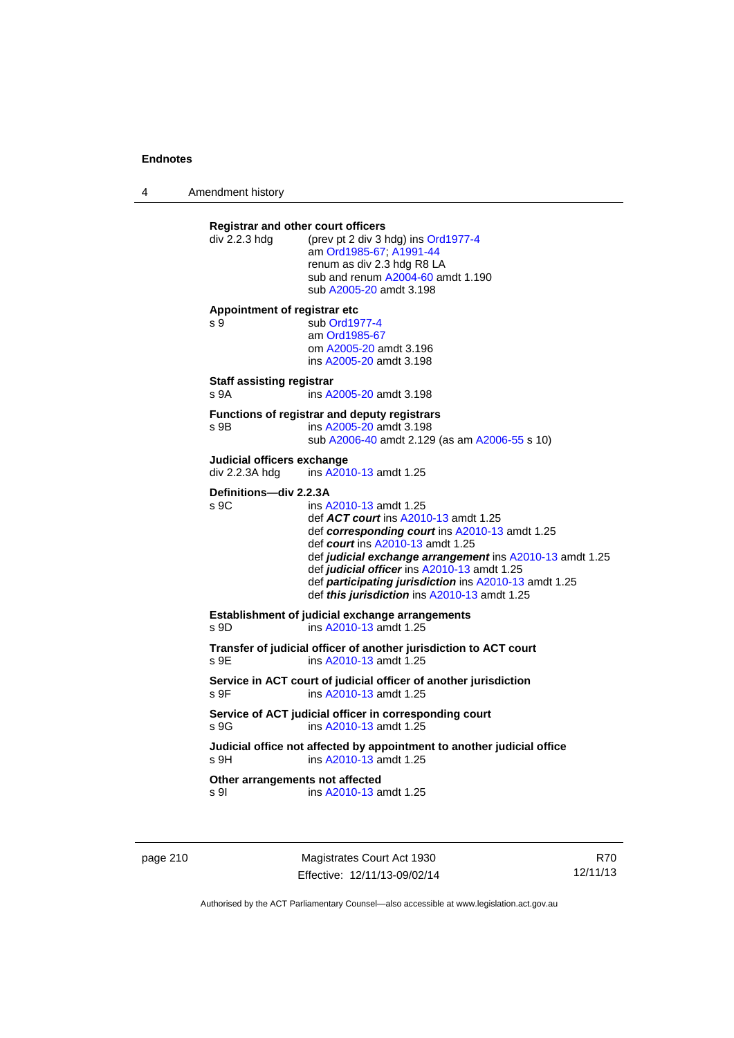**Registrar and other court officers**

div 2.2.3 hdg (prev pt 2 div 3 hdg) ins Ord1977-4
am Ord1985-67; A1991-44
renum as div 2.3 hdg R8 LA
sub and renum A2004-60 amdt 1.190
sub A2005-20 amdt 3.198

**Appointment of registrar etc**

s 9 sub Ord1977-4
am Ord1985-67
om A2005-20 amdt 3.196
ins A2005-20 amdt 3.198

**Staff assisting registrar**

s 9A ins A2005-20 amdt 3.198

**Functions of registrar and deputy registrars**

s 9B ins A2005-20 amdt 3.198
sub A2006-40 amdt 2.129 (as am A2006-55 s 10)

**Judicial officers exchange**

div 2.2.3A hdg ins A2010-13 amdt 1.25

**Definitions—div 2.2.3A**

s 9C ins A2010-13 amdt 1.25
def ***ACT court*** ins A2010-13 amdt 1.25
def ***corresponding court*** ins A2010-13 amdt 1.25
def ***court*** ins A2010-13 amdt 1.25
def ***judicial exchange arrangement*** ins A2010-13 amdt 1.25
def ***judicial officer*** ins A2010-13 amdt 1.25
def ***participating jurisdiction*** ins A2010-13 amdt 1.25
def ***this jurisdiction*** ins A2010-13 amdt 1.25

**Establishment of judicial exchange arrangements**

s 9D ins A2010-13 amdt 1.25

**Transfer of judicial officer of another jurisdiction to ACT court**

s 9E ins A2010-13 amdt 1.25

**Service in ACT court of judicial officer of another jurisdiction**

s 9F ins A2010-13 amdt 1.25

**Service of ACT judicial officer in corresponding court**

s 9G ins A2010-13 amdt 1.25

**Judicial office not affected by appointment to another judicial office**

s 9H ins A2010-13 amdt 1.25

**Other arrangements not affected**

s 9I ins A2010-13 amdt 1.25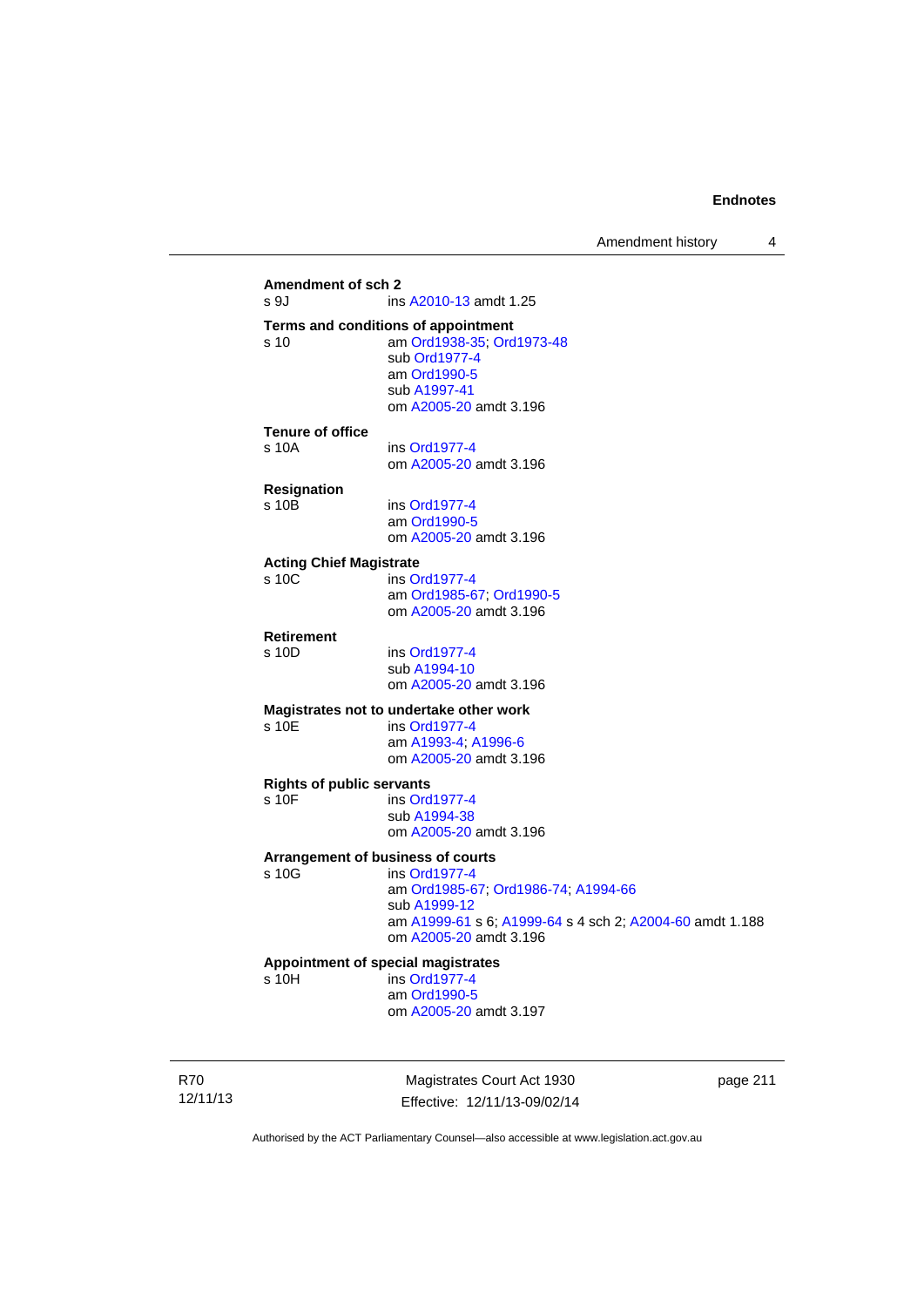**Amendment of sch 2**
s 9J ins A2010-13 amdt 1.25

**Terms and conditions of appointment**
s 10 am Ord1938-35; Ord1973-48
sub Ord1977-4
am Ord1990-5
sub A1997-41
om A2005-20 amdt 3.196

**Tenure of office**
s 10A ins Ord1977-4
om A2005-20 amdt 3.196

**Resignation**
s 10B ins Ord1977-4
am Ord1990-5
om A2005-20 amdt 3.196

**Acting Chief Magistrate**
s 10C ins Ord1977-4
am Ord1985-67; Ord1990-5
om A2005-20 amdt 3.196

**Retirement**
s 10D ins Ord1977-4
sub A1994-10
om A2005-20 amdt 3.196

**Magistrates not to undertake other work**
s 10E ins Ord1977-4
am A1993-4; A1996-6
om A2005-20 amdt 3.196

**Rights of public servants**
s 10F ins Ord1977-4
sub A1994-38
om A2005-20 amdt 3.196

**Arrangement of business of courts**
s 10G ins Ord1977-4
am Ord1985-67; Ord1986-74; A1994-66
sub A1999-12
am A1999-61 s 6; A1999-64 s 4 sch 2; A2004-60 amdt 1.188
om A2005-20 amdt 3.196

**Appointment of special magistrates**
s 10H ins Ord1977-4
am Ord1990-5
om A2005-20 amdt 3.197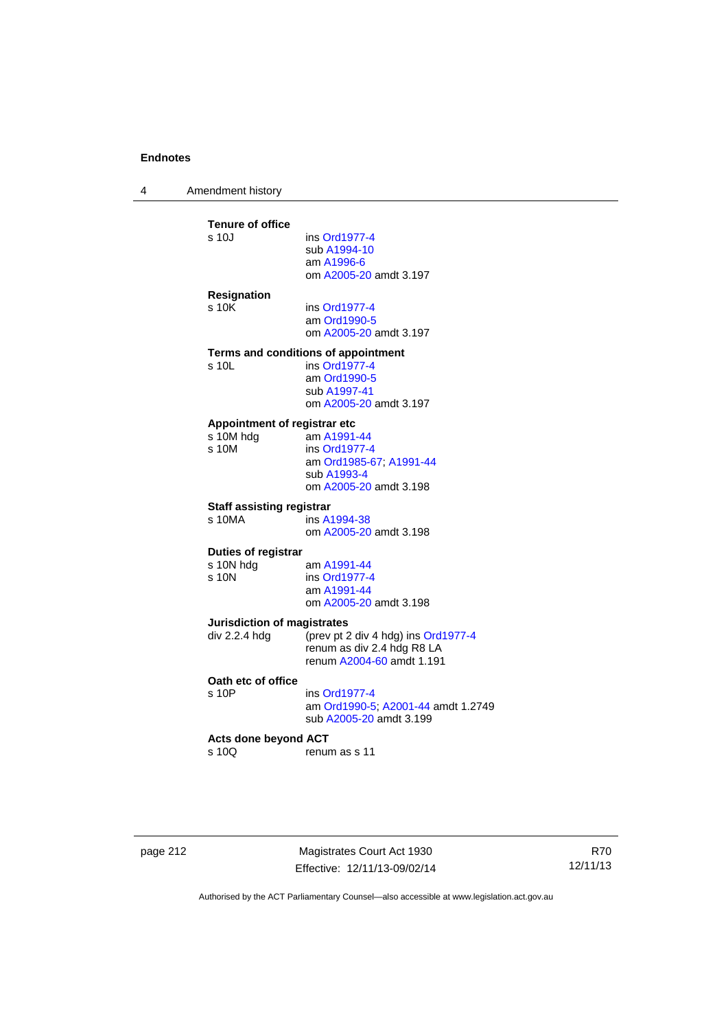**Tenure of office**

s 10J ins Ord1977-4
sub A1994-10
am A1996-6
om A2005-20 amdt 3.197

**Resignation**

s 10K ins Ord1977-4
am Ord1990-5
om A2005-20 amdt 3.197

**Terms and conditions of appointment**

s 10L ins Ord1977-4
am Ord1990-5
sub A1997-41
om A2005-20 amdt 3.197

**Appointment of registrar etc**

s 10M hdg am A1991-44
s 10M ins Ord1977-4
am Ord1985-67; A1991-44
sub A1993-4
om A2005-20 amdt 3.198

**Staff assisting registrar**

s 10MA ins A1994-38
om A2005-20 amdt 3.198

**Duties of registrar**

s 10N hdg am A1991-44
s 10N ins Ord1977-4
am A1991-44
om A2005-20 amdt 3.198

**Jurisdiction of magistrates**

div 2.2.4 hdg (prev pt 2 div 4 hdg) ins Ord1977-4
renum as div 2.4 hdg R8 LA
renum A2004-60 amdt 1.191

**Oath etc of office**

s 10P ins Ord1977-4
am Ord1990-5; A2001-44 amdt 1.2749
sub A2005-20 amdt 3.199

**Acts done beyond ACT**

s 10Q renum as s 11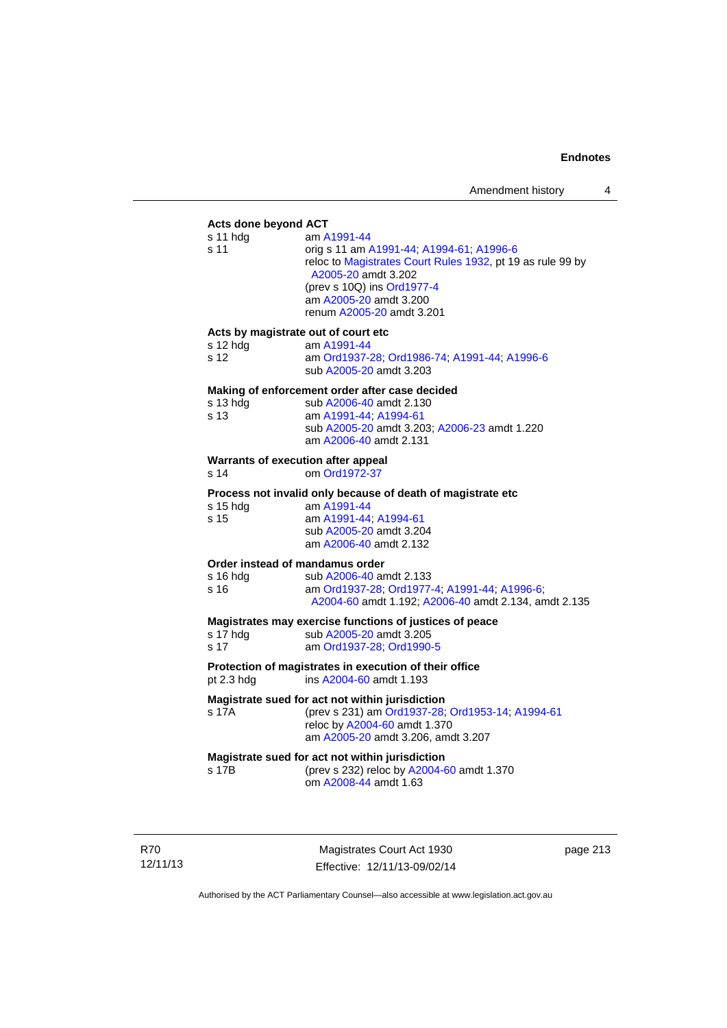**Acts done beyond ACT**

s 11 hdg — am A1991-44

s 11 — orig s 11 am A1991-44; A1994-61; A1996-6
reloc to Magistrates Court Rules 1932, pt 19 as rule 99 by A2005-20 amdt 3.202
(prev s 10Q) ins Ord1977-4
am A2005-20 amdt 3.200
renum A2005-20 amdt 3.201

**Acts by magistrate out of court etc**

s 12 hdg — am A1991-44

s 12 — am Ord1937-28; Ord1986-74; A1991-44; A1996-6
sub A2005-20 amdt 3.203

**Making of enforcement order after case decided**

s 13 hdg — sub A2006-40 amdt 2.130

s 13 — am A1991-44; A1994-61
sub A2005-20 amdt 3.203; A2006-23 amdt 1.220
am A2006-40 amdt 2.131

**Warrants of execution after appeal**

s 14 — om Ord1972-37

**Process not invalid only because of death of magistrate etc**

s 15 hdg — am A1991-44

s 15 — am A1991-44; A1994-61
sub A2005-20 amdt 3.204
am A2006-40 amdt 2.132

**Order instead of mandamus order**

s 16 hdg — sub A2006-40 amdt 2.133

s 16 — am Ord1937-28; Ord1977-4; A1991-44; A1996-6; A2004-60 amdt 1.192; A2006-40 amdt 2.134, amdt 2.135

**Magistrates may exercise functions of justices of peace**

s 17 hdg — sub A2005-20 amdt 3.205

s 17 — am Ord1937-28; Ord1990-5

**Protection of magistrates in execution of their office**

pt 2.3 hdg — ins A2004-60 amdt 1.193

**Magistrate sued for act not within jurisdiction**

s 17A — (prev s 231) am Ord1937-28; Ord1953-14; A1994-61
reloc by A2004-60 amdt 1.370
am A2005-20 amdt 3.206, amdt 3.207

**Magistrate sued for act not within jurisdiction**

s 17B — (prev s 232) reloc by A2004-60 amdt 1.370
om A2008-44 amdt 1.63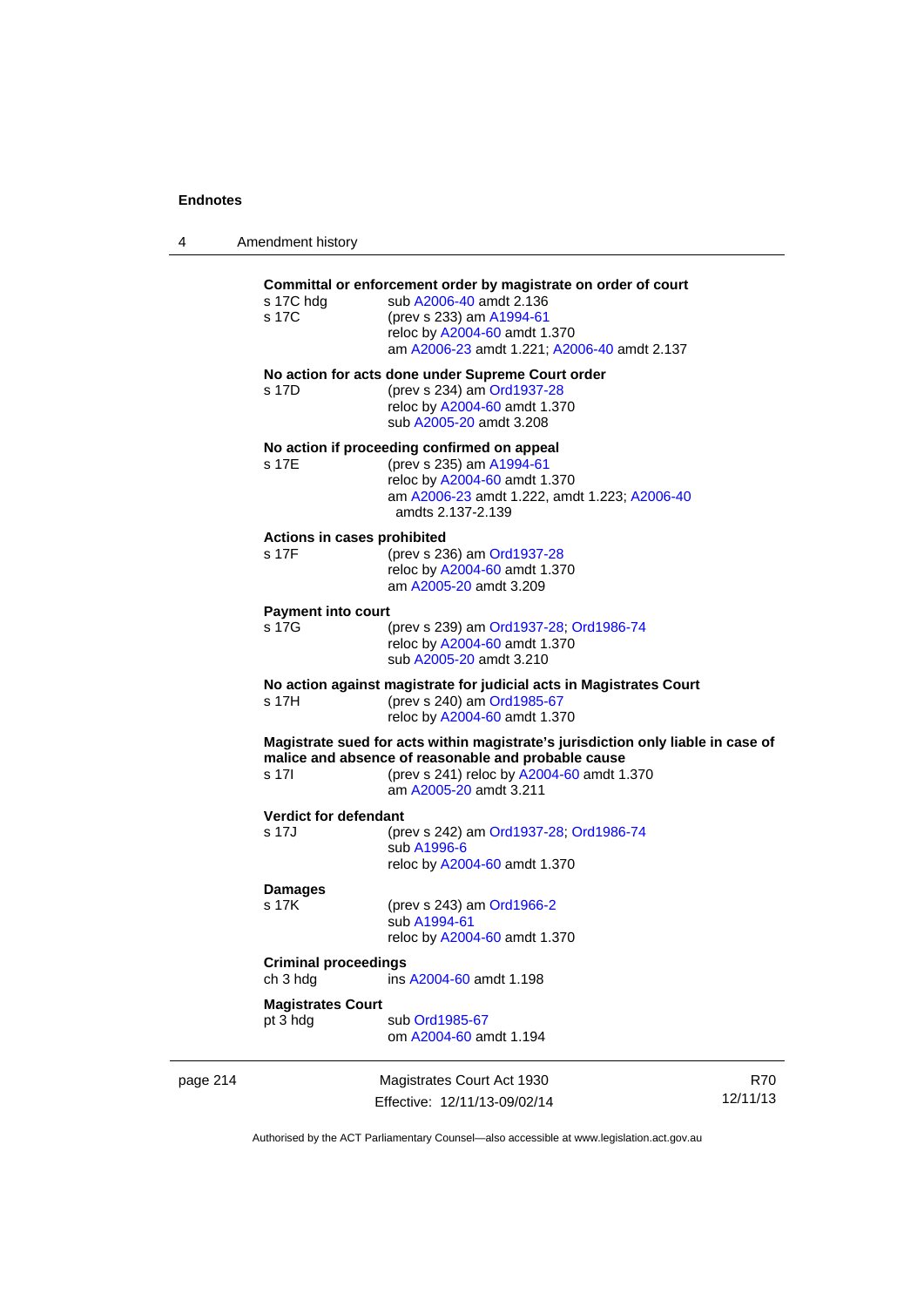**Committal or enforcement order by magistrate on order of court**

s 17C hdg sub A2006-40 amdt 2.136

s 17C (prev s 233) am A1994-61
reloc by A2004-60 amdt 1.370
am A2006-23 amdt 1.221; A2006-40 amdt 2.137

**No action for acts done under Supreme Court order**

s 17D (prev s 234) am Ord1937-28
reloc by A2004-60 amdt 1.370
sub A2005-20 amdt 3.208

**No action if proceeding confirmed on appeal**

s 17E (prev s 235) am A1994-61
reloc by A2004-60 amdt 1.370
am A2006-23 amdt 1.222, amdt 1.223; A2006-40 amdts 2.137-2.139

**Actions in cases prohibited**

s 17F (prev s 236) am Ord1937-28
reloc by A2004-60 amdt 1.370
am A2005-20 amdt 3.209

**Payment into court**

s 17G (prev s 239) am Ord1937-28; Ord1986-74
reloc by A2004-60 amdt 1.370
sub A2005-20 amdt 3.210

**No action against magistrate for judicial acts in Magistrates Court**

s 17H (prev s 240) am Ord1985-67
reloc by A2004-60 amdt 1.370

**Magistrate sued for acts within magistrate's jurisdiction only liable in case of malice and absence of reasonable and probable cause**

s 17I (prev s 241) reloc by A2004-60 amdt 1.370
am A2005-20 amdt 3.211

**Verdict for defendant**

s 17J (prev s 242) am Ord1937-28; Ord1986-74
sub A1996-6
reloc by A2004-60 amdt 1.370

**Damages**

s 17K (prev s 243) am Ord1966-2
sub A1994-61
reloc by A2004-60 amdt 1.370

**Criminal proceedings**

ch 3 hdg ins A2004-60 amdt 1.198

**Magistrates Court**

pt 3 hdg sub Ord1985-67
om A2004-60 amdt 1.194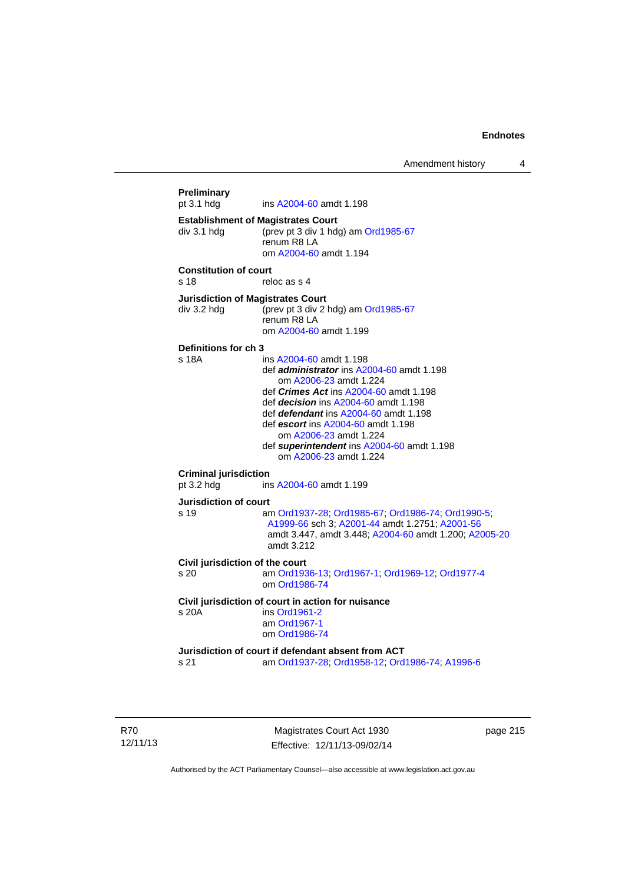**Preliminary**

pt 3.1 hdg ins A2004-60 amdt 1.198

**Establishment of Magistrates Court**

div 3.1 hdg (prev pt 3 div 1 hdg) am Ord1985-67
renum R8 LA
om A2004-60 amdt 1.194

**Constitution of court**

s 18 reloc as s 4

**Jurisdiction of Magistrates Court**

div 3.2 hdg (prev pt 3 div 2 hdg) am Ord1985-67
renum R8 LA
om A2004-60 amdt 1.199

**Definitions for ch 3**

s 18A ins A2004-60 amdt 1.198
def ***administrator*** ins A2004-60 amdt 1.198
om A2006-23 amdt 1.224
def ***Crimes Act*** ins A2004-60 amdt 1.198
def ***decision*** ins A2004-60 amdt 1.198
def ***defendant*** ins A2004-60 amdt 1.198
def ***escort*** ins A2004-60 amdt 1.198
om A2006-23 amdt 1.224
def ***superintendent*** ins A2004-60 amdt 1.198
om A2006-23 amdt 1.224

**Criminal jurisdiction**

pt 3.2 hdg ins A2004-60 amdt 1.199

**Jurisdiction of court**

s 19 am Ord1937-28; Ord1985-67; Ord1986-74; Ord1990-5; A1999-66 sch 3; A2001-44 amdt 1.2751; A2001-56 amdt 3.447, amdt 3.448; A2004-60 amdt 1.200; A2005-20 amdt 3.212

**Civil jurisdiction of the court**

s 20 am Ord1936-13; Ord1967-1; Ord1969-12; Ord1977-4
om Ord1986-74

**Civil jurisdiction of court in action for nuisance**

s 20A ins Ord1961-2
am Ord1967-1
om Ord1986-74

**Jurisdiction of court if defendant absent from ACT**

s 21 am Ord1937-28; Ord1958-12; Ord1986-74; A1996-6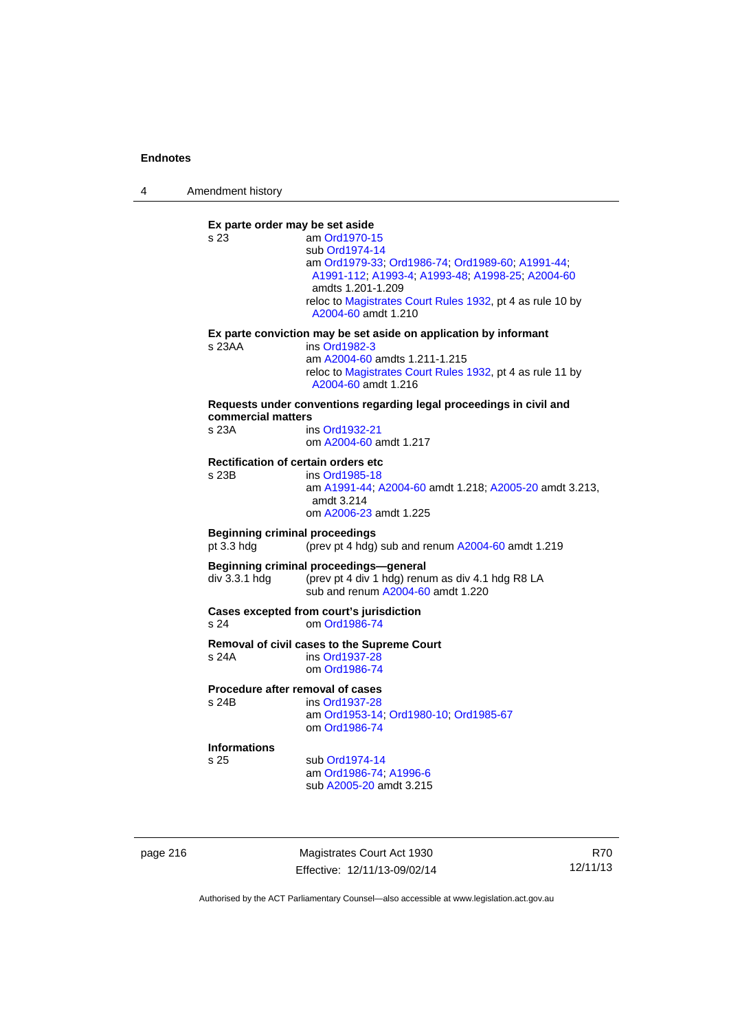**Ex parte order may be set aside**

s 23 am Ord1970-15
sub Ord1974-14
am Ord1979-33; Ord1986-74; Ord1989-60; A1991-44; A1991-112; A1993-4; A1993-48; A1998-25; A2004-60 amdts 1.201-1.209
reloc to Magistrates Court Rules 1932, pt 4 as rule 10 by A2004-60 amdt 1.210

**Ex parte conviction may be set aside on application by informant**

s 23AA ins Ord1982-3
am A2004-60 amdts 1.211-1.215
reloc to Magistrates Court Rules 1932, pt 4 as rule 11 by A2004-60 amdt 1.216

**Requests under conventions regarding legal proceedings in civil and commercial matters**

s 23A ins Ord1932-21
om A2004-60 amdt 1.217

**Rectification of certain orders etc**

s 23B ins Ord1985-18
am A1991-44; A2004-60 amdt 1.218; A2005-20 amdt 3.213, amdt 3.214
om A2006-23 amdt 1.225

**Beginning criminal proceedings**

pt 3.3 hdg (prev pt 4 hdg) sub and renum A2004-60 amdt 1.219

**Beginning criminal proceedings—general**

div 3.3.1 hdg (prev pt 4 div 1 hdg) renum as div 4.1 hdg R8 LA
sub and renum A2004-60 amdt 1.220

**Cases excepted from court's jurisdiction**

s 24 om Ord1986-74

**Removal of civil cases to the Supreme Court**

s 24A ins Ord1937-28
om Ord1986-74

**Procedure after removal of cases**

s 24B ins Ord1937-28
am Ord1953-14; Ord1980-10; Ord1985-67
om Ord1986-74

**Informations**

s 25 sub Ord1974-14
am Ord1986-74; A1996-6
sub A2005-20 amdt 3.215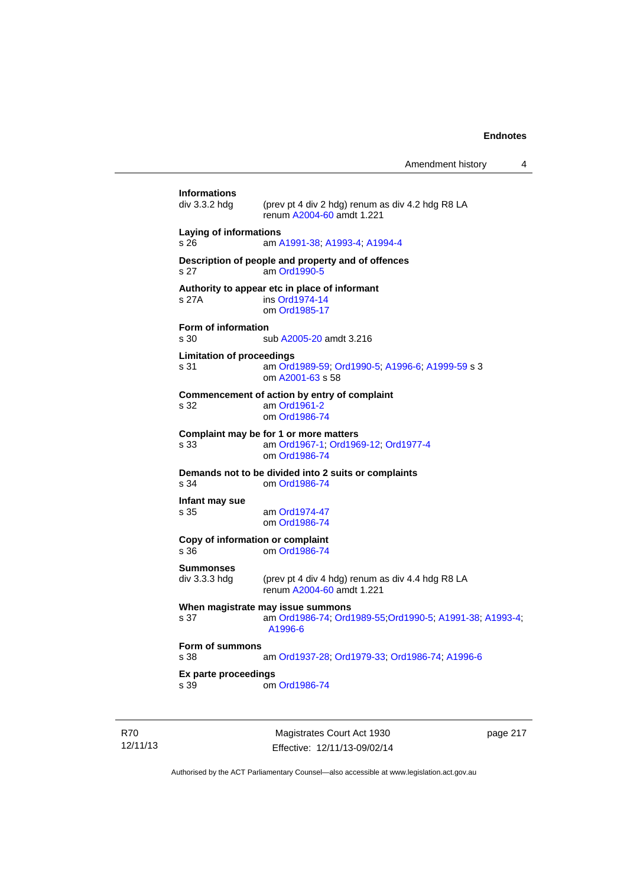**Informations**
div 3.3.2 hdg (prev pt 4 div 2 hdg) renum as div 4.2 hdg R8 LA
renum A2004-60 amdt 1.221

**Laying of informations**
s 26 am A1991-38; A1993-4; A1994-4

**Description of people and property and of offences**
s 27 am Ord1990-5

**Authority to appear etc in place of informant**
s 27A ins Ord1974-14
om Ord1985-17

**Form of information**
s 30 sub A2005-20 amdt 3.216

**Limitation of proceedings**
s 31 am Ord1989-59; Ord1990-5; A1996-6; A1999-59 s 3
om A2001-63 s 58

**Commencement of action by entry of complaint**
s 32 am Ord1961-2
om Ord1986-74

**Complaint may be for 1 or more matters**
s 33 am Ord1967-1; Ord1969-12; Ord1977-4
om Ord1986-74

**Demands not to be divided into 2 suits or complaints**
s 34 om Ord1986-74

**Infant may sue**
s 35 am Ord1974-47
om Ord1986-74

**Copy of information or complaint**
s 36 om Ord1986-74

**Summonses**
div 3.3.3 hdg (prev pt 4 div 4 hdg) renum as div 4.4 hdg R8 LA
renum A2004-60 amdt 1.221

**When magistrate may issue summons**
s 37 am Ord1986-74; Ord1989-55;Ord1990-5; A1991-38; A1993-4; A1996-6

**Form of summons**
s 38 am Ord1937-28; Ord1979-33; Ord1986-74; A1996-6

**Ex parte proceedings**
s 39 om Ord1986-74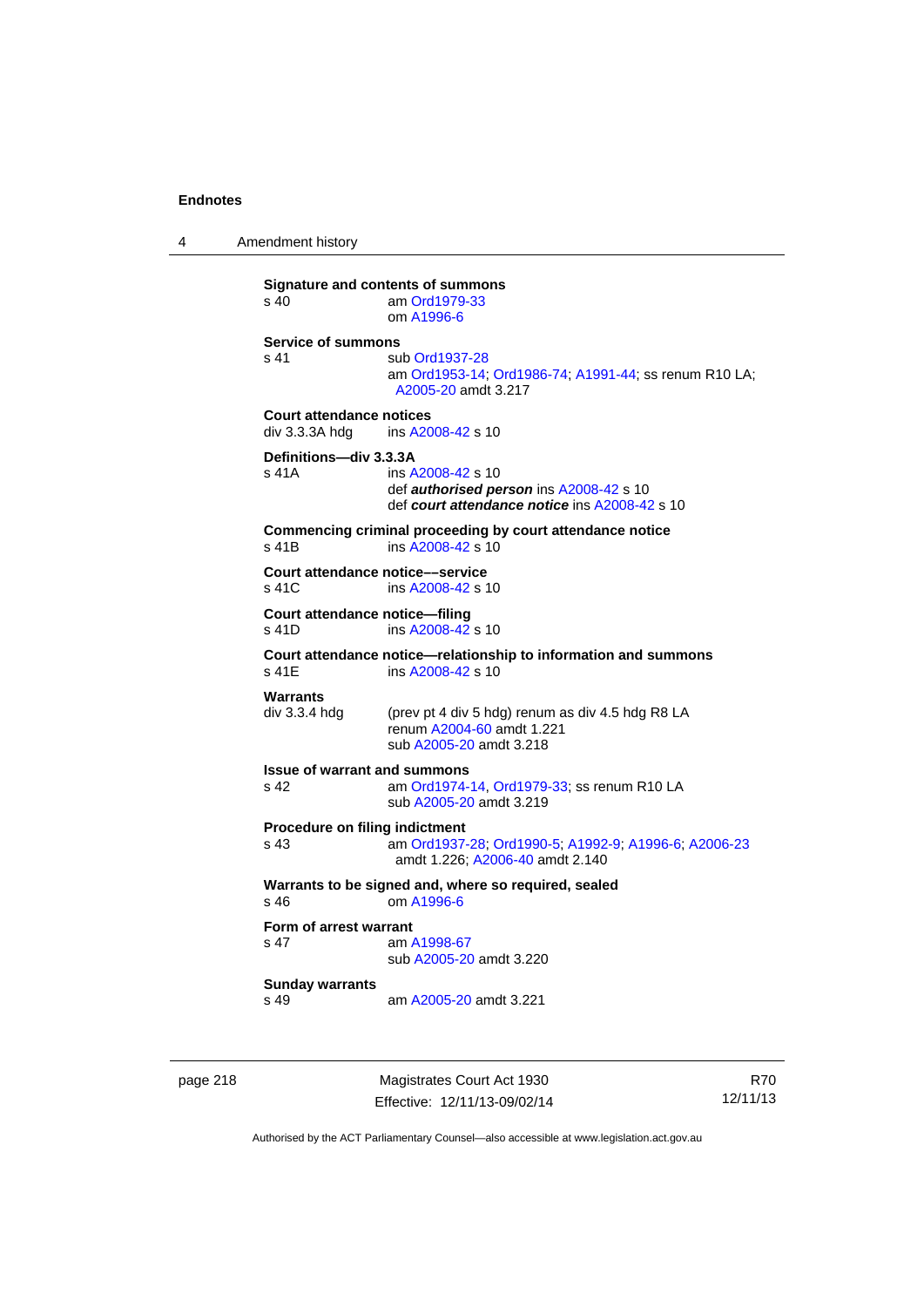**Signature and contents of summons**
s 40 am Ord1979-33
om A1996-6

**Service of summons**
s 41 sub Ord1937-28
am Ord1953-14; Ord1986-74; A1991-44; ss renum R10 LA; A2005-20 amdt 3.217

**Court attendance notices**
div 3.3.3A hdg ins A2008-42 s 10

**Definitions—div 3.3.3A**
s 41A ins A2008-42 s 10
def ***authorised person*** ins A2008-42 s 10
def ***court attendance notice*** ins A2008-42 s 10

**Commencing criminal proceeding by court attendance notice**
s 41B ins A2008-42 s 10

**Court attendance notice––service**
s 41C ins A2008-42 s 10

**Court attendance notice—filing**
s 41D ins A2008-42 s 10

**Court attendance notice—relationship to information and summons**
s 41E ins A2008-42 s 10

**Warrants**
div 3.3.4 hdg (prev pt 4 div 5 hdg) renum as div 4.5 hdg R8 LA
renum A2004-60 amdt 1.221
sub A2005-20 amdt 3.218

**Issue of warrant and summons**
s 42 am Ord1974-14, Ord1979-33; ss renum R10 LA
sub A2005-20 amdt 3.219

**Procedure on filing indictment**
s 43 am Ord1937-28; Ord1990-5; A1992-9; A1996-6; A2006-23 amdt 1.226; A2006-40 amdt 2.140

**Warrants to be signed and, where so required, sealed**
s 46 om A1996-6

**Form of arrest warrant**
s 47 am A1998-67
sub A2005-20 amdt 3.220

**Sunday warrants**
s 49 am A2005-20 amdt 3.221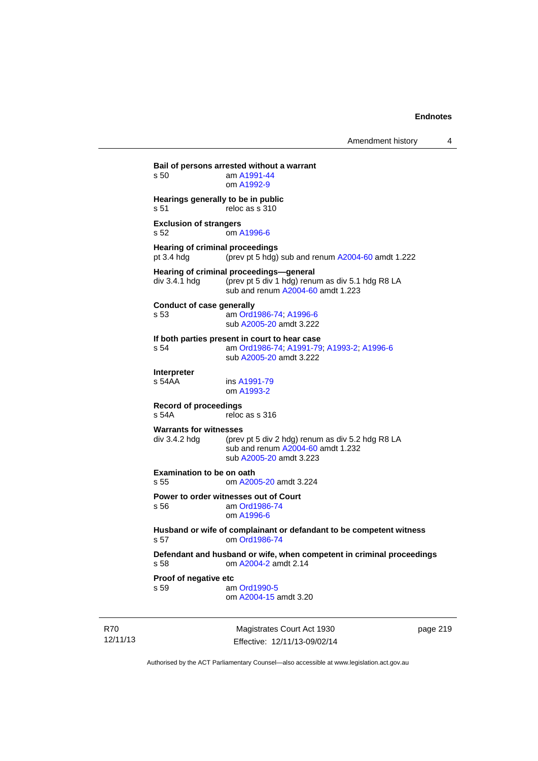**Bail of persons arrested without a warrant**
s 50 am A1991-44
om A1992-9

**Hearings generally to be in public**
s 51 reloc as s 310

**Exclusion of strangers**
s 52 om A1996-6

**Hearing of criminal proceedings**
pt 3.4 hdg (prev pt 5 hdg) sub and renum A2004-60 amdt 1.222

**Hearing of criminal proceedings—general**
div 3.4.1 hdg (prev pt 5 div 1 hdg) renum as div 5.1 hdg R8 LA
sub and renum A2004-60 amdt 1.223

**Conduct of case generally**
s 53 am Ord1986-74; A1996-6
sub A2005-20 amdt 3.222

**If both parties present in court to hear case**
s 54 am Ord1986-74; A1991-79; A1993-2; A1996-6
sub A2005-20 amdt 3.222

**Interpreter**
s 54AA ins A1991-79
om A1993-2

**Record of proceedings**
s 54A reloc as s 316

**Warrants for witnesses**
div 3.4.2 hdg (prev pt 5 div 2 hdg) renum as div 5.2 hdg R8 LA
sub and renum A2004-60 amdt 1.232
sub A2005-20 amdt 3.223

**Examination to be on oath**
s 55 om A2005-20 amdt 3.224

**Power to order witnesses out of Court**
s 56 am Ord1986-74
om A1996-6

**Husband or wife of complainant or defandant to be competent witness**
s 57 om Ord1986-74

**Defendant and husband or wife, when competent in criminal proceedings**
s 58 om A2004-2 amdt 2.14

**Proof of negative etc**
s 59 am Ord1990-5
om A2004-15 amdt 3.20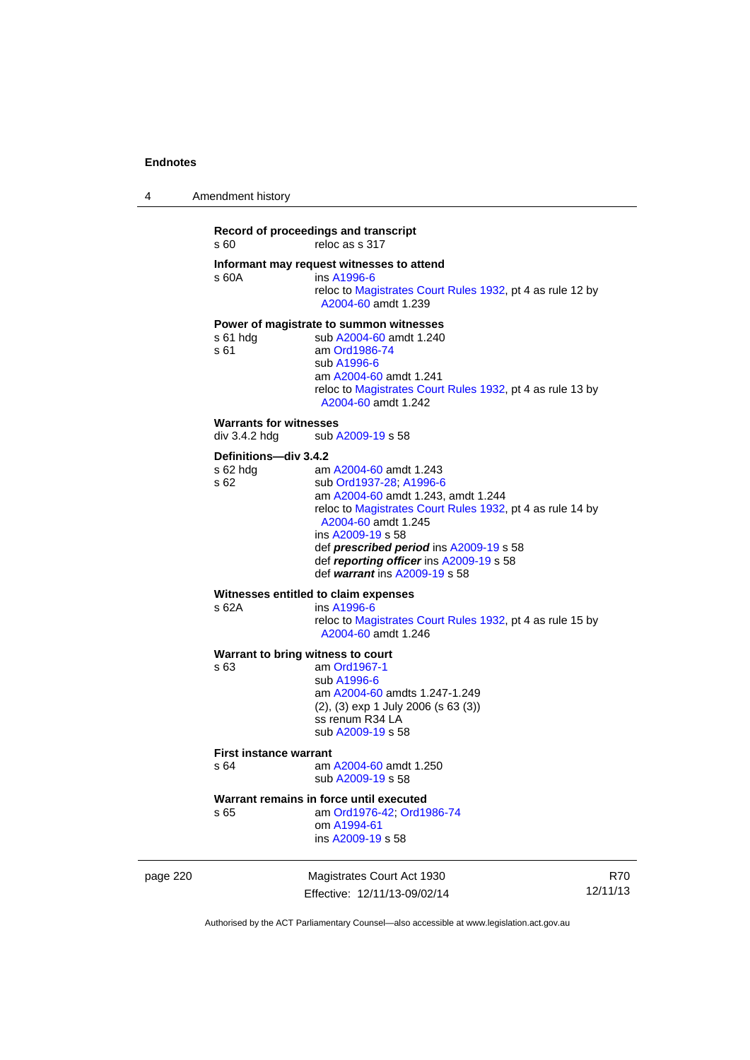**Record of proceedings and transcript**
s 60 reloc as s 317

**Informant may request witnesses to attend**
s 60A ins A1996-6
reloc to Magistrates Court Rules 1932, pt 4 as rule 12 by A2004-60 amdt 1.239

**Power of magistrate to summon witnesses**
s 61 hdg sub A2004-60 amdt 1.240
s 61 am Ord1986-74
sub A1996-6
am A2004-60 amdt 1.241
reloc to Magistrates Court Rules 1932, pt 4 as rule 13 by A2004-60 amdt 1.242

**Warrants for witnesses**
div 3.4.2 hdg sub A2009-19 s 58

**Definitions—div 3.4.2**
s 62 hdg am A2004-60 amdt 1.243
s 62 sub Ord1937-28; A1996-6
am A2004-60 amdt 1.243, amdt 1.244
reloc to Magistrates Court Rules 1932, pt 4 as rule 14 by A2004-60 amdt 1.245
ins A2009-19 s 58
def ***prescribed period*** ins A2009-19 s 58
def ***reporting officer*** ins A2009-19 s 58
def ***warrant*** ins A2009-19 s 58

**Witnesses entitled to claim expenses**
s 62A ins A1996-6
reloc to Magistrates Court Rules 1932, pt 4 as rule 15 by A2004-60 amdt 1.246

**Warrant to bring witness to court**
s 63 am Ord1967-1
sub A1996-6
am A2004-60 amdts 1.247-1.249
(2), (3) exp 1 July 2006 (s 63 (3))
ss renum R34 LA
sub A2009-19 s 58

**First instance warrant**
s 64 am A2004-60 amdt 1.250
sub A2009-19 s 58

**Warrant remains in force until executed**
s 65 am Ord1976-42; Ord1986-74
om A1994-61
ins A2009-19 s 58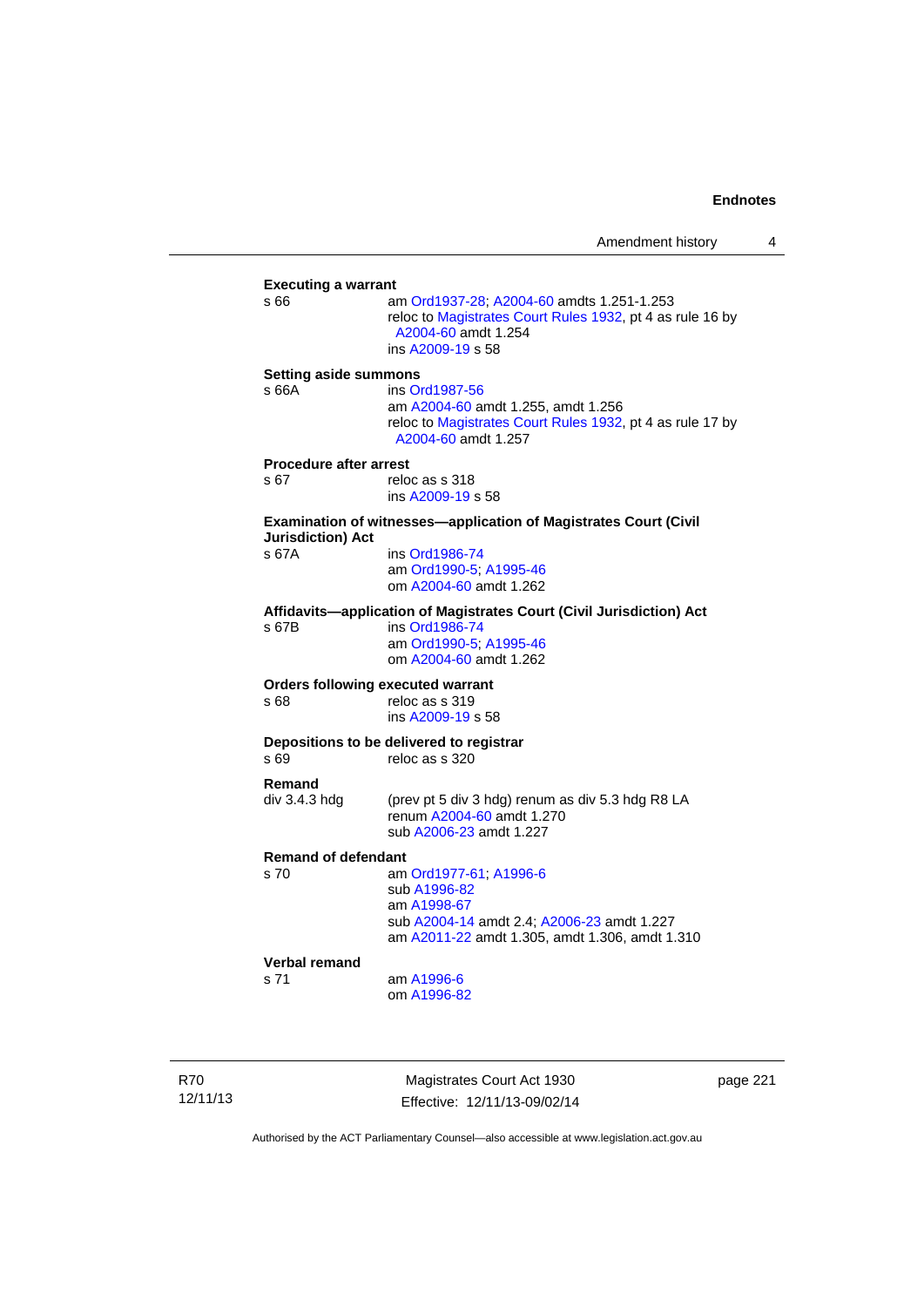**Executing a warrant**

s 66 am Ord1937-28; A2004-60 amdts 1.251-1.253
reloc to Magistrates Court Rules 1932, pt 4 as rule 16 by A2004-60 amdt 1.254
ins A2009-19 s 58

**Setting aside summons**

s 66A ins Ord1987-56
am A2004-60 amdt 1.255, amdt 1.256
reloc to Magistrates Court Rules 1932, pt 4 as rule 17 by A2004-60 amdt 1.257

**Procedure after arrest**

s 67 reloc as s 318
ins A2009-19 s 58

**Examination of witnesses—application of Magistrates Court (Civil Jurisdiction) Act**

s 67A ins Ord1986-74
am Ord1990-5; A1995-46
om A2004-60 amdt 1.262

**Affidavits—application of Magistrates Court (Civil Jurisdiction) Act**

s 67B ins Ord1986-74
am Ord1990-5; A1995-46
om A2004-60 amdt 1.262

**Orders following executed warrant**

s 68 reloc as s 319
ins A2009-19 s 58

**Depositions to be delivered to registrar**

s 69 reloc as s 320

**Remand**

div 3.4.3 hdg (prev pt 5 div 3 hdg) renum as div 5.3 hdg R8 LA
renum A2004-60 amdt 1.270
sub A2006-23 amdt 1.227

**Remand of defendant**

s 70 am Ord1977-61; A1996-6
sub A1996-82
am A1998-67
sub A2004-14 amdt 2.4; A2006-23 amdt 1.227
am A2011-22 amdt 1.305, amdt 1.306, amdt 1.310

**Verbal remand**

s 71 am A1996-6
om A1996-82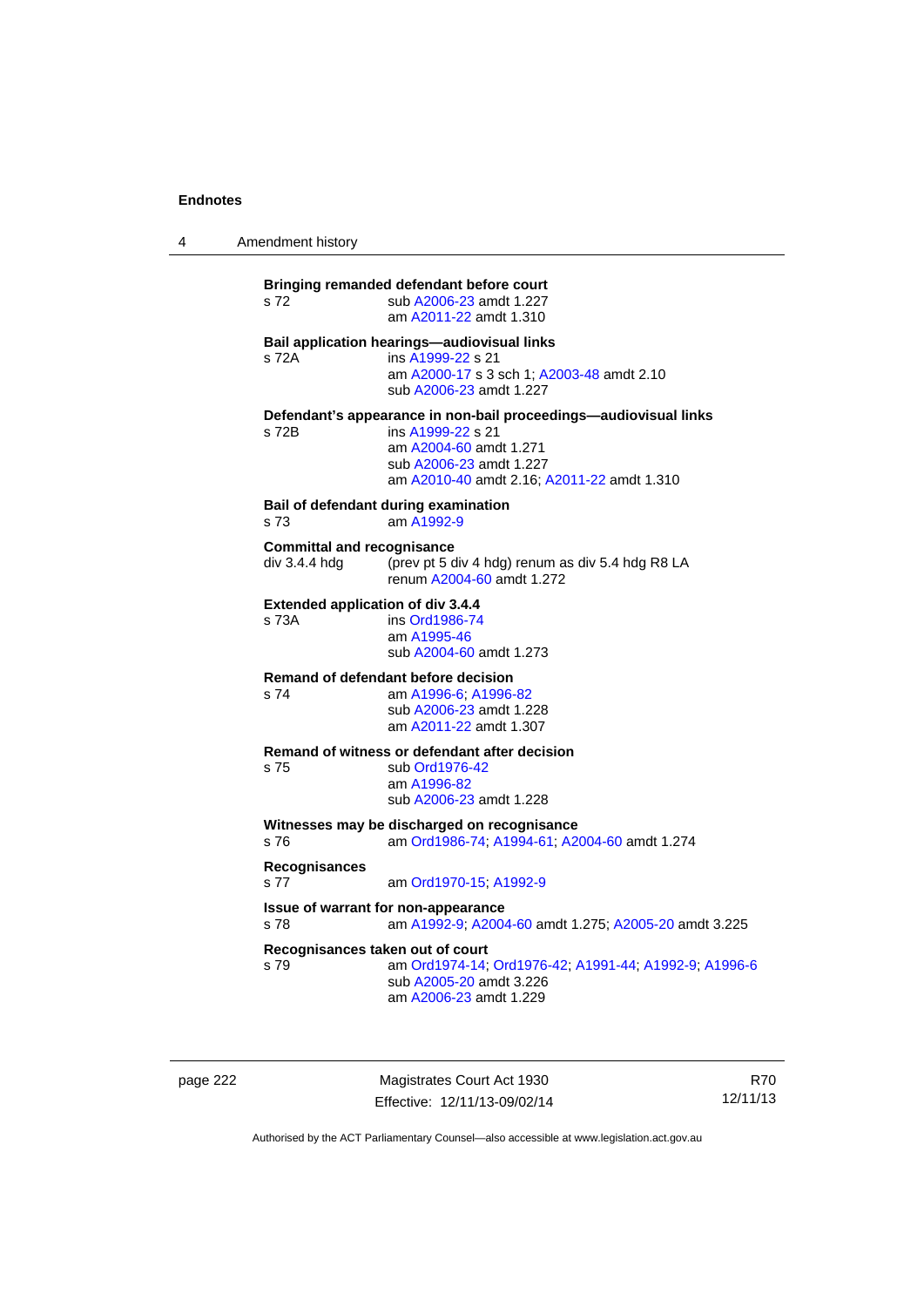**Bringing remanded defendant before court**

s 72 sub A2006-23 amdt 1.227
am A2011-22 amdt 1.310

**Bail application hearings—audiovisual links**

s 72A ins A1999-22 s 21
am A2000-17 s 3 sch 1; A2003-48 amdt 2.10
sub A2006-23 amdt 1.227

**Defendant's appearance in non-bail proceedings—audiovisual links**

s 72B ins A1999-22 s 21
am A2004-60 amdt 1.271
sub A2006-23 amdt 1.227
am A2010-40 amdt 2.16; A2011-22 amdt 1.310

**Bail of defendant during examination**

s 73 am A1992-9

**Committal and recognisance**

div 3.4.4 hdg (prev pt 5 div 4 hdg) renum as div 5.4 hdg R8 LA
renum A2004-60 amdt 1.272

**Extended application of div 3.4.4**

s 73A ins Ord1986-74
am A1995-46
sub A2004-60 amdt 1.273

**Remand of defendant before decision**

s 74 am A1996-6; A1996-82
sub A2006-23 amdt 1.228
am A2011-22 amdt 1.307

**Remand of witness or defendant after decision**

s 75 sub Ord1976-42
am A1996-82
sub A2006-23 amdt 1.228

**Witnesses may be discharged on recognisance**

s 76 am Ord1986-74; A1994-61; A2004-60 amdt 1.274

**Recognisances**

s 77 am Ord1970-15; A1992-9

**Issue of warrant for non-appearance**

s 78 am A1992-9; A2004-60 amdt 1.275; A2005-20 amdt 3.225

**Recognisances taken out of court**

s 79 am Ord1974-14; Ord1976-42; A1991-44; A1992-9; A1996-6
sub A2005-20 amdt 3.226
am A2006-23 amdt 1.229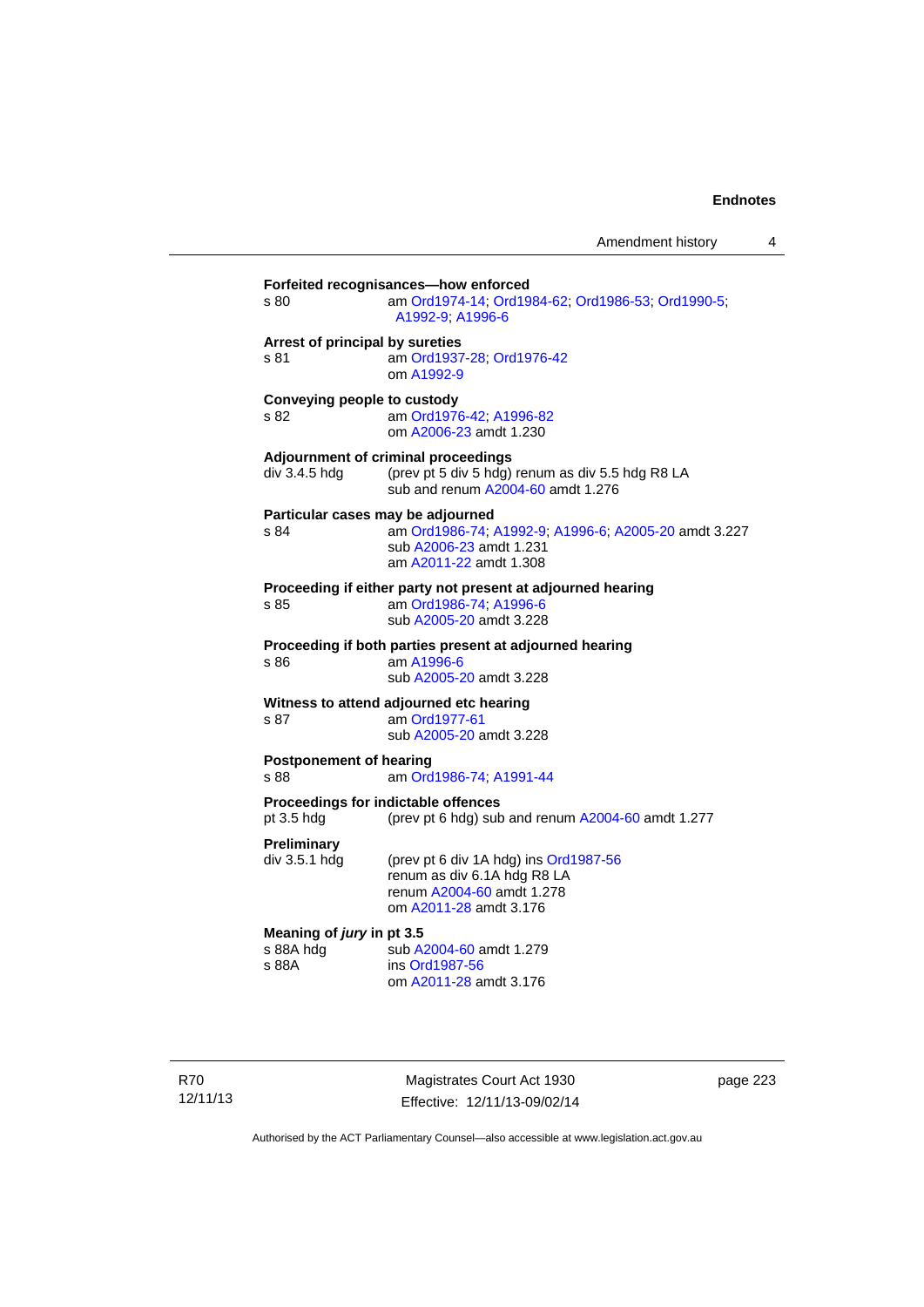**Forfeited recognisances—how enforced**
s 80 am Ord1974-14; Ord1984-62; Ord1986-53; Ord1990-5; A1992-9; A1996-6

**Arrest of principal by sureties**
s 81 am Ord1937-28; Ord1976-42
om A1992-9

**Conveying people to custody**
s 82 am Ord1976-42; A1996-82
om A2006-23 amdt 1.230

**Adjournment of criminal proceedings**
div 3.4.5 hdg (prev pt 5 div 5 hdg) renum as div 5.5 hdg R8 LA
sub and renum A2004-60 amdt 1.276

**Particular cases may be adjourned**
s 84 am Ord1986-74; A1992-9; A1996-6; A2005-20 amdt 3.227
sub A2006-23 amdt 1.231
am A2011-22 amdt 1.308

**Proceeding if either party not present at adjourned hearing**
s 85 am Ord1986-74; A1996-6
sub A2005-20 amdt 3.228

**Proceeding if both parties present at adjourned hearing**
s 86 am A1996-6
sub A2005-20 amdt 3.228

**Witness to attend adjourned etc hearing**
s 87 am Ord1977-61
sub A2005-20 amdt 3.228

**Postponement of hearing**
s 88 am Ord1986-74; A1991-44

**Proceedings for indictable offences**
pt 3.5 hdg (prev pt 6 hdg) sub and renum A2004-60 amdt 1.277

**Preliminary**
div 3.5.1 hdg (prev pt 6 div 1A hdg) ins Ord1987-56
renum as div 6.1A hdg R8 LA
renum A2004-60 amdt 1.278
om A2011-28 amdt 3.176

**Meaning of *jury* in pt 3.5**
s 88A hdg sub A2004-60 amdt 1.279
s 88A ins Ord1987-56
om A2011-28 amdt 3.176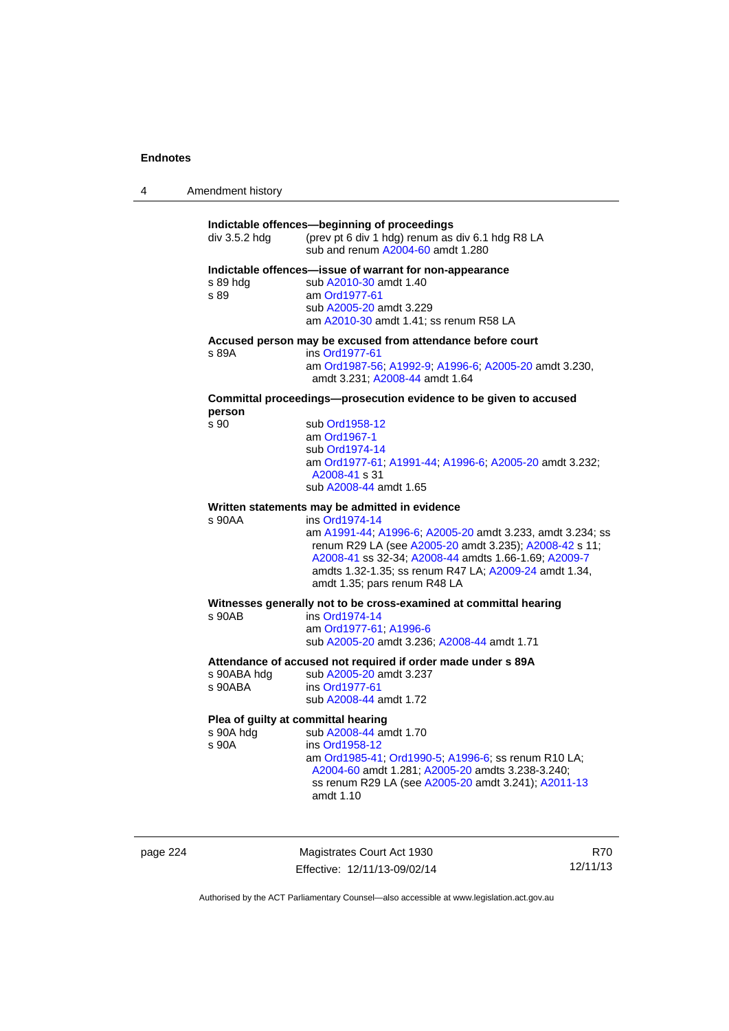**Indictable offences—beginning of proceedings**

div 3.5.2 hdg (prev pt 6 div 1 hdg) renum as div 6.1 hdg R8 LA
sub and renum A2004-60 amdt 1.280

**Indictable offences—issue of warrant for non-appearance**

s 89 hdg sub A2010-30 amdt 1.40
s 89 am Ord1977-61
sub A2005-20 amdt 3.229
am A2010-30 amdt 1.41; ss renum R58 LA

**Accused person may be excused from attendance before court**

s 89A ins Ord1977-61
am Ord1987-56; A1992-9; A1996-6; A2005-20 amdt 3.230, amdt 3.231; A2008-44 amdt 1.64

**Committal proceedings—prosecution evidence to be given to accused person**

s 90 sub Ord1958-12
am Ord1967-1
sub Ord1974-14
am Ord1977-61; A1991-44; A1996-6; A2005-20 amdt 3.232; A2008-41 s 31
sub A2008-44 amdt 1.65

**Written statements may be admitted in evidence**

s 90AA ins Ord1974-14
am A1991-44; A1996-6; A2005-20 amdt 3.233, amdt 3.234; ss renum R29 LA (see A2005-20 amdt 3.235); A2008-42 s 11; A2008-41 ss 32-34; A2008-44 amdts 1.66-1.69; A2009-7 amdts 1.32-1.35; ss renum R47 LA; A2009-24 amdt 1.34, amdt 1.35; pars renum R48 LA

**Witnesses generally not to be cross-examined at committal hearing**

s 90AB ins Ord1974-14
am Ord1977-61; A1996-6
sub A2005-20 amdt 3.236; A2008-44 amdt 1.71

**Attendance of accused not required if order made under s 89A**

s 90ABA hdg sub A2005-20 amdt 3.237
s 90ABA ins Ord1977-61
sub A2008-44 amdt 1.72

**Plea of guilty at committal hearing**

s 90A hdg sub A2008-44 amdt 1.70
s 90A ins Ord1958-12
am Ord1985-41; Ord1990-5; A1996-6; ss renum R10 LA; A2004-60 amdt 1.281; A2005-20 amdts 3.238-3.240; ss renum R29 LA (see A2005-20 amdt 3.241); A2011-13 amdt 1.10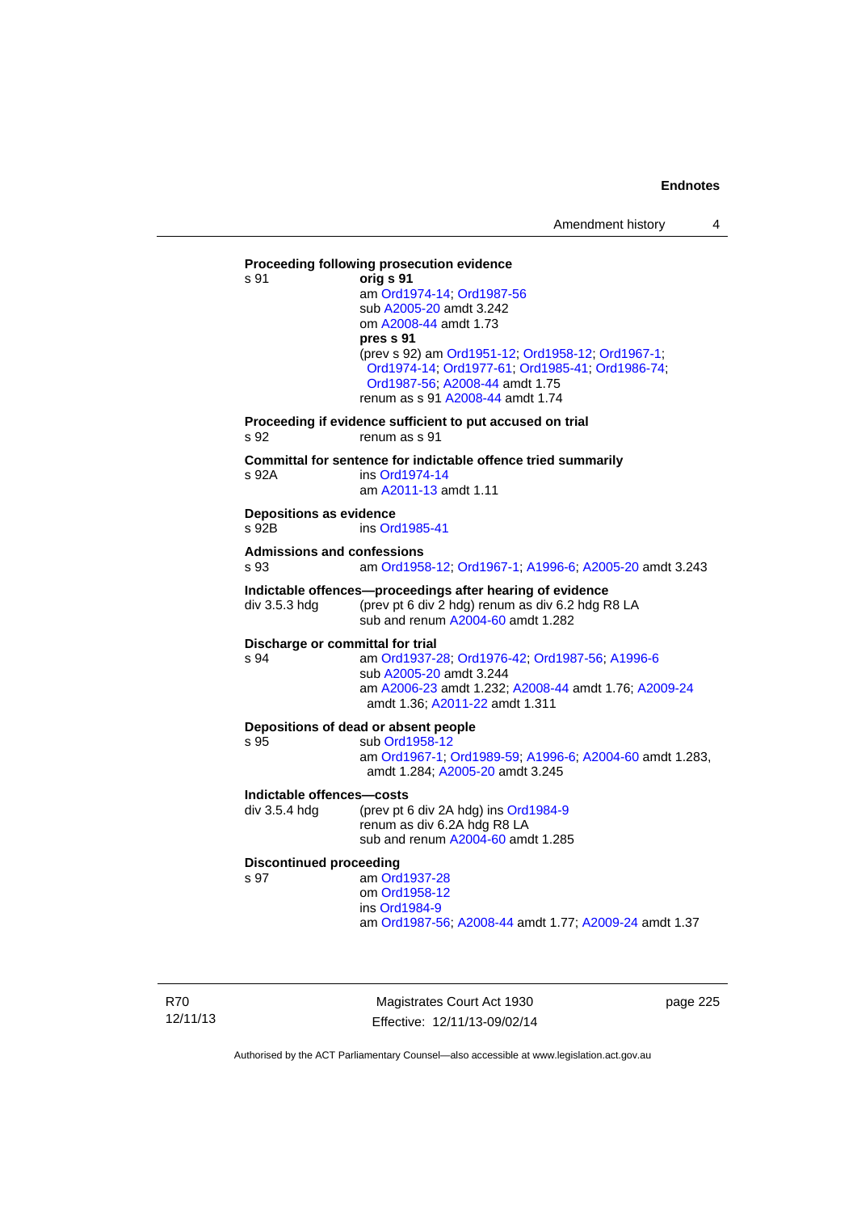**Proceeding following prosecution evidence**

s 91 **orig s 91**
am Ord1974-14; Ord1987-56
sub A2005-20 amdt 3.242
om A2008-44 amdt 1.73
**pres s 91**
(prev s 92) am Ord1951-12; Ord1958-12; Ord1967-1; Ord1974-14; Ord1977-61; Ord1985-41; Ord1986-74; Ord1987-56; A2008-44 amdt 1.75
renum as s 91 A2008-44 amdt 1.74

**Proceeding if evidence sufficient to put accused on trial**

s 92 renum as s 91

**Committal for sentence for indictable offence tried summarily**

s 92A ins Ord1974-14
am A2011-13 amdt 1.11

**Depositions as evidence**

s 92B ins Ord1985-41

**Admissions and confessions**

s 93 am Ord1958-12; Ord1967-1; A1996-6; A2005-20 amdt 3.243

**Indictable offences—proceedings after hearing of evidence**

div 3.5.3 hdg (prev pt 6 div 2 hdg) renum as div 6.2 hdg R8 LA
sub and renum A2004-60 amdt 1.282

**Discharge or committal for trial**

s 94 am Ord1937-28; Ord1976-42; Ord1987-56; A1996-6
sub A2005-20 amdt 3.244
am A2006-23 amdt 1.232; A2008-44 amdt 1.76; A2009-24 amdt 1.36; A2011-22 amdt 1.311

**Depositions of dead or absent people**

s 95 sub Ord1958-12
am Ord1967-1; Ord1989-59; A1996-6; A2004-60 amdt 1.283, amdt 1.284; A2005-20 amdt 3.245

**Indictable offences—costs**

div 3.5.4 hdg (prev pt 6 div 2A hdg) ins Ord1984-9
renum as div 6.2A hdg R8 LA
sub and renum A2004-60 amdt 1.285

**Discontinued proceeding**

s 97 am Ord1937-28
om Ord1958-12
ins Ord1984-9
am Ord1987-56; A2008-44 amdt 1.77; A2009-24 amdt 1.37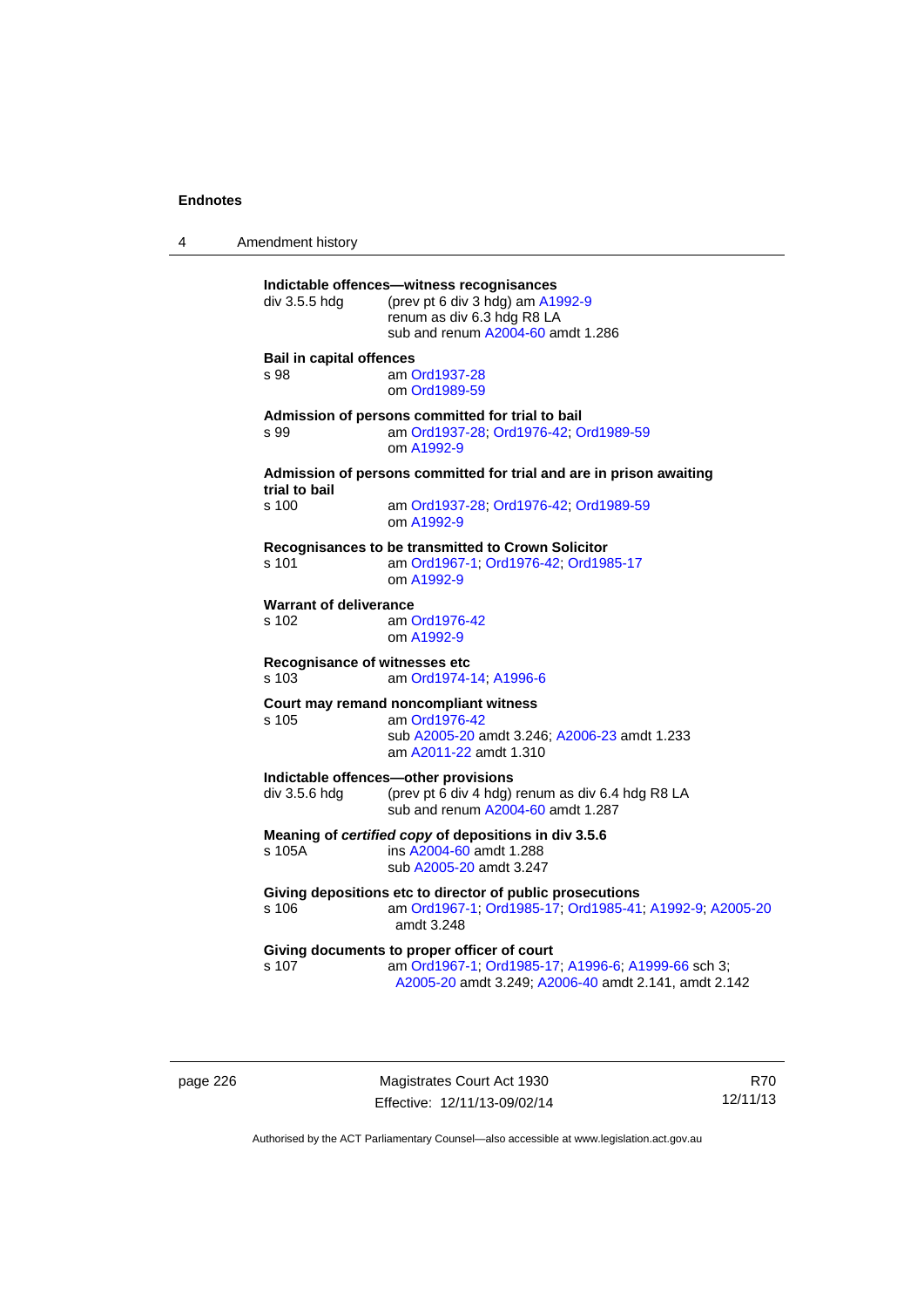**Indictable offences—witness recognisances**

div 3.5.5 hdg (prev pt 6 div 3 hdg) am A1992-9
renum as div 6.3 hdg R8 LA
sub and renum A2004-60 amdt 1.286

**Bail in capital offences**

s 98 am Ord1937-28
om Ord1989-59

**Admission of persons committed for trial to bail**

s 99 am Ord1937-28; Ord1976-42; Ord1989-59
om A1992-9

**Admission of persons committed for trial and are in prison awaiting trial to bail**

s 100 am Ord1937-28; Ord1976-42; Ord1989-59
om A1992-9

**Recognisances to be transmitted to Crown Solicitor**

s 101 am Ord1967-1; Ord1976-42; Ord1985-17
om A1992-9

**Warrant of deliverance**

s 102 am Ord1976-42
om A1992-9

**Recognisance of witnesses etc**

s 103 am Ord1974-14; A1996-6

**Court may remand noncompliant witness**

s 105 am Ord1976-42
sub A2005-20 amdt 3.246; A2006-23 amdt 1.233
am A2011-22 amdt 1.310

**Indictable offences—other provisions**

div 3.5.6 hdg (prev pt 6 div 4 hdg) renum as div 6.4 hdg R8 LA
sub and renum A2004-60 amdt 1.287

**Meaning of *certified copy* of depositions in div 3.5.6**

s 105A ins A2004-60 amdt 1.288
sub A2005-20 amdt 3.247

**Giving depositions etc to director of public prosecutions**

s 106 am Ord1967-1; Ord1985-17; Ord1985-41; A1992-9; A2005-20 amdt 3.248

**Giving documents to proper officer of court**

s 107 am Ord1967-1; Ord1985-17; A1996-6; A1999-66 sch 3; A2005-20 amdt 3.249; A2006-40 amdt 2.141, amdt 2.142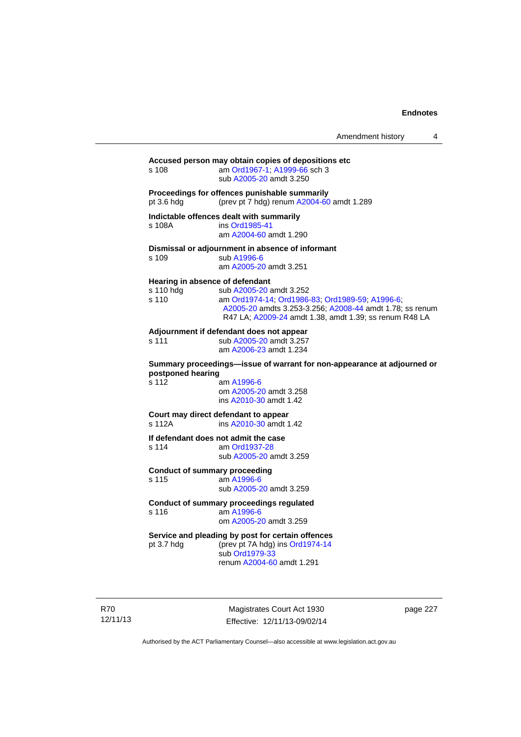**Accused person may obtain copies of depositions etc**

s 108 am Ord1967-1; A1999-66 sch 3
sub A2005-20 amdt 3.250

**Proceedings for offences punishable summarily**

pt 3.6 hdg (prev pt 7 hdg) renum A2004-60 amdt 1.289

**Indictable offences dealt with summarily**

s 108A ins Ord1985-41
am A2004-60 amdt 1.290

**Dismissal or adjournment in absence of informant**

s 109 sub A1996-6
am A2005-20 amdt 3.251

**Hearing in absence of defendant**

s 110 hdg sub A2005-20 amdt 3.252
s 110 am Ord1974-14; Ord1986-83; Ord1989-59; A1996-6; A2005-20 amdts 3.253-3.256; A2008-44 amdt 1.78; ss renum R47 LA; A2009-24 amdt 1.38, amdt 1.39; ss renum R48 LA

**Adjournment if defendant does not appear**

s 111 sub A2005-20 amdt 3.257
am A2006-23 amdt 1.234

**Summary proceedings—issue of warrant for non-appearance at adjourned or postponed hearing**

s 112 am A1996-6
om A2005-20 amdt 3.258
ins A2010-30 amdt 1.42

**Court may direct defendant to appear**

s 112A ins A2010-30 amdt 1.42

**If defendant does not admit the case**

s 114 am Ord1937-28
sub A2005-20 amdt 3.259

**Conduct of summary proceeding**

s 115 am A1996-6
sub A2005-20 amdt 3.259

**Conduct of summary proceedings regulated**

s 116 am A1996-6
om A2005-20 amdt 3.259

**Service and pleading by post for certain offences**

pt 3.7 hdg (prev pt 7A hdg) ins Ord1974-14
sub Ord1979-33
renum A2004-60 amdt 1.291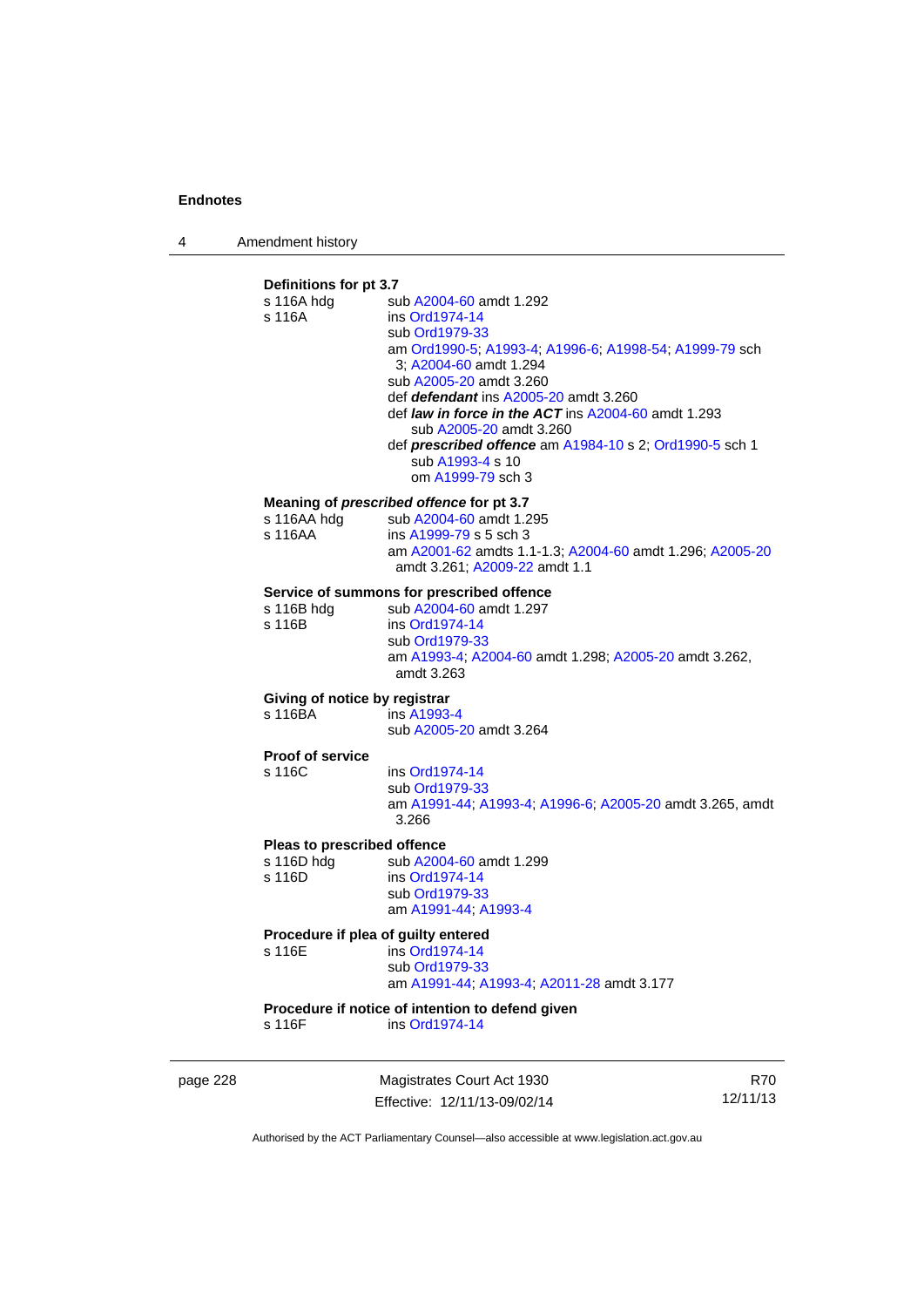**Definitions for pt 3.7**

s 116A hdg sub A2004-60 amdt 1.292
s 116A ins Ord1974-14
sub Ord1979-33
am Ord1990-5; A1993-4; A1996-6; A1998-54; A1999-79 sch 3; A2004-60 amdt 1.294
sub A2005-20 amdt 3.260
def ***defendant*** ins A2005-20 amdt 3.260
def ***law in force in the ACT*** ins A2004-60 amdt 1.293
sub A2005-20 amdt 3.260
def ***prescribed offence*** am A1984-10 s 2; Ord1990-5 sch 1
sub A1993-4 s 10
om A1999-79 sch 3

**Meaning of *prescribed offence* for pt 3.7**

s 116AA hdg sub A2004-60 amdt 1.295
s 116AA ins A1999-79 s 5 sch 3
am A2001-62 amdts 1.1-1.3; A2004-60 amdt 1.296; A2005-20 amdt 3.261; A2009-22 amdt 1.1

**Service of summons for prescribed offence**

s 116B hdg sub A2004-60 amdt 1.297
s 116B ins Ord1974-14
sub Ord1979-33
am A1993-4; A2004-60 amdt 1.298; A2005-20 amdt 3.262, amdt 3.263

**Giving of notice by registrar**

s 116BA ins A1993-4
sub A2005-20 amdt 3.264

**Proof of service**

s 116C ins Ord1974-14
sub Ord1979-33
am A1991-44; A1993-4; A1996-6; A2005-20 amdt 3.265, amdt 3.266

**Pleas to prescribed offence**

s 116D hdg sub A2004-60 amdt 1.299
s 116D ins Ord1974-14
sub Ord1979-33
am A1991-44; A1993-4

**Procedure if plea of guilty entered**

s 116E ins Ord1974-14
sub Ord1979-33
am A1991-44; A1993-4; A2011-28 amdt 3.177

**Procedure if notice of intention to defend given**

s 116F ins Ord1974-14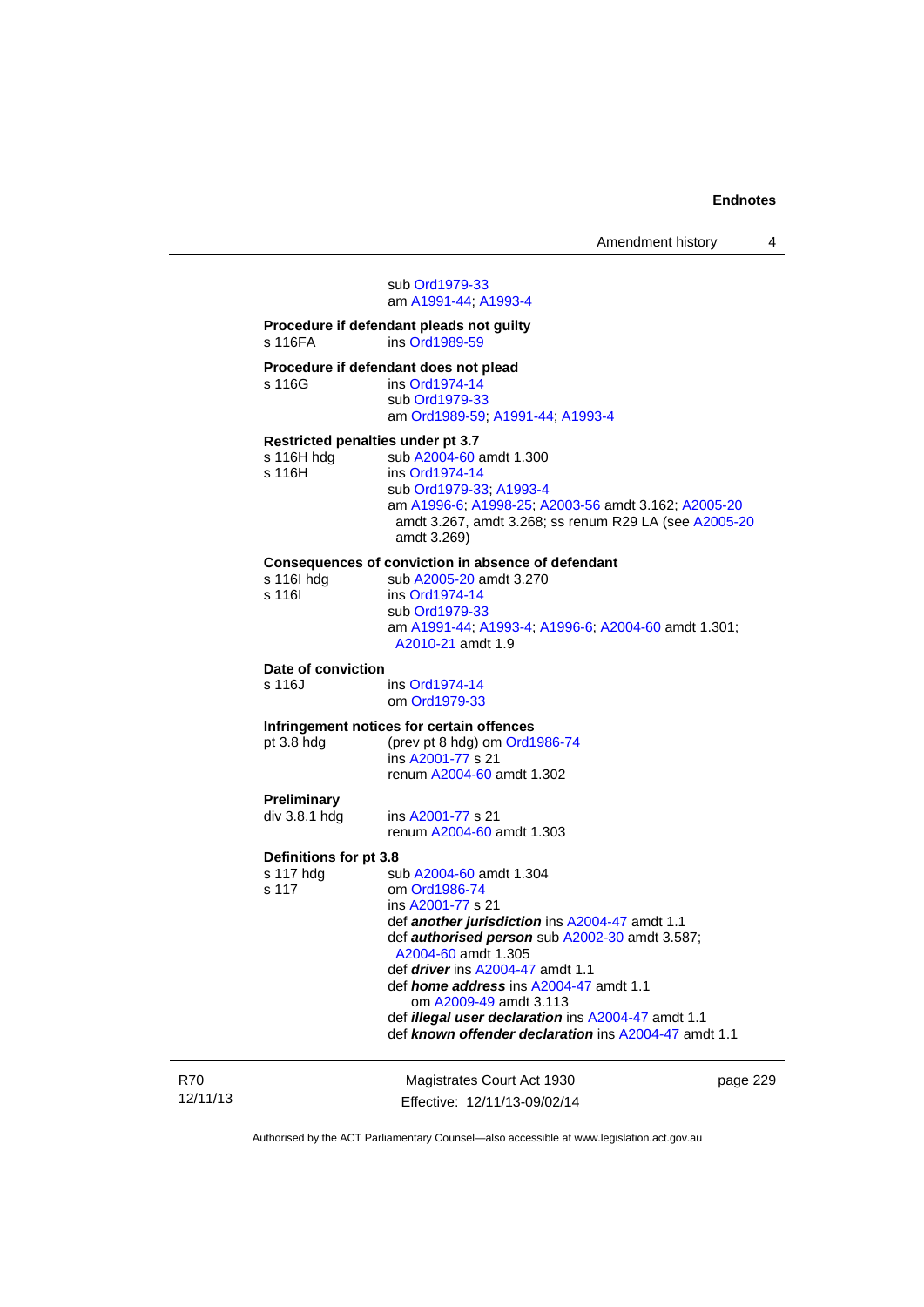sub Ord1979-33
am A1991-44; A1993-4

**Procedure if defendant pleads not guilty**
s 116FA ins Ord1989-59

**Procedure if defendant does not plead**
s 116G ins Ord1974-14
sub Ord1979-33
am Ord1989-59; A1991-44; A1993-4

**Restricted penalties under pt 3.7**
s 116H hdg sub A2004-60 amdt 1.300
s 116H ins Ord1974-14
sub Ord1979-33; A1993-4
am A1996-6; A1998-25; A2003-56 amdt 3.162; A2005-20 amdt 3.267, amdt 3.268; ss renum R29 LA (see A2005-20 amdt 3.269)

**Consequences of conviction in absence of defendant**
s 116I hdg sub A2005-20 amdt 3.270
s 116I ins Ord1974-14
sub Ord1979-33
am A1991-44; A1993-4; A1996-6; A2004-60 amdt 1.301; A2010-21 amdt 1.9

**Date of conviction**
s 116J ins Ord1974-14
om Ord1979-33

**Infringement notices for certain offences**
pt 3.8 hdg (prev pt 8 hdg) om Ord1986-74
ins A2001-77 s 21
renum A2004-60 amdt 1.302

**Preliminary**
div 3.8.1 hdg ins A2001-77 s 21
renum A2004-60 amdt 1.303

**Definitions for pt 3.8**
s 117 hdg sub A2004-60 amdt 1.304
s 117 om Ord1986-74
ins A2001-77 s 21
def ***another jurisdiction*** ins A2004-47 amdt 1.1
def ***authorised person*** sub A2002-30 amdt 3.587; A2004-60 amdt 1.305
def ***driver*** ins A2004-47 amdt 1.1
def ***home address*** ins A2004-47 amdt 1.1
om A2009-49 amdt 3.113
def ***illegal user declaration*** ins A2004-47 amdt 1.1
def ***known offender declaration*** ins A2004-47 amdt 1.1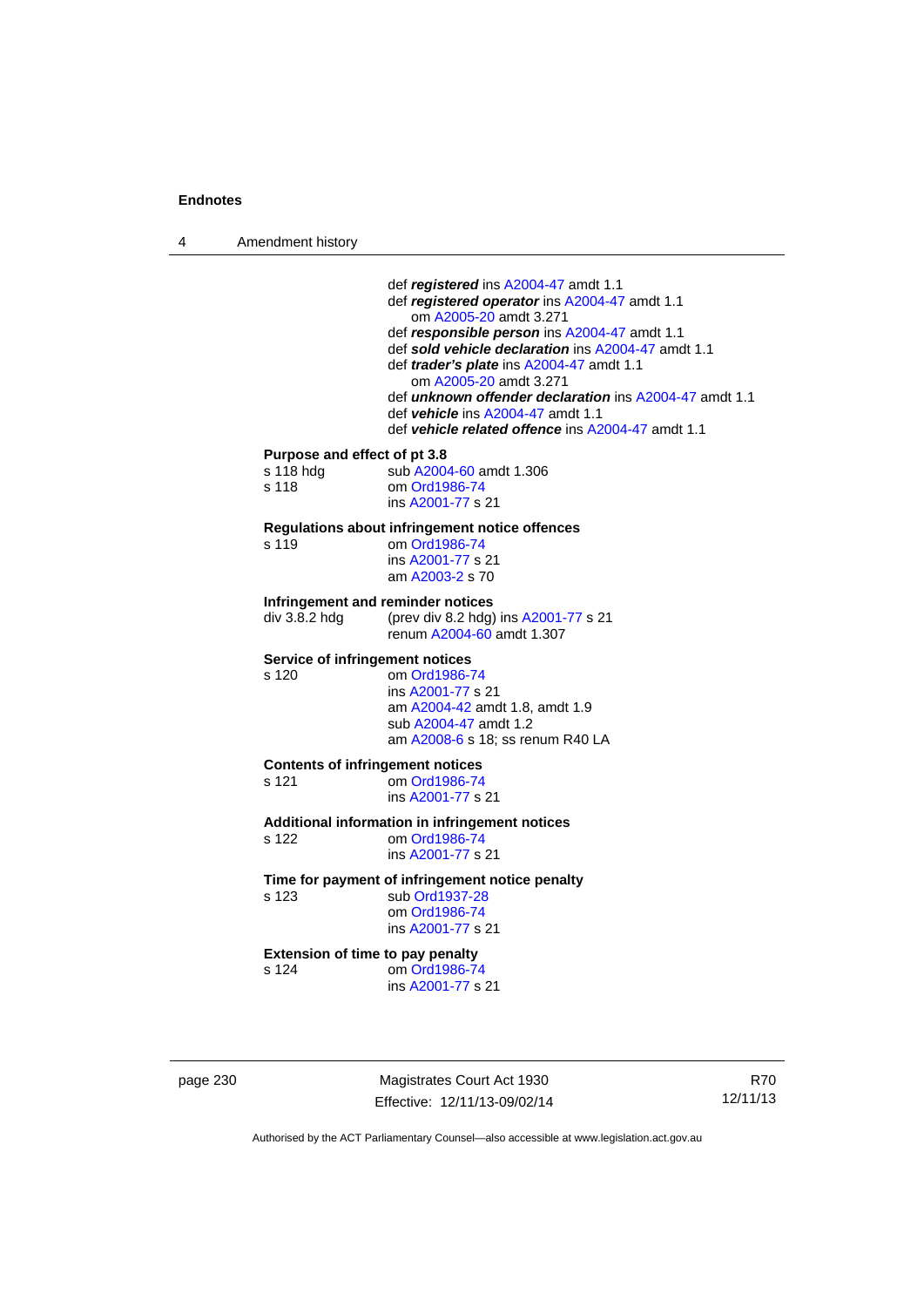def ***registered*** ins A2004-47 amdt 1.1
def ***registered operator*** ins A2004-47 amdt 1.1
om A2005-20 amdt 3.271
def ***responsible person*** ins A2004-47 amdt 1.1
def ***sold vehicle declaration*** ins A2004-47 amdt 1.1
def ***trader's plate*** ins A2004-47 amdt 1.1
om A2005-20 amdt 3.271
def ***unknown offender declaration*** ins A2004-47 amdt 1.1
def ***vehicle*** ins A2004-47 amdt 1.1
def ***vehicle related offence*** ins A2004-47 amdt 1.1

**Purpose and effect of pt 3.8**

s 118 hdg sub A2004-60 amdt 1.306
s 118 om Ord1986-74
ins A2001-77 s 21

**Regulations about infringement notice offences**

s 119 om Ord1986-74
ins A2001-77 s 21
am A2003-2 s 70

**Infringement and reminder notices**

div 3.8.2 hdg (prev div 8.2 hdg) ins A2001-77 s 21
renum A2004-60 amdt 1.307

**Service of infringement notices**

s 120 om Ord1986-74
ins A2001-77 s 21
am A2004-42 amdt 1.8, amdt 1.9
sub A2004-47 amdt 1.2
am A2008-6 s 18; ss renum R40 LA

**Contents of infringement notices**

s 121 om Ord1986-74
ins A2001-77 s 21

**Additional information in infringement notices**

s 122 om Ord1986-74
ins A2001-77 s 21

**Time for payment of infringement notice penalty**

s 123 sub Ord1937-28
om Ord1986-74
ins A2001-77 s 21

**Extension of time to pay penalty**

s 124 om Ord1986-74
ins A2001-77 s 21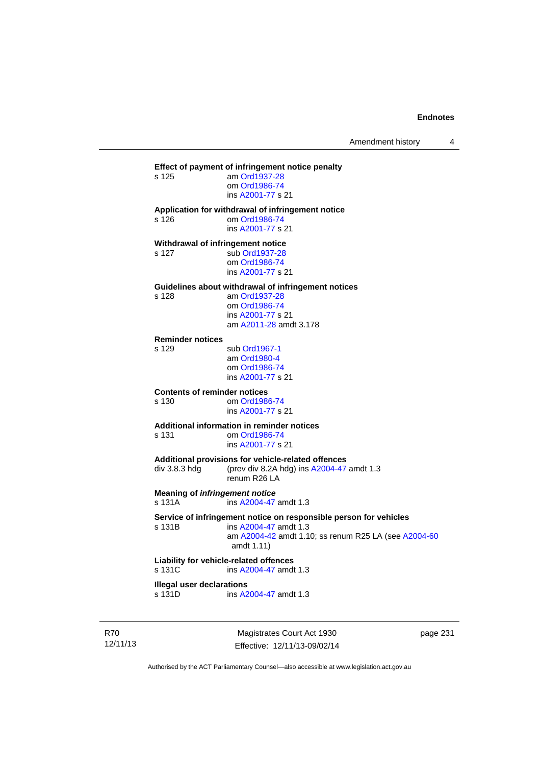**Effect of payment of infringement notice penalty**

s 125 am Ord1937-28
om Ord1986-74
ins A2001-77 s 21

**Application for withdrawal of infringement notice**

s 126 om Ord1986-74
ins A2001-77 s 21

**Withdrawal of infringement notice**

s 127 sub Ord1937-28
om Ord1986-74
ins A2001-77 s 21

**Guidelines about withdrawal of infringement notices**

s 128 am Ord1937-28
om Ord1986-74
ins A2001-77 s 21
am A2011-28 amdt 3.178

**Reminder notices**

s 129 sub Ord1967-1
am Ord1980-4
om Ord1986-74
ins A2001-77 s 21

**Contents of reminder notices**

s 130 om Ord1986-74
ins A2001-77 s 21

**Additional information in reminder notices**

s 131 om Ord1986-74
ins A2001-77 s 21

**Additional provisions for vehicle-related offences**

div 3.8.3 hdg (prev div 8.2A hdg) ins A2004-47 amdt 1.3
renum R26 LA

**Meaning of *infringement notice***

s 131A ins A2004-47 amdt 1.3

**Service of infringement notice on responsible person for vehicles**

s 131B ins A2004-47 amdt 1.3
am A2004-42 amdt 1.10; ss renum R25 LA (see A2004-60 amdt 1.11)

**Liability for vehicle-related offences**

s 131C ins A2004-47 amdt 1.3

**Illegal user declarations**

s 131D ins A2004-47 amdt 1.3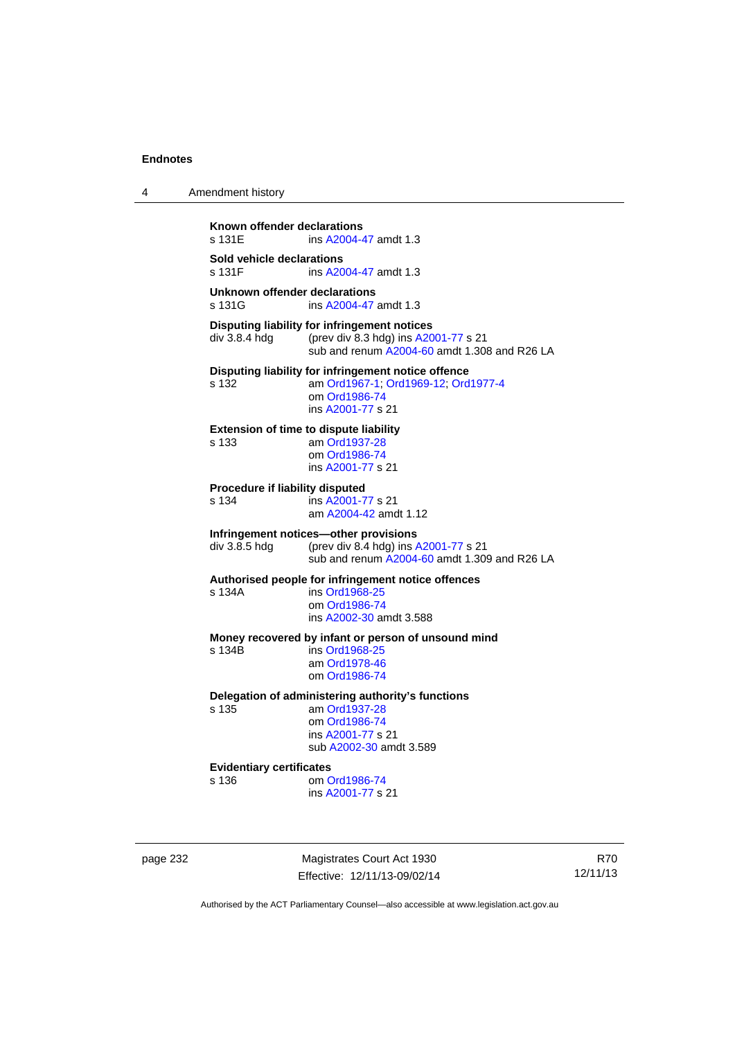**Known offender declarations**
s 131E ins A2004-47 amdt 1.3

**Sold vehicle declarations**
s 131F ins A2004-47 amdt 1.3

**Unknown offender declarations**
s 131G ins A2004-47 amdt 1.3

**Disputing liability for infringement notices**
div 3.8.4 hdg (prev div 8.3 hdg) ins A2001-77 s 21
sub and renum A2004-60 amdt 1.308 and R26 LA

**Disputing liability for infringement notice offence**
s 132 am Ord1967-1; Ord1969-12; Ord1977-4
om Ord1986-74
ins A2001-77 s 21

**Extension of time to dispute liability**
s 133 am Ord1937-28
om Ord1986-74
ins A2001-77 s 21

**Procedure if liability disputed**
s 134 ins A2001-77 s 21
am A2004-42 amdt 1.12

**Infringement notices—other provisions**
div 3.8.5 hdg (prev div 8.4 hdg) ins A2001-77 s 21
sub and renum A2004-60 amdt 1.309 and R26 LA

**Authorised people for infringement notice offences**
s 134A ins Ord1968-25
om Ord1986-74
ins A2002-30 amdt 3.588

**Money recovered by infant or person of unsound mind**
s 134B ins Ord1968-25
am Ord1978-46
om Ord1986-74

**Delegation of administering authority's functions**
s 135 am Ord1937-28
om Ord1986-74
ins A2001-77 s 21
sub A2002-30 amdt 3.589

**Evidentiary certificates**
s 136 om Ord1986-74
ins A2001-77 s 21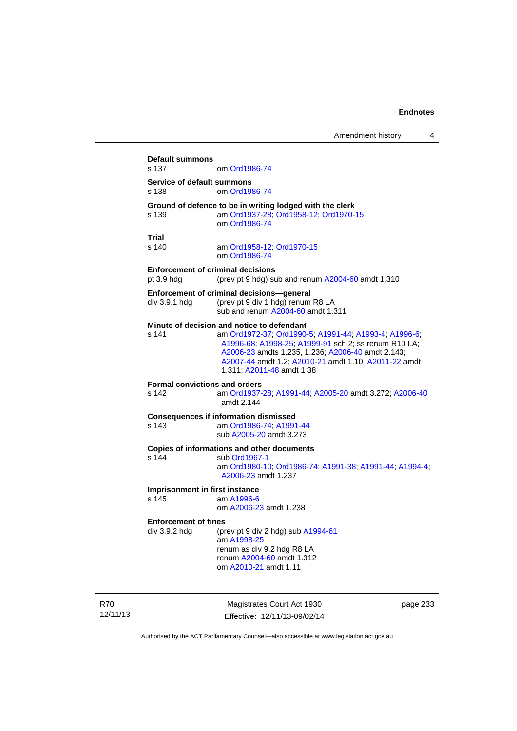**Default summons**

s 137 om Ord1986-74

**Service of default summons**

s 138 om Ord1986-74

**Ground of defence to be in writing lodged with the clerk**

s 139 am Ord1937-28; Ord1958-12; Ord1970-15
om Ord1986-74

**Trial**

s 140 am Ord1958-12; Ord1970-15
om Ord1986-74

**Enforcement of criminal decisions**

pt 3.9 hdg (prev pt 9 hdg) sub and renum A2004-60 amdt 1.310

**Enforcement of criminal decisions—general**

div 3.9.1 hdg (prev pt 9 div 1 hdg) renum R8 LA
sub and renum A2004-60 amdt 1.311

**Minute of decision and notice to defendant**

s 141 am Ord1972-37; Ord1990-5; A1991-44; A1993-4; A1996-6; A1996-68; A1998-25; A1999-91 sch 2; ss renum R10 LA; A2006-23 amdts 1.235, 1.236; A2006-40 amdt 2.143; A2007-44 amdt 1.2; A2010-21 amdt 1.10; A2011-22 amdt 1.311; A2011-48 amdt 1.38

**Formal convictions and orders**

s 142 am Ord1937-28; A1991-44; A2005-20 amdt 3.272; A2006-40 amdt 2.144

**Consequences if information dismissed**

s 143 am Ord1986-74; A1991-44
sub A2005-20 amdt 3.273

**Copies of informations and other documents**

s 144 sub Ord1967-1
am Ord1980-10; Ord1986-74; A1991-38; A1991-44; A1994-4; A2006-23 amdt 1.237

**Imprisonment in first instance**

s 145 am A1996-6
om A2006-23 amdt 1.238

**Enforcement of fines**

div 3.9.2 hdg (prev pt 9 div 2 hdg) sub A1994-61
am A1998-25
renum as div 9.2 hdg R8 LA
renum A2004-60 amdt 1.312
om A2010-21 amdt 1.11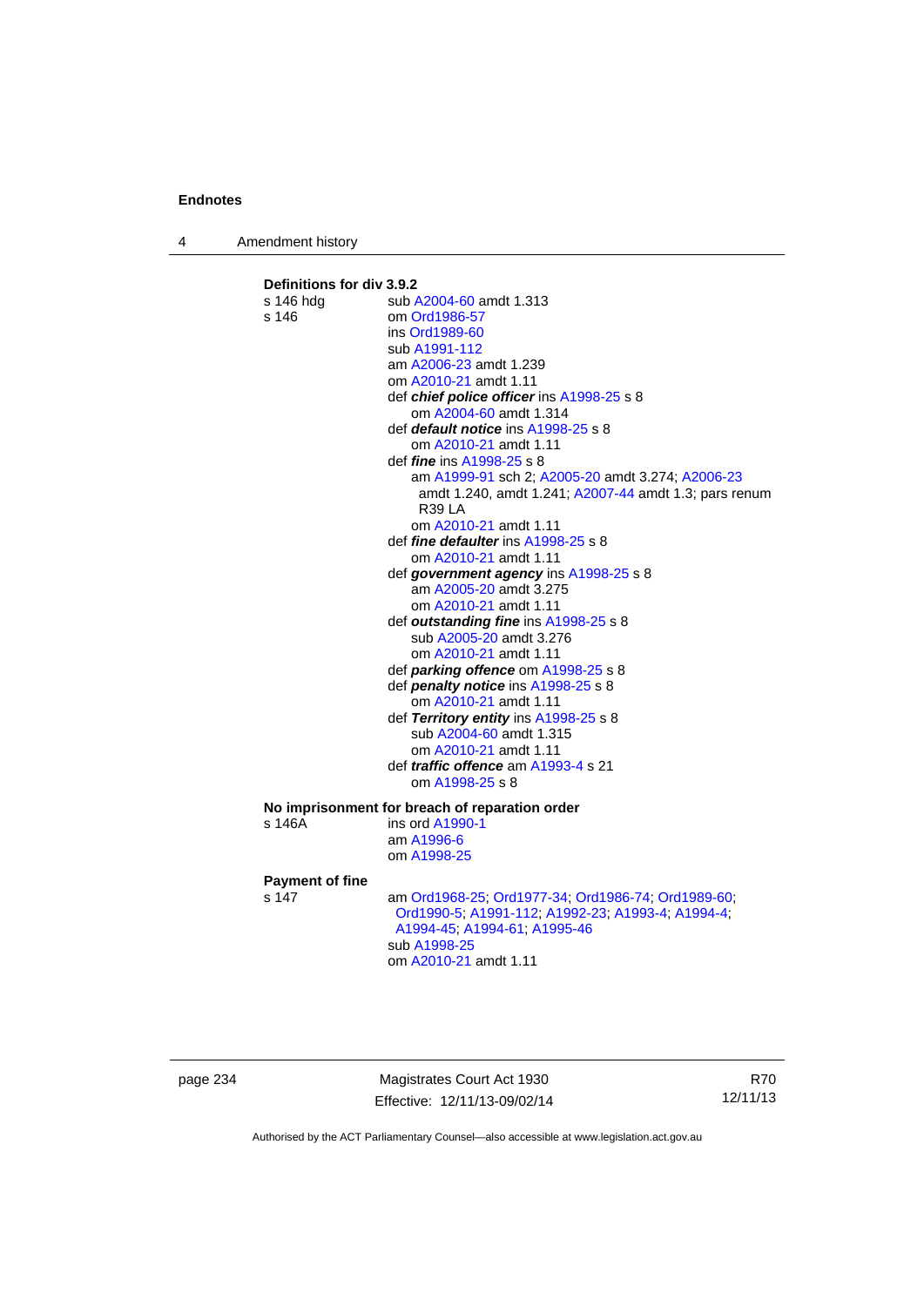**Definitions for div 3.9.2**

s 146 hdg sub A2004-60 amdt 1.313

s 146 om Ord1986-57
ins Ord1989-60
sub A1991-112
am A2006-23 amdt 1.239
om A2010-21 amdt 1.11
def ***chief police officer*** ins A1998-25 s 8
om A2004-60 amdt 1.314
def ***default notice*** ins A1998-25 s 8
om A2010-21 amdt 1.11
def ***fine*** ins A1998-25 s 8
am A1999-91 sch 2; A2005-20 amdt 3.274; A2006-23 amdt 1.240, amdt 1.241; A2007-44 amdt 1.3; pars renum R39 LA
om A2010-21 amdt 1.11
def ***fine defaulter*** ins A1998-25 s 8
om A2010-21 amdt 1.11
def ***government agency*** ins A1998-25 s 8
am A2005-20 amdt 3.275
om A2010-21 amdt 1.11
def ***outstanding fine*** ins A1998-25 s 8
sub A2005-20 amdt 3.276
om A2010-21 amdt 1.11
def ***parking offence*** om A1998-25 s 8
def ***penalty notice*** ins A1998-25 s 8
om A2010-21 amdt 1.11
def ***Territory entity*** ins A1998-25 s 8
sub A2004-60 amdt 1.315
om A2010-21 amdt 1.11
def ***traffic offence*** am A1993-4 s 21
om A1998-25 s 8

**No imprisonment for breach of reparation order**

s 146A ins ord A1990-1
am A1996-6
om A1998-25

**Payment of fine**

s 147 am Ord1968-25; Ord1977-34; Ord1986-74; Ord1989-60; Ord1990-5; A1991-112; A1992-23; A1993-4; A1994-4; A1994-45; A1994-61; A1995-46
sub A1998-25
om A2010-21 amdt 1.11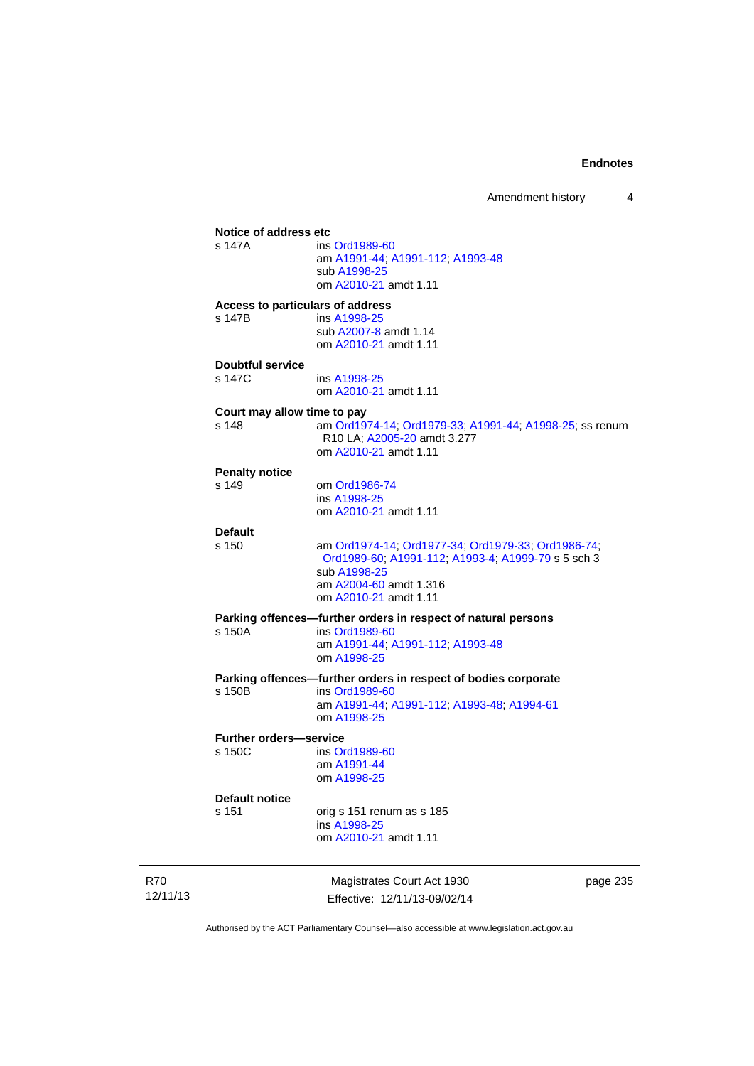**Notice of address etc**

s 147A ins Ord1989-60
am A1991-44; A1991-112; A1993-48
sub A1998-25
om A2010-21 amdt 1.11

**Access to particulars of address**

s 147B ins A1998-25
sub A2007-8 amdt 1.14
om A2010-21 amdt 1.11

**Doubtful service**

s 147C ins A1998-25
om A2010-21 amdt 1.11

**Court may allow time to pay**

s 148 am Ord1974-14; Ord1979-33; A1991-44; A1998-25; ss renum R10 LA; A2005-20 amdt 3.277
om A2010-21 amdt 1.11

**Penalty notice**

s 149 om Ord1986-74
ins A1998-25
om A2010-21 amdt 1.11

**Default**

s 150 am Ord1974-14; Ord1977-34; Ord1979-33; Ord1986-74; Ord1989-60; A1991-112; A1993-4; A1999-79 s 5 sch 3
sub A1998-25
am A2004-60 amdt 1.316
om A2010-21 amdt 1.11

**Parking offences—further orders in respect of natural persons**

s 150A ins Ord1989-60
am A1991-44; A1991-112; A1993-48
om A1998-25

**Parking offences—further orders in respect of bodies corporate**

s 150B ins Ord1989-60
am A1991-44; A1991-112; A1993-48; A1994-61
om A1998-25

**Further orders—service**

s 150C ins Ord1989-60
am A1991-44
om A1998-25

**Default notice**

s 151 orig s 151 renum as s 185
ins A1998-25
om A2010-21 amdt 1.11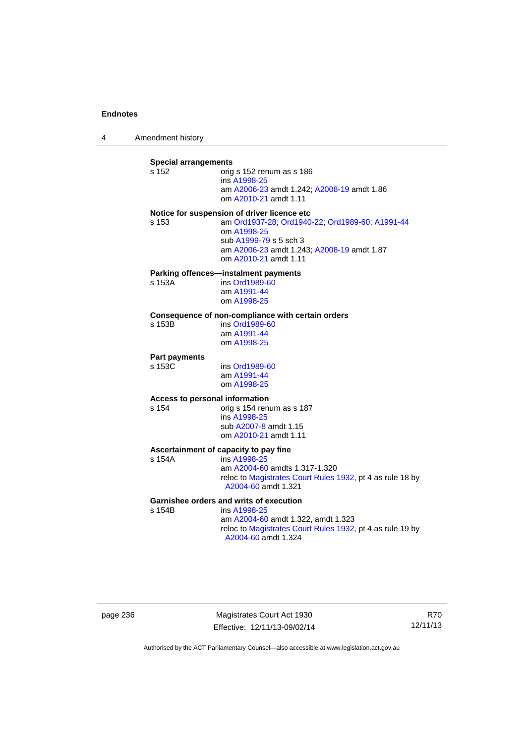**Special arrangements**

s 152 — orig s 152 renum as s 186
ins A1998-25
am A2006-23 amdt 1.242; A2008-19 amdt 1.86
om A2010-21 amdt 1.11

**Notice for suspension of driver licence etc**

s 153 — am Ord1937-28; Ord1940-22; Ord1989-60; A1991-44
om A1998-25
sub A1999-79 s 5 sch 3
am A2006-23 amdt 1.243; A2008-19 amdt 1.87
om A2010-21 amdt 1.11

**Parking offences—instalment payments**

s 153A — ins Ord1989-60
am A1991-44
om A1998-25

**Consequence of non-compliance with certain orders**

s 153B — ins Ord1989-60
am A1991-44
om A1998-25

**Part payments**

s 153C — ins Ord1989-60
am A1991-44
om A1998-25

**Access to personal information**

s 154 — orig s 154 renum as s 187
ins A1998-25
sub A2007-8 amdt 1.15
om A2010-21 amdt 1.11

**Ascertainment of capacity to pay fine**

s 154A — ins A1998-25
am A2004-60 amdts 1.317-1.320
reloc to Magistrates Court Rules 1932, pt 4 as rule 18 by A2004-60 amdt 1.321

**Garnishee orders and writs of execution**

s 154B — ins A1998-25
am A2004-60 amdt 1.322, amdt 1.323
reloc to Magistrates Court Rules 1932, pt 4 as rule 19 by A2004-60 amdt 1.324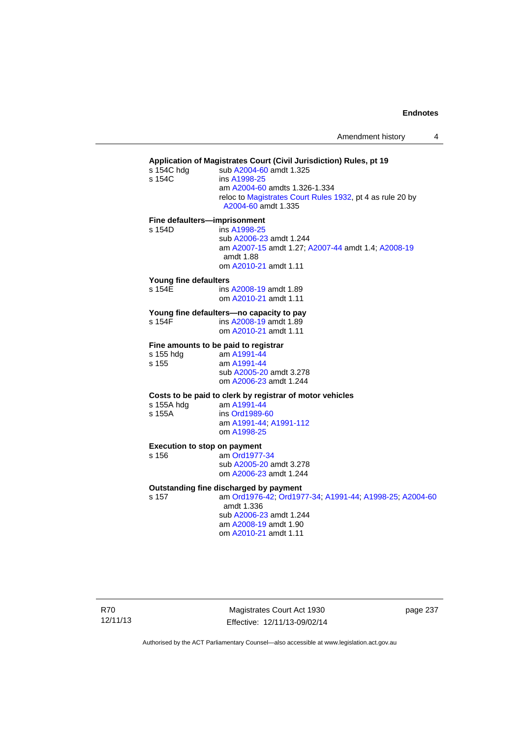**Application of Magistrates Court (Civil Jurisdiction) Rules, pt 19**

s 154C hdg sub A2004-60 amdt 1.325

s 154C ins A1998-25
am A2004-60 amdts 1.326-1.334
reloc to Magistrates Court Rules 1932, pt 4 as rule 20 by A2004-60 amdt 1.335

**Fine defaulters—imprisonment**

s 154D ins A1998-25
sub A2006-23 amdt 1.244
am A2007-15 amdt 1.27; A2007-44 amdt 1.4; A2008-19 amdt 1.88
om A2010-21 amdt 1.11

**Young fine defaulters**

s 154E ins A2008-19 amdt 1.89
om A2010-21 amdt 1.11

**Young fine defaulters—no capacity to pay**

s 154F ins A2008-19 amdt 1.89
om A2010-21 amdt 1.11

**Fine amounts to be paid to registrar**

s 155 hdg am A1991-44

s 155 am A1991-44
sub A2005-20 amdt 3.278
om A2006-23 amdt 1.244

**Costs to be paid to clerk by registrar of motor vehicles**

s 155A hdg am A1991-44

s 155A ins Ord1989-60
am A1991-44; A1991-112
om A1998-25

**Execution to stop on payment**

s 156 am Ord1977-34
sub A2005-20 amdt 3.278
om A2006-23 amdt 1.244

**Outstanding fine discharged by payment**

s 157 am Ord1976-42; Ord1977-34; A1991-44; A1998-25; A2004-60 amdt 1.336
sub A2006-23 amdt 1.244
am A2008-19 amdt 1.90
om A2010-21 amdt 1.11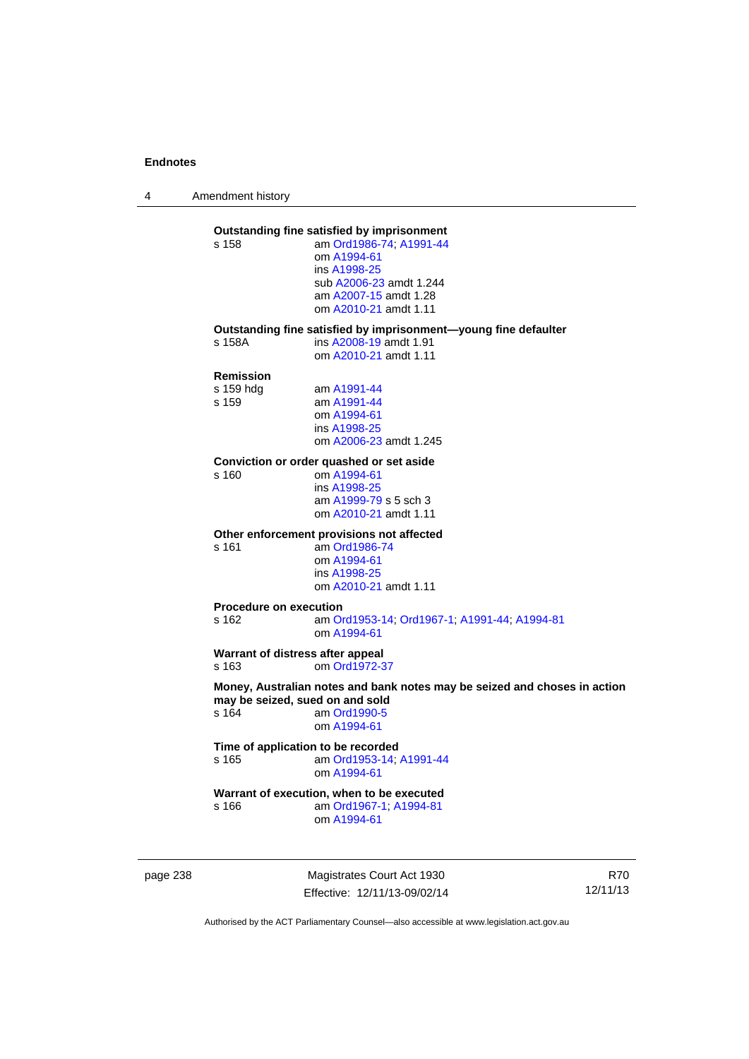**Outstanding fine satisfied by imprisonment**

s 158 am Ord1986-74; A1991-44
om A1994-61
ins A1998-25
sub A2006-23 amdt 1.244
am A2007-15 amdt 1.28
om A2010-21 amdt 1.11

**Outstanding fine satisfied by imprisonment—young fine defaulter**

s 158A ins A2008-19 amdt 1.91
om A2010-21 amdt 1.11

**Remission**

s 159 hdg am A1991-44

s 159 am A1991-44
om A1994-61
ins A1998-25
om A2006-23 amdt 1.245

**Conviction or order quashed or set aside**

s 160 om A1994-61
ins A1998-25
am A1999-79 s 5 sch 3
om A2010-21 amdt 1.11

**Other enforcement provisions not affected**

s 161 am Ord1986-74
om A1994-61
ins A1998-25
om A2010-21 amdt 1.11

**Procedure on execution**

s 162 am Ord1953-14; Ord1967-1; A1991-44; A1994-81
om A1994-61

**Warrant of distress after appeal**

s 163 om Ord1972-37

**Money, Australian notes and bank notes may be seized and choses in action may be seized, sued on and sold**

s 164 am Ord1990-5
om A1994-61

**Time of application to be recorded**

s 165 am Ord1953-14; A1991-44
om A1994-61

**Warrant of execution, when to be executed**

s 166 am Ord1967-1; A1994-81
om A1994-61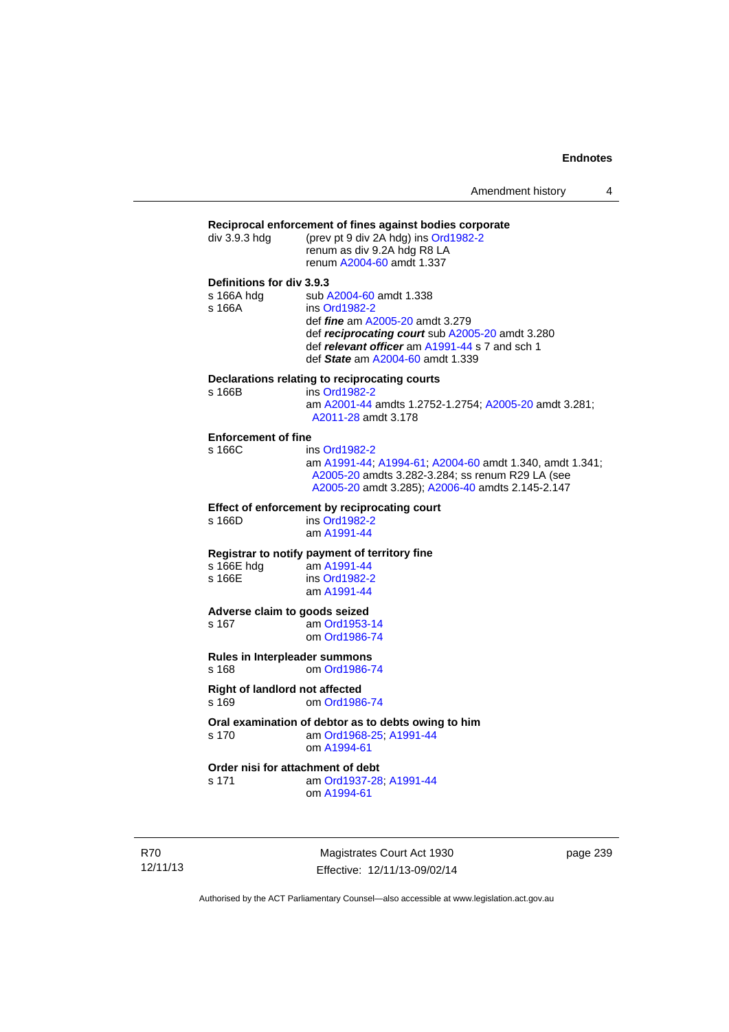**Reciprocal enforcement of fines against bodies corporate**

div 3.9.3 hdg (prev pt 9 div 2A hdg) ins Ord1982-2
renum as div 9.2A hdg R8 LA
renum A2004-60 amdt 1.337

**Definitions for div 3.9.3**

s 166A hdg sub A2004-60 amdt 1.338

s 166A ins Ord1982-2
def ***fine*** am A2005-20 amdt 3.279
def ***reciprocating court*** sub A2005-20 amdt 3.280
def ***relevant officer*** am A1991-44 s 7 and sch 1
def ***State*** am A2004-60 amdt 1.339

**Declarations relating to reciprocating courts**

s 166B ins Ord1982-2
am A2001-44 amdts 1.2752-1.2754; A2005-20 amdt 3.281; A2011-28 amdt 3.178

**Enforcement of fine**

s 166C ins Ord1982-2
am A1991-44; A1994-61; A2004-60 amdt 1.340, amdt 1.341; A2005-20 amdts 3.282-3.284; ss renum R29 LA (see A2005-20 amdt 3.285); A2006-40 amdts 2.145-2.147

**Effect of enforcement by reciprocating court**

s 166D ins Ord1982-2
am A1991-44

**Registrar to notify payment of territory fine**

s 166E hdg am A1991-44

s 166E ins Ord1982-2
am A1991-44

**Adverse claim to goods seized**

s 167 am Ord1953-14
om Ord1986-74

**Rules in Interpleader summons**

s 168 om Ord1986-74

**Right of landlord not affected**

s 169 om Ord1986-74

**Oral examination of debtor as to debts owing to him**

s 170 am Ord1968-25; A1991-44
om A1994-61

**Order nisi for attachment of debt**

s 171 am Ord1937-28; A1991-44
om A1994-61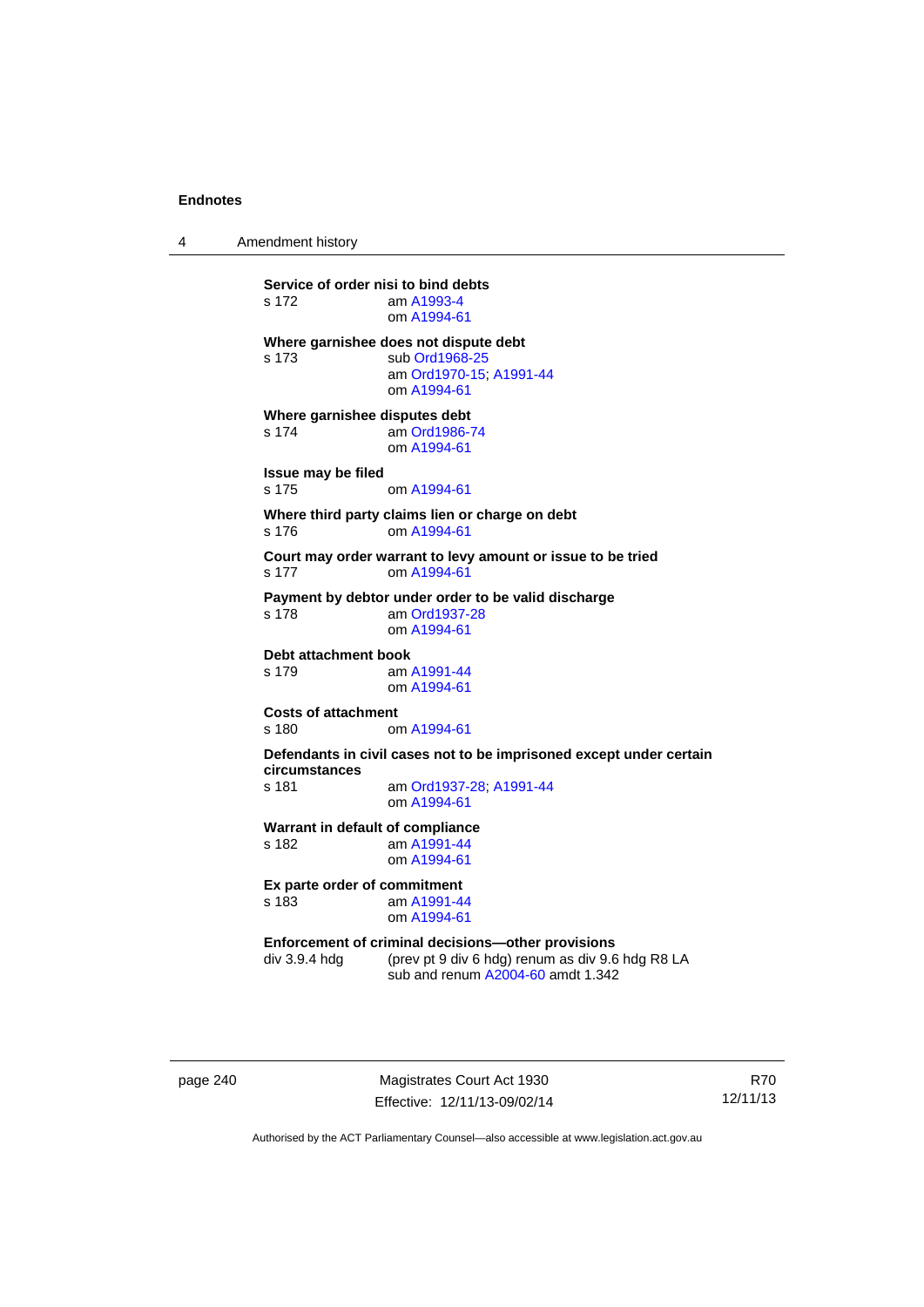**Service of order nisi to bind debts**
s 172 am A1993-4
om A1994-61

**Where garnishee does not dispute debt**
s 173 sub Ord1968-25
am Ord1970-15; A1991-44
om A1994-61

**Where garnishee disputes debt**
s 174 am Ord1986-74
om A1994-61

**Issue may be filed**
s 175 om A1994-61

**Where third party claims lien or charge on debt**
s 176 om A1994-61

**Court may order warrant to levy amount or issue to be tried**
s 177 om A1994-61

**Payment by debtor under order to be valid discharge**
s 178 am Ord1937-28
om A1994-61

**Debt attachment book**
s 179 am A1991-44
om A1994-61

**Costs of attachment**
s 180 om A1994-61

**Defendants in civil cases not to be imprisoned except under certain circumstances**
s 181 am Ord1937-28; A1991-44
om A1994-61

**Warrant in default of compliance**
s 182 am A1991-44
om A1994-61

**Ex parte order of commitment**
s 183 am A1991-44
om A1994-61

**Enforcement of criminal decisions—other provisions**
div 3.9.4 hdg (prev pt 9 div 6 hdg) renum as div 9.6 hdg R8 LA
sub and renum A2004-60 amdt 1.342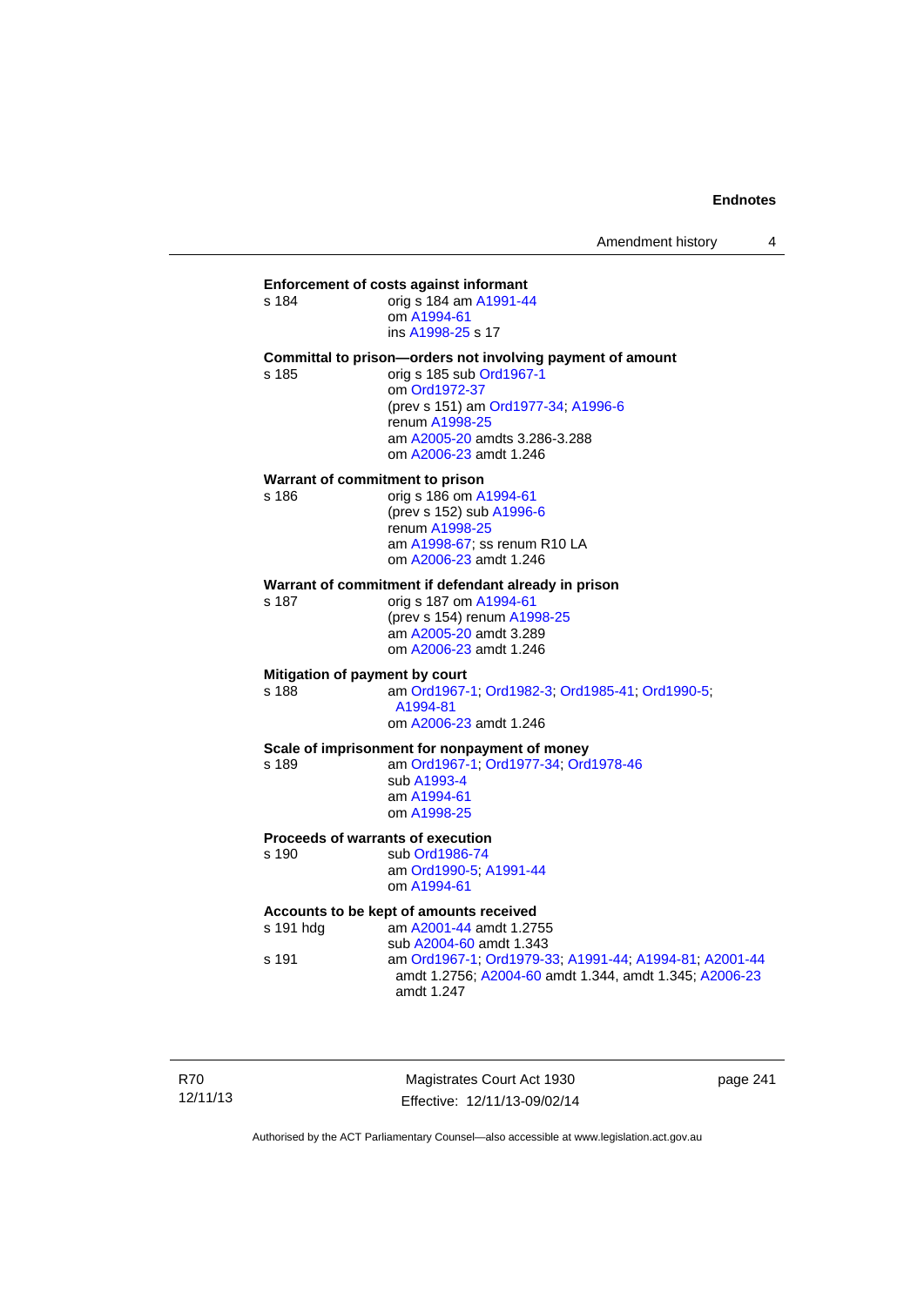**Enforcement of costs against informant**

s 184 orig s 184 am A1991-44
om A1994-61
ins A1998-25 s 17

**Committal to prison—orders not involving payment of amount**

s 185 orig s 185 sub Ord1967-1
om Ord1972-37
(prev s 151) am Ord1977-34; A1996-6
renum A1998-25
am A2005-20 amdts 3.286-3.288
om A2006-23 amdt 1.246

**Warrant of commitment to prison**

s 186 orig s 186 om A1994-61
(prev s 152) sub A1996-6
renum A1998-25
am A1998-67; ss renum R10 LA
om A2006-23 amdt 1.246

**Warrant of commitment if defendant already in prison**

s 187 orig s 187 om A1994-61
(prev s 154) renum A1998-25
am A2005-20 amdt 3.289
om A2006-23 amdt 1.246

**Mitigation of payment by court**

s 188 am Ord1967-1; Ord1982-3; Ord1985-41; Ord1990-5; A1994-81
om A2006-23 amdt 1.246

**Scale of imprisonment for nonpayment of money**

s 189 am Ord1967-1; Ord1977-34; Ord1978-46
sub A1993-4
am A1994-61
om A1998-25

**Proceeds of warrants of execution**

s 190 sub Ord1986-74
am Ord1990-5; A1991-44
om A1994-61

**Accounts to be kept of amounts received**

s 191 hdg am A2001-44 amdt 1.2755
sub A2004-60 amdt 1.343

s 191 am Ord1967-1; Ord1979-33; A1991-44; A1994-81; A2001-44 amdt 1.2756; A2004-60 amdt 1.344, amdt 1.345; A2006-23 amdt 1.247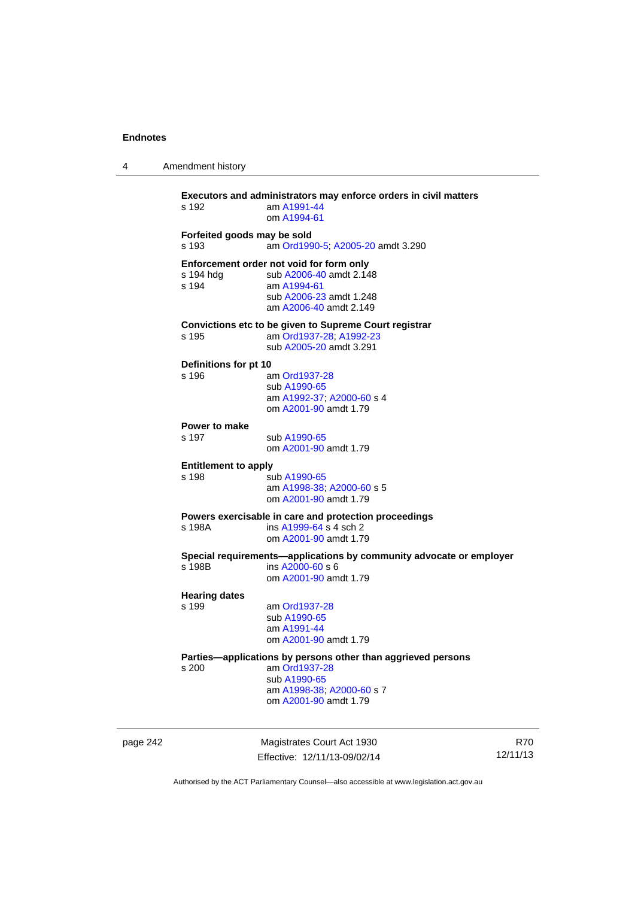**Executors and administrators may enforce orders in civil matters**

s 192 am A1991-44
om A1994-61

**Forfeited goods may be sold**

s 193 am Ord1990-5; A2005-20 amdt 3.290

**Enforcement order not void for form only**

s 194 hdg sub A2006-40 amdt 2.148
s 194 am A1994-61
sub A2006-23 amdt 1.248
am A2006-40 amdt 2.149

**Convictions etc to be given to Supreme Court registrar**

s 195 am Ord1937-28; A1992-23
sub A2005-20 amdt 3.291

**Definitions for pt 10**

s 196 am Ord1937-28
sub A1990-65
am A1992-37; A2000-60 s 4
om A2001-90 amdt 1.79

**Power to make**

s 197 sub A1990-65
om A2001-90 amdt 1.79

**Entitlement to apply**

s 198 sub A1990-65
am A1998-38; A2000-60 s 5
om A2001-90 amdt 1.79

**Powers exercisable in care and protection proceedings**

s 198A ins A1999-64 s 4 sch 2
om A2001-90 amdt 1.79

**Special requirements—applications by community advocate or employer**

s 198B ins A2000-60 s 6
om A2001-90 amdt 1.79

**Hearing dates**

s 199 am Ord1937-28
sub A1990-65
am A1991-44
om A2001-90 amdt 1.79

**Parties—applications by persons other than aggrieved persons**

s 200 am Ord1937-28
sub A1990-65
am A1998-38; A2000-60 s 7
om A2001-90 amdt 1.79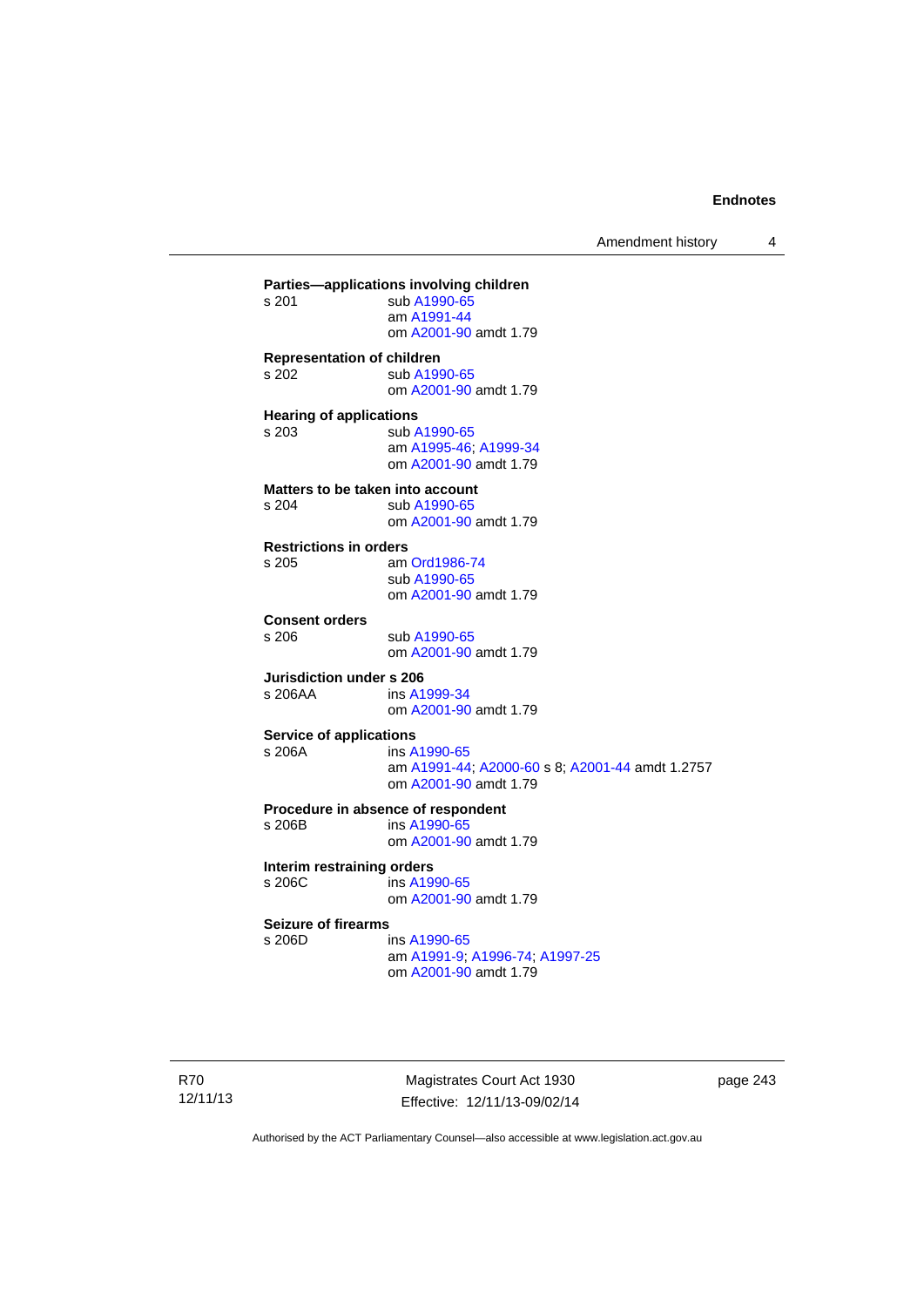**Parties—applications involving children**
s 201 sub A1990-65
am A1991-44
om A2001-90 amdt 1.79

**Representation of children**
s 202 sub A1990-65
om A2001-90 amdt 1.79

**Hearing of applications**
s 203 sub A1990-65
am A1995-46; A1999-34
om A2001-90 amdt 1.79

**Matters to be taken into account**
s 204 sub A1990-65
om A2001-90 amdt 1.79

**Restrictions in orders**
s 205 am Ord1986-74
sub A1990-65
om A2001-90 amdt 1.79

**Consent orders**
s 206 sub A1990-65
om A2001-90 amdt 1.79

**Jurisdiction under s 206**
s 206AA ins A1999-34
om A2001-90 amdt 1.79

**Service of applications**
s 206A ins A1990-65
am A1991-44; A2000-60 s 8; A2001-44 amdt 1.2757
om A2001-90 amdt 1.79

**Procedure in absence of respondent**
s 206B ins A1990-65
om A2001-90 amdt 1.79

**Interim restraining orders**
s 206C ins A1990-65
om A2001-90 amdt 1.79

**Seizure of firearms**
s 206D ins A1990-65
am A1991-9; A1996-74; A1997-25
om A2001-90 amdt 1.79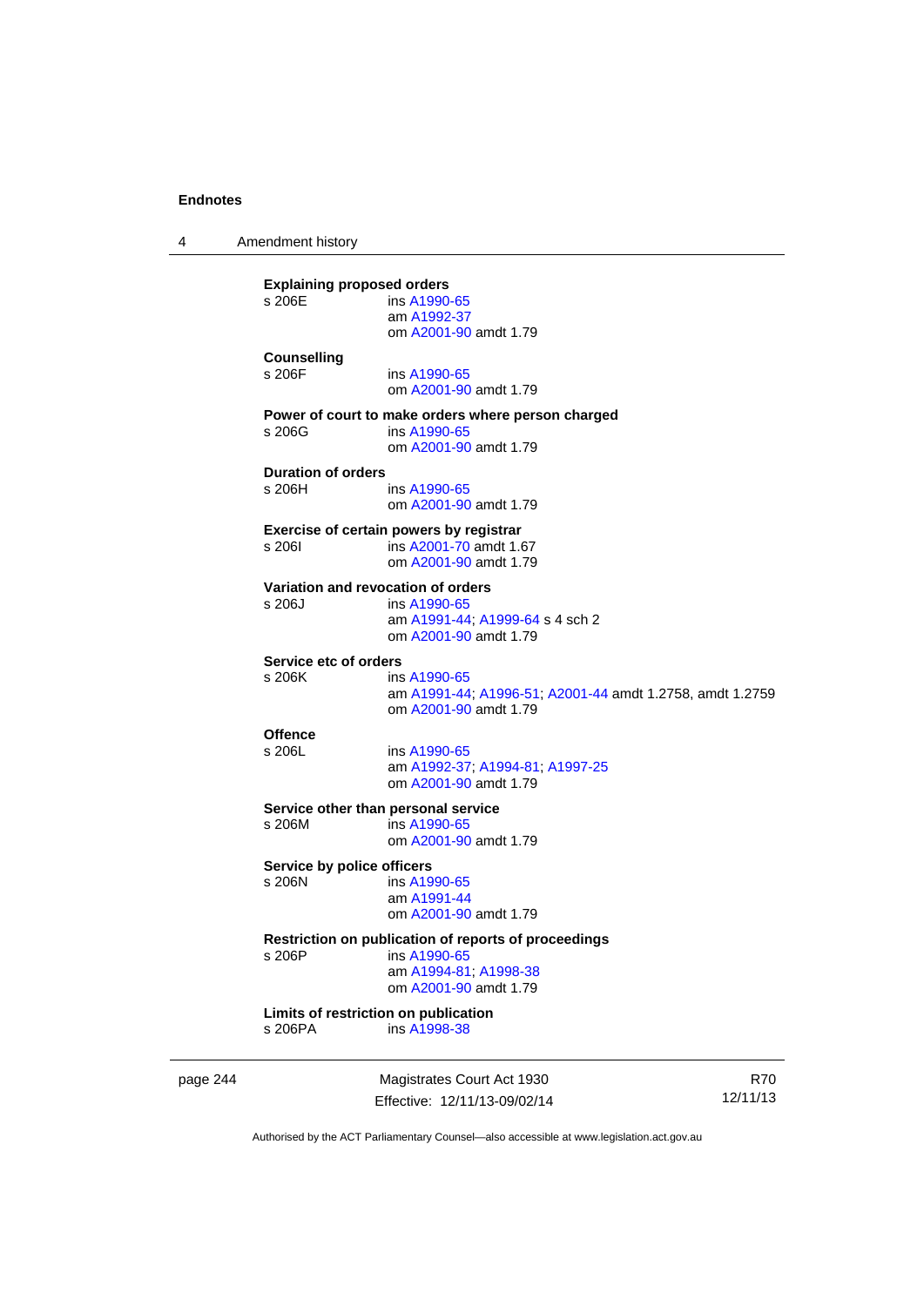**Explaining proposed orders**
s 206E ins A1990-65
am A1992-37
om A2001-90 amdt 1.79

**Counselling**
s 206F ins A1990-65
om A2001-90 amdt 1.79

**Power of court to make orders where person charged**
s 206G ins A1990-65
om A2001-90 amdt 1.79

**Duration of orders**
s 206H ins A1990-65
om A2001-90 amdt 1.79

**Exercise of certain powers by registrar**
s 206I ins A2001-70 amdt 1.67
om A2001-90 amdt 1.79

**Variation and revocation of orders**
s 206J ins A1990-65
am A1991-44; A1999-64 s 4 sch 2
om A2001-90 amdt 1.79

**Service etc of orders**
s 206K ins A1990-65
am A1991-44; A1996-51; A2001-44 amdt 1.2758, amdt 1.2759
om A2001-90 amdt 1.79

**Offence**
s 206L ins A1990-65
am A1992-37; A1994-81; A1997-25
om A2001-90 amdt 1.79

**Service other than personal service**
s 206M ins A1990-65
om A2001-90 amdt 1.79

**Service by police officers**
s 206N ins A1990-65
am A1991-44
om A2001-90 amdt 1.79

**Restriction on publication of reports of proceedings**
s 206P ins A1990-65
am A1994-81; A1998-38
om A2001-90 amdt 1.79

**Limits of restriction on publication**
s 206PA ins A1998-38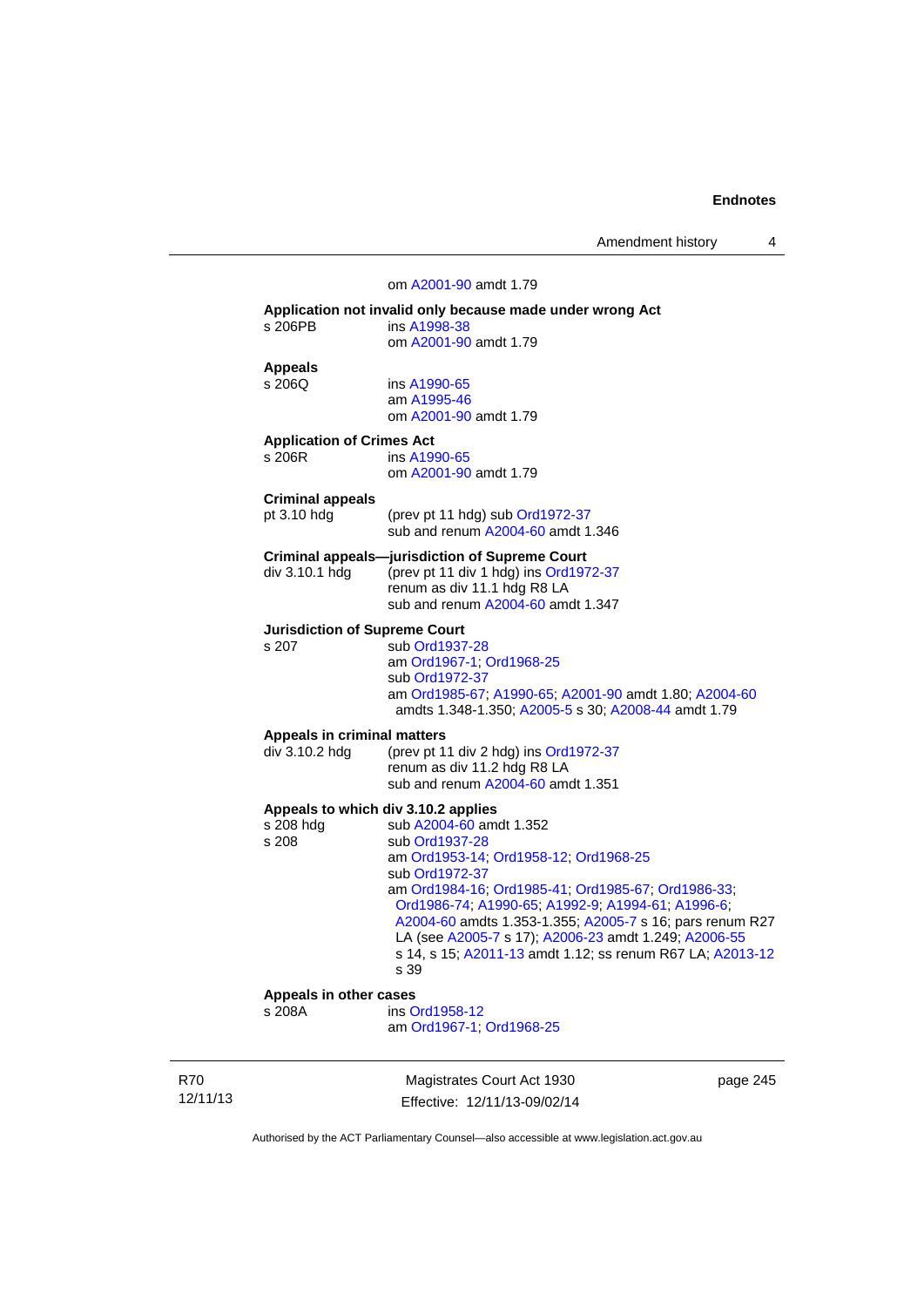om A2001-90 amdt 1.79

**Application not invalid only because made under wrong Act**

s 206PB ins A1998-38
om A2001-90 amdt 1.79

**Appeals**

s 206Q ins A1990-65
am A1995-46
om A2001-90 amdt 1.79

**Application of Crimes Act**

s 206R ins A1990-65
om A2001-90 amdt 1.79

**Criminal appeals**

pt 3.10 hdg (prev pt 11 hdg) sub Ord1972-37
sub and renum A2004-60 amdt 1.346

**Criminal appeals—jurisdiction of Supreme Court**

div 3.10.1 hdg (prev pt 11 div 1 hdg) ins Ord1972-37
renum as div 11.1 hdg R8 LA
sub and renum A2004-60 amdt 1.347

**Jurisdiction of Supreme Court**

s 207 sub Ord1937-28
am Ord1967-1; Ord1968-25
sub Ord1972-37
am Ord1985-67; A1990-65; A2001-90 amdt 1.80; A2004-60 amdts 1.348-1.350; A2005-5 s 30; A2008-44 amdt 1.79

**Appeals in criminal matters**

div 3.10.2 hdg (prev pt 11 div 2 hdg) ins Ord1972-37
renum as div 11.2 hdg R8 LA
sub and renum A2004-60 amdt 1.351

**Appeals to which div 3.10.2 applies**

s 208 hdg sub A2004-60 amdt 1.352
s 208 sub Ord1937-28
am Ord1953-14; Ord1958-12; Ord1968-25
sub Ord1972-37
am Ord1984-16; Ord1985-41; Ord1985-67; Ord1986-33; Ord1986-74; A1990-65; A1992-9; A1994-61; A1996-6; A2004-60 amdts 1.353-1.355; A2005-7 s 16; pars renum R27 LA (see A2005-7 s 17); A2006-23 amdt 1.249; A2006-55 s 14, s 15; A2011-13 amdt 1.12; ss renum R67 LA; A2013-12 s 39

**Appeals in other cases**

s 208A ins Ord1958-12
am Ord1967-1; Ord1968-25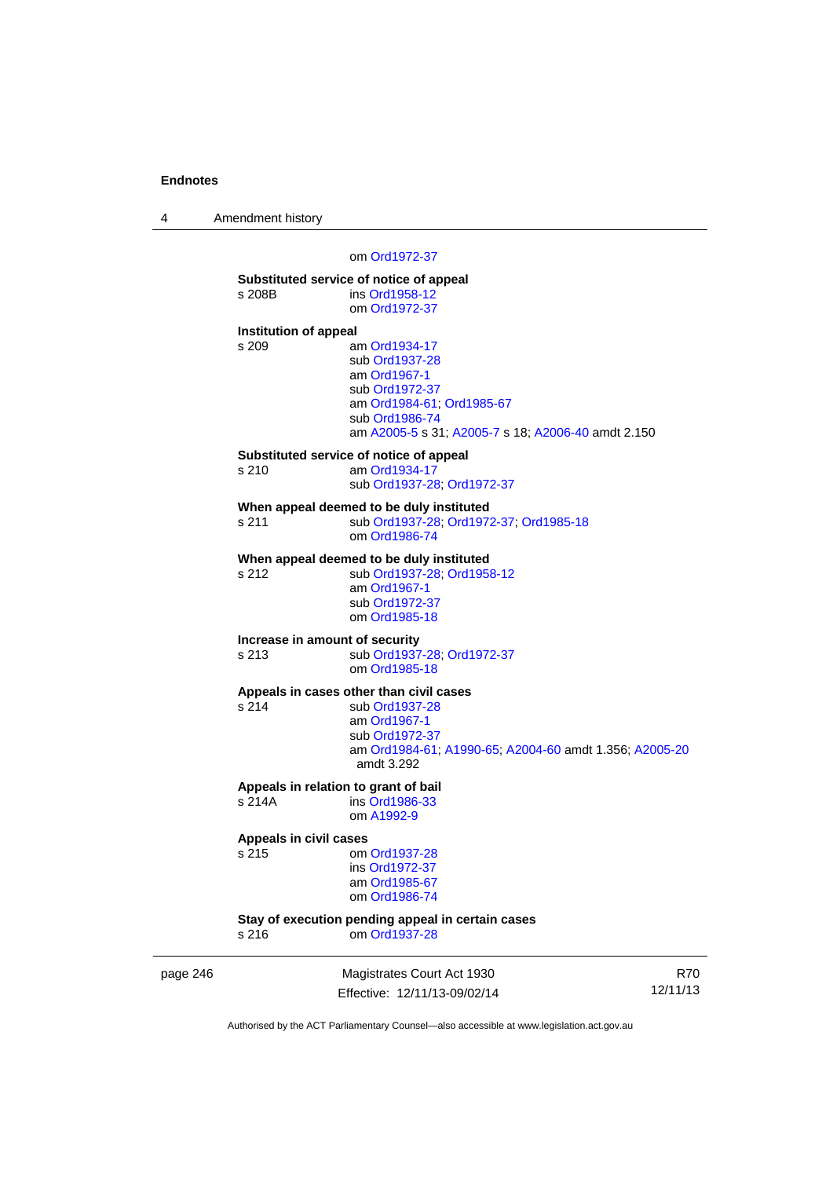om Ord1972-37

**Substituted service of notice of appeal**

s 208B ins Ord1958-12
om Ord1972-37

**Institution of appeal**

s 209 am Ord1934-17
sub Ord1937-28
am Ord1967-1
sub Ord1972-37
am Ord1984-61; Ord1985-67
sub Ord1986-74
am A2005-5 s 31; A2005-7 s 18; A2006-40 amdt 2.150

**Substituted service of notice of appeal**

s 210 am Ord1934-17
sub Ord1937-28; Ord1972-37

**When appeal deemed to be duly instituted**

s 211 sub Ord1937-28; Ord1972-37; Ord1985-18
om Ord1986-74

**When appeal deemed to be duly instituted**

s 212 sub Ord1937-28; Ord1958-12
am Ord1967-1
sub Ord1972-37
om Ord1985-18

**Increase in amount of security**

s 213 sub Ord1937-28; Ord1972-37
om Ord1985-18

**Appeals in cases other than civil cases**

s 214 sub Ord1937-28
am Ord1967-1
sub Ord1972-37
am Ord1984-61; A1990-65; A2004-60 amdt 1.356; A2005-20 amdt 3.292

**Appeals in relation to grant of bail**

s 214A ins Ord1986-33
om A1992-9

**Appeals in civil cases**

s 215 om Ord1937-28
ins Ord1972-37
am Ord1985-67
om Ord1986-74

**Stay of execution pending appeal in certain cases**

s 216 om Ord1937-28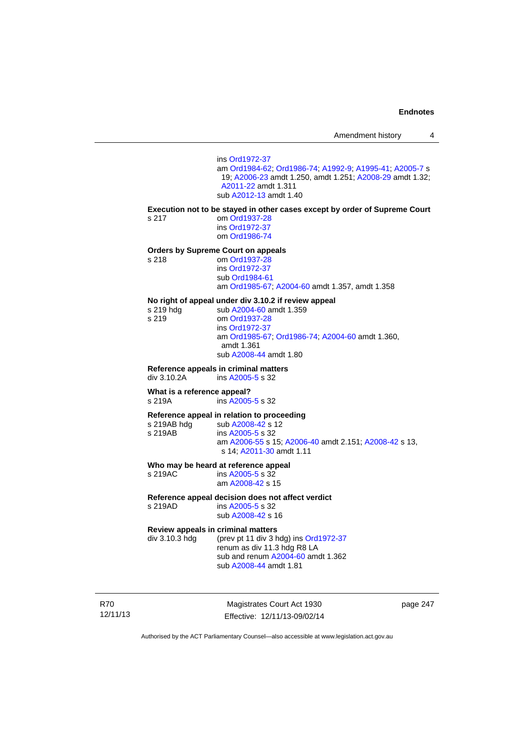ins Ord1972-37
am Ord1984-62; Ord1986-74; A1992-9; A1995-41; A2005-7 s 19; A2006-23 amdt 1.250, amdt 1.251; A2008-29 amdt 1.32; A2011-22 amdt 1.311
sub A2012-13 amdt 1.40

**Execution not to be stayed in other cases except by order of Supreme Court**

s 217 om Ord1937-28
ins Ord1972-37
om Ord1986-74

**Orders by Supreme Court on appeals**

s 218 om Ord1937-28
ins Ord1972-37
sub Ord1984-61
am Ord1985-67; A2004-60 amdt 1.357, amdt 1.358

**No right of appeal under div 3.10.2 if review appeal**

s 219 hdg sub A2004-60 amdt 1.359
s 219 om Ord1937-28
ins Ord1972-37
am Ord1985-67; Ord1986-74; A2004-60 amdt 1.360, amdt 1.361
sub A2008-44 amdt 1.80

**Reference appeals in criminal matters**

div 3.10.2A ins A2005-5 s 32

**What is a reference appeal?**

s 219A ins A2005-5 s 32

**Reference appeal in relation to proceeding**

s 219AB hdg sub A2008-42 s 12
s 219AB ins A2005-5 s 32
am A2006-55 s 15; A2006-40 amdt 2.151; A2008-42 s 13, s 14; A2011-30 amdt 1.11

**Who may be heard at reference appeal**

s 219AC ins A2005-5 s 32
am A2008-42 s 15

**Reference appeal decision does not affect verdict**

s 219AD ins A2005-5 s 32
sub A2008-42 s 16

**Review appeals in criminal matters**

div 3.10.3 hdg (prev pt 11 div 3 hdg) ins Ord1972-37
renum as div 11.3 hdg R8 LA
sub and renum A2004-60 amdt 1.362
sub A2008-44 amdt 1.81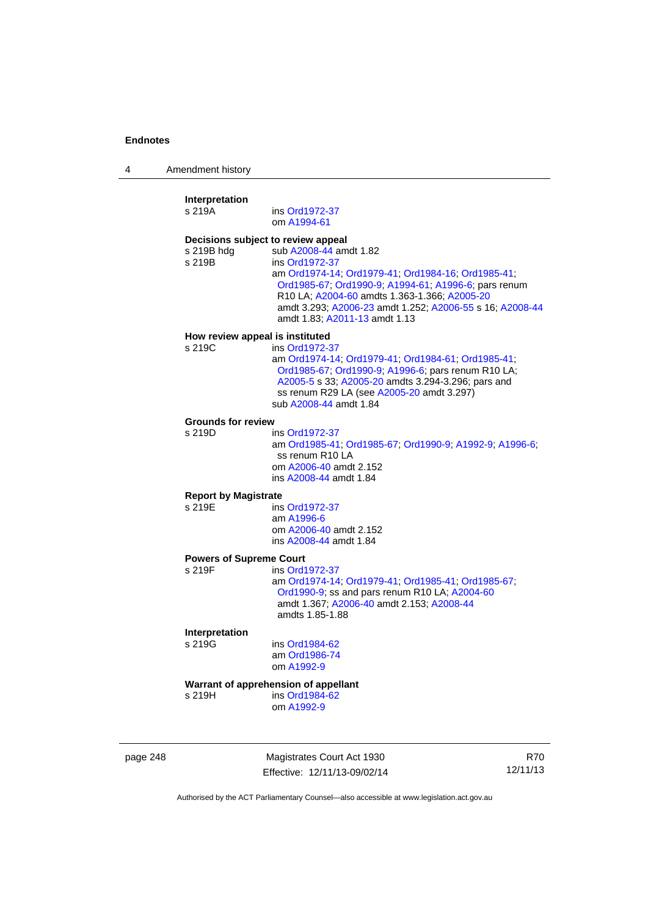**Interpretation**

s 219A ins Ord1972-37
om A1994-61

**Decisions subject to review appeal**

s 219B hdg sub A2008-44 amdt 1.82

s 219B ins Ord1972-37
am Ord1974-14; Ord1979-41; Ord1984-16; Ord1985-41; Ord1985-67; Ord1990-9; A1994-61; A1996-6; pars renum R10 LA; A2004-60 amdts 1.363-1.366; A2005-20 amdt 3.293; A2006-23 amdt 1.252; A2006-55 s 16; A2008-44 amdt 1.83; A2011-13 amdt 1.13

**How review appeal is instituted**

s 219C ins Ord1972-37
am Ord1974-14; Ord1979-41; Ord1984-61; Ord1985-41; Ord1985-67; Ord1990-9; A1996-6; pars renum R10 LA; A2005-5 s 33; A2005-20 amdts 3.294-3.296; pars and ss renum R29 LA (see A2005-20 amdt 3.297)
sub A2008-44 amdt 1.84

**Grounds for review**

s 219D ins Ord1972-37
am Ord1985-41; Ord1985-67; Ord1990-9; A1992-9; A1996-6; ss renum R10 LA
om A2006-40 amdt 2.152
ins A2008-44 amdt 1.84

**Report by Magistrate**

s 219E ins Ord1972-37
am A1996-6
om A2006-40 amdt 2.152
ins A2008-44 amdt 1.84

**Powers of Supreme Court**

s 219F ins Ord1972-37
am Ord1974-14; Ord1979-41; Ord1985-41; Ord1985-67; Ord1990-9; ss and pars renum R10 LA; A2004-60 amdt 1.367; A2006-40 amdt 2.153; A2008-44 amdts 1.85-1.88

**Interpretation**

s 219G ins Ord1984-62
am Ord1986-74
om A1992-9

**Warrant of apprehension of appellant**

s 219H ins Ord1984-62
om A1992-9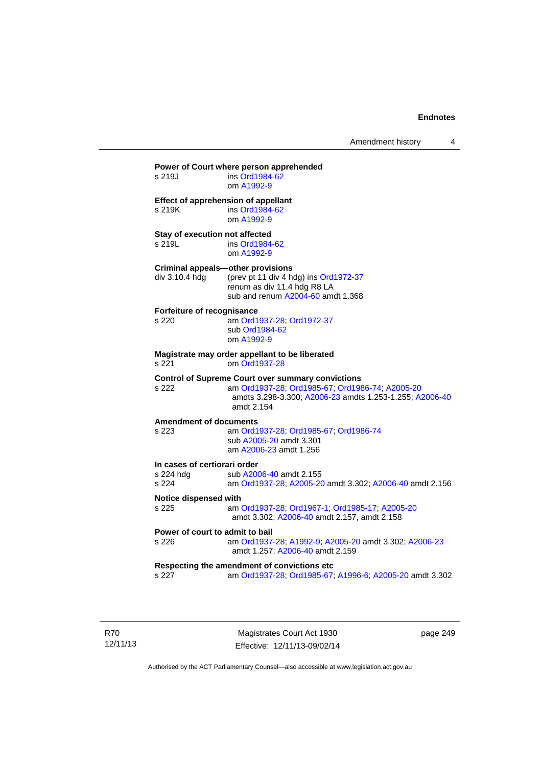**Power of Court where person apprehended**

s 219J ins Ord1984-62
om A1992-9

**Effect of apprehension of appellant**

s 219K ins Ord1984-62
om A1992-9

**Stay of execution not affected**

s 219L ins Ord1984-62
om A1992-9

**Criminal appeals—other provisions**

div 3.10.4 hdg (prev pt 11 div 4 hdg) ins Ord1972-37
renum as div 11.4 hdg R8 LA
sub and renum A2004-60 amdt 1.368

**Forfeiture of recognisance**

s 220 am Ord1937-28; Ord1972-37
sub Ord1984-62
om A1992-9

**Magistrate may order appellant to be liberated**

s 221 om Ord1937-28

**Control of Supreme Court over summary convictions**

s 222 am Ord1937-28; Ord1985-67; Ord1986-74; A2005-20 amdts 3.298-3.300; A2006-23 amdts 1.253-1.255; A2006-40 amdt 2.154

**Amendment of documents**

s 223 am Ord1937-28; Ord1985-67; Ord1986-74
sub A2005-20 amdt 3.301
am A2006-23 amdt 1.256

**In cases of certiorari order**

s 224 hdg sub A2006-40 amdt 2.155
s 224 am Ord1937-28; A2005-20 amdt 3.302; A2006-40 amdt 2.156

**Notice dispensed with**

s 225 am Ord1937-28; Ord1967-1; Ord1985-17; A2005-20 amdt 3.302; A2006-40 amdt 2.157, amdt 2.158

**Power of court to admit to bail**

s 226 am Ord1937-28; A1992-9; A2005-20 amdt 3.302; A2006-23 amdt 1.257; A2006-40 amdt 2.159

**Respecting the amendment of convictions etc**

s 227 am Ord1937-28; Ord1985-67; A1996-6; A2005-20 amdt 3.302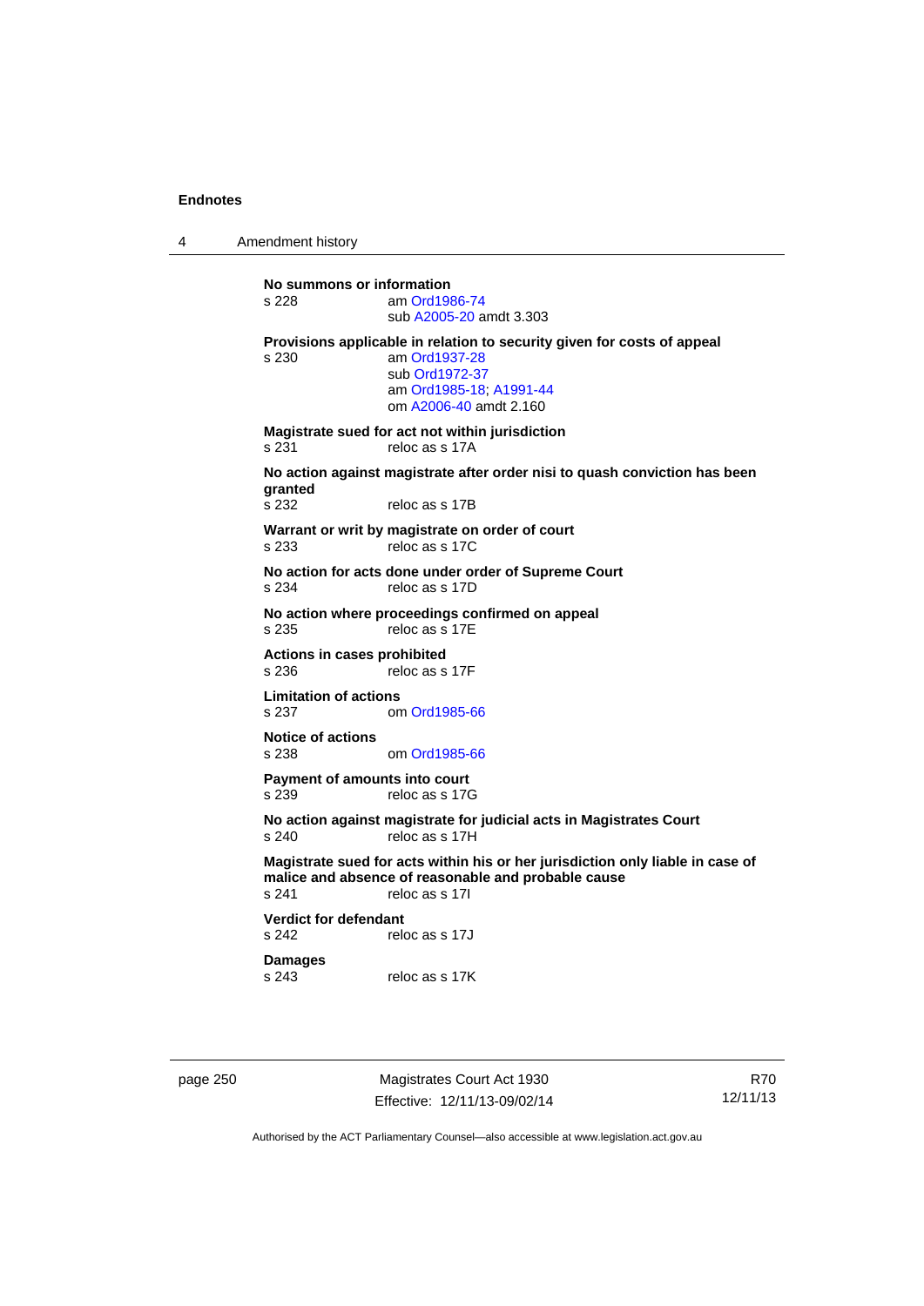**No summons or information**

s 228 am Ord1986-74
sub A2005-20 amdt 3.303

**Provisions applicable in relation to security given for costs of appeal**

s 230 am Ord1937-28
sub Ord1972-37
am Ord1985-18; A1991-44
om A2006-40 amdt 2.160

**Magistrate sued for act not within jurisdiction**

s 231 reloc as s 17A

**No action against magistrate after order nisi to quash conviction has been granted**

s 232 reloc as s 17B

**Warrant or writ by magistrate on order of court**

s 233 reloc as s 17C

**No action for acts done under order of Supreme Court**

s 234 reloc as s 17D

**No action where proceedings confirmed on appeal**

s 235 reloc as s 17E

**Actions in cases prohibited**

s 236 reloc as s 17F

**Limitation of actions**

s 237 om Ord1985-66

**Notice of actions**

s 238 om Ord1985-66

**Payment of amounts into court**

s 239 reloc as s 17G

**No action against magistrate for judicial acts in Magistrates Court**

s 240 reloc as s 17H

**Magistrate sued for acts within his or her jurisdiction only liable in case of malice and absence of reasonable and probable cause**

s 241 reloc as s 17I

**Verdict for defendant**

s 242 reloc as s 17J

**Damages**

s 243 reloc as s 17K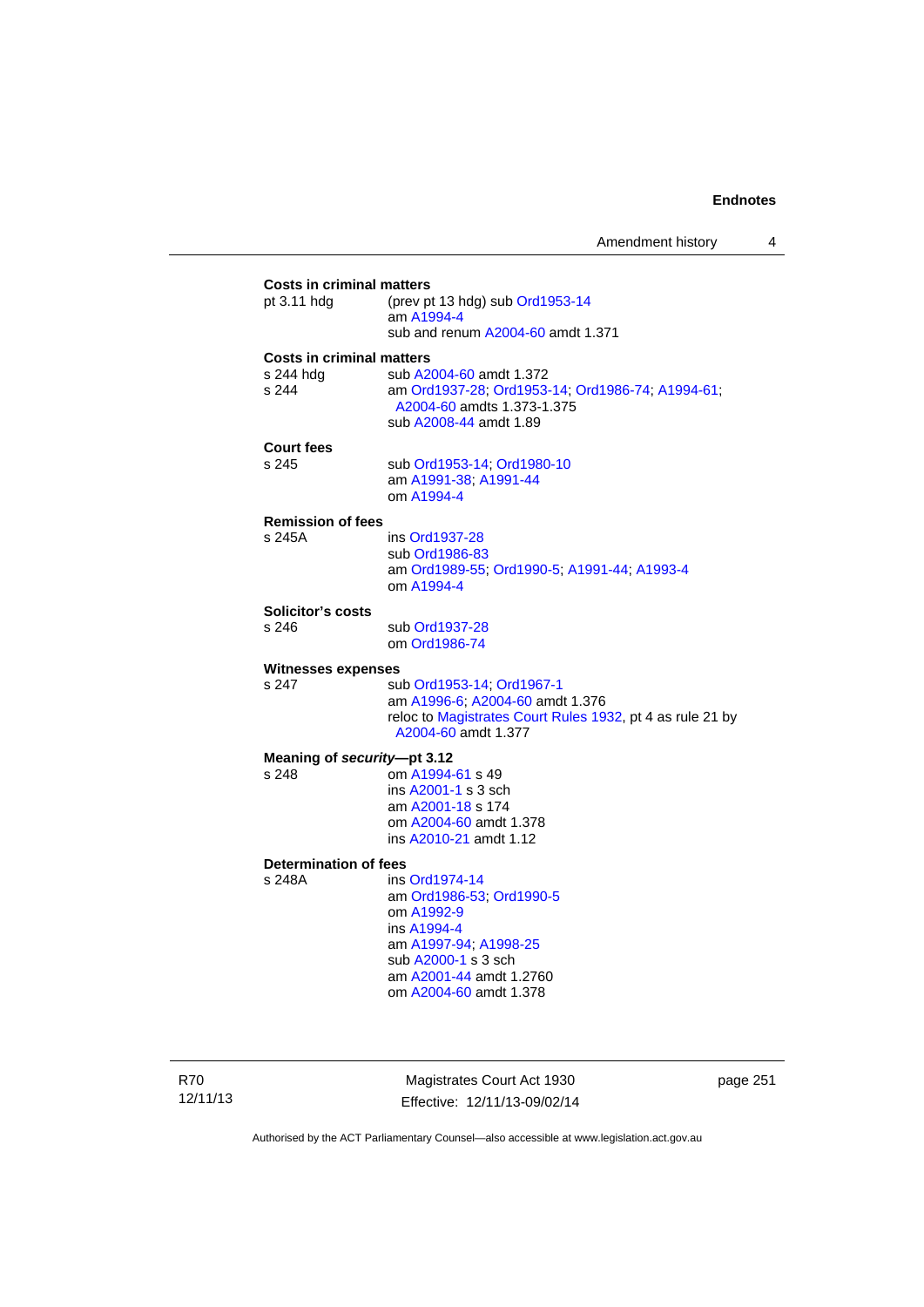**Costs in criminal matters**

pt 3.11 hdg (prev pt 13 hdg) sub Ord1953-14
am A1994-4
sub and renum A2004-60 amdt 1.371

**Costs in criminal matters**

s 244 hdg sub A2004-60 amdt 1.372
s 244 am Ord1937-28; Ord1953-14; Ord1986-74; A1994-61; A2004-60 amdts 1.373-1.375
sub A2008-44 amdt 1.89

**Court fees**

s 245 sub Ord1953-14; Ord1980-10
am A1991-38; A1991-44
om A1994-4

**Remission of fees**

s 245A ins Ord1937-28
sub Ord1986-83
am Ord1989-55; Ord1990-5; A1991-44; A1993-4
om A1994-4

**Solicitor's costs**

s 246 sub Ord1937-28
om Ord1986-74

**Witnesses expenses**

s 247 sub Ord1953-14; Ord1967-1
am A1996-6; A2004-60 amdt 1.376
reloc to Magistrates Court Rules 1932, pt 4 as rule 21 by A2004-60 amdt 1.377

**Meaning of *security*—pt 3.12**

s 248 om A1994-61 s 49
ins A2001-1 s 3 sch
am A2001-18 s 174
om A2004-60 amdt 1.378
ins A2010-21 amdt 1.12

**Determination of fees**

s 248A ins Ord1974-14
am Ord1986-53; Ord1990-5
om A1992-9
ins A1994-4
am A1997-94; A1998-25
sub A2000-1 s 3 sch
am A2001-44 amdt 1.2760
om A2004-60 amdt 1.378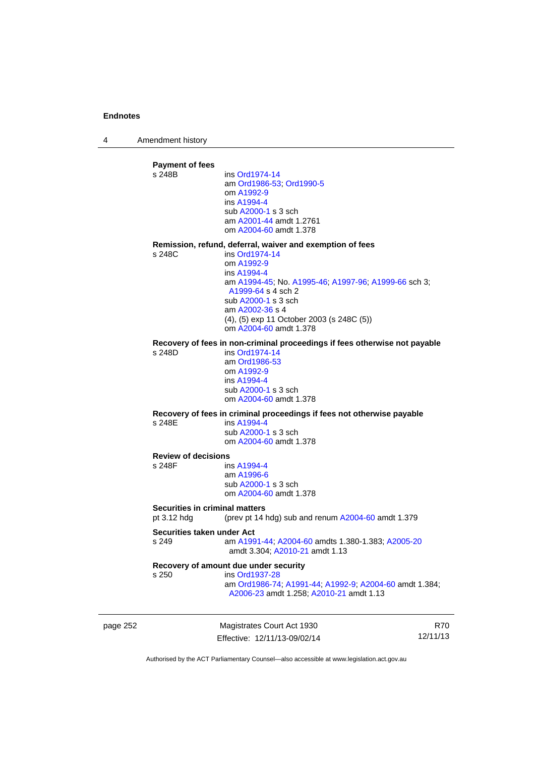**Payment of fees**

s 248B ins Ord1974-14
am Ord1986-53; Ord1990-5
om A1992-9
ins A1994-4
sub A2000-1 s 3 sch
am A2001-44 amdt 1.2761
om A2004-60 amdt 1.378

**Remission, refund, deferral, waiver and exemption of fees**

s 248C ins Ord1974-14
om A1992-9
ins A1994-4
am A1994-45; No. A1995-46; A1997-96; A1999-66 sch 3; A1999-64 s 4 sch 2
sub A2000-1 s 3 sch
am A2002-36 s 4
(4), (5) exp 11 October 2003 (s 248C (5))
om A2004-60 amdt 1.378

**Recovery of fees in non-criminal proceedings if fees otherwise not payable**

s 248D ins Ord1974-14
am Ord1986-53
om A1992-9
ins A1994-4
sub A2000-1 s 3 sch
om A2004-60 amdt 1.378

**Recovery of fees in criminal proceedings if fees not otherwise payable**

s 248E ins A1994-4
sub A2000-1 s 3 sch
om A2004-60 amdt 1.378

**Review of decisions**

s 248F ins A1994-4
am A1996-6
sub A2000-1 s 3 sch
om A2004-60 amdt 1.378

**Securities in criminal matters**

pt 3.12 hdg (prev pt 14 hdg) sub and renum A2004-60 amdt 1.379

**Securities taken under Act**

s 249 am A1991-44; A2004-60 amdts 1.380-1.383; A2005-20 amdt 3.304; A2010-21 amdt 1.13

**Recovery of amount due under security**

s 250 ins Ord1937-28
am Ord1986-74; A1991-44; A1992-9; A2004-60 amdt 1.384; A2006-23 amdt 1.258; A2010-21 amdt 1.13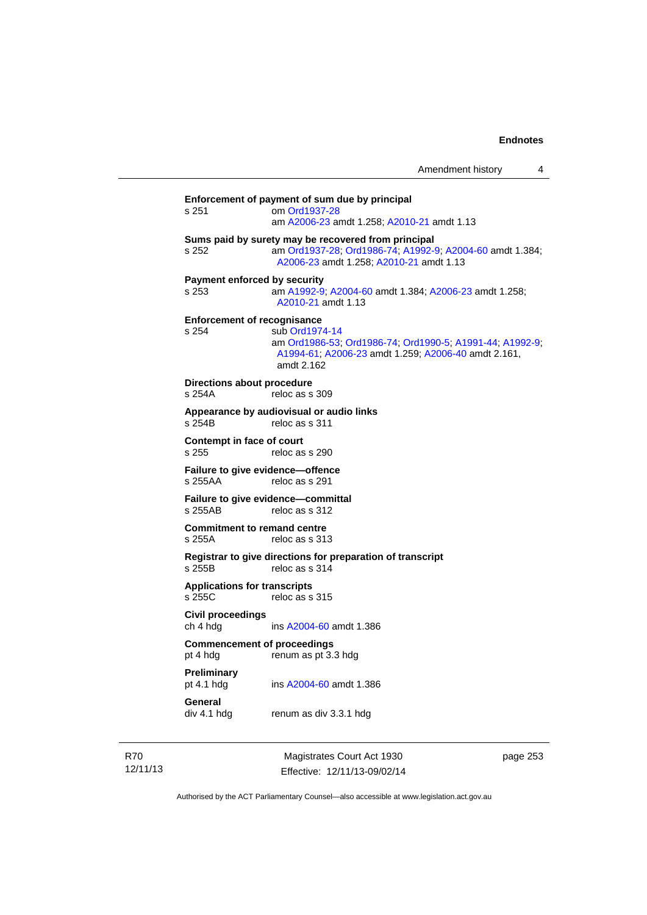**Enforcement of payment of sum due by principal**

s 251 om Ord1937-28
am A2006-23 amdt 1.258; A2010-21 amdt 1.13

**Sums paid by surety may be recovered from principal**

s 252 am Ord1937-28; Ord1986-74; A1992-9; A2004-60 amdt 1.384; A2006-23 amdt 1.258; A2010-21 amdt 1.13

**Payment enforced by security**

s 253 am A1992-9; A2004-60 amdt 1.384; A2006-23 amdt 1.258; A2010-21 amdt 1.13

**Enforcement of recognisance**

s 254 sub Ord1974-14
am Ord1986-53; Ord1986-74; Ord1990-5; A1991-44; A1992-9; A1994-61; A2006-23 amdt 1.259; A2006-40 amdt 2.161, amdt 2.162

**Directions about procedure**

s 254A reloc as s 309

**Appearance by audiovisual or audio links**

s 254B reloc as s 311

**Contempt in face of court**

s 255 reloc as s 290

**Failure to give evidence—offence**

s 255AA reloc as s 291

**Failure to give evidence—committal**

s 255AB reloc as s 312

**Commitment to remand centre**

s 255A reloc as s 313

**Registrar to give directions for preparation of transcript**

s 255B reloc as s 314

**Applications for transcripts**

s 255C reloc as s 315

**Civil proceedings**

ch 4 hdg ins A2004-60 amdt 1.386

**Commencement of proceedings**

pt 4 hdg renum as pt 3.3 hdg

**Preliminary**

pt 4.1 hdg ins A2004-60 amdt 1.386

**General**

div 4.1 hdg renum as div 3.3.1 hdg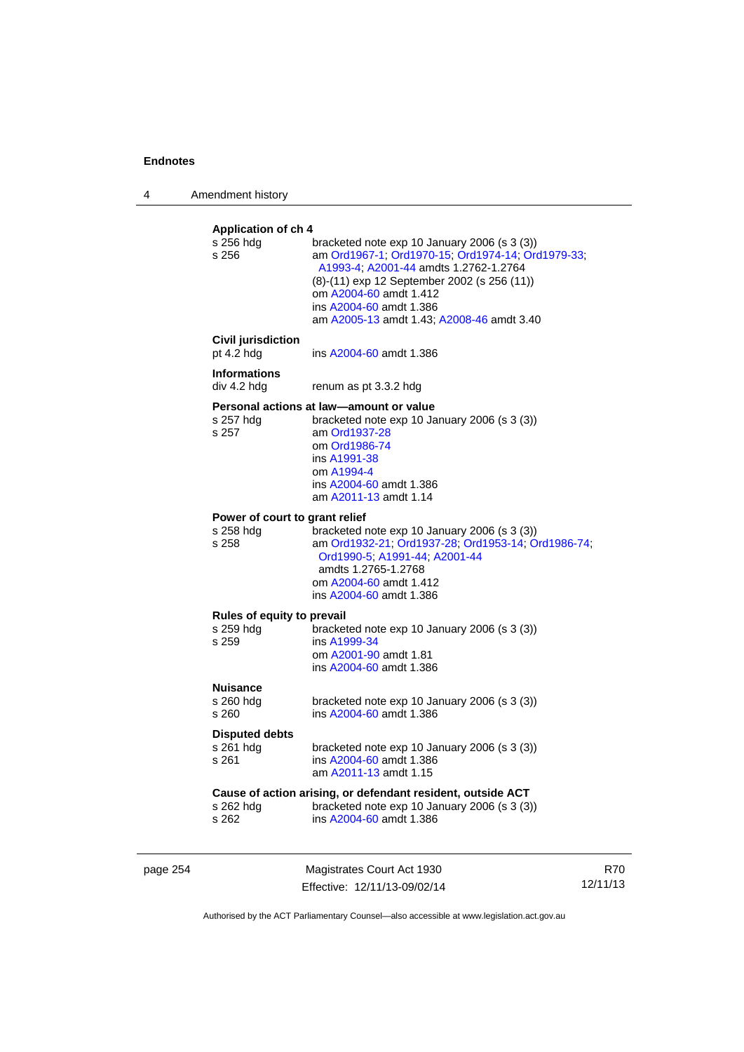**Application of ch 4**

s 256 hdg — bracketed note exp 10 January 2006 (s 3 (3))

s 256 — am Ord1967-1; Ord1970-15; Ord1974-14; Ord1979-33; A1993-4; A2001-44 amdts 1.2762-1.2764
(8)-(11) exp 12 September 2002 (s 256 (11))
om A2004-60 amdt 1.412
ins A2004-60 amdt 1.386
am A2005-13 amdt 1.43; A2008-46 amdt 3.40

**Civil jurisdiction**

pt 4.2 hdg — ins A2004-60 amdt 1.386

**Informations**

div 4.2 hdg — renum as pt 3.3.2 hdg

**Personal actions at law—amount or value**

s 257 hdg — bracketed note exp 10 January 2006 (s 3 (3))

s 257 — am Ord1937-28
om Ord1986-74
ins A1991-38
om A1994-4
ins A2004-60 amdt 1.386
am A2011-13 amdt 1.14

**Power of court to grant relief**

s 258 hdg — bracketed note exp 10 January 2006 (s 3 (3))

s 258 — am Ord1932-21; Ord1937-28; Ord1953-14; Ord1986-74; Ord1990-5; A1991-44; A2001-44 amdts 1.2765-1.2768
om A2004-60 amdt 1.412
ins A2004-60 amdt 1.386

**Rules of equity to prevail**

s 259 hdg — bracketed note exp 10 January 2006 (s 3 (3))

s 259 — ins A1999-34
om A2001-90 amdt 1.81
ins A2004-60 amdt 1.386

**Nuisance**

s 260 hdg — bracketed note exp 10 January 2006 (s 3 (3))

s 260 — ins A2004-60 amdt 1.386

**Disputed debts**

s 261 hdg — bracketed note exp 10 January 2006 (s 3 (3))

s 261 — ins A2004-60 amdt 1.386
am A2011-13 amdt 1.15

**Cause of action arising, or defendant resident, outside ACT**

s 262 hdg — bracketed note exp 10 January 2006 (s 3 (3))

s 262 — ins A2004-60 amdt 1.386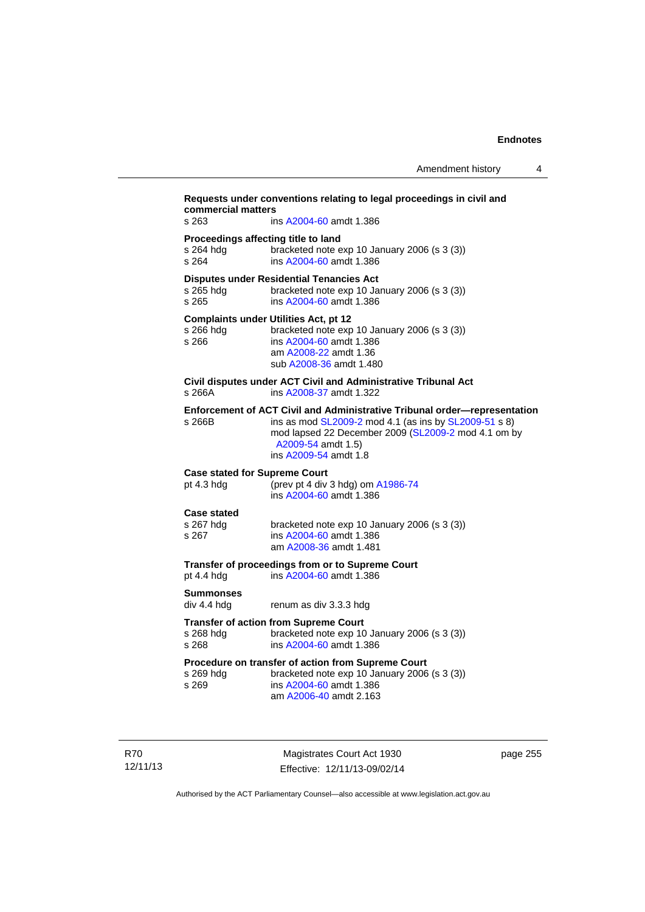**Requests under conventions relating to legal proceedings in civil and commercial matters**

s 263 ins A2004-60 amdt 1.386

**Proceedings affecting title to land**

s 264 hdg bracketed note exp 10 January 2006 (s 3 (3))
s 264 ins A2004-60 amdt 1.386

**Disputes under Residential Tenancies Act**

s 265 hdg bracketed note exp 10 January 2006 (s 3 (3))
s 265 ins A2004-60 amdt 1.386

**Complaints under Utilities Act, pt 12**

s 266 hdg bracketed note exp 10 January 2006 (s 3 (3))
s 266 ins A2004-60 amdt 1.386
am A2008-22 amdt 1.36
sub A2008-36 amdt 1.480

**Civil disputes under ACT Civil and Administrative Tribunal Act**

s 266A ins A2008-37 amdt 1.322

**Enforcement of ACT Civil and Administrative Tribunal order—representation**

s 266B ins as mod SL2009-2 mod 4.1 (as ins by SL2009-51 s 8)
mod lapsed 22 December 2009 (SL2009-2 mod 4.1 om by A2009-54 amdt 1.5)
ins A2009-54 amdt 1.8

**Case stated for Supreme Court**

pt 4.3 hdg (prev pt 4 div 3 hdg) om A1986-74
ins A2004-60 amdt 1.386

**Case stated**

s 267 hdg bracketed note exp 10 January 2006 (s 3 (3))
s 267 ins A2004-60 amdt 1.386
am A2008-36 amdt 1.481

**Transfer of proceedings from or to Supreme Court**

pt 4.4 hdg ins A2004-60 amdt 1.386

**Summonses**

div 4.4 hdg renum as div 3.3.3 hdg

**Transfer of action from Supreme Court**

s 268 hdg bracketed note exp 10 January 2006 (s 3 (3))
s 268 ins A2004-60 amdt 1.386

**Procedure on transfer of action from Supreme Court**

s 269 hdg bracketed note exp 10 January 2006 (s 3 (3))
s 269 ins A2004-60 amdt 1.386
am A2006-40 amdt 2.163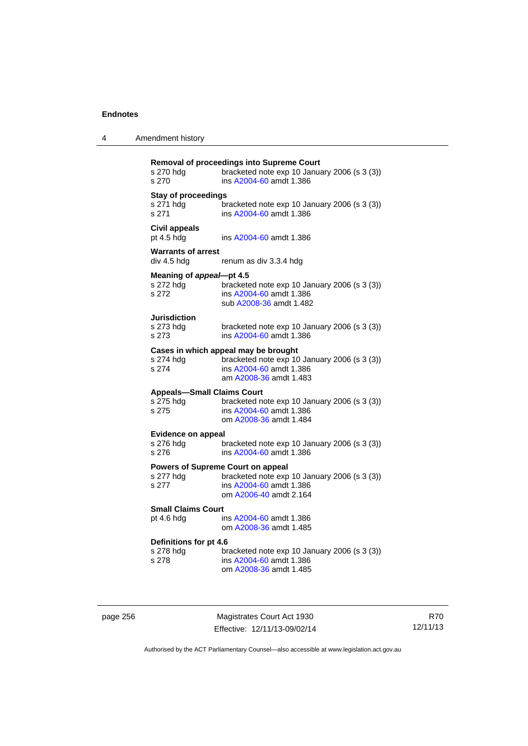**Removal of proceedings into Supreme Court**

s 270 hdg bracketed note exp 10 January 2006 (s 3 (3))
s 270 ins A2004-60 amdt 1.386

**Stay of proceedings**

s 271 hdg bracketed note exp 10 January 2006 (s 3 (3))
s 271 ins A2004-60 amdt 1.386

**Civil appeals**

pt 4.5 hdg ins A2004-60 amdt 1.386

**Warrants of arrest**

div 4.5 hdg renum as div 3.3.4 hdg

**Meaning of *appeal*—pt 4.5**

s 272 hdg bracketed note exp 10 January 2006 (s 3 (3))
s 272 ins A2004-60 amdt 1.386
sub A2008-36 amdt 1.482

**Jurisdiction**

s 273 hdg bracketed note exp 10 January 2006 (s 3 (3))
s 273 ins A2004-60 amdt 1.386

**Cases in which appeal may be brought**

s 274 hdg bracketed note exp 10 January 2006 (s 3 (3))
s 274 ins A2004-60 amdt 1.386
am A2008-36 amdt 1.483

**Appeals—Small Claims Court**

s 275 hdg bracketed note exp 10 January 2006 (s 3 (3))
s 275 ins A2004-60 amdt 1.386
om A2008-36 amdt 1.484

**Evidence on appeal**

s 276 hdg bracketed note exp 10 January 2006 (s 3 (3))
s 276 ins A2004-60 amdt 1.386

**Powers of Supreme Court on appeal**

s 277 hdg bracketed note exp 10 January 2006 (s 3 (3))
s 277 ins A2004-60 amdt 1.386
om A2006-40 amdt 2.164

**Small Claims Court**

pt 4.6 hdg ins A2004-60 amdt 1.386
om A2008-36 amdt 1.485

**Definitions for pt 4.6**

s 278 hdg bracketed note exp 10 January 2006 (s 3 (3))
s 278 ins A2004-60 amdt 1.386
om A2008-36 amdt 1.485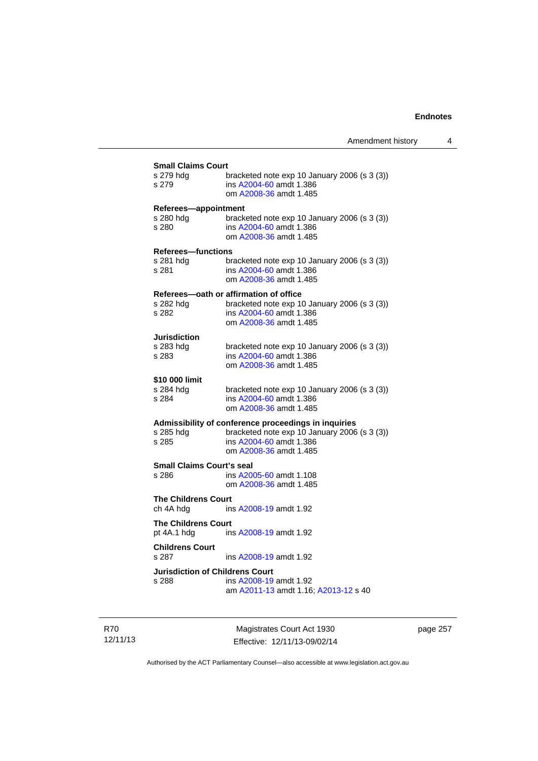**Small Claims Court**

s 279 hdg bracketed note exp 10 January 2006 (s 3 (3))
s 279 ins A2004-60 amdt 1.386
om A2008-36 amdt 1.485

**Referees—appointment**

s 280 hdg bracketed note exp 10 January 2006 (s 3 (3))
s 280 ins A2004-60 amdt 1.386
om A2008-36 amdt 1.485

**Referees—functions**

s 281 hdg bracketed note exp 10 January 2006 (s 3 (3))
s 281 ins A2004-60 amdt 1.386
om A2008-36 amdt 1.485

**Referees—oath or affirmation of office**

s 282 hdg bracketed note exp 10 January 2006 (s 3 (3))
s 282 ins A2004-60 amdt 1.386
om A2008-36 amdt 1.485

**Jurisdiction**

s 283 hdg bracketed note exp 10 January 2006 (s 3 (3))
s 283 ins A2004-60 amdt 1.386
om A2008-36 amdt 1.485

**$10 000 limit**

s 284 hdg bracketed note exp 10 January 2006 (s 3 (3))
s 284 ins A2004-60 amdt 1.386
om A2008-36 amdt 1.485

**Admissibility of conference proceedings in inquiries**

s 285 hdg bracketed note exp 10 January 2006 (s 3 (3))
s 285 ins A2004-60 amdt 1.386
om A2008-36 amdt 1.485

**Small Claims Court's seal**

s 286 ins A2005-60 amdt 1.108
om A2008-36 amdt 1.485

**The Childrens Court**

ch 4A hdg ins A2008-19 amdt 1.92

**The Childrens Court**

pt 4A.1 hdg ins A2008-19 amdt 1.92

**Childrens Court**

s 287 ins A2008-19 amdt 1.92

**Jurisdiction of Childrens Court**

s 288 ins A2008-19 amdt 1.92
am A2011-13 amdt 1.16; A2013-12 s 40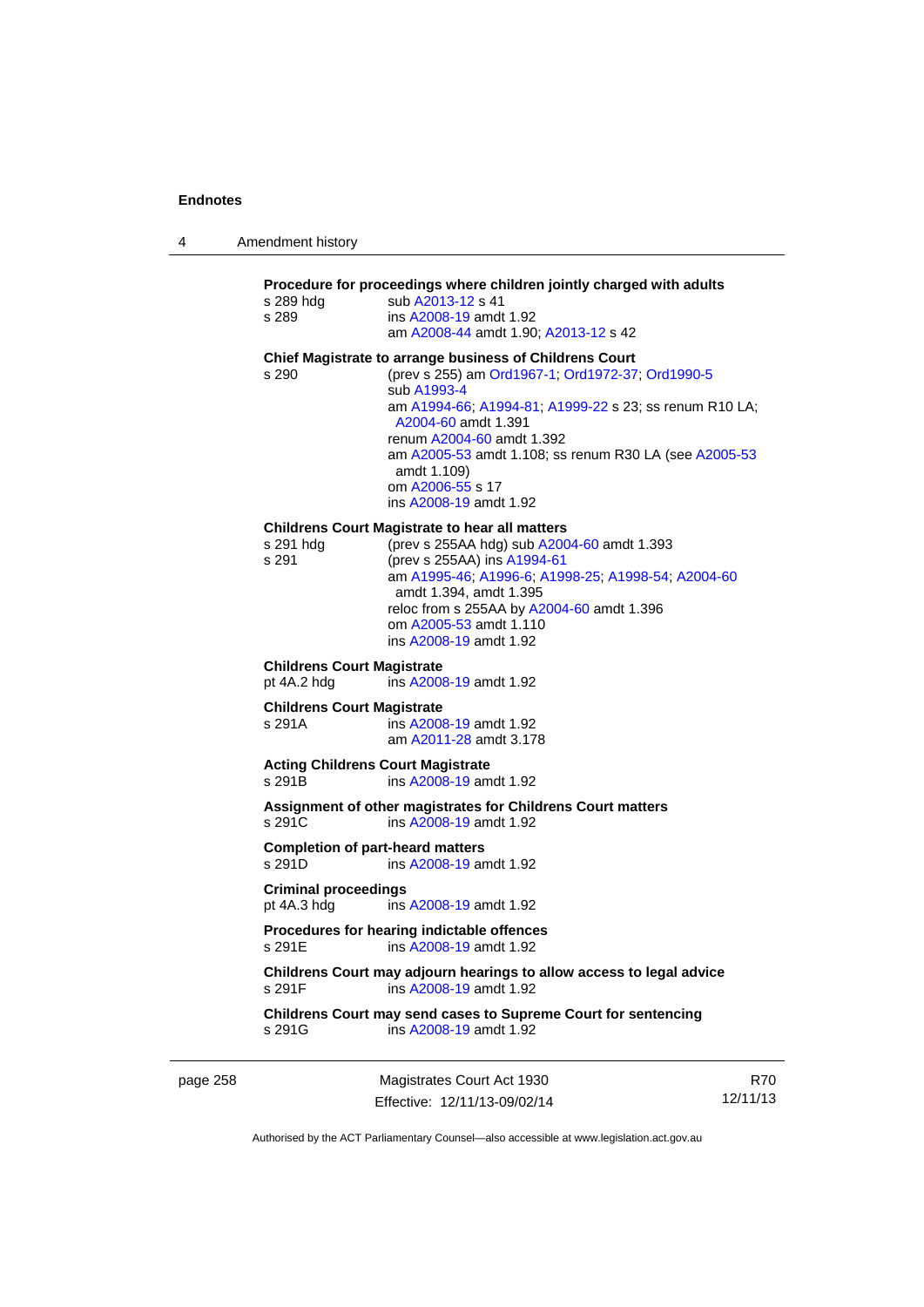**Procedure for proceedings where children jointly charged with adults**

s 289 hdg sub A2013-12 s 41

s 289 ins A2008-19 amdt 1.92
am A2008-44 amdt 1.90; A2013-12 s 42

**Chief Magistrate to arrange business of Childrens Court**

s 290 (prev s 255) am Ord1967-1; Ord1972-37; Ord1990-5
sub A1993-4
am A1994-66; A1994-81; A1999-22 s 23; ss renum R10 LA; A2004-60 amdt 1.391
renum A2004-60 amdt 1.392
am A2005-53 amdt 1.108; ss renum R30 LA (see A2005-53 amdt 1.109)
om A2006-55 s 17
ins A2008-19 amdt 1.92

**Childrens Court Magistrate to hear all matters**

s 291 hdg (prev s 255AA hdg) sub A2004-60 amdt 1.393

s 291 (prev s 255AA) ins A1994-61
am A1995-46; A1996-6; A1998-25; A1998-54; A2004-60 amdt 1.394, amdt 1.395
reloc from s 255AA by A2004-60 amdt 1.396
om A2005-53 amdt 1.110
ins A2008-19 amdt 1.92

**Childrens Court Magistrate**

pt 4A.2 hdg ins A2008-19 amdt 1.92

**Childrens Court Magistrate**

s 291A ins A2008-19 amdt 1.92
am A2011-28 amdt 3.178

**Acting Childrens Court Magistrate**

s 291B ins A2008-19 amdt 1.92

**Assignment of other magistrates for Childrens Court matters**

s 291C ins A2008-19 amdt 1.92

**Completion of part-heard matters**

s 291D ins A2008-19 amdt 1.92

**Criminal proceedings**

pt 4A.3 hdg ins A2008-19 amdt 1.92

**Procedures for hearing indictable offences**

s 291E ins A2008-19 amdt 1.92

**Childrens Court may adjourn hearings to allow access to legal advice**

s 291F ins A2008-19 amdt 1.92

**Childrens Court may send cases to Supreme Court for sentencing**

s 291G ins A2008-19 amdt 1.92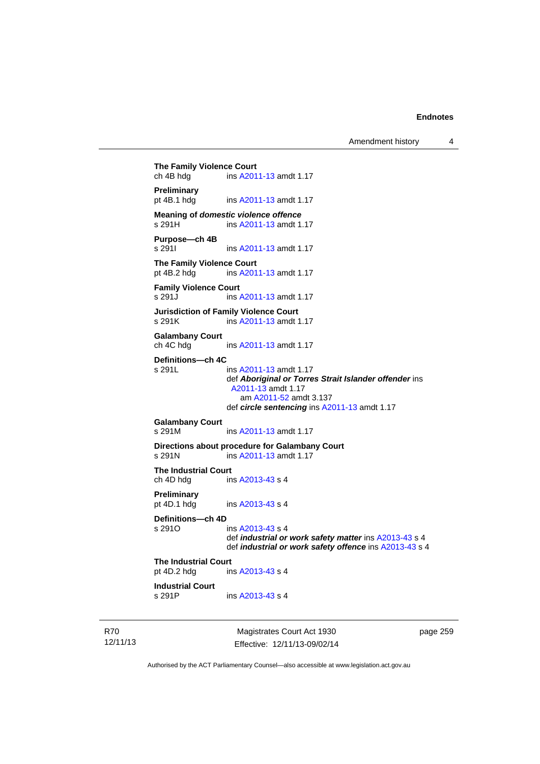**The Family Violence Court**
ch 4B hdg ins A2011-13 amdt 1.17

**Preliminary**
pt 4B.1 hdg ins A2011-13 amdt 1.17

**Meaning of *domestic violence offence***
s 291H ins A2011-13 amdt 1.17

**Purpose—ch 4B**
s 291I ins A2011-13 amdt 1.17

**The Family Violence Court**
pt 4B.2 hdg ins A2011-13 amdt 1.17

**Family Violence Court**
s 291J ins A2011-13 amdt 1.17

**Jurisdiction of Family Violence Court**
s 291K ins A2011-13 amdt 1.17

**Galambany Court**
ch 4C hdg ins A2011-13 amdt 1.17

**Definitions—ch 4C**
s 291L ins A2011-13 amdt 1.17
def ***Aboriginal or Torres Strait Islander offender*** ins A2011-13 amdt 1.17
am A2011-52 amdt 3.137
def ***circle sentencing*** ins A2011-13 amdt 1.17

**Galambany Court**
s 291M ins A2011-13 amdt 1.17

**Directions about procedure for Galambany Court**
s 291N ins A2011-13 amdt 1.17

**The Industrial Court**
ch 4D hdg ins A2013-43 s 4

**Preliminary**
pt 4D.1 hdg ins A2013-43 s 4

**Definitions—ch 4D**
s 291O ins A2013-43 s 4
def ***industrial or work safety matter*** ins A2013-43 s 4
def ***industrial or work safety offence*** ins A2013-43 s 4

**The Industrial Court**
pt 4D.2 hdg ins A2013-43 s 4

**Industrial Court**
s 291P ins A2013-43 s 4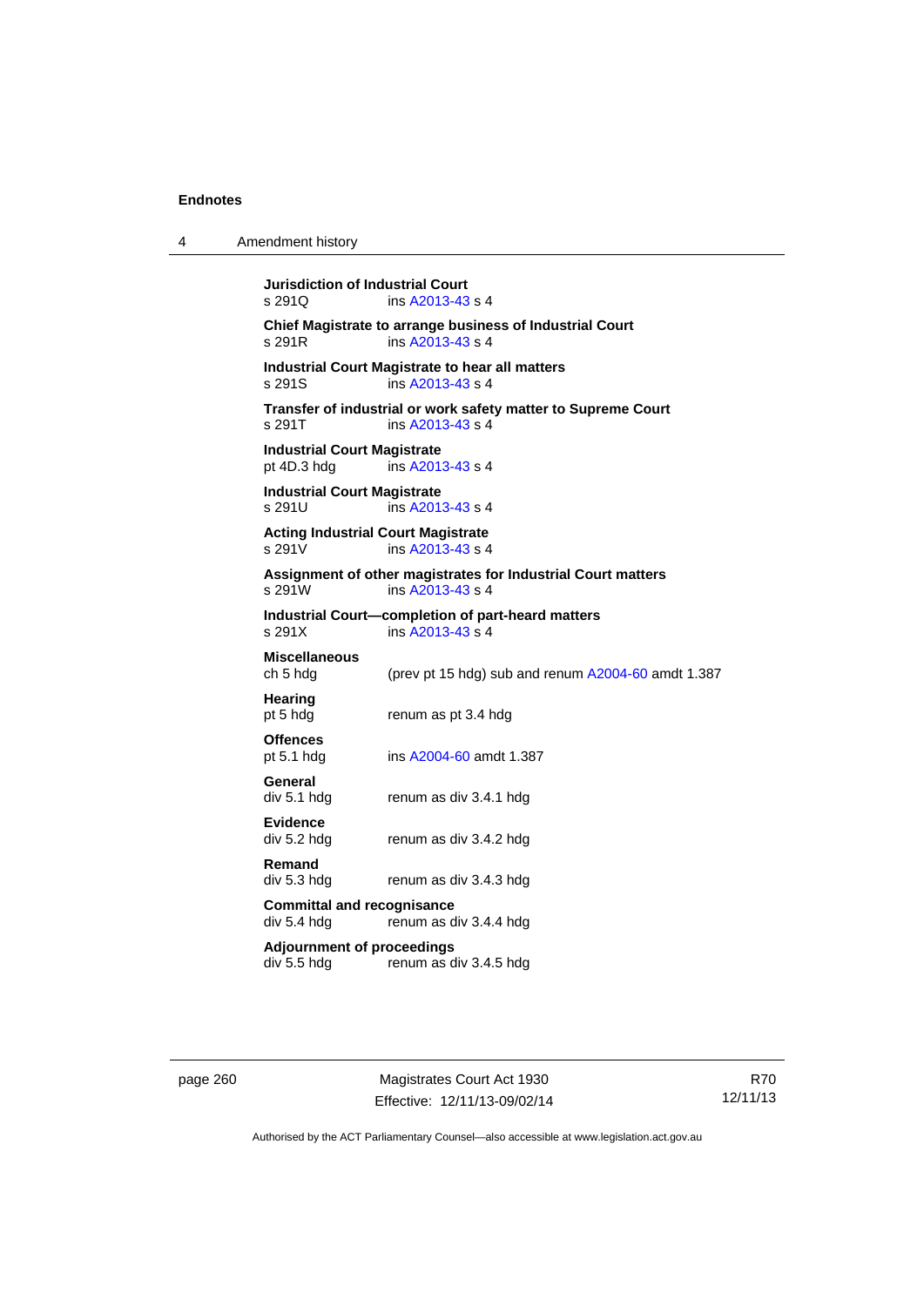**Jurisdiction of Industrial Court**
s 291Q ins A2013-43 s 4

**Chief Magistrate to arrange business of Industrial Court**
s 291R ins A2013-43 s 4

**Industrial Court Magistrate to hear all matters**
s 291S ins A2013-43 s 4

**Transfer of industrial or work safety matter to Supreme Court**
s 291T ins A2013-43 s 4

**Industrial Court Magistrate**
pt 4D.3 hdg ins A2013-43 s 4

**Industrial Court Magistrate**
s 291U ins A2013-43 s 4

**Acting Industrial Court Magistrate**
s 291V ins A2013-43 s 4

**Assignment of other magistrates for Industrial Court matters**
s 291W ins A2013-43 s 4

**Industrial Court—completion of part-heard matters**
s 291X ins A2013-43 s 4

**Miscellaneous**
ch 5 hdg (prev pt 15 hdg) sub and renum A2004-60 amdt 1.387

**Hearing**
pt 5 hdg renum as pt 3.4 hdg

**Offences**
pt 5.1 hdg ins A2004-60 amdt 1.387

**General**
div 5.1 hdg renum as div 3.4.1 hdg

**Evidence**
div 5.2 hdg renum as div 3.4.2 hdg

**Remand**
div 5.3 hdg renum as div 3.4.3 hdg

**Committal and recognisance**
div 5.4 hdg renum as div 3.4.4 hdg

**Adjournment of proceedings**
div 5.5 hdg renum as div 3.4.5 hdg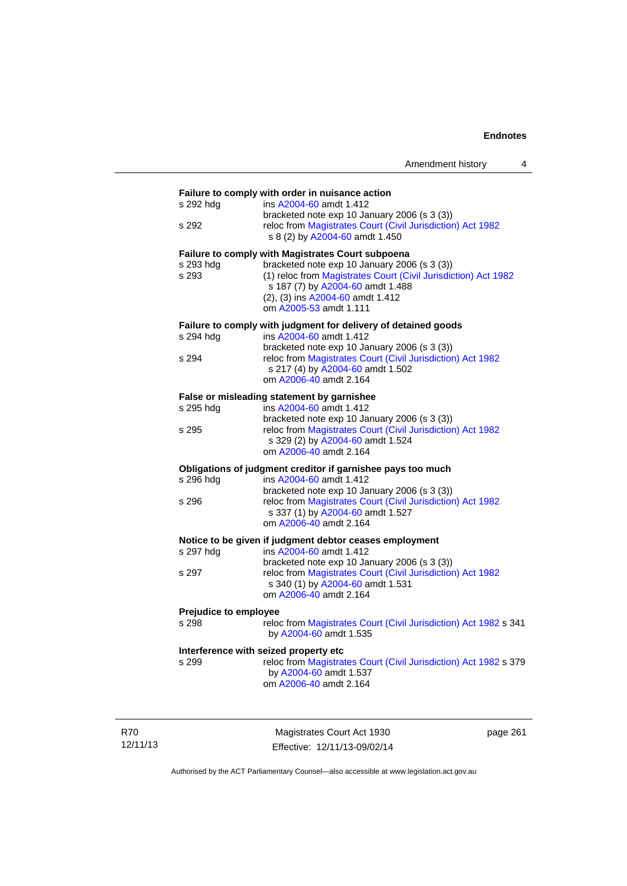**Failure to comply with order in nuisance action**

s 292 hdg ins A2004-60 amdt 1.412
bracketed note exp 10 January 2006 (s 3 (3))

s 292 reloc from Magistrates Court (Civil Jurisdiction) Act 1982 s 8 (2) by A2004-60 amdt 1.450

**Failure to comply with Magistrates Court subpoena**

s 293 hdg bracketed note exp 10 January 2006 (s 3 (3))

s 293 (1) reloc from Magistrates Court (Civil Jurisdiction) Act 1982 s 187 (7) by A2004-60 amdt 1.488
(2), (3) ins A2004-60 amdt 1.412
om A2005-53 amdt 1.111

**Failure to comply with judgment for delivery of detained goods**

s 294 hdg ins A2004-60 amdt 1.412
bracketed note exp 10 January 2006 (s 3 (3))

s 294 reloc from Magistrates Court (Civil Jurisdiction) Act 1982 s 217 (4) by A2004-60 amdt 1.502
om A2006-40 amdt 2.164

**False or misleading statement by garnishee**

s 295 hdg ins A2004-60 amdt 1.412
bracketed note exp 10 January 2006 (s 3 (3))

s 295 reloc from Magistrates Court (Civil Jurisdiction) Act 1982 s 329 (2) by A2004-60 amdt 1.524
om A2006-40 amdt 2.164

**Obligations of judgment creditor if garnishee pays too much**

s 296 hdg ins A2004-60 amdt 1.412
bracketed note exp 10 January 2006 (s 3 (3))

s 296 reloc from Magistrates Court (Civil Jurisdiction) Act 1982 s 337 (1) by A2004-60 amdt 1.527
om A2006-40 amdt 2.164

**Notice to be given if judgment debtor ceases employment**

s 297 hdg ins A2004-60 amdt 1.412
bracketed note exp 10 January 2006 (s 3 (3))

s 297 reloc from Magistrates Court (Civil Jurisdiction) Act 1982 s 340 (1) by A2004-60 amdt 1.531
om A2006-40 amdt 2.164

**Prejudice to employee**

s 298 reloc from Magistrates Court (Civil Jurisdiction) Act 1982 s 341 by A2004-60 amdt 1.535

**Interference with seized property etc**

s 299 reloc from Magistrates Court (Civil Jurisdiction) Act 1982 s 379 by A2004-60 amdt 1.537
om A2006-40 amdt 2.164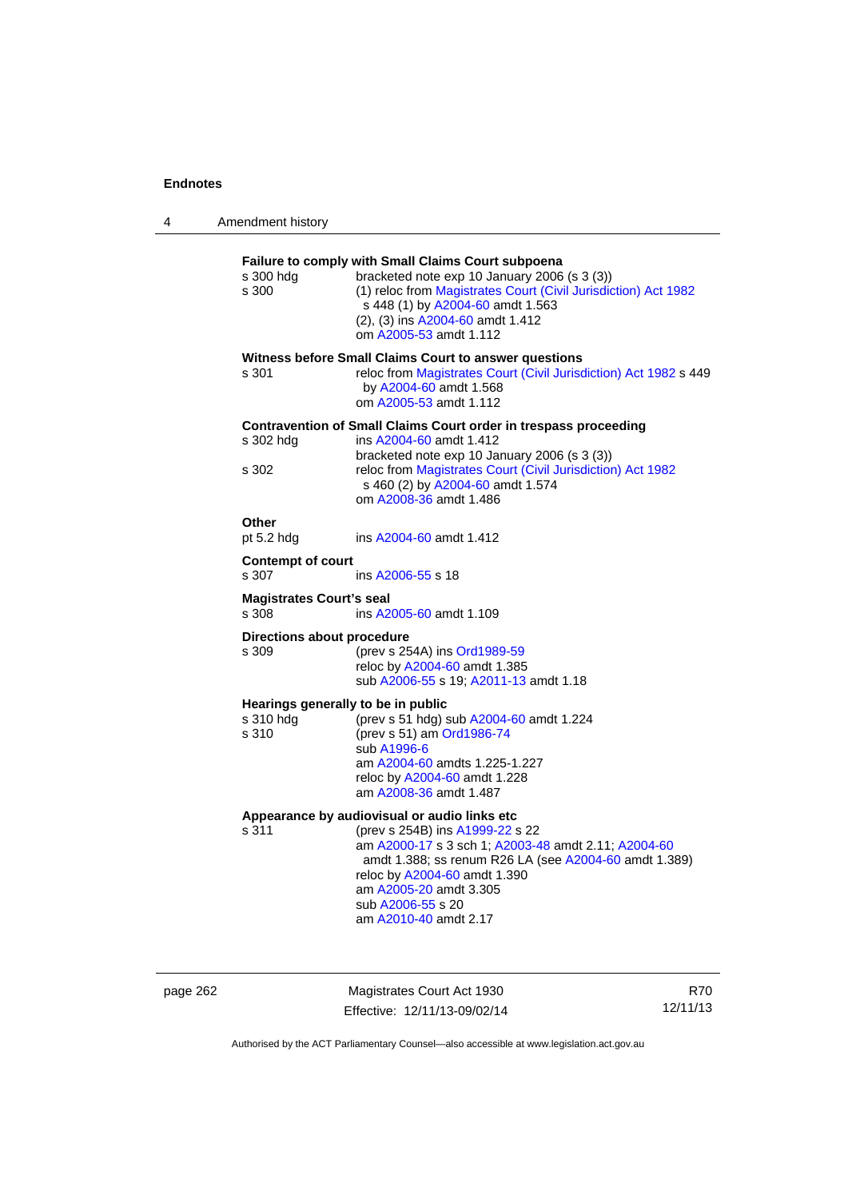**Failure to comply with Small Claims Court subpoena**

s 300 hdg bracketed note exp 10 January 2006 (s 3 (3))

s 300 (1) reloc from Magistrates Court (Civil Jurisdiction) Act 1982 s 448 (1) by A2004-60 amdt 1.563
(2), (3) ins A2004-60 amdt 1.412
om A2005-53 amdt 1.112

**Witness before Small Claims Court to answer questions**

s 301 reloc from Magistrates Court (Civil Jurisdiction) Act 1982 s 449 by A2004-60 amdt 1.568
om A2005-53 amdt 1.112

**Contravention of Small Claims Court order in trespass proceeding**

s 302 hdg ins A2004-60 amdt 1.412
bracketed note exp 10 January 2006 (s 3 (3))

s 302 reloc from Magistrates Court (Civil Jurisdiction) Act 1982 s 460 (2) by A2004-60 amdt 1.574
om A2008-36 amdt 1.486

**Other**

pt 5.2 hdg ins A2004-60 amdt 1.412

**Contempt of court**

s 307 ins A2006-55 s 18

**Magistrates Court's seal**

s 308 ins A2005-60 amdt 1.109

**Directions about procedure**

s 309 (prev s 254A) ins Ord1989-59
reloc by A2004-60 amdt 1.385
sub A2006-55 s 19; A2011-13 amdt 1.18

**Hearings generally to be in public**

s 310 hdg (prev s 51 hdg) sub A2004-60 amdt 1.224

s 310 (prev s 51) am Ord1986-74
sub A1996-6
am A2004-60 amdts 1.225-1.227
reloc by A2004-60 amdt 1.228
am A2008-36 amdt 1.487

**Appearance by audiovisual or audio links etc**

s 311 (prev s 254B) ins A1999-22 s 22
am A2000-17 s 3 sch 1; A2003-48 amdt 2.11; A2004-60 amdt 1.388; ss renum R26 LA (see A2004-60 amdt 1.389)
reloc by A2004-60 amdt 1.390
am A2005-20 amdt 3.305
sub A2006-55 s 20
am A2010-40 amdt 2.17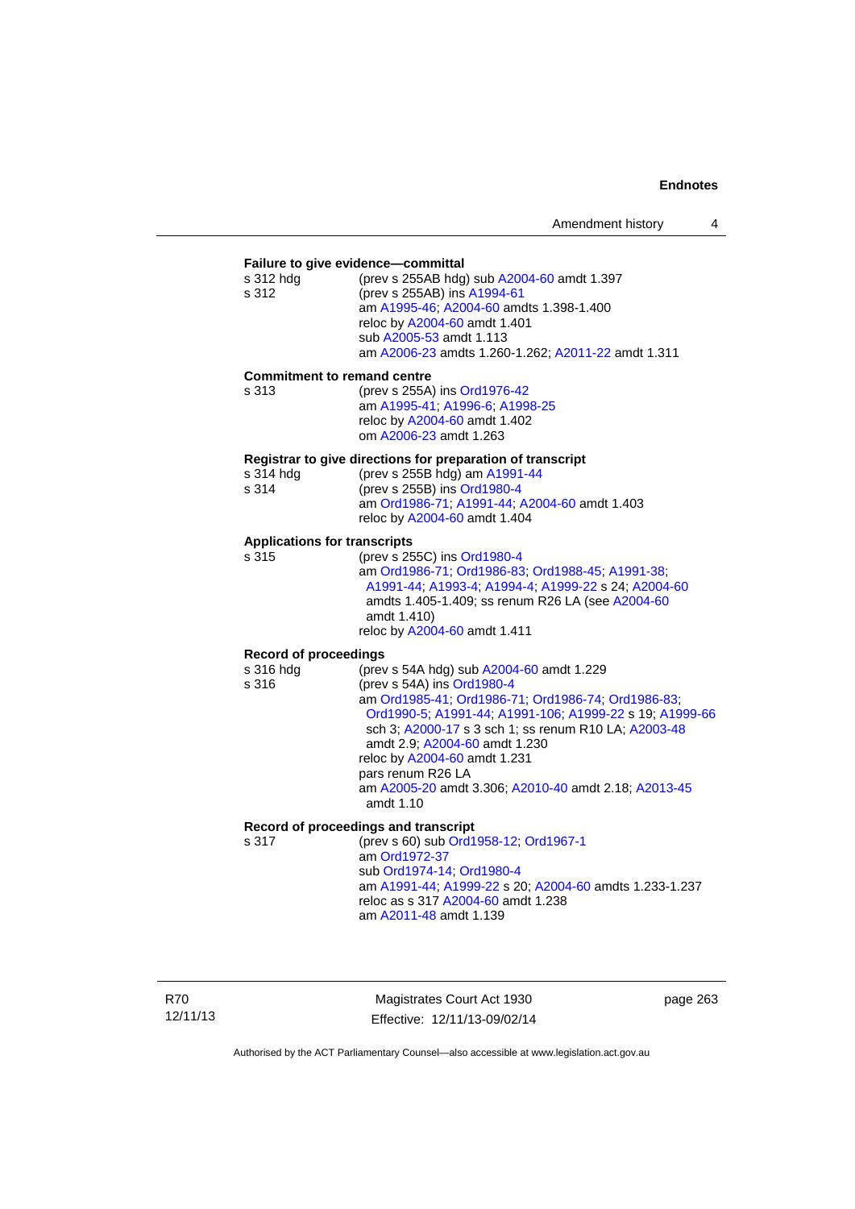**Failure to give evidence—committal**

s 312 hdg (prev s 255AB hdg) sub A2004-60 amdt 1.397
s 312 (prev s 255AB) ins A1994-61
am A1995-46; A2004-60 amdts 1.398-1.400
reloc by A2004-60 amdt 1.401
sub A2005-53 amdt 1.113
am A2006-23 amdts 1.260-1.262; A2011-22 amdt 1.311

**Commitment to remand centre**

s 313 (prev s 255A) ins Ord1976-42
am A1995-41; A1996-6; A1998-25
reloc by A2004-60 amdt 1.402
om A2006-23 amdt 1.263

**Registrar to give directions for preparation of transcript**

s 314 hdg (prev s 255B hdg) am A1991-44
s 314 (prev s 255B) ins Ord1980-4
am Ord1986-71; A1991-44; A2004-60 amdt 1.403
reloc by A2004-60 amdt 1.404

**Applications for transcripts**

s 315 (prev s 255C) ins Ord1980-4
am Ord1986-71; Ord1986-83; Ord1988-45; A1991-38; A1991-44; A1993-4; A1994-4; A1999-22 s 24; A2004-60 amdts 1.405-1.409; ss renum R26 LA (see A2004-60 amdt 1.410)
reloc by A2004-60 amdt 1.411

**Record of proceedings**

s 316 hdg (prev s 54A hdg) sub A2004-60 amdt 1.229
s 316 (prev s 54A) ins Ord1980-4
am Ord1985-41; Ord1986-71; Ord1986-74; Ord1986-83; Ord1990-5; A1991-44; A1991-106; A1999-22 s 19; A1999-66 sch 3; A2000-17 s 3 sch 1; ss renum R10 LA; A2003-48 amdt 2.9; A2004-60 amdt 1.230
reloc by A2004-60 amdt 1.231
pars renum R26 LA
am A2005-20 amdt 3.306; A2010-40 amdt 2.18; A2013-45 amdt 1.10

**Record of proceedings and transcript**

s 317 (prev s 60) sub Ord1958-12; Ord1967-1
am Ord1972-37
sub Ord1974-14; Ord1980-4
am A1991-44; A1999-22 s 20; A2004-60 amdts 1.233-1.237
reloc as s 317 A2004-60 amdt 1.238
am A2011-48 amdt 1.139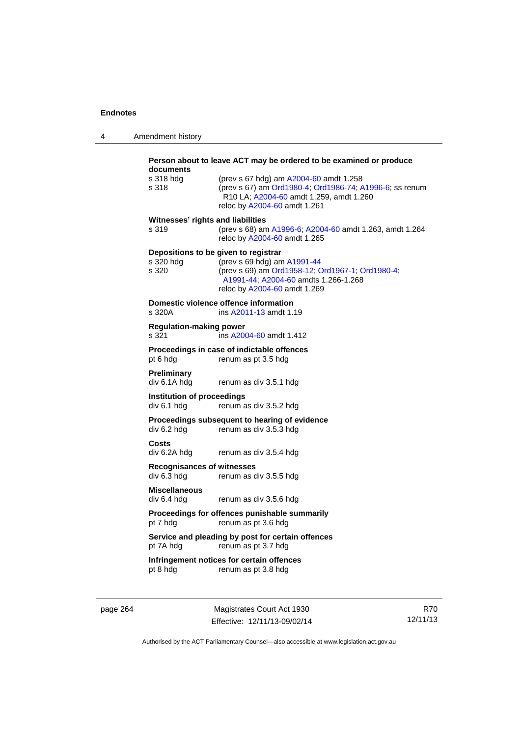**Person about to leave ACT may be ordered to be examined or produce documents**

s 318 hdg (prev s 67 hdg) am A2004-60 amdt 1.258

s 318 (prev s 67) am Ord1980-4; Ord1986-74; A1996-6; ss renum R10 LA; A2004-60 amdt 1.259, amdt 1.260
reloc by A2004-60 amdt 1.261

**Witnesses' rights and liabilities**

s 319 (prev s 68) am A1996-6; A2004-60 amdt 1.263, amdt 1.264
reloc by A2004-60 amdt 1.265

**Depositions to be given to registrar**

s 320 hdg (prev s 69 hdg) am A1991-44

s 320 (prev s 69) am Ord1958-12; Ord1967-1; Ord1980-4; A1991-44; A2004-60 amdts 1.266-1.268
reloc by A2004-60 amdt 1.269

**Domestic violence offence information**

s 320A ins A2011-13 amdt 1.19

**Regulation-making power**

s 321 ins A2004-60 amdt 1.412

**Proceedings in case of indictable offences**

pt 6 hdg renum as pt 3.5 hdg

**Preliminary**

div 6.1A hdg renum as div 3.5.1 hdg

**Institution of proceedings**

div 6.1 hdg renum as div 3.5.2 hdg

**Proceedings subsequent to hearing of evidence**

div 6.2 hdg renum as div 3.5.3 hdg

**Costs**

div 6.2A hdg renum as div 3.5.4 hdg

**Recognisances of witnesses**

div 6.3 hdg renum as div 3.5.5 hdg

**Miscellaneous**

div 6.4 hdg renum as div 3.5.6 hdg

**Proceedings for offences punishable summarily**

pt 7 hdg renum as pt 3.6 hdg

**Service and pleading by post for certain offences**

pt 7A hdg renum as pt 3.7 hdg

**Infringement notices for certain offences**

pt 8 hdg renum as pt 3.8 hdg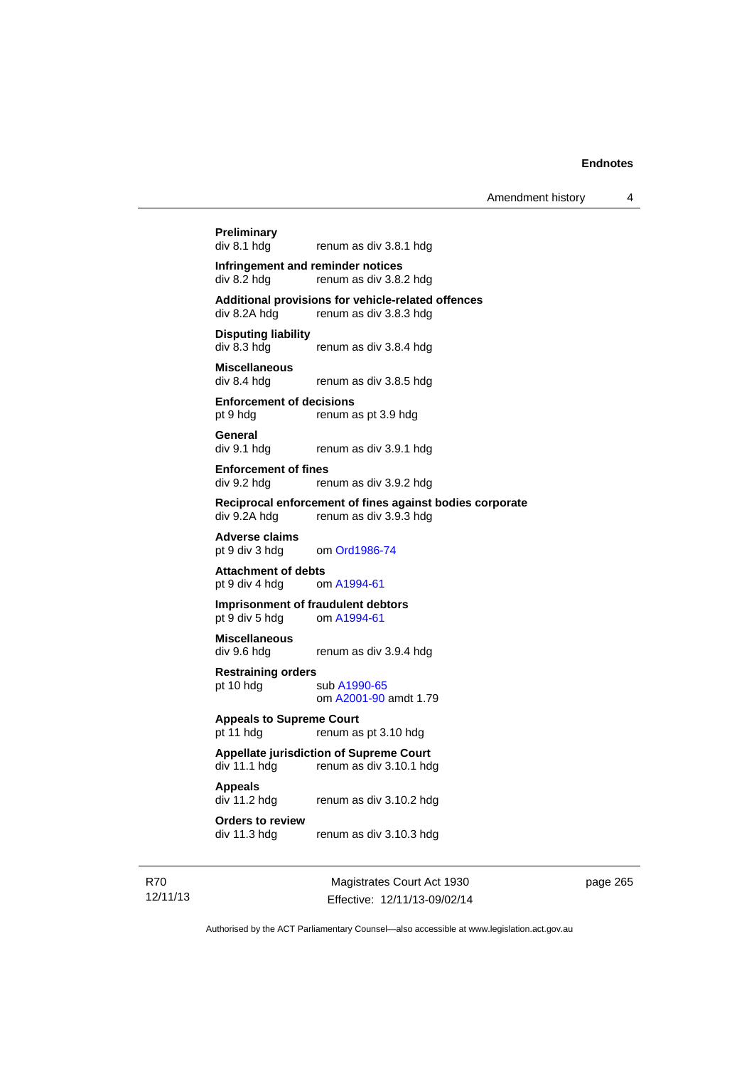**Preliminary**
div 8.1 hdg renum as div 3.8.1 hdg

**Infringement and reminder notices**
div 8.2 hdg renum as div 3.8.2 hdg

**Additional provisions for vehicle-related offences**
div 8.2A hdg renum as div 3.8.3 hdg

**Disputing liability**
div 8.3 hdg renum as div 3.8.4 hdg

**Miscellaneous**
div 8.4 hdg renum as div 3.8.5 hdg

**Enforcement of decisions**
pt 9 hdg renum as pt 3.9 hdg

**General**
div 9.1 hdg renum as div 3.9.1 hdg

**Enforcement of fines**
div 9.2 hdg renum as div 3.9.2 hdg

**Reciprocal enforcement of fines against bodies corporate**
div 9.2A hdg renum as div 3.9.3 hdg

**Adverse claims**
pt 9 div 3 hdg om Ord1986-74

**Attachment of debts**
pt 9 div 4 hdg om A1994-61

**Imprisonment of fraudulent debtors**
pt 9 div 5 hdg om A1994-61

**Miscellaneous**
div 9.6 hdg renum as div 3.9.4 hdg

**Restraining orders**
pt 10 hdg sub A1990-65
om A2001-90 amdt 1.79

**Appeals to Supreme Court**
pt 11 hdg renum as pt 3.10 hdg

**Appellate jurisdiction of Supreme Court**
div 11.1 hdg renum as div 3.10.1 hdg

**Appeals**
div 11.2 hdg renum as div 3.10.2 hdg

**Orders to review**
div 11.3 hdg renum as div 3.10.3 hdg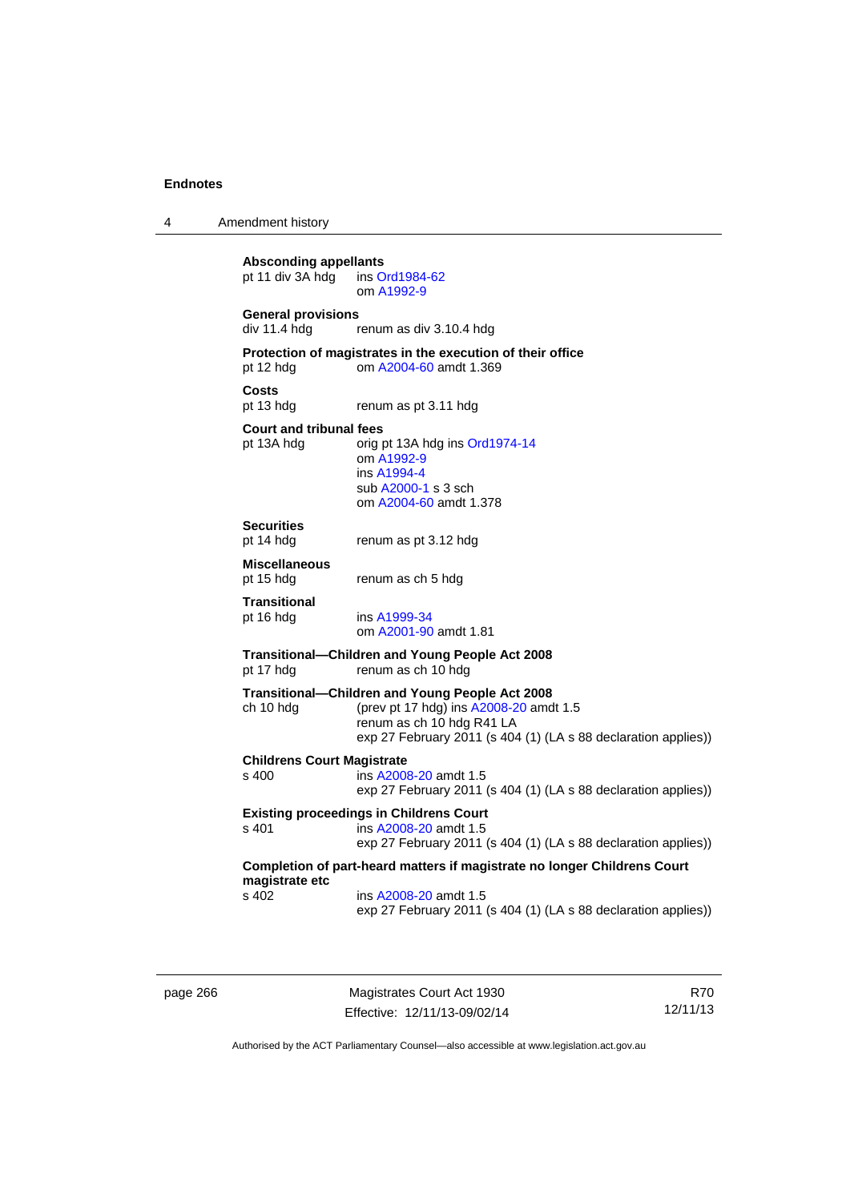**Absconding appellants**
pt 11 div 3A hdg ins Ord1984-62
om A1992-9

**General provisions**
div 11.4 hdg renum as div 3.10.4 hdg

**Protection of magistrates in the execution of their office**
pt 12 hdg om A2004-60 amdt 1.369

**Costs**
pt 13 hdg renum as pt 3.11 hdg

**Court and tribunal fees**
pt 13A hdg orig pt 13A hdg ins Ord1974-14
om A1992-9
ins A1994-4
sub A2000-1 s 3 sch
om A2004-60 amdt 1.378

**Securities**
pt 14 hdg renum as pt 3.12 hdg

**Miscellaneous**
pt 15 hdg renum as ch 5 hdg

**Transitional**
pt 16 hdg ins A1999-34
om A2001-90 amdt 1.81

**Transitional—Children and Young People Act 2008**
pt 17 hdg renum as ch 10 hdg

**Transitional—Children and Young People Act 2008**
ch 10 hdg (prev pt 17 hdg) ins A2008-20 amdt 1.5
renum as ch 10 hdg R41 LA
exp 27 February 2011 (s 404 (1) (LA s 88 declaration applies))

**Childrens Court Magistrate**
s 400 ins A2008-20 amdt 1.5
exp 27 February 2011 (s 404 (1) (LA s 88 declaration applies))

**Existing proceedings in Childrens Court**
s 401 ins A2008-20 amdt 1.5
exp 27 February 2011 (s 404 (1) (LA s 88 declaration applies))

**Completion of part-heard matters if magistrate no longer Childrens Court magistrate etc**
s 402 ins A2008-20 amdt 1.5
exp 27 February 2011 (s 404 (1) (LA s 88 declaration applies))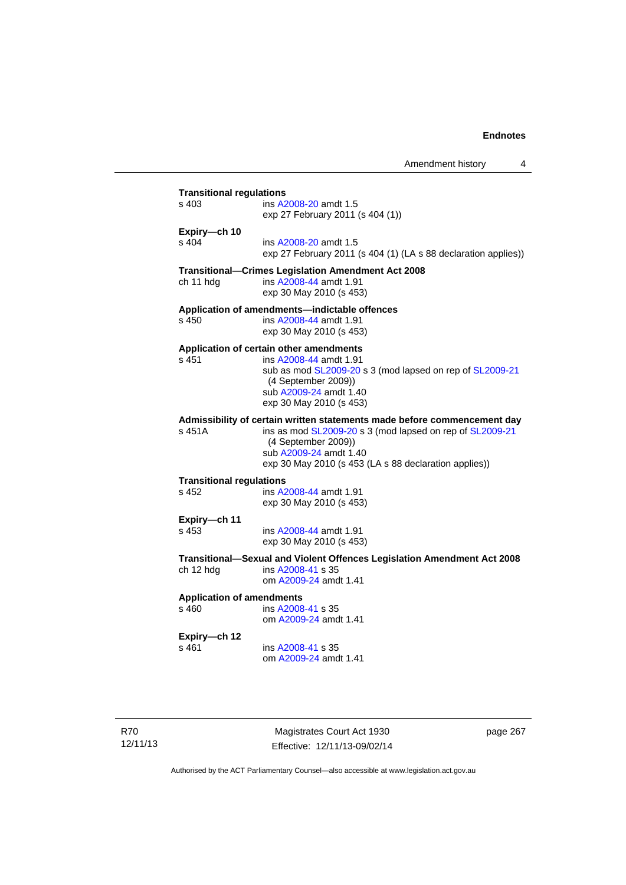**Transitional regulations**

s 403 ins A2008-20 amdt 1.5
exp 27 February 2011 (s 404 (1))

**Expiry—ch 10**

s 404 ins A2008-20 amdt 1.5
exp 27 February 2011 (s 404 (1) (LA s 88 declaration applies))

**Transitional—Crimes Legislation Amendment Act 2008**

ch 11 hdg ins A2008-44 amdt 1.91
exp 30 May 2010 (s 453)

**Application of amendments—indictable offences**

s 450 ins A2008-44 amdt 1.91
exp 30 May 2010 (s 453)

**Application of certain other amendments**

s 451 ins A2008-44 amdt 1.91
sub as mod SL2009-20 s 3 (mod lapsed on rep of SL2009-21 (4 September 2009))
sub A2009-24 amdt 1.40
exp 30 May 2010 (s 453)

**Admissibility of certain written statements made before commencement day**

s 451A ins as mod SL2009-20 s 3 (mod lapsed on rep of SL2009-21 (4 September 2009))
sub A2009-24 amdt 1.40
exp 30 May 2010 (s 453 (LA s 88 declaration applies))

**Transitional regulations**

s 452 ins A2008-44 amdt 1.91
exp 30 May 2010 (s 453)

**Expiry—ch 11**

s 453 ins A2008-44 amdt 1.91
exp 30 May 2010 (s 453)

**Transitional—Sexual and Violent Offences Legislation Amendment Act 2008**

ch 12 hdg ins A2008-41 s 35
om A2009-24 amdt 1.41

**Application of amendments**

s 460 ins A2008-41 s 35
om A2009-24 amdt 1.41

**Expiry—ch 12**

s 461 ins A2008-41 s 35
om A2009-24 amdt 1.41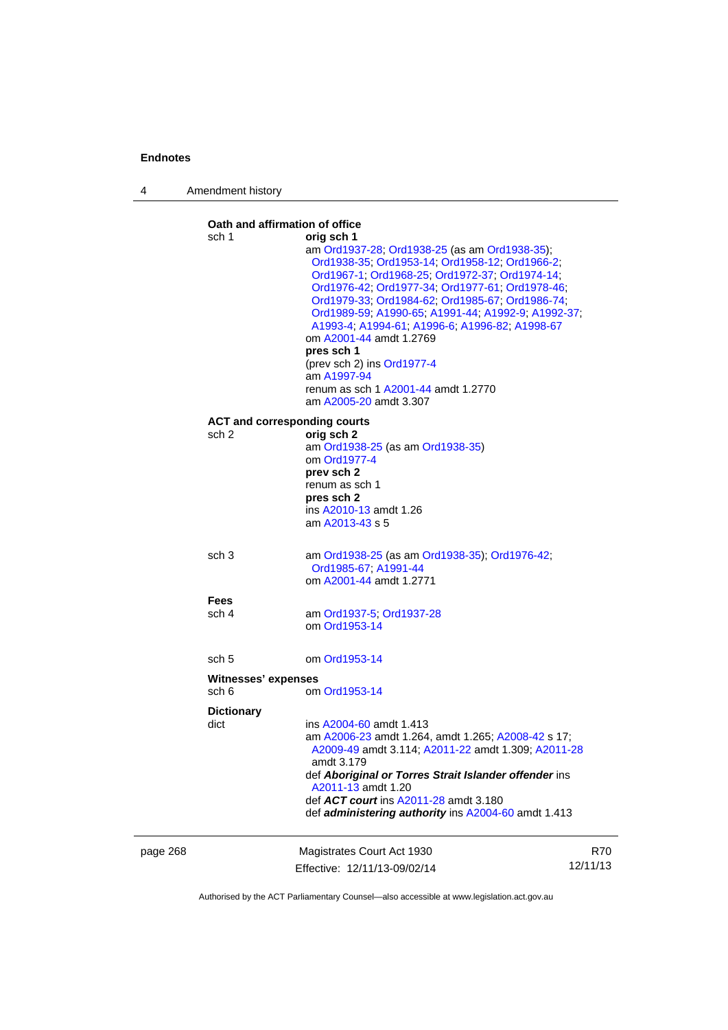**Oath and affirmation of office**

sch 1 — **orig sch 1**
am Ord1937-28; Ord1938-25 (as am Ord1938-35); Ord1938-35; Ord1953-14; Ord1958-12; Ord1966-2; Ord1967-1; Ord1968-25; Ord1972-37; Ord1974-14; Ord1976-42; Ord1977-34; Ord1977-61; Ord1978-46; Ord1979-33; Ord1984-62; Ord1985-67; Ord1986-74; Ord1989-59; A1990-65; A1991-44; A1992-9; A1992-37; A1993-4; A1994-61; A1996-6; A1996-82; A1998-67
om A2001-44 amdt 1.2769
**pres sch 1**
(prev sch 2) ins Ord1977-4
am A1997-94
renum as sch 1 A2001-44 amdt 1.2770
am A2005-20 amdt 3.307

**ACT and corresponding courts**

sch 2 — **orig sch 2**
am Ord1938-25 (as am Ord1938-35)
om Ord1977-4
**prev sch 2**
renum as sch 1
**pres sch 2**
ins A2010-13 amdt 1.26
am A2013-43 s 5

sch 3 — am Ord1938-25 (as am Ord1938-35); Ord1976-42; Ord1985-67; A1991-44
om A2001-44 amdt 1.2771

**Fees**

sch 4 — am Ord1937-5; Ord1937-28
om Ord1953-14

sch 5 — om Ord1953-14

**Witnesses' expenses**

sch 6 — om Ord1953-14

**Dictionary**

dict — ins A2004-60 amdt 1.413
am A2006-23 amdt 1.264, amdt 1.265; A2008-42 s 17; A2009-49 amdt 3.114; A2011-22 amdt 1.309; A2011-28 amdt 3.179
def ***Aboriginal or Torres Strait Islander offender*** ins A2011-13 amdt 1.20
def ***ACT court*** ins A2011-28 amdt 3.180
def ***administering authority*** ins A2004-60 amdt 1.413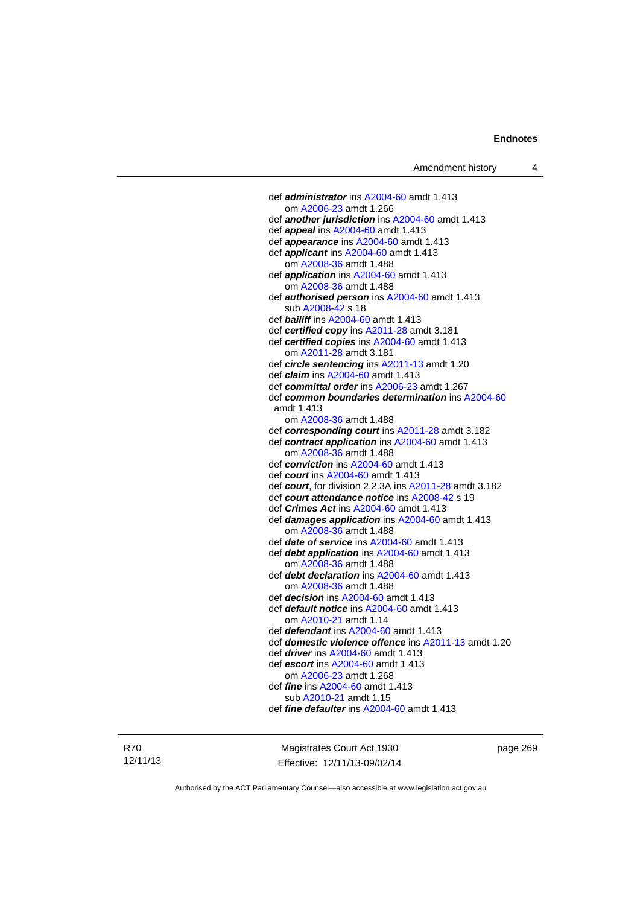def ***administrator*** ins A2004-60 amdt 1.413
om A2006-23 amdt 1.266
def ***another jurisdiction*** ins A2004-60 amdt 1.413
def ***appeal*** ins A2004-60 amdt 1.413
def ***appearance*** ins A2004-60 amdt 1.413
def ***applicant*** ins A2004-60 amdt 1.413
om A2008-36 amdt 1.488
def ***application*** ins A2004-60 amdt 1.413
om A2008-36 amdt 1.488
def ***authorised person*** ins A2004-60 amdt 1.413
sub A2008-42 s 18
def ***bailiff*** ins A2004-60 amdt 1.413
def ***certified copy*** ins A2011-28 amdt 3.181
def ***certified copies*** ins A2004-60 amdt 1.413
om A2011-28 amdt 3.181
def ***circle sentencing*** ins A2011-13 amdt 1.20
def ***claim*** ins A2004-60 amdt 1.413
def ***committal order*** ins A2006-23 amdt 1.267
def ***common boundaries determination*** ins A2004-60 amdt 1.413
om A2008-36 amdt 1.488
def ***corresponding court*** ins A2011-28 amdt 3.182
def ***contract application*** ins A2004-60 amdt 1.413
om A2008-36 amdt 1.488
def ***conviction*** ins A2004-60 amdt 1.413
def ***court*** ins A2004-60 amdt 1.413
def ***court***, for division 2.2.3A ins A2011-28 amdt 3.182
def ***court attendance notice*** ins A2008-42 s 19
def ***Crimes Act*** ins A2004-60 amdt 1.413
def ***damages application*** ins A2004-60 amdt 1.413
om A2008-36 amdt 1.488
def ***date of service*** ins A2004-60 amdt 1.413
def ***debt application*** ins A2004-60 amdt 1.413
om A2008-36 amdt 1.488
def ***debt declaration*** ins A2004-60 amdt 1.413
om A2008-36 amdt 1.488
def ***decision*** ins A2004-60 amdt 1.413
def ***default notice*** ins A2004-60 amdt 1.413
om A2010-21 amdt 1.14
def ***defendant*** ins A2004-60 amdt 1.413
def ***domestic violence offence*** ins A2011-13 amdt 1.20
def ***driver*** ins A2004-60 amdt 1.413
def ***escort*** ins A2004-60 amdt 1.413
om A2006-23 amdt 1.268
def ***fine*** ins A2004-60 amdt 1.413
sub A2010-21 amdt 1.15
def ***fine defaulter*** ins A2004-60 amdt 1.413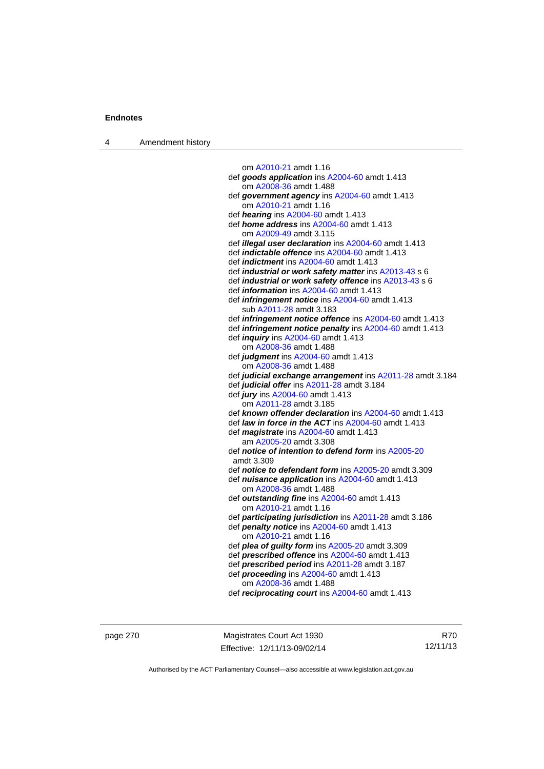om A2010-21 amdt 1.16
def ***goods application*** ins A2004-60 amdt 1.413
om A2008-36 amdt 1.488
def ***government agency*** ins A2004-60 amdt 1.413
om A2010-21 amdt 1.16
def ***hearing*** ins A2004-60 amdt 1.413
def ***home address*** ins A2004-60 amdt 1.413
om A2009-49 amdt 3.115
def ***illegal user declaration*** ins A2004-60 amdt 1.413
def ***indictable offence*** ins A2004-60 amdt 1.413
def ***indictment*** ins A2004-60 amdt 1.413
def ***industrial or work safety matter*** ins A2013-43 s 6
def ***industrial or work safety offence*** ins A2013-43 s 6
def ***information*** ins A2004-60 amdt 1.413
def ***infringement notice*** ins A2004-60 amdt 1.413
sub A2011-28 amdt 3.183
def ***infringement notice offence*** ins A2004-60 amdt 1.413
def ***infringement notice penalty*** ins A2004-60 amdt 1.413
def ***inquiry*** ins A2004-60 amdt 1.413
om A2008-36 amdt 1.488
def ***judgment*** ins A2004-60 amdt 1.413
om A2008-36 amdt 1.488
def ***judicial exchange arrangement*** ins A2011-28 amdt 3.184
def ***judicial offer*** ins A2011-28 amdt 3.184
def ***jury*** ins A2004-60 amdt 1.413
om A2011-28 amdt 3.185
def ***known offender declaration*** ins A2004-60 amdt 1.413
def ***law in force in the ACT*** ins A2004-60 amdt 1.413
def ***magistrate*** ins A2004-60 amdt 1.413
am A2005-20 amdt 3.308
def ***notice of intention to defend form*** ins A2005-20 amdt 3.309
def ***notice to defendant form*** ins A2005-20 amdt 3.309
def ***nuisance application*** ins A2004-60 amdt 1.413
om A2008-36 amdt 1.488
def ***outstanding fine*** ins A2004-60 amdt 1.413
om A2010-21 amdt 1.16
def ***participating jurisdiction*** ins A2011-28 amdt 3.186
def ***penalty notice*** ins A2004-60 amdt 1.413
om A2010-21 amdt 1.16
def ***plea of guilty form*** ins A2005-20 amdt 3.309
def ***prescribed offence*** ins A2004-60 amdt 1.413
def ***prescribed period*** ins A2011-28 amdt 3.187
def ***proceeding*** ins A2004-60 amdt 1.413
om A2008-36 amdt 1.488
def ***reciprocating court*** ins A2004-60 amdt 1.413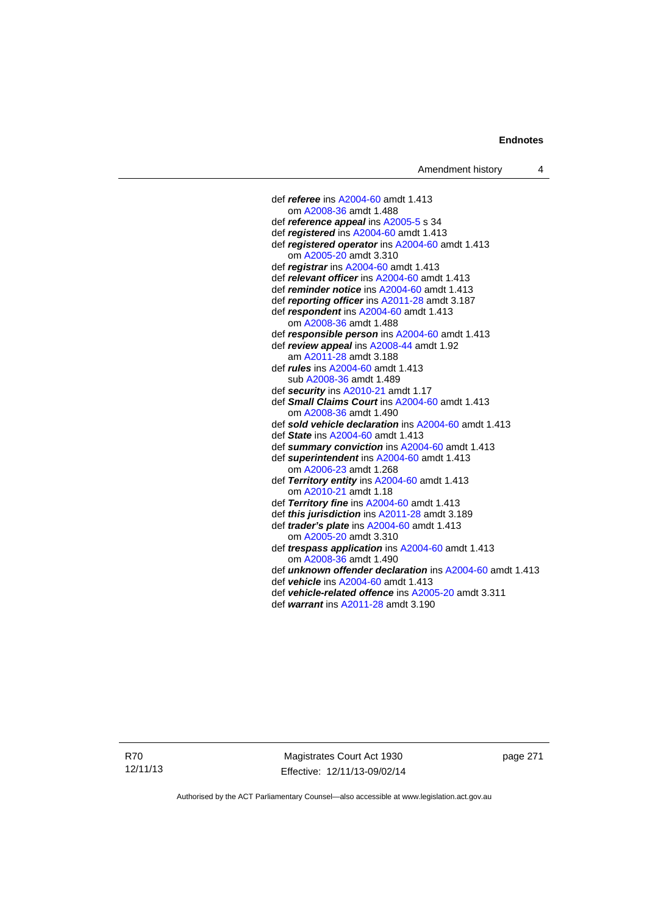def ***referee*** ins A2004-60 amdt 1.413
om A2008-36 amdt 1.488
def ***reference appeal*** ins A2005-5 s 34
def ***registered*** ins A2004-60 amdt 1.413
def ***registered operator*** ins A2004-60 amdt 1.413
om A2005-20 amdt 3.310
def ***registrar*** ins A2004-60 amdt 1.413
def ***relevant officer*** ins A2004-60 amdt 1.413
def ***reminder notice*** ins A2004-60 amdt 1.413
def ***reporting officer*** ins A2011-28 amdt 3.187
def ***respondent*** ins A2004-60 amdt 1.413
om A2008-36 amdt 1.488
def ***responsible person*** ins A2004-60 amdt 1.413
def ***review appeal*** ins A2008-44 amdt 1.92
am A2011-28 amdt 3.188
def ***rules*** ins A2004-60 amdt 1.413
sub A2008-36 amdt 1.489
def ***security*** ins A2010-21 amdt 1.17
def ***Small Claims Court*** ins A2004-60 amdt 1.413
om A2008-36 amdt 1.490
def ***sold vehicle declaration*** ins A2004-60 amdt 1.413
def ***State*** ins A2004-60 amdt 1.413
def ***summary conviction*** ins A2004-60 amdt 1.413
def ***superintendent*** ins A2004-60 amdt 1.413
om A2006-23 amdt 1.268
def ***Territory entity*** ins A2004-60 amdt 1.413
om A2010-21 amdt 1.18
def ***Territory fine*** ins A2004-60 amdt 1.413
def ***this jurisdiction*** ins A2011-28 amdt 3.189
def ***trader's plate*** ins A2004-60 amdt 1.413
om A2005-20 amdt 3.310
def ***trespass application*** ins A2004-60 amdt 1.413
om A2008-36 amdt 1.490
def ***unknown offender declaration*** ins A2004-60 amdt 1.413
def ***vehicle*** ins A2004-60 amdt 1.413
def ***vehicle-related offence*** ins A2005-20 amdt 3.311
def ***warrant*** ins A2011-28 amdt 3.190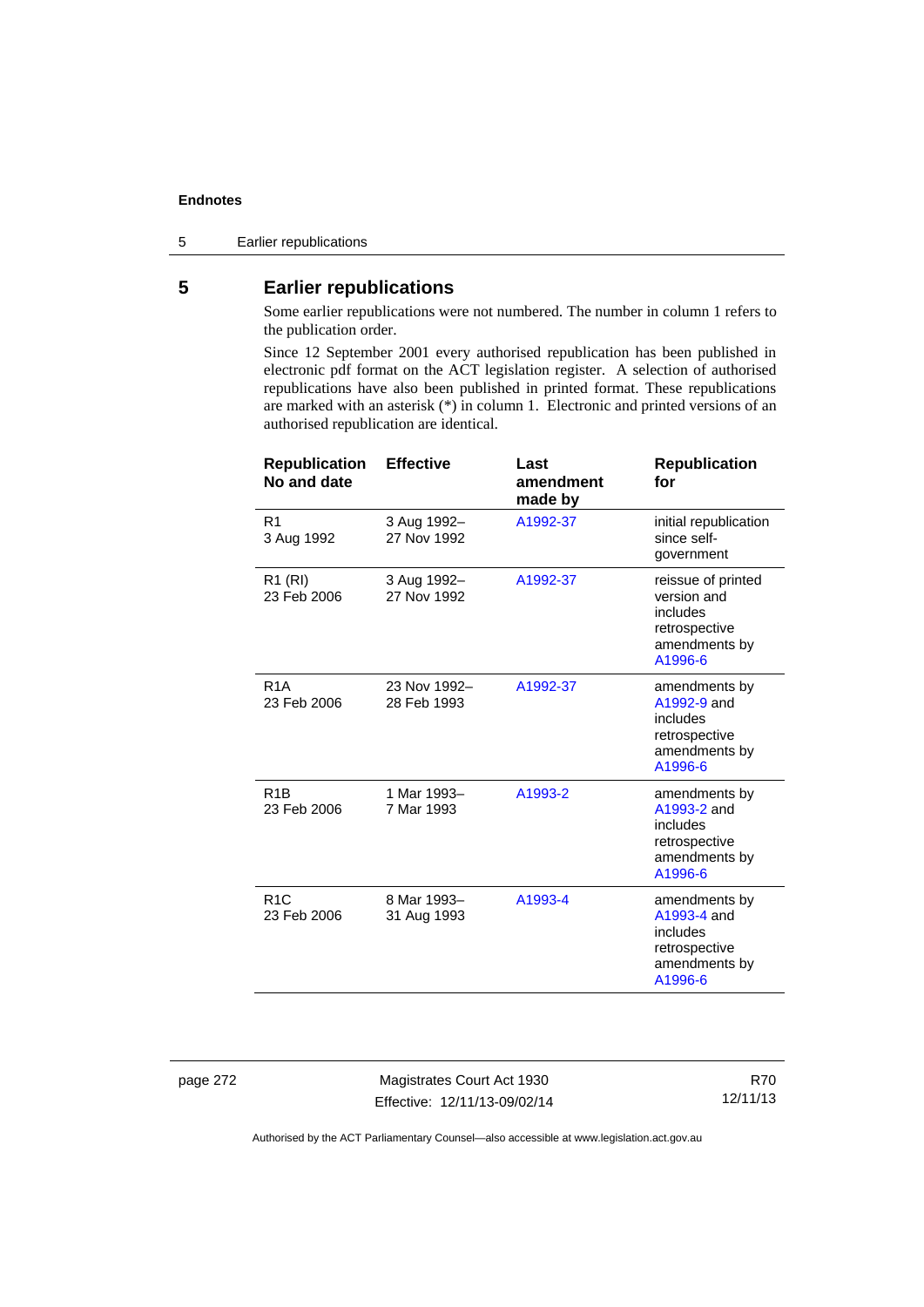# 5 Earlier republications

Some earlier republications were not numbered. The number in column 1 refers to the publication order.

Since 12 September 2001 every authorised republication has been published in electronic pdf format on the ACT legislation register. A selection of authorised republications have also been published in printed format. These republications are marked with an asterisk (*) in column 1. Electronic and printed versions of an authorised republication are identical.

| Republication No and date | Effective | Last amendment made by | Republication for |
|---|---|---|---|
| R1<br>3 Aug 1992 | 3 Aug 1992–<br>27 Nov 1992 | A1992-37 | initial republication since self-government |
| R1 (RI)<br>23 Feb 2006 | 3 Aug 1992–<br>27 Nov 1992 | A1992-37 | reissue of printed version and includes retrospective amendments by A1996-6 |
| R1A<br>23 Feb 2006 | 23 Nov 1992–<br>28 Feb 1993 | A1992-37 | amendments by A1992-9 and includes retrospective amendments by A1996-6 |
| R1B<br>23 Feb 2006 | 1 Mar 1993–<br>7 Mar 1993 | A1993-2 | amendments by A1993-2 and includes retrospective amendments by A1996-6 |
| R1C<br>23 Feb 2006 | 8 Mar 1993–<br>31 Aug 1993 | A1993-4 | amendments by A1993-4 and includes retrospective amendments by A1996-6 |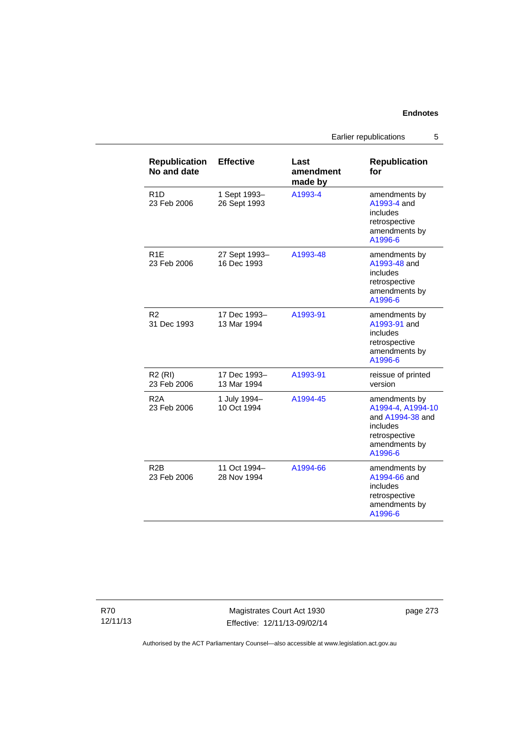| Republication No and date | Effective | Last amendment made by | Republication for |
|---|---|---|---|
| R1D 23 Feb 2006 | 1 Sept 1993– 26 Sept 1993 | A1993-4 | amendments by A1993-4 and includes retrospective amendments by A1996-6 |
| R1E 23 Feb 2006 | 27 Sept 1993– 16 Dec 1993 | A1993-48 | amendments by A1993-48 and includes retrospective amendments by A1996-6 |
| R2 31 Dec 1993 | 17 Dec 1993– 13 Mar 1994 | A1993-91 | amendments by A1993-91 and includes retrospective amendments by A1996-6 |
| R2 (RI) 23 Feb 2006 | 17 Dec 1993– 13 Mar 1994 | A1993-91 | reissue of printed version |
| R2A 23 Feb 2006 | 1 July 1994– 10 Oct 1994 | A1994-45 | amendments by A1994-4, A1994-10 and A1994-38 and includes retrospective amendments by A1996-6 |
| R2B 23 Feb 2006 | 11 Oct 1994– 28 Nov 1994 | A1994-66 | amendments by A1994-66 and includes retrospective amendments by A1996-6 |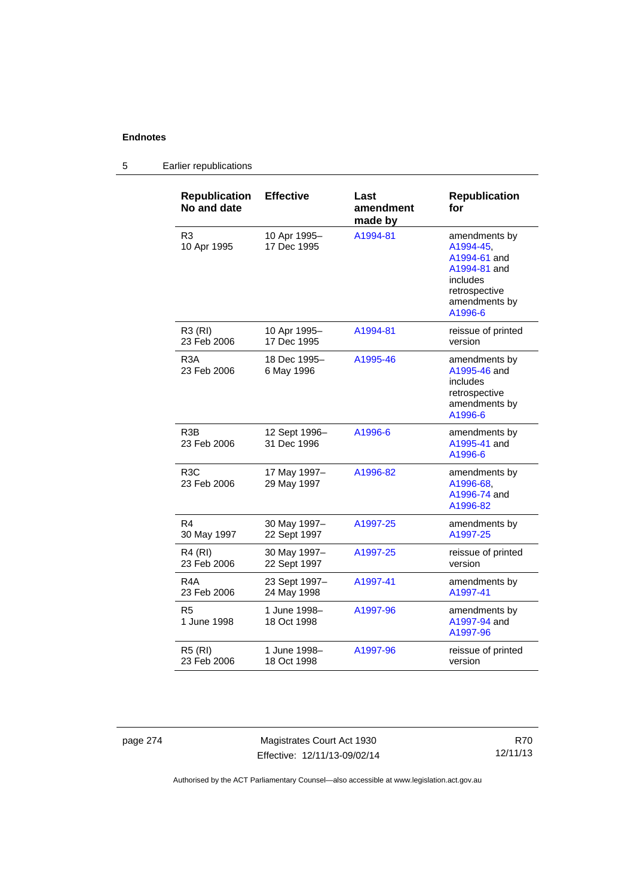## 5 Earlier republications

| Republication No and date | Effective | Last amendment made by | Republication for |
| --- | --- | --- | --- |
| R3<br>10 Apr 1995 | 10 Apr 1995–<br>17 Dec 1995 | A1994-81 | amendments by A1994-45, A1994-61 and A1994-81 and includes retrospective amendments by A1996-6 |
| R3 (RI)<br>23 Feb 2006 | 10 Apr 1995–<br>17 Dec 1995 | A1994-81 | reissue of printed version |
| R3A<br>23 Feb 2006 | 18 Dec 1995–<br>6 May 1996 | A1995-46 | amendments by A1995-46 and includes retrospective amendments by A1996-6 |
| R3B<br>23 Feb 2006 | 12 Sept 1996–<br>31 Dec 1996 | A1996-6 | amendments by A1995-41 and A1996-6 |
| R3C<br>23 Feb 2006 | 17 May 1997–<br>29 May 1997 | A1996-82 | amendments by A1996-68, A1996-74 and A1996-82 |
| R4<br>30 May 1997 | 30 May 1997–<br>22 Sept 1997 | A1997-25 | amendments by A1997-25 |
| R4 (RI)<br>23 Feb 2006 | 30 May 1997–<br>22 Sept 1997 | A1997-25 | reissue of printed version |
| R4A<br>23 Feb 2006 | 23 Sept 1997–<br>24 May 1998 | A1997-41 | amendments by A1997-41 |
| R5<br>1 June 1998 | 1 June 1998–<br>18 Oct 1998 | A1997-96 | amendments by A1997-94 and A1997-96 |
| R5 (RI)<br>23 Feb 2006 | 1 June 1998–<br>18 Oct 1998 | A1997-96 | reissue of printed version |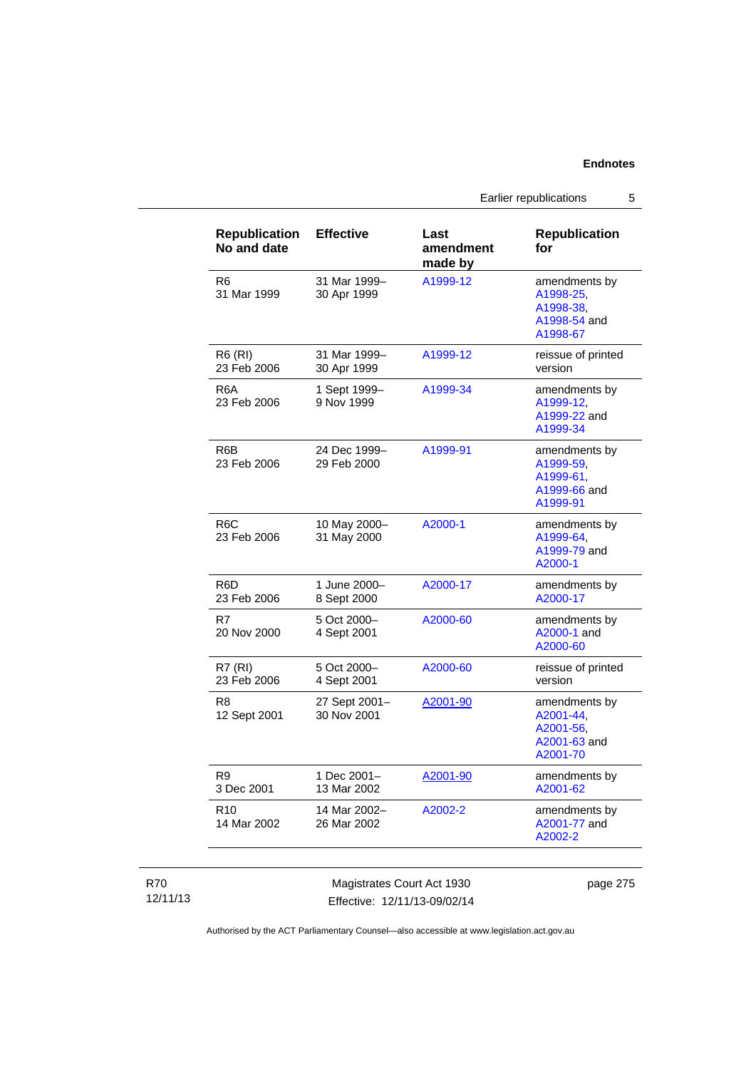| Republication No and date | Effective | Last amendment made by | Republication for |
|---|---|---|---|
| R6<br>31 Mar 1999 | 31 Mar 1999–<br>30 Apr 1999 | A1999-12 | amendments by A1998-25, A1998-38, A1998-54 and A1998-67 |
| R6 (RI)<br>23 Feb 2006 | 31 Mar 1999–<br>30 Apr 1999 | A1999-12 | reissue of printed version |
| R6A<br>23 Feb 2006 | 1 Sept 1999–<br>9 Nov 1999 | A1999-34 | amendments by A1999-12, A1999-22 and A1999-34 |
| R6B<br>23 Feb 2006 | 24 Dec 1999–<br>29 Feb 2000 | A1999-91 | amendments by A1999-59, A1999-61, A1999-66 and A1999-91 |
| R6C<br>23 Feb 2006 | 10 May 2000–<br>31 May 2000 | A2000-1 | amendments by A1999-64, A1999-79 and A2000-1 |
| R6D<br>23 Feb 2006 | 1 June 2000–<br>8 Sept 2000 | A2000-17 | amendments by A2000-17 |
| R7<br>20 Nov 2000 | 5 Oct 2000–<br>4 Sept 2001 | A2000-60 | amendments by A2000-1 and A2000-60 |
| R7 (RI)<br>23 Feb 2006 | 5 Oct 2000–<br>4 Sept 2001 | A2000-60 | reissue of printed version |
| R8<br>12 Sept 2001 | 27 Sept 2001–<br>30 Nov 2001 | A2001-90 | amendments by A2001-44, A2001-56, A2001-63 and A2001-70 |
| R9<br>3 Dec 2001 | 1 Dec 2001–<br>13 Mar 2002 | A2001-90 | amendments by A2001-62 |
| R10<br>14 Mar 2002 | 14 Mar 2002–<br>26 Mar 2002 | A2002-2 | amendments by A2001-77 and A2002-2 |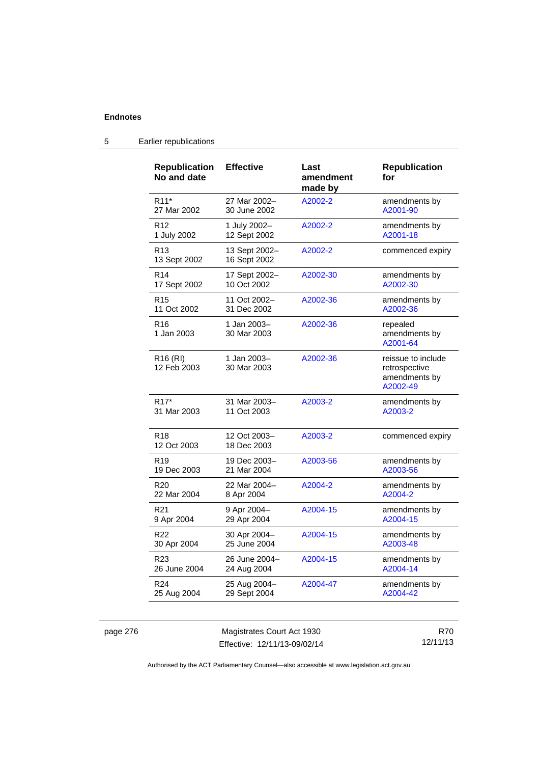## 5 Earlier republications

| Republication No and date | Effective | Last amendment made by | Republication for |
|---|---|---|---|
| R11* 27 Mar 2002 | 27 Mar 2002– 30 June 2002 | A2002-2 | amendments by A2001-90 |
| R12 1 July 2002 | 1 July 2002– 12 Sept 2002 | A2002-2 | amendments by A2001-18 |
| R13 13 Sept 2002 | 13 Sept 2002– 16 Sept 2002 | A2002-2 | commenced expiry |
| R14 17 Sept 2002 | 17 Sept 2002– 10 Oct 2002 | A2002-30 | amendments by A2002-30 |
| R15 11 Oct 2002 | 11 Oct 2002– 31 Dec 2002 | A2002-36 | amendments by A2002-36 |
| R16 1 Jan 2003 | 1 Jan 2003– 30 Mar 2003 | A2002-36 | repealed amendments by A2001-64 |
| R16 (RI) 12 Feb 2003 | 1 Jan 2003– 30 Mar 2003 | A2002-36 | reissue to include retrospective amendments by A2002-49 |
| R17* 31 Mar 2003 | 31 Mar 2003– 11 Oct 2003 | A2003-2 | amendments by A2003-2 |
| R18 12 Oct 2003 | 12 Oct 2003– 18 Dec 2003 | A2003-2 | commenced expiry |
| R19 19 Dec 2003 | 19 Dec 2003– 21 Mar 2004 | A2003-56 | amendments by A2003-56 |
| R20 22 Mar 2004 | 22 Mar 2004– 8 Apr 2004 | A2004-2 | amendments by A2004-2 |
| R21 9 Apr 2004 | 9 Apr 2004– 29 Apr 2004 | A2004-15 | amendments by A2004-15 |
| R22 30 Apr 2004 | 30 Apr 2004– 25 June 2004 | A2004-15 | amendments by A2003-48 |
| R23 26 June 2004 | 26 June 2004– 24 Aug 2004 | A2004-15 | amendments by A2004-14 |
| R24 25 Aug 2004 | 25 Aug 2004– 29 Sept 2004 | A2004-47 | amendments by A2004-42 |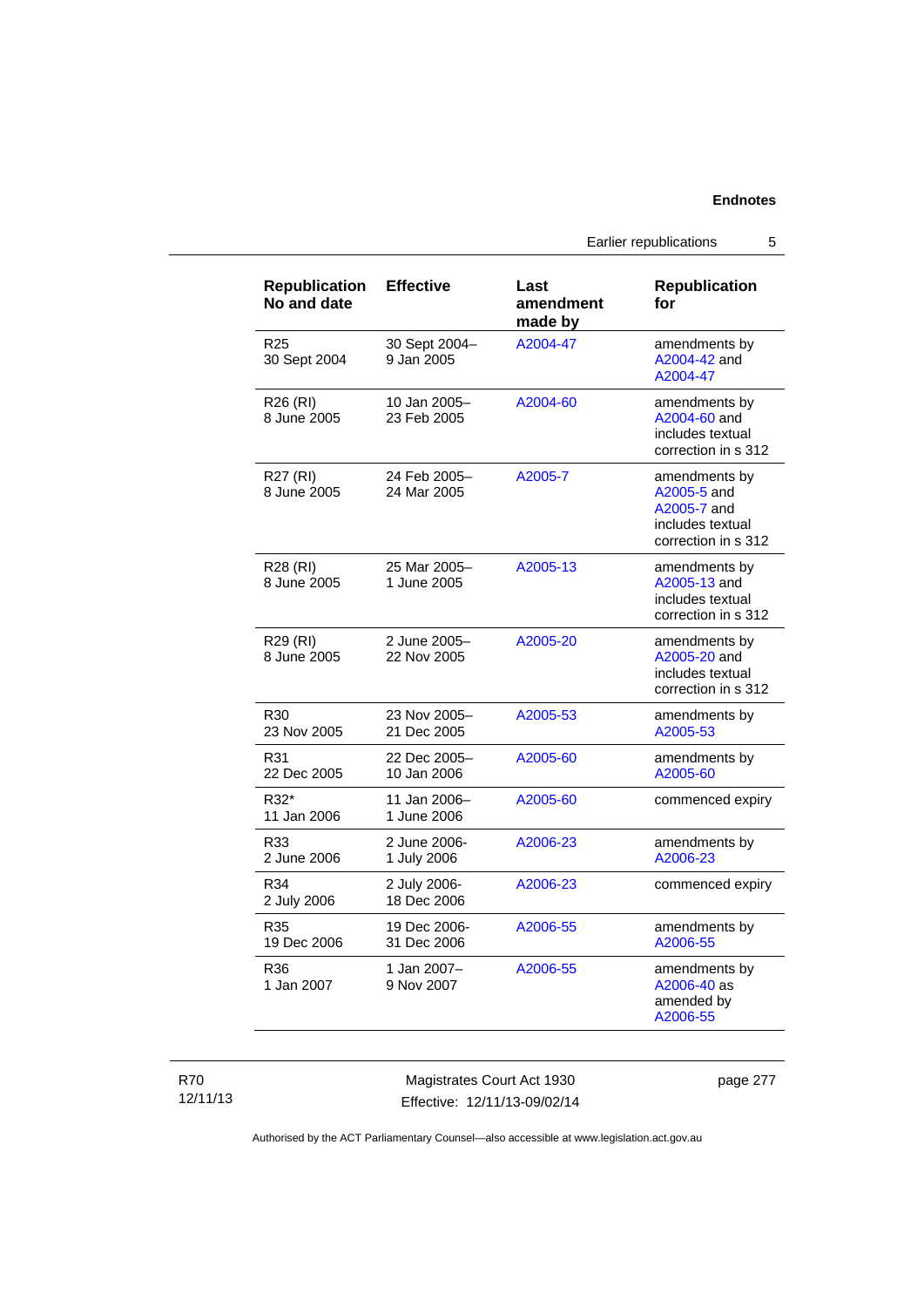| Republication No and date | Effective | Last amendment made by | Republication for |
|---|---|---|---|
| R25<br>30 Sept 2004 | 30 Sept 2004–<br>9 Jan 2005 | A2004-47 | amendments by A2004-42 and A2004-47 |
| R26 (RI)<br>8 June 2005 | 10 Jan 2005–<br>23 Feb 2005 | A2004-60 | amendments by A2004-60 and includes textual correction in s 312 |
| R27 (RI)<br>8 June 2005 | 24 Feb 2005–<br>24 Mar 2005 | A2005-7 | amendments by A2005-5 and A2005-7 and includes textual correction in s 312 |
| R28 (RI)<br>8 June 2005 | 25 Mar 2005–<br>1 June 2005 | A2005-13 | amendments by A2005-13 and includes textual correction in s 312 |
| R29 (RI)<br>8 June 2005 | 2 June 2005–<br>22 Nov 2005 | A2005-20 | amendments by A2005-20 and includes textual correction in s 312 |
| R30<br>23 Nov 2005 | 23 Nov 2005–<br>21 Dec 2005 | A2005-53 | amendments by A2005-53 |
| R31<br>22 Dec 2005 | 22 Dec 2005–<br>10 Jan 2006 | A2005-60 | amendments by A2005-60 |
| R32*<br>11 Jan 2006 | 11 Jan 2006–<br>1 June 2006 | A2005-60 | commenced expiry |
| R33<br>2 June 2006 | 2 June 2006-<br>1 July 2006 | A2006-23 | amendments by A2006-23 |
| R34<br>2 July 2006 | 2 July 2006-<br>18 Dec 2006 | A2006-23 | commenced expiry |
| R35<br>19 Dec 2006 | 19 Dec 2006-<br>31 Dec 2006 | A2006-55 | amendments by A2006-55 |
| R36<br>1 Jan 2007 | 1 Jan 2007–<br>9 Nov 2007 | A2006-55 | amendments by A2006-40 as amended by A2006-55 |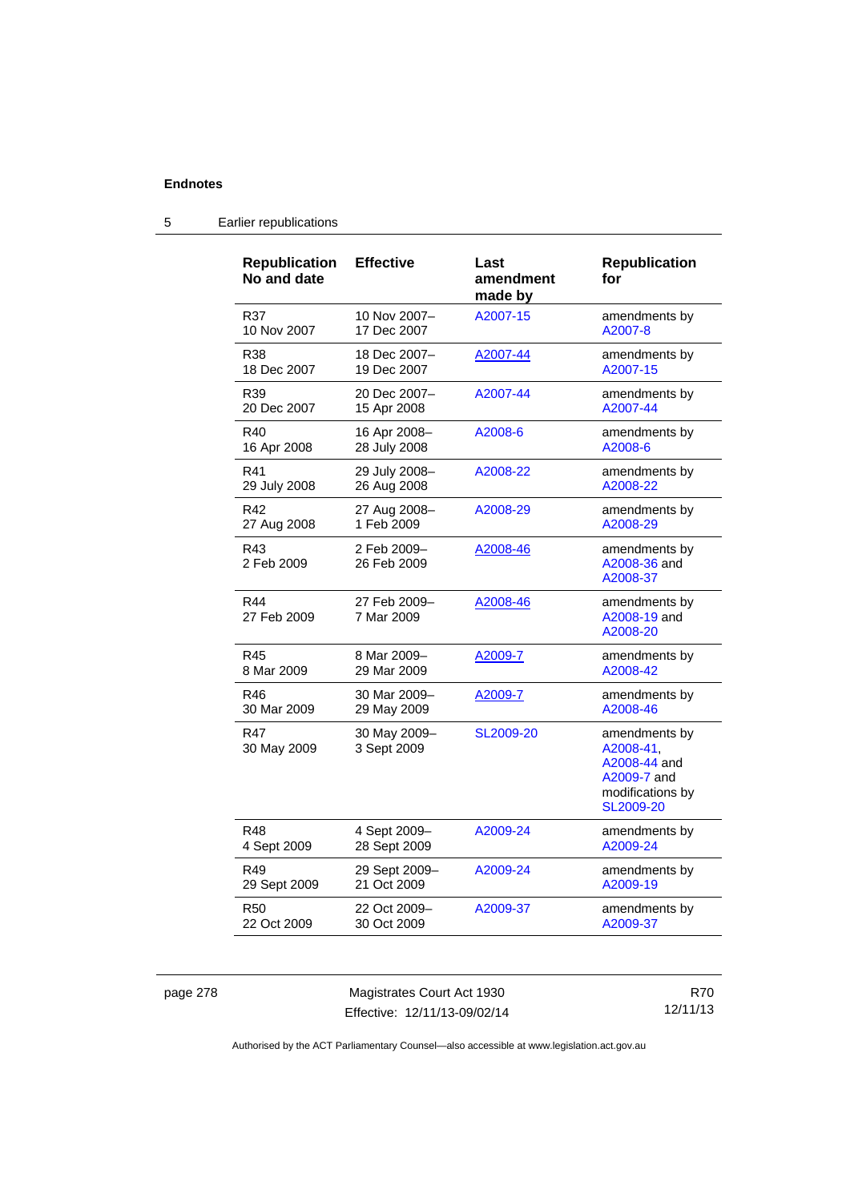## 5 Earlier republications

| Republication No and date | Effective | Last amendment made by | Republication for |
|---|---|---|---|
| R37 10 Nov 2007 | 10 Nov 2007– 17 Dec 2007 | A2007-15 | amendments by A2007-8 |
| R38 18 Dec 2007 | 18 Dec 2007– 19 Dec 2007 | A2007-44 | amendments by A2007-15 |
| R39 20 Dec 2007 | 20 Dec 2007– 15 Apr 2008 | A2007-44 | amendments by A2007-44 |
| R40 16 Apr 2008 | 16 Apr 2008– 28 July 2008 | A2008-6 | amendments by A2008-6 |
| R41 29 July 2008 | 29 July 2008– 26 Aug 2008 | A2008-22 | amendments by A2008-22 |
| R42 27 Aug 2008 | 27 Aug 2008– 1 Feb 2009 | A2008-29 | amendments by A2008-29 |
| R43 2 Feb 2009 | 2 Feb 2009– 26 Feb 2009 | A2008-46 | amendments by A2008-36 and A2008-37 |
| R44 27 Feb 2009 | 27 Feb 2009– 7 Mar 2009 | A2008-46 | amendments by A2008-19 and A2008-20 |
| R45 8 Mar 2009 | 8 Mar 2009– 29 Mar 2009 | A2009-7 | amendments by A2008-42 |
| R46 30 Mar 2009 | 30 Mar 2009– 29 May 2009 | A2009-7 | amendments by A2008-46 |
| R47 30 May 2009 | 30 May 2009– 3 Sept 2009 | SL2009-20 | amendments by A2008-41, A2008-44 and A2009-7 and modifications by SL2009-20 |
| R48 4 Sept 2009 | 4 Sept 2009– 28 Sept 2009 | A2009-24 | amendments by A2009-24 |
| R49 29 Sept 2009 | 29 Sept 2009– 21 Oct 2009 | A2009-24 | amendments by A2009-19 |
| R50 22 Oct 2009 | 22 Oct 2009– 30 Oct 2009 | A2009-37 | amendments by A2009-37 |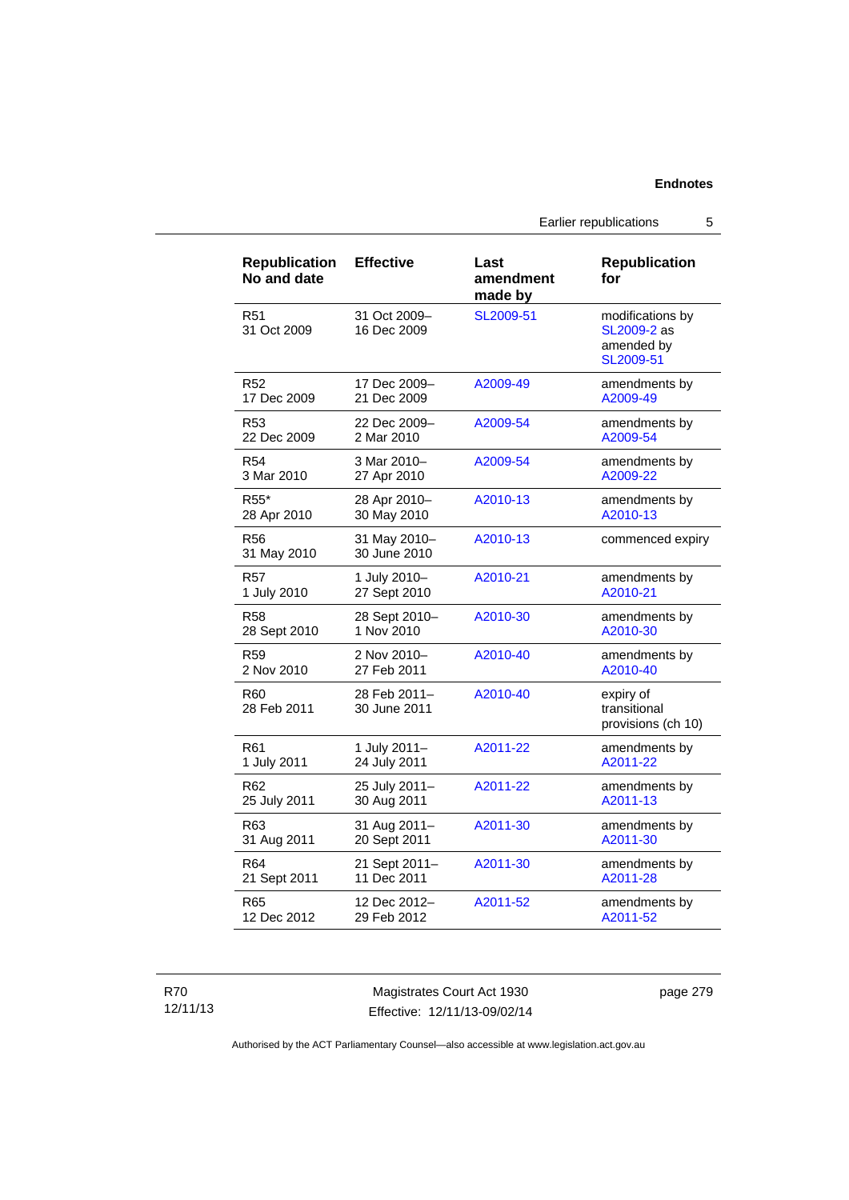| Republication No and date | Effective | Last amendment made by | Republication for |
|---|---|---|---|
| R51 31 Oct 2009 | 31 Oct 2009– 16 Dec 2009 | SL2009-51 | modifications by SL2009-2 as amended by SL2009-51 |
| R52 17 Dec 2009 | 17 Dec 2009– 21 Dec 2009 | A2009-49 | amendments by A2009-49 |
| R53 22 Dec 2009 | 22 Dec 2009– 2 Mar 2010 | A2009-54 | amendments by A2009-54 |
| R54 3 Mar 2010 | 3 Mar 2010– 27 Apr 2010 | A2009-54 | amendments by A2009-22 |
| R55* 28 Apr 2010 | 28 Apr 2010– 30 May 2010 | A2010-13 | amendments by A2010-13 |
| R56 31 May 2010 | 31 May 2010– 30 June 2010 | A2010-13 | commenced expiry |
| R57 1 July 2010 | 1 July 2010– 27 Sept 2010 | A2010-21 | amendments by A2010-21 |
| R58 28 Sept 2010 | 28 Sept 2010– 1 Nov 2010 | A2010-30 | amendments by A2010-30 |
| R59 2 Nov 2010 | 2 Nov 2010– 27 Feb 2011 | A2010-40 | amendments by A2010-40 |
| R60 28 Feb 2011 | 28 Feb 2011– 30 June 2011 | A2010-40 | expiry of transitional provisions (ch 10) |
| R61 1 July 2011 | 1 July 2011– 24 July 2011 | A2011-22 | amendments by A2011-22 |
| R62 25 July 2011 | 25 July 2011– 30 Aug 2011 | A2011-22 | amendments by A2011-13 |
| R63 31 Aug 2011 | 31 Aug 2011– 20 Sept 2011 | A2011-30 | amendments by A2011-30 |
| R64 21 Sept 2011 | 21 Sept 2011– 11 Dec 2011 | A2011-30 | amendments by A2011-28 |
| R65 12 Dec 2012 | 12 Dec 2012– 29 Feb 2012 | A2011-52 | amendments by A2011-52 |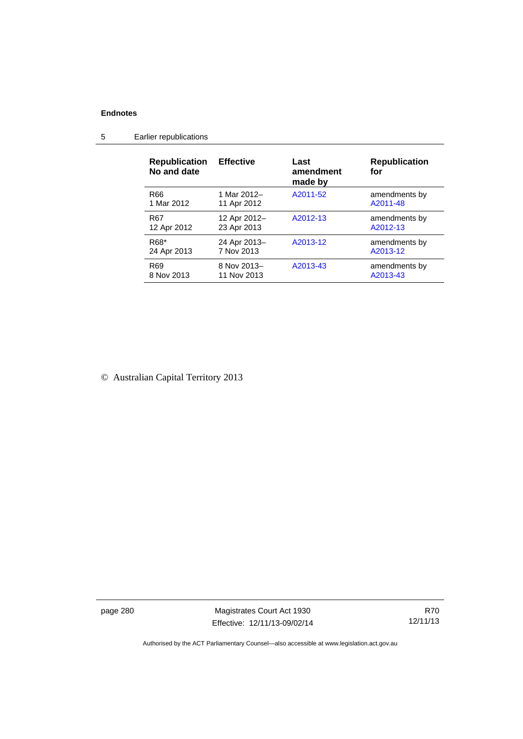## 5 Earlier republications

| Republication No and date | Effective | Last amendment made by | Republication for |
|---|---|---|---|
| R66 1 Mar 2012 | 1 Mar 2012– 11 Apr 2012 | A2011-52 | amendments by A2011-48 |
| R67 12 Apr 2012 | 12 Apr 2012– 23 Apr 2013 | A2012-13 | amendments by A2012-13 |
| R68* 24 Apr 2013 | 24 Apr 2013– 7 Nov 2013 | A2013-12 | amendments by A2013-12 |
| R69 8 Nov 2013 | 8 Nov 2013– 11 Nov 2013 | A2013-43 | amendments by A2013-43 |

© Australian Capital Territory 2013